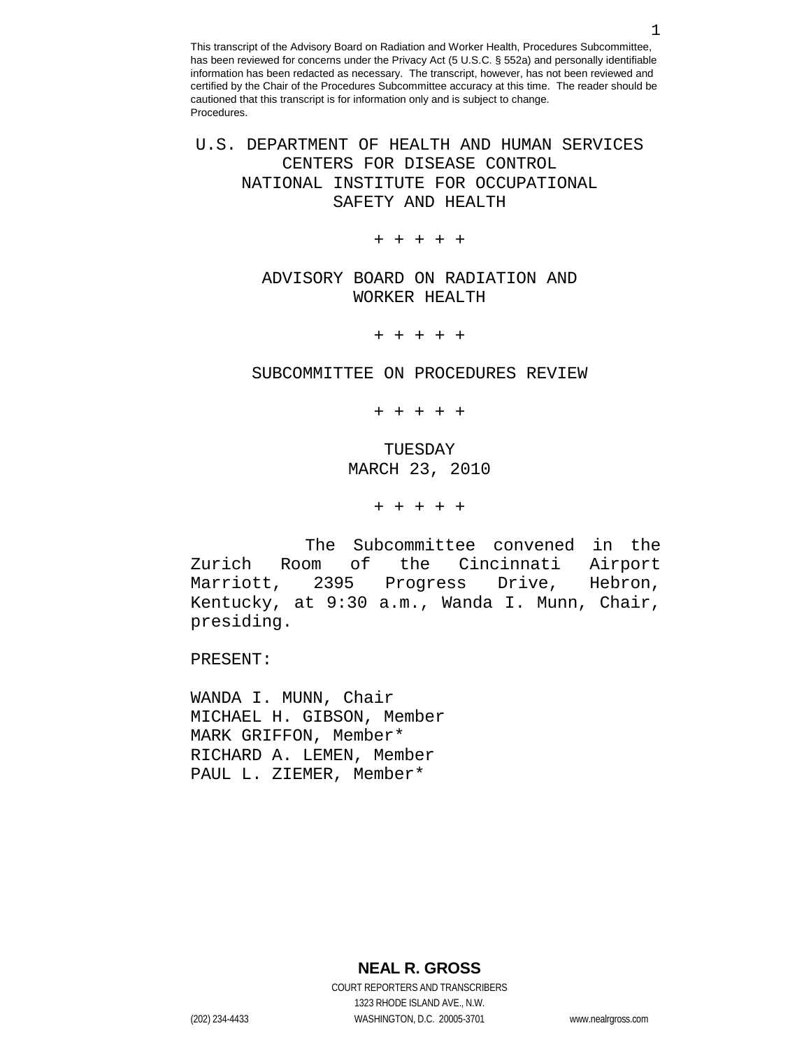This transcript of the Advisory Board on Radiation and Worker Health, Procedures Subcommittee, has been reviewed for concerns under the Privacy Act (5 U.S.C. § 552a) and personally identifiable information has been redacted as necessary. The transcript, however, has not been reviewed and certified by the Chair of the Procedures Subcommittee accuracy at this time. The reader should be cautioned that this transcript is for information only and is subject to change. Procedures.

U.S. DEPARTMENT OF HEALTH AND HUMAN SERVICES
CENTERS FOR DISEASE CONTROL
NATIONAL INSTITUTE FOR OCCUPATIONAL
SAFETY AND HEALTH

+ + + + +

ADVISORY BOARD ON RADIATION AND
WORKER HEALTH

+ + + + +

SUBCOMMITTEE ON PROCEDURES REVIEW

+ + + + +

TUESDAY
MARCH 23, 2010

+ + + + +

The Subcommittee convened in the Zurich Room of the Cincinnati Airport Marriott, 2395 Progress Drive, Hebron, Kentucky, at 9:30 a.m., Wanda I. Munn, Chair, presiding.

PRESENT:

WANDA I. MUNN, Chair
MICHAEL H. GIBSON, Member
MARK GRIFFON, Member*
RICHARD A. LEMEN, Member
PAUL L. ZIEMER, Member*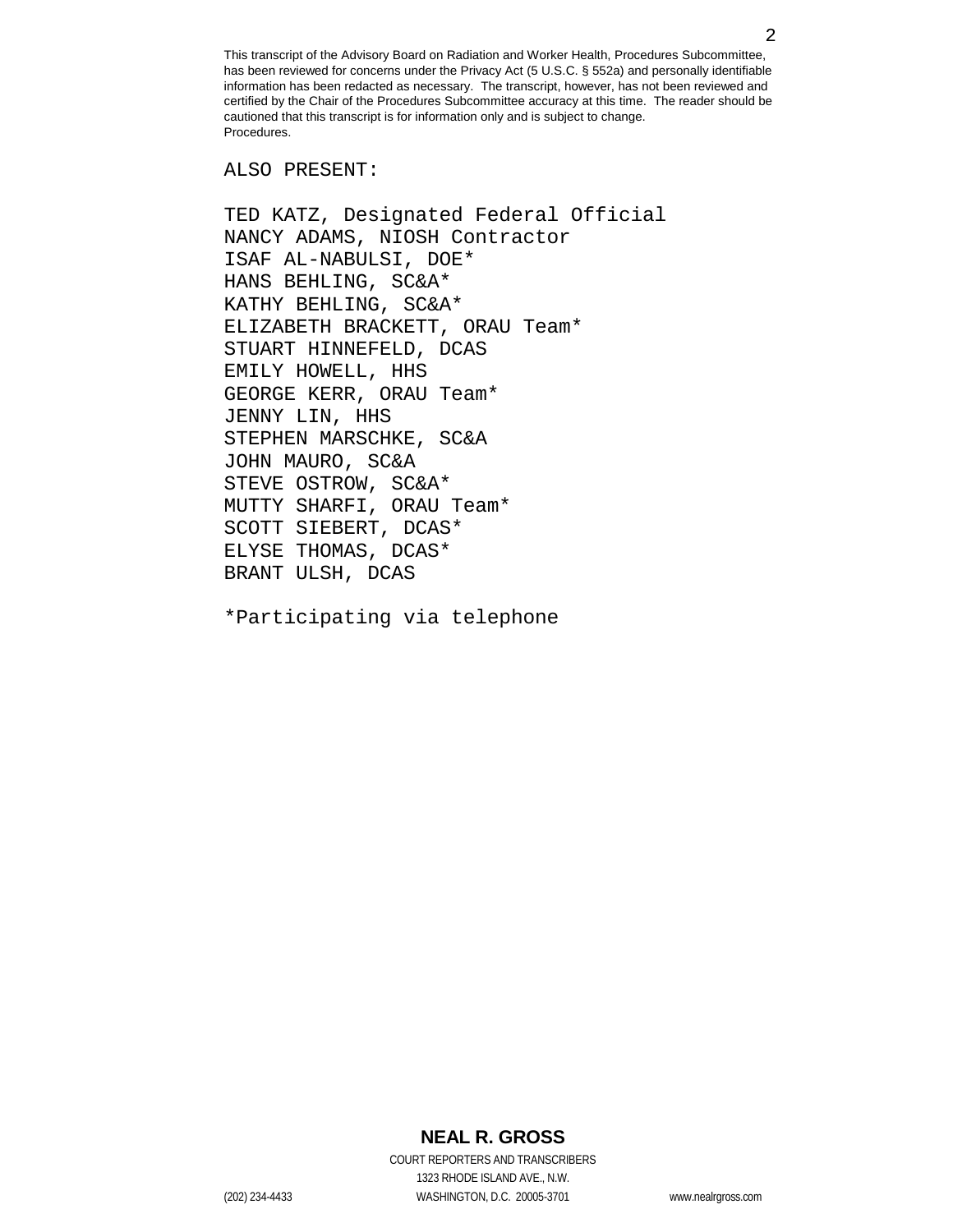This transcript of the Advisory Board on Radiation and Worker Health, Procedures Subcommittee, has been reviewed for concerns under the Privacy Act (5 U.S.C. § 552a) and personally identifiable information has been redacted as necessary. The transcript, however, has not been reviewed and certified by the Chair of the Procedures Subcommittee accuracy at this time. The reader should be cautioned that this transcript is for information only and is subject to change. Procedures.

ALSO PRESENT:

TED KATZ, Designated Federal Official
NANCY ADAMS, NIOSH Contractor
ISAF AL-NABULSI, DOE*
HANS BEHLING, SC&A*
KATHY BEHLING, SC&A*
ELIZABETH BRACKETT, ORAU Team*
STUART HINNEFELD, DCAS
EMILY HOWELL, HHS
GEORGE KERR, ORAU Team*
JENNY LIN, HHS
STEPHEN MARSCHKE, SC&A
JOHN MAURO, SC&A
STEVE OSTROW, SC&A*
MUTTY SHARFI, ORAU Team*
SCOTT SIEBERT, DCAS*
ELYSE THOMAS, DCAS*
BRANT ULSH, DCAS

*Participating via telephone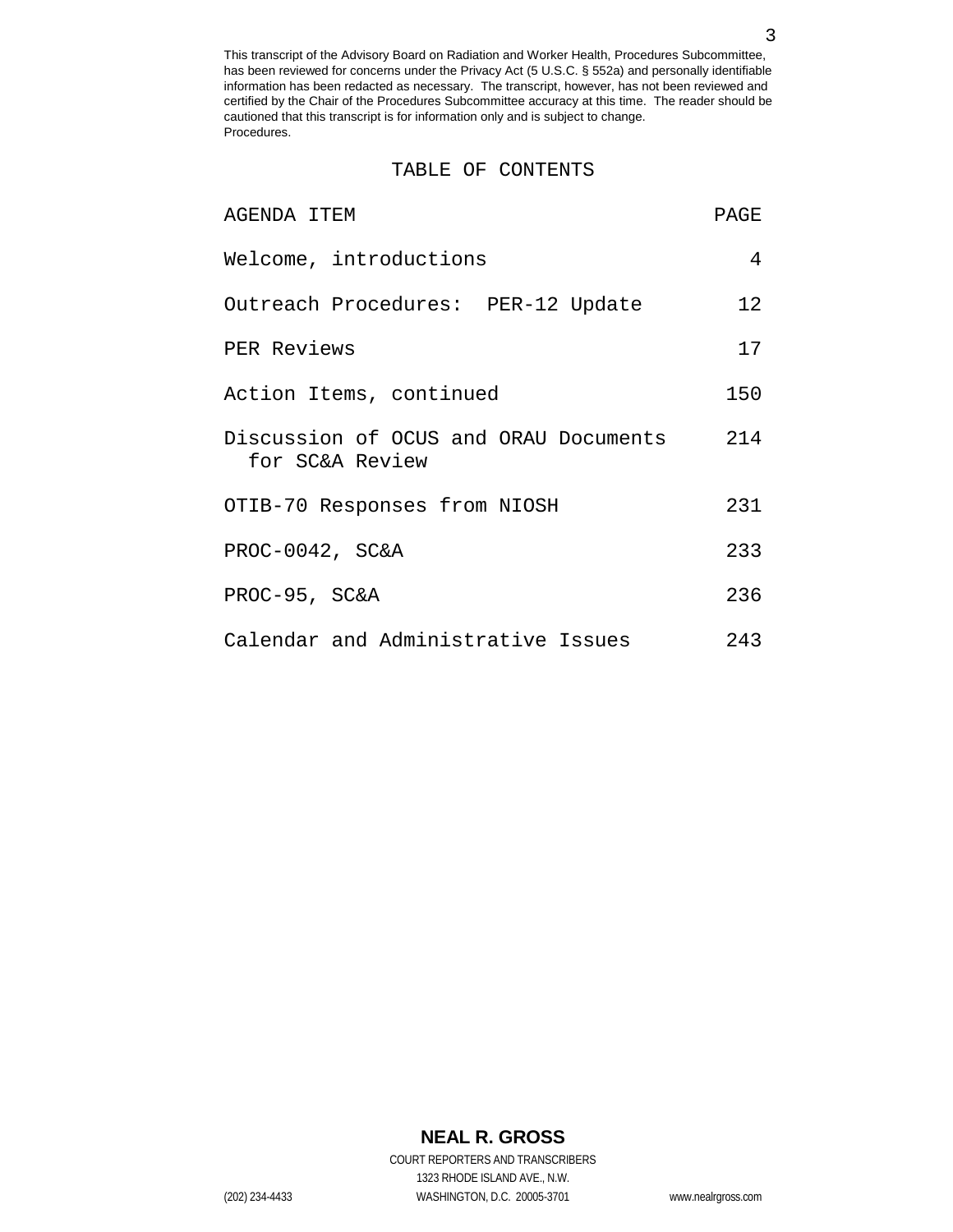This transcript of the Advisory Board on Radiation and Worker Health, Procedures Subcommittee, has been reviewed for concerns under the Privacy Act (5 U.S.C. § 552a) and personally identifiable information has been redacted as necessary. The transcript, however, has not been reviewed and certified by the Chair of the Procedures Subcommittee accuracy at this time. The reader should be cautioned that this transcript is for information only and is subject to change.
Procedures.

## TABLE OF CONTENTS

| AGENDA ITEM | PAGE |
| --- | --- |
| Welcome, introductions | 4 |
| Outreach Procedures: PER-12 Update | 12 |
| PER Reviews | 17 |
| Action Items, continued | 150 |
| Discussion of OCUS and ORAU Documents for SC&A Review | 214 |
| OTIB-70 Responses from NIOSH | 231 |
| PROC-0042, SC&A | 233 |
| PROC-95, SC&A | 236 |
| Calendar and Administrative Issues | 243 |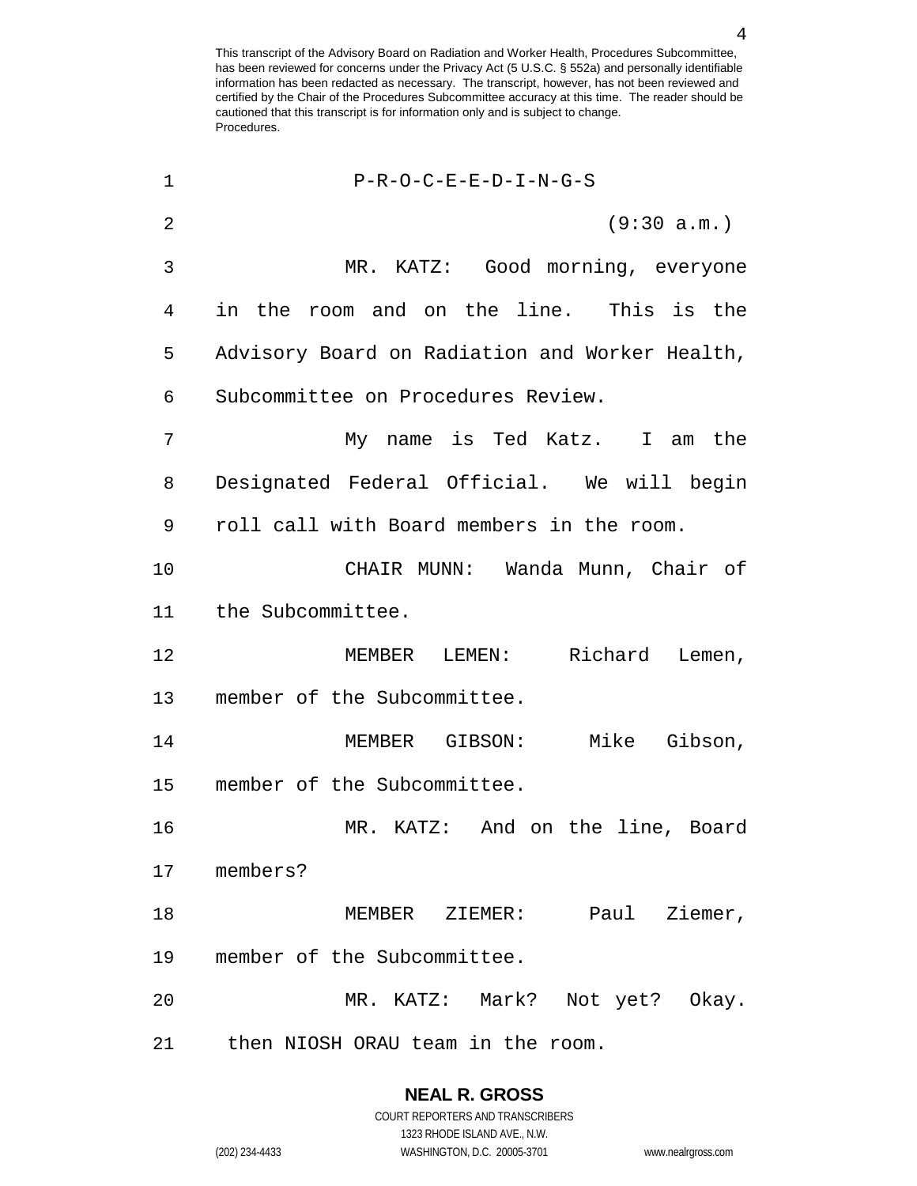P-R-O-C-E-E-D-I-N-G-S

(9:30 a.m.)

MR. KATZ: Good morning, everyone in the room and on the line. This is the Advisory Board on Radiation and Worker Health, Subcommittee on Procedures Review.

My name is Ted Katz. I am the Designated Federal Official. We will begin roll call with Board members in the room.

CHAIR MUNN: Wanda Munn, Chair of the Subcommittee.

MEMBER LEMEN: Richard Lemen, member of the Subcommittee.

MEMBER GIBSON: Mike Gibson, member of the Subcommittee.

MR. KATZ: And on the line, Board members?

MEMBER ZIEMER: Paul Ziemer, member of the Subcommittee.

MR. KATZ: Mark? Not yet? Okay. then NIOSH ORAU team in the room.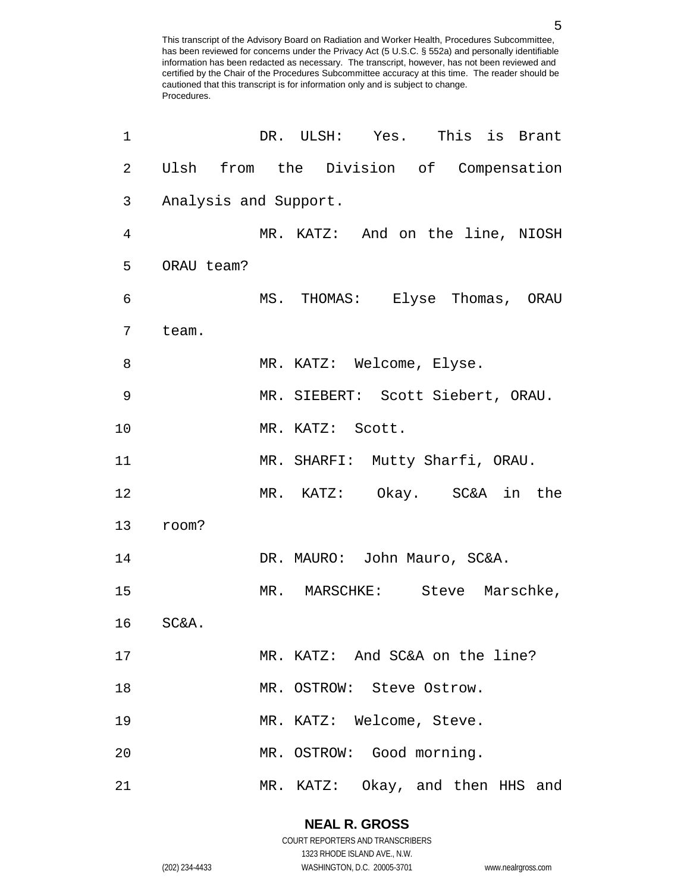DR. ULSH: Yes. This is Brant Ulsh from the Division of Compensation Analysis and Support.

MR. KATZ: And on the line, NIOSH ORAU team?

MS. THOMAS: Elyse Thomas, ORAU team.

MR. KATZ: Welcome, Elyse.

MR. SIEBERT: Scott Siebert, ORAU.

MR. KATZ: Scott.

MR. SHARFI: Mutty Sharfi, ORAU.

MR. KATZ: Okay. SC&A in the room?

DR. MAURO: John Mauro, SC&A.

MR. MARSCHKE: Steve Marschke, SC&A.

MR. KATZ: And SC&A on the line?

MR. OSTROW: Steve Ostrow.

MR. KATZ: Welcome, Steve.

MR. OSTROW: Good morning.

MR. KATZ: Okay, and then HHS and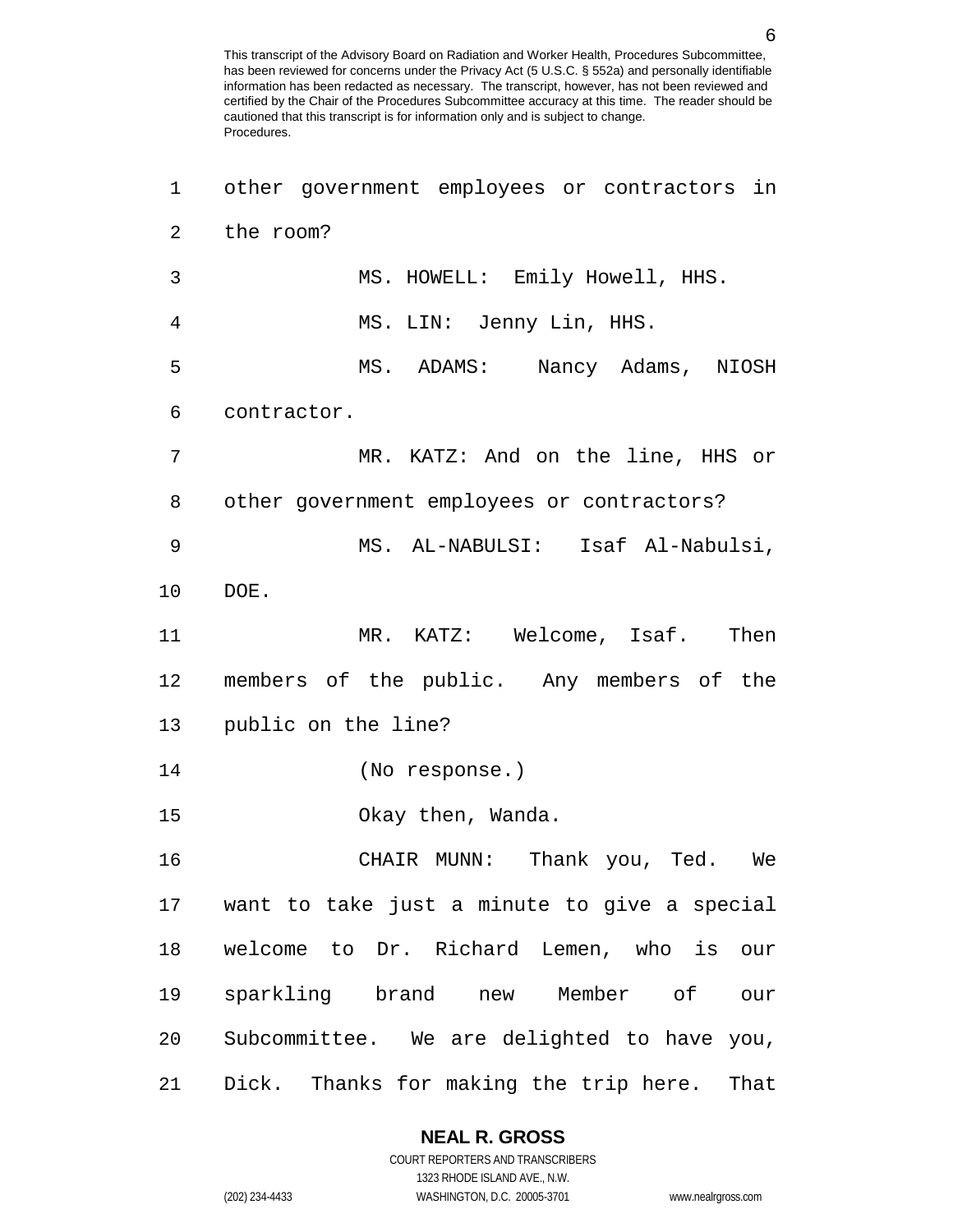other government employees or contractors in the room?

MS. HOWELL: Emily Howell, HHS.

MS. LIN: Jenny Lin, HHS.

MS. ADAMS: Nancy Adams, NIOSH contractor.

MR. KATZ: And on the line, HHS or other government employees or contractors?

MS. AL-NABULSI: Isaf Al-Nabulsi, DOE.

MR. KATZ: Welcome, Isaf. Then members of the public. Any members of the public on the line?

(No response.)

Okay then, Wanda.

CHAIR MUNN: Thank you, Ted. We want to take just a minute to give a special welcome to Dr. Richard Lemen, who is our sparkling brand new Member of our Subcommittee. We are delighted to have you, Dick. Thanks for making the trip here. That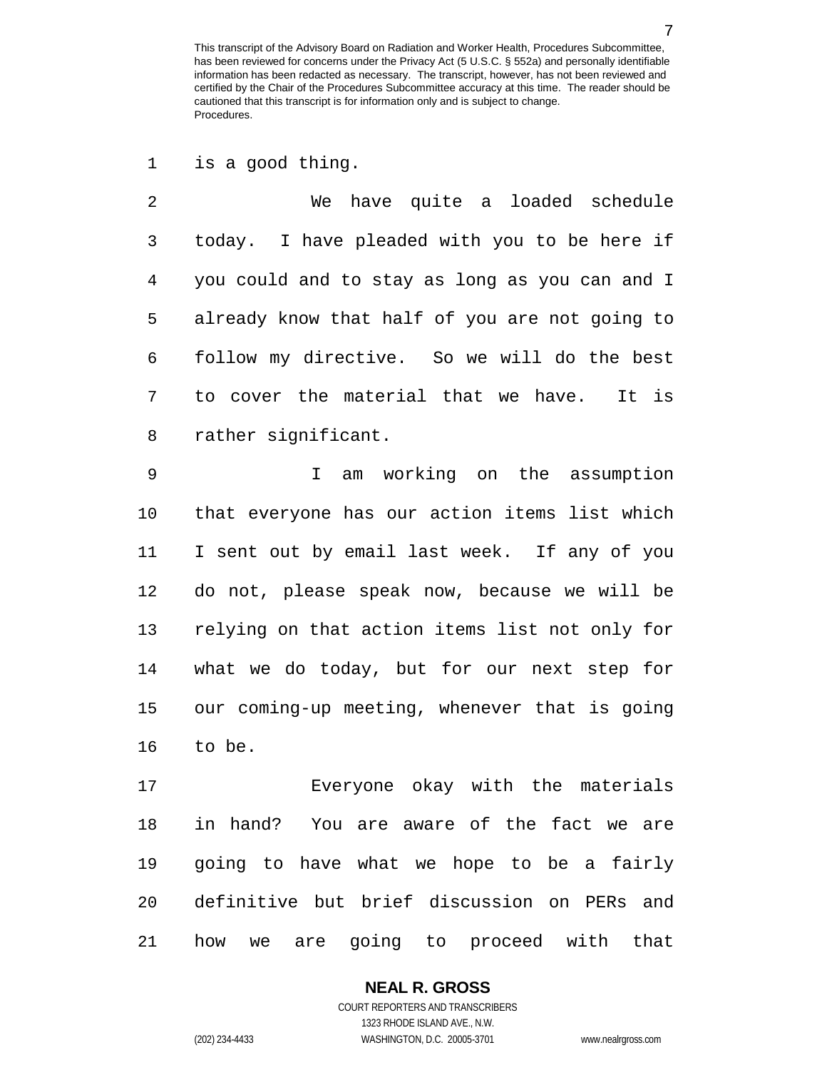is a good thing.

We have quite a loaded schedule today. I have pleaded with you to be here if you could and to stay as long as you can and I already know that half of you are not going to follow my directive. So we will do the best to cover the material that we have. It is rather significant.

I am working on the assumption that everyone has our action items list which I sent out by email last week. If any of you do not, please speak now, because we will be relying on that action items list not only for what we do today, but for our next step for our coming-up meeting, whenever that is going to be.

Everyone okay with the materials in hand? You are aware of the fact we are going to have what we hope to be a fairly definitive but brief discussion on PERs and how we are going to proceed with that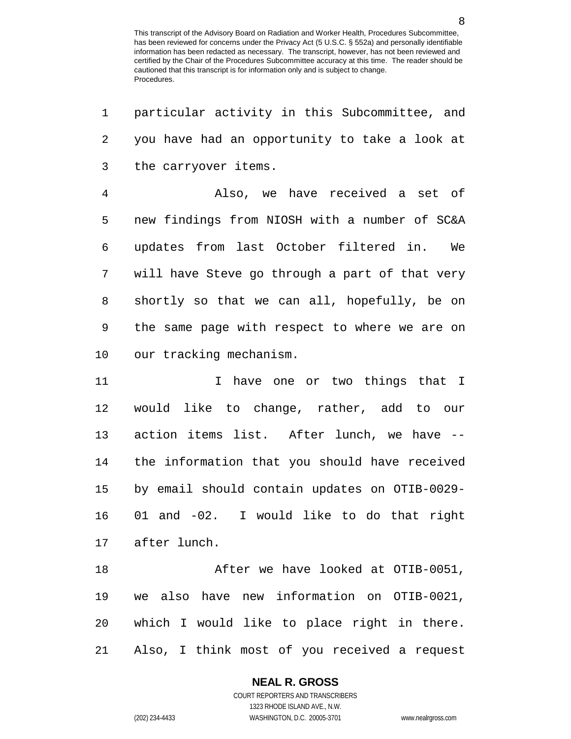particular activity in this Subcommittee, and you have had an opportunity to take a look at the carryover items.

Also, we have received a set of new findings from NIOSH with a number of SC&A updates from last October filtered in. We will have Steve go through a part of that very shortly so that we can all, hopefully, be on the same page with respect to where we are on our tracking mechanism.

I have one or two things that I would like to change, rather, add to our action items list. After lunch, we have -- the information that you should have received by email should contain updates on OTIB-0029-01 and -02. I would like to do that right after lunch.

After we have looked at OTIB-0051, we also have new information on OTIB-0021, which I would like to place right in there. Also, I think most of you received a request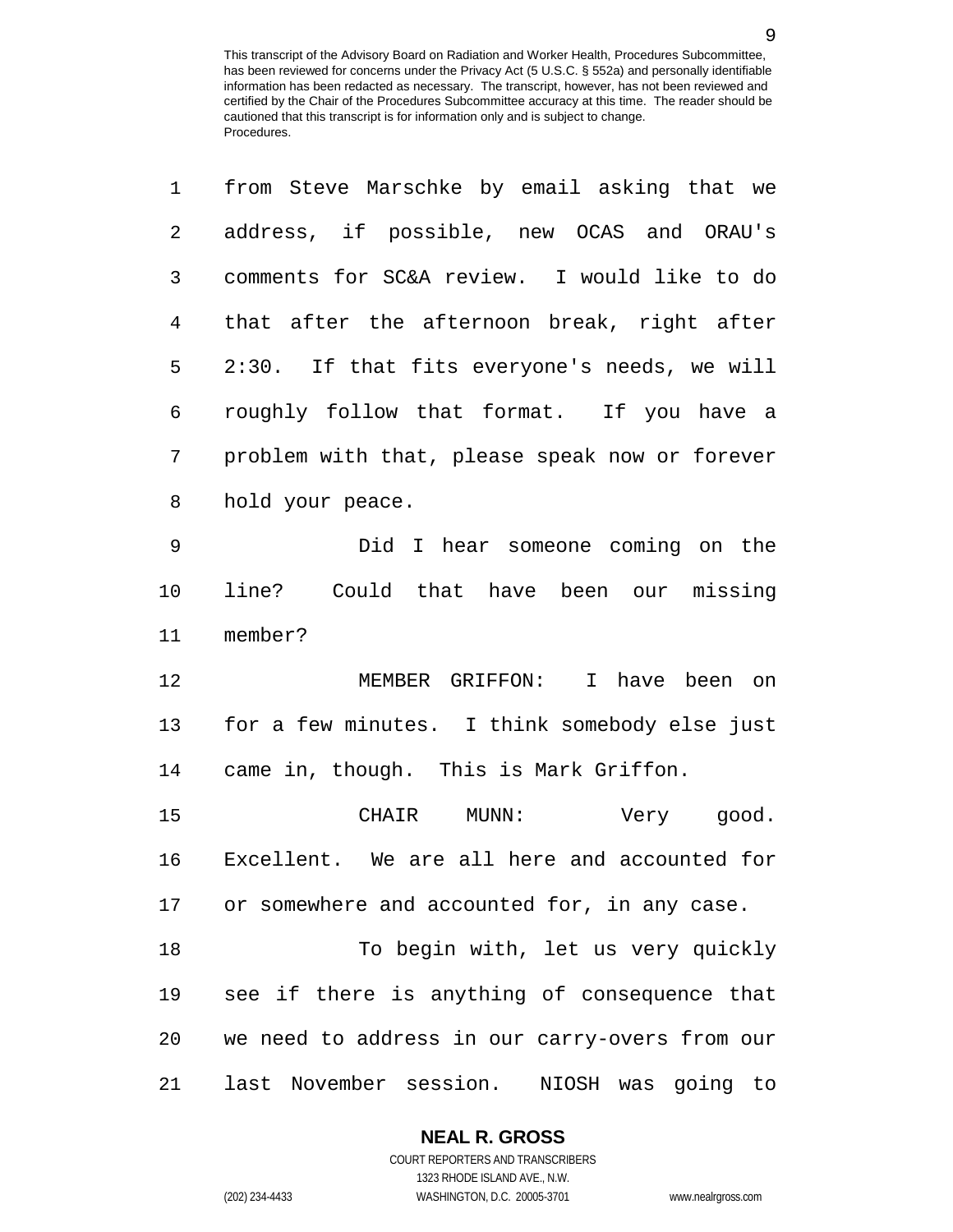from Steve Marschke by email asking that we address, if possible, new OCAS and ORAU's comments for SC&A review. I would like to do that after the afternoon break, right after 2:30. If that fits everyone's needs, we will roughly follow that format. If you have a problem with that, please speak now or forever hold your peace.

Did I hear someone coming on the line? Could that have been our missing member?

MEMBER GRIFFON: I have been on for a few minutes. I think somebody else just came in, though. This is Mark Griffon.

CHAIR MUNN: Very good. Excellent. We are all here and accounted for or somewhere and accounted for, in any case.

To begin with, let us very quickly see if there is anything of consequence that we need to address in our carry-overs from our last November session. NIOSH was going to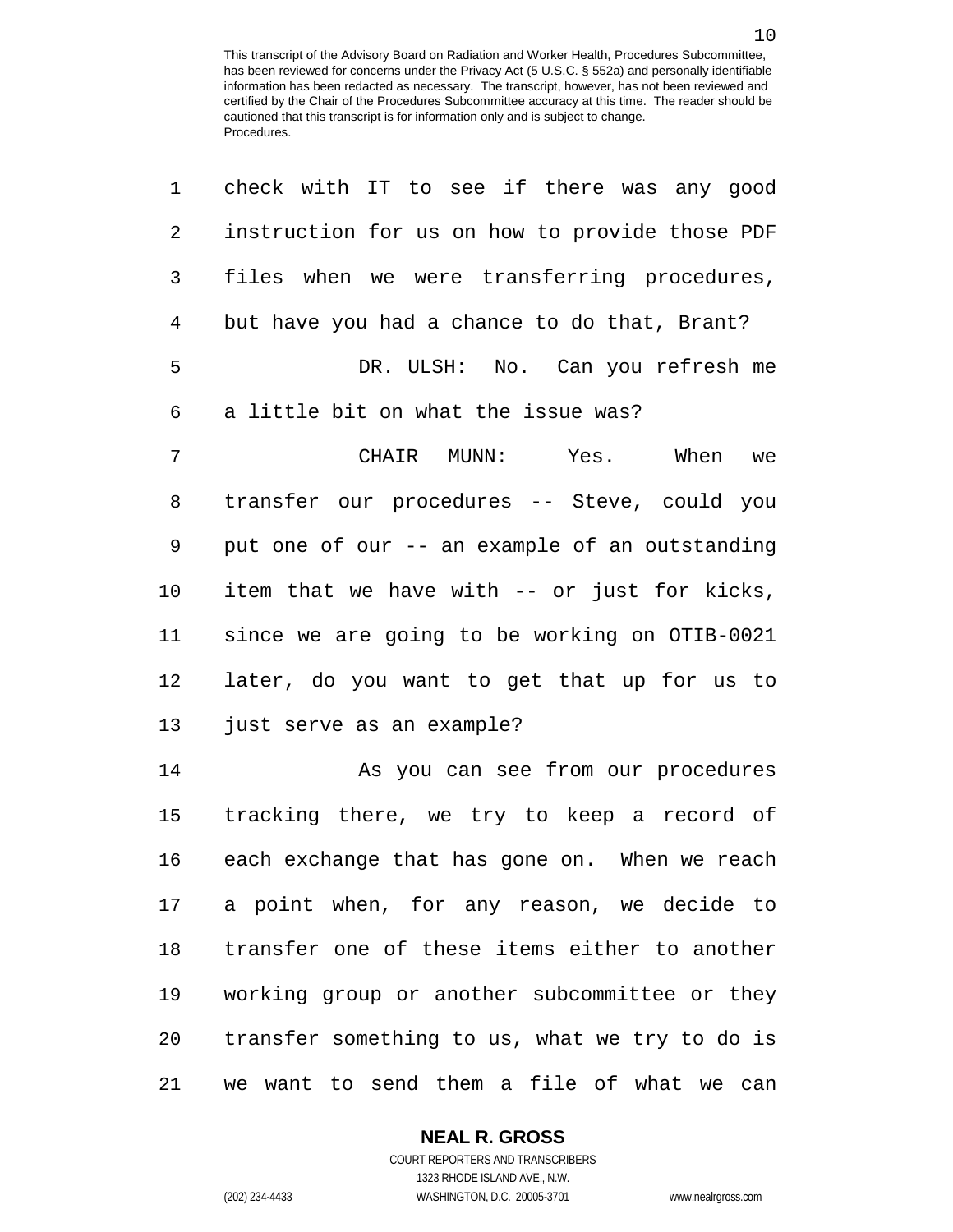check with IT to see if there was any good instruction for us on how to provide those PDF files when we were transferring procedures, but have you had a chance to do that, Brant?

DR. ULSH: No. Can you refresh me a little bit on what the issue was?

CHAIR MUNN: Yes. When we transfer our procedures -- Steve, could you put one of our -- an example of an outstanding item that we have with -- or just for kicks, since we are going to be working on OTIB-0021 later, do you want to get that up for us to just serve as an example?

As you can see from our procedures tracking there, we try to keep a record of each exchange that has gone on. When we reach a point when, for any reason, we decide to transfer one of these items either to another working group or another subcommittee or they transfer something to us, what we try to do is we want to send them a file of what we can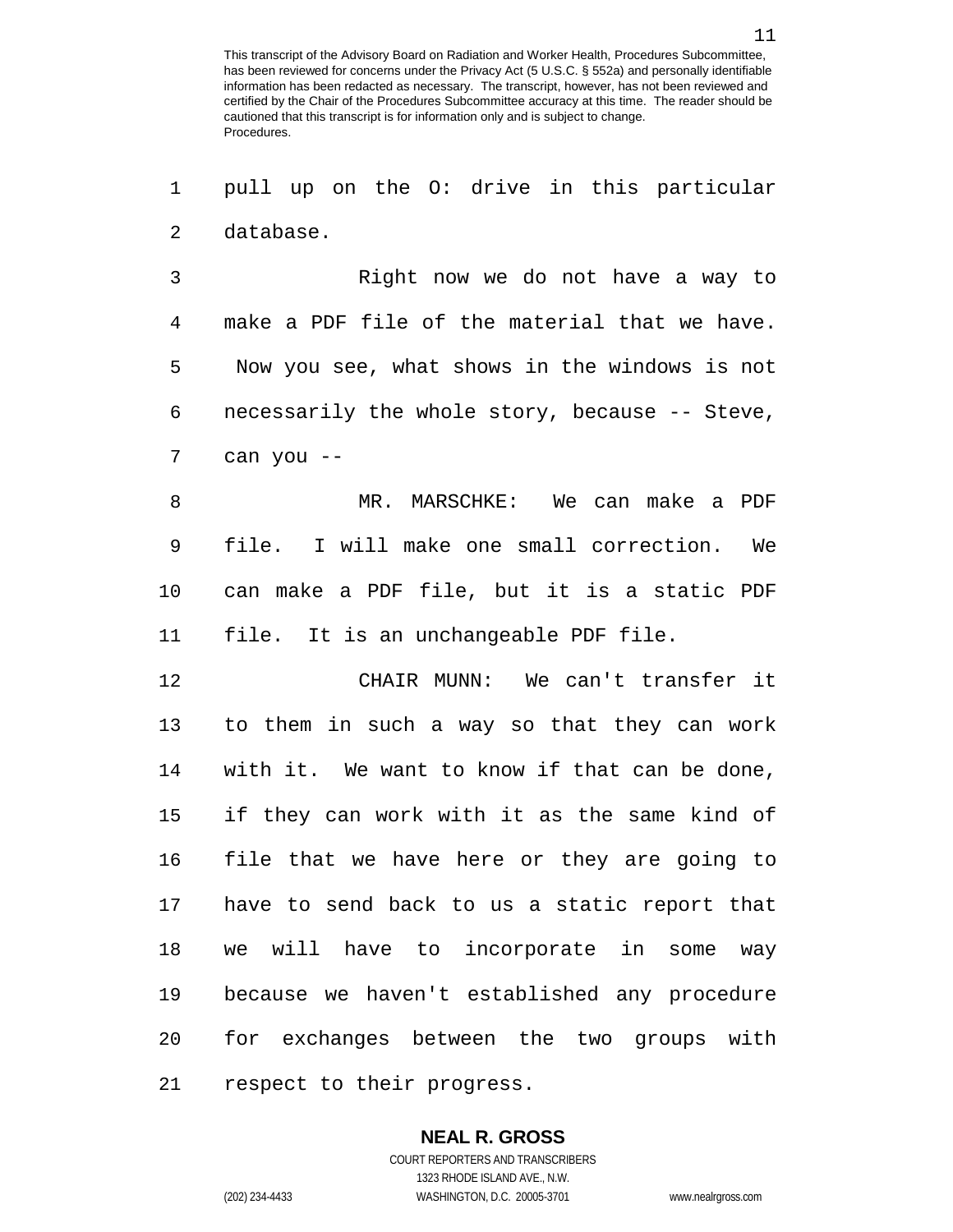pull up on the O: drive in this particular database.

Right now we do not have a way to make a PDF file of the material that we have. Now you see, what shows in the windows is not necessarily the whole story, because -- Steve, can you --

MR. MARSCHKE: We can make a PDF file. I will make one small correction. We can make a PDF file, but it is a static PDF file. It is an unchangeable PDF file.

CHAIR MUNN: We can't transfer it to them in such a way so that they can work with it. We want to know if that can be done, if they can work with it as the same kind of file that we have here or they are going to have to send back to us a static report that we will have to incorporate in some way because we haven't established any procedure for exchanges between the two groups with respect to their progress.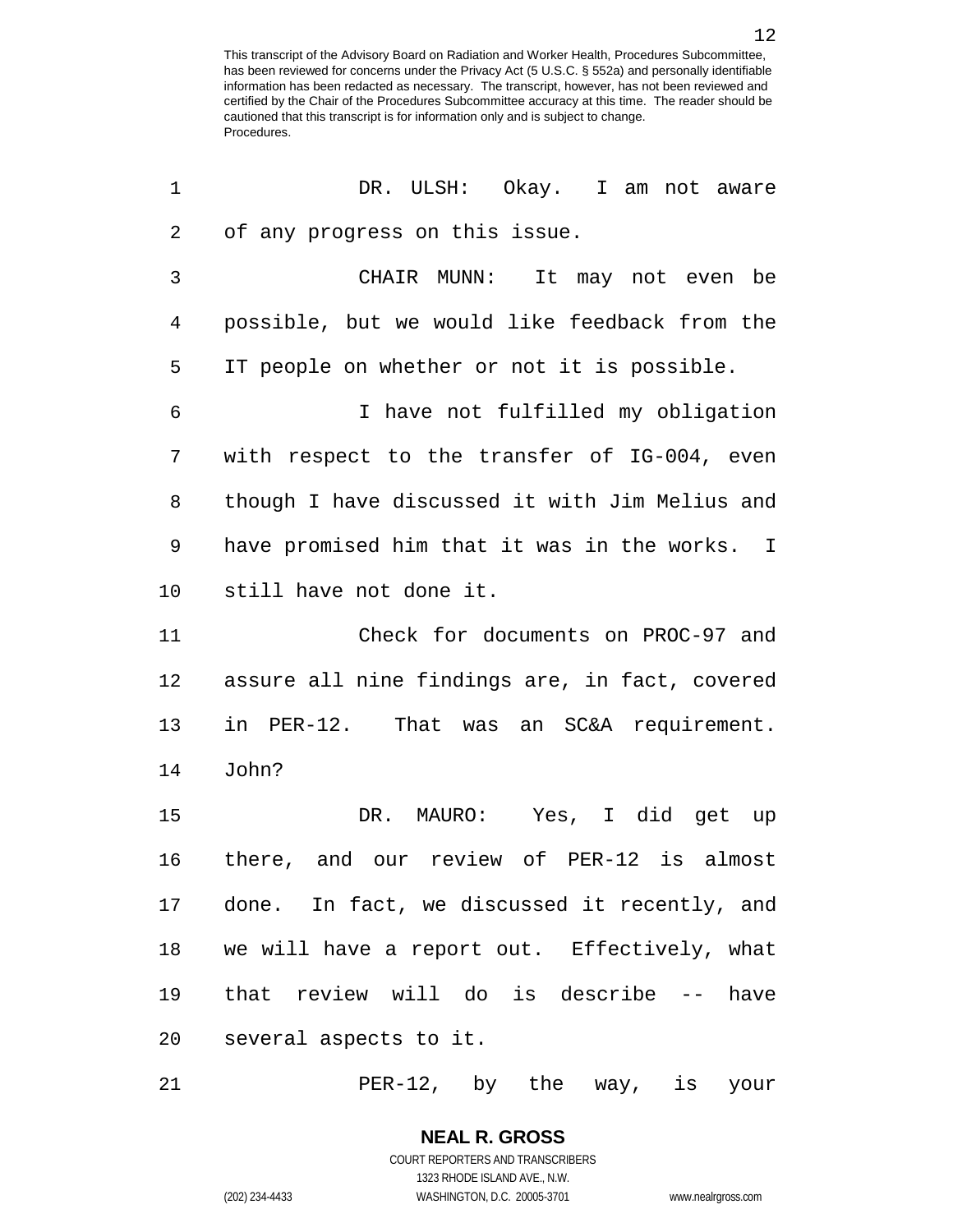DR. ULSH: Okay. I am not aware of any progress on this issue.

CHAIR MUNN: It may not even be possible, but we would like feedback from the IT people on whether or not it is possible.

I have not fulfilled my obligation with respect to the transfer of IG-004, even though I have discussed it with Jim Melius and have promised him that it was in the works. I still have not done it.

Check for documents on PROC-97 and assure all nine findings are, in fact, covered in PER-12. That was an SC&A requirement. John?

DR. MAURO: Yes, I did get up there, and our review of PER-12 is almost done. In fact, we discussed it recently, and we will have a report out. Effectively, what that review will do is describe -- have several aspects to it.

PER-12, by the way, is your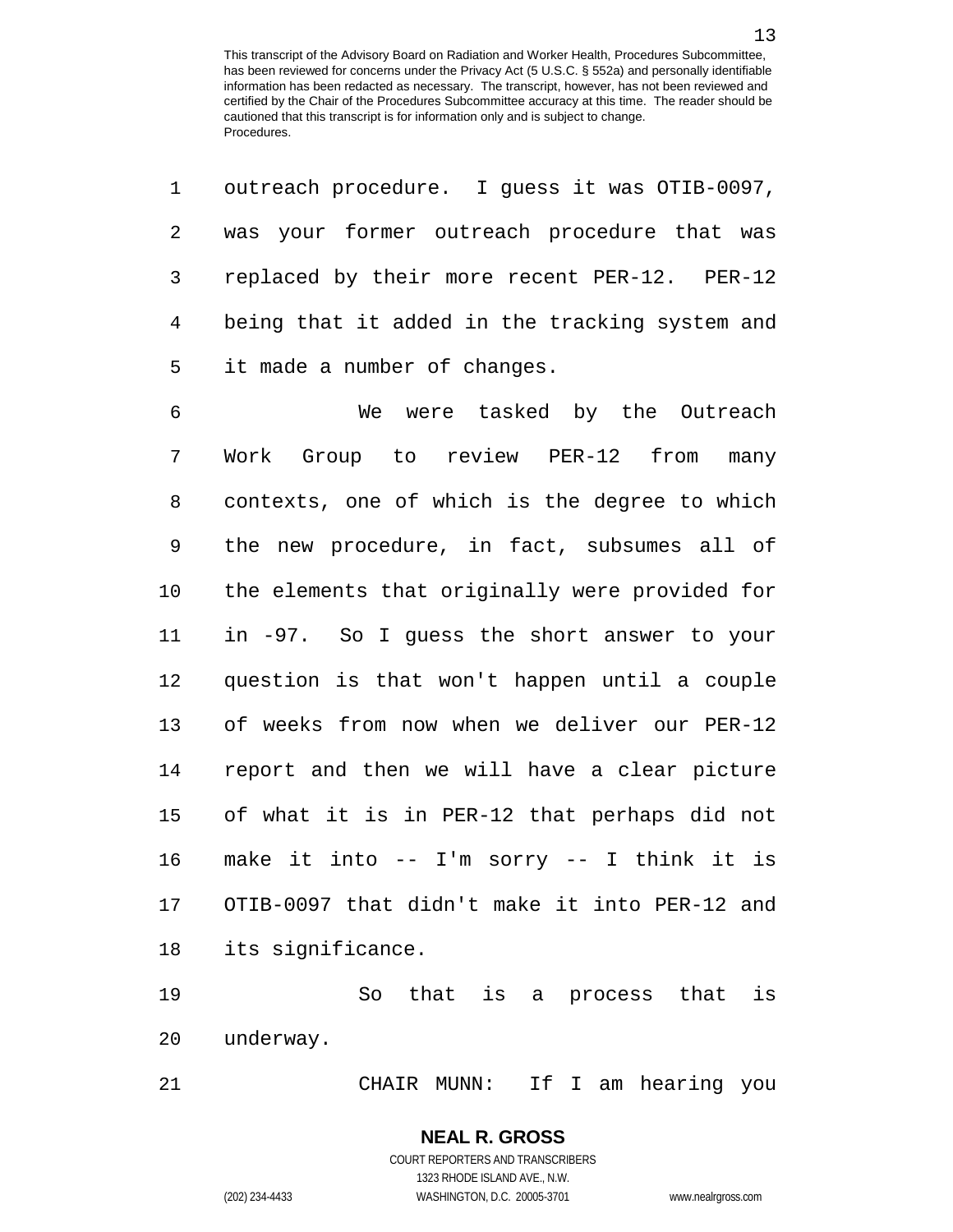outreach procedure. I guess it was OTIB-0097, was your former outreach procedure that was replaced by their more recent PER-12. PER-12 being that it added in the tracking system and it made a number of changes.

We were tasked by the Outreach Work Group to review PER-12 from many contexts, one of which is the degree to which the new procedure, in fact, subsumes all of the elements that originally were provided for in -97. So I guess the short answer to your question is that won't happen until a couple of weeks from now when we deliver our PER-12 report and then we will have a clear picture of what it is in PER-12 that perhaps did not make it into -- I'm sorry -- I think it is OTIB-0097 that didn't make it into PER-12 and its significance.

So that is a process that is underway.

CHAIR MUNN: If I am hearing you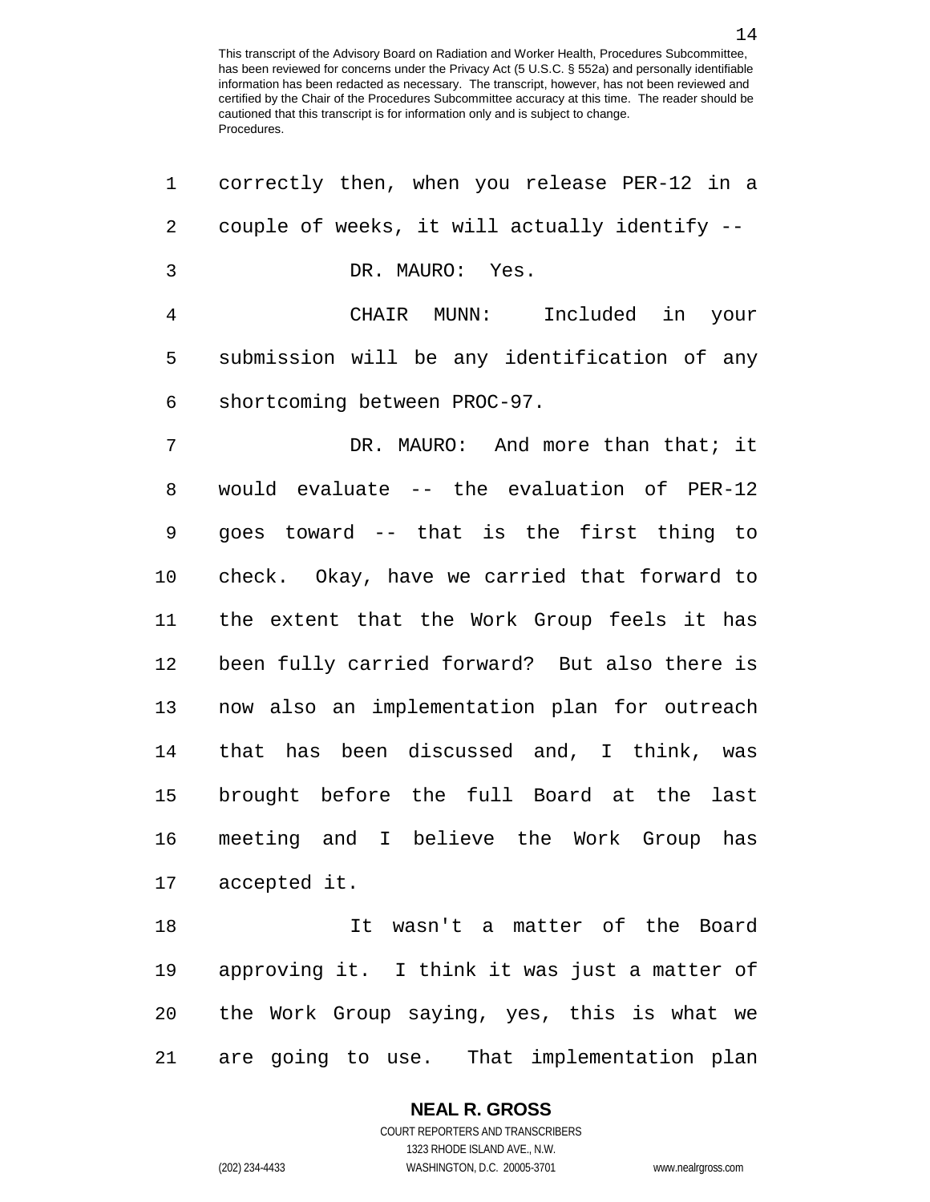correctly then, when you release PER-12 in a couple of weeks, it will actually identify --

DR. MAURO: Yes.

CHAIR MUNN: Included in your submission will be any identification of any shortcoming between PROC-97.

DR. MAURO: And more than that; it would evaluate -- the evaluation of PER-12 goes toward -- that is the first thing to check. Okay, have we carried that forward to the extent that the Work Group feels it has been fully carried forward? But also there is now also an implementation plan for outreach that has been discussed and, I think, was brought before the full Board at the last meeting and I believe the Work Group has accepted it.

It wasn't a matter of the Board approving it. I think it was just a matter of the Work Group saying, yes, this is what we are going to use. That implementation plan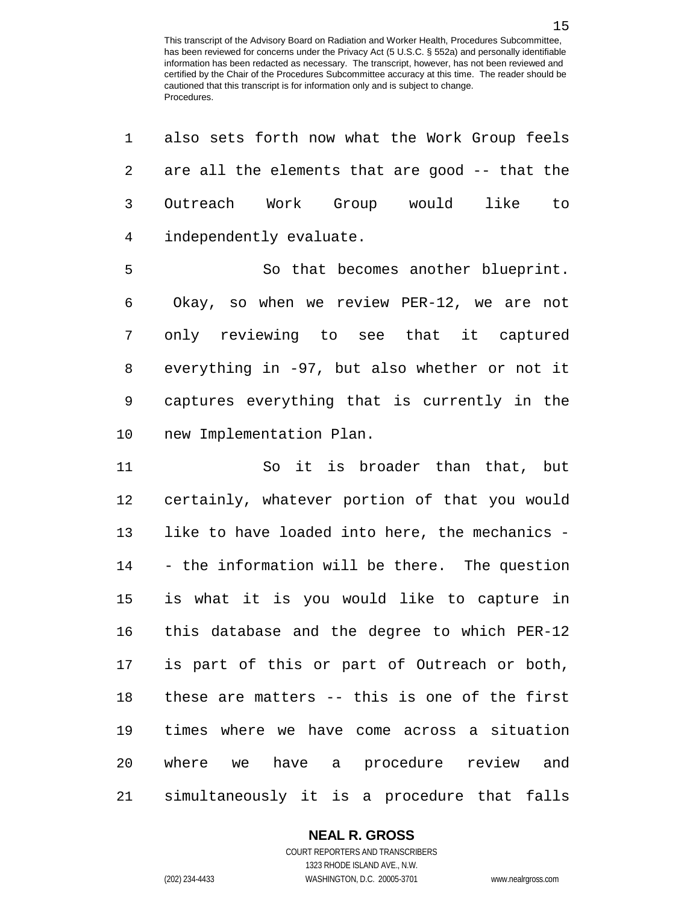also sets forth now what the Work Group feels are all the elements that are good -- that the Outreach Work Group would like to independently evaluate.

So that becomes another blueprint. Okay, so when we review PER-12, we are not only reviewing to see that it captured everything in -97, but also whether or not it captures everything that is currently in the new Implementation Plan.

So it is broader than that, but certainly, whatever portion of that you would like to have loaded into here, the mechanics -- the information will be there. The question is what it is you would like to capture in this database and the degree to which PER-12 is part of this or part of Outreach or both, these are matters -- this is one of the first times where we have come across a situation where we have a procedure review and simultaneously it is a procedure that falls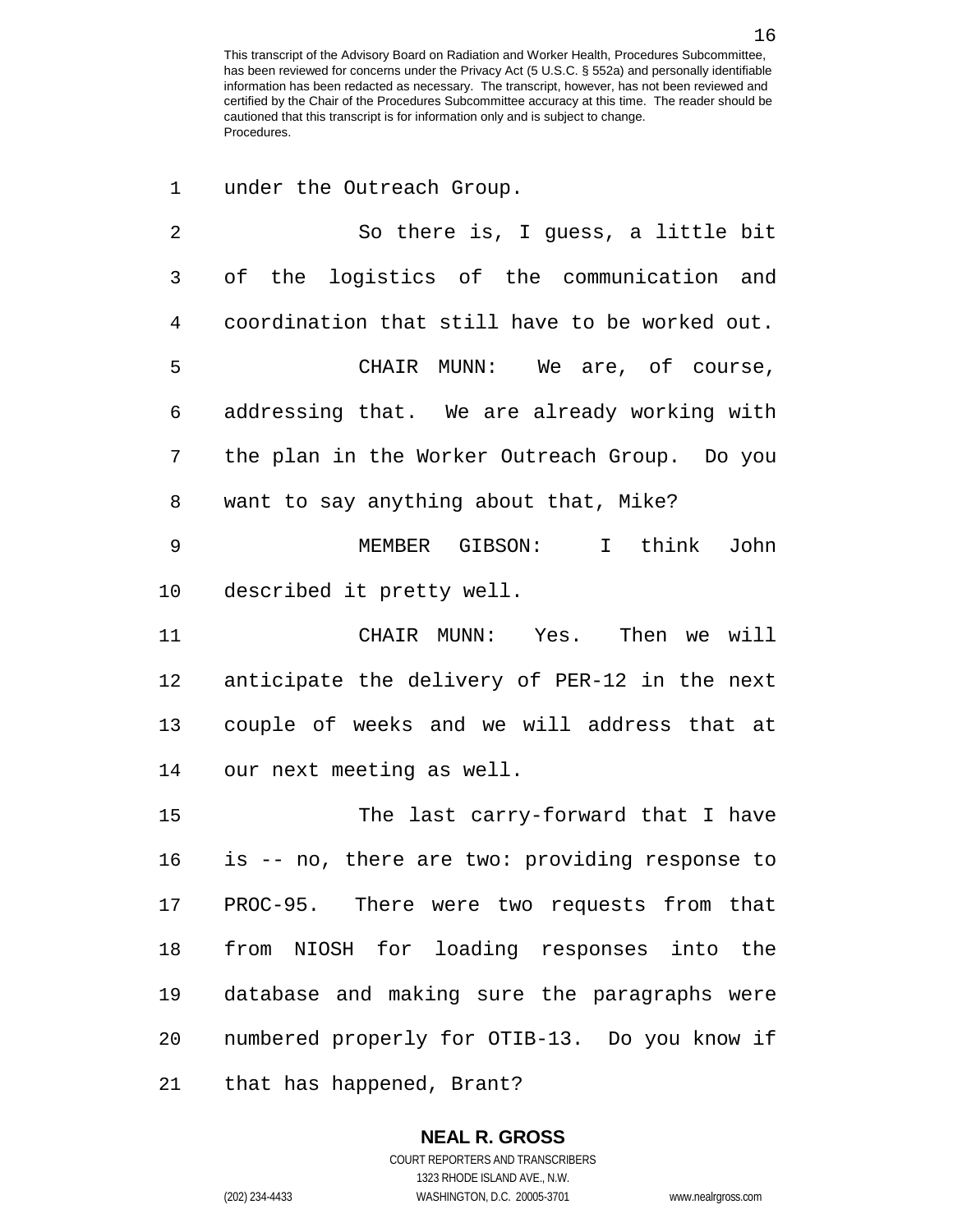under the Outreach Group.

So there is, I guess, a little bit of the logistics of the communication and coordination that still have to be worked out.

CHAIR MUNN: We are, of course, addressing that. We are already working with the plan in the Worker Outreach Group. Do you want to say anything about that, Mike?

MEMBER GIBSON: I think John described it pretty well.

CHAIR MUNN: Yes. Then we will anticipate the delivery of PER-12 in the next couple of weeks and we will address that at our next meeting as well.

The last carry-forward that I have is -- no, there are two: providing response to PROC-95. There were two requests from that from NIOSH for loading responses into the database and making sure the paragraphs were numbered properly for OTIB-13. Do you know if that has happened, Brant?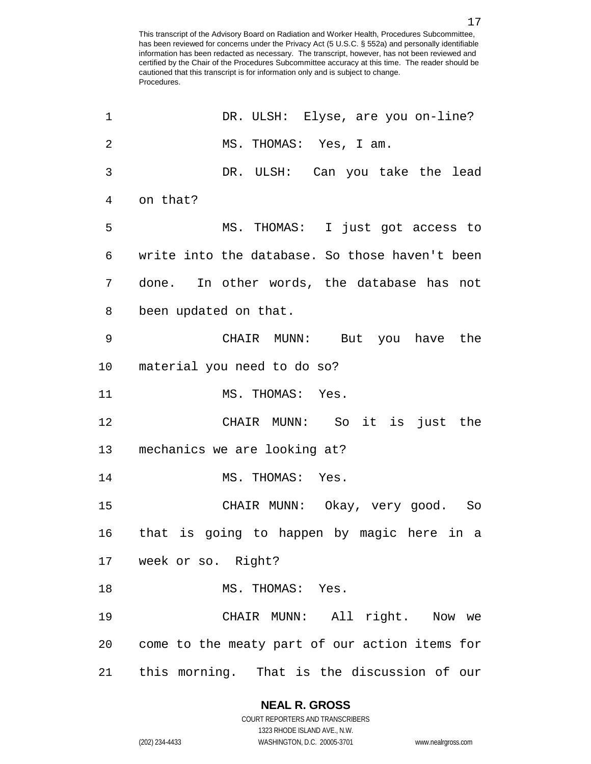DR. ULSH: Elyse, are you on-line?

MS. THOMAS: Yes, I am.

DR. ULSH: Can you take the lead on that?

MS. THOMAS: I just got access to write into the database. So those haven't been done. In other words, the database has not been updated on that.

CHAIR MUNN: But you have the material you need to do so?

MS. THOMAS: Yes.

CHAIR MUNN: So it is just the mechanics we are looking at?

MS. THOMAS: Yes.

CHAIR MUNN: Okay, very good. So that is going to happen by magic here in a week or so. Right?

MS. THOMAS: Yes.

CHAIR MUNN: All right. Now we come to the meaty part of our action items for this morning. That is the discussion of our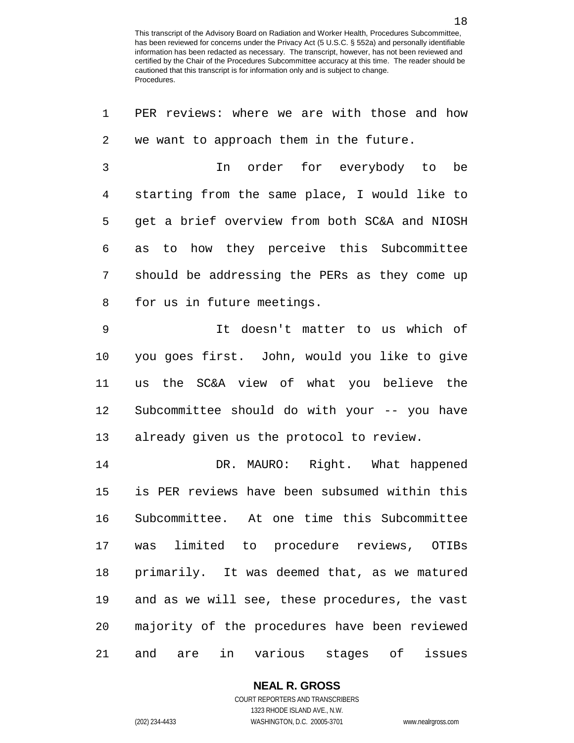PER reviews: where we are with those and how we want to approach them in the future.

In order for everybody to be starting from the same place, I would like to get a brief overview from both SC&A and NIOSH as to how they perceive this Subcommittee should be addressing the PERs as they come up for us in future meetings.

It doesn't matter to us which of you goes first. John, would you like to give us the SC&A view of what you believe the Subcommittee should do with your -- you have already given us the protocol to review.

DR. MAURO: Right. What happened is PER reviews have been subsumed within this Subcommittee. At one time this Subcommittee was limited to procedure reviews, OTIBs primarily. It was deemed that, as we matured and as we will see, these procedures, the vast majority of the procedures have been reviewed and are in various stages of issues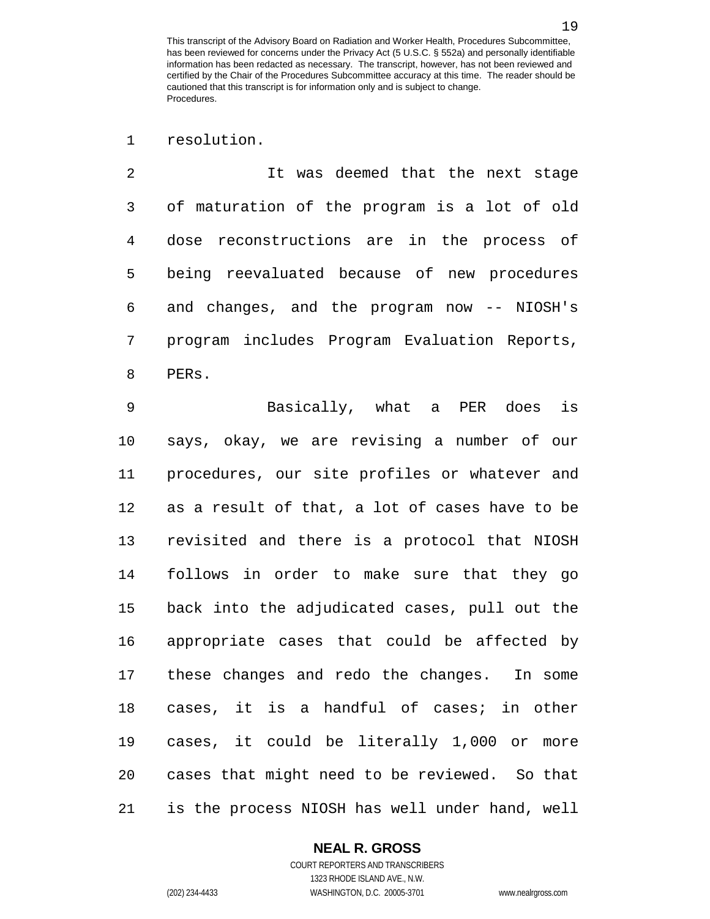resolution.

It was deemed that the next stage of maturation of the program is a lot of old dose reconstructions are in the process of being reevaluated because of new procedures and changes, and the program now -- NIOSH's program includes Program Evaluation Reports, PERs.

Basically, what a PER does is says, okay, we are revising a number of our procedures, our site profiles or whatever and as a result of that, a lot of cases have to be revisited and there is a protocol that NIOSH follows in order to make sure that they go back into the adjudicated cases, pull out the appropriate cases that could be affected by these changes and redo the changes. In some cases, it is a handful of cases; in other cases, it could be literally 1,000 or more cases that might need to be reviewed. So that is the process NIOSH has well under hand, well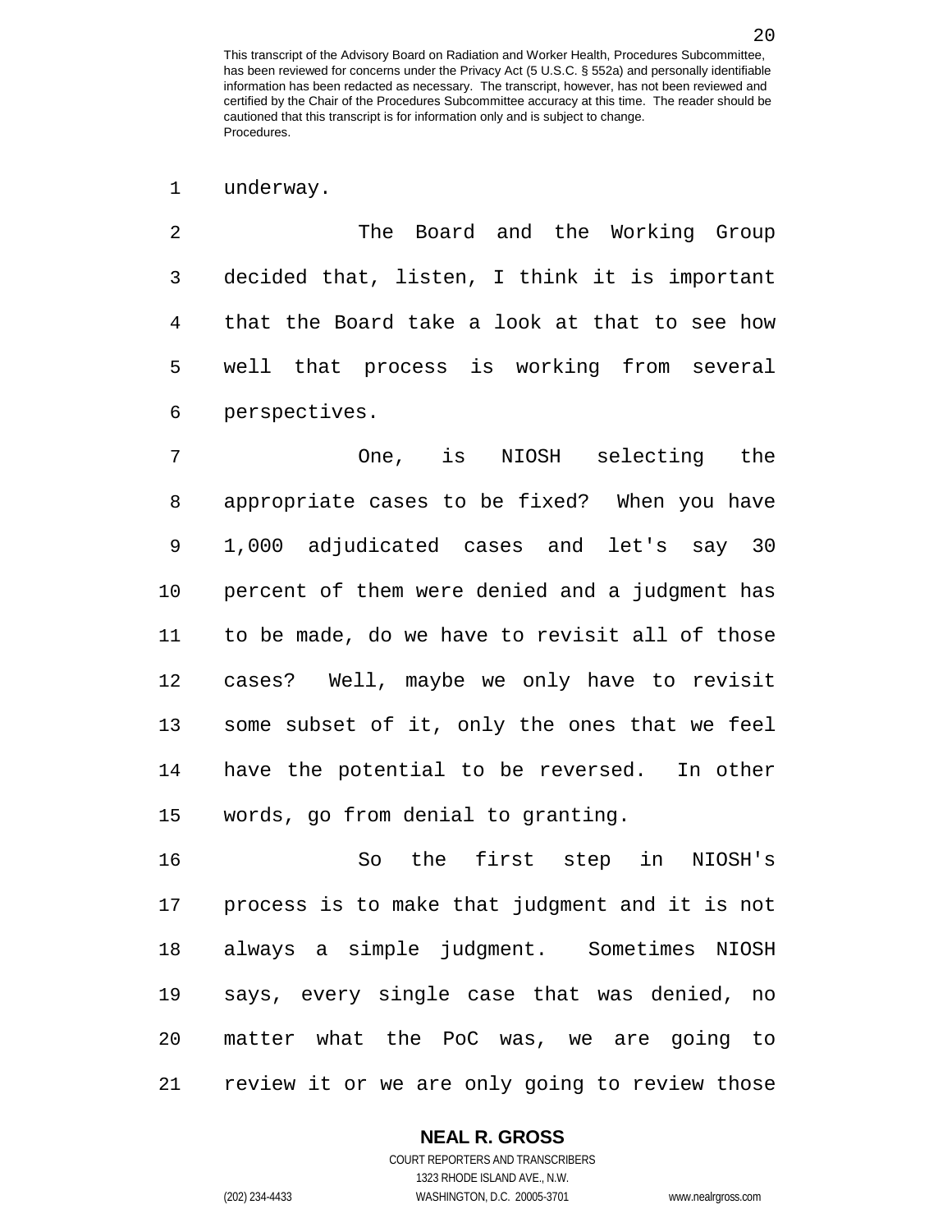underway.

The Board and the Working Group decided that, listen, I think it is important that the Board take a look at that to see how well that process is working from several perspectives.

One, is NIOSH selecting the appropriate cases to be fixed? When you have 1,000 adjudicated cases and let's say 30 percent of them were denied and a judgment has to be made, do we have to revisit all of those cases? Well, maybe we only have to revisit some subset of it, only the ones that we feel have the potential to be reversed. In other words, go from denial to granting.

So the first step in NIOSH's process is to make that judgment and it is not always a simple judgment. Sometimes NIOSH says, every single case that was denied, no matter what the PoC was, we are going to review it or we are only going to review those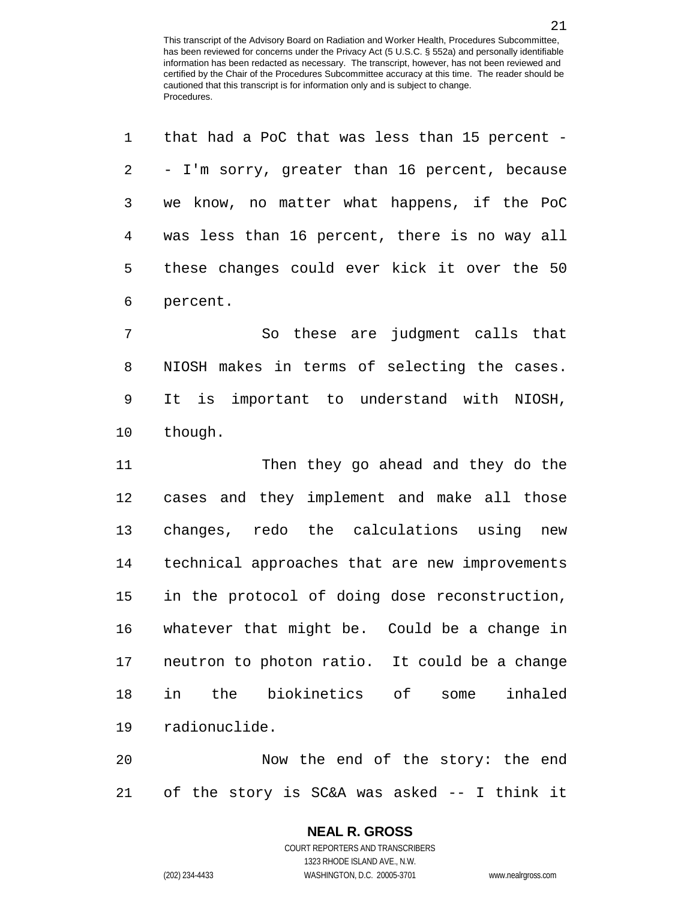that had a PoC that was less than 15 percent -- I'm sorry, greater than 16 percent, because we know, no matter what happens, if the PoC was less than 16 percent, there is no way all these changes could ever kick it over the 50 percent.

So these are judgment calls that NIOSH makes in terms of selecting the cases. It is important to understand with NIOSH, though.

Then they go ahead and they do the cases and they implement and make all those changes, redo the calculations using new technical approaches that are new improvements in the protocol of doing dose reconstruction, whatever that might be. Could be a change in neutron to photon ratio. It could be a change in the biokinetics of some inhaled radionuclide.

Now the end of the story: the end of the story is SC&A was asked -- I think it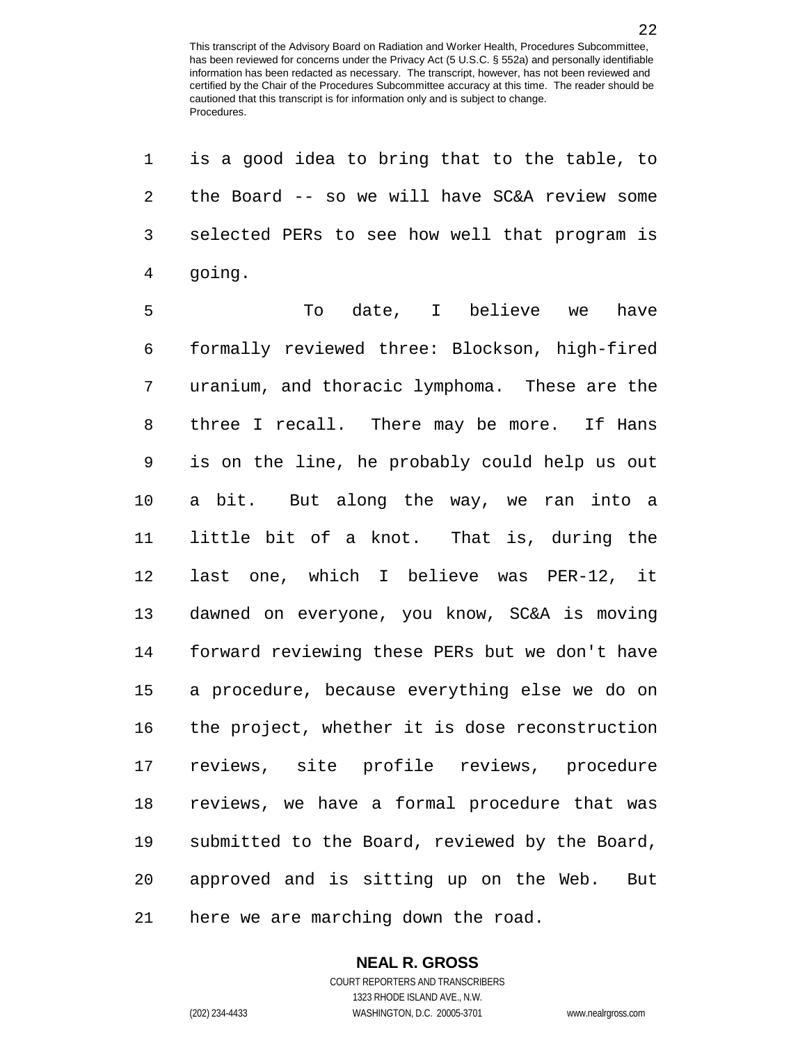is a good idea to bring that to the table, to the Board -- so we will have SC&A review some selected PERs to see how well that program is going.

To date, I believe we have formally reviewed three: Blockson, high-fired uranium, and thoracic lymphoma. These are the three I recall. There may be more. If Hans is on the line, he probably could help us out a bit. But along the way, we ran into a little bit of a knot. That is, during the last one, which I believe was PER-12, it dawned on everyone, you know, SC&A is moving forward reviewing these PERs but we don't have a procedure, because everything else we do on the project, whether it is dose reconstruction reviews, site profile reviews, procedure reviews, we have a formal procedure that was submitted to the Board, reviewed by the Board, approved and is sitting up on the Web. But here we are marching down the road.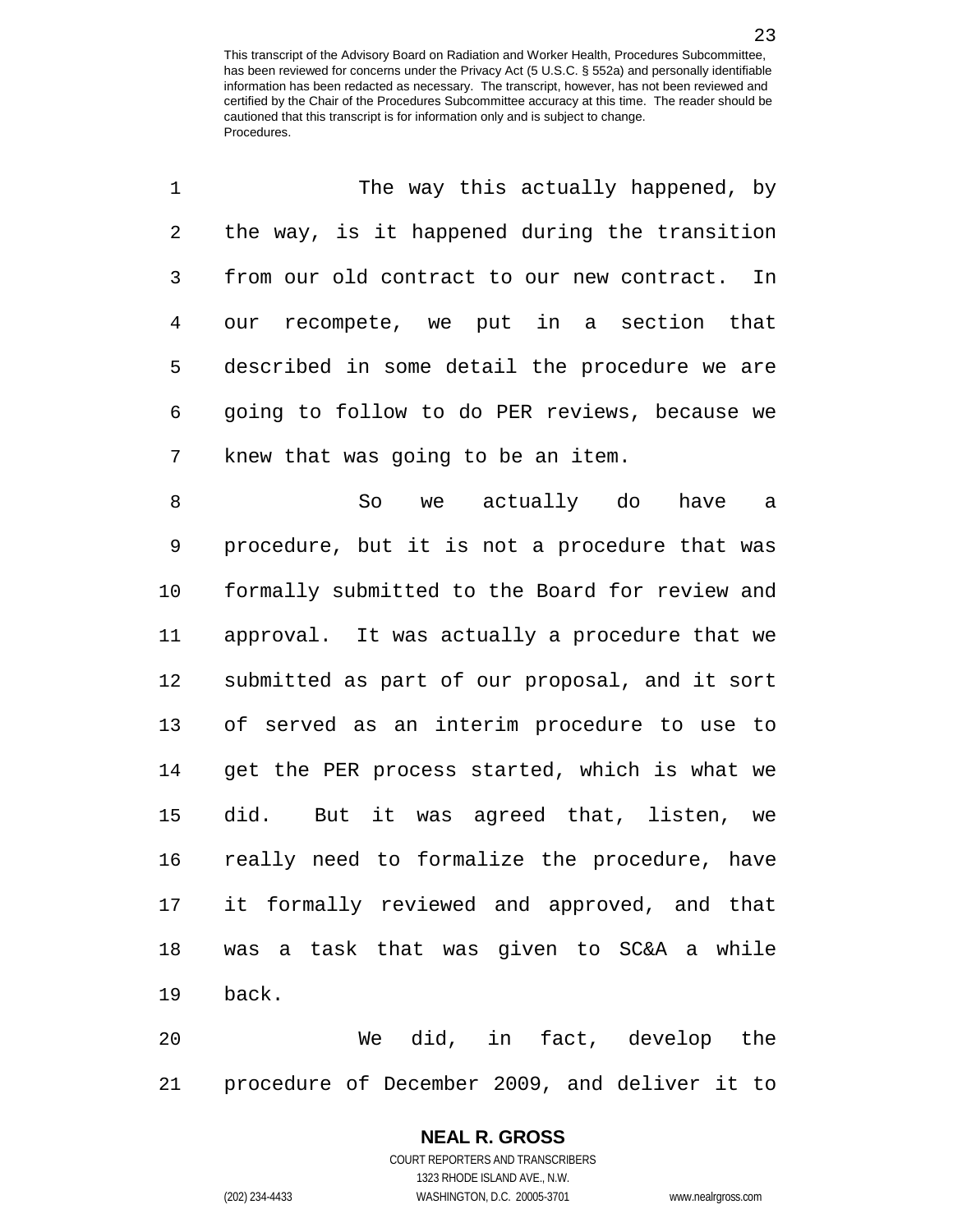The way this actually happened, by the way, is it happened during the transition from our old contract to our new contract. In our recompete, we put in a section that described in some detail the procedure we are going to follow to do PER reviews, because we knew that was going to be an item.

So we actually do have a procedure, but it is not a procedure that was formally submitted to the Board for review and approval. It was actually a procedure that we submitted as part of our proposal, and it sort of served as an interim procedure to use to get the PER process started, which is what we did. But it was agreed that, listen, we really need to formalize the procedure, have it formally reviewed and approved, and that was a task that was given to SC&A a while back.

We did, in fact, develop the procedure of December 2009, and deliver it to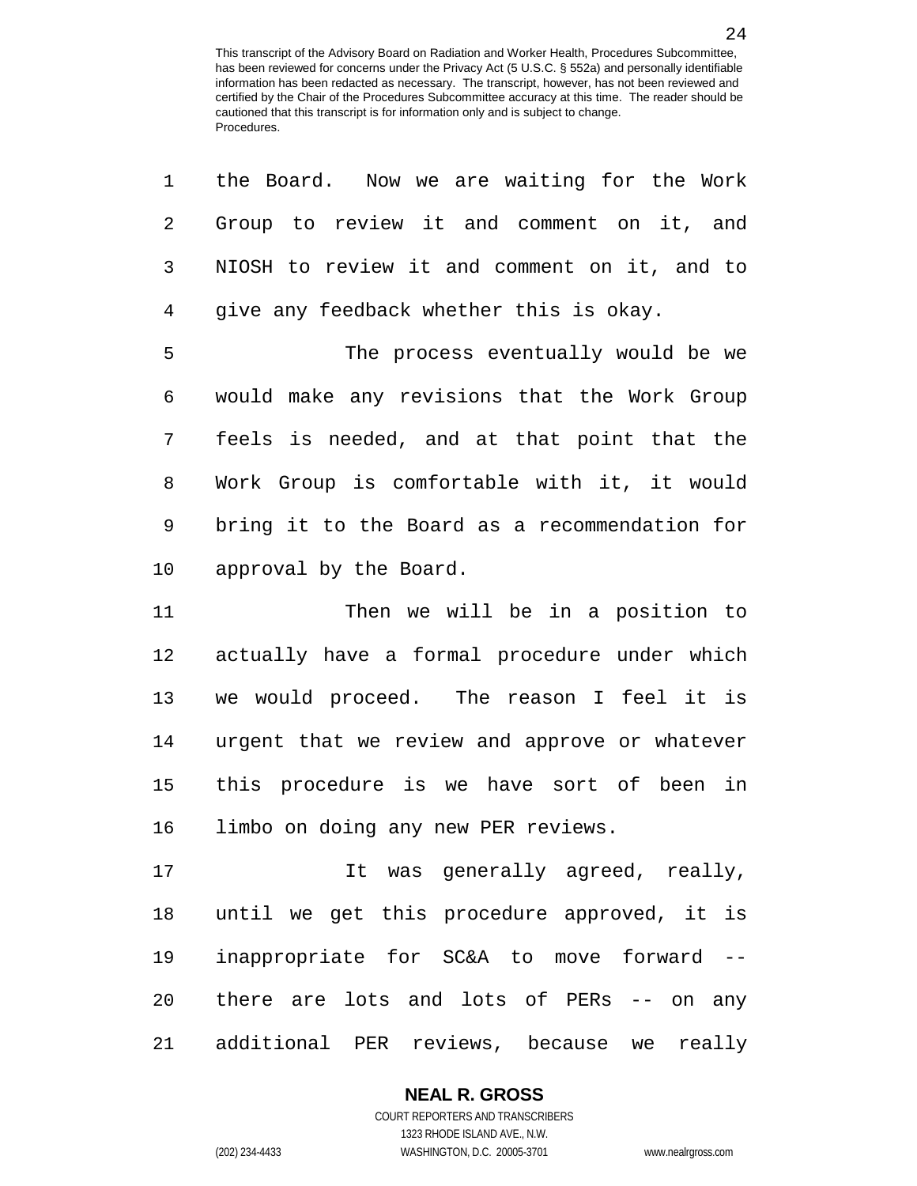the Board. Now we are waiting for the Work Group to review it and comment on it, and NIOSH to review it and comment on it, and to give any feedback whether this is okay.

The process eventually would be we would make any revisions that the Work Group feels is needed, and at that point that the Work Group is comfortable with it, it would bring it to the Board as a recommendation for approval by the Board.

Then we will be in a position to actually have a formal procedure under which we would proceed. The reason I feel it is urgent that we review and approve or whatever this procedure is we have sort of been in limbo on doing any new PER reviews.

It was generally agreed, really, until we get this procedure approved, it is inappropriate for SC&A to move forward -- there are lots and lots of PERs -- on any additional PER reviews, because we really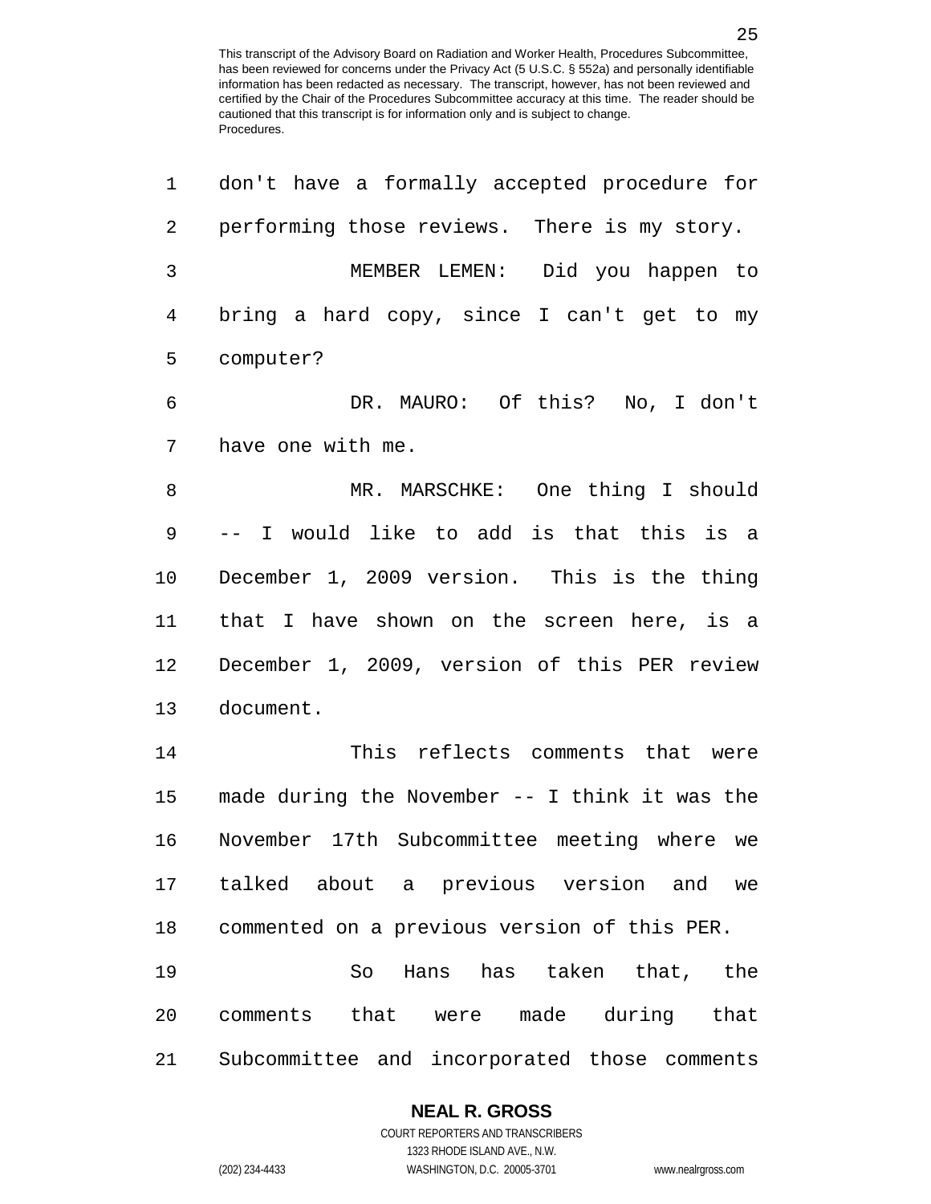don't have a formally accepted procedure for performing those reviews. There is my story.

MEMBER LEMEN: Did you happen to bring a hard copy, since I can't get to my computer?

DR. MAURO: Of this? No, I don't have one with me.

MR. MARSCHKE: One thing I should -- I would like to add is that this is a December 1, 2009 version. This is the thing that I have shown on the screen here, is a December 1, 2009, version of this PER review document.

This reflects comments that were made during the November -- I think it was the November 17th Subcommittee meeting where we talked about a previous version and we commented on a previous version of this PER.

So Hans has taken that, the comments that were made during that Subcommittee and incorporated those comments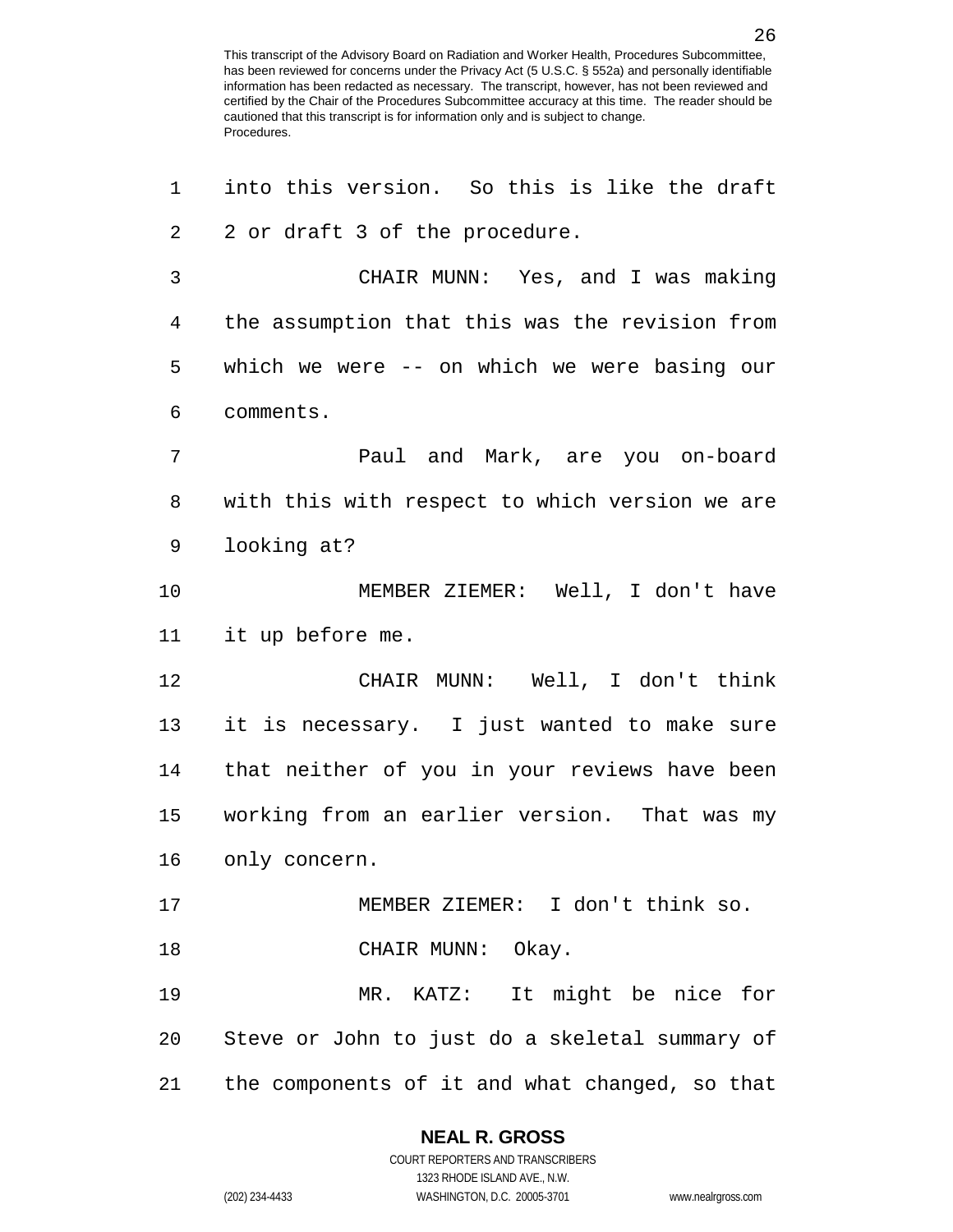into this version. So this is like the draft 2 or draft 3 of the procedure.

CHAIR MUNN: Yes, and I was making the assumption that this was the revision from which we were -- on which we were basing our comments.

Paul and Mark, are you on-board with this with respect to which version we are looking at?

MEMBER ZIEMER: Well, I don't have it up before me.

CHAIR MUNN: Well, I don't think it is necessary. I just wanted to make sure that neither of you in your reviews have been working from an earlier version. That was my only concern.

MEMBER ZIEMER: I don't think so.

CHAIR MUNN: Okay.

MR. KATZ: It might be nice for Steve or John to just do a skeletal summary of the components of it and what changed, so that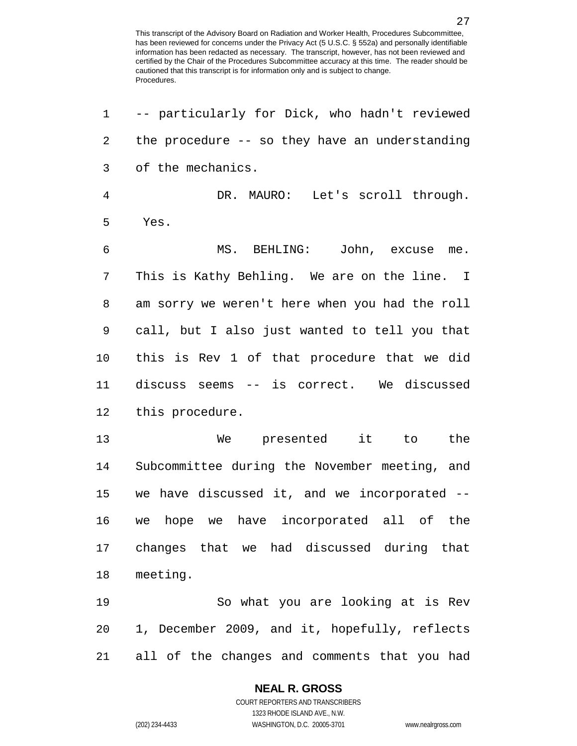-- particularly for Dick, who hadn't reviewed the procedure -- so they have an understanding of the mechanics.

DR. MAURO: Let's scroll through. Yes.

MS. BEHLING: John, excuse me. This is Kathy Behling. We are on the line. I am sorry we weren't here when you had the roll call, but I also just wanted to tell you that this is Rev 1 of that procedure that we did discuss seems -- is correct. We discussed this procedure.

We presented it to the Subcommittee during the November meeting, and we have discussed it, and we incorporated -- we hope we have incorporated all of the changes that we had discussed during that meeting.

So what you are looking at is Rev 1, December 2009, and it, hopefully, reflects all of the changes and comments that you had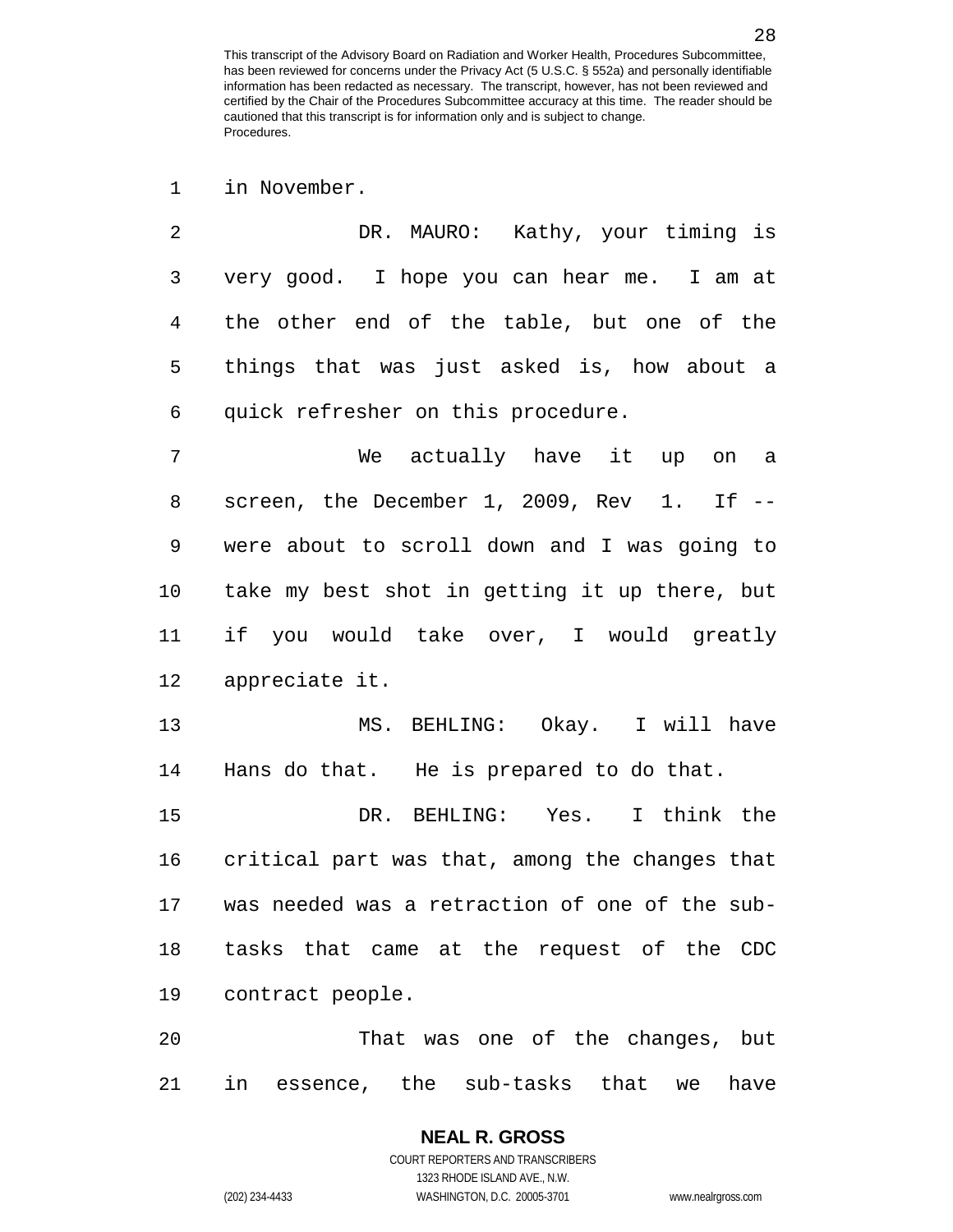in November.

DR. MAURO: Kathy, your timing is very good. I hope you can hear me. I am at the other end of the table, but one of the things that was just asked is, how about a quick refresher on this procedure.

We actually have it up on a screen, the December 1, 2009, Rev 1. If -- were about to scroll down and I was going to take my best shot in getting it up there, but if you would take over, I would greatly appreciate it.

MS. BEHLING: Okay. I will have Hans do that. He is prepared to do that.

DR. BEHLING: Yes. I think the critical part was that, among the changes that was needed was a retraction of one of the sub-tasks that came at the request of the CDC contract people.

That was one of the changes, but in essence, the sub-tasks that we have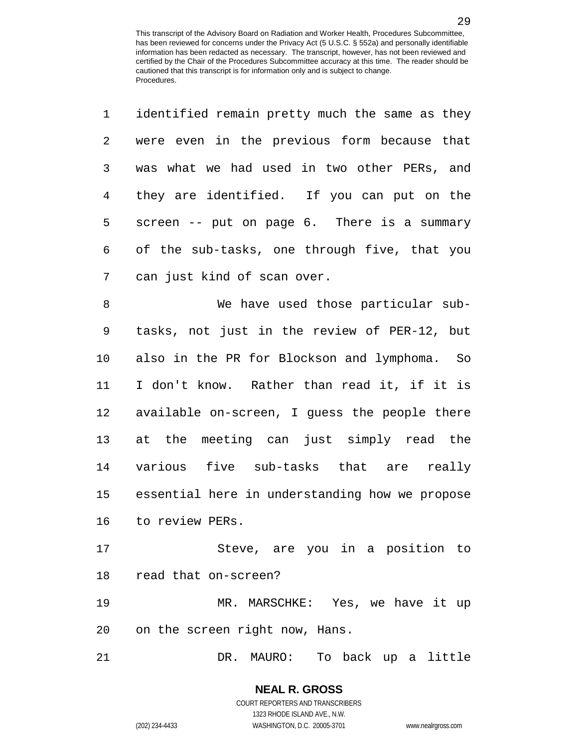identified remain pretty much the same as they were even in the previous form because that was what we had used in two other PERs, and they are identified. If you can put on the screen -- put on page 6. There is a summary of the sub-tasks, one through five, that you can just kind of scan over.

We have used those particular sub-tasks, not just in the review of PER-12, but also in the PR for Blockson and lymphoma. So I don't know. Rather than read it, if it is available on-screen, I guess the people there at the meeting can just simply read the various five sub-tasks that are really essential here in understanding how we propose to review PERs.

Steve, are you in a position to read that on-screen?

MR. MARSCHKE: Yes, we have it up on the screen right now, Hans.

DR. MAURO: To back up a little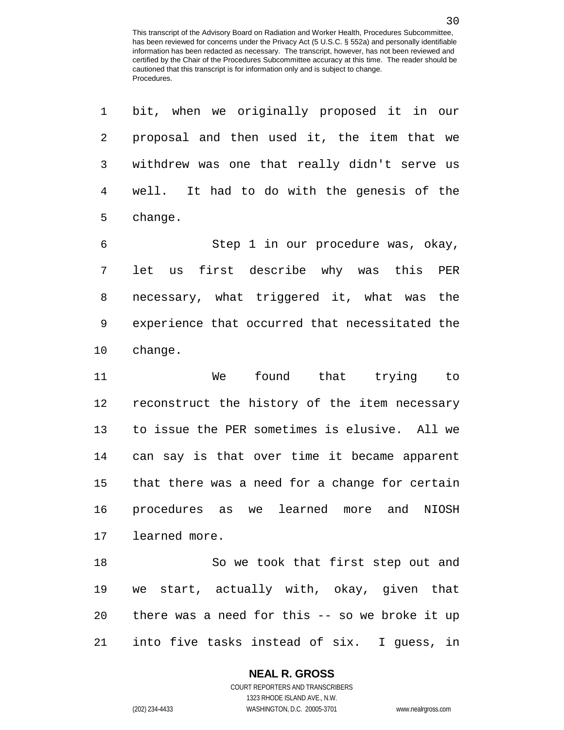bit, when we originally proposed it in our proposal and then used it, the item that we withdrew was one that really didn't serve us well. It had to do with the genesis of the change.

Step 1 in our procedure was, okay, let us first describe why was this PER necessary, what triggered it, what was the experience that occurred that necessitated the change.

We found that trying to reconstruct the history of the item necessary to issue the PER sometimes is elusive. All we can say is that over time it became apparent that there was a need for a change for certain procedures as we learned more and NIOSH learned more.

So we took that first step out and we start, actually with, okay, given that there was a need for this -- so we broke it up into five tasks instead of six. I guess, in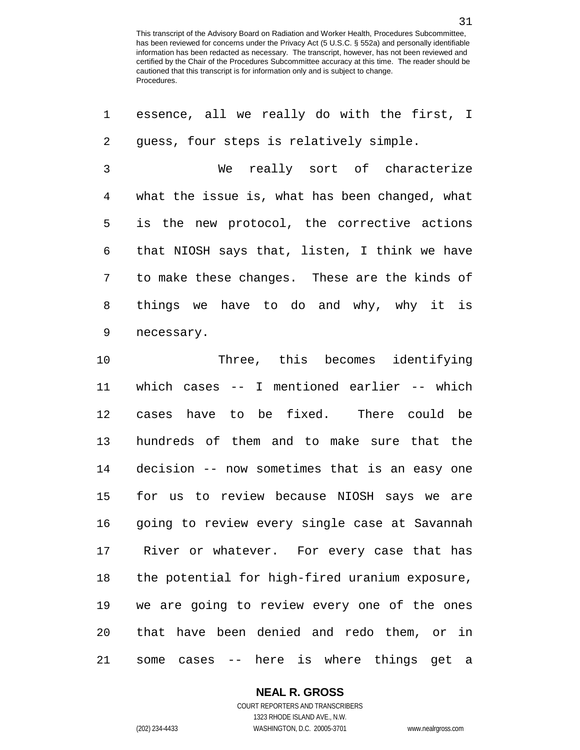essence, all we really do with the first, I guess, four steps is relatively simple.

We really sort of characterize what the issue is, what has been changed, what is the new protocol, the corrective actions that NIOSH says that, listen, I think we have to make these changes. These are the kinds of things we have to do and why, why it is necessary.

Three, this becomes identifying which cases -- I mentioned earlier -- which cases have to be fixed. There could be hundreds of them and to make sure that the decision -- now sometimes that is an easy one for us to review because NIOSH says we are going to review every single case at Savannah River or whatever. For every case that has the potential for high-fired uranium exposure, we are going to review every one of the ones that have been denied and redo them, or in some cases -- here is where things get a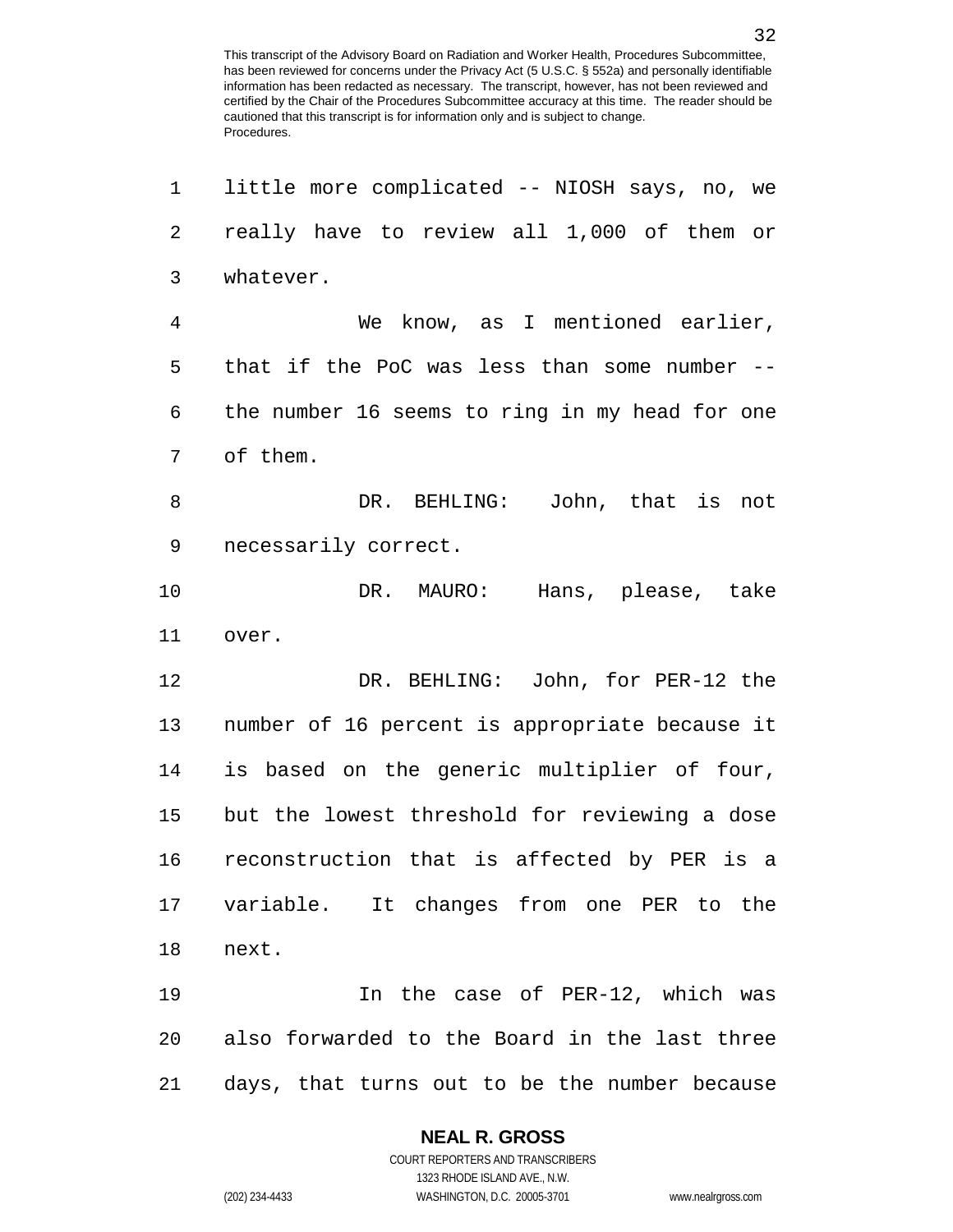little more complicated -- NIOSH says, no, we really have to review all 1,000 of them or whatever.

We know, as I mentioned earlier, that if the PoC was less than some number -- the number 16 seems to ring in my head for one of them.

DR. BEHLING: John, that is not necessarily correct.

DR. MAURO: Hans, please, take over.

DR. BEHLING: John, for PER-12 the number of 16 percent is appropriate because it is based on the generic multiplier of four, but the lowest threshold for reviewing a dose reconstruction that is affected by PER is a variable. It changes from one PER to the next.

In the case of PER-12, which was also forwarded to the Board in the last three days, that turns out to be the number because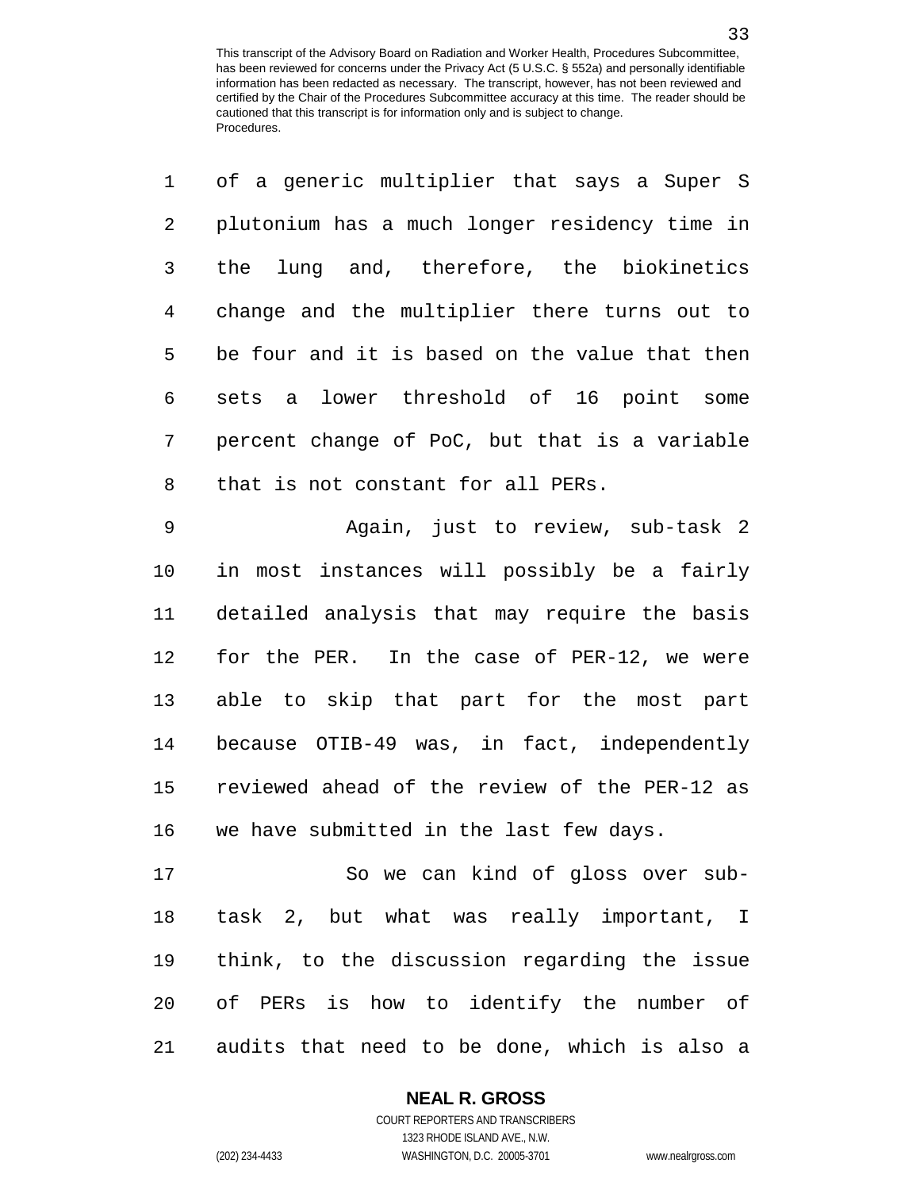of a generic multiplier that says a Super S plutonium has a much longer residency time in the lung and, therefore, the biokinetics change and the multiplier there turns out to be four and it is based on the value that then sets a lower threshold of 16 point some percent change of PoC, but that is a variable that is not constant for all PERs.

Again, just to review, sub-task 2 in most instances will possibly be a fairly detailed analysis that may require the basis for the PER. In the case of PER-12, we were able to skip that part for the most part because OTIB-49 was, in fact, independently reviewed ahead of the review of the PER-12 as we have submitted in the last few days.

So we can kind of gloss over sub-task 2, but what was really important, I think, to the discussion regarding the issue of PERs is how to identify the number of audits that need to be done, which is also a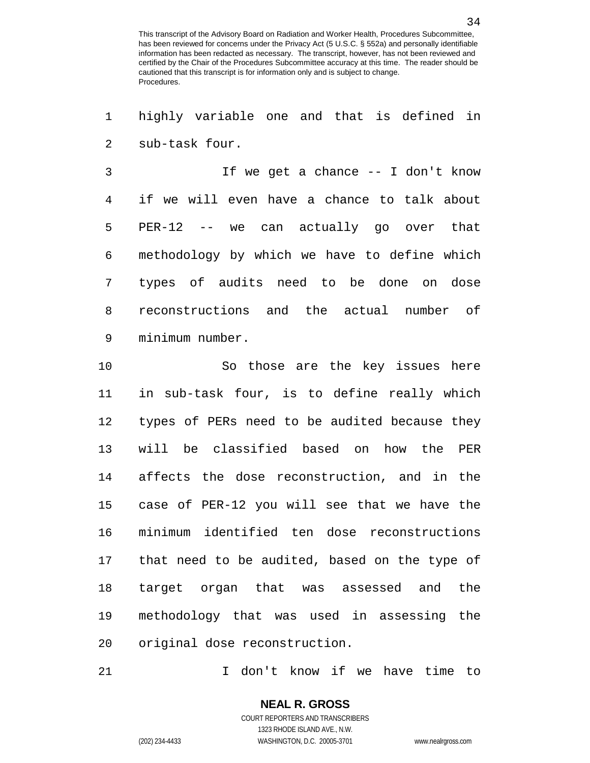highly variable one and that is defined in sub-task four.

If we get a chance -- I don't know if we will even have a chance to talk about PER-12 -- we can actually go over that methodology by which we have to define which types of audits need to be done on dose reconstructions and the actual number of minimum number.

So those are the key issues here in sub-task four, is to define really which types of PERs need to be audited because they will be classified based on how the PER affects the dose reconstruction, and in the case of PER-12 you will see that we have the minimum identified ten dose reconstructions that need to be audited, based on the type of target organ that was assessed and the methodology that was used in assessing the original dose reconstruction.

I don't know if we have time to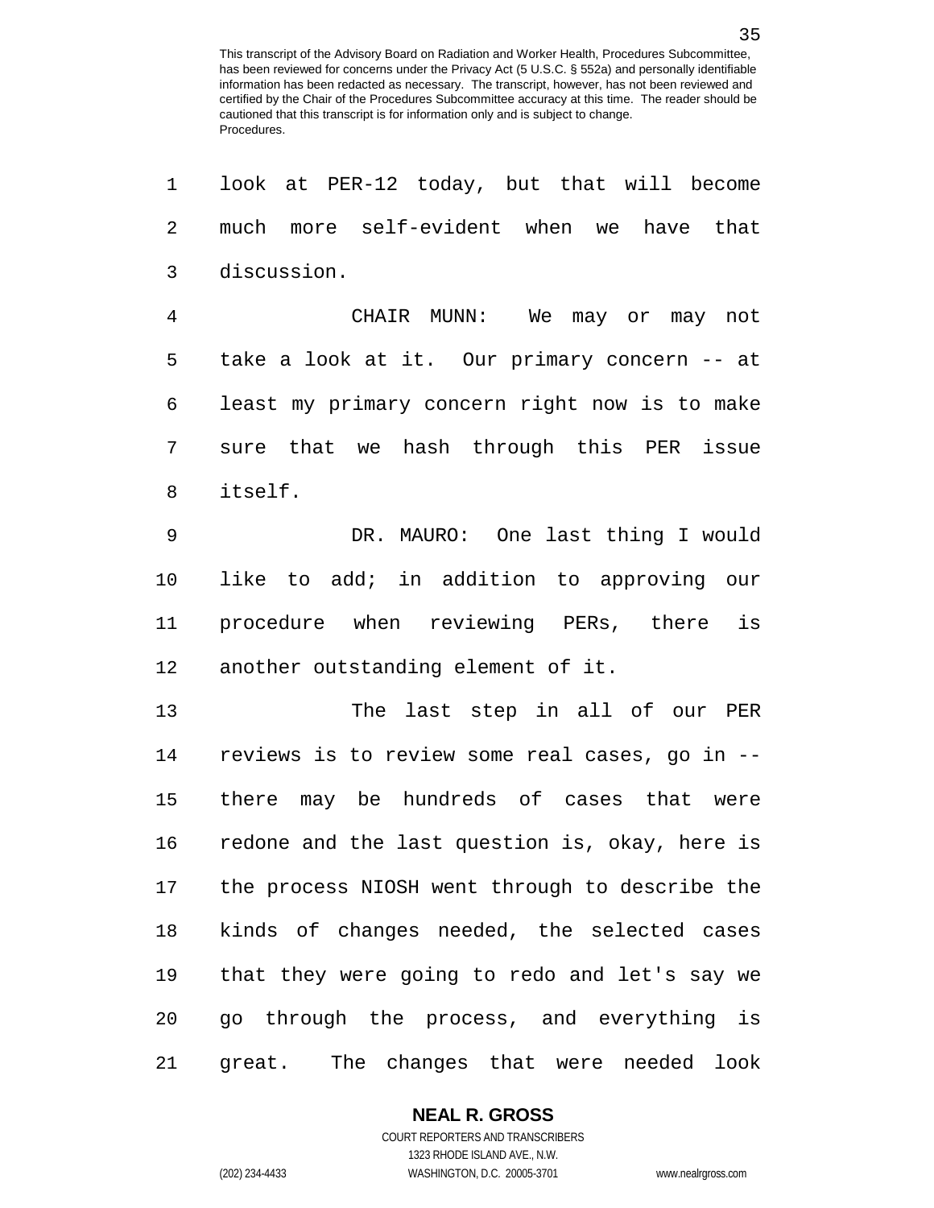look at PER-12 today, but that will become much more self-evident when we have that discussion.

CHAIR MUNN: We may or may not take a look at it. Our primary concern -- at least my primary concern right now is to make sure that we hash through this PER issue itself.

DR. MAURO: One last thing I would like to add; in addition to approving our procedure when reviewing PERs, there is another outstanding element of it.

The last step in all of our PER reviews is to review some real cases, go in -- there may be hundreds of cases that were redone and the last question is, okay, here is the process NIOSH went through to describe the kinds of changes needed, the selected cases that they were going to redo and let's say we go through the process, and everything is great. The changes that were needed look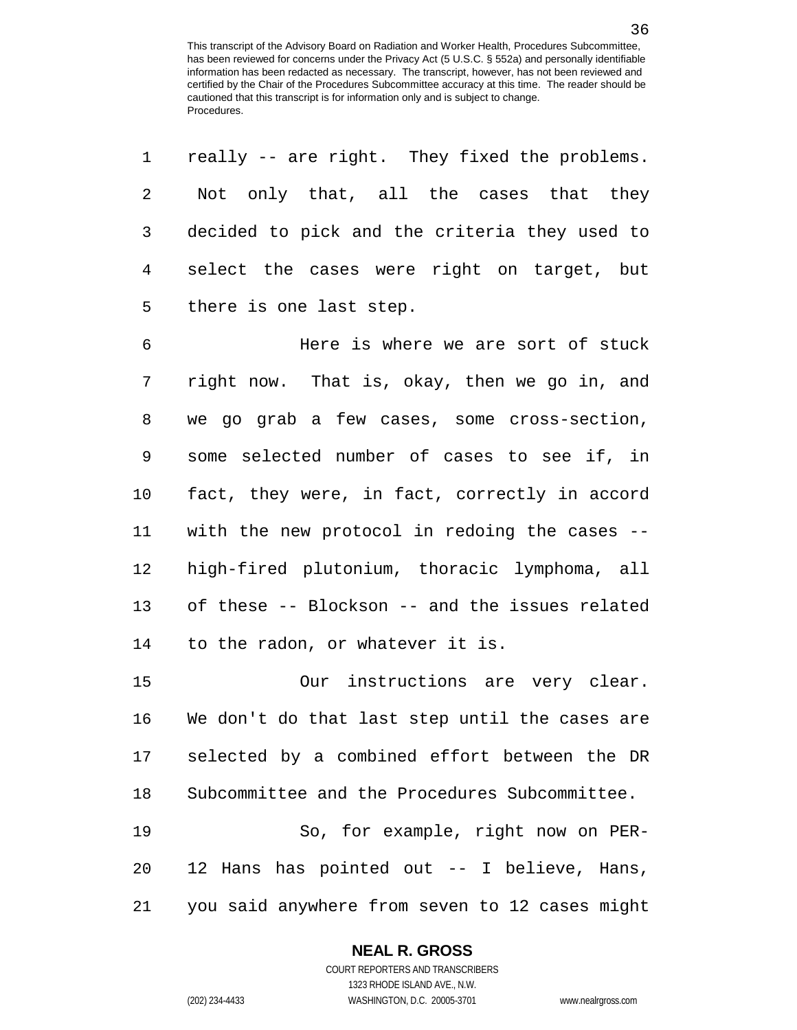really -- are right. They fixed the problems. Not only that, all the cases that they decided to pick and the criteria they used to select the cases were right on target, but there is one last step.

Here is where we are sort of stuck right now. That is, okay, then we go in, and we go grab a few cases, some cross-section, some selected number of cases to see if, in fact, they were, in fact, correctly in accord with the new protocol in redoing the cases -- high-fired plutonium, thoracic lymphoma, all of these -- Blockson -- and the issues related to the radon, or whatever it is.

Our instructions are very clear. We don't do that last step until the cases are selected by a combined effort between the DR Subcommittee and the Procedures Subcommittee.

So, for example, right now on PER-12 Hans has pointed out -- I believe, Hans, you said anywhere from seven to 12 cases might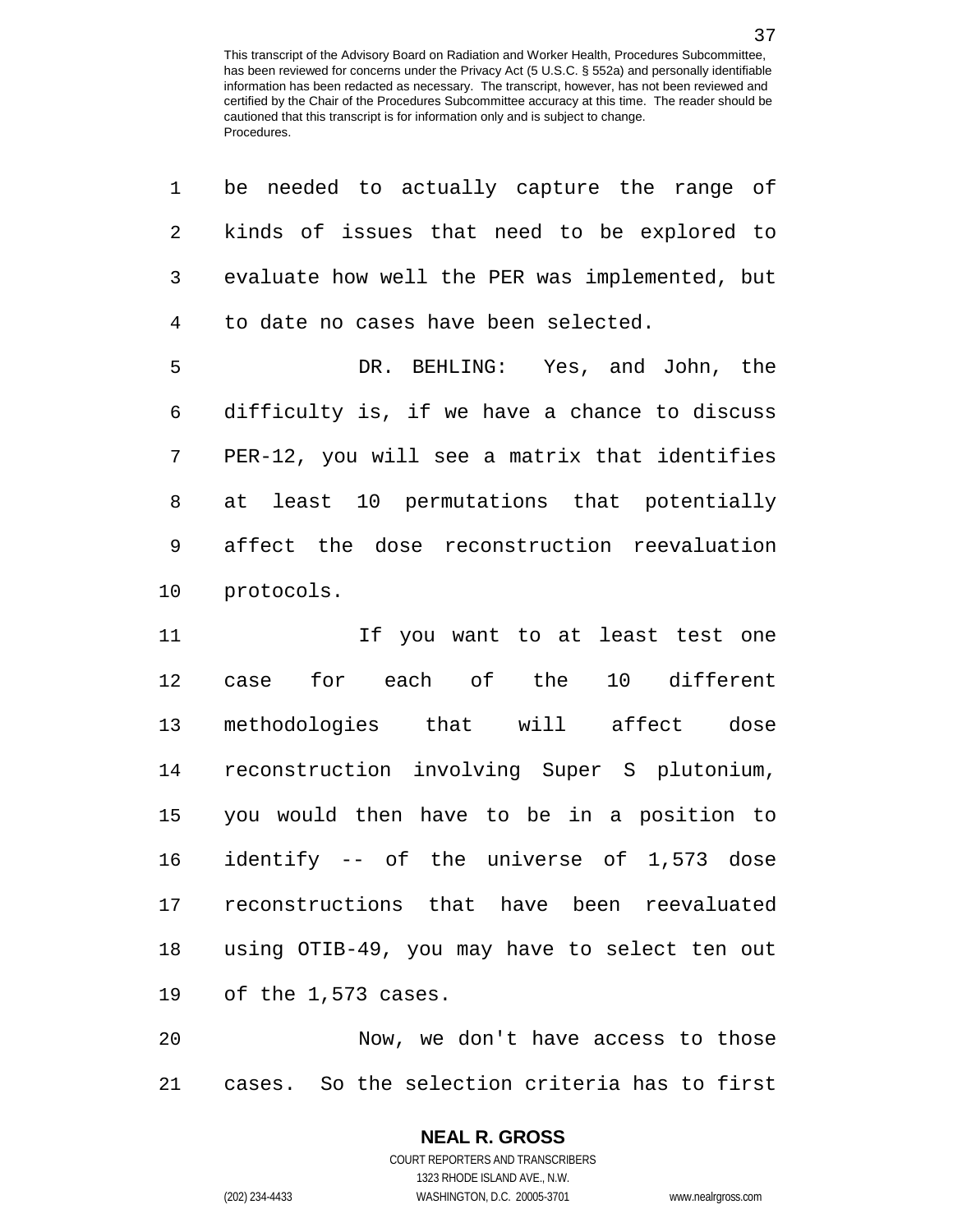be needed to actually capture the range of kinds of issues that need to be explored to evaluate how well the PER was implemented, but to date no cases have been selected.

DR. BEHLING: Yes, and John, the difficulty is, if we have a chance to discuss PER-12, you will see a matrix that identifies at least 10 permutations that potentially affect the dose reconstruction reevaluation protocols.

If you want to at least test one case for each of the 10 different methodologies that will affect dose reconstruction involving Super S plutonium, you would then have to be in a position to identify -- of the universe of 1,573 dose reconstructions that have been reevaluated using OTIB-49, you may have to select ten out of the 1,573 cases.

Now, we don't have access to those cases. So the selection criteria has to first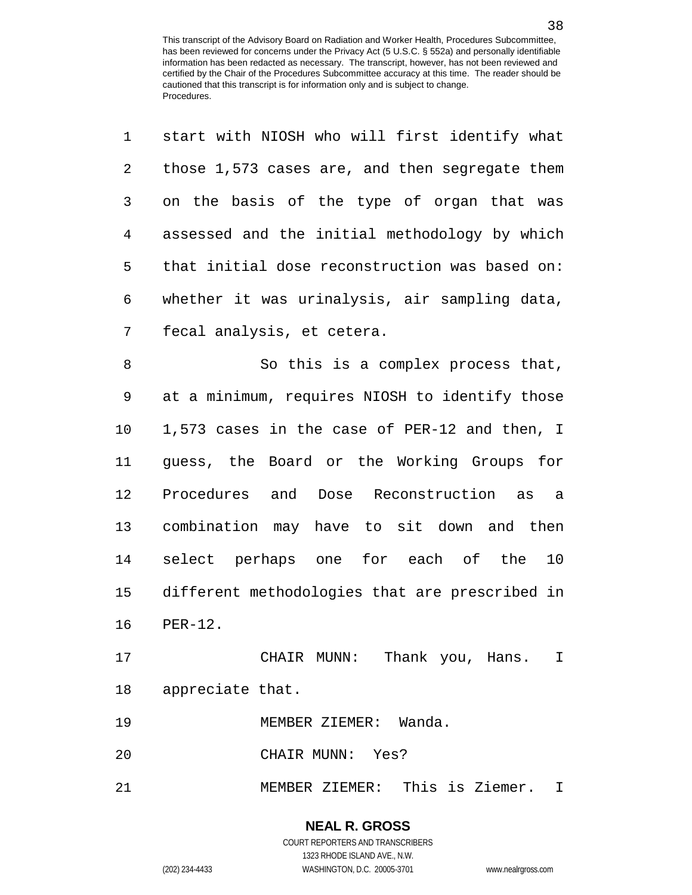start with NIOSH who will first identify what those 1,573 cases are, and then segregate them on the basis of the type of organ that was assessed and the initial methodology by which that initial dose reconstruction was based on: whether it was urinalysis, air sampling data, fecal analysis, et cetera.

So this is a complex process that, at a minimum, requires NIOSH to identify those 1,573 cases in the case of PER-12 and then, I guess, the Board or the Working Groups for Procedures and Dose Reconstruction as a combination may have to sit down and then select perhaps one for each of the 10 different methodologies that are prescribed in PER-12.

CHAIR MUNN: Thank you, Hans. I appreciate that.

MEMBER ZIEMER: Wanda.

CHAIR MUNN: Yes?

MEMBER ZIEMER: This is Ziemer. I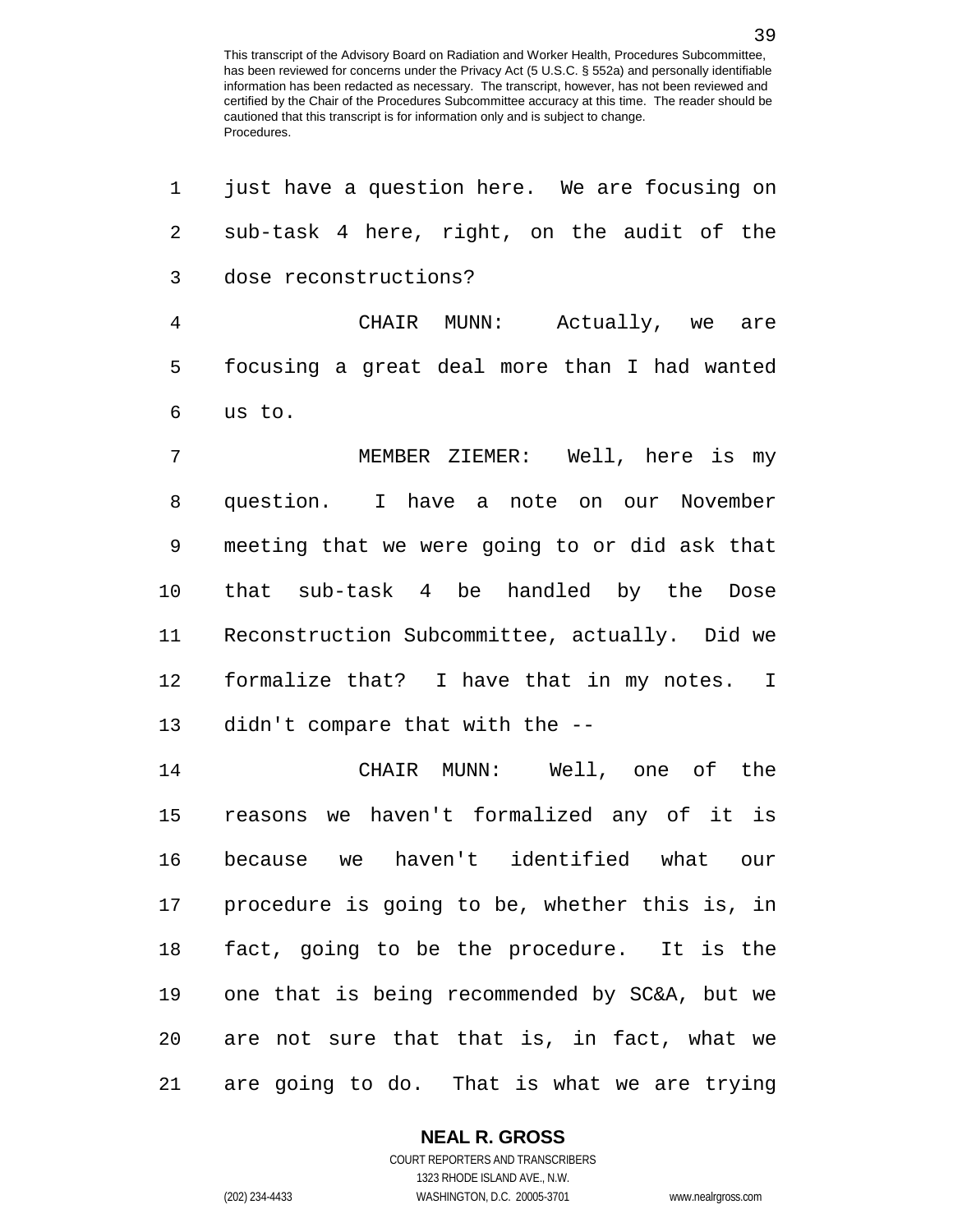just have a question here. We are focusing on sub-task 4 here, right, on the audit of the dose reconstructions?

CHAIR MUNN: Actually, we are focusing a great deal more than I had wanted us to.

MEMBER ZIEMER: Well, here is my question. I have a note on our November meeting that we were going to or did ask that that sub-task 4 be handled by the Dose Reconstruction Subcommittee, actually. Did we formalize that? I have that in my notes. I didn't compare that with the --

CHAIR MUNN: Well, one of the reasons we haven't formalized any of it is because we haven't identified what our procedure is going to be, whether this is, in fact, going to be the procedure. It is the one that is being recommended by SC&A, but we are not sure that that is, in fact, what we are going to do. That is what we are trying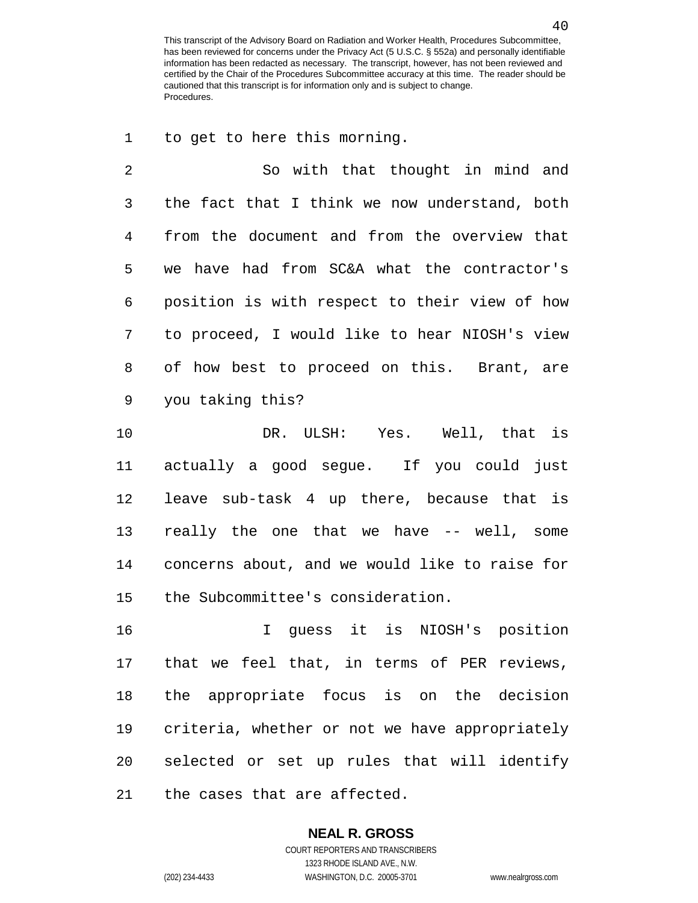to get to here this morning.

So with that thought in mind and the fact that I think we now understand, both from the document and from the overview that we have had from SC&A what the contractor's position is with respect to their view of how to proceed, I would like to hear NIOSH's view of how best to proceed on this. Brant, are you taking this?

DR. ULSH: Yes. Well, that is actually a good segue. If you could just leave sub-task 4 up there, because that is really the one that we have -- well, some concerns about, and we would like to raise for the Subcommittee's consideration.

I guess it is NIOSH's position that we feel that, in terms of PER reviews, the appropriate focus is on the decision criteria, whether or not we have appropriately selected or set up rules that will identify the cases that are affected.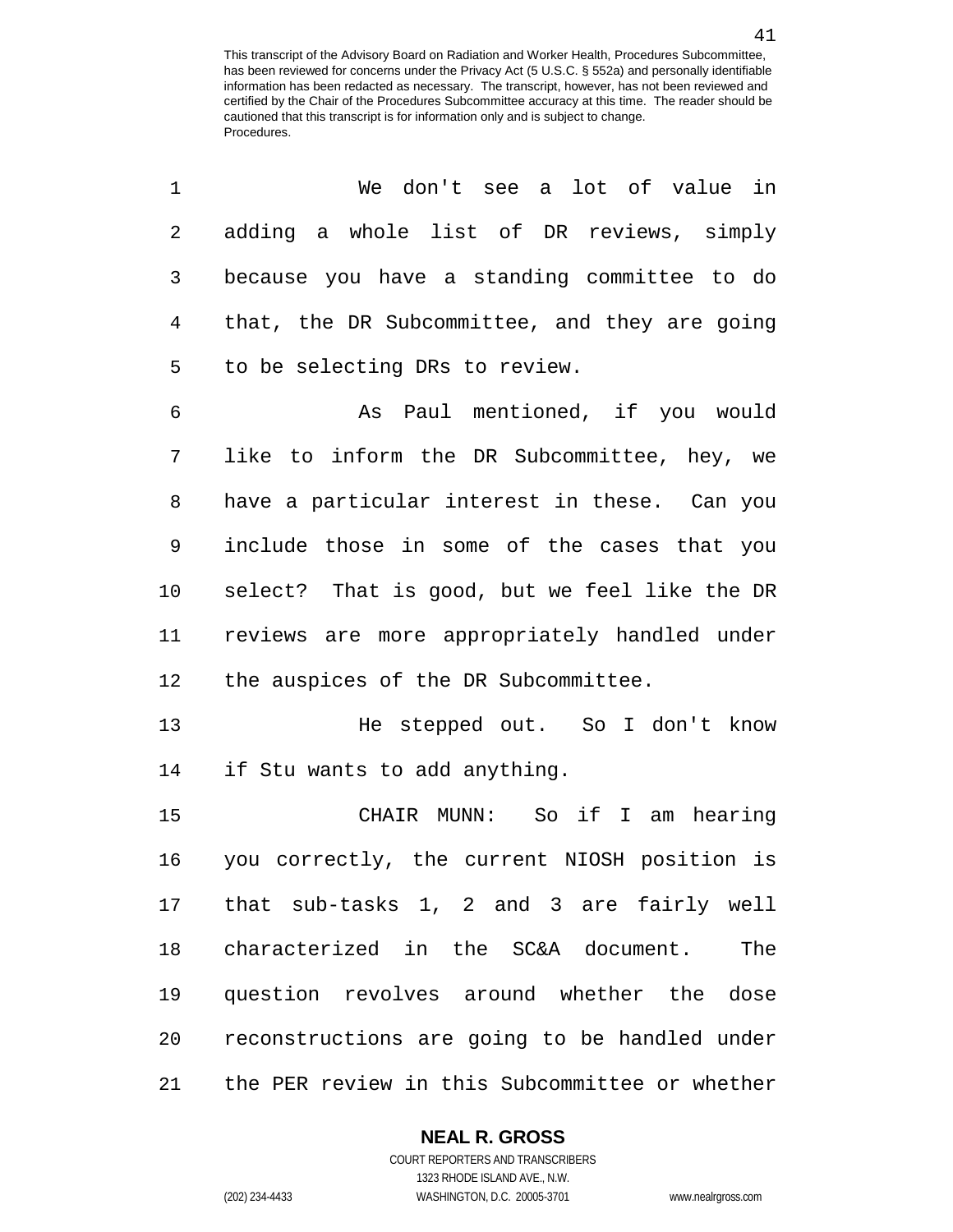We don't see a lot of value in adding a whole list of DR reviews, simply because you have a standing committee to do that, the DR Subcommittee, and they are going to be selecting DRs to review.

As Paul mentioned, if you would like to inform the DR Subcommittee, hey, we have a particular interest in these. Can you include those in some of the cases that you select? That is good, but we feel like the DR reviews are more appropriately handled under the auspices of the DR Subcommittee.

He stepped out. So I don't know if Stu wants to add anything.

CHAIR MUNN: So if I am hearing you correctly, the current NIOSH position is that sub-tasks 1, 2 and 3 are fairly well characterized in the SC&A document. The question revolves around whether the dose reconstructions are going to be handled under the PER review in this Subcommittee or whether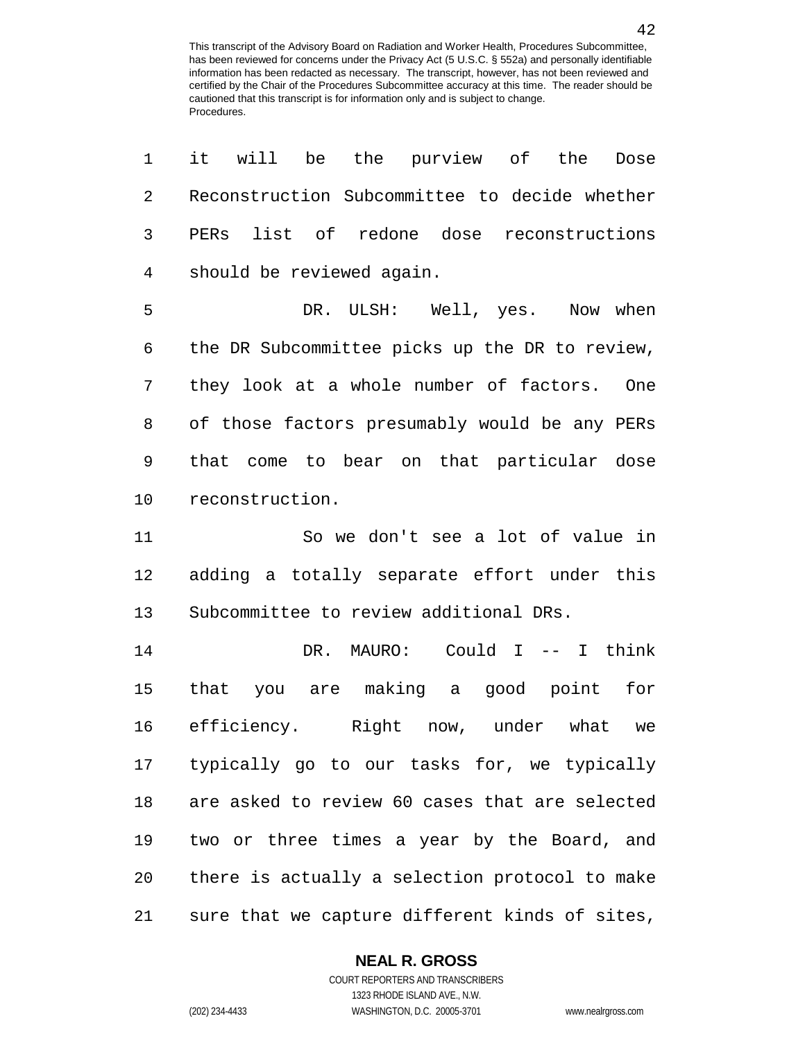it will be the purview of the Dose Reconstruction Subcommittee to decide whether PERs list of redone dose reconstructions should be reviewed again.

DR. ULSH: Well, yes. Now when the DR Subcommittee picks up the DR to review, they look at a whole number of factors. One of those factors presumably would be any PERs that come to bear on that particular dose reconstruction.

So we don't see a lot of value in adding a totally separate effort under this Subcommittee to review additional DRs.

DR. MAURO: Could I -- I think that you are making a good point for efficiency. Right now, under what we typically go to our tasks for, we typically are asked to review 60 cases that are selected two or three times a year by the Board, and there is actually a selection protocol to make sure that we capture different kinds of sites,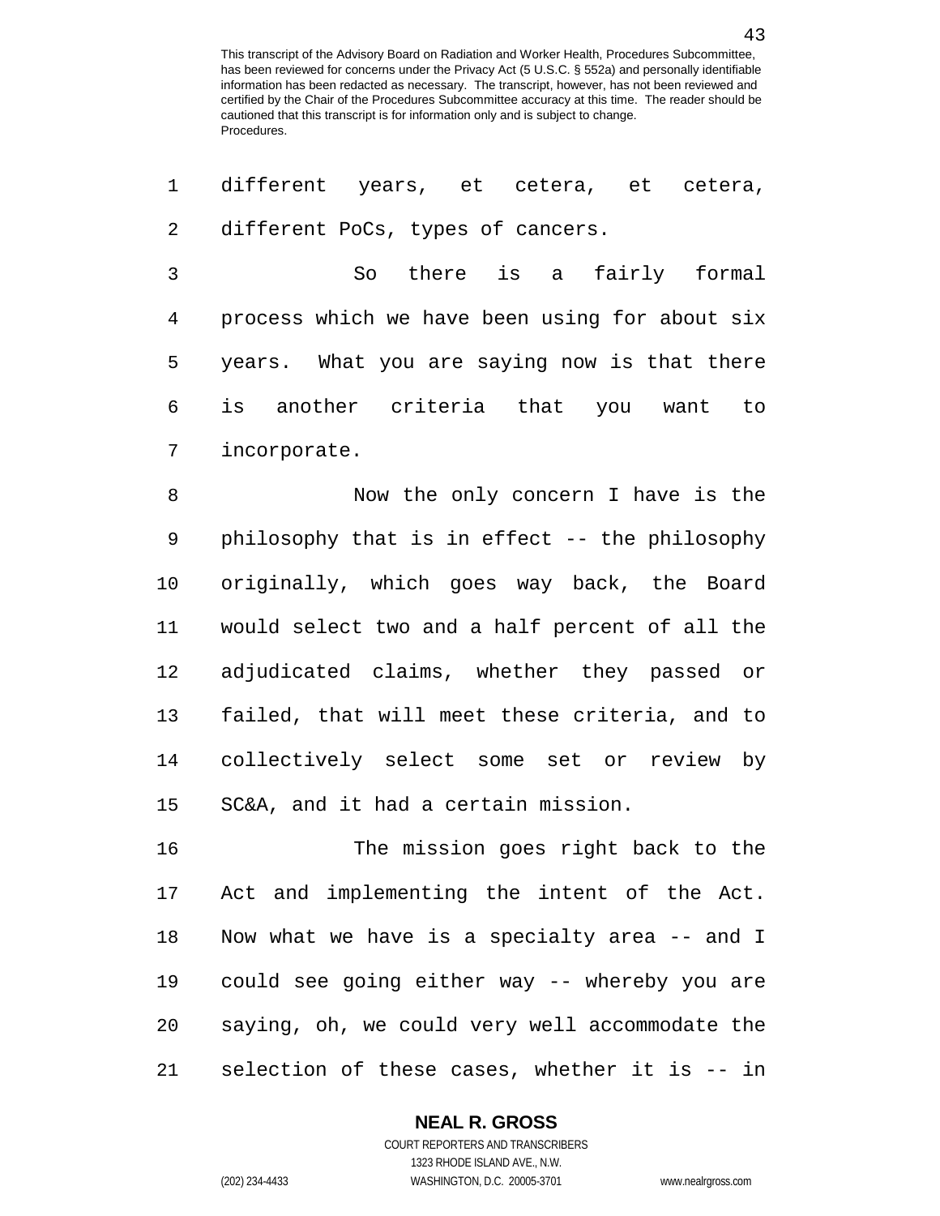different years, et cetera, et cetera, different PoCs, types of cancers.

So there is a fairly formal process which we have been using for about six years. What you are saying now is that there is another criteria that you want to incorporate.

Now the only concern I have is the philosophy that is in effect -- the philosophy originally, which goes way back, the Board would select two and a half percent of all the adjudicated claims, whether they passed or failed, that will meet these criteria, and to collectively select some set or review by SC&A, and it had a certain mission.

The mission goes right back to the Act and implementing the intent of the Act. Now what we have is a specialty area -- and I could see going either way -- whereby you are saying, oh, we could very well accommodate the selection of these cases, whether it is -- in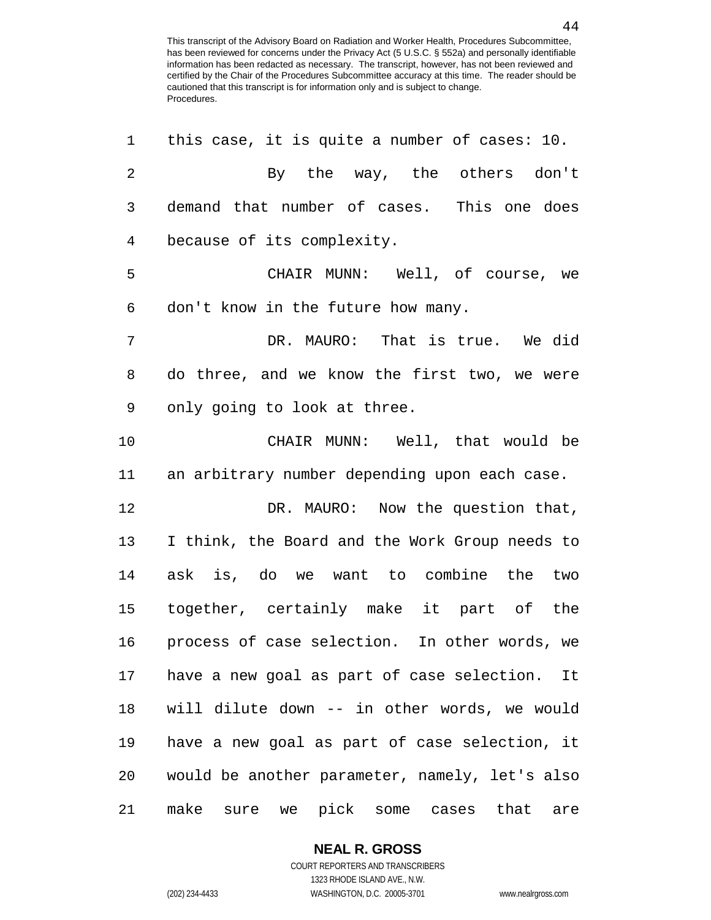this case, it is quite a number of cases: 10.

By the way, the others don't demand that number of cases. This one does because of its complexity.

CHAIR MUNN: Well, of course, we don't know in the future how many.

DR. MAURO: That is true. We did do three, and we know the first two, we were only going to look at three.

CHAIR MUNN: Well, that would be an arbitrary number depending upon each case.

DR. MAURO: Now the question that, I think, the Board and the Work Group needs to ask is, do we want to combine the two together, certainly make it part of the process of case selection. In other words, we have a new goal as part of case selection. It will dilute down -- in other words, we would have a new goal as part of case selection, it would be another parameter, namely, let's also make sure we pick some cases that are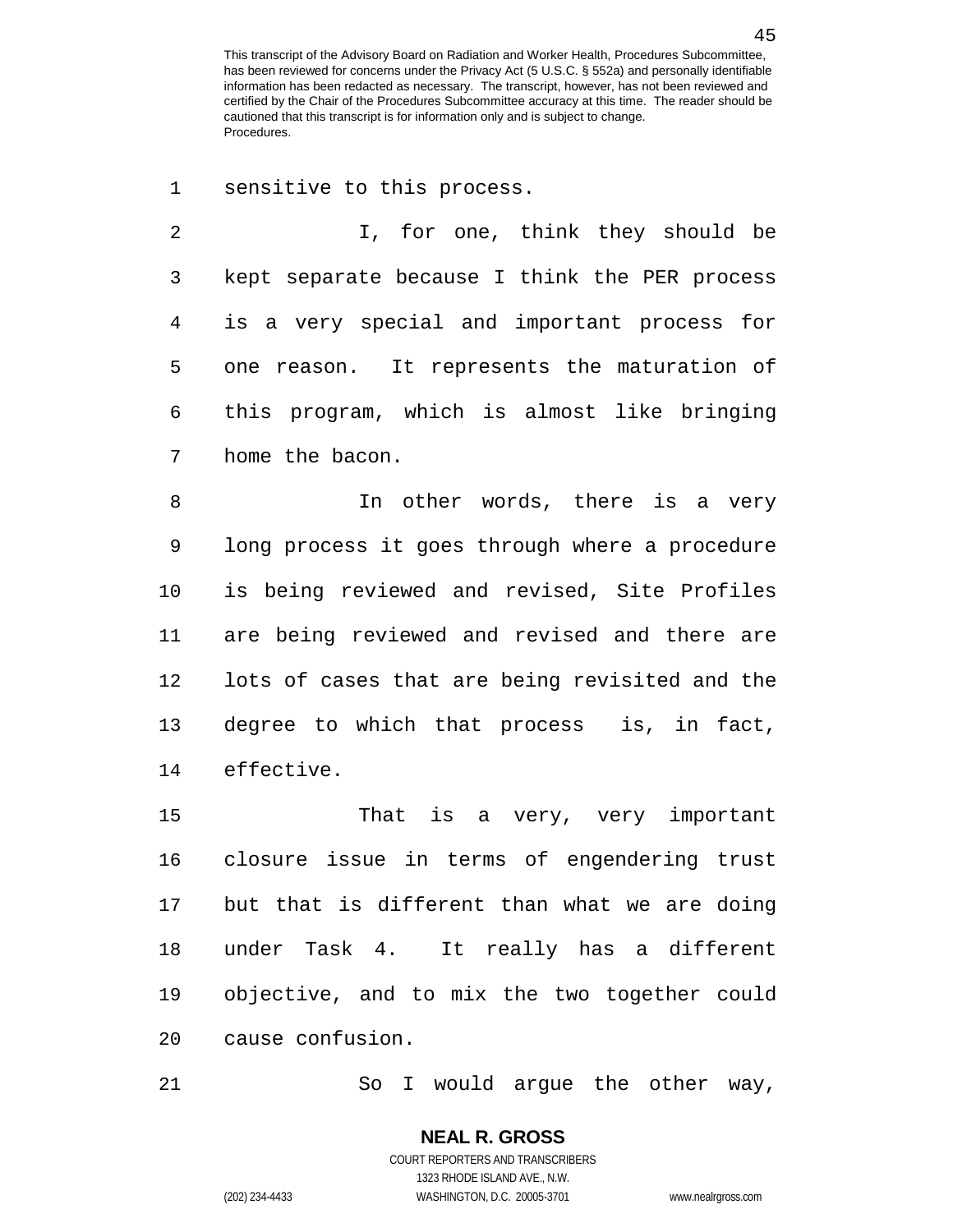sensitive to this process.

I, for one, think they should be kept separate because I think the PER process is a very special and important process for one reason. It represents the maturation of this program, which is almost like bringing home the bacon.

In other words, there is a very long process it goes through where a procedure is being reviewed and revised, Site Profiles are being reviewed and revised and there are lots of cases that are being revisited and the degree to which that process is, in fact, effective.

That is a very, very important closure issue in terms of engendering trust but that is different than what we are doing under Task 4. It really has a different objective, and to mix the two together could cause confusion.

So I would argue the other way,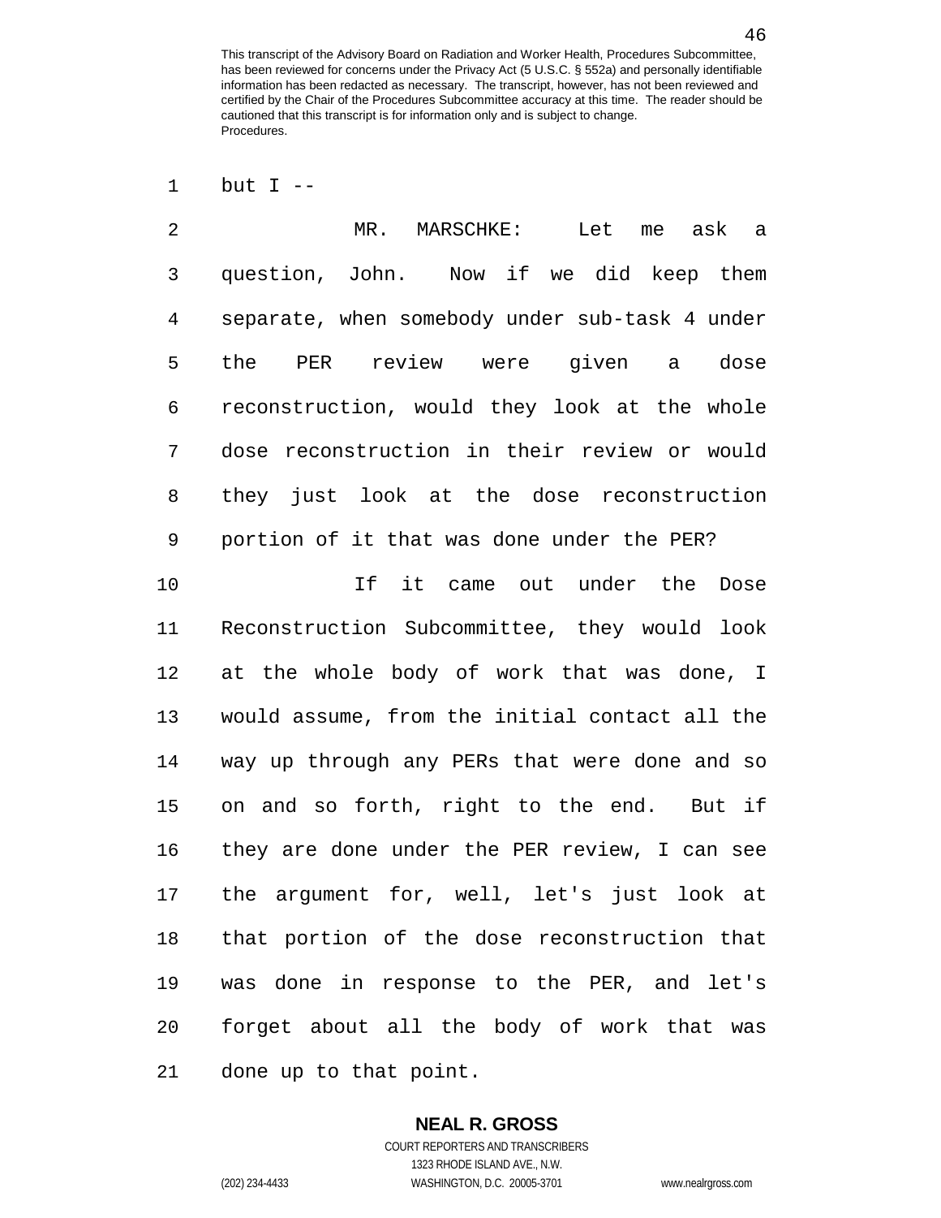but I --

MR. MARSCHKE: Let me ask a question, John. Now if we did keep them separate, when somebody under sub-task 4 under the PER review were given a dose reconstruction, would they look at the whole dose reconstruction in their review or would they just look at the dose reconstruction portion of it that was done under the PER?

If it came out under the Dose Reconstruction Subcommittee, they would look at the whole body of work that was done, I would assume, from the initial contact all the way up through any PERs that were done and so on and so forth, right to the end. But if they are done under the PER review, I can see the argument for, well, let's just look at that portion of the dose reconstruction that was done in response to the PER, and let's forget about all the body of work that was done up to that point.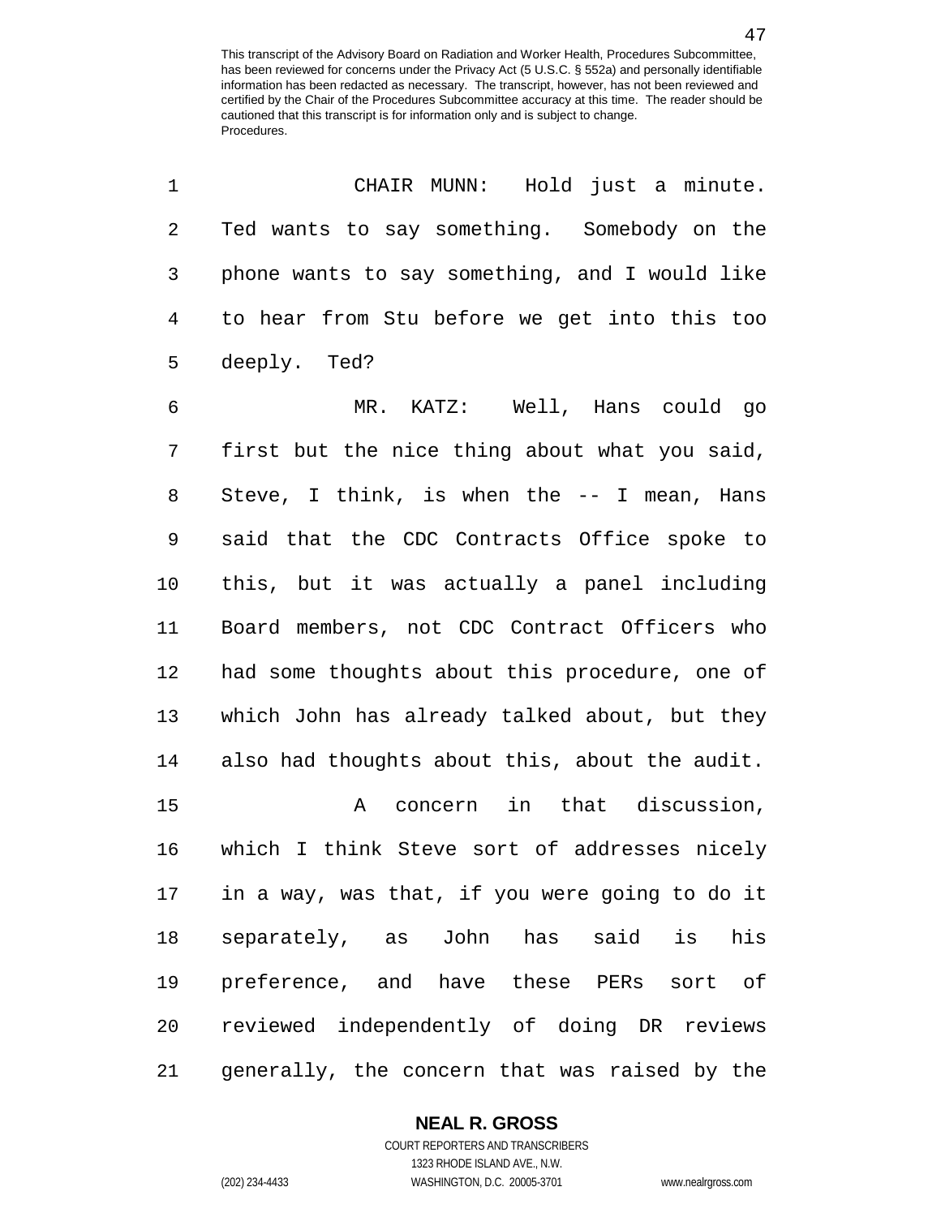CHAIR MUNN: Hold just a minute. Ted wants to say something. Somebody on the phone wants to say something, and I would like to hear from Stu before we get into this too deeply. Ted?

MR. KATZ: Well, Hans could go first but the nice thing about what you said, Steve, I think, is when the -- I mean, Hans said that the CDC Contracts Office spoke to this, but it was actually a panel including Board members, not CDC Contract Officers who had some thoughts about this procedure, one of which John has already talked about, but they also had thoughts about this, about the audit.

A concern in that discussion, which I think Steve sort of addresses nicely in a way, was that, if you were going to do it separately, as John has said is his preference, and have these PERs sort of reviewed independently of doing DR reviews generally, the concern that was raised by the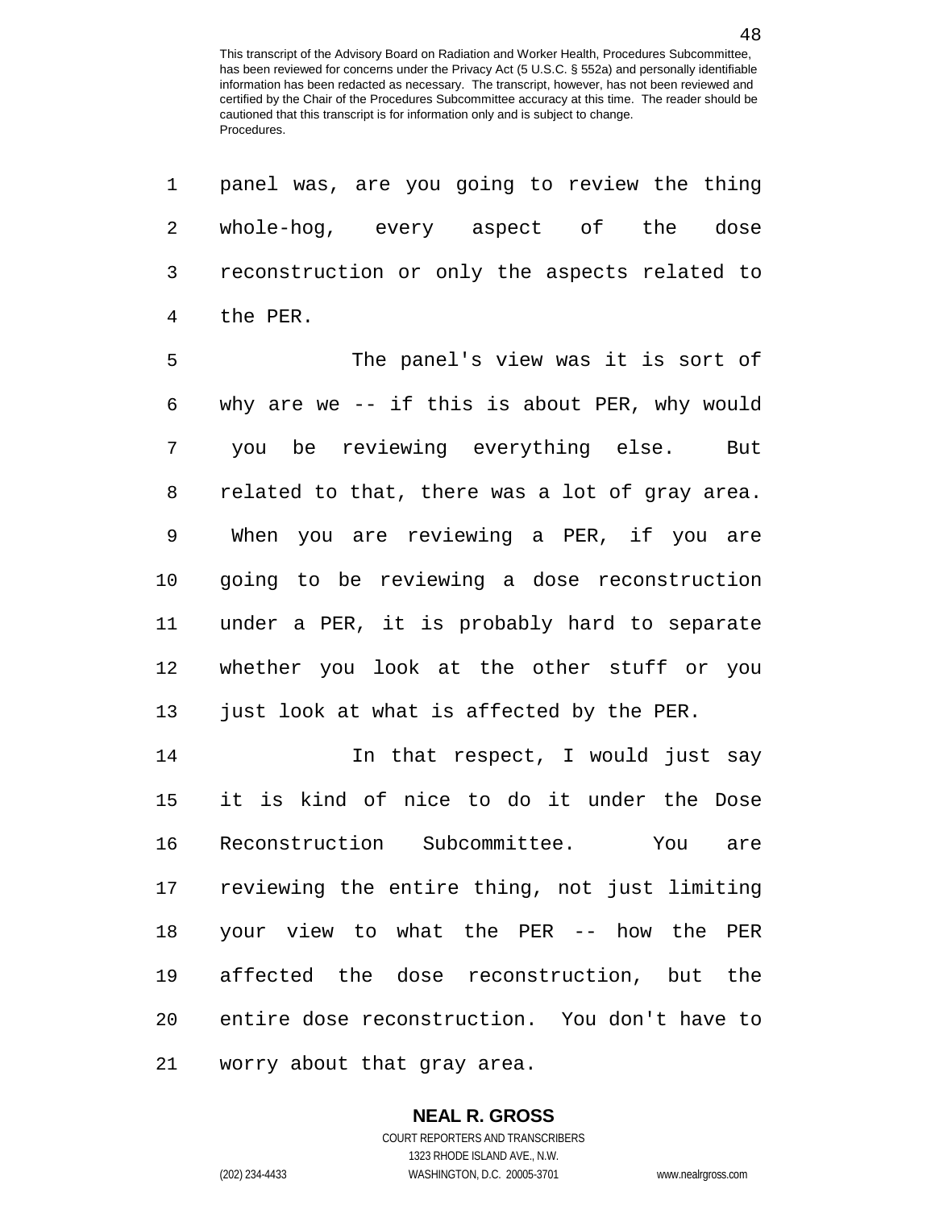panel was, are you going to review the thing whole-hog, every aspect of the dose reconstruction or only the aspects related to the PER.

The panel's view was it is sort of why are we -- if this is about PER, why would you be reviewing everything else. But related to that, there was a lot of gray area. When you are reviewing a PER, if you are going to be reviewing a dose reconstruction under a PER, it is probably hard to separate whether you look at the other stuff or you just look at what is affected by the PER.

In that respect, I would just say it is kind of nice to do it under the Dose Reconstruction Subcommittee. You are reviewing the entire thing, not just limiting your view to what the PER -- how the PER affected the dose reconstruction, but the entire dose reconstruction. You don't have to worry about that gray area.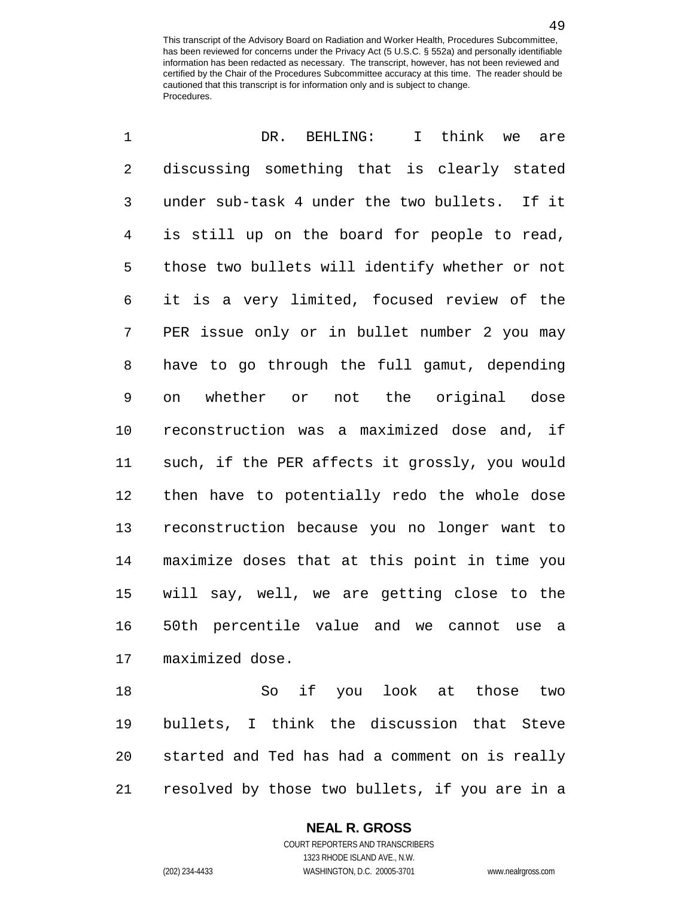DR. BEHLING: I think we are discussing something that is clearly stated under sub-task 4 under the two bullets. If it is still up on the board for people to read, those two bullets will identify whether or not it is a very limited, focused review of the PER issue only or in bullet number 2 you may have to go through the full gamut, depending on whether or not the original dose reconstruction was a maximized dose and, if such, if the PER affects it grossly, you would then have to potentially redo the whole dose reconstruction because you no longer want to maximize doses that at this point in time you will say, well, we are getting close to the 50th percentile value and we cannot use a maximized dose.

So if you look at those two bullets, I think the discussion that Steve started and Ted has had a comment on is really resolved by those two bullets, if you are in a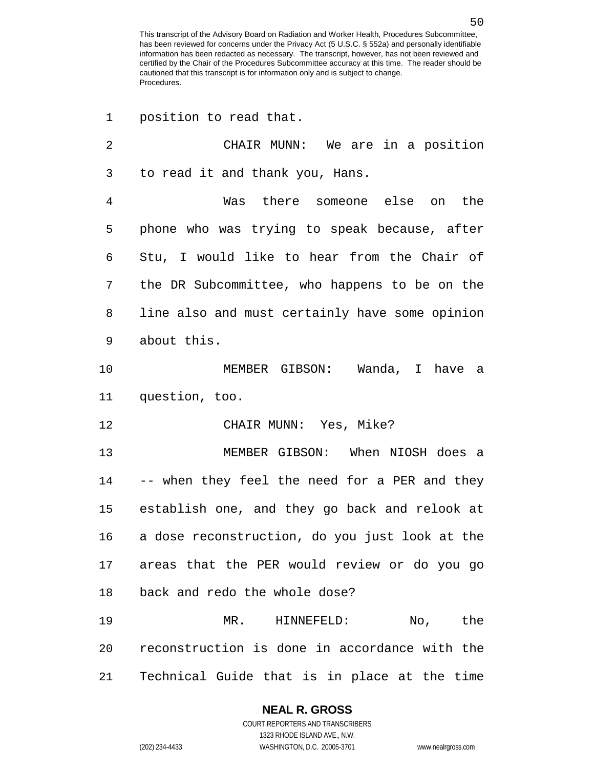position to read that.

CHAIR MUNN: We are in a position to read it and thank you, Hans.

Was there someone else on the phone who was trying to speak because, after Stu, I would like to hear from the Chair of the DR Subcommittee, who happens to be on the line also and must certainly have some opinion about this.

MEMBER GIBSON: Wanda, I have a question, too.

CHAIR MUNN: Yes, Mike?

MEMBER GIBSON: When NIOSH does a -- when they feel the need for a PER and they establish one, and they go back and relook at a dose reconstruction, do you just look at the areas that the PER would review or do you go back and redo the whole dose?

MR. HINNEFELD: No, the reconstruction is done in accordance with the Technical Guide that is in place at the time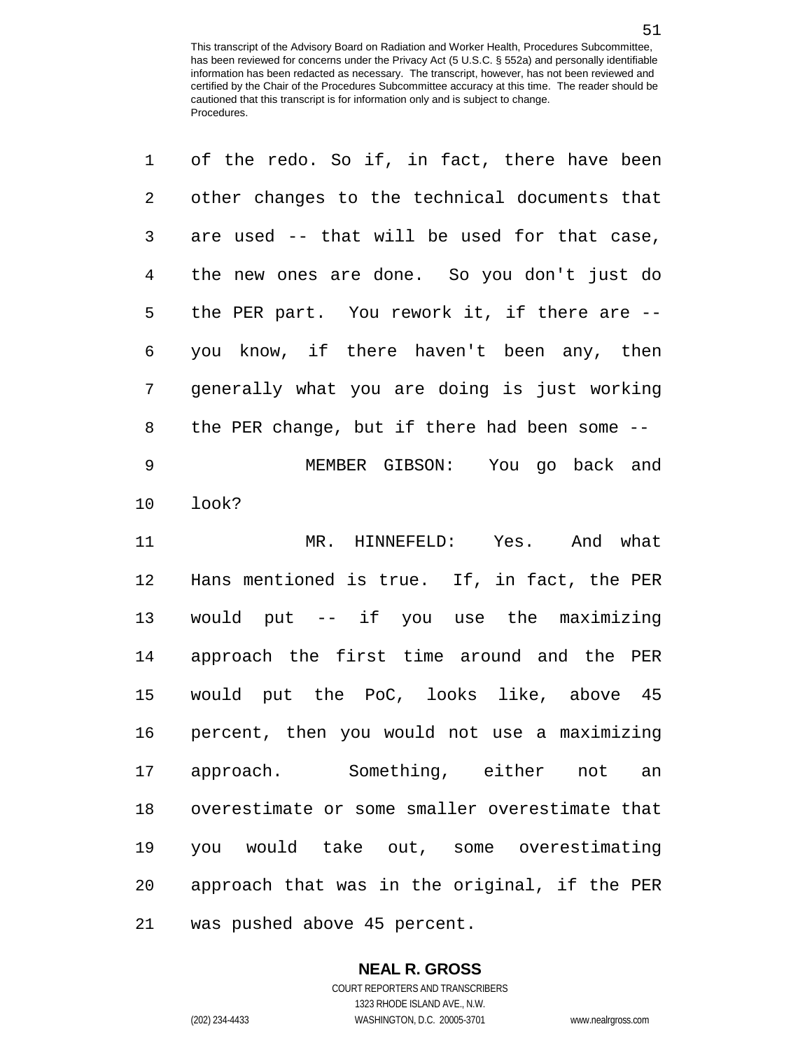of the redo. So if, in fact, there have been other changes to the technical documents that are used -- that will be used for that case, the new ones are done. So you don't just do the PER part. You rework it, if there are -- you know, if there haven't been any, then generally what you are doing is just working the PER change, but if there had been some --

MEMBER GIBSON: You go back and look?

MR. HINNEFELD: Yes. And what Hans mentioned is true. If, in fact, the PER would put -- if you use the maximizing approach the first time around and the PER would put the PoC, looks like, above 45 percent, then you would not use a maximizing approach. Something, either not an overestimate or some smaller overestimate that you would take out, some overestimating approach that was in the original, if the PER was pushed above 45 percent.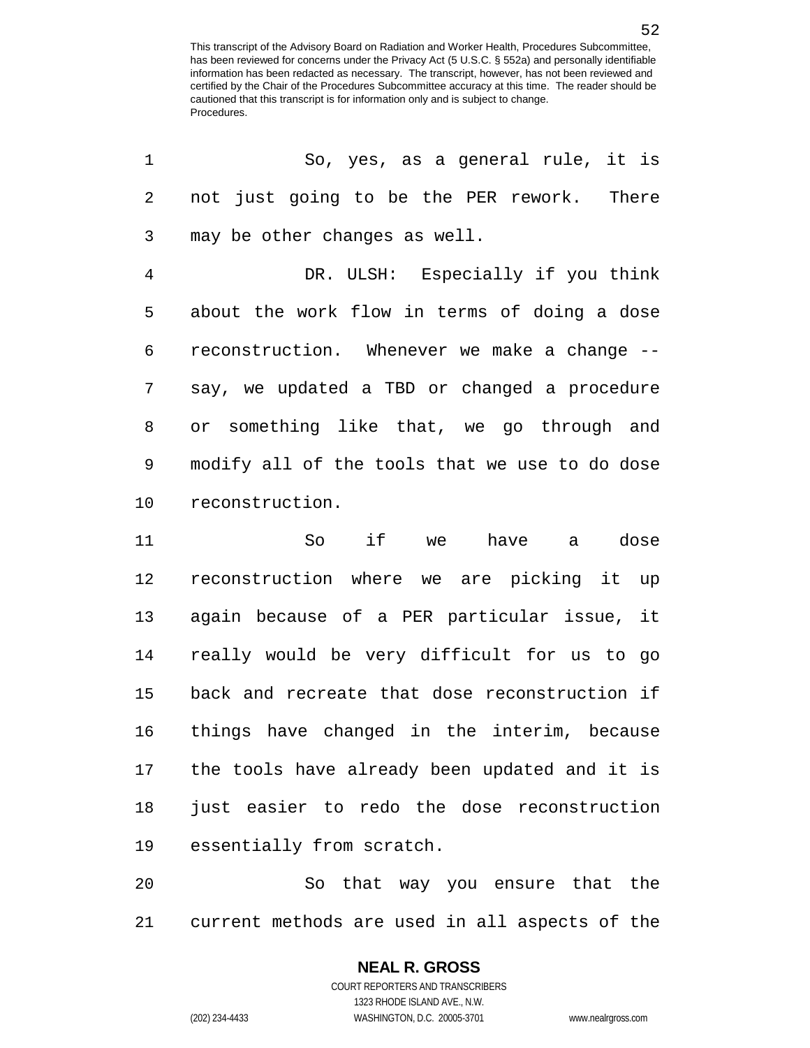So, yes, as a general rule, it is not just going to be the PER rework. There may be other changes as well.

DR. ULSH: Especially if you think about the work flow in terms of doing a dose reconstruction. Whenever we make a change -- say, we updated a TBD or changed a procedure or something like that, we go through and modify all of the tools that we use to do dose reconstruction.

So if we have a dose reconstruction where we are picking it up again because of a PER particular issue, it really would be very difficult for us to go back and recreate that dose reconstruction if things have changed in the interim, because the tools have already been updated and it is just easier to redo the dose reconstruction essentially from scratch.

So that way you ensure that the current methods are used in all aspects of the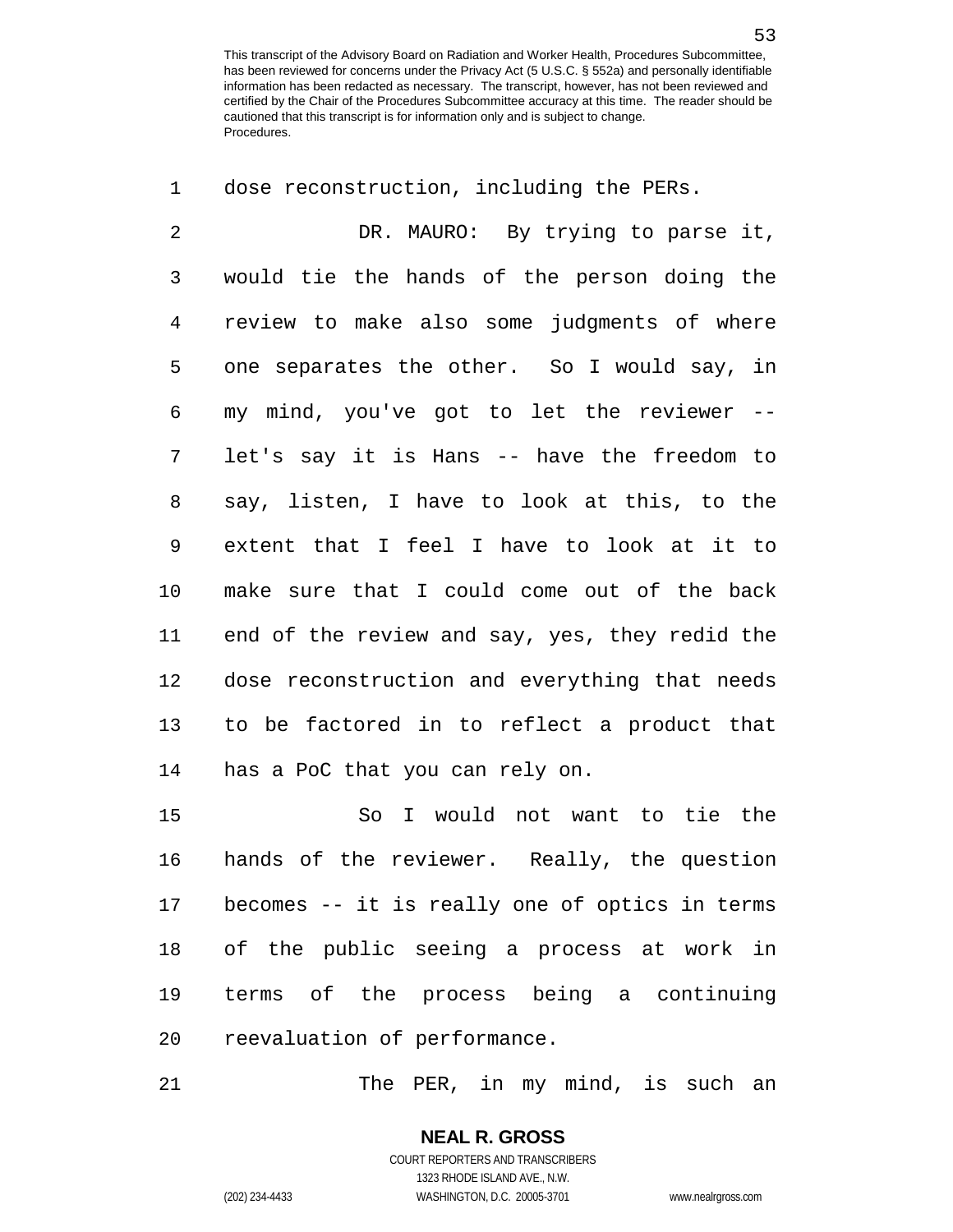dose reconstruction, including the PERs.

DR. MAURO: By trying to parse it, would tie the hands of the person doing the review to make also some judgments of where one separates the other. So I would say, in my mind, you've got to let the reviewer -- let's say it is Hans -- have the freedom to say, listen, I have to look at this, to the extent that I feel I have to look at it to make sure that I could come out of the back end of the review and say, yes, they redid the dose reconstruction and everything that needs to be factored in to reflect a product that has a PoC that you can rely on.

So I would not want to tie the hands of the reviewer. Really, the question becomes -- it is really one of optics in terms of the public seeing a process at work in terms of the process being a continuing reevaluation of performance.

The PER, in my mind, is such an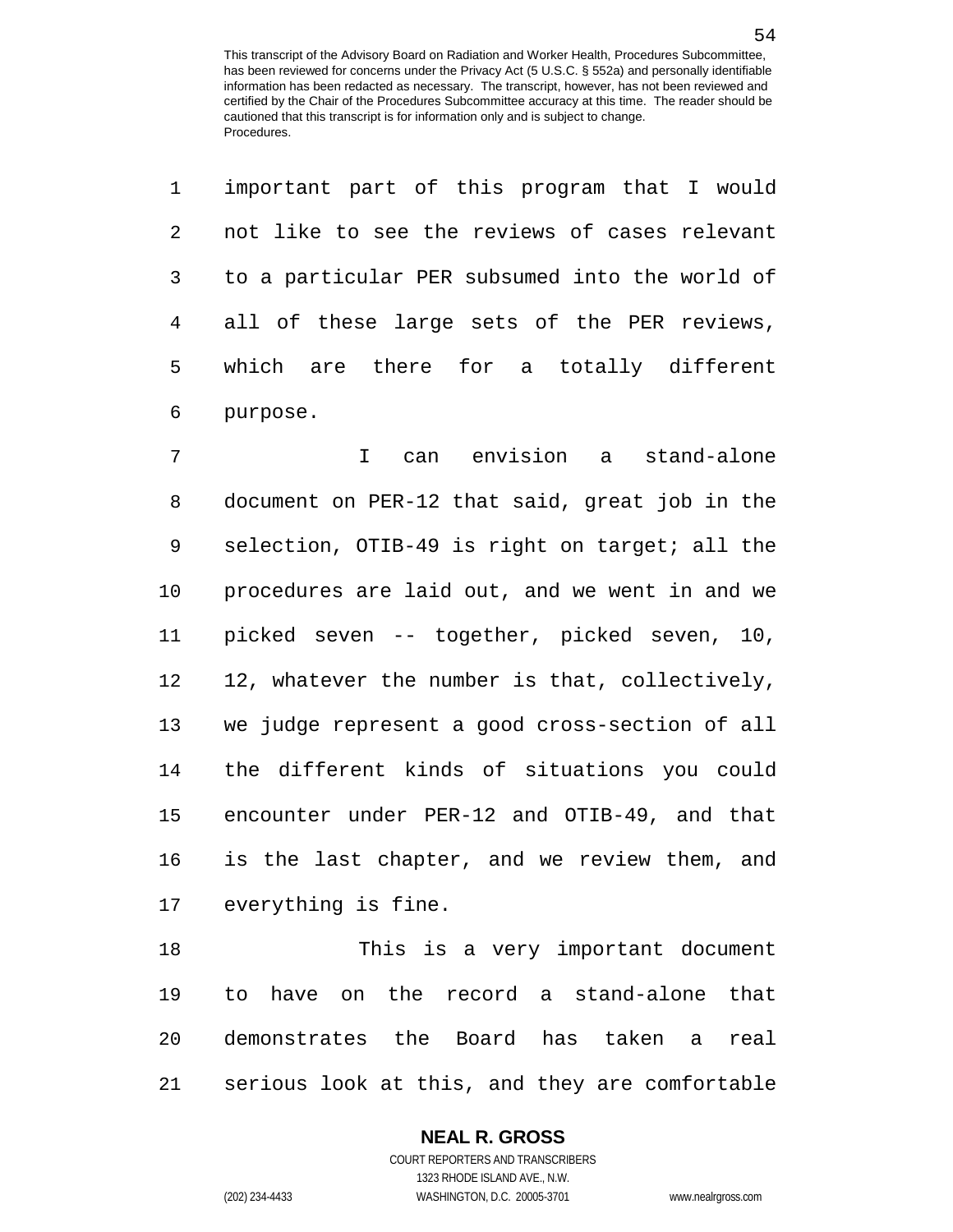important part of this program that I would not like to see the reviews of cases relevant to a particular PER subsumed into the world of all of these large sets of the PER reviews, which are there for a totally different purpose.

I can envision a stand-alone document on PER-12 that said, great job in the selection, OTIB-49 is right on target; all the procedures are laid out, and we went in and we picked seven -- together, picked seven, 10, 12, whatever the number is that, collectively, we judge represent a good cross-section of all the different kinds of situations you could encounter under PER-12 and OTIB-49, and that is the last chapter, and we review them, and everything is fine.

This is a very important document to have on the record a stand-alone that demonstrates the Board has taken a real serious look at this, and they are comfortable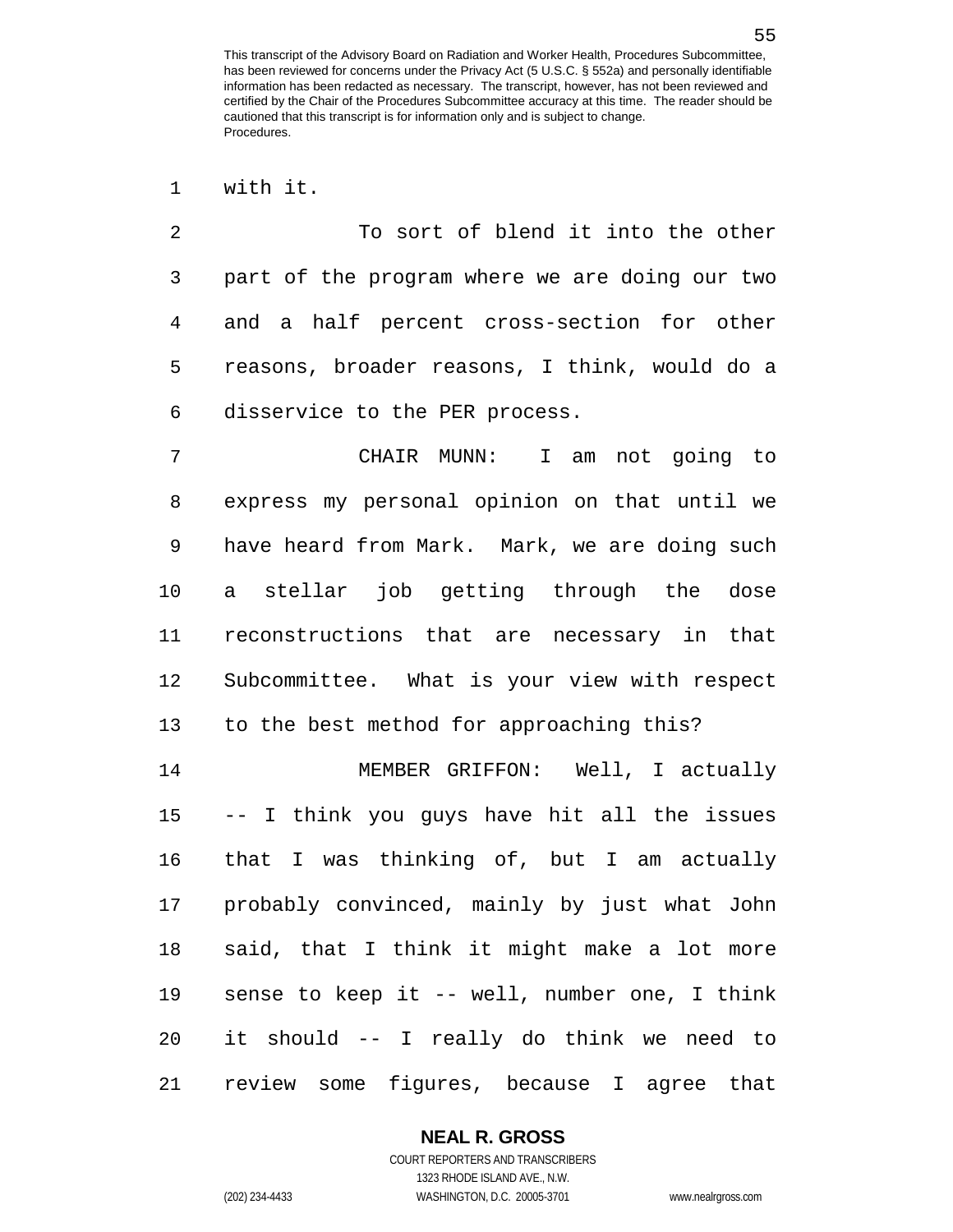with it.

To sort of blend it into the other part of the program where we are doing our two and a half percent cross-section for other reasons, broader reasons, I think, would do a disservice to the PER process.

CHAIR MUNN: I am not going to express my personal opinion on that until we have heard from Mark. Mark, we are doing such a stellar job getting through the dose reconstructions that are necessary in that Subcommittee. What is your view with respect to the best method for approaching this?

MEMBER GRIFFON: Well, I actually -- I think you guys have hit all the issues that I was thinking of, but I am actually probably convinced, mainly by just what John said, that I think it might make a lot more sense to keep it -- well, number one, I think it should -- I really do think we need to review some figures, because I agree that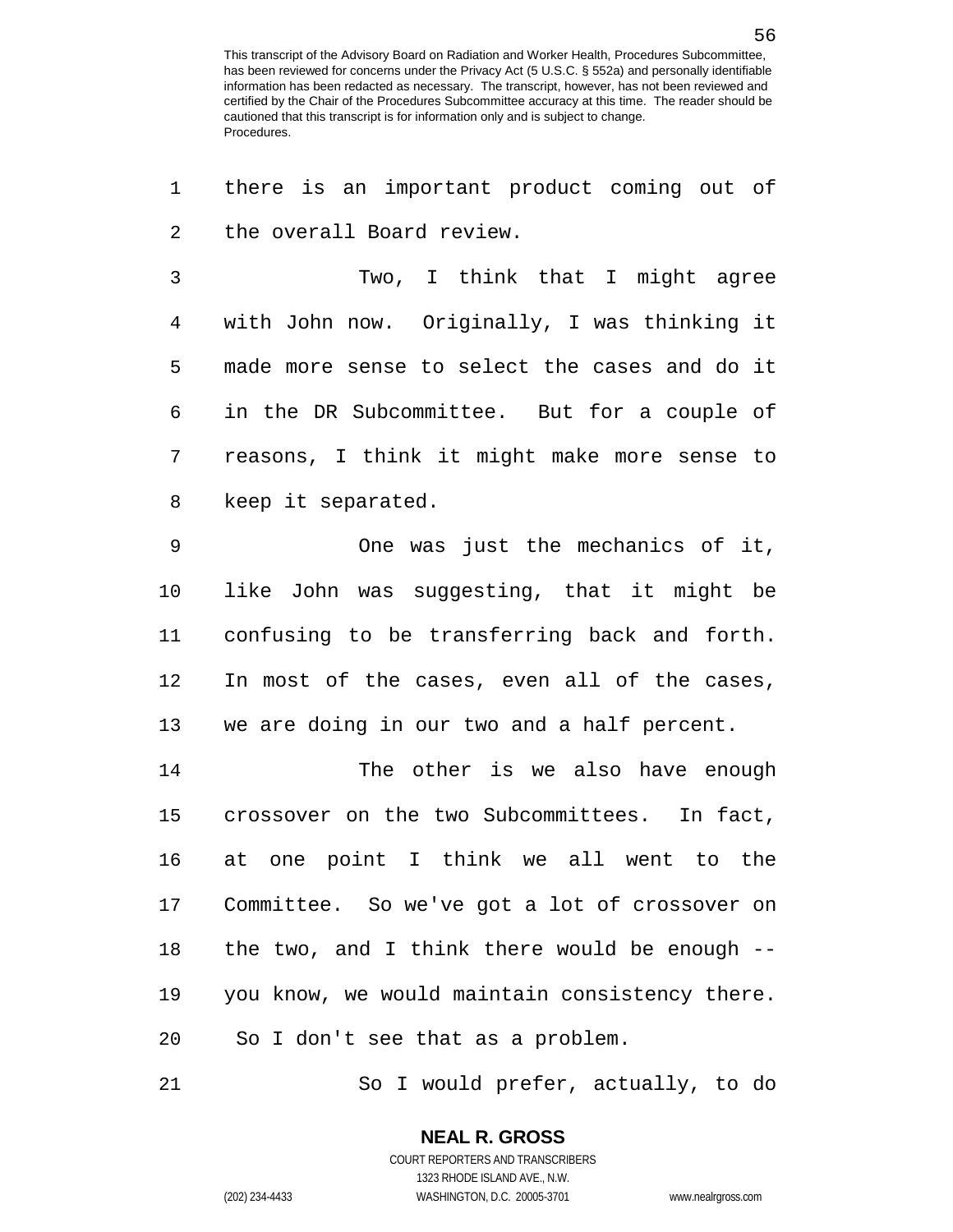there is an important product coming out of the overall Board review.

Two, I think that I might agree with John now. Originally, I was thinking it made more sense to select the cases and do it in the DR Subcommittee. But for a couple of reasons, I think it might make more sense to keep it separated.

One was just the mechanics of it, like John was suggesting, that it might be confusing to be transferring back and forth. In most of the cases, even all of the cases, we are doing in our two and a half percent.

The other is we also have enough crossover on the two Subcommittees. In fact, at one point I think we all went to the Committee. So we've got a lot of crossover on the two, and I think there would be enough -- you know, we would maintain consistency there. So I don't see that as a problem.

So I would prefer, actually, to do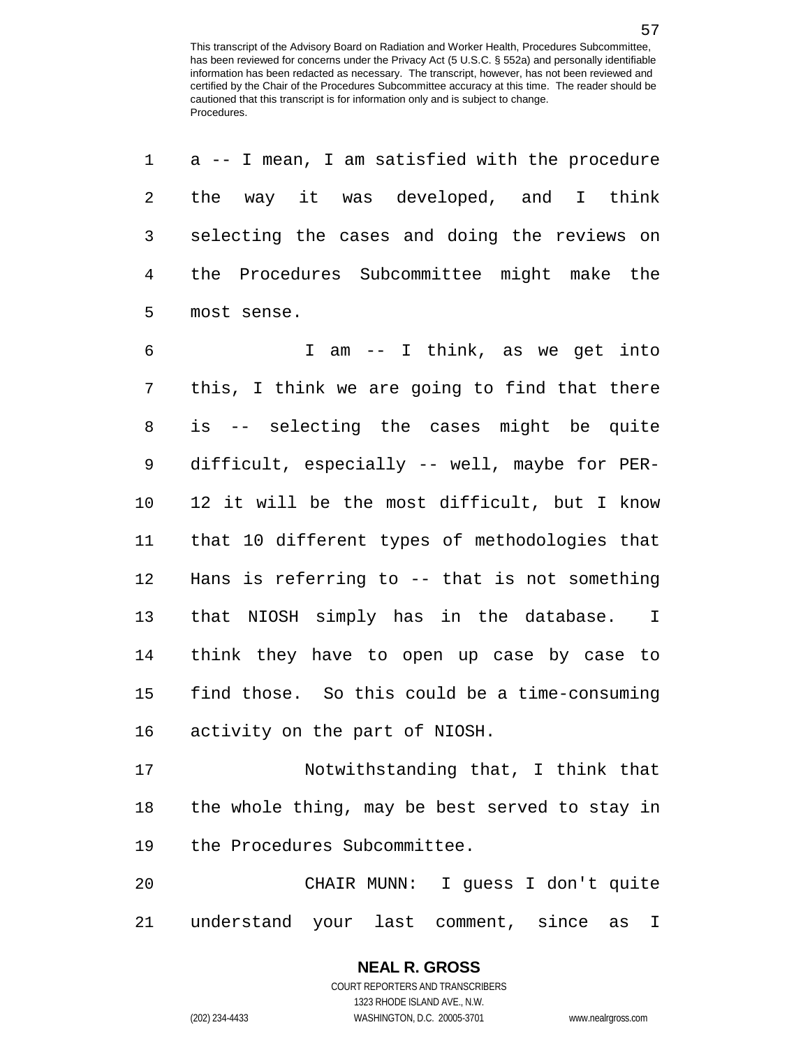a -- I mean, I am satisfied with the procedure the way it was developed, and I think selecting the cases and doing the reviews on the Procedures Subcommittee might make the most sense.

I am -- I think, as we get into this, I think we are going to find that there is -- selecting the cases might be quite difficult, especially -- well, maybe for PER-12 it will be the most difficult, but I know that 10 different types of methodologies that Hans is referring to -- that is not something that NIOSH simply has in the database. I think they have to open up case by case to find those. So this could be a time-consuming activity on the part of NIOSH.

Notwithstanding that, I think that the whole thing, may be best served to stay in the Procedures Subcommittee.

CHAIR MUNN: I guess I don't quite understand your last comment, since as I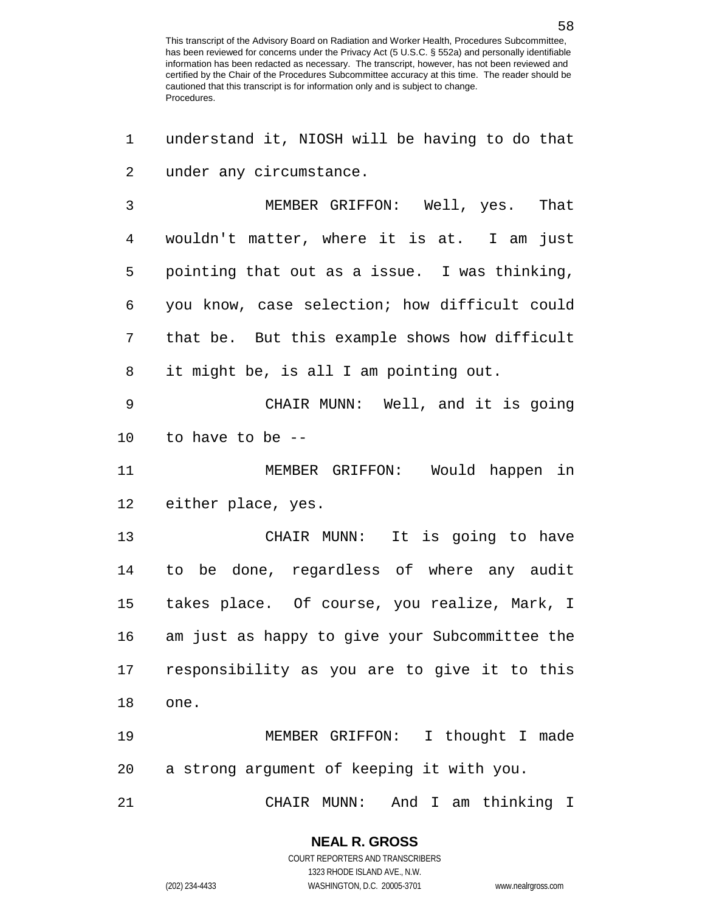understand it, NIOSH will be having to do that under any circumstance.

MEMBER GRIFFON: Well, yes. That wouldn't matter, where it is at. I am just pointing that out as a issue. I was thinking, you know, case selection; how difficult could that be. But this example shows how difficult it might be, is all I am pointing out.

CHAIR MUNN: Well, and it is going to have to be --

MEMBER GRIFFON: Would happen in either place, yes.

CHAIR MUNN: It is going to have to be done, regardless of where any audit takes place. Of course, you realize, Mark, I am just as happy to give your Subcommittee the responsibility as you are to give it to this one.

MEMBER GRIFFON: I thought I made a strong argument of keeping it with you.

CHAIR MUNN: And I am thinking I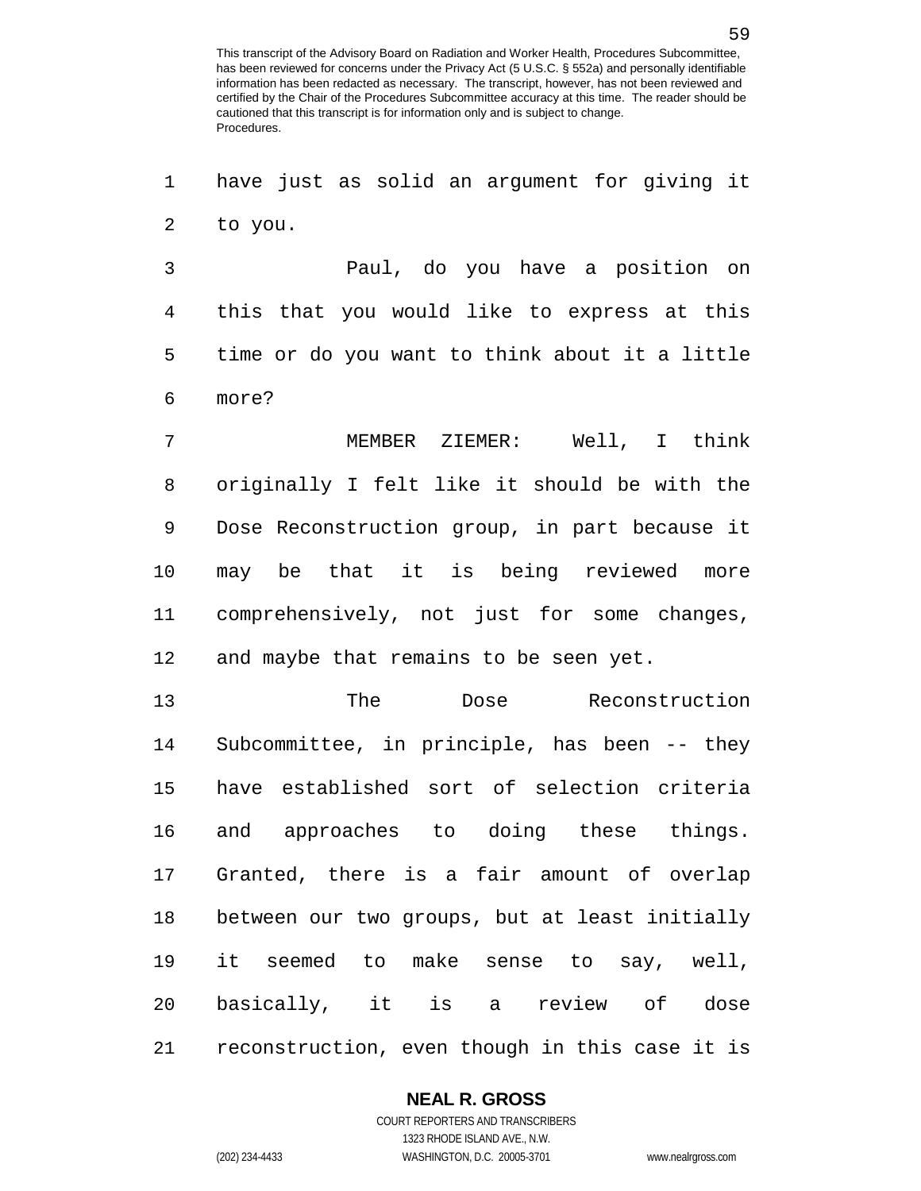have just as solid an argument for giving it to you.

Paul, do you have a position on this that you would like to express at this time or do you want to think about it a little more?

MEMBER ZIEMER: Well, I think originally I felt like it should be with the Dose Reconstruction group, in part because it may be that it is being reviewed more comprehensively, not just for some changes, and maybe that remains to be seen yet.

The Dose Reconstruction Subcommittee, in principle, has been -- they have established sort of selection criteria and approaches to doing these things. Granted, there is a fair amount of overlap between our two groups, but at least initially it seemed to make sense to say, well, basically, it is a review of dose reconstruction, even though in this case it is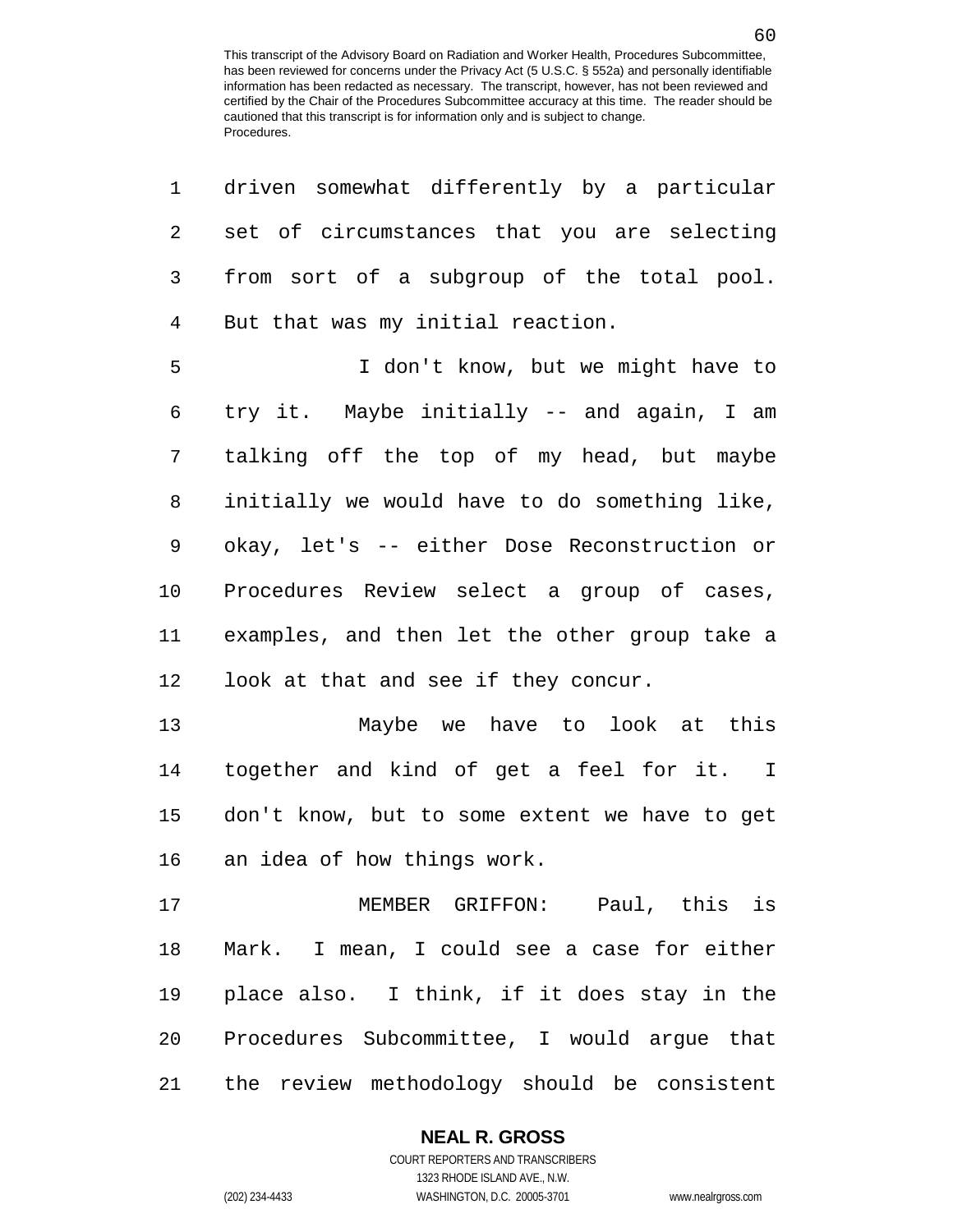driven somewhat differently by a particular set of circumstances that you are selecting from sort of a subgroup of the total pool. But that was my initial reaction.

I don't know, but we might have to try it. Maybe initially -- and again, I am talking off the top of my head, but maybe initially we would have to do something like, okay, let's -- either Dose Reconstruction or Procedures Review select a group of cases, examples, and then let the other group take a look at that and see if they concur.

Maybe we have to look at this together and kind of get a feel for it. I don't know, but to some extent we have to get an idea of how things work.

MEMBER GRIFFON: Paul, this is Mark. I mean, I could see a case for either place also. I think, if it does stay in the Procedures Subcommittee, I would argue that the review methodology should be consistent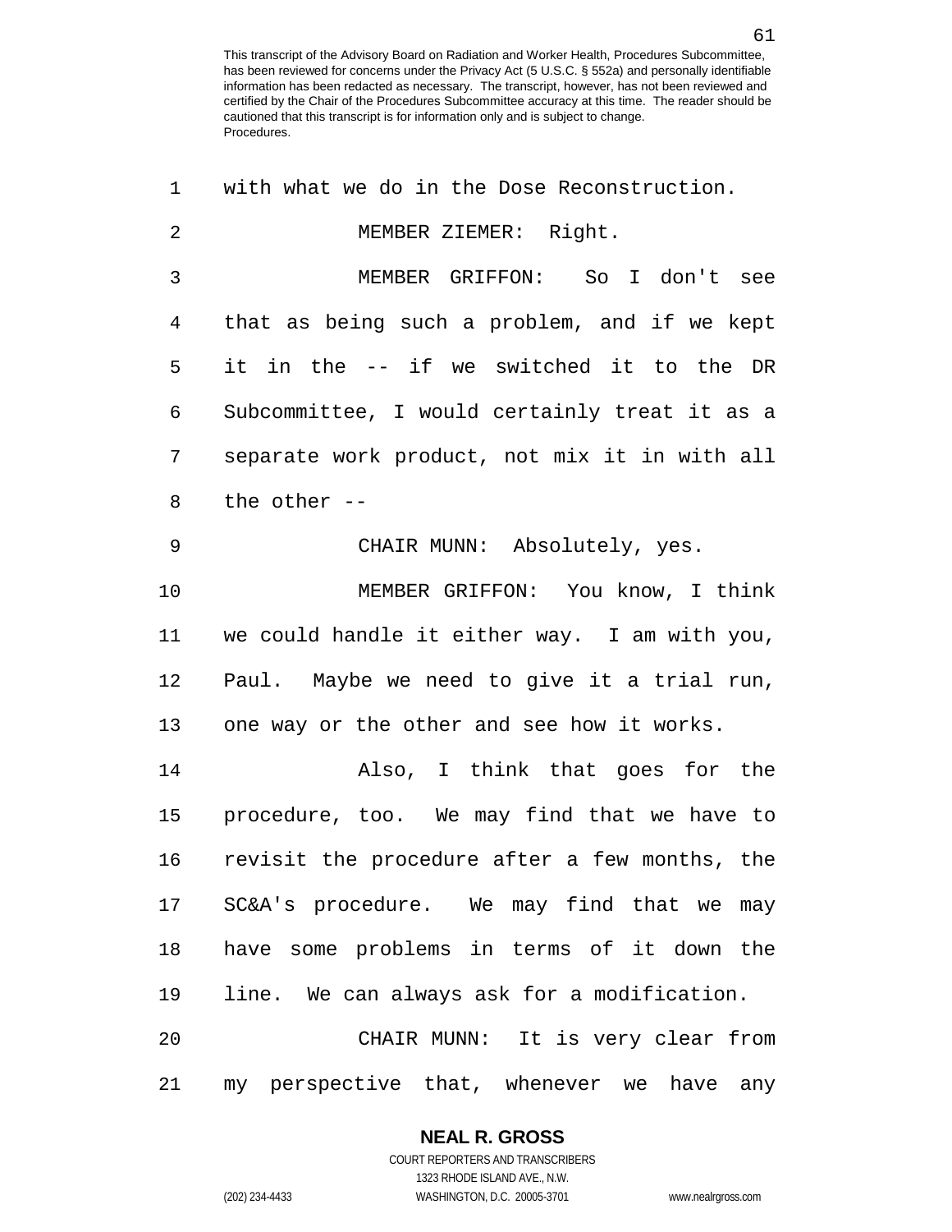with what we do in the Dose Reconstruction.

MEMBER ZIEMER: Right.

MEMBER GRIFFON: So I don't see that as being such a problem, and if we kept it in the -- if we switched it to the DR Subcommittee, I would certainly treat it as a separate work product, not mix it in with all the other --

CHAIR MUNN: Absolutely, yes.

MEMBER GRIFFON: You know, I think we could handle it either way. I am with you, Paul. Maybe we need to give it a trial run, one way or the other and see how it works.

Also, I think that goes for the procedure, too. We may find that we have to revisit the procedure after a few months, the SC&A's procedure. We may find that we may have some problems in terms of it down the line. We can always ask for a modification.

CHAIR MUNN: It is very clear from my perspective that, whenever we have any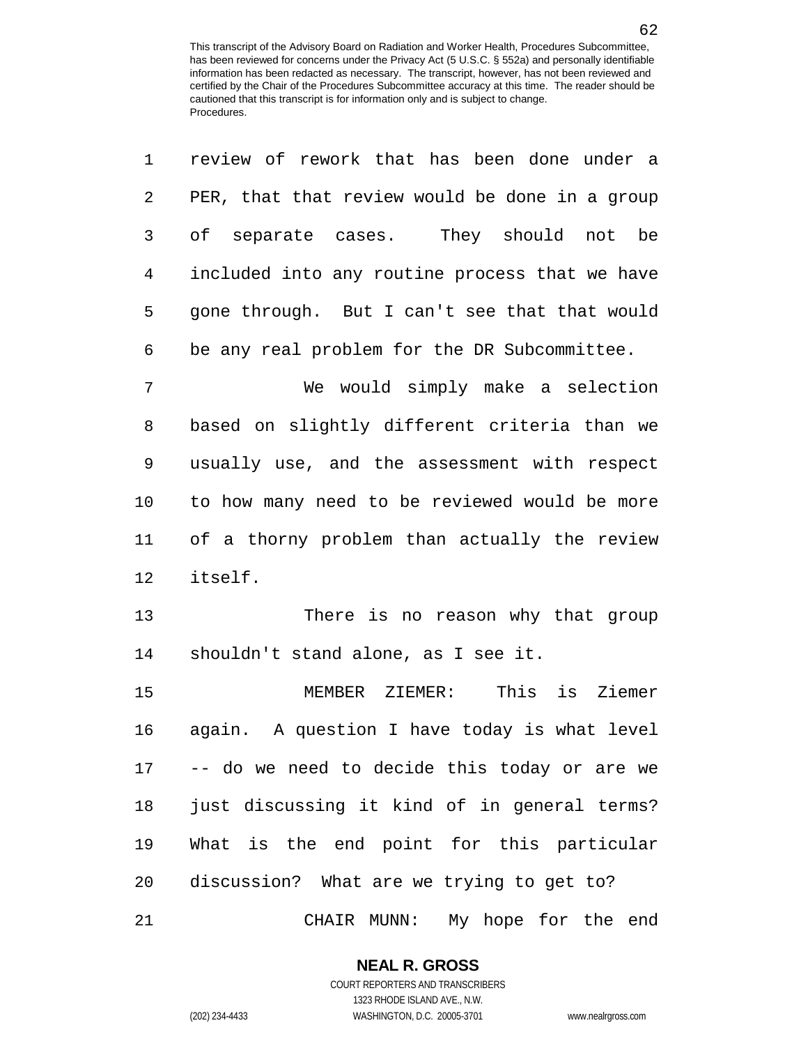review of rework that has been done under a PER, that that review would be done in a group of separate cases. They should not be included into any routine process that we have gone through. But I can't see that that would be any real problem for the DR Subcommittee.

We would simply make a selection based on slightly different criteria than we usually use, and the assessment with respect to how many need to be reviewed would be more of a thorny problem than actually the review itself.

There is no reason why that group shouldn't stand alone, as I see it.

MEMBER ZIEMER: This is Ziemer again. A question I have today is what level -- do we need to decide this today or are we just discussing it kind of in general terms? What is the end point for this particular discussion? What are we trying to get to?

CHAIR MUNN: My hope for the end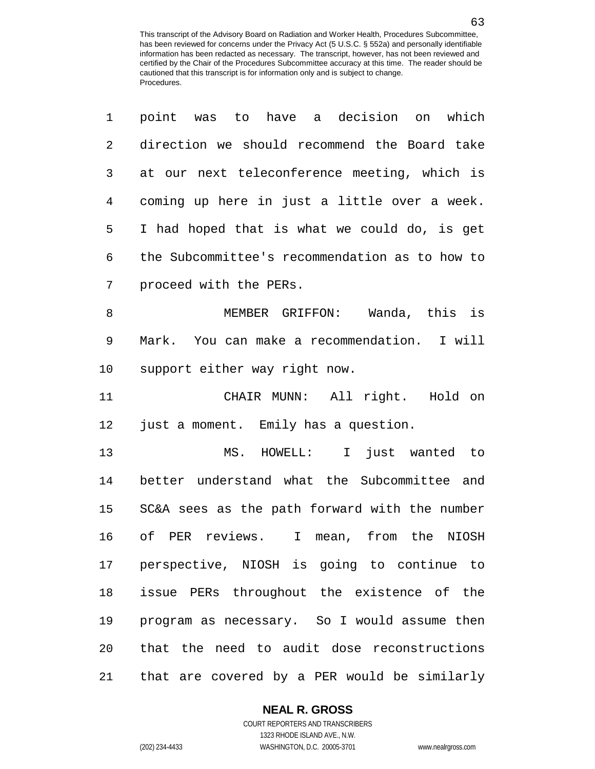point was to have a decision on which direction we should recommend the Board take at our next teleconference meeting, which is coming up here in just a little over a week. I had hoped that is what we could do, is get the Subcommittee's recommendation as to how to proceed with the PERs.

MEMBER GRIFFON: Wanda, this is Mark. You can make a recommendation. I will support either way right now.

CHAIR MUNN: All right. Hold on just a moment. Emily has a question.

MS. HOWELL: I just wanted to better understand what the Subcommittee and SC&A sees as the path forward with the number of PER reviews. I mean, from the NIOSH perspective, NIOSH is going to continue to issue PERs throughout the existence of the program as necessary. So I would assume then that the need to audit dose reconstructions that are covered by a PER would be similarly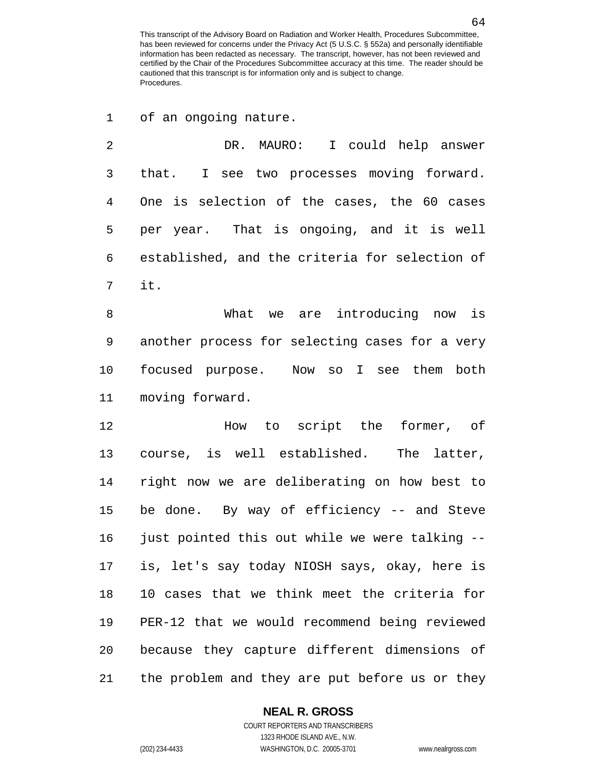of an ongoing nature.

DR. MAURO: I could help answer that. I see two processes moving forward. One is selection of the cases, the 60 cases per year. That is ongoing, and it is well established, and the criteria for selection of it.

What we are introducing now is another process for selecting cases for a very focused purpose. Now so I see them both moving forward.

How to script the former, of course, is well established. The latter, right now we are deliberating on how best to be done. By way of efficiency -- and Steve just pointed this out while we were talking -- is, let's say today NIOSH says, okay, here is 10 cases that we think meet the criteria for PER-12 that we would recommend being reviewed because they capture different dimensions of the problem and they are put before us or they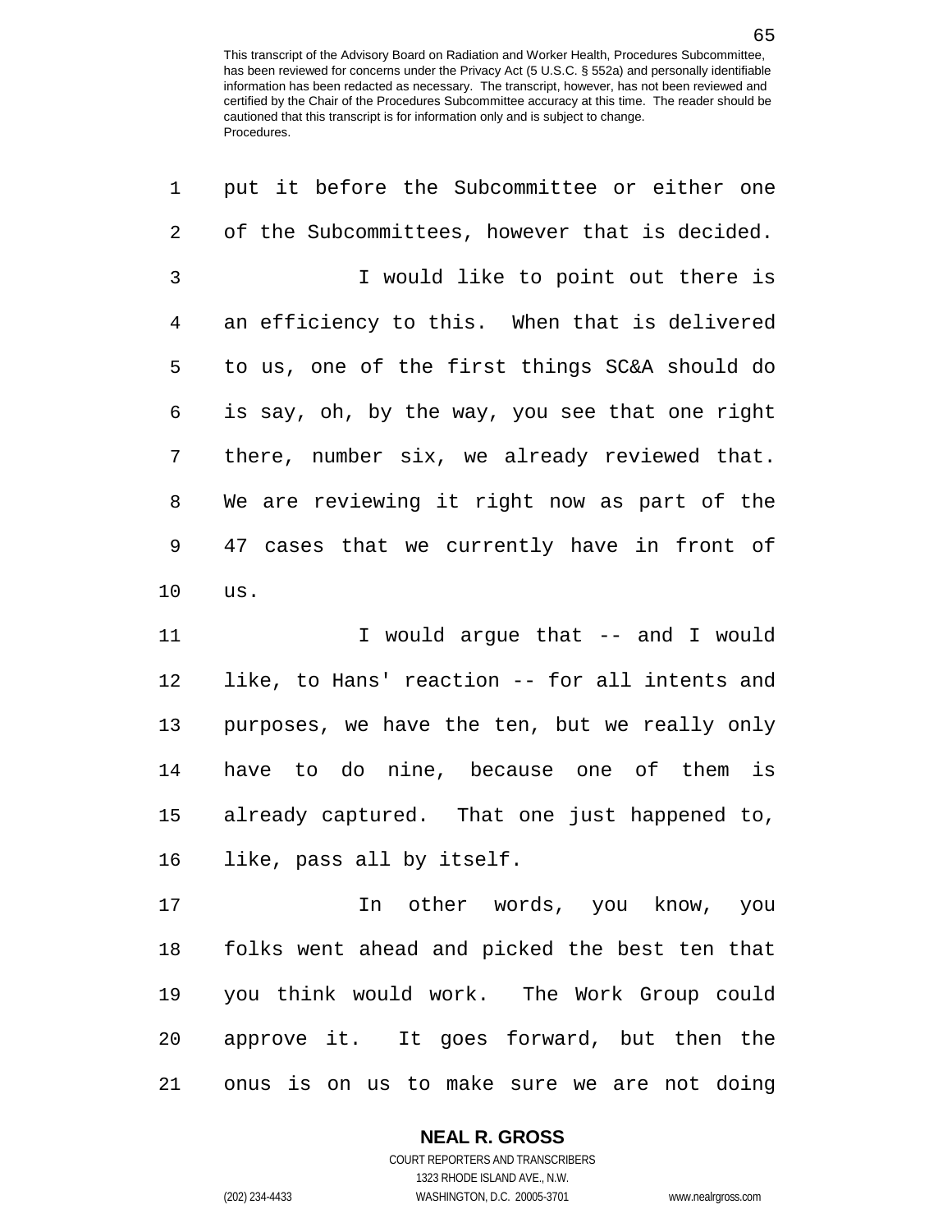put it before the Subcommittee or either one of the Subcommittees, however that is decided.

I would like to point out there is an efficiency to this. When that is delivered to us, one of the first things SC&A should do is say, oh, by the way, you see that one right there, number six, we already reviewed that. We are reviewing it right now as part of the 47 cases that we currently have in front of us.

I would argue that -- and I would like, to Hans' reaction -- for all intents and purposes, we have the ten, but we really only have to do nine, because one of them is already captured. That one just happened to, like, pass all by itself.

In other words, you know, you folks went ahead and picked the best ten that you think would work. The Work Group could approve it. It goes forward, but then the onus is on us to make sure we are not doing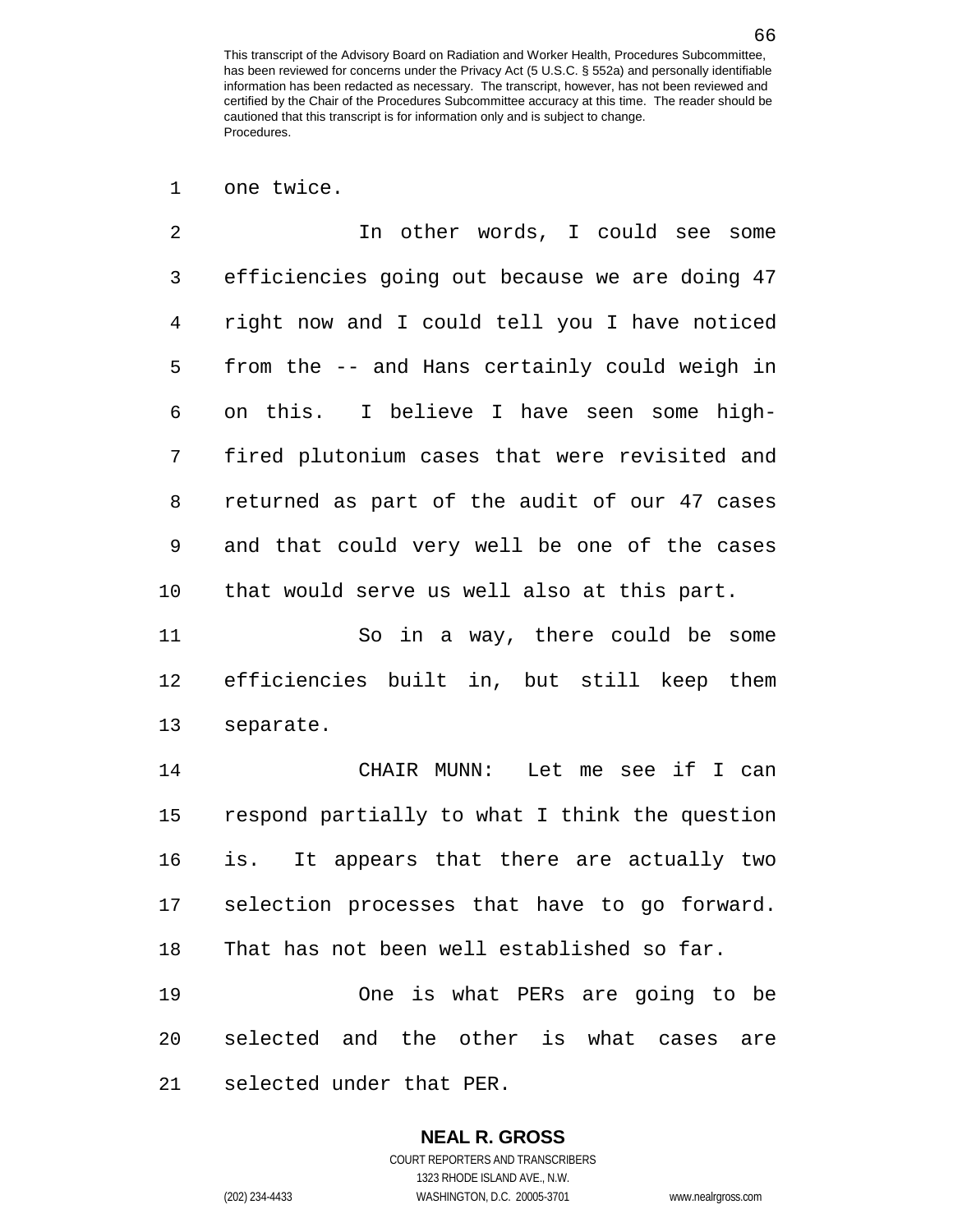one twice.

In other words, I could see some efficiencies going out because we are doing 47 right now and I could tell you I have noticed from the -- and Hans certainly could weigh in on this. I believe I have seen some high-fired plutonium cases that were revisited and returned as part of the audit of our 47 cases and that could very well be one of the cases that would serve us well also at this part.

So in a way, there could be some efficiencies built in, but still keep them separate.

CHAIR MUNN: Let me see if I can respond partially to what I think the question is. It appears that there are actually two selection processes that have to go forward. That has not been well established so far.

One is what PERs are going to be selected and the other is what cases are selected under that PER.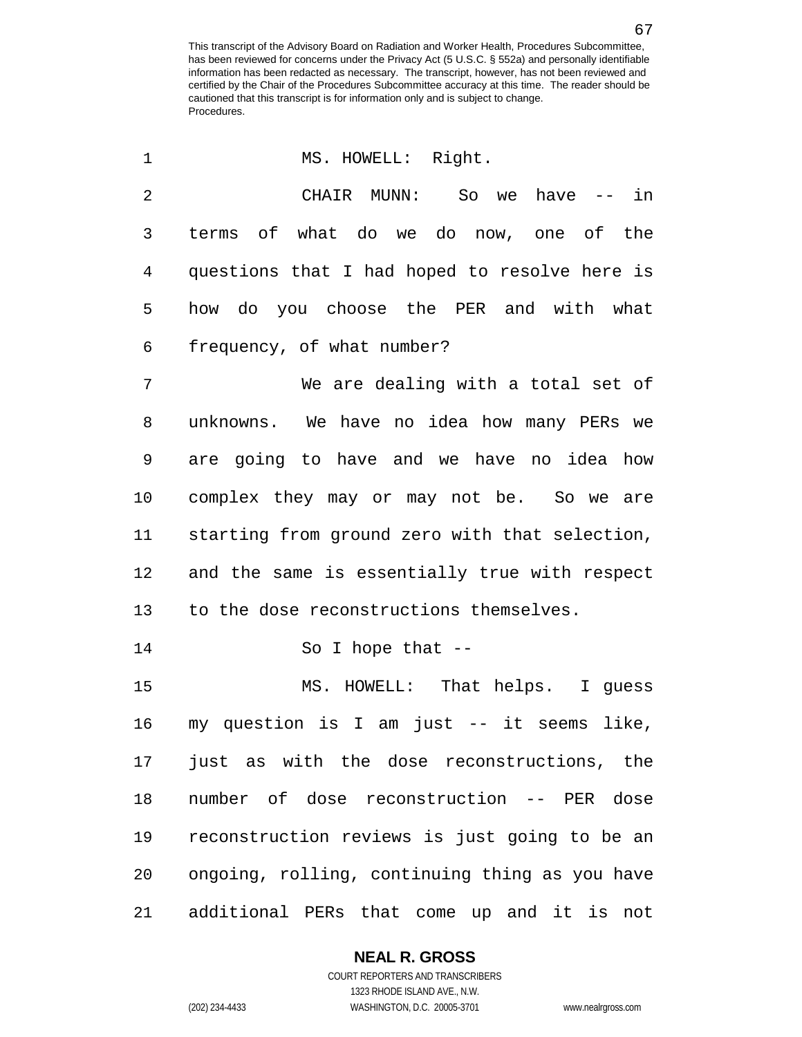This transcript of the Advisory Board on Radiation and Worker Health, Procedures Subcommittee, has been reviewed for concerns under the Privacy Act (5 U.S.C. § 552a) and personally identifiable information has been redacted as necessary. The transcript, however, has not been reviewed and certified by the Chair of the Procedures Subcommittee accuracy at this time. The reader should be cautioned that this transcript is for information only and is subject to change.
Procedures.

1 MS. HOWELL: Right.

2 CHAIR MUNN: So we have -- in
3 terms of what do we do now, one of the
4 questions that I had hoped to resolve here is
5 how do you choose the PER and with what
6 frequency, of what number?

7 We are dealing with a total set of
8 unknowns. We have no idea how many PERs we
9 are going to have and we have no idea how
10 complex they may or may not be. So we are
11 starting from ground zero with that selection,
12 and the same is essentially true with respect
13 to the dose reconstructions themselves.

14 So I hope that --

15 MS. HOWELL: That helps. I guess
16 my question is I am just -- it seems like,
17 just as with the dose reconstructions, the
18 number of dose reconstruction -- PER dose
19 reconstruction reviews is just going to be an
20 ongoing, rolling, continuing thing as you have
21 additional PERs that come up and it is not

**NEAL R. GROSS**
COURT REPORTERS AND TRANSCRIBERS
1323 RHODE ISLAND AVE., N.W.
(202) 234-4433 WASHINGTON, D.C. 20005-3701 www.nealrgross.com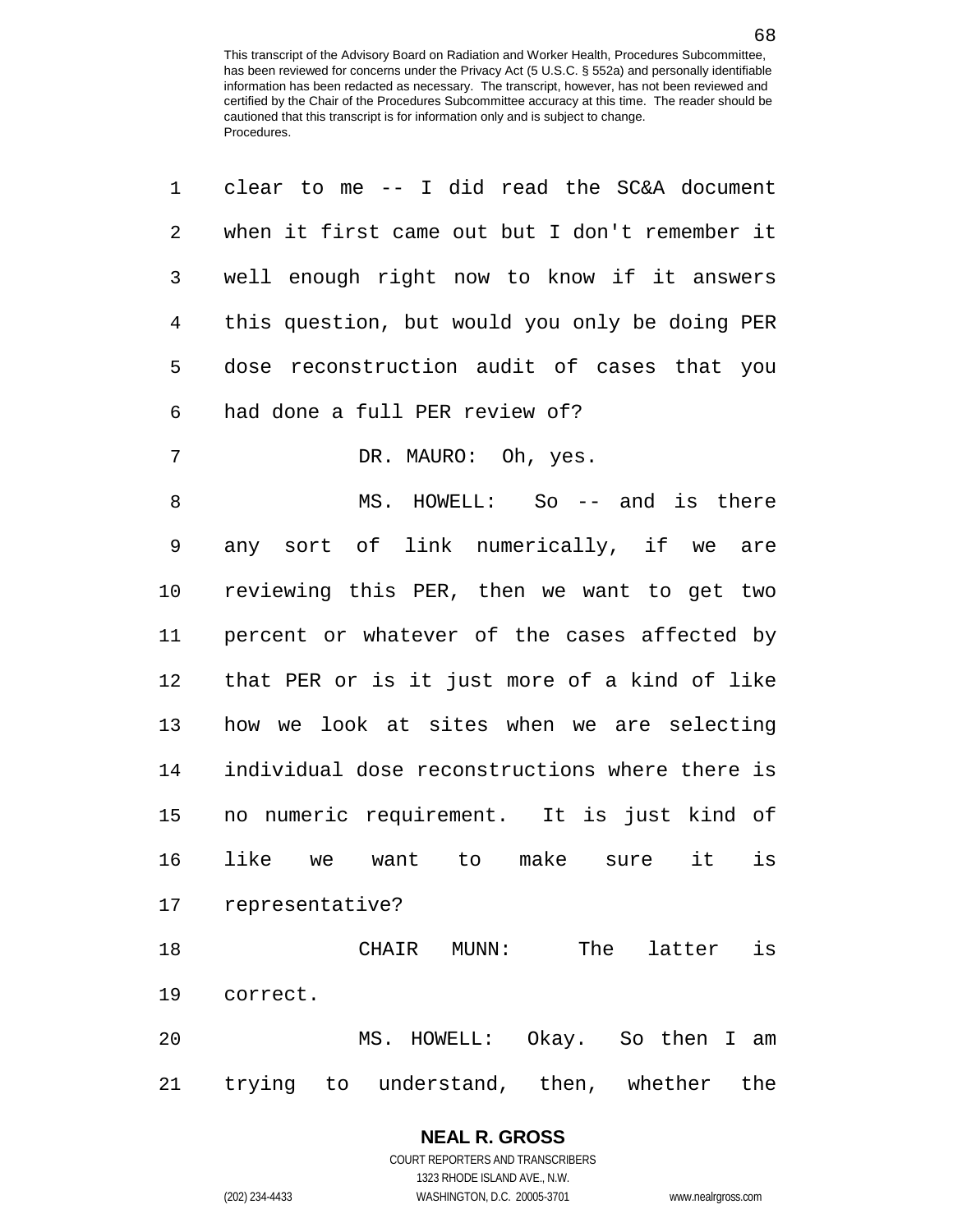clear to me -- I did read the SC&A document when it first came out but I don't remember it well enough right now to know if it answers this question, but would you only be doing PER dose reconstruction audit of cases that you had done a full PER review of?

DR. MAURO: Oh, yes.

MS. HOWELL: So -- and is there any sort of link numerically, if we are reviewing this PER, then we want to get two percent or whatever of the cases affected by that PER or is it just more of a kind of like how we look at sites when we are selecting individual dose reconstructions where there is no numeric requirement. It is just kind of like we want to make sure it is representative?

CHAIR MUNN: The latter is correct.

MS. HOWELL: Okay. So then I am trying to understand, then, whether the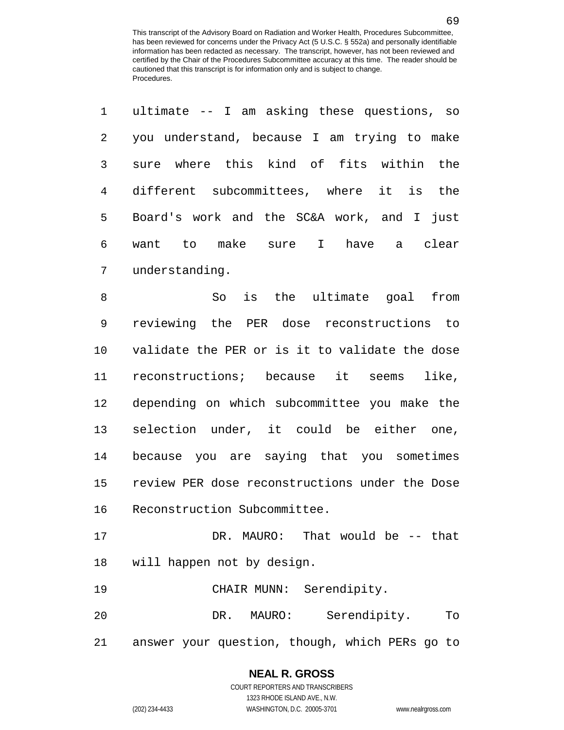ultimate -- I am asking these questions, so you understand, because I am trying to make sure where this kind of fits within the different subcommittees, where it is the Board's work and the SC&A work, and I just want to make sure I have a clear understanding.

So is the ultimate goal from reviewing the PER dose reconstructions to validate the PER or is it to validate the dose reconstructions; because it seems like, depending on which subcommittee you make the selection under, it could be either one, because you are saying that you sometimes review PER dose reconstructions under the Dose Reconstruction Subcommittee.

DR. MAURO: That would be -- that will happen not by design.

CHAIR MUNN: Serendipity.

DR. MAURO: Serendipity. To answer your question, though, which PERs go to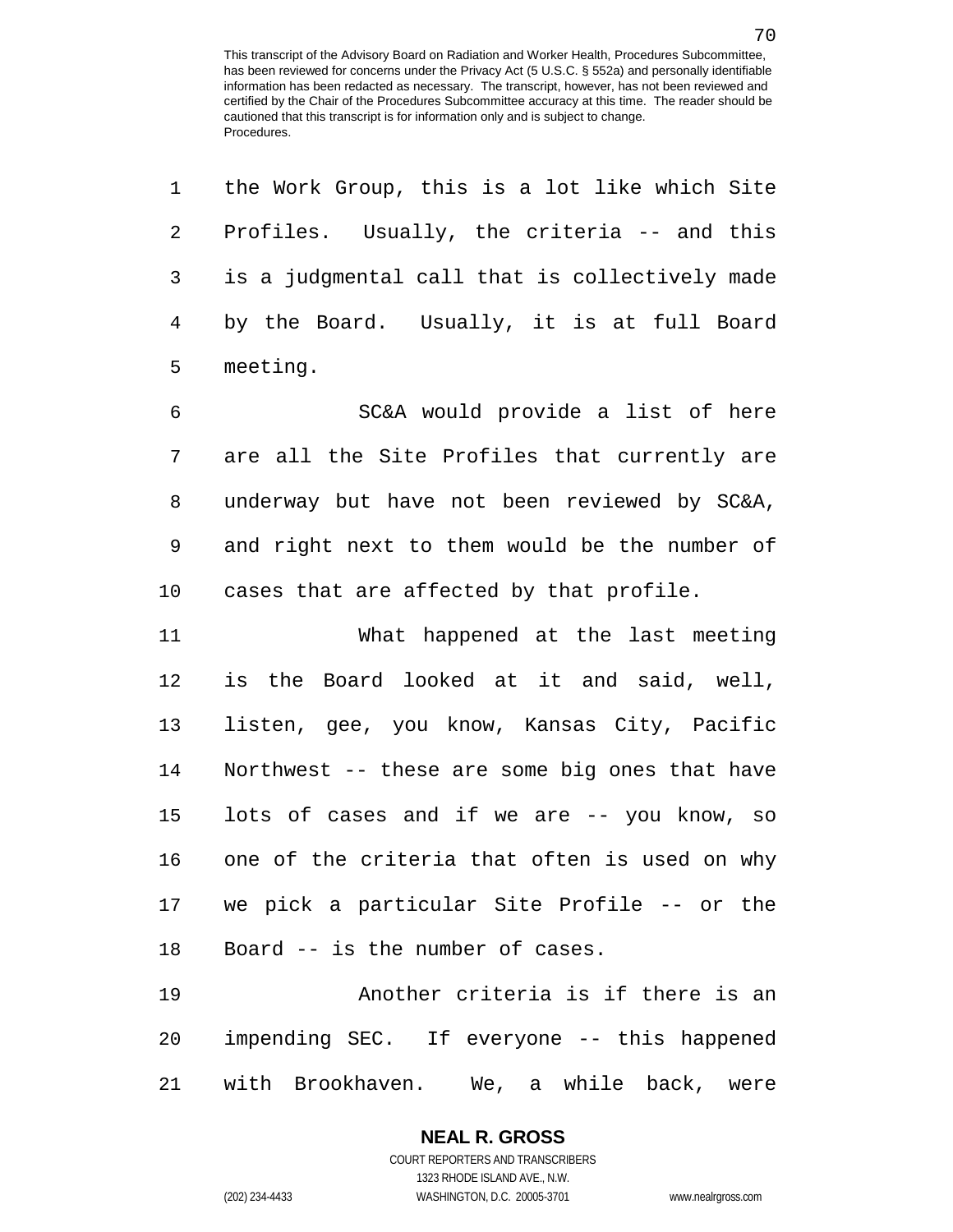the Work Group, this is a lot like which Site Profiles. Usually, the criteria -- and this is a judgmental call that is collectively made by the Board. Usually, it is at full Board meeting.

SC&A would provide a list of here are all the Site Profiles that currently are underway but have not been reviewed by SC&A, and right next to them would be the number of cases that are affected by that profile.

What happened at the last meeting is the Board looked at it and said, well, listen, gee, you know, Kansas City, Pacific Northwest -- these are some big ones that have lots of cases and if we are -- you know, so one of the criteria that often is used on why we pick a particular Site Profile -- or the Board -- is the number of cases.

Another criteria is if there is an impending SEC. If everyone -- this happened with Brookhaven. We, a while back, were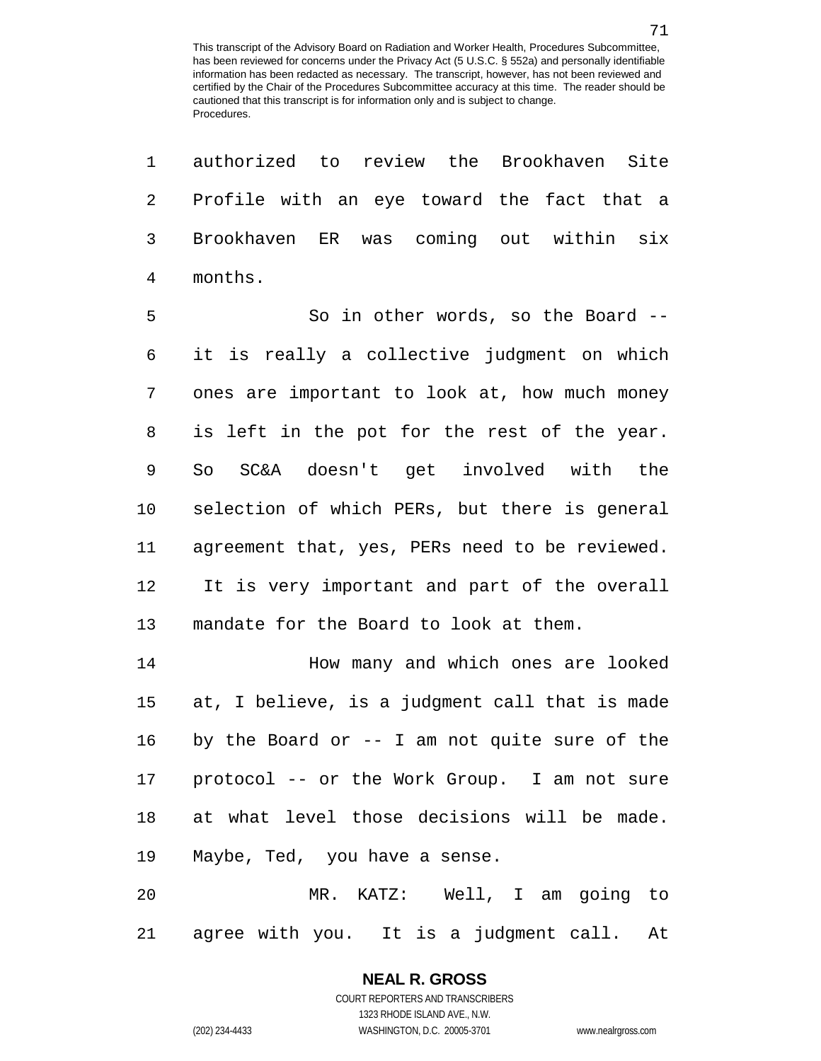authorized to review the Brookhaven Site Profile with an eye toward the fact that a Brookhaven ER was coming out within six months.

So in other words, so the Board -- it is really a collective judgment on which ones are important to look at, how much money is left in the pot for the rest of the year. So SC&A doesn't get involved with the selection of which PERs, but there is general agreement that, yes, PERs need to be reviewed. It is very important and part of the overall mandate for the Board to look at them.

How many and which ones are looked at, I believe, is a judgment call that is made by the Board or -- I am not quite sure of the protocol -- or the Work Group. I am not sure at what level those decisions will be made. Maybe, Ted, you have a sense.

MR. KATZ: Well, I am going to agree with you. It is a judgment call. At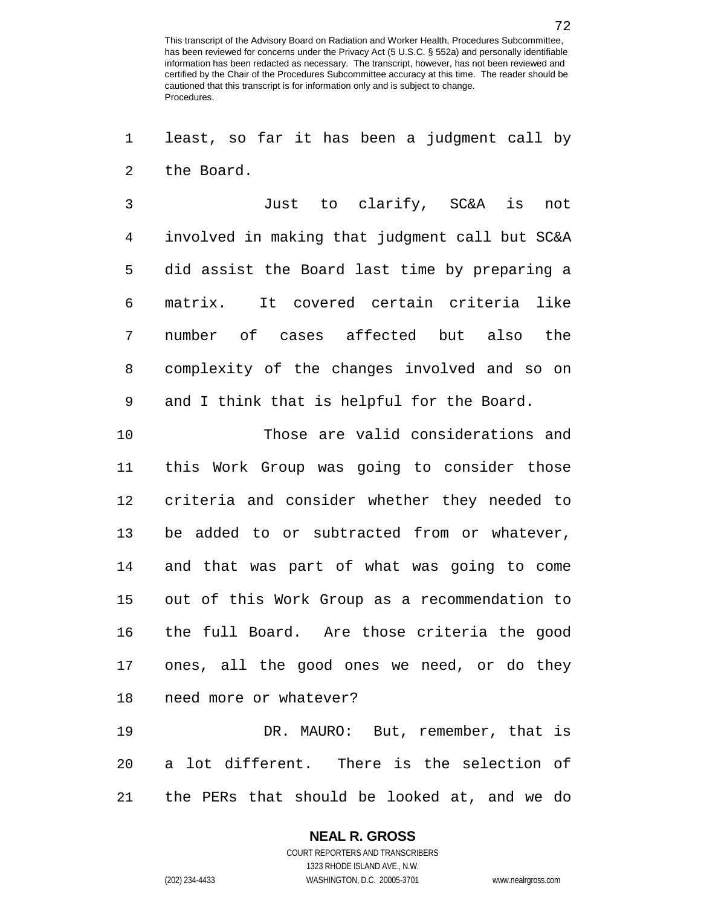least, so far it has been a judgment call by the Board.

Just to clarify, SC&A is not involved in making that judgment call but SC&A did assist the Board last time by preparing a matrix. It covered certain criteria like number of cases affected but also the complexity of the changes involved and so on and I think that is helpful for the Board.

Those are valid considerations and this Work Group was going to consider those criteria and consider whether they needed to be added to or subtracted from or whatever, and that was part of what was going to come out of this Work Group as a recommendation to the full Board. Are those criteria the good ones, all the good ones we need, or do they need more or whatever?

DR. MAURO: But, remember, that is a lot different. There is the selection of the PERs that should be looked at, and we do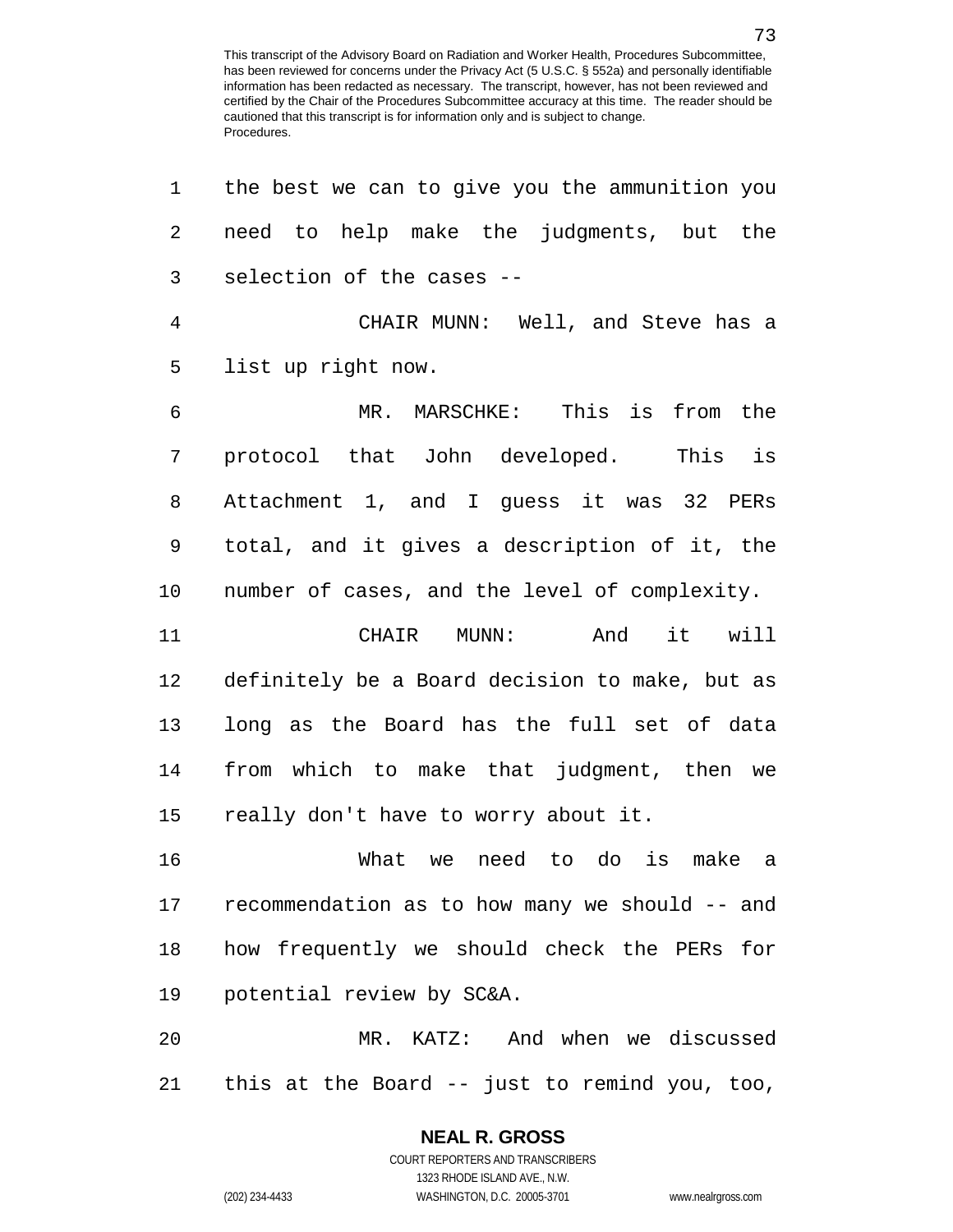the best we can to give you the ammunition you need to help make the judgments, but the selection of the cases --

CHAIR MUNN: Well, and Steve has a list up right now.

MR. MARSCHKE: This is from the protocol that John developed. This is Attachment 1, and I guess it was 32 PERs total, and it gives a description of it, the number of cases, and the level of complexity.

CHAIR MUNN: And it will definitely be a Board decision to make, but as long as the Board has the full set of data from which to make that judgment, then we really don't have to worry about it.

What we need to do is make a recommendation as to how many we should -- and how frequently we should check the PERs for potential review by SC&A.

MR. KATZ: And when we discussed this at the Board -- just to remind you, too,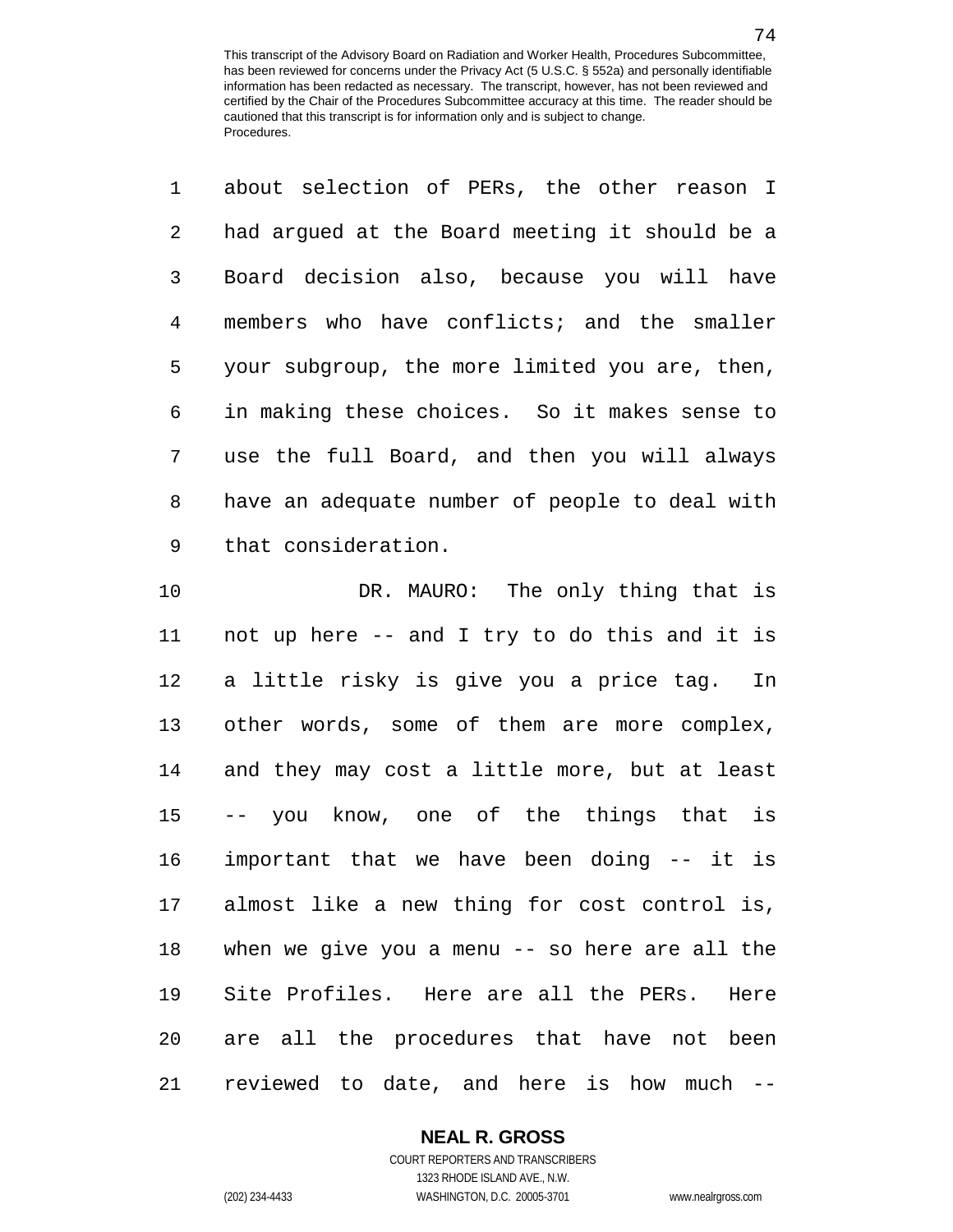about selection of PERs, the other reason I had argued at the Board meeting it should be a Board decision also, because you will have members who have conflicts; and the smaller your subgroup, the more limited you are, then, in making these choices. So it makes sense to use the full Board, and then you will always have an adequate number of people to deal with that consideration.

DR. MAURO: The only thing that is not up here -- and I try to do this and it is a little risky is give you a price tag. In other words, some of them are more complex, and they may cost a little more, but at least -- you know, one of the things that is important that we have been doing -- it is almost like a new thing for cost control is, when we give you a menu -- so here are all the Site Profiles. Here are all the PERs. Here are all the procedures that have not been reviewed to date, and here is how much --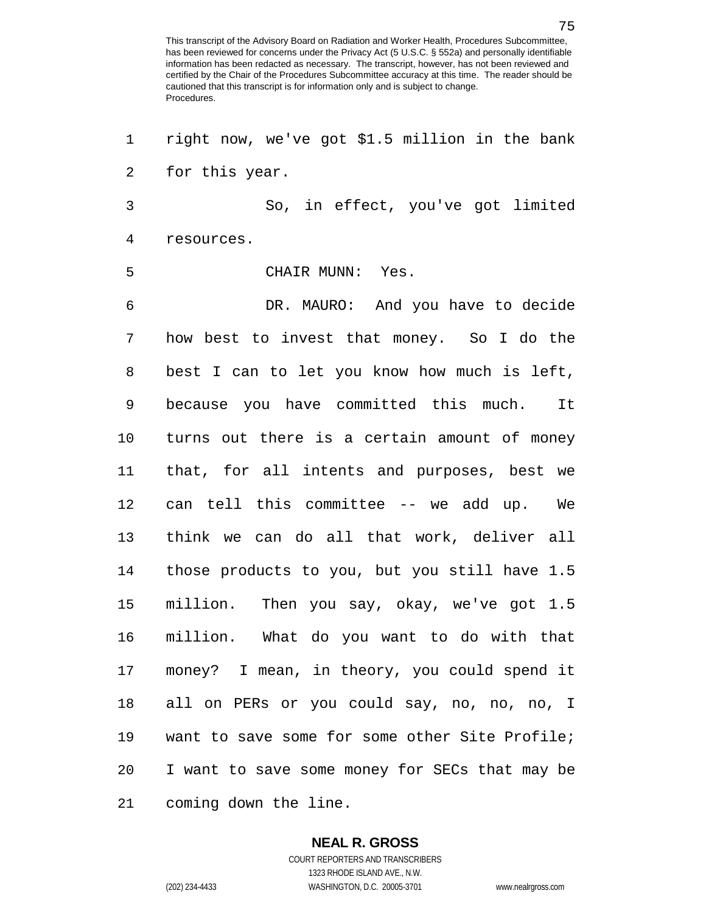right now, we've got $1.5 million in the bank for this year.

So, in effect, you've got limited resources.

CHAIR MUNN: Yes.

DR. MAURO: And you have to decide how best to invest that money. So I do the best I can to let you know how much is left, because you have committed this much. It turns out there is a certain amount of money that, for all intents and purposes, best we can tell this committee -- we add up. We think we can do all that work, deliver all those products to you, but you still have 1.5 million. Then you say, okay, we've got 1.5 million. What do you want to do with that money? I mean, in theory, you could spend it all on PERs or you could say, no, no, no, I want to save some for some other Site Profile; I want to save some money for SECs that may be coming down the line.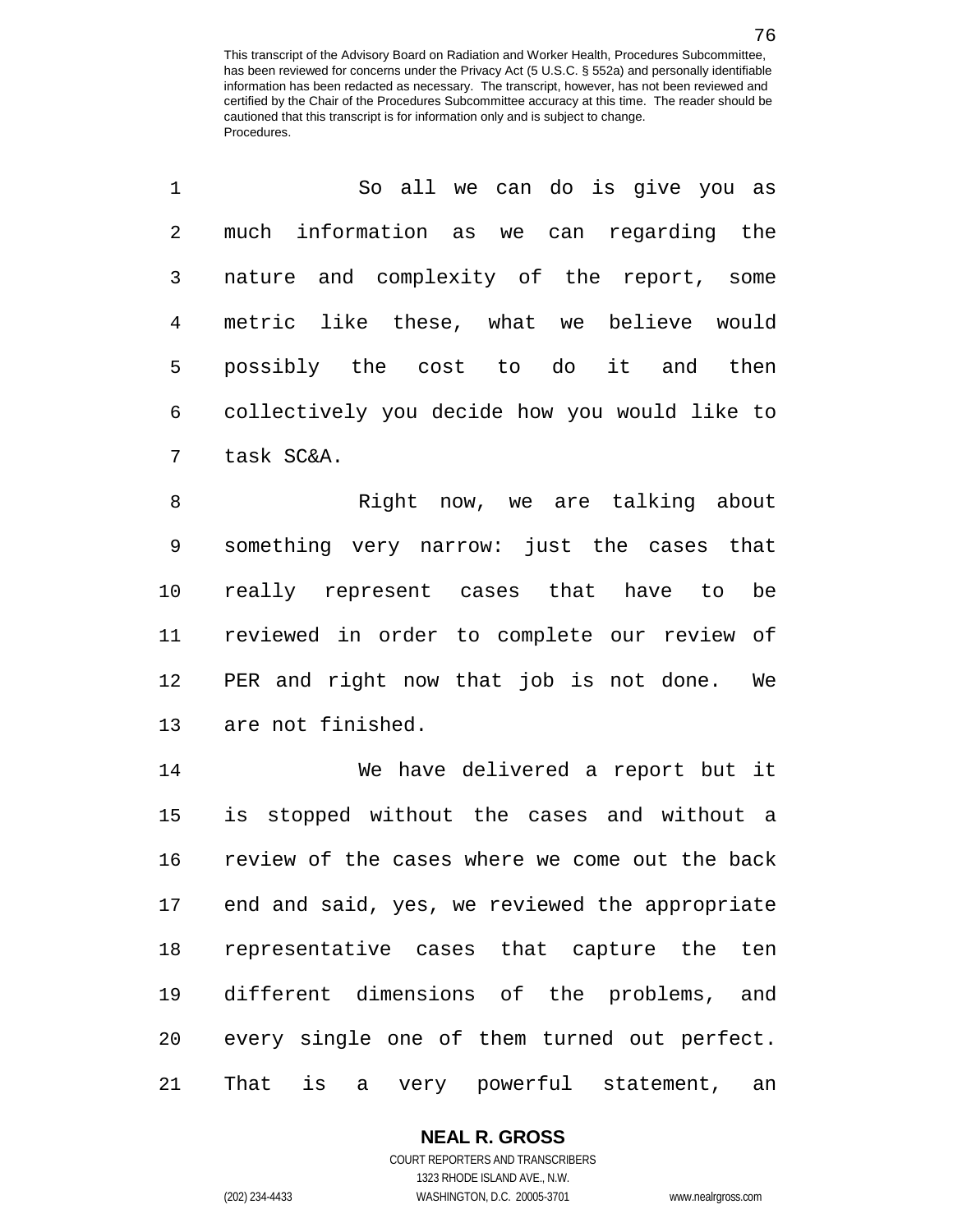So all we can do is give you as much information as we can regarding the nature and complexity of the report, some metric like these, what we believe would possibly the cost to do it and then collectively you decide how you would like to task SC&A.

Right now, we are talking about something very narrow: just the cases that really represent cases that have to be reviewed in order to complete our review of PER and right now that job is not done. We are not finished.

We have delivered a report but it is stopped without the cases and without a review of the cases where we come out the back end and said, yes, we reviewed the appropriate representative cases that capture the ten different dimensions of the problems, and every single one of them turned out perfect. That is a very powerful statement, an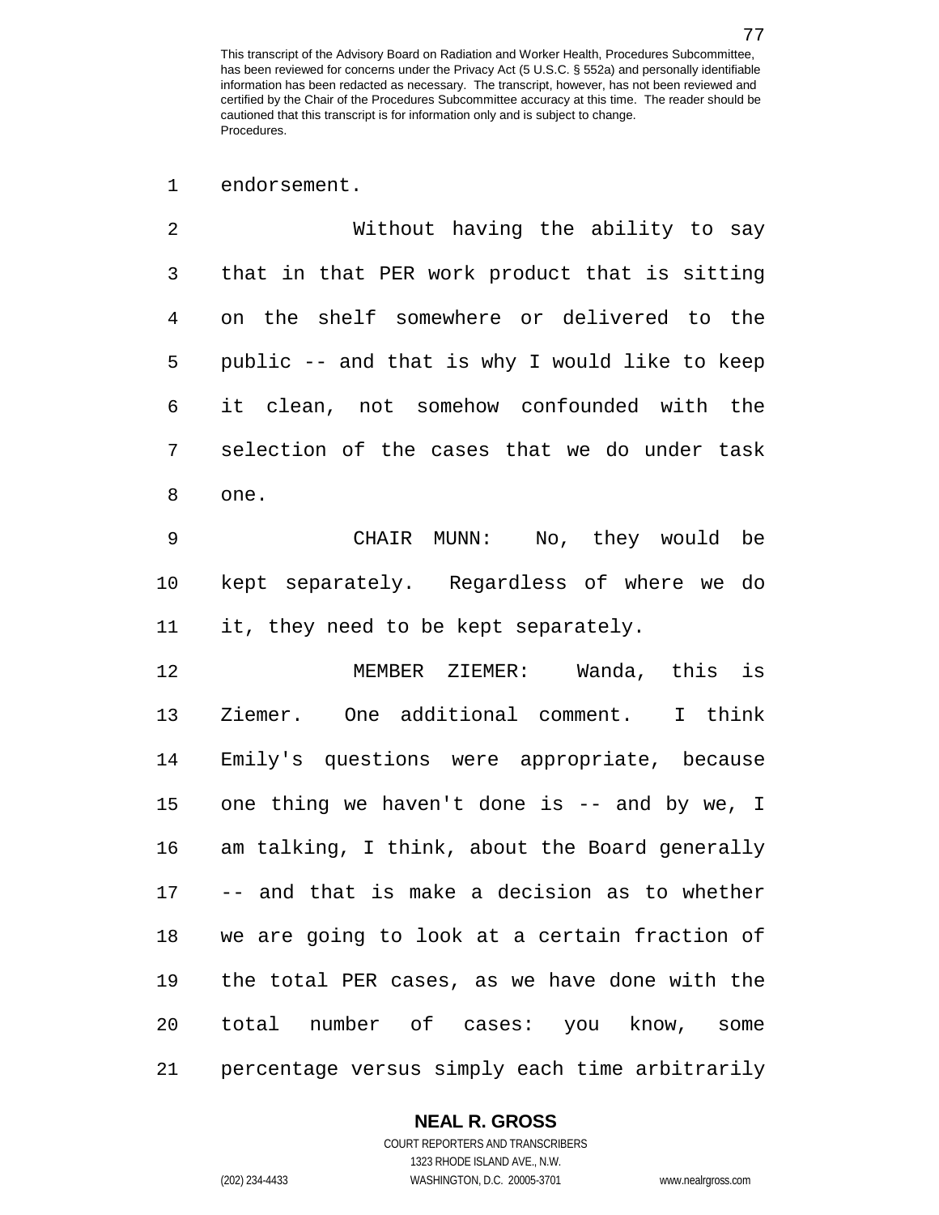endorsement.

Without having the ability to say that in that PER work product that is sitting on the shelf somewhere or delivered to the public -- and that is why I would like to keep it clean, not somehow confounded with the selection of the cases that we do under task one.

CHAIR MUNN: No, they would be kept separately. Regardless of where we do it, they need to be kept separately.

MEMBER ZIEMER: Wanda, this is Ziemer. One additional comment. I think Emily's questions were appropriate, because one thing we haven't done is -- and by we, I am talking, I think, about the Board generally -- and that is make a decision as to whether we are going to look at a certain fraction of the total PER cases, as we have done with the total number of cases: you know, some percentage versus simply each time arbitrarily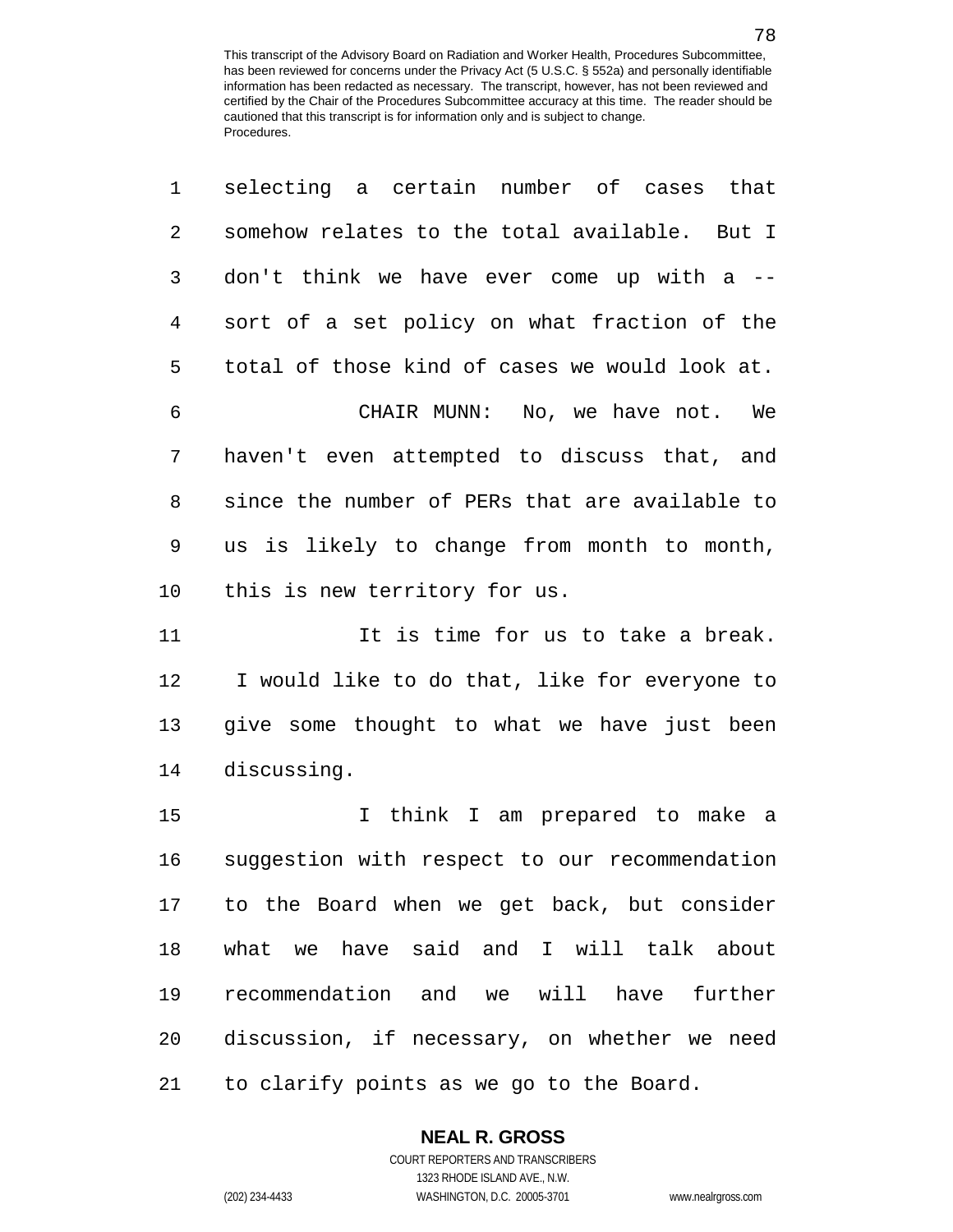selecting a certain number of cases that somehow relates to the total available. But I don't think we have ever come up with a -- sort of a set policy on what fraction of the total of those kind of cases we would look at.

CHAIR MUNN: No, we have not. We haven't even attempted to discuss that, and since the number of PERs that are available to us is likely to change from month to month, this is new territory for us.

It is time for us to take a break. I would like to do that, like for everyone to give some thought to what we have just been discussing.

I think I am prepared to make a suggestion with respect to our recommendation to the Board when we get back, but consider what we have said and I will talk about recommendation and we will have further discussion, if necessary, on whether we need to clarify points as we go to the Board.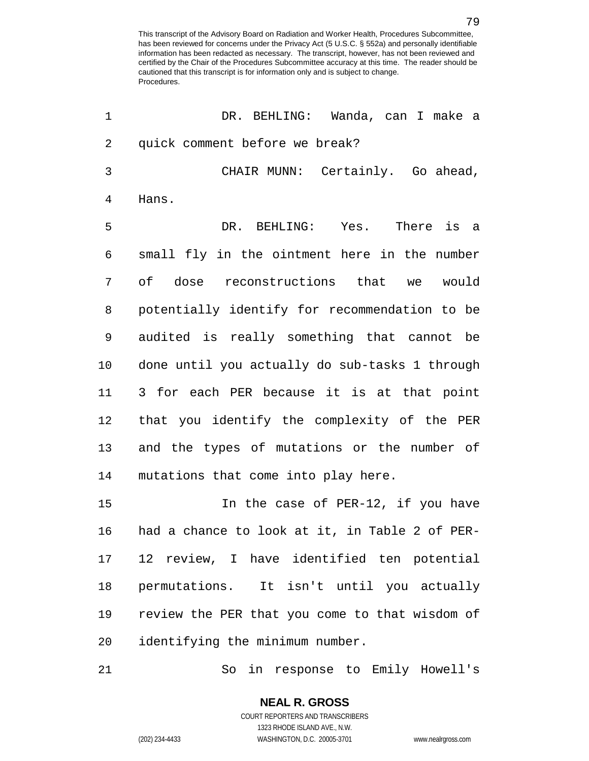DR. BEHLING: Wanda, can I make a quick comment before we break?

CHAIR MUNN: Certainly. Go ahead, Hans.

DR. BEHLING: Yes. There is a small fly in the ointment here in the number of dose reconstructions that we would potentially identify for recommendation to be audited is really something that cannot be done until you actually do sub-tasks 1 through 3 for each PER because it is at that point that you identify the complexity of the PER and the types of mutations or the number of mutations that come into play here.

In the case of PER-12, if you have had a chance to look at it, in Table 2 of PER-12 review, I have identified ten potential permutations. It isn't until you actually review the PER that you come to that wisdom of identifying the minimum number.

So in response to Emily Howell's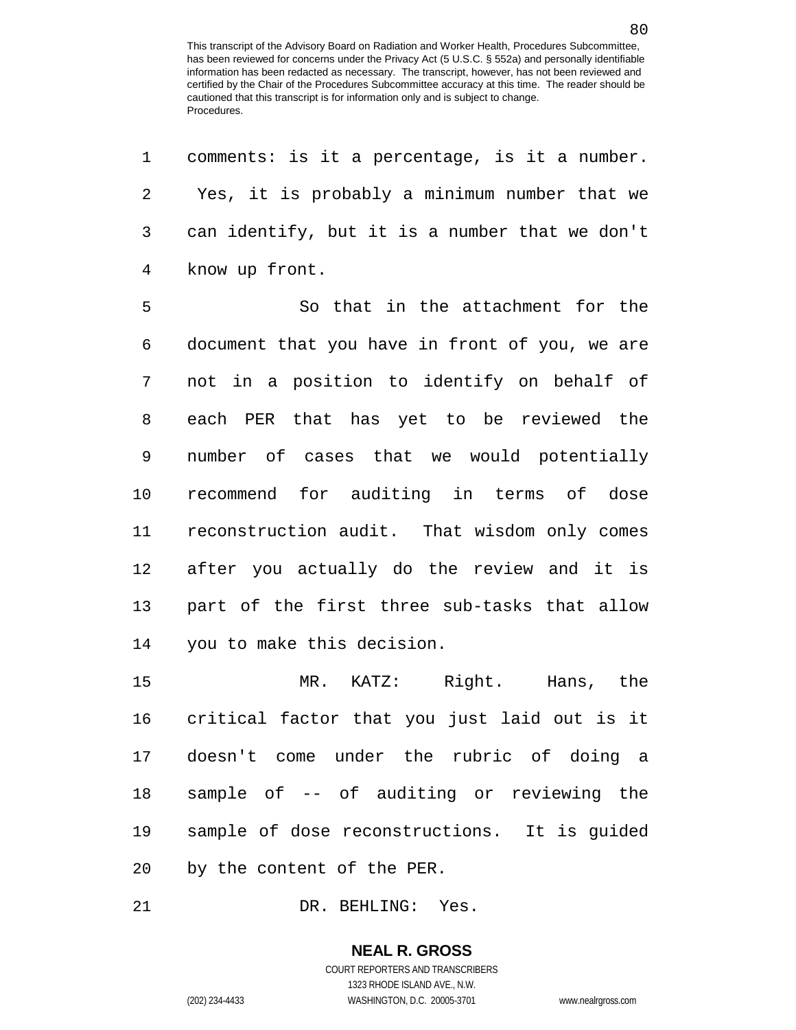comments: is it a percentage, is it a number. Yes, it is probably a minimum number that we can identify, but it is a number that we don't know up front.

So that in the attachment for the document that you have in front of you, we are not in a position to identify on behalf of each PER that has yet to be reviewed the number of cases that we would potentially recommend for auditing in terms of dose reconstruction audit. That wisdom only comes after you actually do the review and it is part of the first three sub-tasks that allow you to make this decision.

MR. KATZ: Right. Hans, the critical factor that you just laid out is it doesn't come under the rubric of doing a sample of -- of auditing or reviewing the sample of dose reconstructions. It is guided by the content of the PER.

DR. BEHLING: Yes.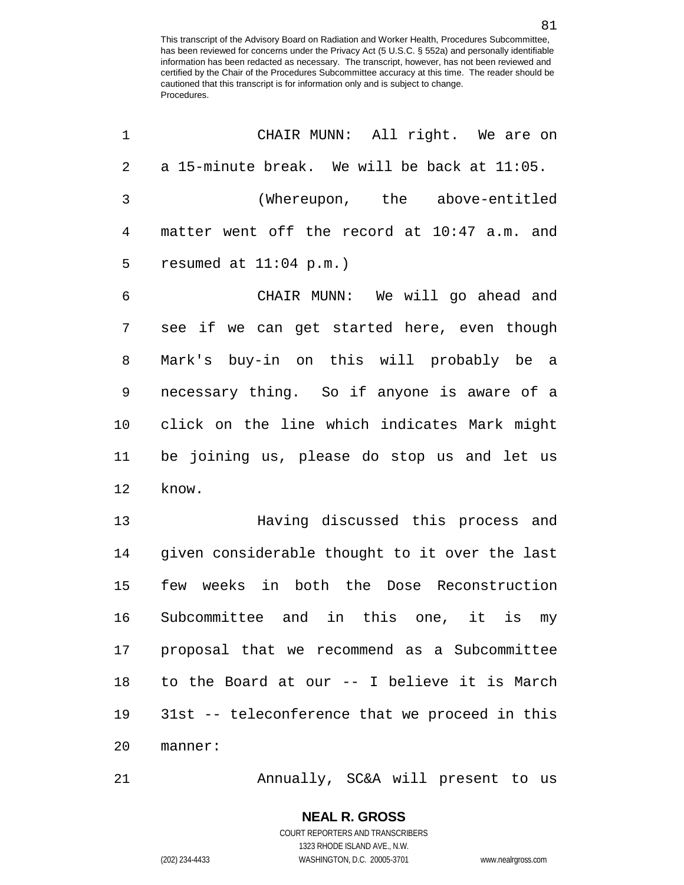CHAIR MUNN: All right. We are on a 15-minute break. We will be back at 11:05.

(Whereupon, the above-entitled matter went off the record at 10:47 a.m. and resumed at 11:04 p.m.)

CHAIR MUNN: We will go ahead and see if we can get started here, even though Mark's buy-in on this will probably be a necessary thing. So if anyone is aware of a click on the line which indicates Mark might be joining us, please do stop us and let us know.

Having discussed this process and given considerable thought to it over the last few weeks in both the Dose Reconstruction Subcommittee and in this one, it is my proposal that we recommend as a Subcommittee to the Board at our -- I believe it is March 31st -- teleconference that we proceed in this manner:

Annually, SC&A will present to us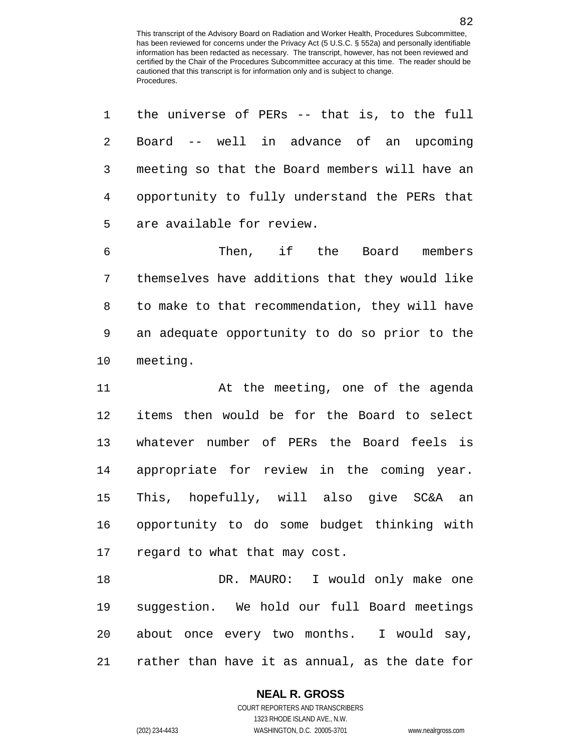the universe of PERs -- that is, to the full Board -- well in advance of an upcoming meeting so that the Board members will have an opportunity to fully understand the PERs that are available for review.

Then, if the Board members themselves have additions that they would like to make to that recommendation, they will have an adequate opportunity to do so prior to the meeting.

At the meeting, one of the agenda items then would be for the Board to select whatever number of PERs the Board feels is appropriate for review in the coming year. This, hopefully, will also give SC&A an opportunity to do some budget thinking with regard to what that may cost.

DR. MAURO: I would only make one suggestion. We hold our full Board meetings about once every two months. I would say, rather than have it as annual, as the date for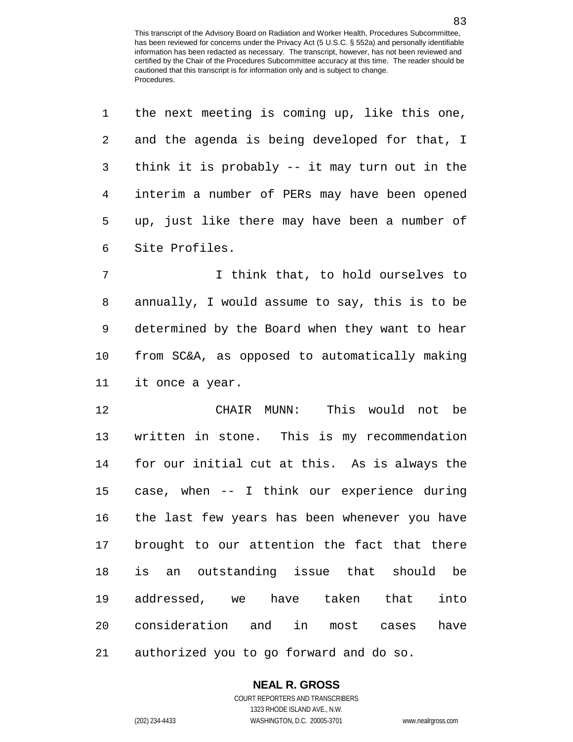the next meeting is coming up, like this one, and the agenda is being developed for that, I think it is probably -- it may turn out in the interim a number of PERs may have been opened up, just like there may have been a number of Site Profiles.

I think that, to hold ourselves to annually, I would assume to say, this is to be determined by the Board when they want to hear from SC&A, as opposed to automatically making it once a year.

CHAIR MUNN: This would not be written in stone. This is my recommendation for our initial cut at this. As is always the case, when -- I think our experience during the last few years has been whenever you have brought to our attention the fact that there is an outstanding issue that should be addressed, we have taken that into consideration and in most cases have authorized you to go forward and do so.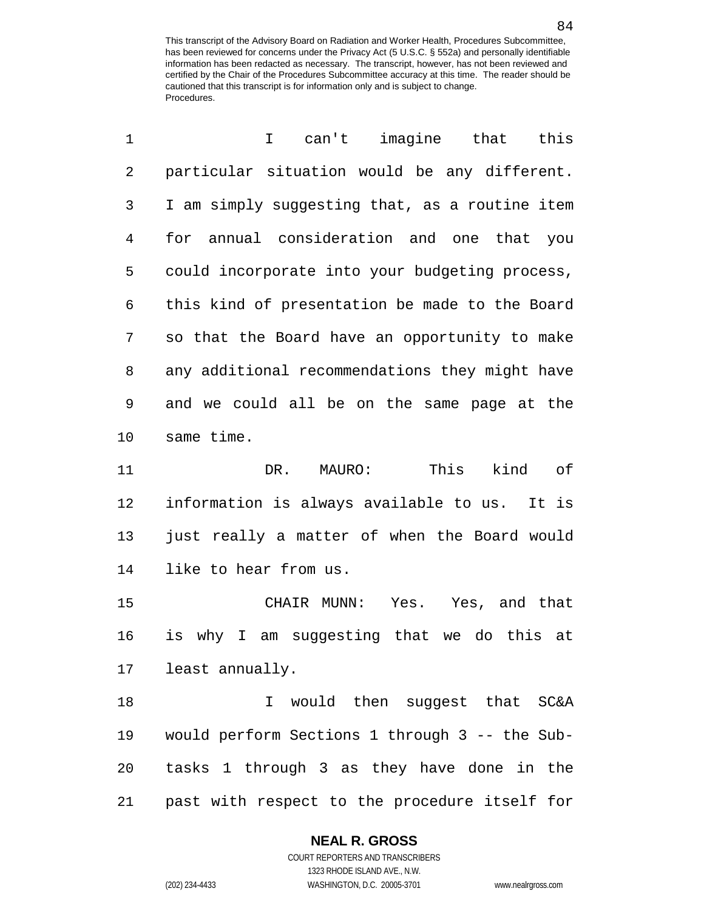I can't imagine that this particular situation would be any different. I am simply suggesting that, as a routine item for annual consideration and one that you could incorporate into your budgeting process, this kind of presentation be made to the Board so that the Board have an opportunity to make any additional recommendations they might have and we could all be on the same page at the same time.

DR. MAURO: This kind of information is always available to us. It is just really a matter of when the Board would like to hear from us.

CHAIR MUNN: Yes. Yes, and that is why I am suggesting that we do this at least annually.

I would then suggest that SC&A would perform Sections 1 through 3 -- the Sub-tasks 1 through 3 as they have done in the past with respect to the procedure itself for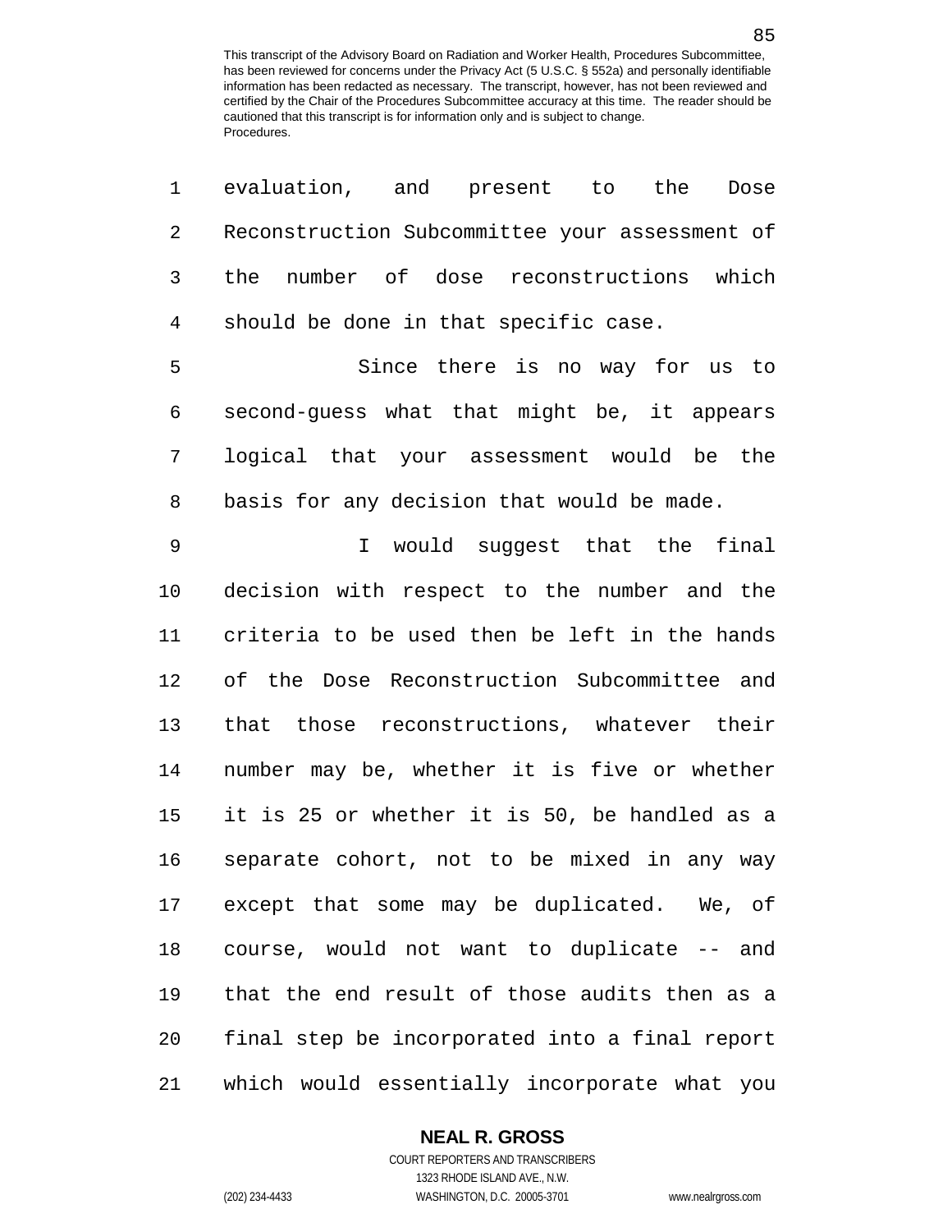evaluation, and present to the Dose Reconstruction Subcommittee your assessment of the number of dose reconstructions which should be done in that specific case.

Since there is no way for us to second-guess what that might be, it appears logical that your assessment would be the basis for any decision that would be made.

I would suggest that the final decision with respect to the number and the criteria to be used then be left in the hands of the Dose Reconstruction Subcommittee and that those reconstructions, whatever their number may be, whether it is five or whether it is 25 or whether it is 50, be handled as a separate cohort, not to be mixed in any way except that some may be duplicated. We, of course, would not want to duplicate -- and that the end result of those audits then as a final step be incorporated into a final report which would essentially incorporate what you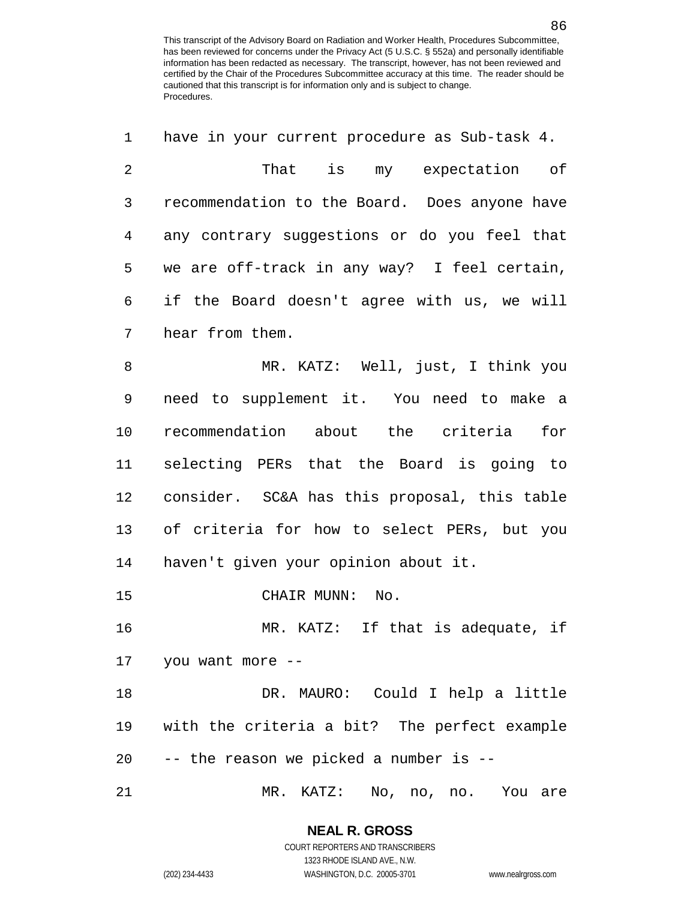This transcript of the Advisory Board on Radiation and Worker Health, Procedures Subcommittee, has been reviewed for concerns under the Privacy Act (5 U.S.C. § 552a) and personally identifiable information has been redacted as necessary. The transcript, however, has not been reviewed and certified by the Chair of the Procedures Subcommittee accuracy at this time. The reader should be cautioned that this transcript is for information only and is subject to change.
Procedures.

1 have in your current procedure as Sub-task 4.
2 That is my expectation of
3 recommendation to the Board. Does anyone have
4 any contrary suggestions or do you feel that
5 we are off-track in any way? I feel certain,
6 if the Board doesn't agree with us, we will
7 hear from them.
8 MR. KATZ: Well, just, I think you
9 need to supplement it. You need to make a
10 recommendation about the criteria for
11 selecting PERs that the Board is going to
12 consider. SC&A has this proposal, this table
13 of criteria for how to select PERs, but you
14 haven't given your opinion about it.
15 CHAIR MUNN: No.
16 MR. KATZ: If that is adequate, if
17 you want more --
18 DR. MAURO: Could I help a little
19 with the criteria a bit? The perfect example
20 -- the reason we picked a number is --
21 MR. KATZ: No, no, no. You are

**NEAL R. GROSS**
COURT REPORTERS AND TRANSCRIBERS
1323 RHODE ISLAND AVE., N.W.
(202) 234-4433 WASHINGTON, D.C. 20005-3701 www.nealrgross.com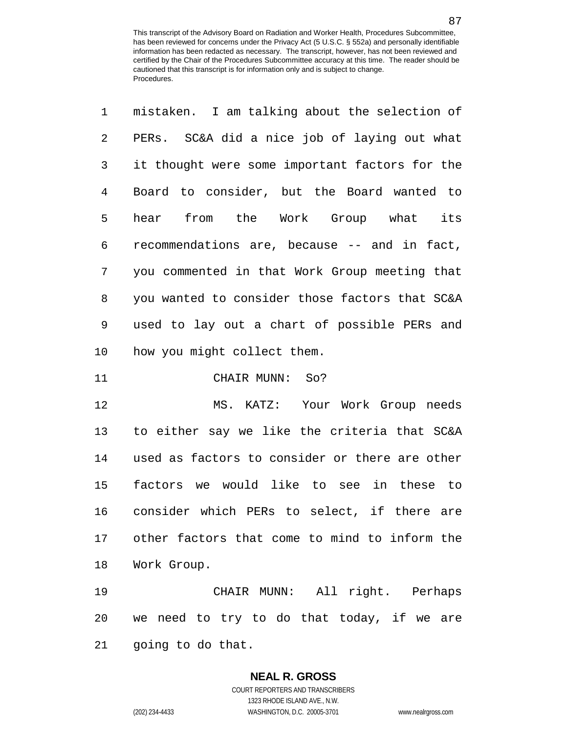mistaken. I am talking about the selection of PERs. SC&A did a nice job of laying out what it thought were some important factors for the Board to consider, but the Board wanted to hear from the Work Group what its recommendations are, because -- and in fact, you commented in that Work Group meeting that you wanted to consider those factors that SC&A used to lay out a chart of possible PERs and how you might collect them.

CHAIR MUNN: So?

MS. KATZ: Your Work Group needs to either say we like the criteria that SC&A used as factors to consider or there are other factors we would like to see in these to consider which PERs to select, if there are other factors that come to mind to inform the Work Group.

CHAIR MUNN: All right. Perhaps we need to try to do that today, if we are going to do that.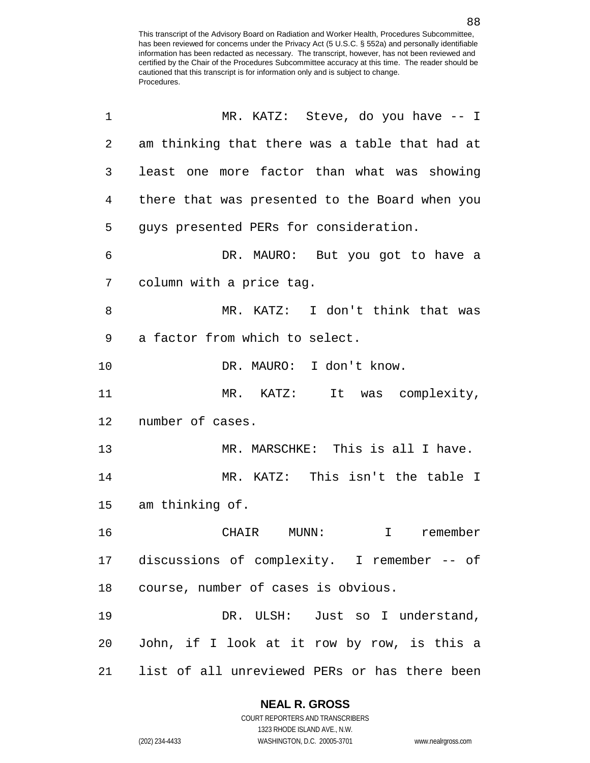MR. KATZ: Steve, do you have -- I am thinking that there was a table that had at least one more factor than what was showing there that was presented to the Board when you guys presented PERs for consideration.

DR. MAURO: But you got to have a column with a price tag.

MR. KATZ: I don't think that was a factor from which to select.

DR. MAURO: I don't know.

MR. KATZ: It was complexity, number of cases.

MR. MARSCHKE: This is all I have.

MR. KATZ: This isn't the table I am thinking of.

CHAIR MUNN: I remember discussions of complexity. I remember -- of course, number of cases is obvious.

DR. ULSH: Just so I understand, John, if I look at it row by row, is this a list of all unreviewed PERs or has there been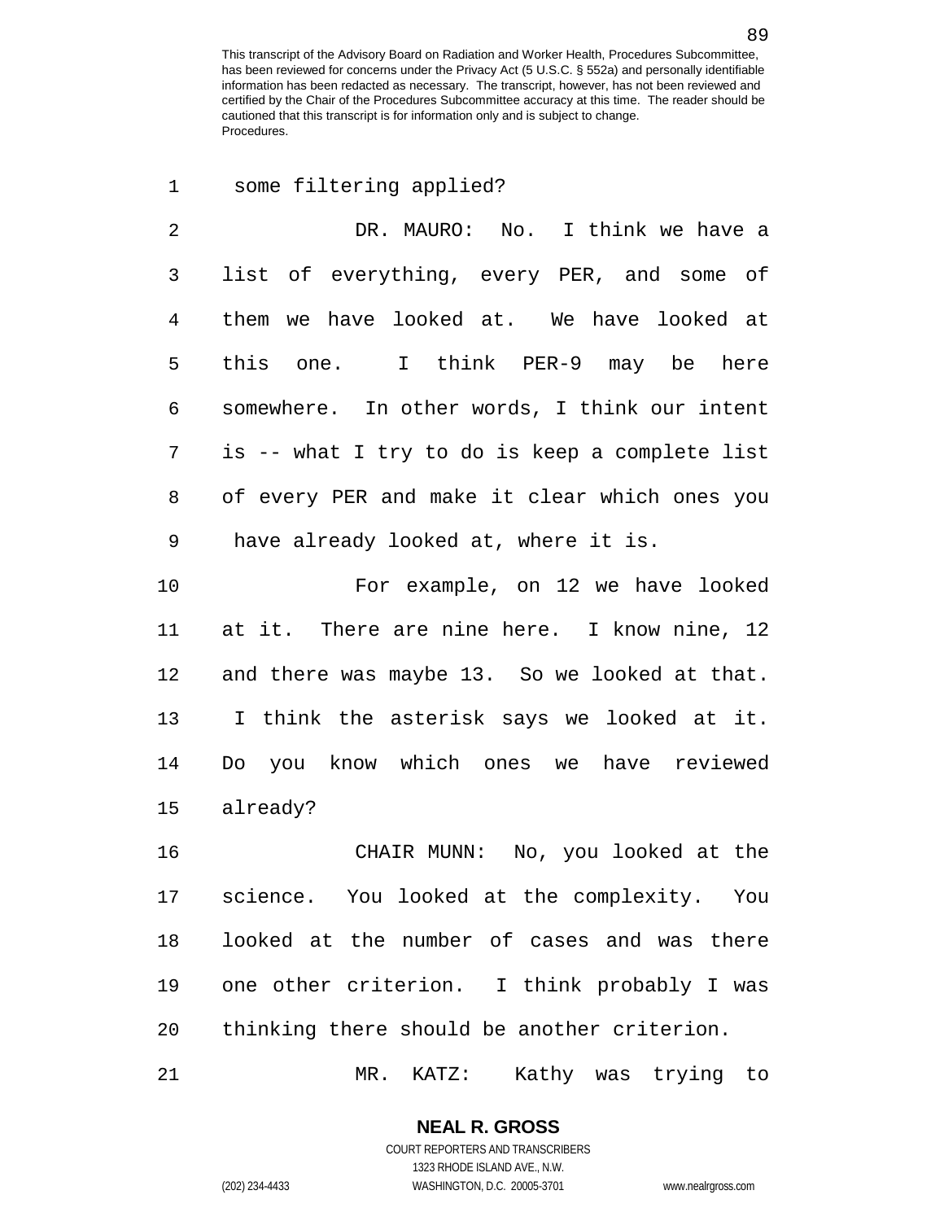some filtering applied?

DR. MAURO: No. I think we have a list of everything, every PER, and some of them we have looked at. We have looked at this one. I think PER-9 may be here somewhere. In other words, I think our intent is -- what I try to do is keep a complete list of every PER and make it clear which ones you have already looked at, where it is.

For example, on 12 we have looked at it. There are nine here. I know nine, 12 and there was maybe 13. So we looked at that. I think the asterisk says we looked at it. Do you know which ones we have reviewed already?

CHAIR MUNN: No, you looked at the science. You looked at the complexity. You looked at the number of cases and was there one other criterion. I think probably I was thinking there should be another criterion.

MR. KATZ: Kathy was trying to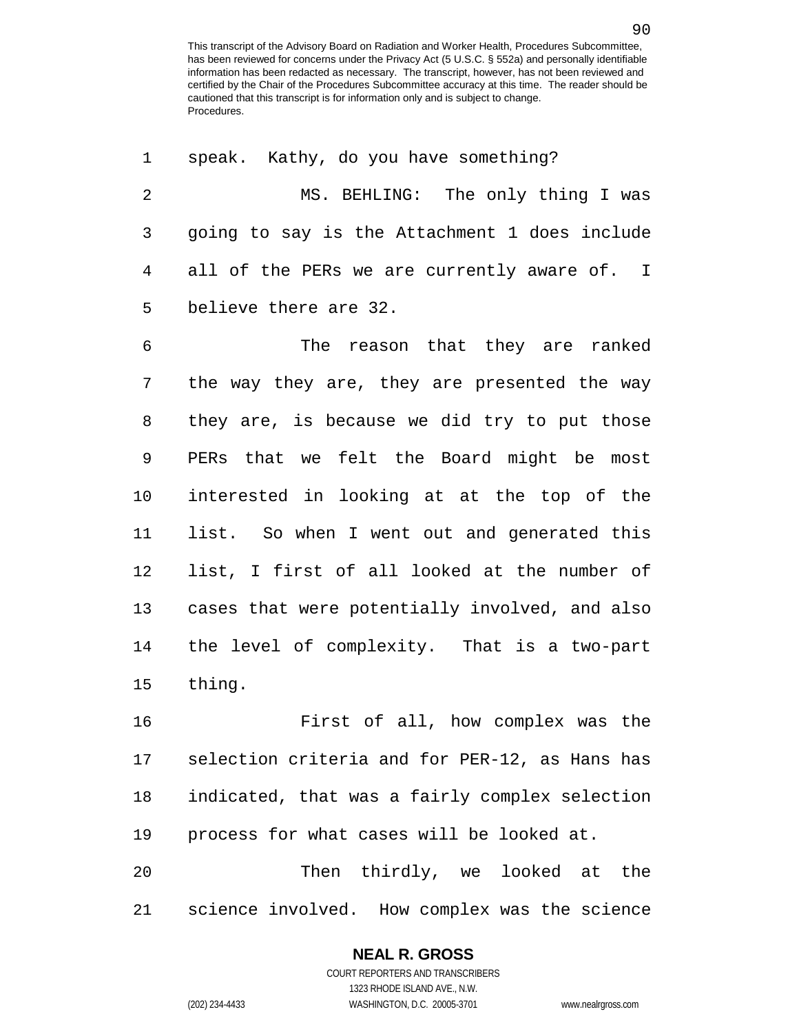speak. Kathy, do you have something?

MS. BEHLING: The only thing I was going to say is the Attachment 1 does include all of the PERs we are currently aware of. I believe there are 32.

The reason that they are ranked the way they are, they are presented the way they are, is because we did try to put those PERs that we felt the Board might be most interested in looking at at the top of the list. So when I went out and generated this list, I first of all looked at the number of cases that were potentially involved, and also the level of complexity. That is a two-part thing.

First of all, how complex was the selection criteria and for PER-12, as Hans has indicated, that was a fairly complex selection process for what cases will be looked at.

Then thirdly, we looked at the science involved. How complex was the science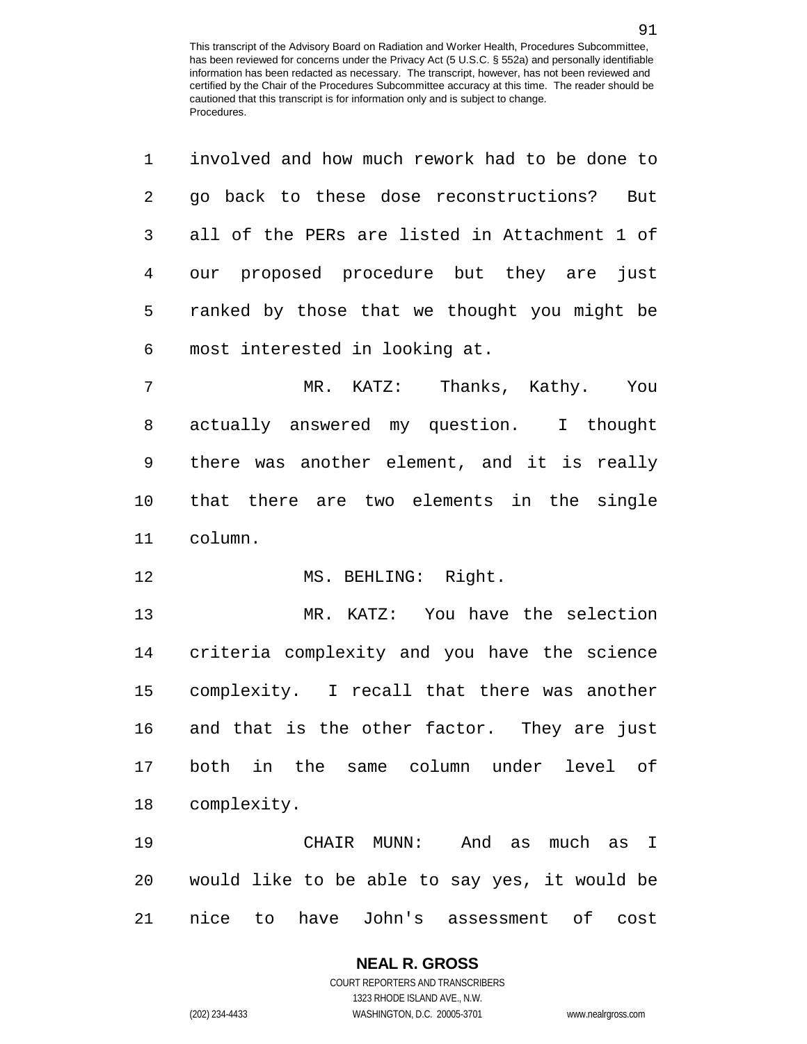involved and how much rework had to be done to go back to these dose reconstructions? But all of the PERs are listed in Attachment 1 of our proposed procedure but they are just ranked by those that we thought you might be most interested in looking at.

MR. KATZ: Thanks, Kathy. You actually answered my question. I thought there was another element, and it is really that there are two elements in the single column.

MS. BEHLING: Right.

MR. KATZ: You have the selection criteria complexity and you have the science complexity. I recall that there was another and that is the other factor. They are just both in the same column under level of complexity.

CHAIR MUNN: And as much as I would like to be able to say yes, it would be nice to have John's assessment of cost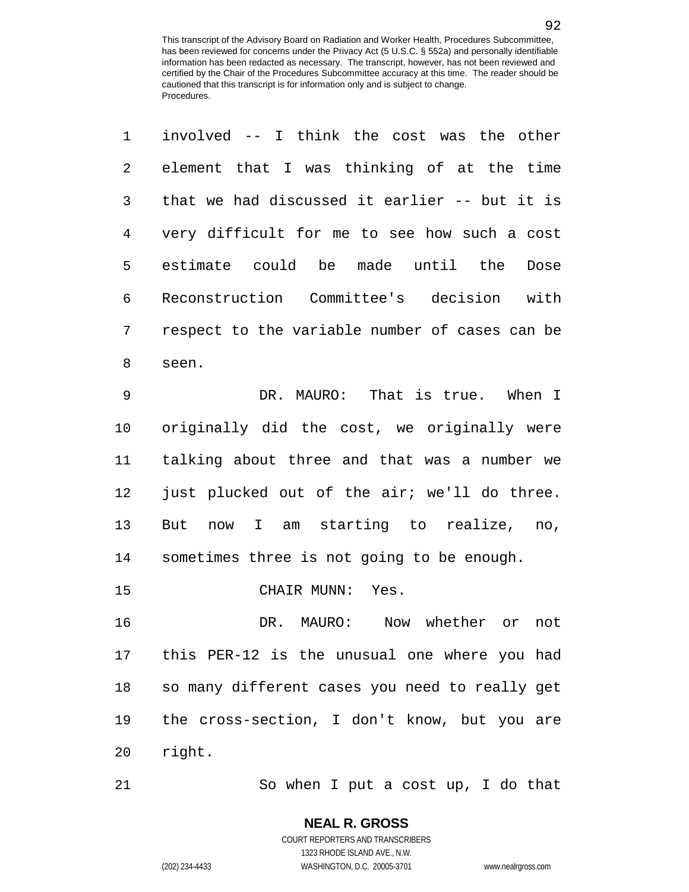involved -- I think the cost was the other element that I was thinking of at the time that we had discussed it earlier -- but it is very difficult for me to see how such a cost estimate could be made until the Dose Reconstruction Committee's decision with respect to the variable number of cases can be seen.

DR. MAURO: That is true. When I originally did the cost, we originally were talking about three and that was a number we just plucked out of the air; we'll do three. But now I am starting to realize, no, sometimes three is not going to be enough.

CHAIR MUNN: Yes.

DR. MAURO: Now whether or not this PER-12 is the unusual one where you had so many different cases you need to really get the cross-section, I don't know, but you are right.

So when I put a cost up, I do that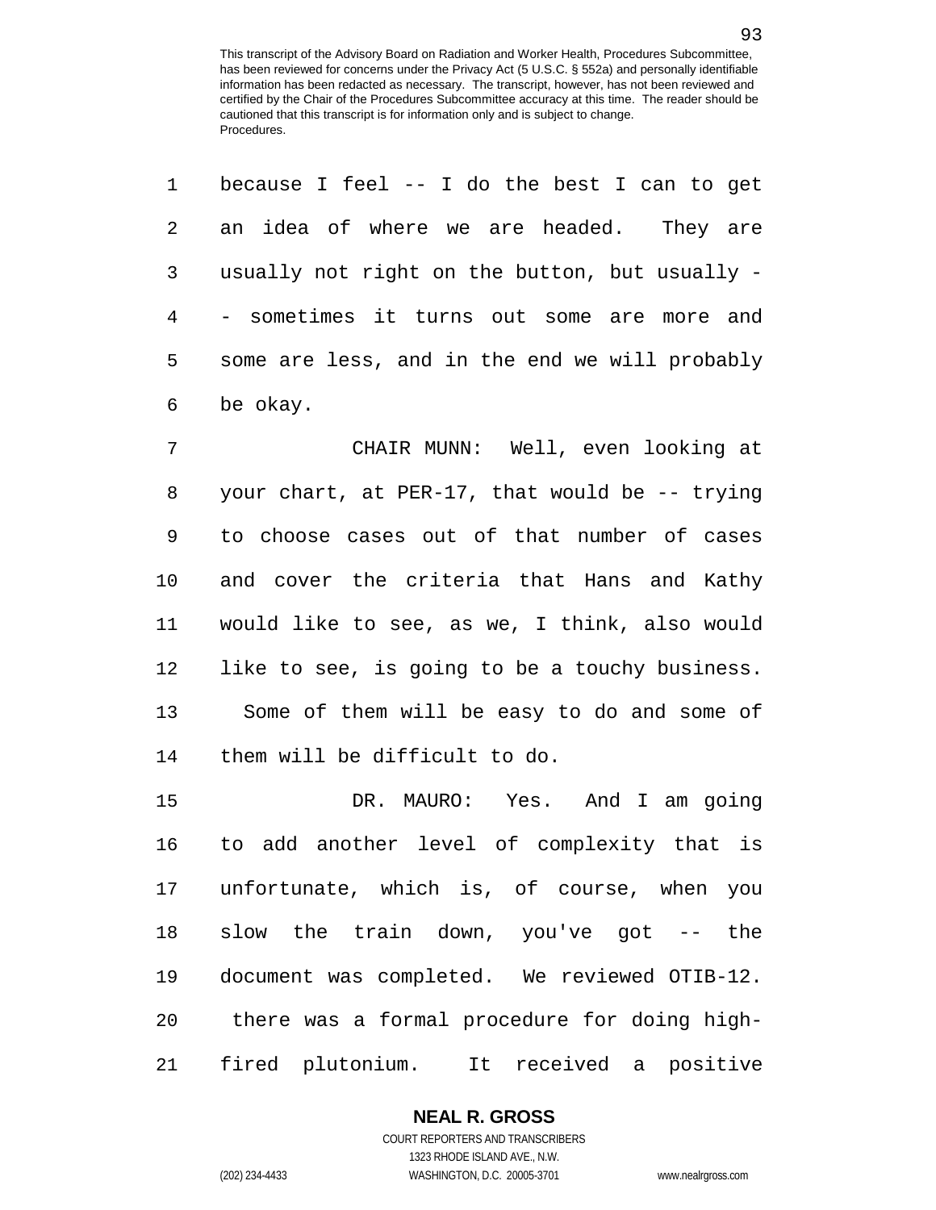because I feel -- I do the best I can to get an idea of where we are headed. They are usually not right on the button, but usually -- sometimes it turns out some are more and some are less, and in the end we will probably be okay.

CHAIR MUNN: Well, even looking at your chart, at PER-17, that would be -- trying to choose cases out of that number of cases and cover the criteria that Hans and Kathy would like to see, as we, I think, also would like to see, is going to be a touchy business. Some of them will be easy to do and some of them will be difficult to do.

DR. MAURO: Yes. And I am going to add another level of complexity that is unfortunate, which is, of course, when you slow the train down, you've got -- the document was completed. We reviewed OTIB-12. there was a formal procedure for doing high-fired plutonium. It received a positive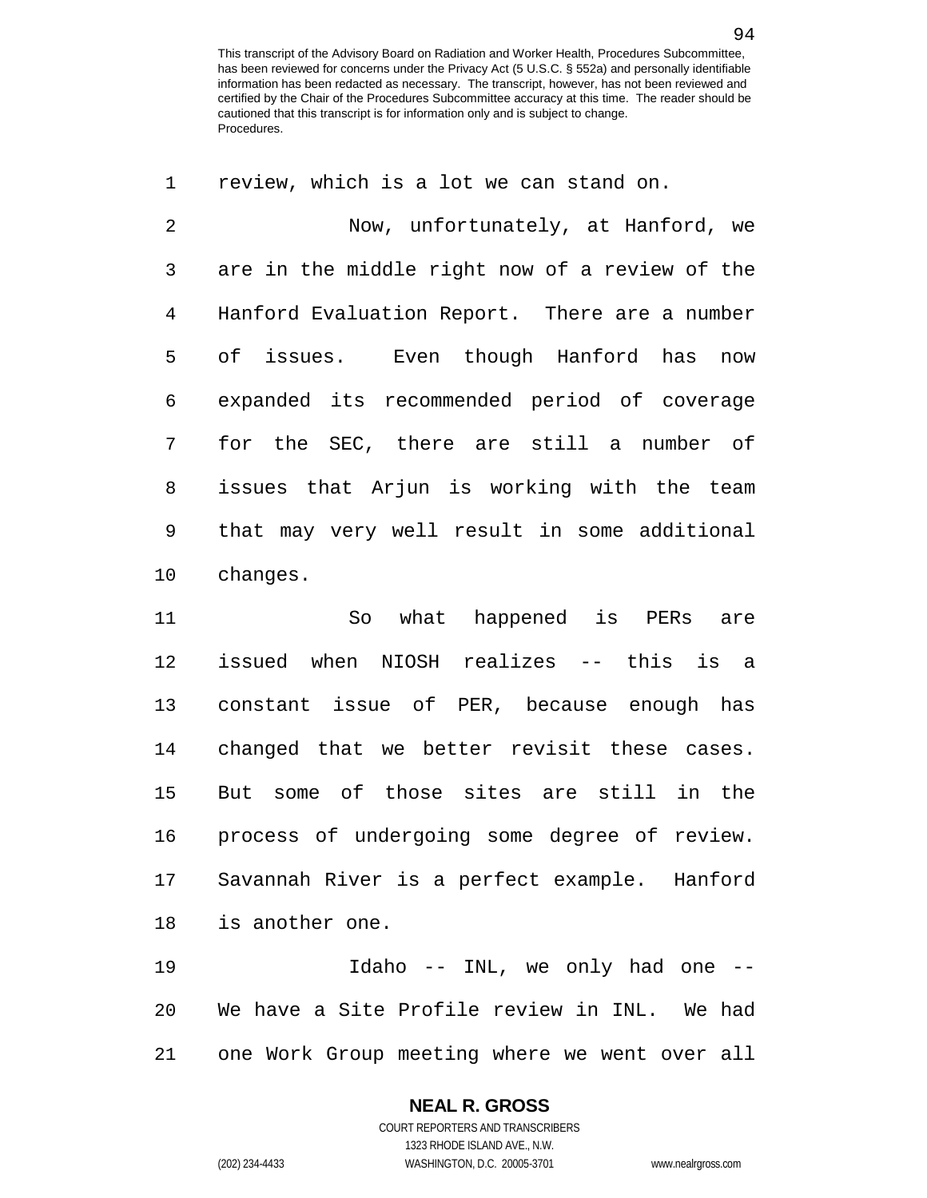review, which is a lot we can stand on.

Now, unfortunately, at Hanford, we are in the middle right now of a review of the Hanford Evaluation Report. There are a number of issues. Even though Hanford has now expanded its recommended period of coverage for the SEC, there are still a number of issues that Arjun is working with the team that may very well result in some additional changes.

So what happened is PERs are issued when NIOSH realizes -- this is a constant issue of PER, because enough has changed that we better revisit these cases. But some of those sites are still in the process of undergoing some degree of review. Savannah River is a perfect example. Hanford is another one.

Idaho -- INL, we only had one -- We have a Site Profile review in INL. We had one Work Group meeting where we went over all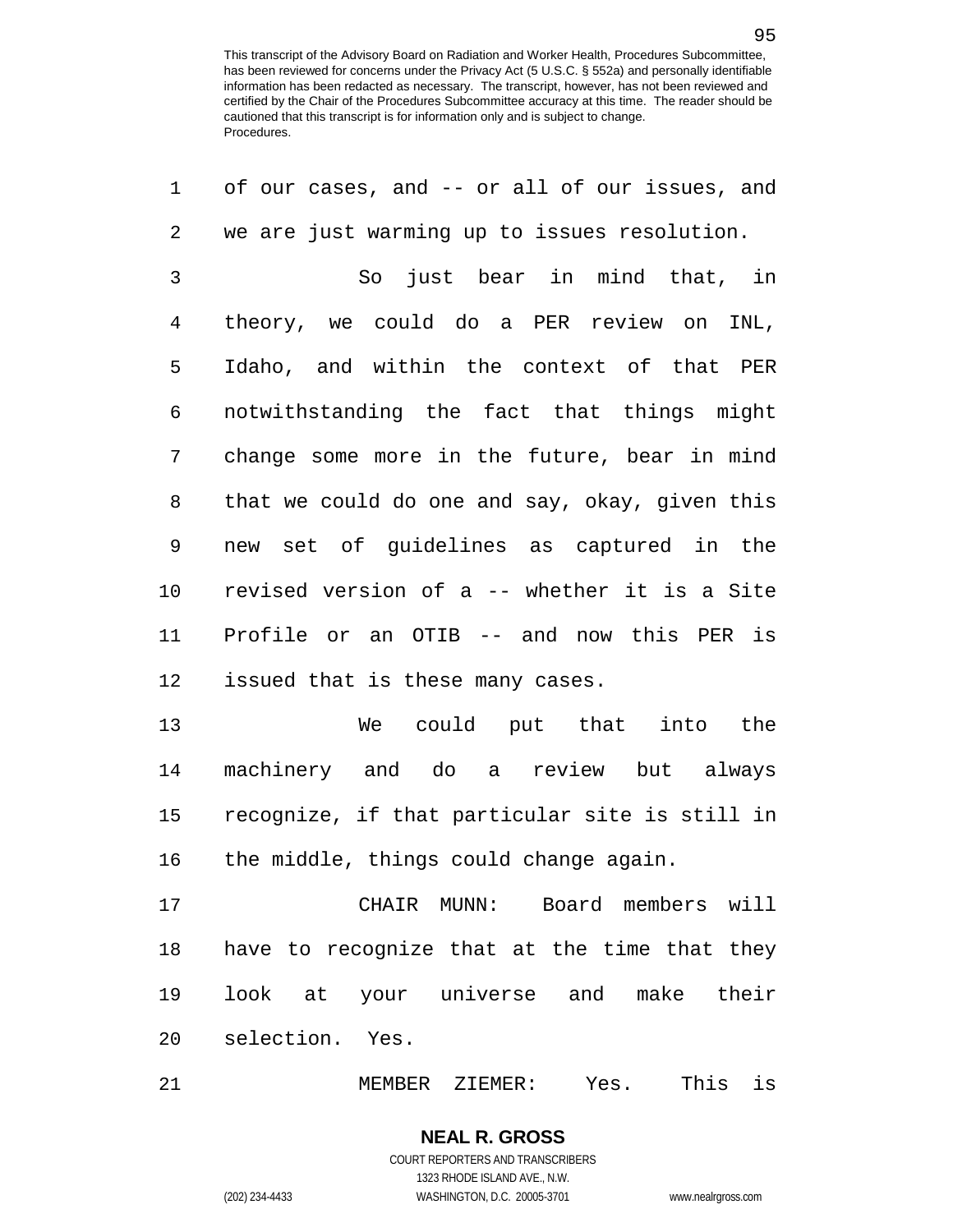of our cases, and -- or all of our issues, and we are just warming up to issues resolution.

So just bear in mind that, in theory, we could do a PER review on INL, Idaho, and within the context of that PER notwithstanding the fact that things might change some more in the future, bear in mind that we could do one and say, okay, given this new set of guidelines as captured in the revised version of a -- whether it is a Site Profile or an OTIB -- and now this PER is issued that is these many cases.

We could put that into the machinery and do a review but always recognize, if that particular site is still in the middle, things could change again.

CHAIR MUNN: Board members will have to recognize that at the time that they look at your universe and make their selection. Yes.

MEMBER ZIEMER: Yes. This is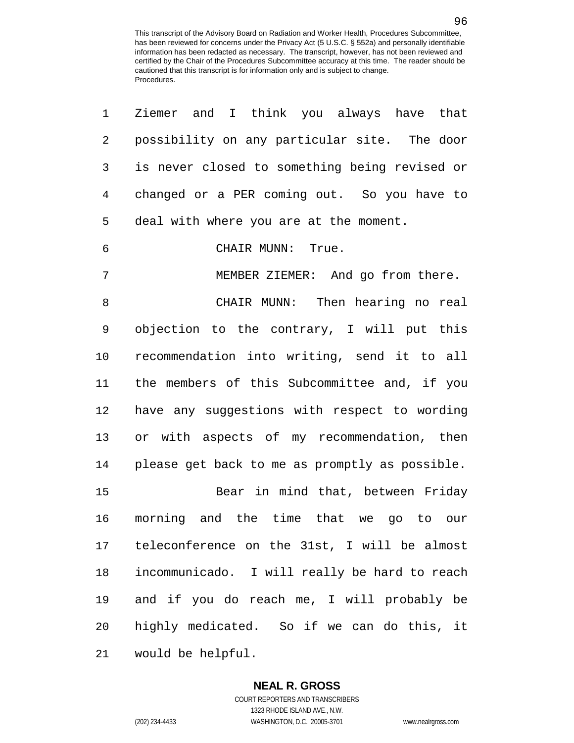Ziemer and I think you always have that possibility on any particular site. The door is never closed to something being revised or changed or a PER coming out. So you have to deal with where you are at the moment.

CHAIR MUNN: True.

MEMBER ZIEMER: And go from there.

CHAIR MUNN: Then hearing no real objection to the contrary, I will put this recommendation into writing, send it to all the members of this Subcommittee and, if you have any suggestions with respect to wording or with aspects of my recommendation, then please get back to me as promptly as possible.

Bear in mind that, between Friday morning and the time that we go to our teleconference on the 31st, I will be almost incommunicado. I will really be hard to reach and if you do reach me, I will probably be highly medicated. So if we can do this, it would be helpful.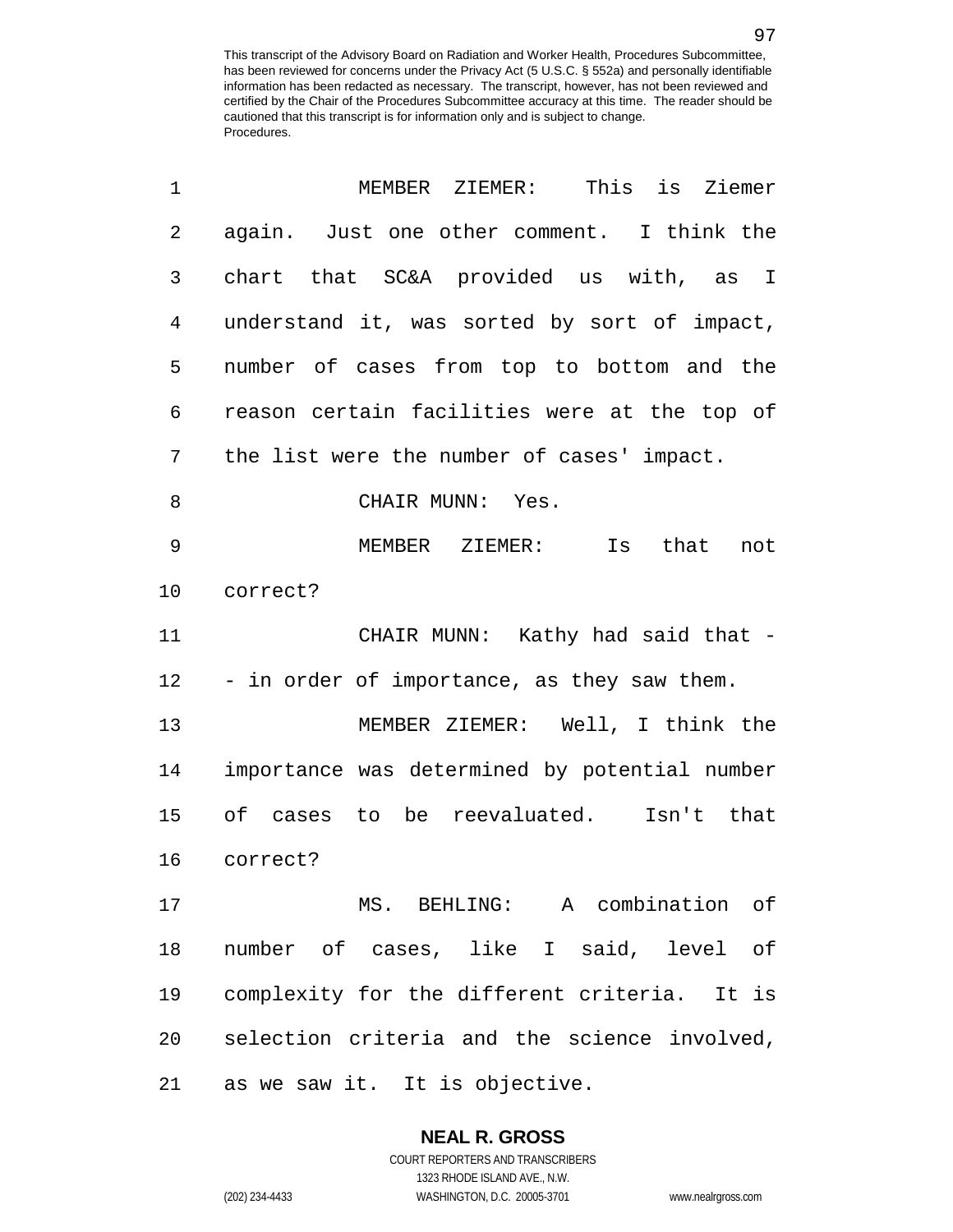MEMBER ZIEMER: This is Ziemer again. Just one other comment. I think the chart that SC&A provided us with, as I understand it, was sorted by sort of impact, number of cases from top to bottom and the reason certain facilities were at the top of the list were the number of cases' impact.

CHAIR MUNN: Yes.

MEMBER ZIEMER: Is that not correct?

CHAIR MUNN: Kathy had said that -- in order of importance, as they saw them.

MEMBER ZIEMER: Well, I think the importance was determined by potential number of cases to be reevaluated. Isn't that correct?

MS. BEHLING: A combination of number of cases, like I said, level of complexity for the different criteria. It is selection criteria and the science involved, as we saw it. It is objective.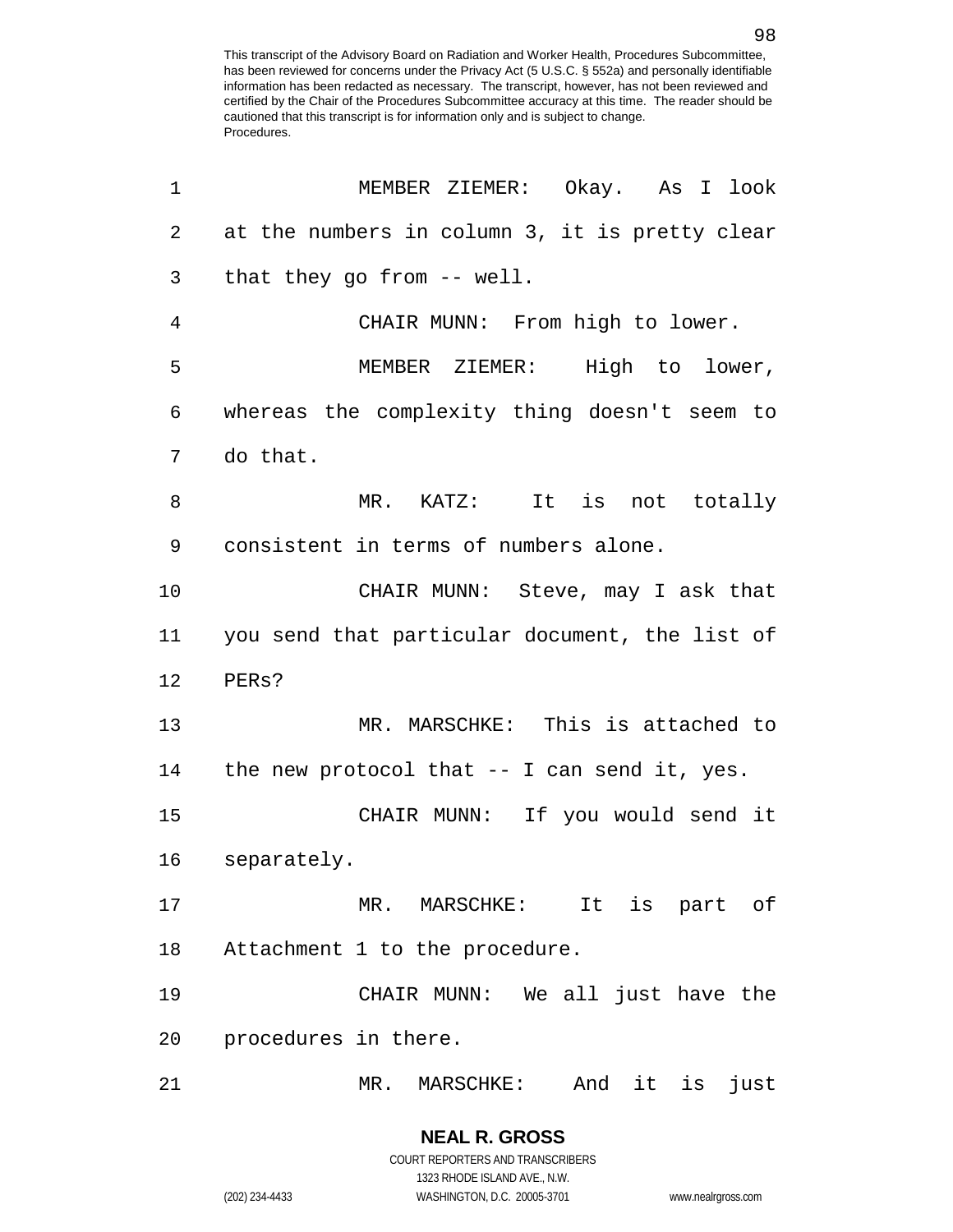MEMBER ZIEMER: Okay. As I look at the numbers in column 3, it is pretty clear that they go from -- well.

CHAIR MUNN: From high to lower.

MEMBER ZIEMER: High to lower, whereas the complexity thing doesn't seem to do that.

MR. KATZ: It is not totally consistent in terms of numbers alone.

CHAIR MUNN: Steve, may I ask that you send that particular document, the list of PERs?

MR. MARSCHKE: This is attached to the new protocol that -- I can send it, yes.

CHAIR MUNN: If you would send it separately.

MR. MARSCHKE: It is part of Attachment 1 to the procedure.

CHAIR MUNN: We all just have the procedures in there.

MR. MARSCHKE: And it is just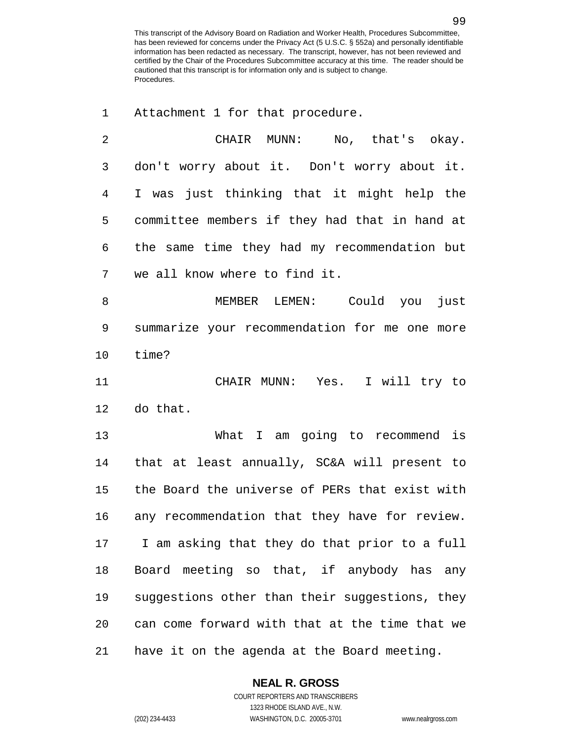Attachment 1 for that procedure.

CHAIR MUNN: No, that's okay. don't worry about it. Don't worry about it. I was just thinking that it might help the committee members if they had that in hand at the same time they had my recommendation but we all know where to find it.

MEMBER LEMEN: Could you just summarize your recommendation for me one more time?

CHAIR MUNN: Yes. I will try to do that.

What I am going to recommend is that at least annually, SC&A will present to the Board the universe of PERs that exist with any recommendation that they have for review. I am asking that they do that prior to a full Board meeting so that, if anybody has any suggestions other than their suggestions, they can come forward with that at the time that we have it on the agenda at the Board meeting.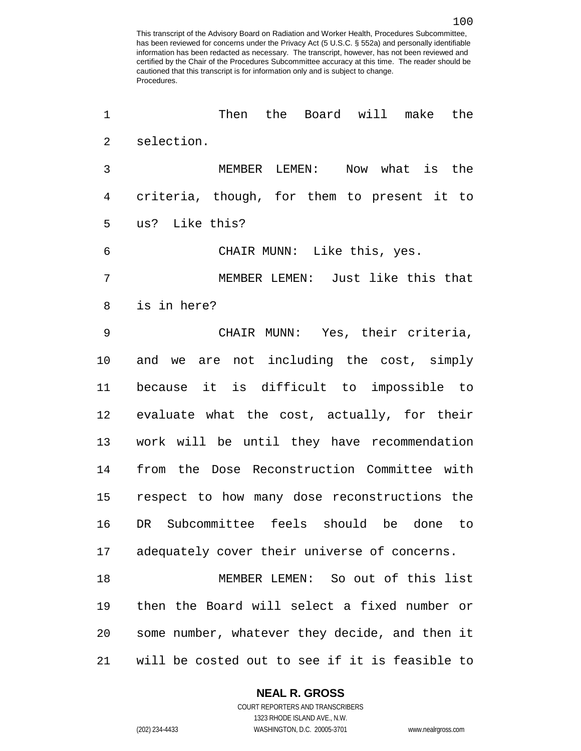Then the Board will make the selection.

MEMBER LEMEN: Now what is the criteria, though, for them to present it to us? Like this?

CHAIR MUNN: Like this, yes.

MEMBER LEMEN: Just like this that is in here?

CHAIR MUNN: Yes, their criteria, and we are not including the cost, simply because it is difficult to impossible to evaluate what the cost, actually, for their work will be until they have recommendation from the Dose Reconstruction Committee with respect to how many dose reconstructions the DR Subcommittee feels should be done to adequately cover their universe of concerns.

MEMBER LEMEN: So out of this list then the Board will select a fixed number or some number, whatever they decide, and then it will be costed out to see if it is feasible to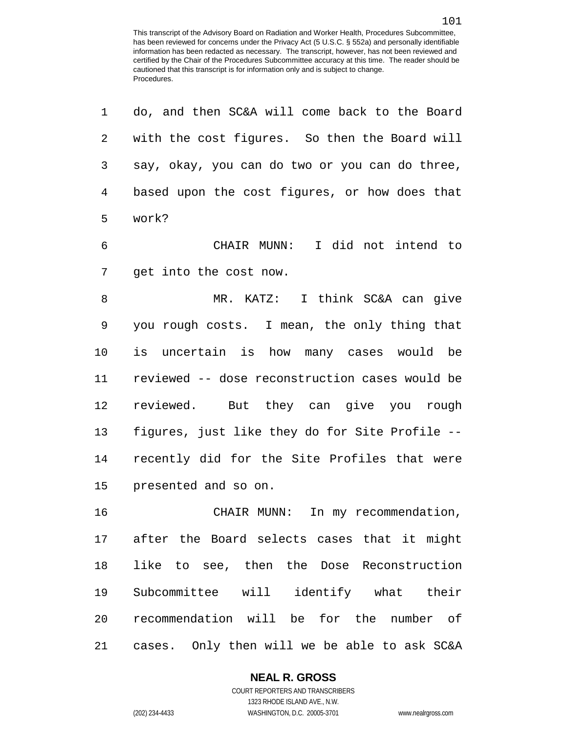do, and then SC&A will come back to the Board with the cost figures. So then the Board will say, okay, you can do two or you can do three, based upon the cost figures, or how does that work?

CHAIR MUNN: I did not intend to get into the cost now.

MR. KATZ: I think SC&A can give you rough costs. I mean, the only thing that is uncertain is how many cases would be reviewed -- dose reconstruction cases would be reviewed. But they can give you rough figures, just like they do for Site Profile -- recently did for the Site Profiles that were presented and so on.

CHAIR MUNN: In my recommendation, after the Board selects cases that it might like to see, then the Dose Reconstruction Subcommittee will identify what their recommendation will be for the number of cases. Only then will we be able to ask SC&A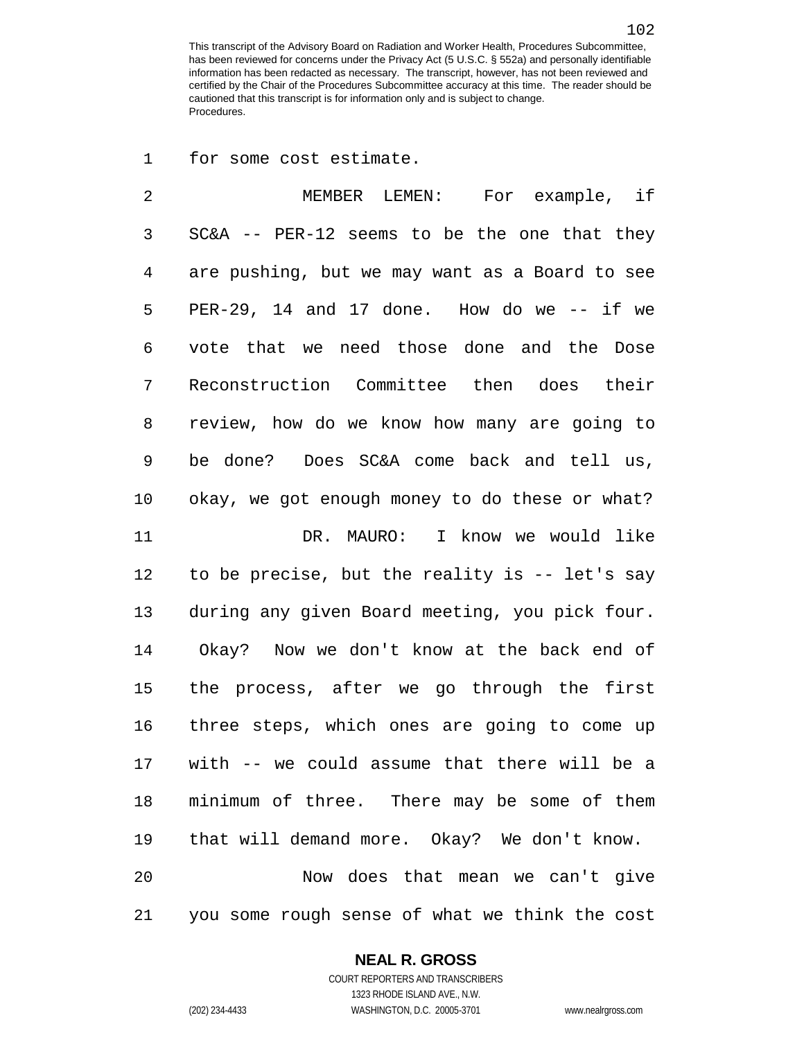for some cost estimate.

MEMBER LEMEN: For example, if SC&A -- PER-12 seems to be the one that they are pushing, but we may want as a Board to see PER-29, 14 and 17 done. How do we -- if we vote that we need those done and the Dose Reconstruction Committee then does their review, how do we know how many are going to be done? Does SC&A come back and tell us, okay, we got enough money to do these or what?

DR. MAURO: I know we would like to be precise, but the reality is -- let's say during any given Board meeting, you pick four. Okay? Now we don't know at the back end of the process, after we go through the first three steps, which ones are going to come up with -- we could assume that there will be a minimum of three. There may be some of them that will demand more. Okay? We don't know.

Now does that mean we can't give you some rough sense of what we think the cost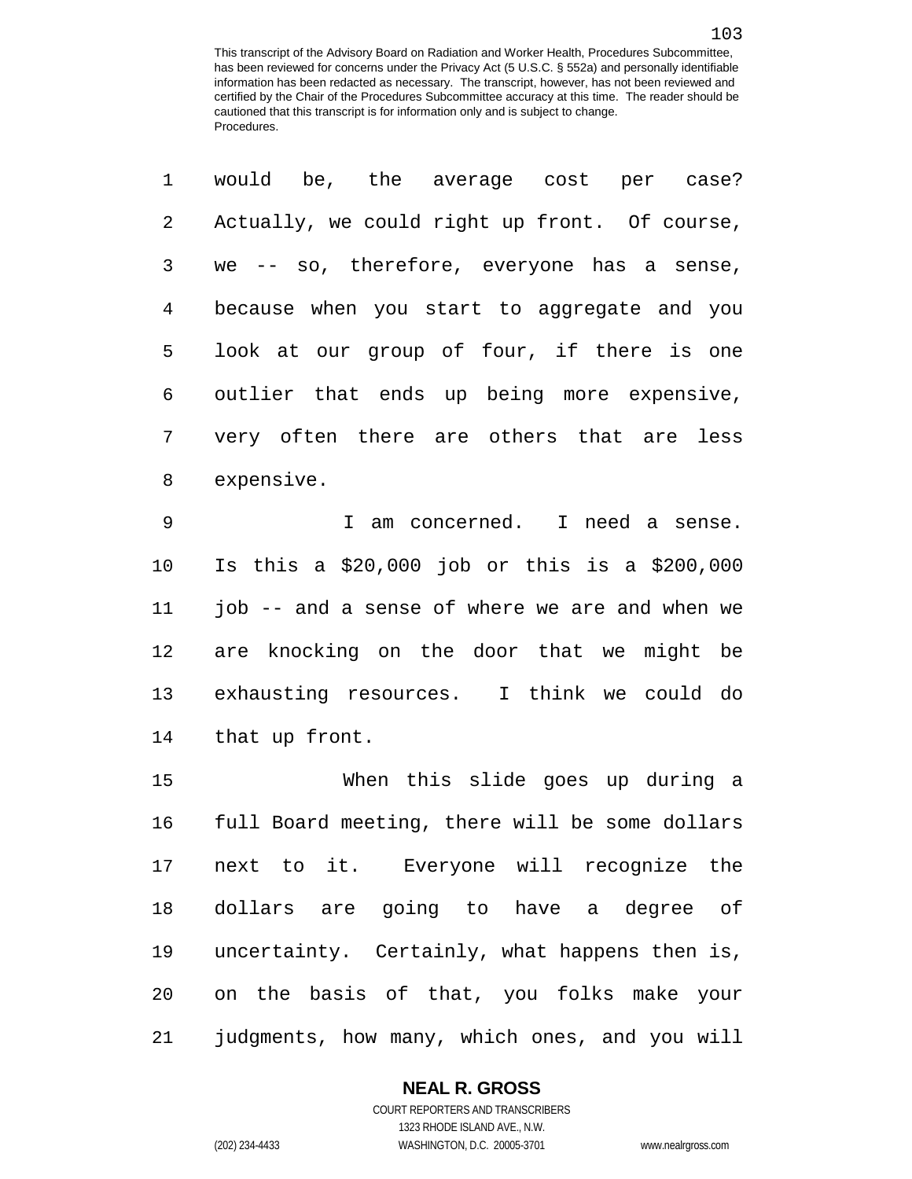would be, the average cost per case? Actually, we could right up front. Of course, we -- so, therefore, everyone has a sense, because when you start to aggregate and you look at our group of four, if there is one outlier that ends up being more expensive, very often there are others that are less expensive.

I am concerned. I need a sense. Is this a $20,000 job or this is a $200,000 job -- and a sense of where we are and when we are knocking on the door that we might be exhausting resources. I think we could do that up front.

When this slide goes up during a full Board meeting, there will be some dollars next to it. Everyone will recognize the dollars are going to have a degree of uncertainty. Certainly, what happens then is, on the basis of that, you folks make your judgments, how many, which ones, and you will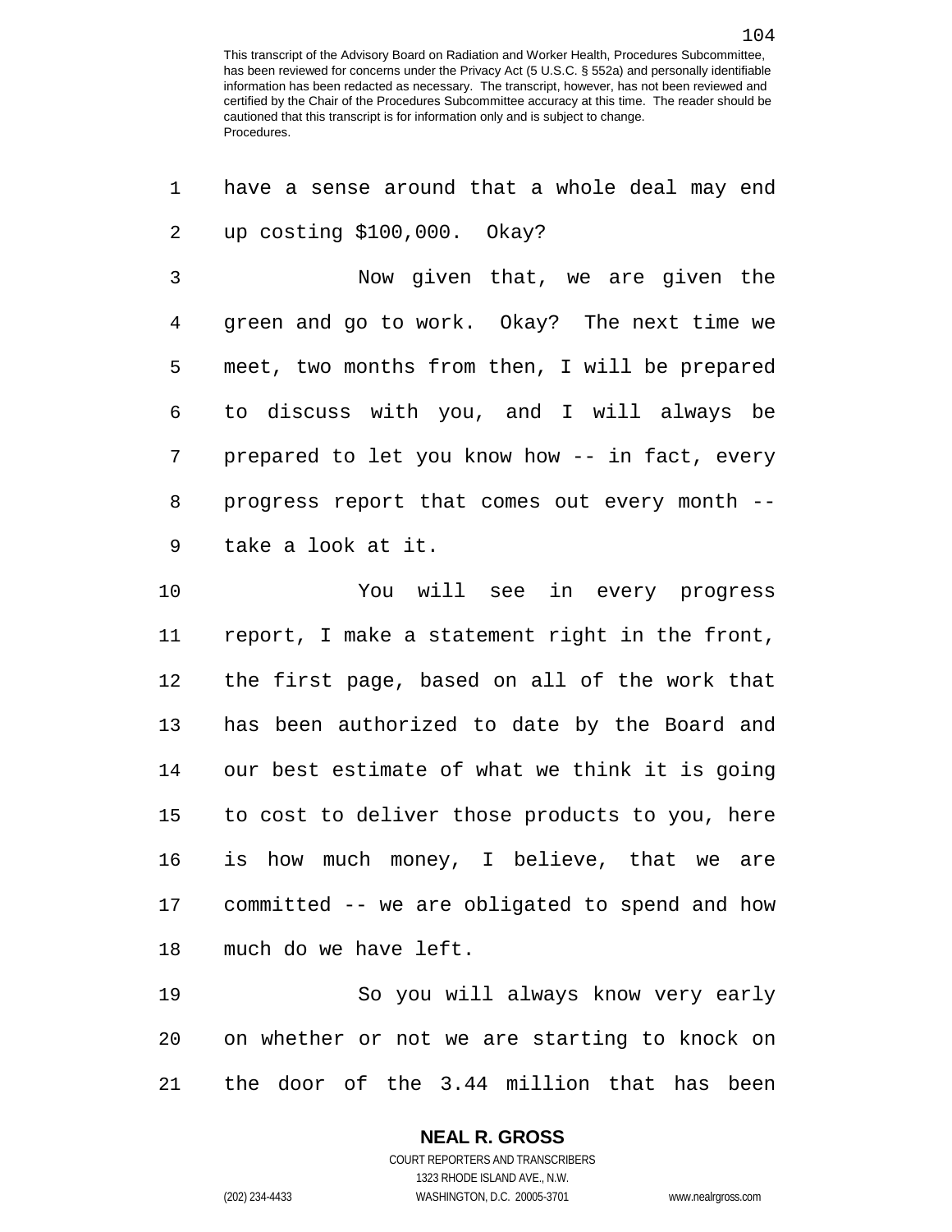have a sense around that a whole deal may end up costing $100,000. Okay?

Now given that, we are given the green and go to work. Okay? The next time we meet, two months from then, I will be prepared to discuss with you, and I will always be prepared to let you know how -- in fact, every progress report that comes out every month -- take a look at it.

You will see in every progress report, I make a statement right in the front, the first page, based on all of the work that has been authorized to date by the Board and our best estimate of what we think it is going to cost to deliver those products to you, here is how much money, I believe, that we are committed -- we are obligated to spend and how much do we have left.

So you will always know very early on whether or not we are starting to knock on the door of the 3.44 million that has been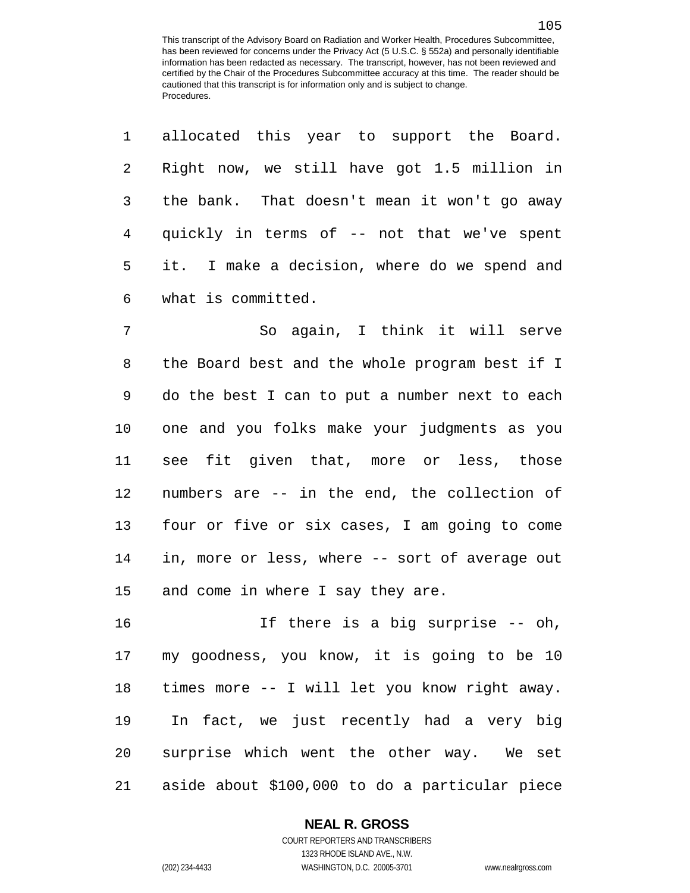allocated this year to support the Board. Right now, we still have got 1.5 million in the bank. That doesn't mean it won't go away quickly in terms of -- not that we've spent it. I make a decision, where do we spend and what is committed.

So again, I think it will serve the Board best and the whole program best if I do the best I can to put a number next to each one and you folks make your judgments as you see fit given that, more or less, those numbers are -- in the end, the collection of four or five or six cases, I am going to come in, more or less, where -- sort of average out and come in where I say they are.

If there is a big surprise -- oh, my goodness, you know, it is going to be 10 times more -- I will let you know right away. In fact, we just recently had a very big surprise which went the other way. We set aside about $100,000 to do a particular piece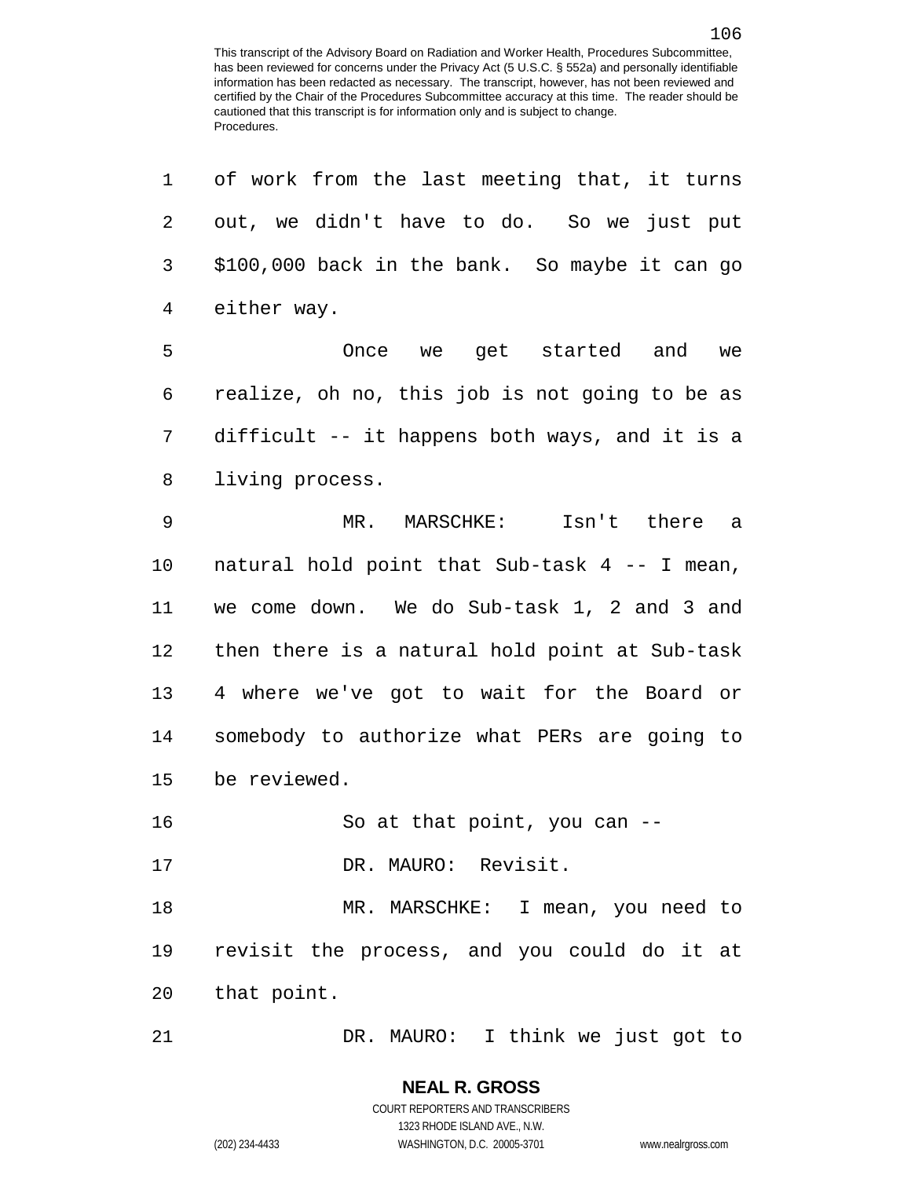of work from the last meeting that, it turns out, we didn't have to do. So we just put $100,000 back in the bank. So maybe it can go either way.

Once we get started and we realize, oh no, this job is not going to be as difficult -- it happens both ways, and it is a living process.

MR. MARSCHKE: Isn't there a natural hold point that Sub-task 4 -- I mean, we come down. We do Sub-task 1, 2 and 3 and then there is a natural hold point at Sub-task 4 where we've got to wait for the Board or somebody to authorize what PERs are going to be reviewed.

So at that point, you can --

DR. MAURO: Revisit.

MR. MARSCHKE: I mean, you need to revisit the process, and you could do it at that point.

DR. MAURO: I think we just got to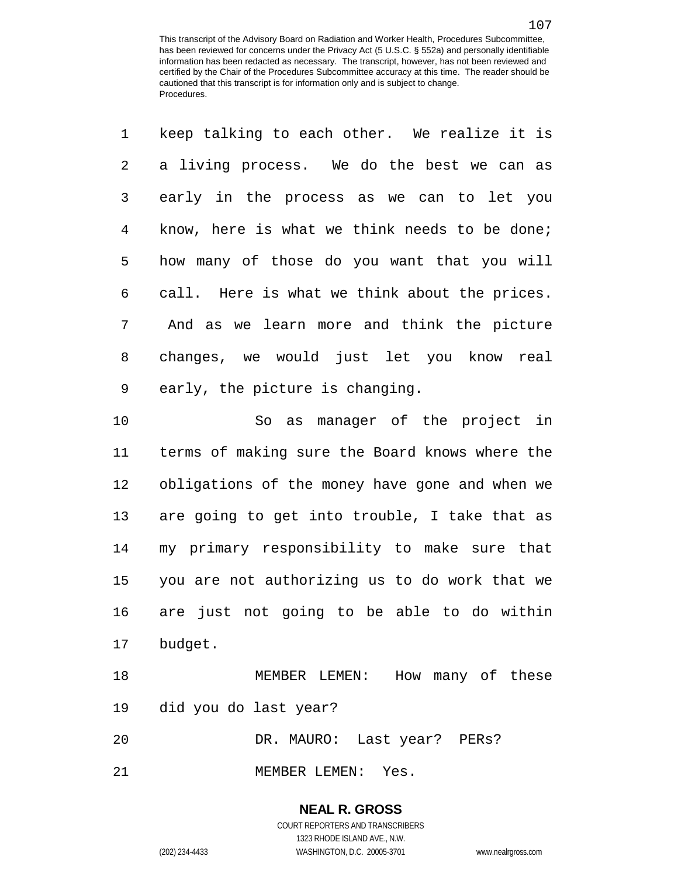keep talking to each other. We realize it is a living process. We do the best we can as early in the process as we can to let you know, here is what we think needs to be done; how many of those do you want that you will call. Here is what we think about the prices. And as we learn more and think the picture changes, we would just let you know real early, the picture is changing.

So as manager of the project in terms of making sure the Board knows where the obligations of the money have gone and when we are going to get into trouble, I take that as my primary responsibility to make sure that you are not authorizing us to do work that we are just not going to be able to do within budget.

MEMBER LEMEN: How many of these did you do last year?

DR. MAURO: Last year? PERs?

MEMBER LEMEN: Yes.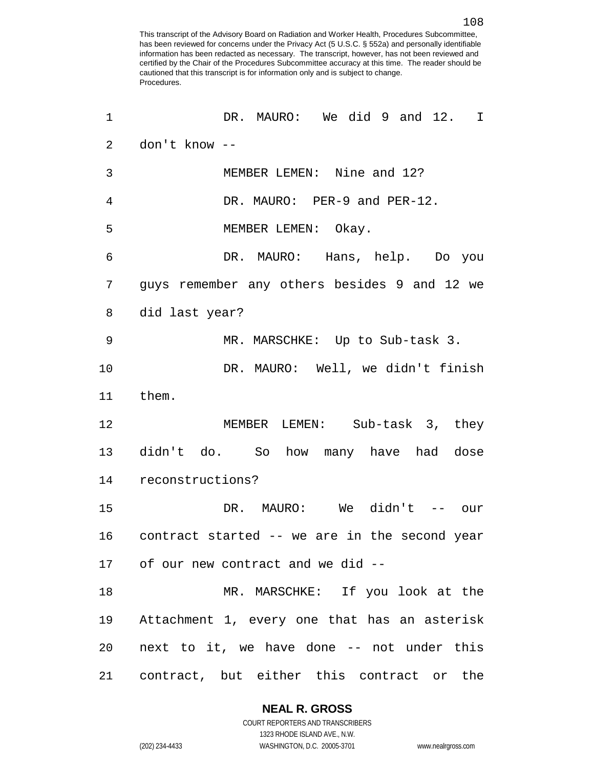DR. MAURO: We did 9 and 12. I don't know --

MEMBER LEMEN: Nine and 12?

DR. MAURO: PER-9 and PER-12.

MEMBER LEMEN: Okay.

DR. MAURO: Hans, help. Do you guys remember any others besides 9 and 12 we did last year?

MR. MARSCHKE: Up to Sub-task 3.

DR. MAURO: Well, we didn't finish them.

MEMBER LEMEN: Sub-task 3, they didn't do. So how many have had dose reconstructions?

DR. MAURO: We didn't -- our contract started -- we are in the second year of our new contract and we did --

MR. MARSCHKE: If you look at the Attachment 1, every one that has an asterisk next to it, we have done -- not under this contract, but either this contract or the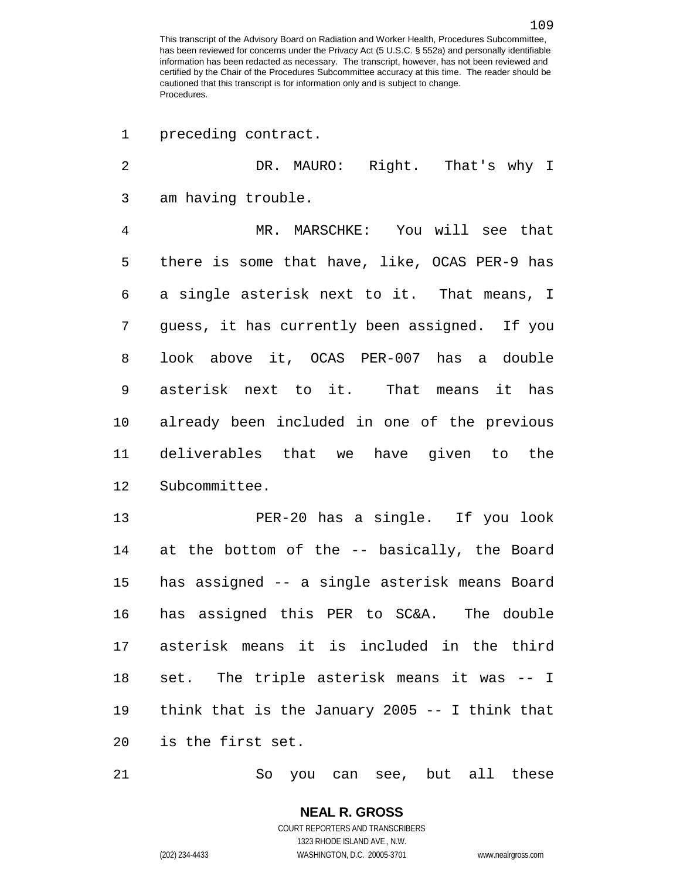preceding contract.

DR. MAURO: Right. That's why I am having trouble.

MR. MARSCHKE: You will see that there is some that have, like, OCAS PER-9 has a single asterisk next to it. That means, I guess, it has currently been assigned. If you look above it, OCAS PER-007 has a double asterisk next to it. That means it has already been included in one of the previous deliverables that we have given to the Subcommittee.

PER-20 has a single. If you look at the bottom of the -- basically, the Board has assigned -- a single asterisk means Board has assigned this PER to SC&A. The double asterisk means it is included in the third set. The triple asterisk means it was -- I think that is the January 2005 -- I think that is the first set.

So you can see, but all these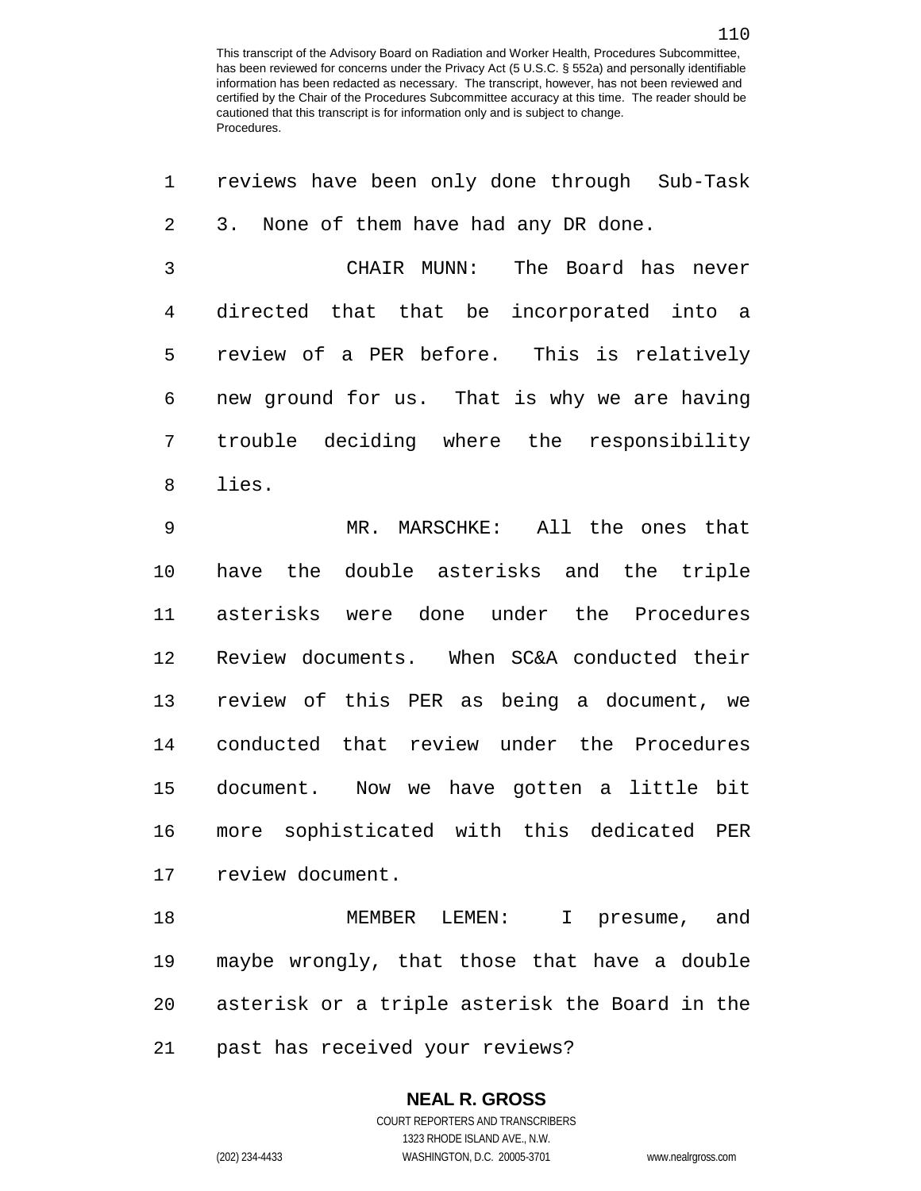reviews have been only done through Sub-Task 3. None of them have had any DR done.

CHAIR MUNN: The Board has never directed that that be incorporated into a review of a PER before. This is relatively new ground for us. That is why we are having trouble deciding where the responsibility lies.

MR. MARSCHKE: All the ones that have the double asterisks and the triple asterisks were done under the Procedures Review documents. When SC&A conducted their review of this PER as being a document, we conducted that review under the Procedures document. Now we have gotten a little bit more sophisticated with this dedicated PER review document.

MEMBER LEMEN: I presume, and maybe wrongly, that those that have a double asterisk or a triple asterisk the Board in the past has received your reviews?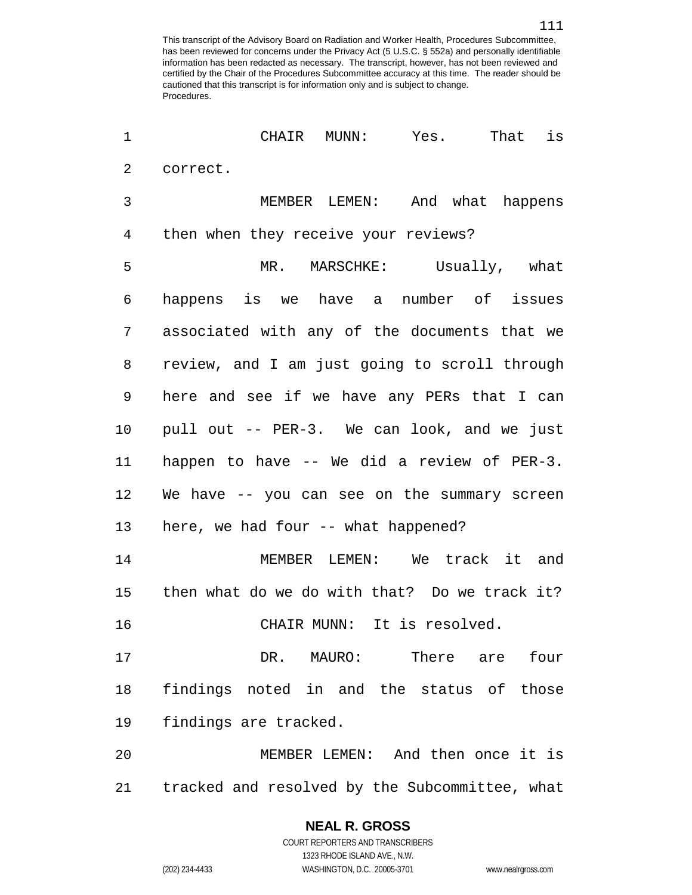CHAIR MUNN: Yes. That is correct.

MEMBER LEMEN: And what happens then when they receive your reviews?

MR. MARSCHKE: Usually, what happens is we have a number of issues associated with any of the documents that we review, and I am just going to scroll through here and see if we have any PERs that I can pull out -- PER-3. We can look, and we just happen to have -- We did a review of PER-3. We have -- you can see on the summary screen here, we had four -- what happened?

MEMBER LEMEN: We track it and then what do we do with that? Do we track it?

CHAIR MUNN: It is resolved.

DR. MAURO: There are four findings noted in and the status of those findings are tracked.

MEMBER LEMEN: And then once it is tracked and resolved by the Subcommittee, what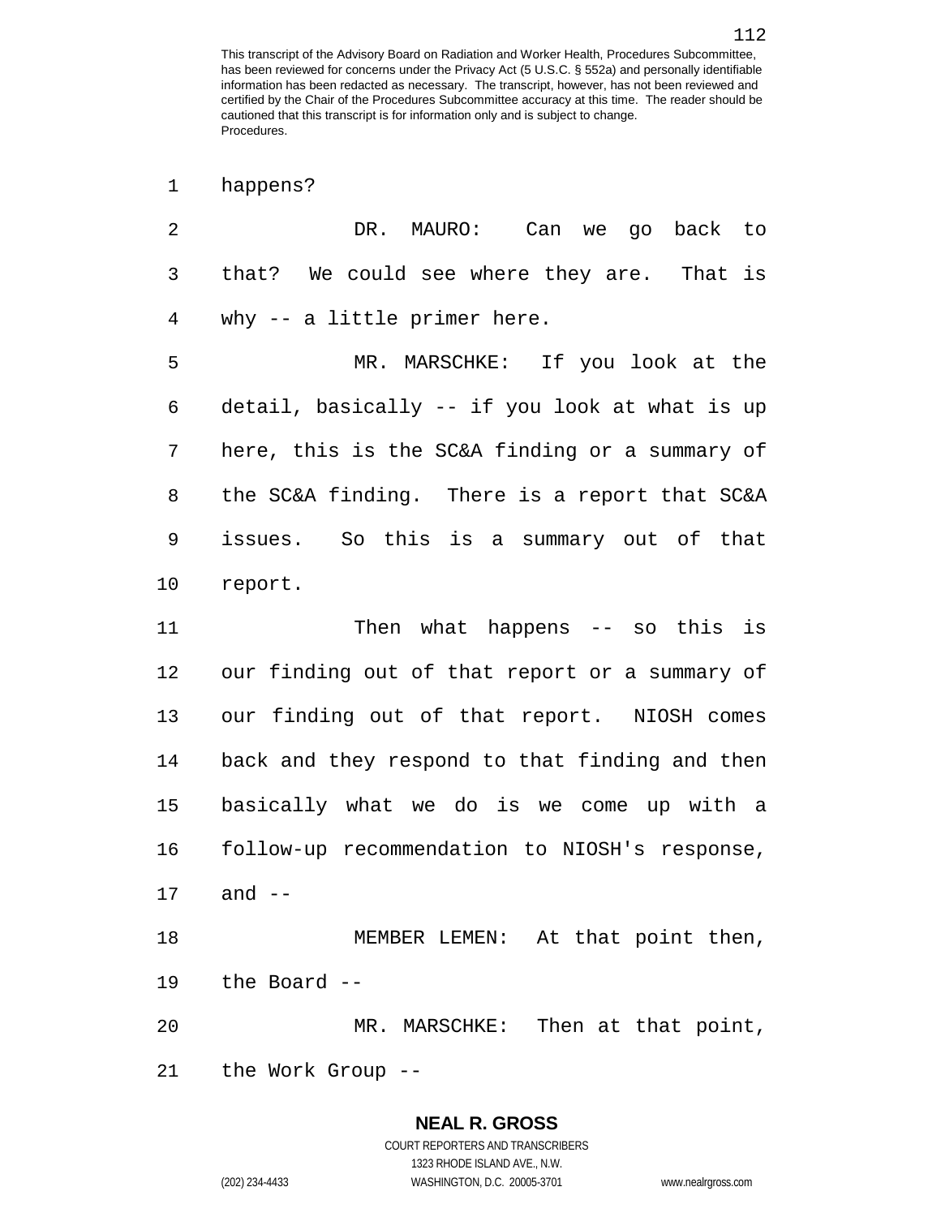happens?

DR. MAURO: Can we go back to that? We could see where they are. That is why -- a little primer here.

MR. MARSCHKE: If you look at the detail, basically -- if you look at what is up here, this is the SC&A finding or a summary of the SC&A finding. There is a report that SC&A issues. So this is a summary out of that report.

Then what happens -- so this is our finding out of that report or a summary of our finding out of that report. NIOSH comes back and they respond to that finding and then basically what we do is we come up with a follow-up recommendation to NIOSH's response, and --

MEMBER LEMEN: At that point then, the Board --

MR. MARSCHKE: Then at that point, the Work Group --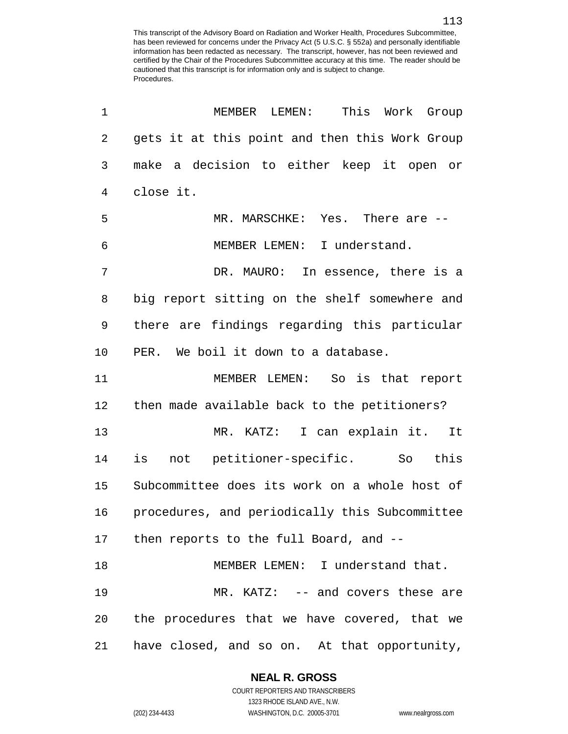MEMBER LEMEN: This Work Group gets it at this point and then this Work Group make a decision to either keep it open or close it.

MR. MARSCHKE: Yes. There are --

MEMBER LEMEN: I understand.

DR. MAURO: In essence, there is a big report sitting on the shelf somewhere and there are findings regarding this particular PER. We boil it down to a database.

MEMBER LEMEN: So is that report then made available back to the petitioners?

MR. KATZ: I can explain it. It is not petitioner-specific. So this Subcommittee does its work on a whole host of procedures, and periodically this Subcommittee then reports to the full Board, and --

MEMBER LEMEN: I understand that.

MR. KATZ: -- and covers these are the procedures that we have covered, that we have closed, and so on. At that opportunity,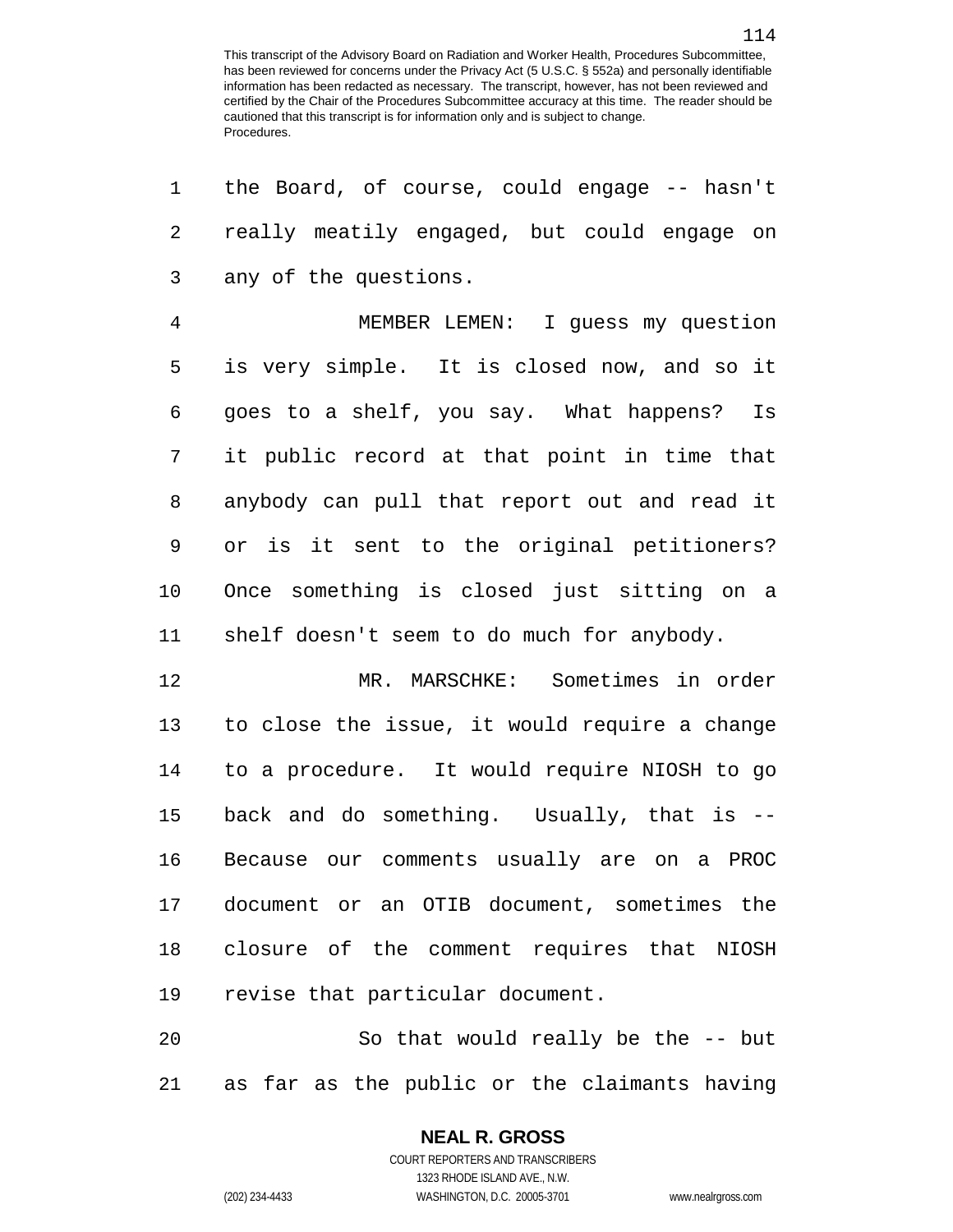the Board, of course, could engage -- hasn't really meatily engaged, but could engage on any of the questions.

MEMBER LEMEN: I guess my question is very simple. It is closed now, and so it goes to a shelf, you say. What happens? Is it public record at that point in time that anybody can pull that report out and read it or is it sent to the original petitioners? Once something is closed just sitting on a shelf doesn't seem to do much for anybody.

MR. MARSCHKE: Sometimes in order to close the issue, it would require a change to a procedure. It would require NIOSH to go back and do something. Usually, that is -- Because our comments usually are on a PROC document or an OTIB document, sometimes the closure of the comment requires that NIOSH revise that particular document.

So that would really be the -- but as far as the public or the claimants having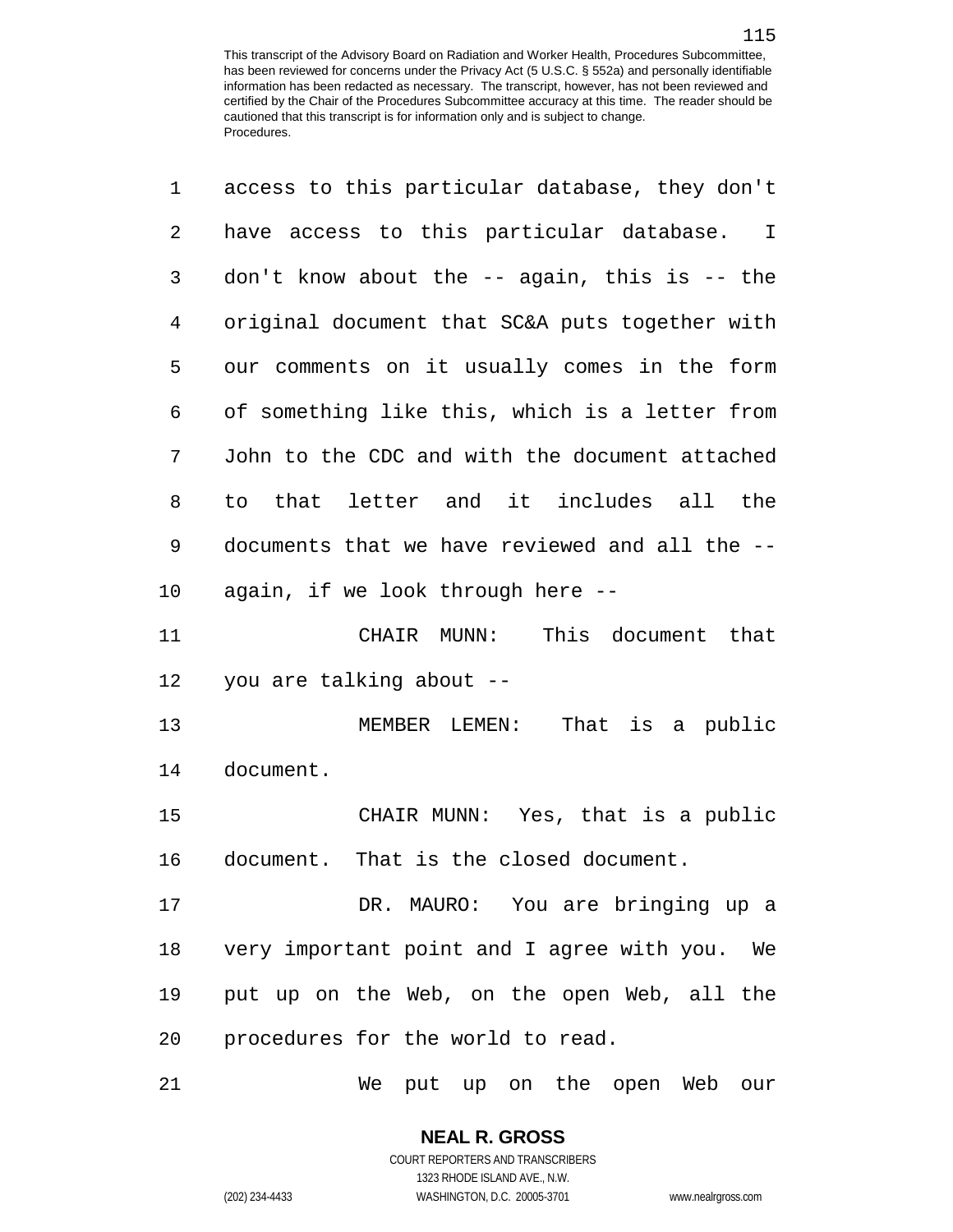access to this particular database, they don't have access to this particular database. I don't know about the -- again, this is -- the original document that SC&A puts together with our comments on it usually comes in the form of something like this, which is a letter from John to the CDC and with the document attached to that letter and it includes all the documents that we have reviewed and all the -- again, if we look through here --

CHAIR MUNN: This document that you are talking about --

MEMBER LEMEN: That is a public document.

CHAIR MUNN: Yes, that is a public document. That is the closed document.

DR. MAURO: You are bringing up a very important point and I agree with you. We put up on the Web, on the open Web, all the procedures for the world to read.

We put up on the open Web our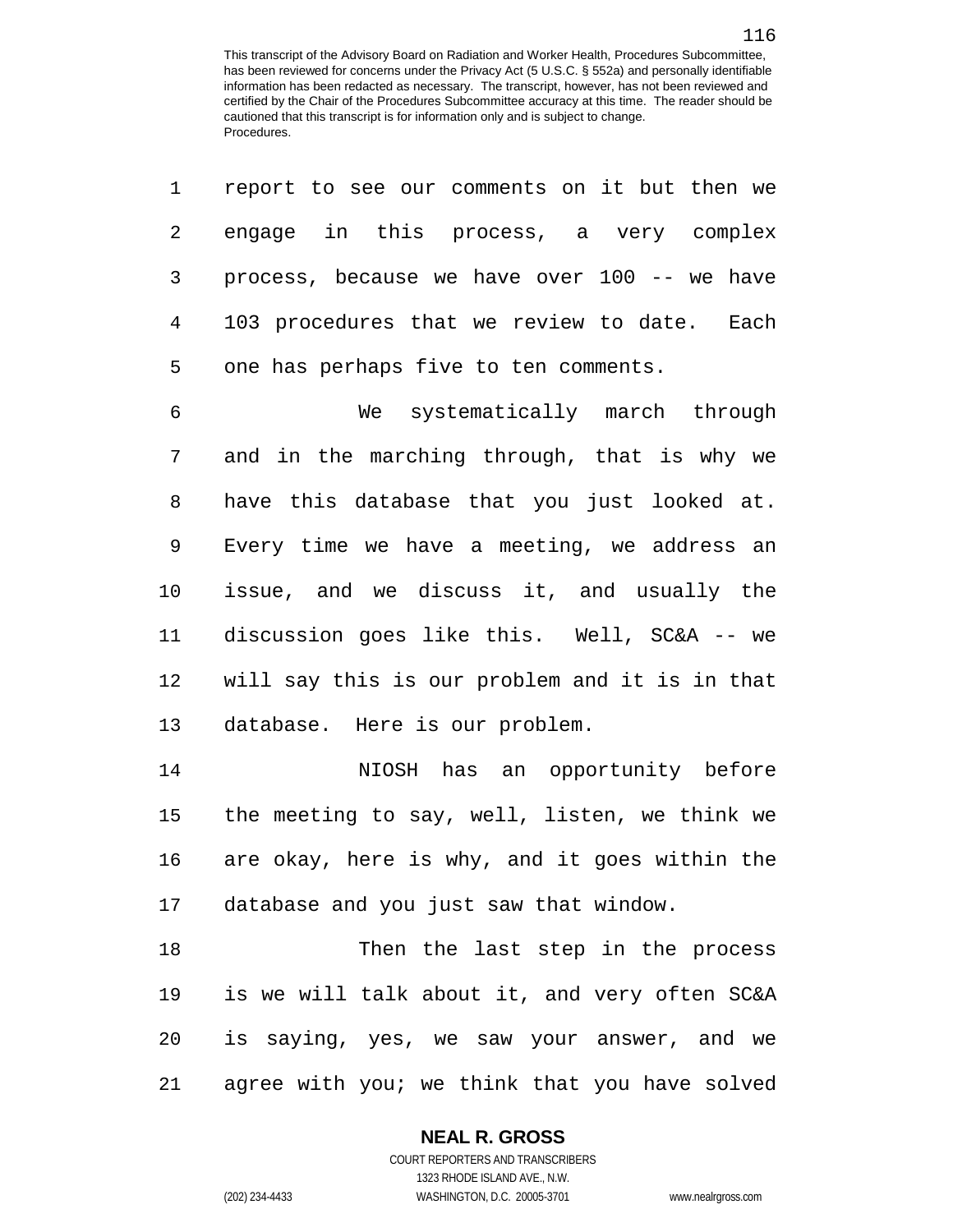report to see our comments on it but then we engage in this process, a very complex process, because we have over 100 -- we have 103 procedures that we review to date. Each one has perhaps five to ten comments.

We systematically march through and in the marching through, that is why we have this database that you just looked at. Every time we have a meeting, we address an issue, and we discuss it, and usually the discussion goes like this. Well, SC&A -- we will say this is our problem and it is in that database. Here is our problem.

NIOSH has an opportunity before the meeting to say, well, listen, we think we are okay, here is why, and it goes within the database and you just saw that window.

Then the last step in the process is we will talk about it, and very often SC&A is saying, yes, we saw your answer, and we agree with you; we think that you have solved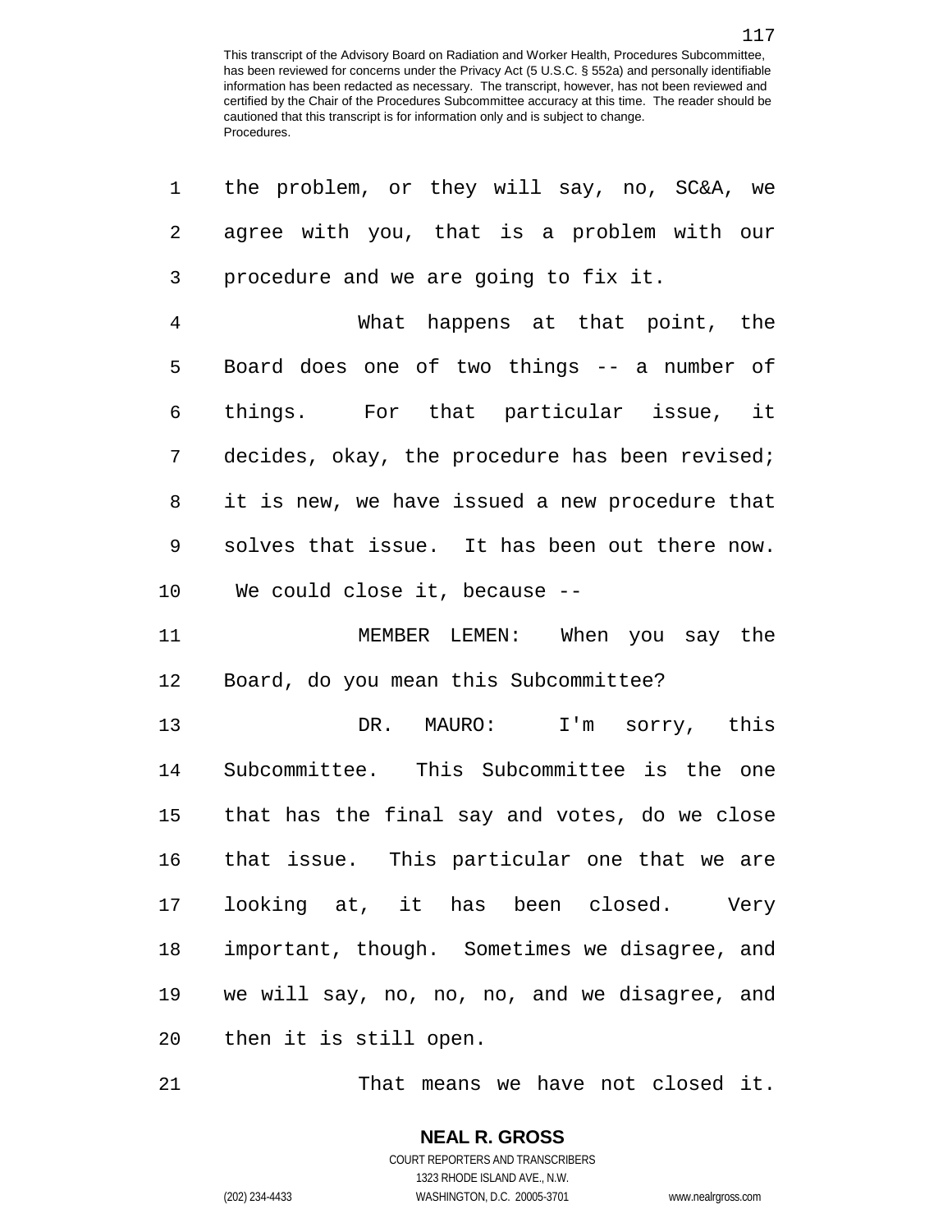the problem, or they will say, no, SC&A, we agree with you, that is a problem with our procedure and we are going to fix it.

What happens at that point, the Board does one of two things -- a number of things. For that particular issue, it decides, okay, the procedure has been revised; it is new, we have issued a new procedure that solves that issue. It has been out there now. We could close it, because --

MEMBER LEMEN: When you say the Board, do you mean this Subcommittee?

DR. MAURO: I'm sorry, this Subcommittee. This Subcommittee is the one that has the final say and votes, do we close that issue. This particular one that we are looking at, it has been closed. Very important, though. Sometimes we disagree, and we will say, no, no, no, and we disagree, and then it is still open.

That means we have not closed it.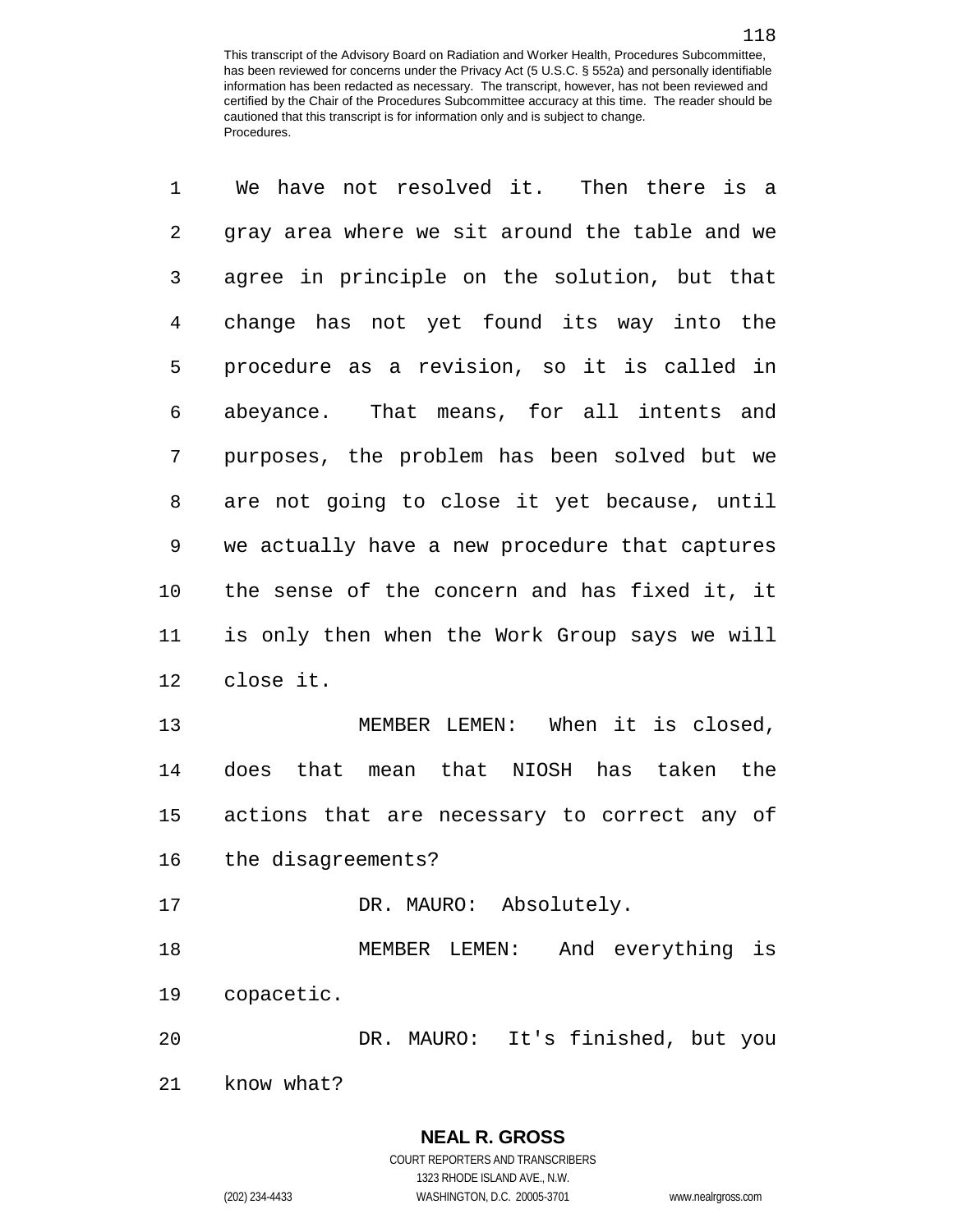We have not resolved it. Then there is a gray area where we sit around the table and we agree in principle on the solution, but that change has not yet found its way into the procedure as a revision, so it is called in abeyance. That means, for all intents and purposes, the problem has been solved but we are not going to close it yet because, until we actually have a new procedure that captures the sense of the concern and has fixed it, it is only then when the Work Group says we will close it.

MEMBER LEMEN: When it is closed, does that mean that NIOSH has taken the actions that are necessary to correct any of the disagreements?

DR. MAURO: Absolutely.

MEMBER LEMEN: And everything is copacetic.

DR. MAURO: It's finished, but you know what?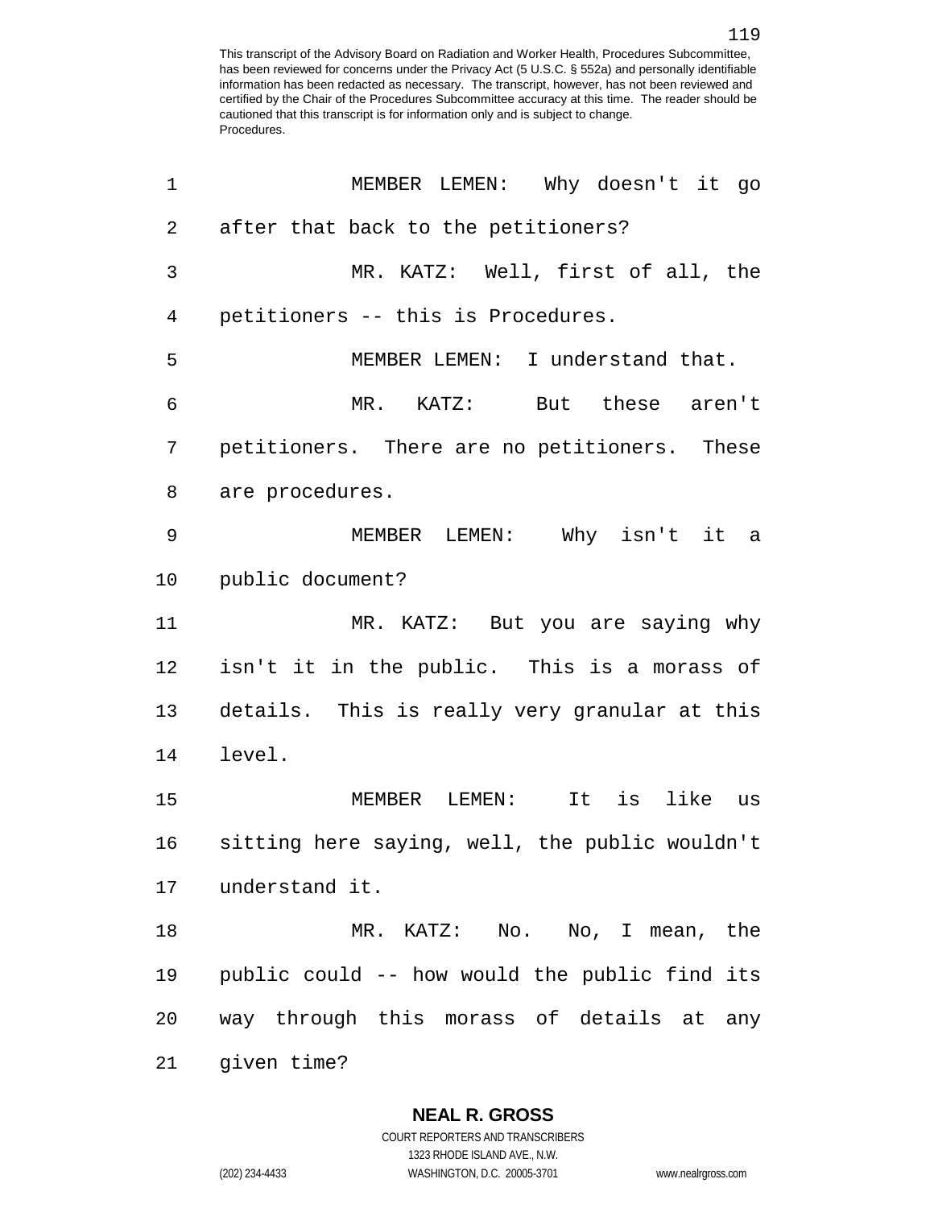MEMBER LEMEN: Why doesn't it go after that back to the petitioners?

MR. KATZ: Well, first of all, the petitioners -- this is Procedures.

MEMBER LEMEN: I understand that.

MR. KATZ: But these aren't petitioners. There are no petitioners. These are procedures.

MEMBER LEMEN: Why isn't it a public document?

MR. KATZ: But you are saying why isn't it in the public. This is a morass of details. This is really very granular at this level.

MEMBER LEMEN: It is like us sitting here saying, well, the public wouldn't understand it.

MR. KATZ: No. No, I mean, the public could -- how would the public find its way through this morass of details at any given time?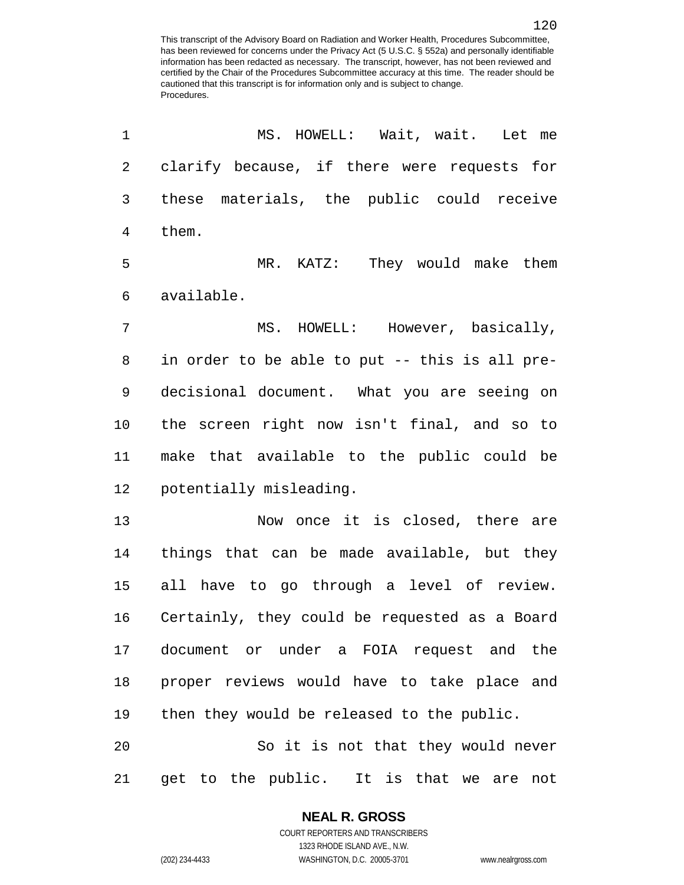MS. HOWELL: Wait, wait. Let me clarify because, if there were requests for these materials, the public could receive them.

MR. KATZ: They would make them available.

MS. HOWELL: However, basically, in order to be able to put -- this is all pre-decisional document. What you are seeing on the screen right now isn't final, and so to make that available to the public could be potentially misleading.

Now once it is closed, there are things that can be made available, but they all have to go through a level of review. Certainly, they could be requested as a Board document or under a FOIA request and the proper reviews would have to take place and then they would be released to the public.

So it is not that they would never get to the public. It is that we are not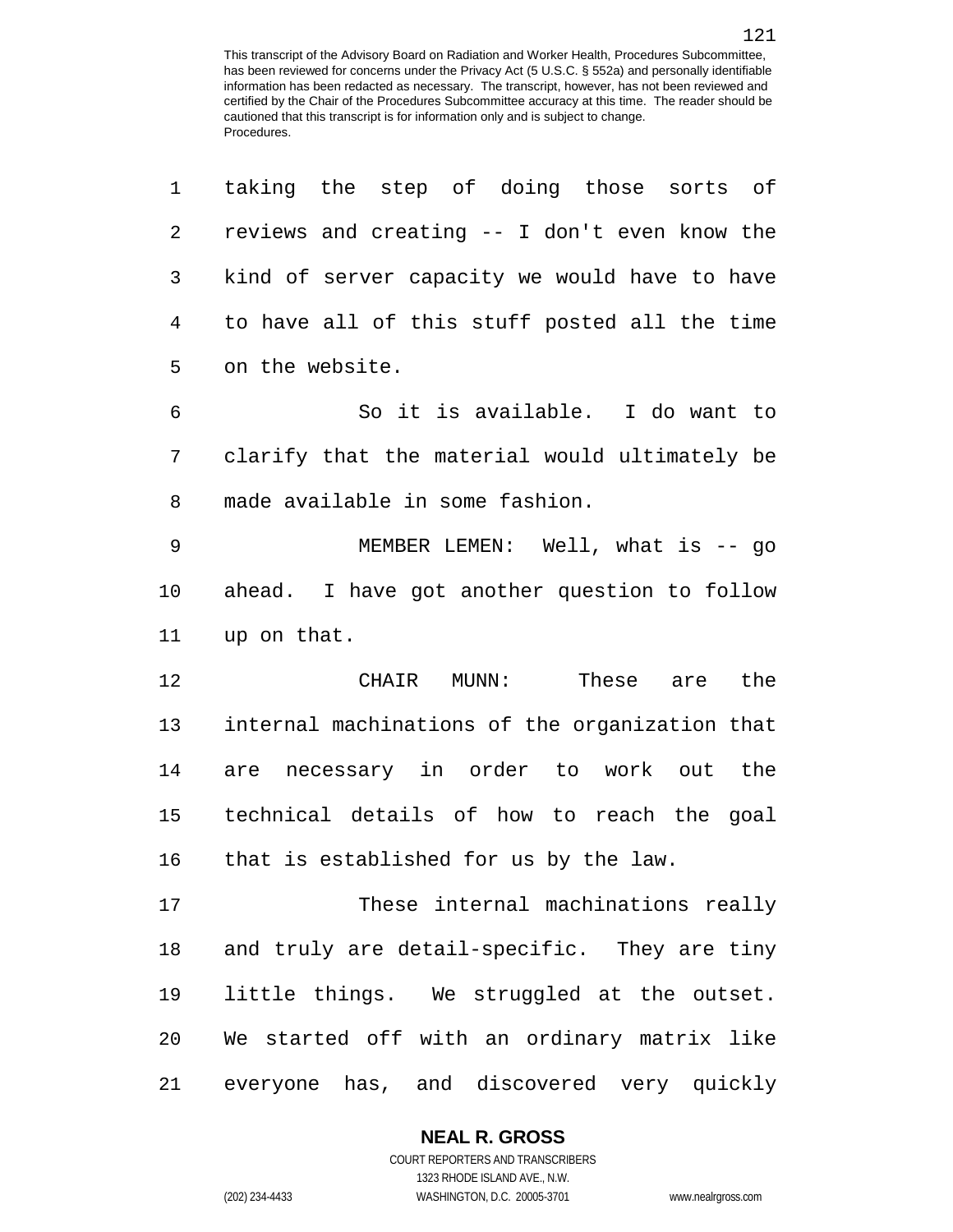taking the step of doing those sorts of reviews and creating -- I don't even know the kind of server capacity we would have to have to have all of this stuff posted all the time on the website.

So it is available. I do want to clarify that the material would ultimately be made available in some fashion.

MEMBER LEMEN: Well, what is -- go ahead. I have got another question to follow up on that.

CHAIR MUNN: These are the internal machinations of the organization that are necessary in order to work out the technical details of how to reach the goal that is established for us by the law.

These internal machinations really and truly are detail-specific. They are tiny little things. We struggled at the outset. We started off with an ordinary matrix like everyone has, and discovered very quickly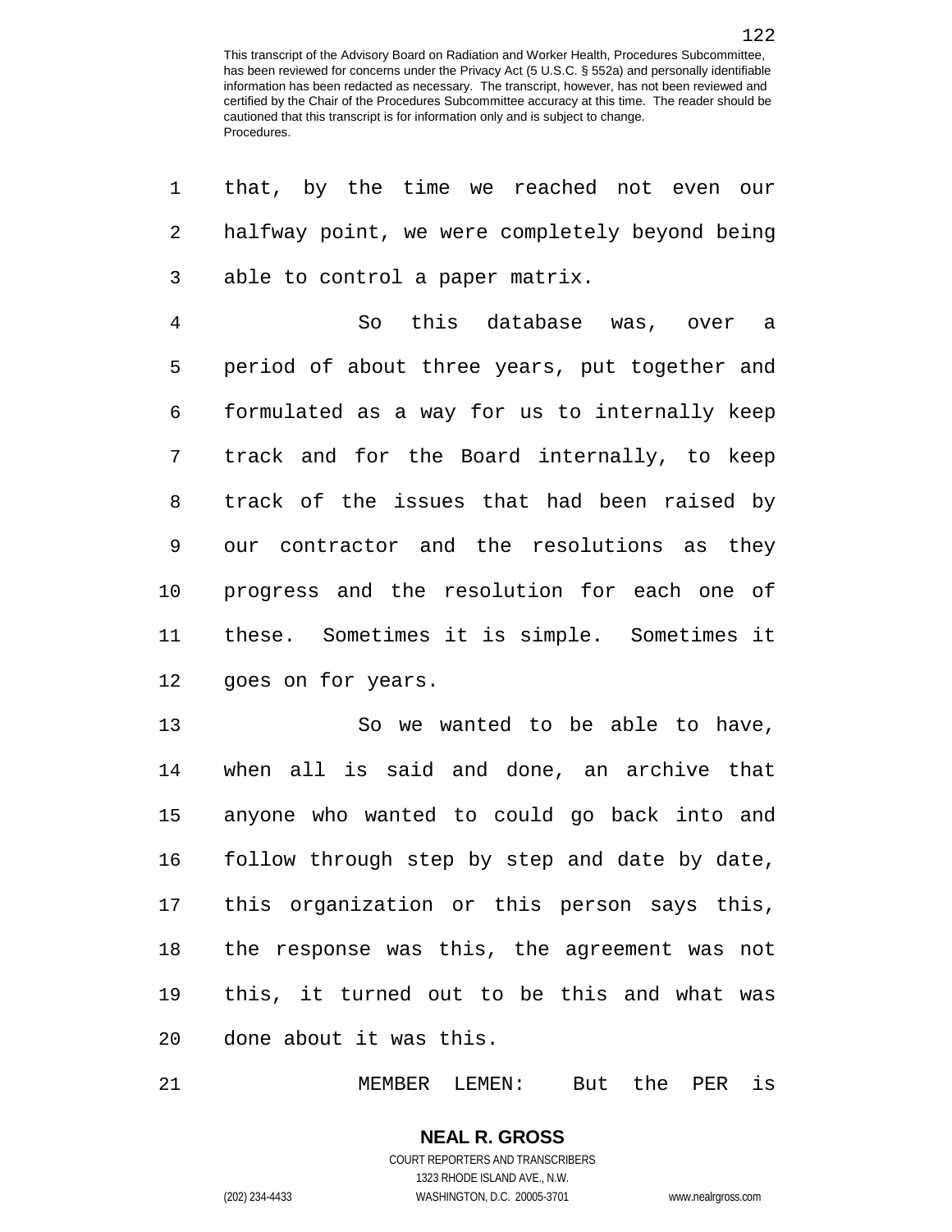that, by the time we reached not even our halfway point, we were completely beyond being able to control a paper matrix.

So this database was, over a period of about three years, put together and formulated as a way for us to internally keep track and for the Board internally, to keep track of the issues that had been raised by our contractor and the resolutions as they progress and the resolution for each one of these. Sometimes it is simple. Sometimes it goes on for years.

So we wanted to be able to have, when all is said and done, an archive that anyone who wanted to could go back into and follow through step by step and date by date, this organization or this person says this, the response was this, the agreement was not this, it turned out to be this and what was done about it was this.

MEMBER LEMEN: But the PER is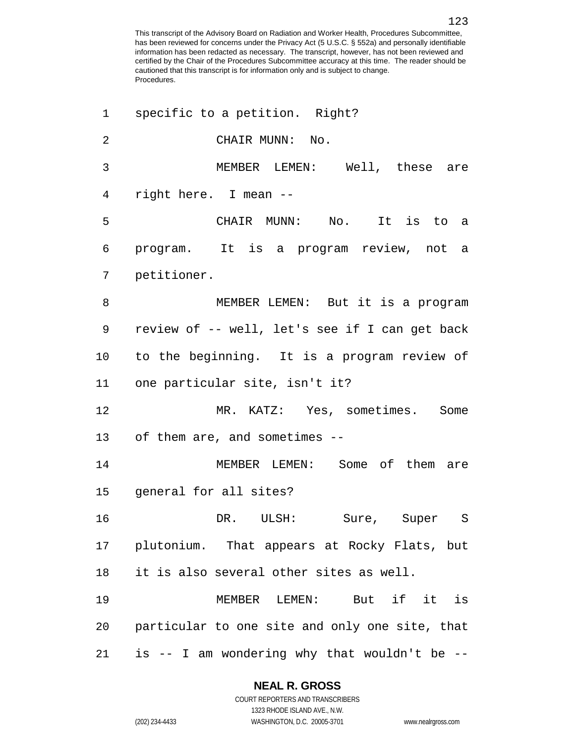specific to a petition. Right?

CHAIR MUNN: No.

MEMBER LEMEN: Well, these are right here. I mean --

CHAIR MUNN: No. It is to a program. It is a program review, not a petitioner.

MEMBER LEMEN: But it is a program review of -- well, let's see if I can get back to the beginning. It is a program review of one particular site, isn't it?

MR. KATZ: Yes, sometimes. Some of them are, and sometimes --

MEMBER LEMEN: Some of them are general for all sites?

DR. ULSH: Sure, Super S plutonium. That appears at Rocky Flats, but it is also several other sites as well.

MEMBER LEMEN: But if it is particular to one site and only one site, that is -- I am wondering why that wouldn't be --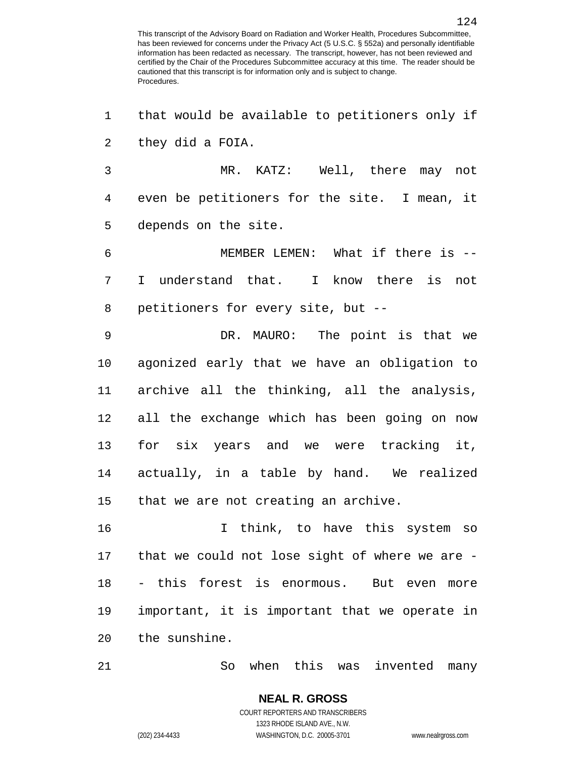that would be available to petitioners only if they did a FOIA.

MR. KATZ: Well, there may not even be petitioners for the site. I mean, it depends on the site.

MEMBER LEMEN: What if there is -- I understand that. I know there is not petitioners for every site, but --

DR. MAURO: The point is that we agonized early that we have an obligation to archive all the thinking, all the analysis, all the exchange which has been going on now for six years and we were tracking it, actually, in a table by hand. We realized that we are not creating an archive.

I think, to have this system so that we could not lose sight of where we are -- this forest is enormous. But even more important, it is important that we operate in the sunshine.

So when this was invented many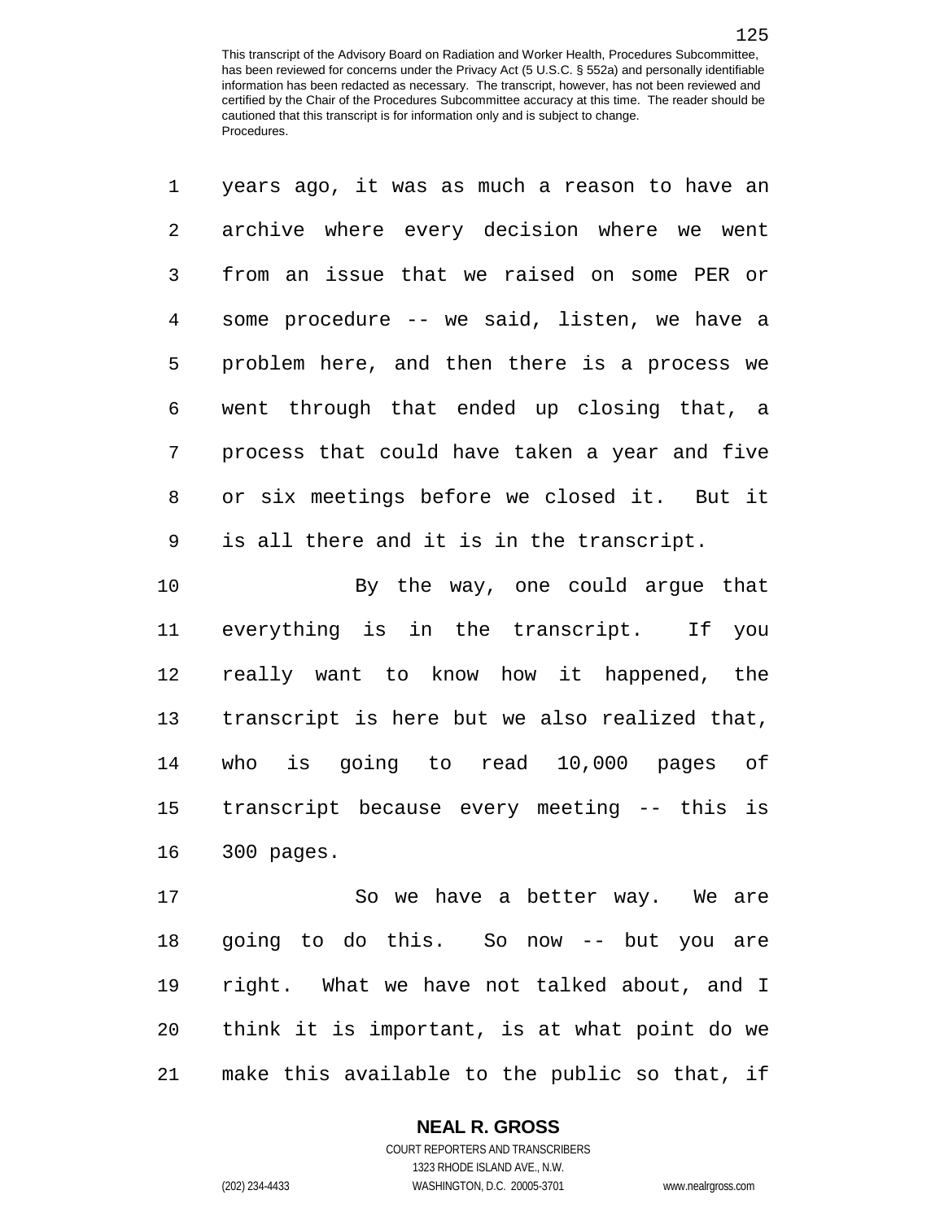years ago, it was as much a reason to have an archive where every decision where we went from an issue that we raised on some PER or some procedure -- we said, listen, we have a problem here, and then there is a process we went through that ended up closing that, a process that could have taken a year and five or six meetings before we closed it. But it is all there and it is in the transcript.

By the way, one could argue that everything is in the transcript. If you really want to know how it happened, the transcript is here but we also realized that, who is going to read 10,000 pages of transcript because every meeting -- this is 300 pages.

So we have a better way. We are going to do this. So now -- but you are right. What we have not talked about, and I think it is important, is at what point do we make this available to the public so that, if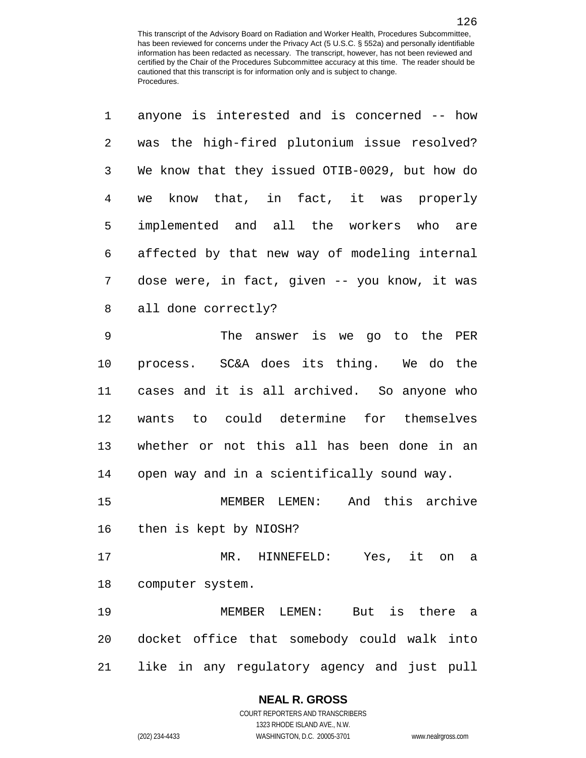anyone is interested and is concerned -- how was the high-fired plutonium issue resolved? We know that they issued OTIB-0029, but how do we know that, in fact, it was properly implemented and all the workers who are affected by that new way of modeling internal dose were, in fact, given -- you know, it was all done correctly?

The answer is we go to the PER process. SC&A does its thing. We do the cases and it is all archived. So anyone who wants to could determine for themselves whether or not this all has been done in an open way and in a scientifically sound way.

MEMBER LEMEN: And this archive then is kept by NIOSH?

MR. HINNEFELD: Yes, it on a computer system.

MEMBER LEMEN: But is there a docket office that somebody could walk into like in any regulatory agency and just pull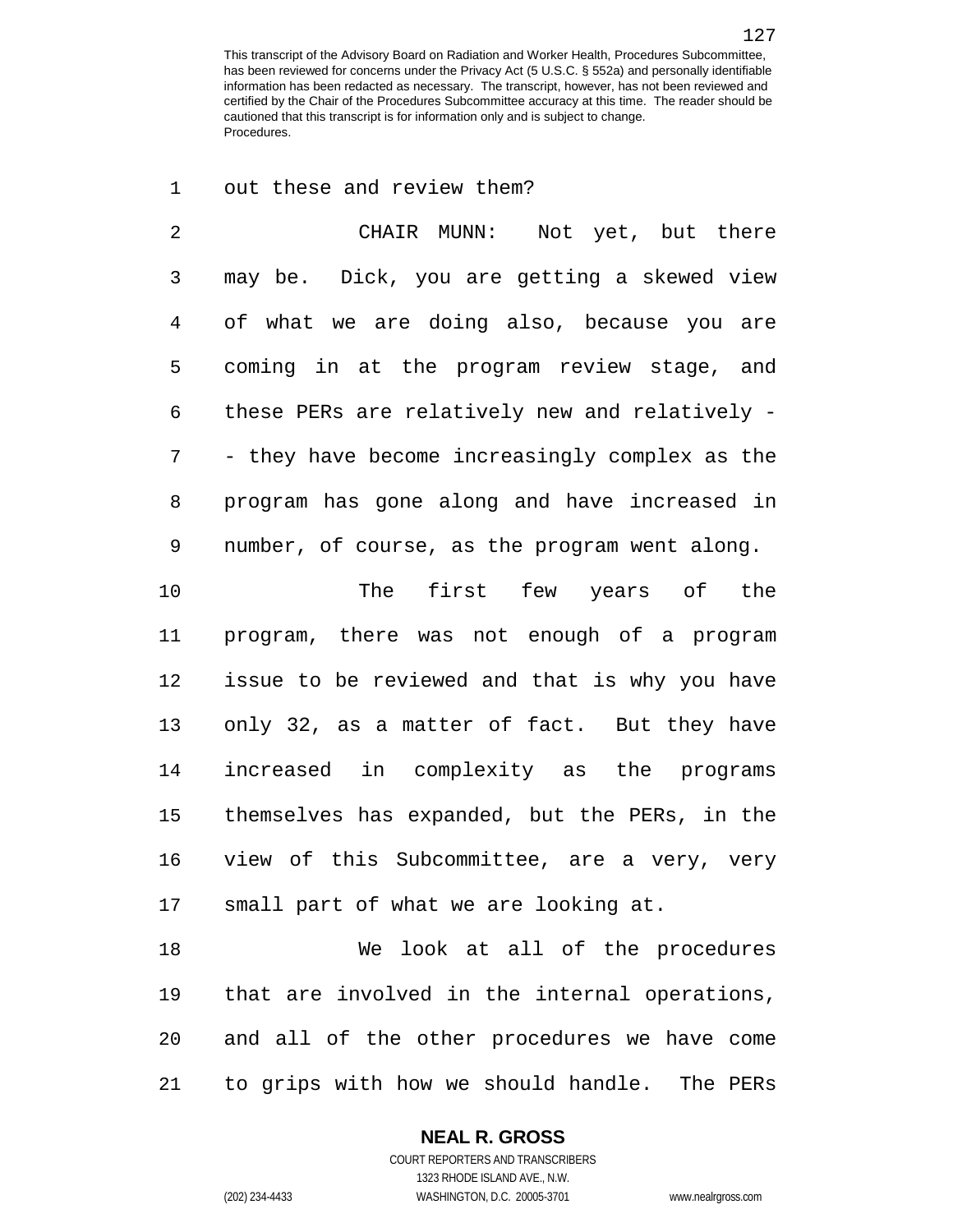out these and review them?

CHAIR MUNN: Not yet, but there may be. Dick, you are getting a skewed view of what we are doing also, because you are coming in at the program review stage, and these PERs are relatively new and relatively -- they have become increasingly complex as the program has gone along and have increased in number, of course, as the program went along.

The first few years of the program, there was not enough of a program issue to be reviewed and that is why you have only 32, as a matter of fact. But they have increased in complexity as the programs themselves has expanded, but the PERs, in the view of this Subcommittee, are a very, very small part of what we are looking at.

We look at all of the procedures that are involved in the internal operations, and all of the other procedures we have come to grips with how we should handle. The PERs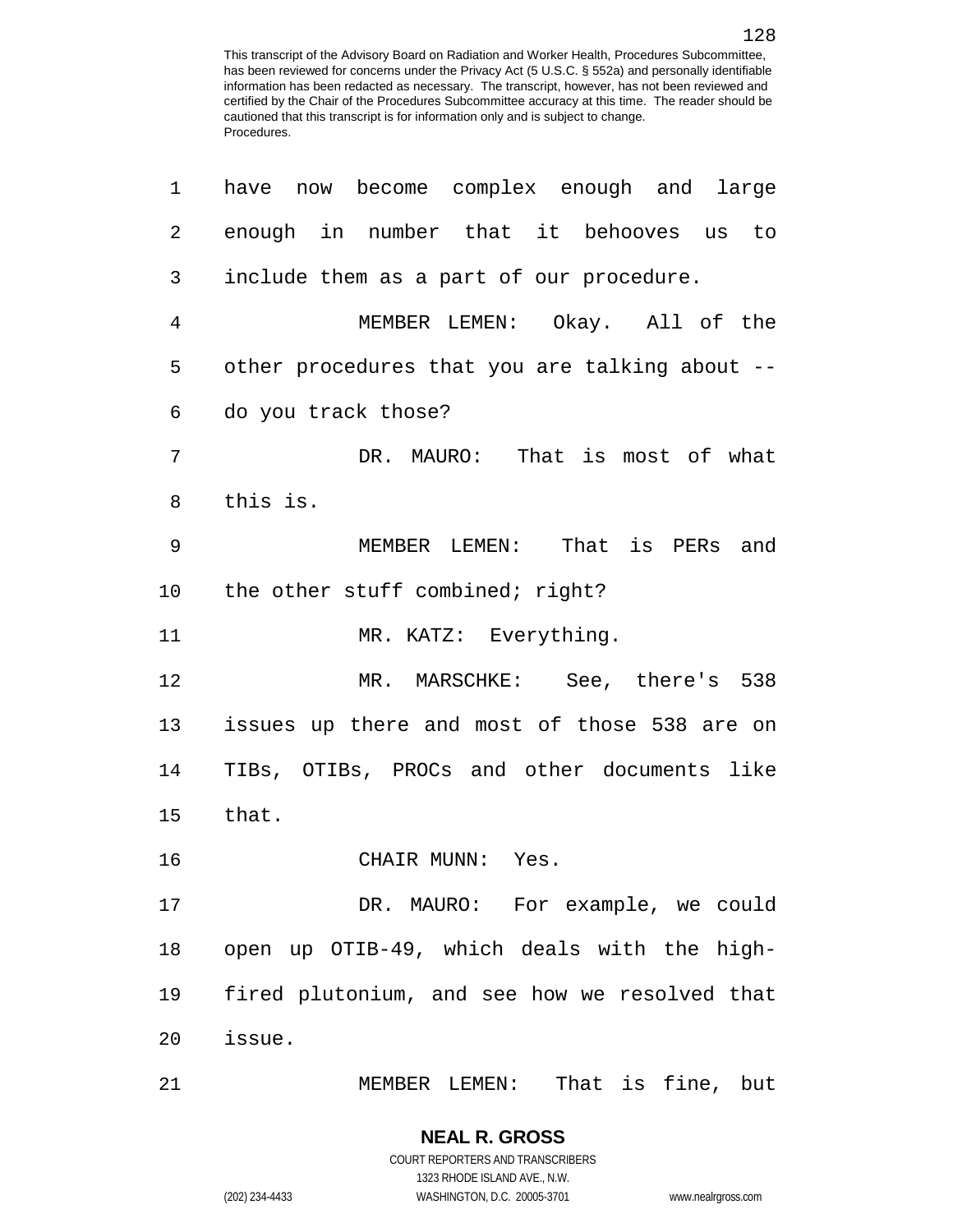have now become complex enough and large enough in number that it behooves us to include them as a part of our procedure.

MEMBER LEMEN: Okay. All of the other procedures that you are talking about -- do you track those?

DR. MAURO: That is most of what this is.

MEMBER LEMEN: That is PERs and the other stuff combined; right?

MR. KATZ: Everything.

MR. MARSCHKE: See, there's 538 issues up there and most of those 538 are on TIBs, OTIBs, PROCs and other documents like that.

CHAIR MUNN: Yes.

DR. MAURO: For example, we could open up OTIB-49, which deals with the high-fired plutonium, and see how we resolved that issue.

MEMBER LEMEN: That is fine, but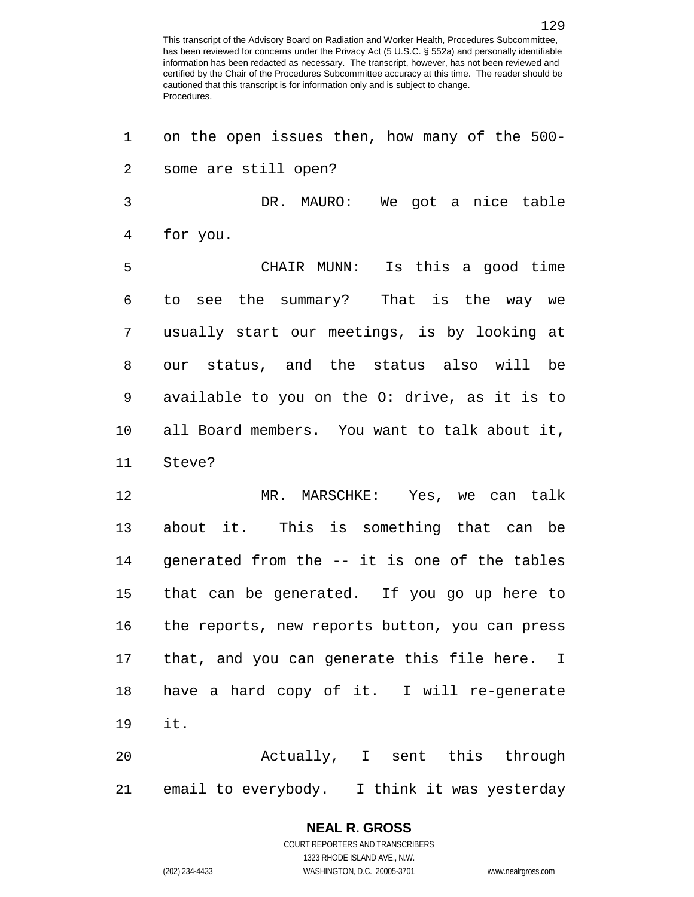on the open issues then, how many of the 500-some are still open?

DR. MAURO: We got a nice table for you.

CHAIR MUNN: Is this a good time to see the summary? That is the way we usually start our meetings, is by looking at our status, and the status also will be available to you on the O: drive, as it is to all Board members. You want to talk about it, Steve?

MR. MARSCHKE: Yes, we can talk about it. This is something that can be generated from the -- it is one of the tables that can be generated. If you go up here to the reports, new reports button, you can press that, and you can generate this file here. I have a hard copy of it. I will re-generate it.

Actually, I sent this through email to everybody. I think it was yesterday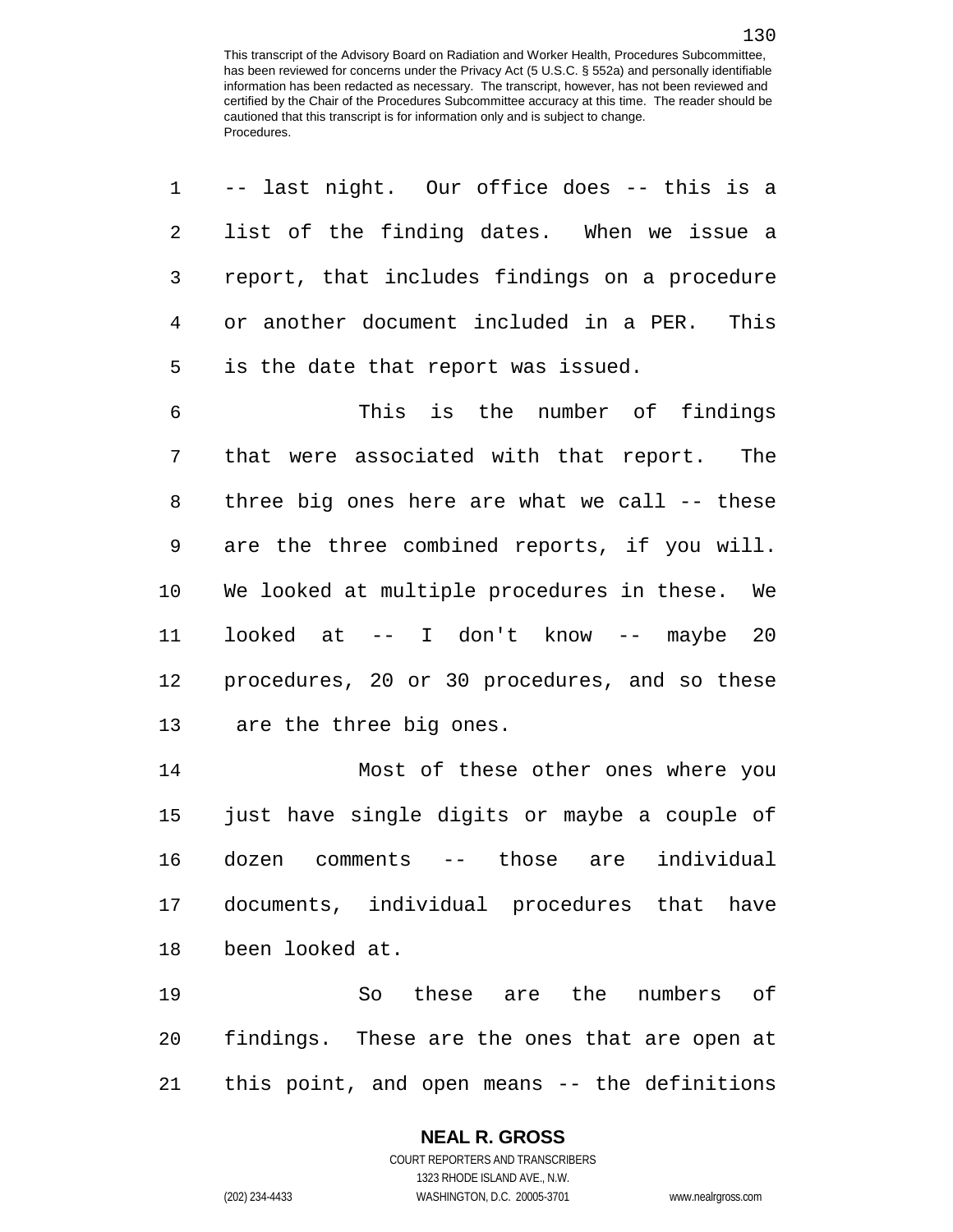-- last night. Our office does -- this is a list of the finding dates. When we issue a report, that includes findings on a procedure or another document included in a PER. This is the date that report was issued.

This is the number of findings that were associated with that report. The three big ones here are what we call -- these are the three combined reports, if you will. We looked at multiple procedures in these. We looked at -- I don't know -- maybe 20 procedures, 20 or 30 procedures, and so these are the three big ones.

Most of these other ones where you just have single digits or maybe a couple of dozen comments -- those are individual documents, individual procedures that have been looked at.

So these are the numbers of findings. These are the ones that are open at this point, and open means -- the definitions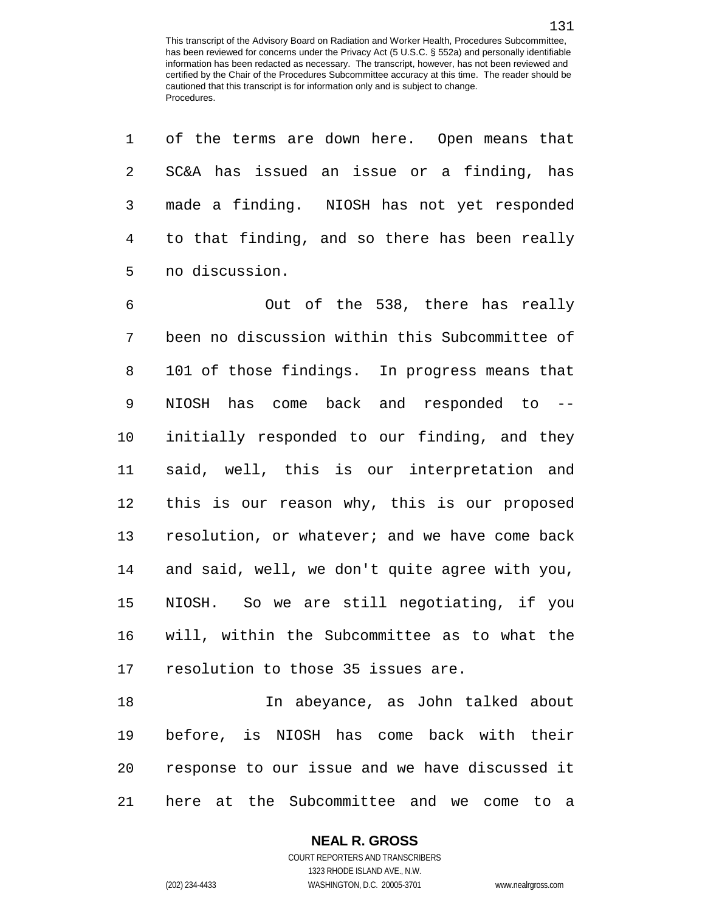of the terms are down here. Open means that SC&A has issued an issue or a finding, has made a finding. NIOSH has not yet responded to that finding, and so there has been really no discussion.

Out of the 538, there has really been no discussion within this Subcommittee of 101 of those findings. In progress means that NIOSH has come back and responded to -- initially responded to our finding, and they said, well, this is our interpretation and this is our reason why, this is our proposed resolution, or whatever; and we have come back and said, well, we don't quite agree with you, NIOSH. So we are still negotiating, if you will, within the Subcommittee as to what the resolution to those 35 issues are.

In abeyance, as John talked about before, is NIOSH has come back with their response to our issue and we have discussed it here at the Subcommittee and we come to a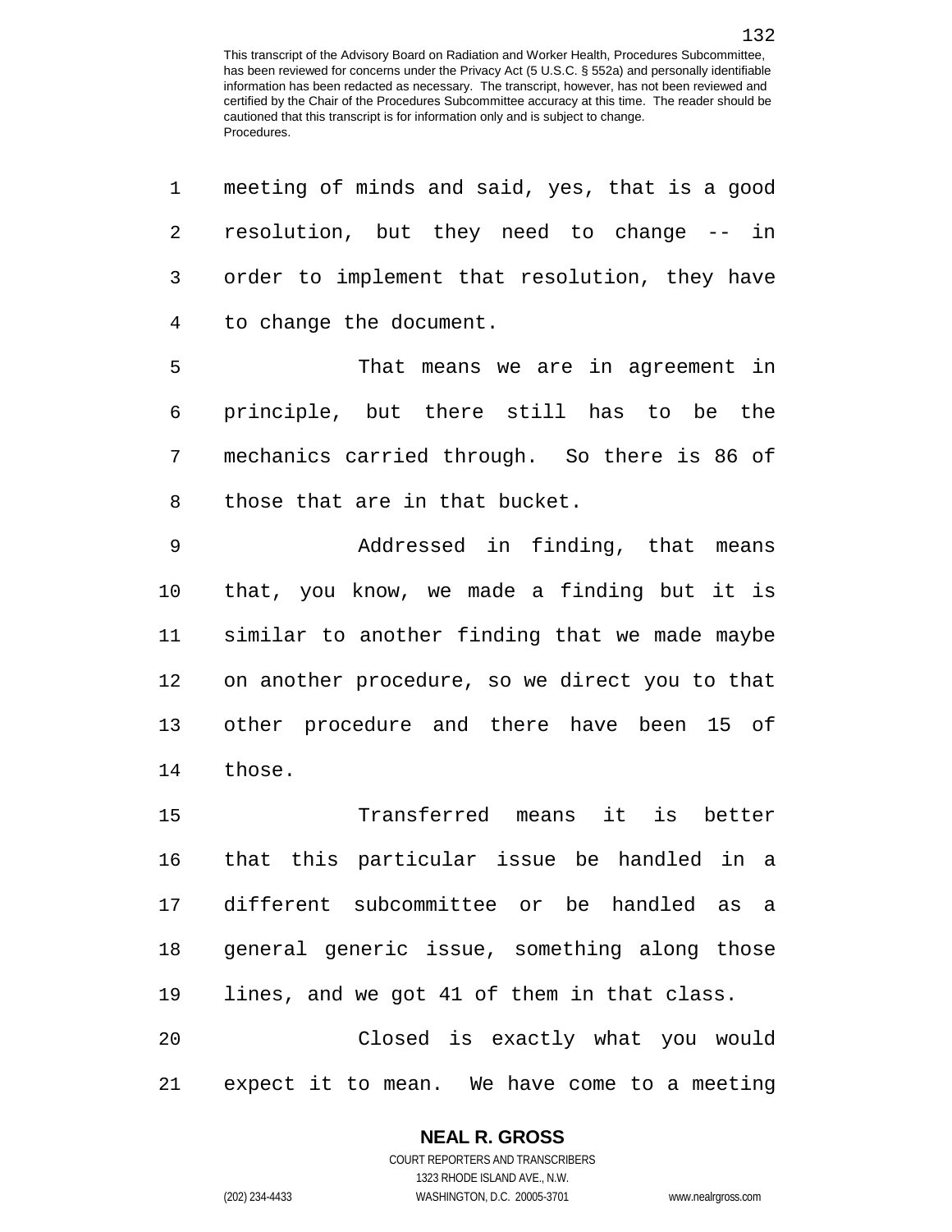meeting of minds and said, yes, that is a good resolution, but they need to change -- in order to implement that resolution, they have to change the document.

That means we are in agreement in principle, but there still has to be the mechanics carried through. So there is 86 of those that are in that bucket.

Addressed in finding, that means that, you know, we made a finding but it is similar to another finding that we made maybe on another procedure, so we direct you to that other procedure and there have been 15 of those.

Transferred means it is better that this particular issue be handled in a different subcommittee or be handled as a general generic issue, something along those lines, and we got 41 of them in that class.

Closed is exactly what you would expect it to mean. We have come to a meeting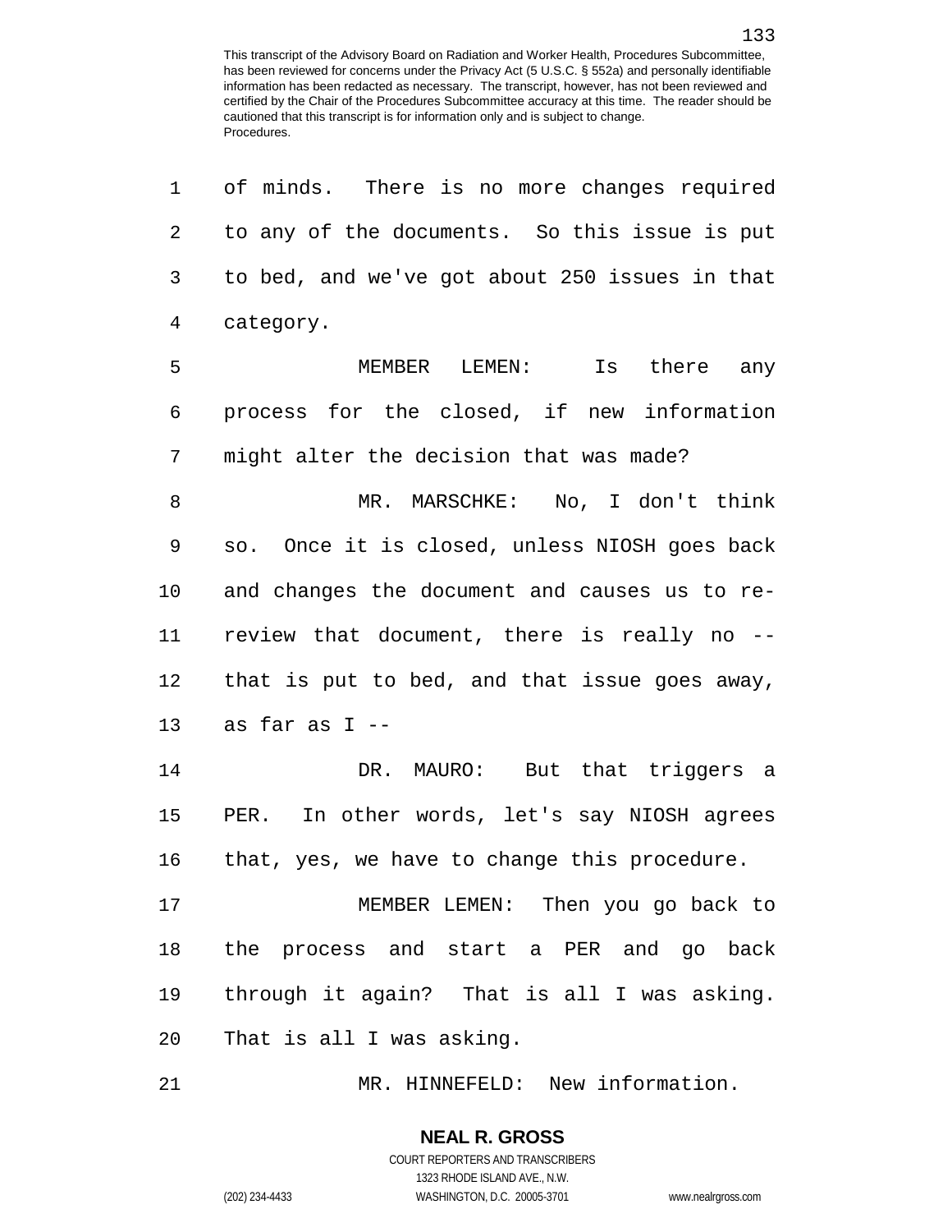of minds. There is no more changes required to any of the documents. So this issue is put to bed, and we've got about 250 issues in that category.

MEMBER LEMEN: Is there any process for the closed, if new information might alter the decision that was made?

MR. MARSCHKE: No, I don't think so. Once it is closed, unless NIOSH goes back and changes the document and causes us to re-review that document, there is really no -- that is put to bed, and that issue goes away, as far as I --

DR. MAURO: But that triggers a PER. In other words, let's say NIOSH agrees that, yes, we have to change this procedure.

MEMBER LEMEN: Then you go back to the process and start a PER and go back through it again? That is all I was asking. That is all I was asking.

MR. HINNEFELD: New information.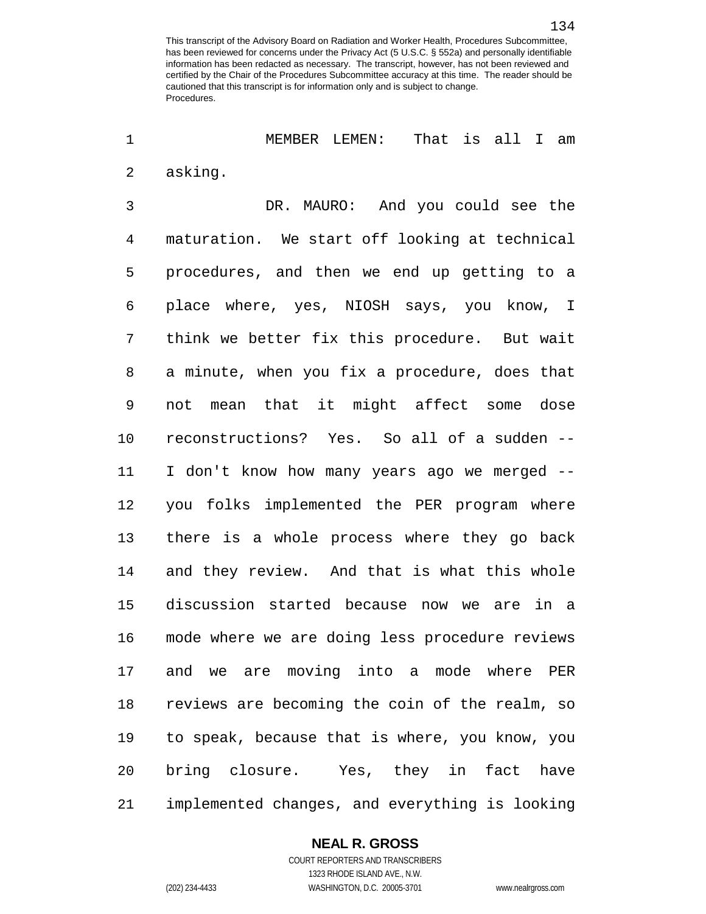MEMBER LEMEN: That is all I am asking.

DR. MAURO: And you could see the maturation. We start off looking at technical procedures, and then we end up getting to a place where, yes, NIOSH says, you know, I think we better fix this procedure. But wait a minute, when you fix a procedure, does that not mean that it might affect some dose reconstructions? Yes. So all of a sudden -- I don't know how many years ago we merged -- you folks implemented the PER program where there is a whole process where they go back and they review. And that is what this whole discussion started because now we are in a mode where we are doing less procedure reviews and we are moving into a mode where PER reviews are becoming the coin of the realm, so to speak, because that is where, you know, you bring closure. Yes, they in fact have implemented changes, and everything is looking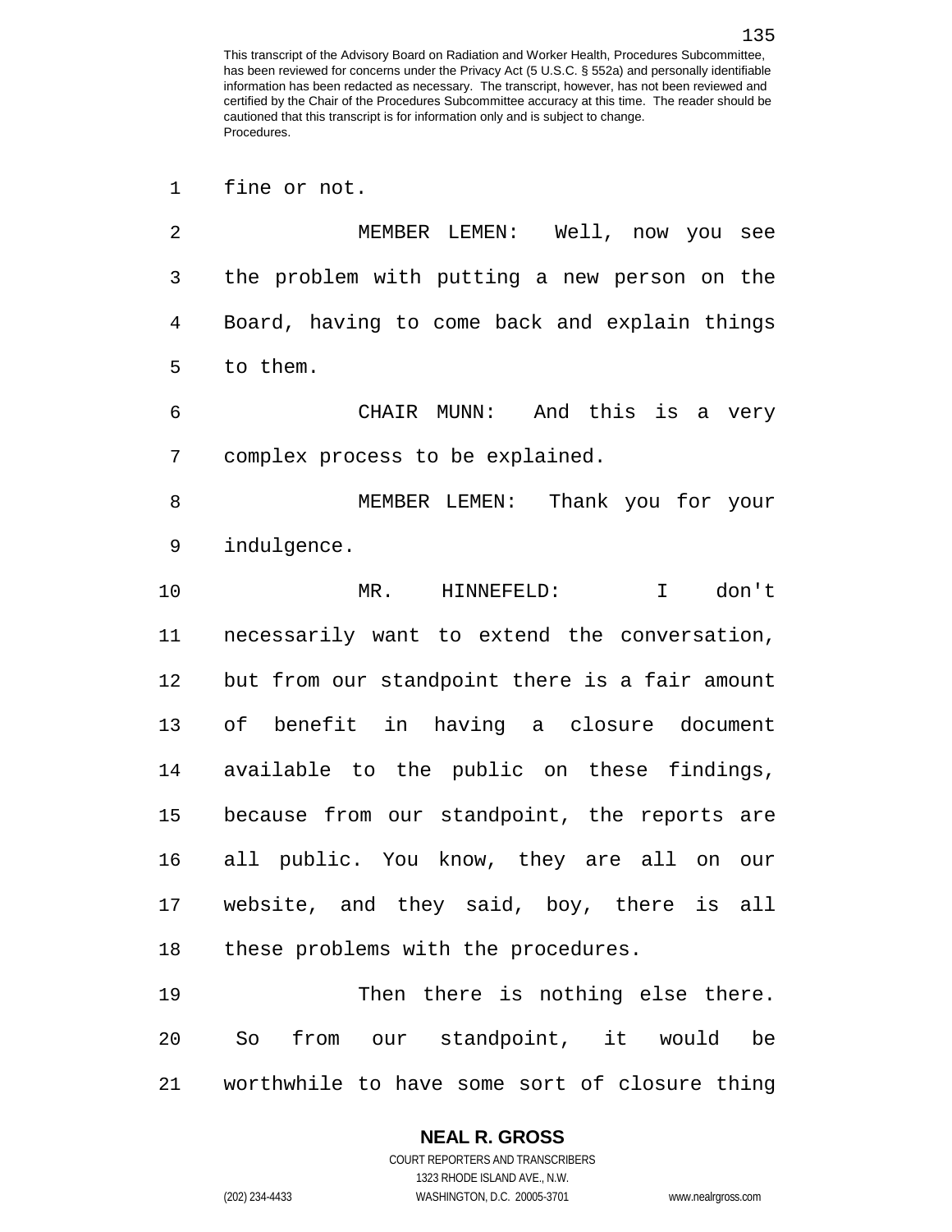fine or not.

MEMBER LEMEN: Well, now you see the problem with putting a new person on the Board, having to come back and explain things to them.

CHAIR MUNN: And this is a very complex process to be explained.

MEMBER LEMEN: Thank you for your indulgence.

MR. HINNEFELD: I don't necessarily want to extend the conversation, but from our standpoint there is a fair amount of benefit in having a closure document available to the public on these findings, because from our standpoint, the reports are all public. You know, they are all on our website, and they said, boy, there is all these problems with the procedures.

Then there is nothing else there. So from our standpoint, it would be worthwhile to have some sort of closure thing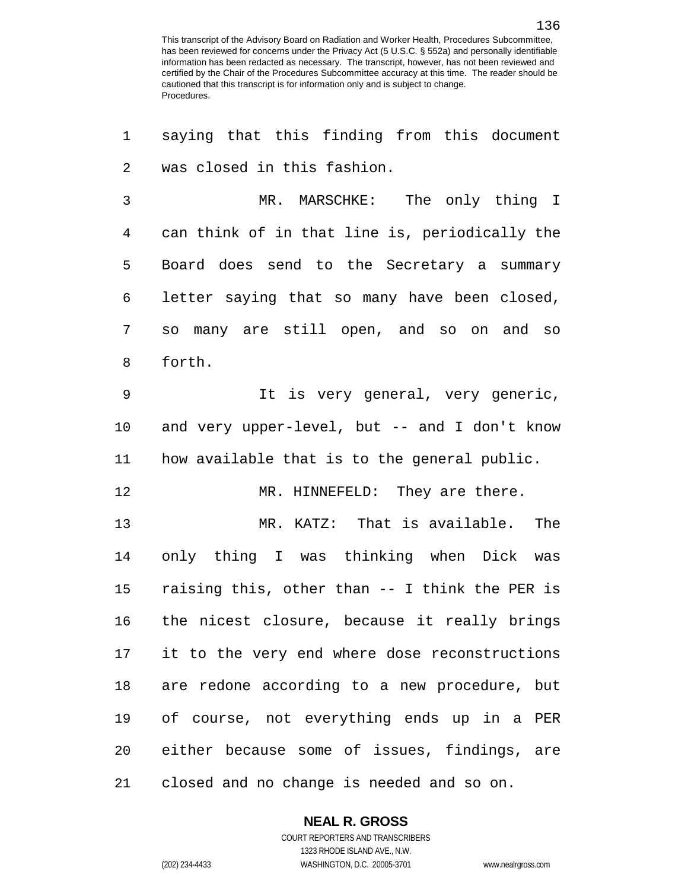saying that this finding from this document was closed in this fashion.

MR. MARSCHKE: The only thing I can think of in that line is, periodically the Board does send to the Secretary a summary letter saying that so many have been closed, so many are still open, and so on and so forth.

It is very general, very generic, and very upper-level, but -- and I don't know how available that is to the general public.

MR. HINNEFELD: They are there.

MR. KATZ: That is available. The only thing I was thinking when Dick was raising this, other than -- I think the PER is the nicest closure, because it really brings it to the very end where dose reconstructions are redone according to a new procedure, but of course, not everything ends up in a PER either because some of issues, findings, are closed and no change is needed and so on.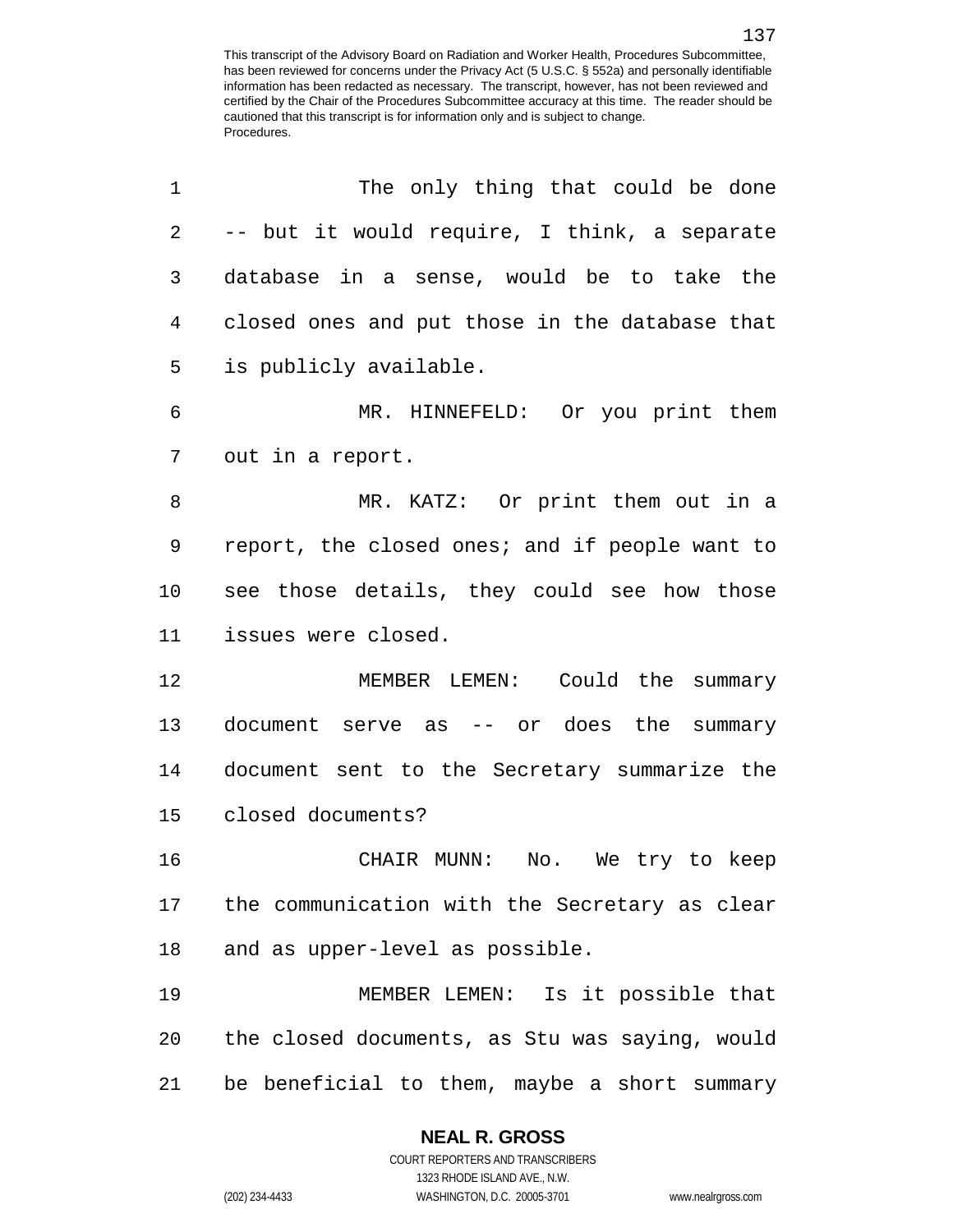The only thing that could be done -- but it would require, I think, a separate database in a sense, would be to take the closed ones and put those in the database that is publicly available.

MR. HINNEFELD: Or you print them out in a report.

MR. KATZ: Or print them out in a report, the closed ones; and if people want to see those details, they could see how those issues were closed.

MEMBER LEMEN: Could the summary document serve as -- or does the summary document sent to the Secretary summarize the closed documents?

CHAIR MUNN: No. We try to keep the communication with the Secretary as clear and as upper-level as possible.

MEMBER LEMEN: Is it possible that the closed documents, as Stu was saying, would be beneficial to them, maybe a short summary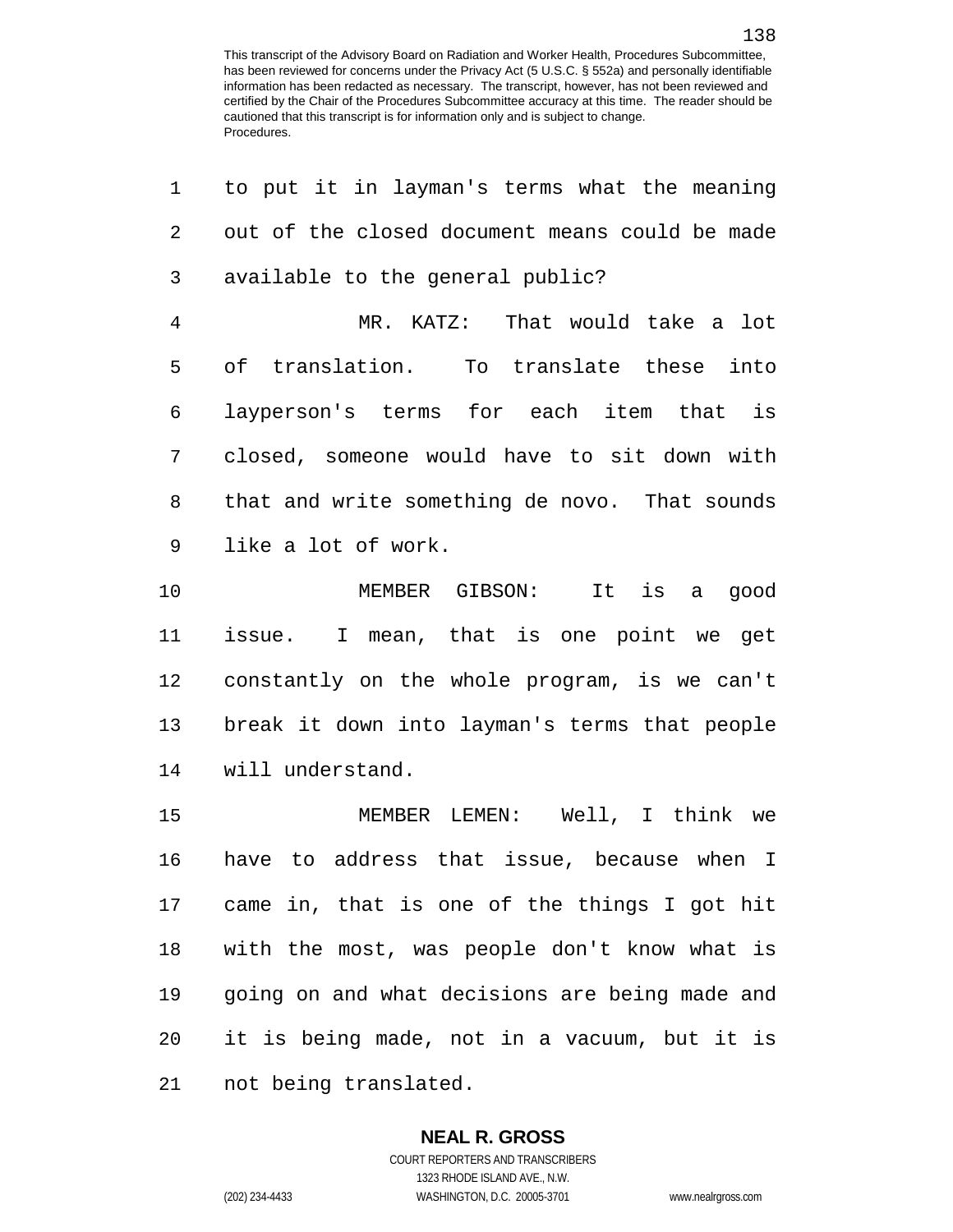to put it in layman's terms what the meaning out of the closed document means could be made available to the general public?

MR. KATZ: That would take a lot of translation. To translate these into layperson's terms for each item that is closed, someone would have to sit down with that and write something de novo. That sounds like a lot of work.

MEMBER GIBSON: It is a good issue. I mean, that is one point we get constantly on the whole program, is we can't break it down into layman's terms that people will understand.

MEMBER LEMEN: Well, I think we have to address that issue, because when I came in, that is one of the things I got hit with the most, was people don't know what is going on and what decisions are being made and it is being made, not in a vacuum, but it is not being translated.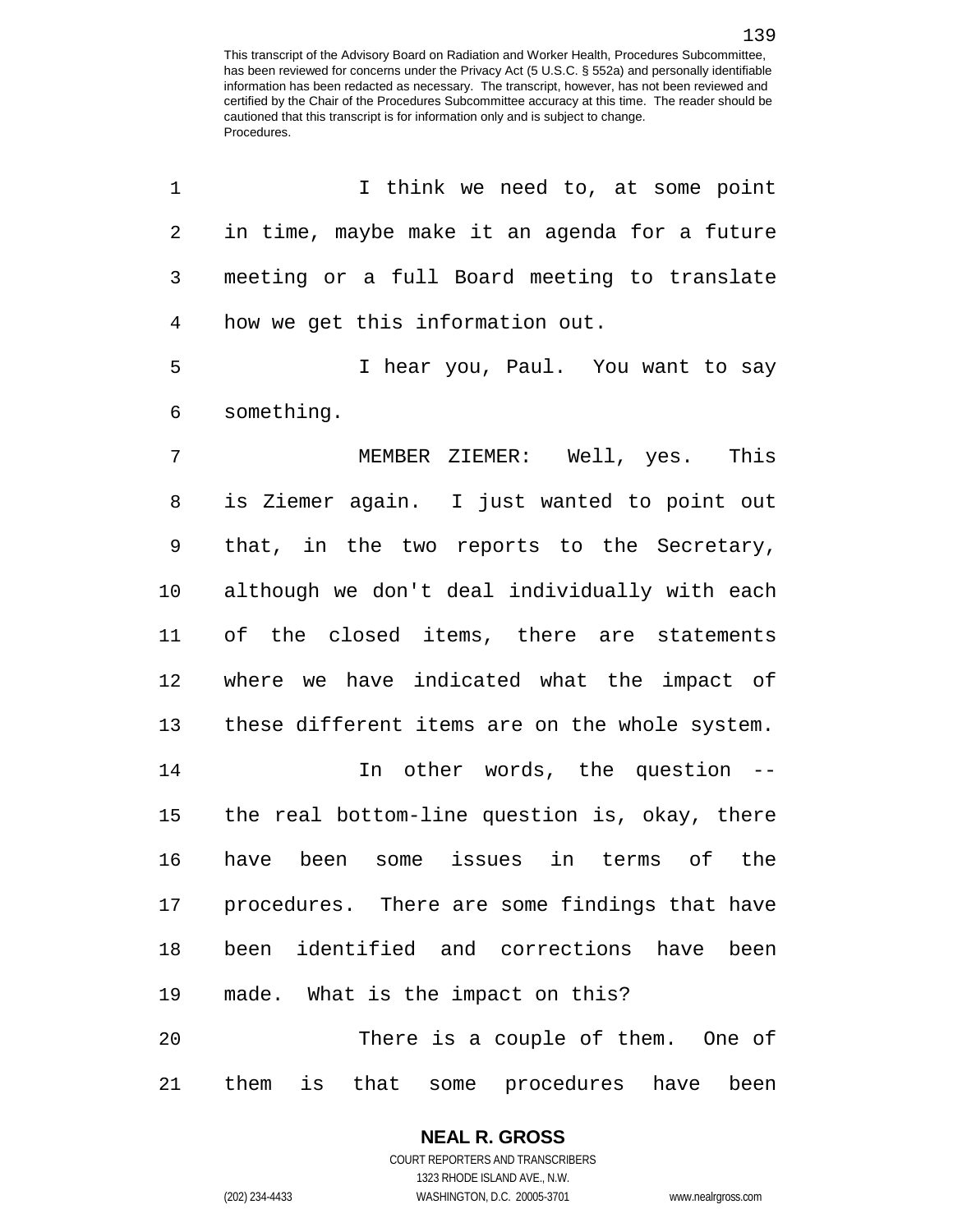I think we need to, at some point in time, maybe make it an agenda for a future meeting or a full Board meeting to translate how we get this information out.

I hear you, Paul. You want to say something.

MEMBER ZIEMER: Well, yes. This is Ziemer again. I just wanted to point out that, in the two reports to the Secretary, although we don't deal individually with each of the closed items, there are statements where we have indicated what the impact of these different items are on the whole system.

In other words, the question -- the real bottom-line question is, okay, there have been some issues in terms of the procedures. There are some findings that have been identified and corrections have been made. What is the impact on this?

There is a couple of them. One of them is that some procedures have been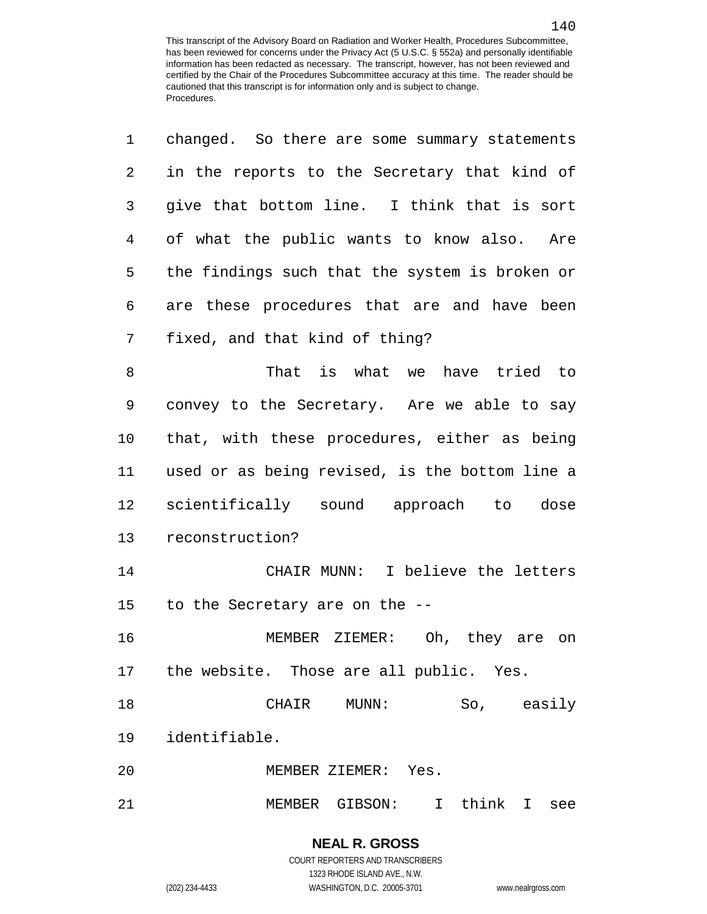changed. So there are some summary statements in the reports to the Secretary that kind of give that bottom line. I think that is sort of what the public wants to know also. Are the findings such that the system is broken or are these procedures that are and have been fixed, and that kind of thing?

That is what we have tried to convey to the Secretary. Are we able to say that, with these procedures, either as being used or as being revised, is the bottom line a scientifically sound approach to dose reconstruction?

CHAIR MUNN: I believe the letters to the Secretary are on the --

MEMBER ZIEMER: Oh, they are on the website. Those are all public. Yes.

CHAIR MUNN: So, easily identifiable.

MEMBER ZIEMER: Yes.

MEMBER GIBSON: I think I see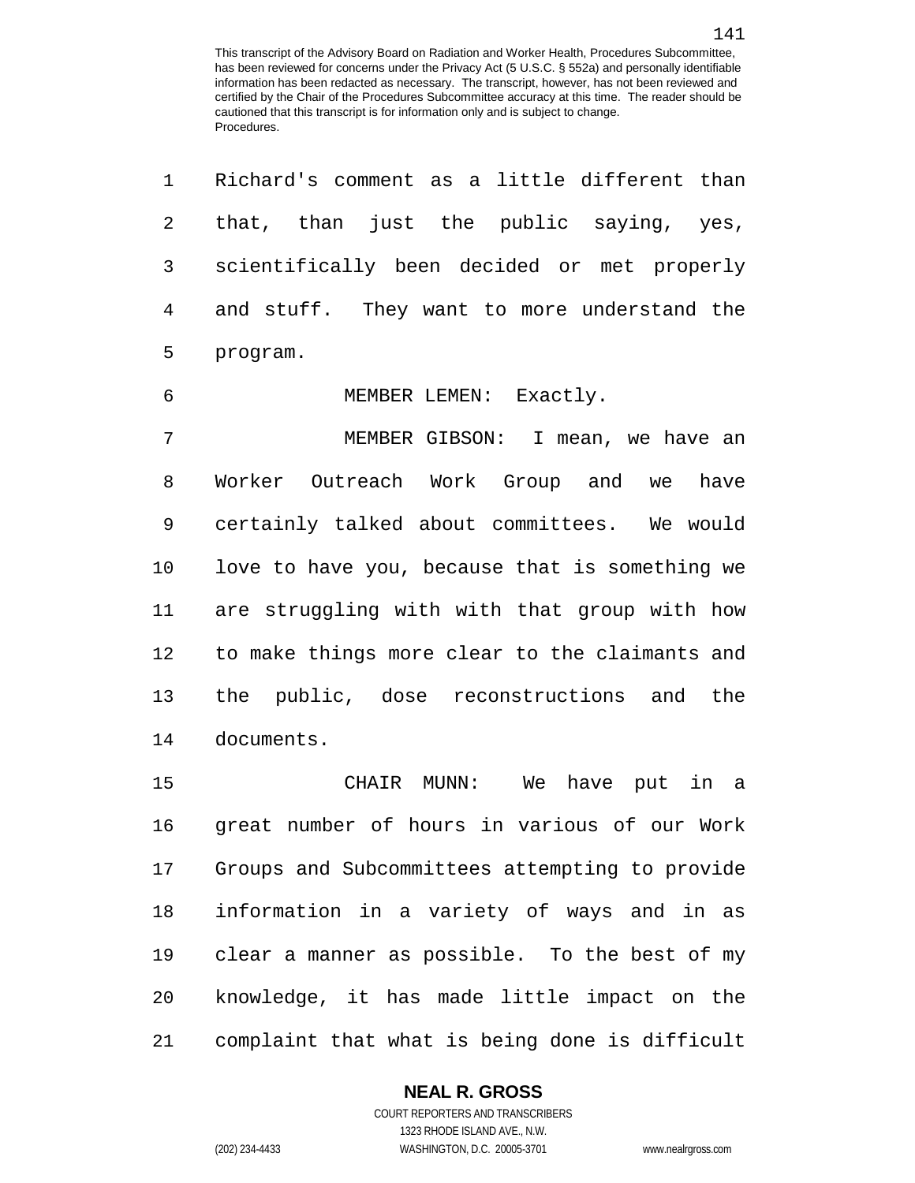Richard's comment as a little different than that, than just the public saying, yes, scientifically been decided or met properly and stuff. They want to more understand the program.

MEMBER LEMEN: Exactly.

MEMBER GIBSON: I mean, we have an Worker Outreach Work Group and we have certainly talked about committees. We would love to have you, because that is something we are struggling with with that group with how to make things more clear to the claimants and the public, dose reconstructions and the documents.

CHAIR MUNN: We have put in a great number of hours in various of our Work Groups and Subcommittees attempting to provide information in a variety of ways and in as clear a manner as possible. To the best of my knowledge, it has made little impact on the complaint that what is being done is difficult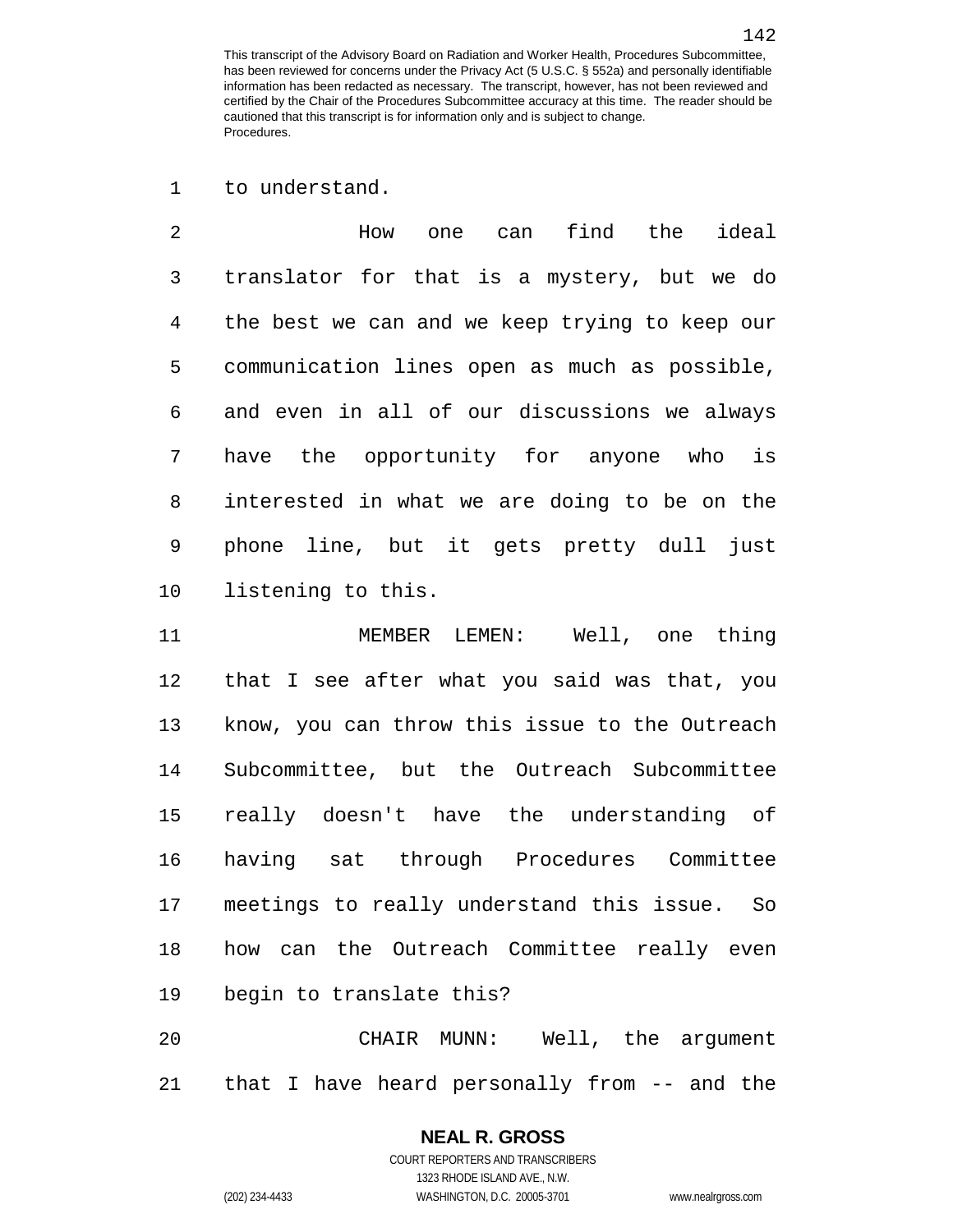to understand.

How one can find the ideal translator for that is a mystery, but we do the best we can and we keep trying to keep our communication lines open as much as possible, and even in all of our discussions we always have the opportunity for anyone who is interested in what we are doing to be on the phone line, but it gets pretty dull just listening to this.

MEMBER LEMEN: Well, one thing that I see after what you said was that, you know, you can throw this issue to the Outreach Subcommittee, but the Outreach Subcommittee really doesn't have the understanding of having sat through Procedures Committee meetings to really understand this issue. So how can the Outreach Committee really even begin to translate this?

CHAIR MUNN: Well, the argument that I have heard personally from -- and the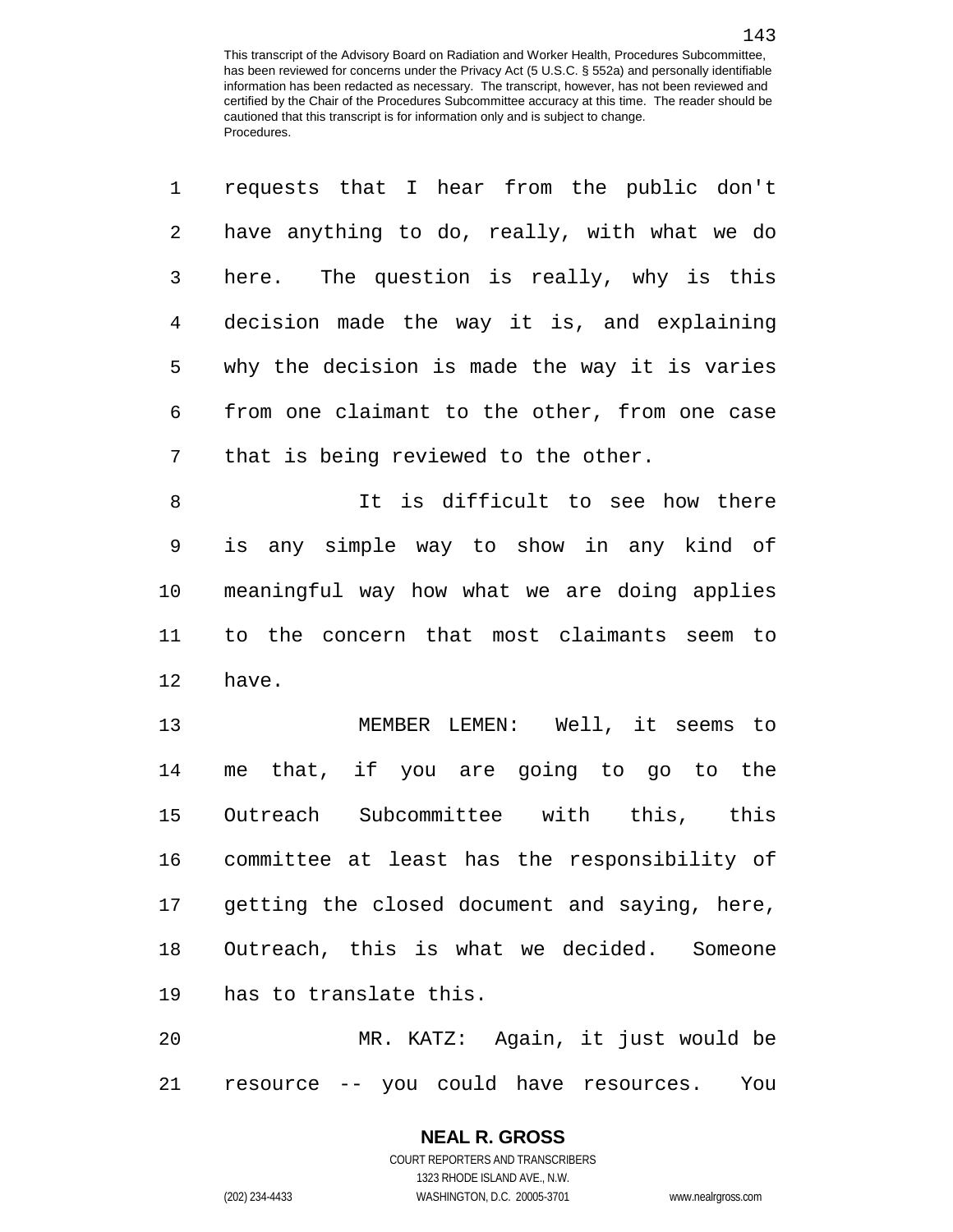requests that I hear from the public don't have anything to do, really, with what we do here. The question is really, why is this decision made the way it is, and explaining why the decision is made the way it is varies from one claimant to the other, from one case that is being reviewed to the other.

It is difficult to see how there is any simple way to show in any kind of meaningful way how what we are doing applies to the concern that most claimants seem to have.

MEMBER LEMEN: Well, it seems to me that, if you are going to go to the Outreach Subcommittee with this, this committee at least has the responsibility of getting the closed document and saying, here, Outreach, this is what we decided. Someone has to translate this.

MR. KATZ: Again, it just would be resource -- you could have resources. You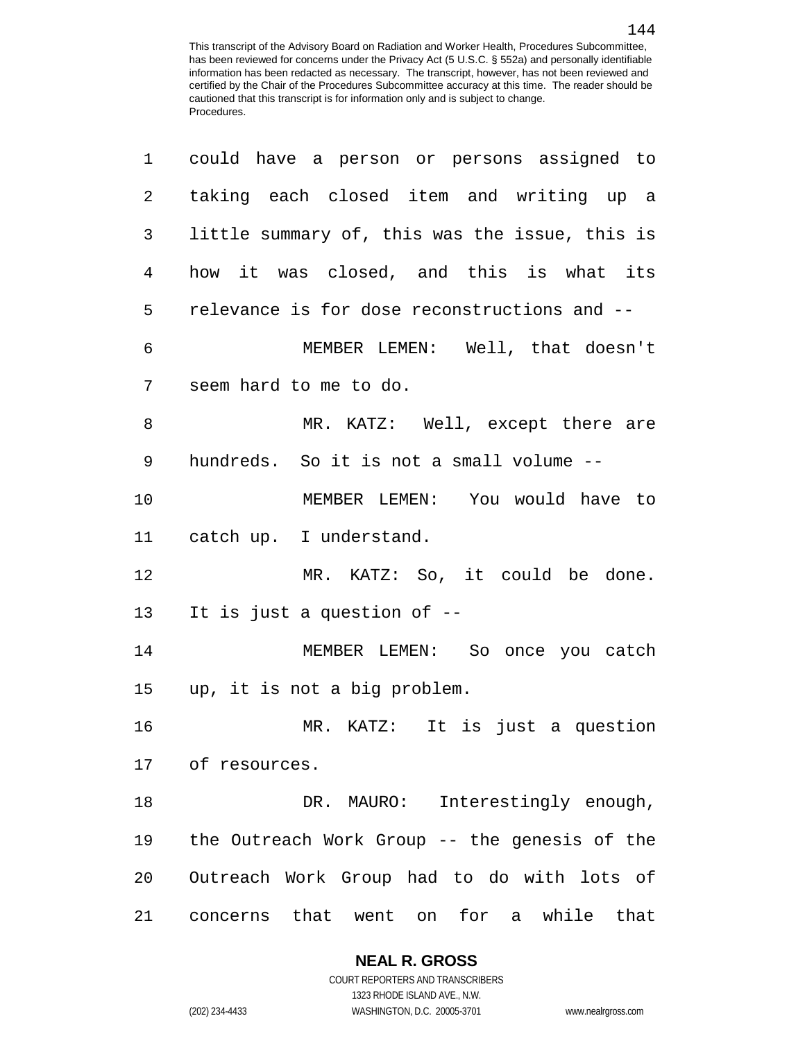could have a person or persons assigned to taking each closed item and writing up a little summary of, this was the issue, this is how it was closed, and this is what its relevance is for dose reconstructions and --

MEMBER LEMEN: Well, that doesn't seem hard to me to do.

MR. KATZ: Well, except there are hundreds. So it is not a small volume --

MEMBER LEMEN: You would have to catch up. I understand.

MR. KATZ: So, it could be done. It is just a question of --

MEMBER LEMEN: So once you catch up, it is not a big problem.

MR. KATZ: It is just a question of resources.

DR. MAURO: Interestingly enough, the Outreach Work Group -- the genesis of the Outreach Work Group had to do with lots of concerns that went on for a while that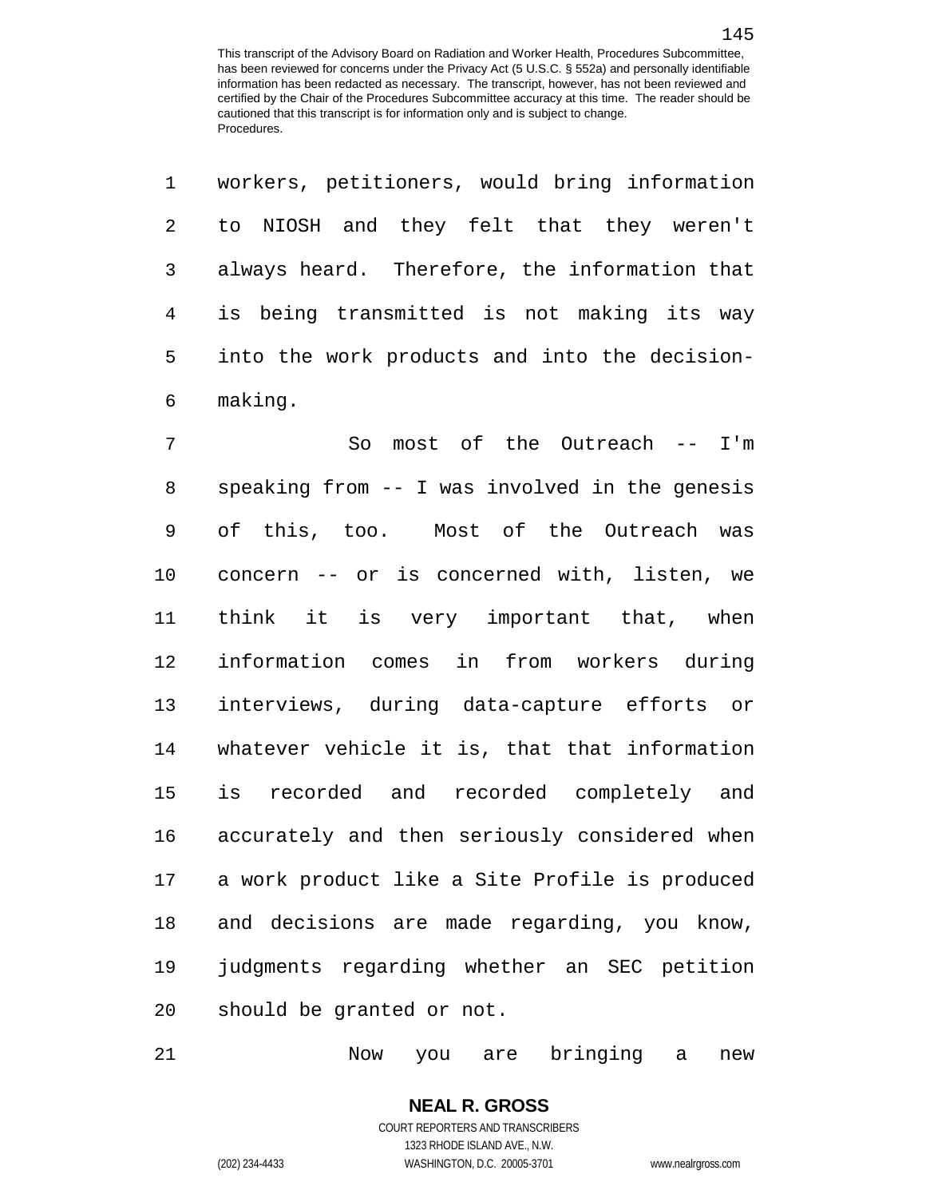workers, petitioners, would bring information to NIOSH and they felt that they weren't always heard. Therefore, the information that is being transmitted is not making its way into the work products and into the decision-making.

So most of the Outreach -- I'm speaking from -- I was involved in the genesis of this, too. Most of the Outreach was concern -- or is concerned with, listen, we think it is very important that, when information comes in from workers during interviews, during data-capture efforts or whatever vehicle it is, that that information is recorded and recorded completely and accurately and then seriously considered when a work product like a Site Profile is produced and decisions are made regarding, you know, judgments regarding whether an SEC petition should be granted or not.

Now you are bringing a new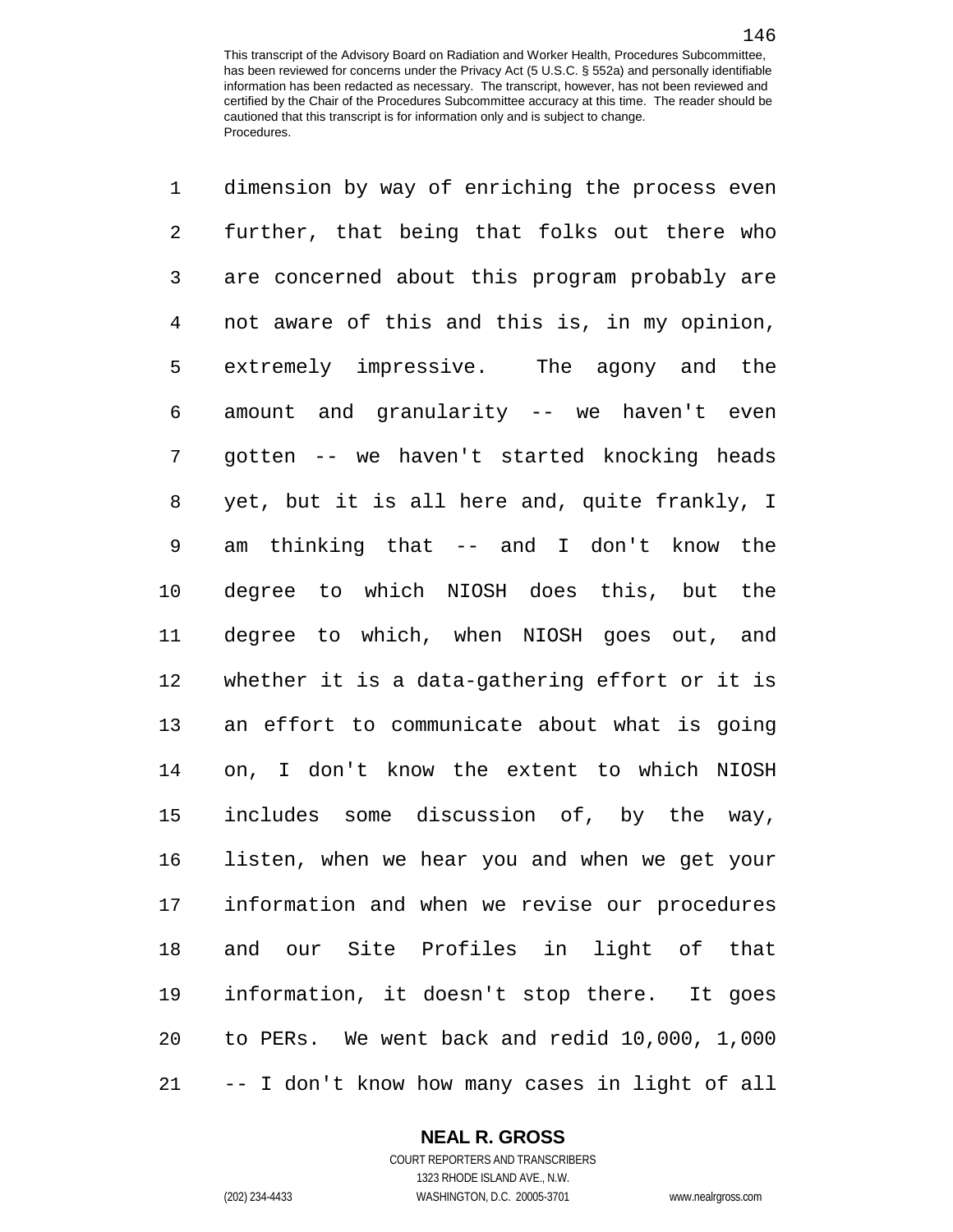dimension by way of enriching the process even further, that being that folks out there who are concerned about this program probably are not aware of this and this is, in my opinion, extremely impressive. The agony and the amount and granularity -- we haven't even gotten -- we haven't started knocking heads yet, but it is all here and, quite frankly, I am thinking that -- and I don't know the degree to which NIOSH does this, but the degree to which, when NIOSH goes out, and whether it is a data-gathering effort or it is an effort to communicate about what is going on, I don't know the extent to which NIOSH includes some discussion of, by the way, listen, when we hear you and when we get your information and when we revise our procedures and our Site Profiles in light of that information, it doesn't stop there. It goes to PERs. We went back and redid 10,000, 1,000 -- I don't know how many cases in light of all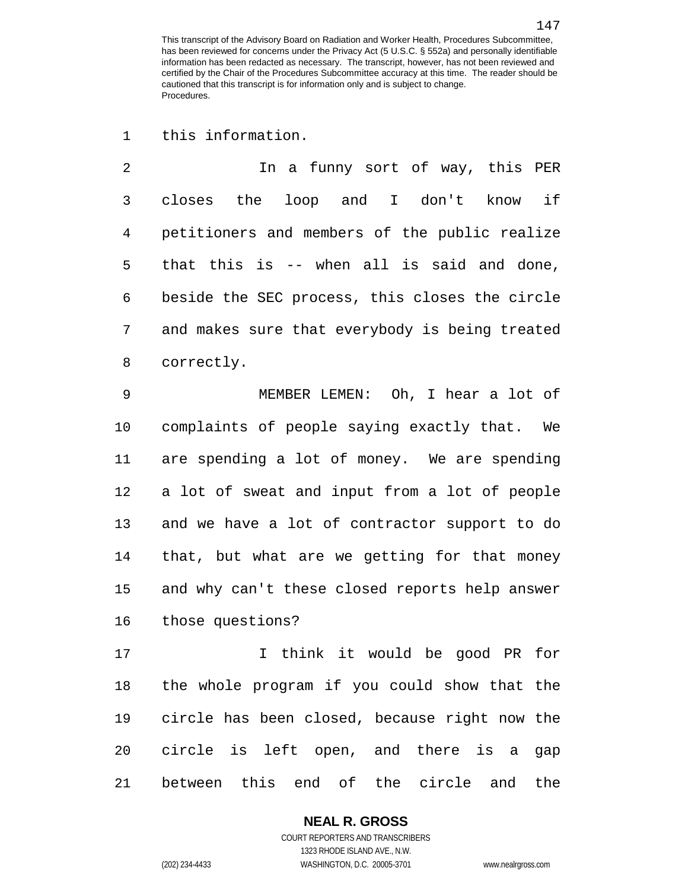this information.

In a funny sort of way, this PER closes the loop and I don't know if petitioners and members of the public realize that this is -- when all is said and done, beside the SEC process, this closes the circle and makes sure that everybody is being treated correctly.

MEMBER LEMEN: Oh, I hear a lot of complaints of people saying exactly that. We are spending a lot of money. We are spending a lot of sweat and input from a lot of people and we have a lot of contractor support to do that, but what are we getting for that money and why can't these closed reports help answer those questions?

I think it would be good PR for the whole program if you could show that the circle has been closed, because right now the circle is left open, and there is a gap between this end of the circle and the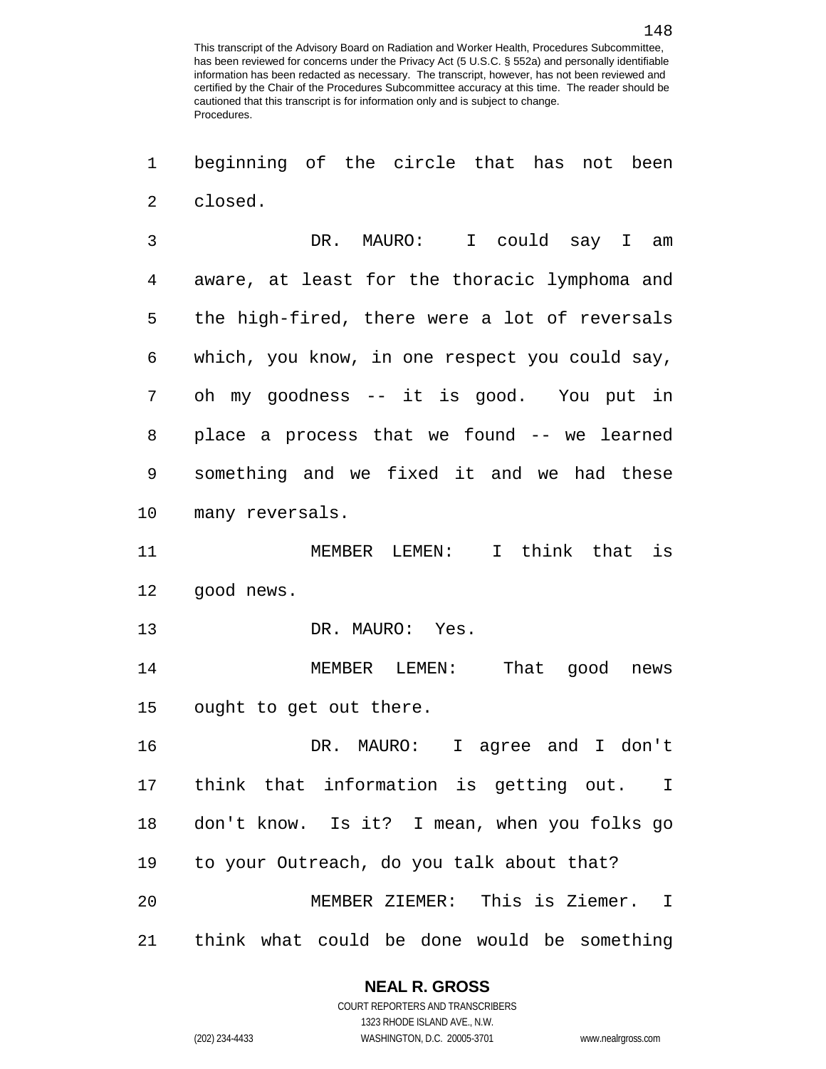beginning of the circle that has not been closed.

DR. MAURO: I could say I am aware, at least for the thoracic lymphoma and the high-fired, there were a lot of reversals which, you know, in one respect you could say, oh my goodness -- it is good. You put in place a process that we found -- we learned something and we fixed it and we had these many reversals.

MEMBER LEMEN: I think that is good news.

DR. MAURO: Yes.

MEMBER LEMEN: That good news ought to get out there.

DR. MAURO: I agree and I don't think that information is getting out. I don't know. Is it? I mean, when you folks go to your Outreach, do you talk about that?

MEMBER ZIEMER: This is Ziemer. I think what could be done would be something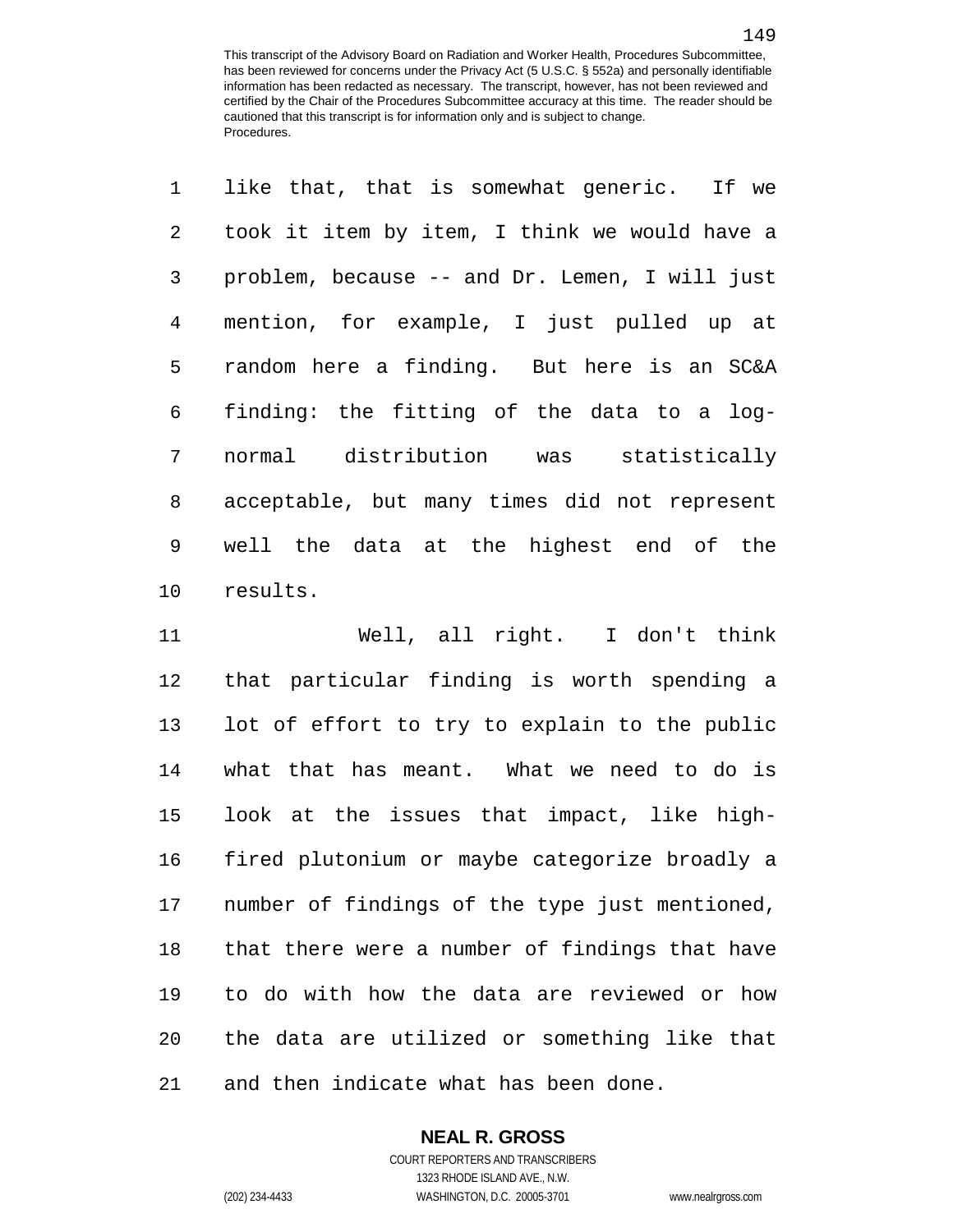like that, that is somewhat generic. If we took it item by item, I think we would have a problem, because -- and Dr. Lemen, I will just mention, for example, I just pulled up at random here a finding. But here is an SC&A finding: the fitting of the data to a log-normal distribution was statistically acceptable, but many times did not represent well the data at the highest end of the results.

Well, all right. I don't think that particular finding is worth spending a lot of effort to try to explain to the public what that has meant. What we need to do is look at the issues that impact, like high-fired plutonium or maybe categorize broadly a number of findings of the type just mentioned, that there were a number of findings that have to do with how the data are reviewed or how the data are utilized or something like that and then indicate what has been done.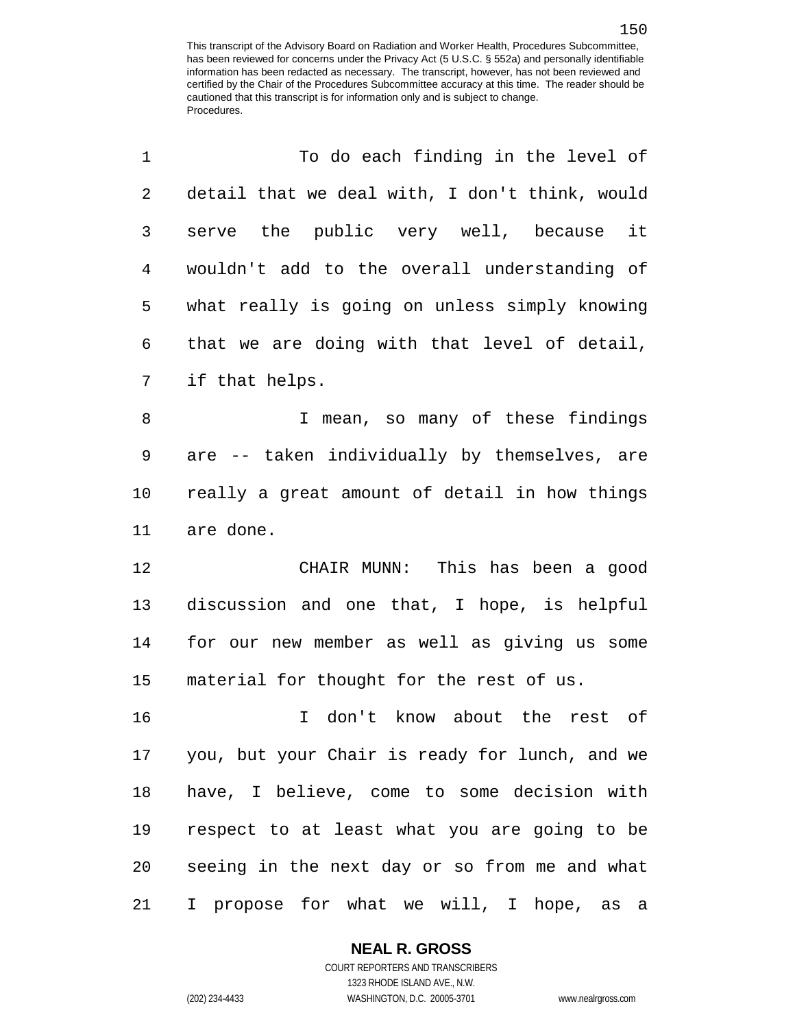To do each finding in the level of detail that we deal with, I don't think, would serve the public very well, because it wouldn't add to the overall understanding of what really is going on unless simply knowing that we are doing with that level of detail, if that helps.

I mean, so many of these findings are -- taken individually by themselves, are really a great amount of detail in how things are done.

CHAIR MUNN: This has been a good discussion and one that, I hope, is helpful for our new member as well as giving us some material for thought for the rest of us.

I don't know about the rest of you, but your Chair is ready for lunch, and we have, I believe, come to some decision with respect to at least what you are going to be seeing in the next day or so from me and what I propose for what we will, I hope, as a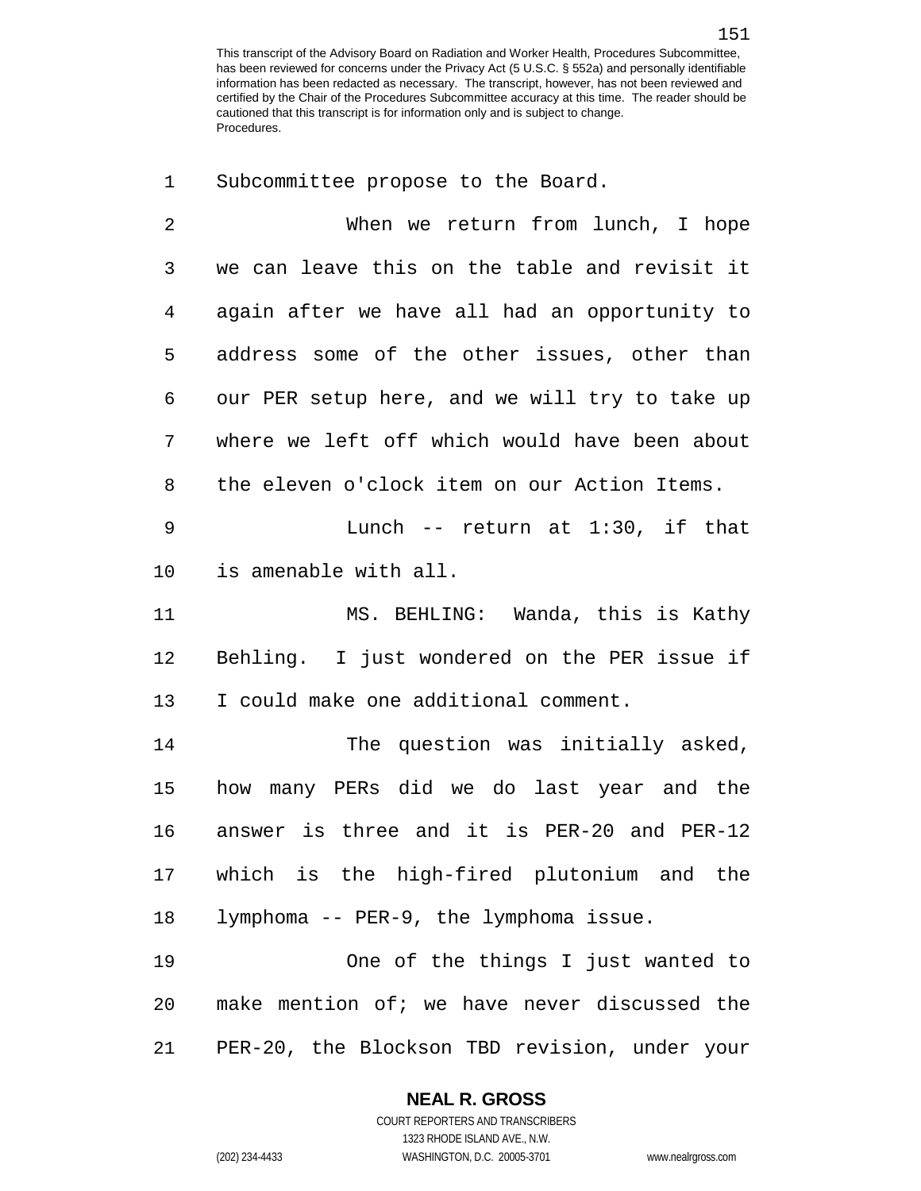Subcommittee propose to the Board.

When we return from lunch, I hope we can leave this on the table and revisit it again after we have all had an opportunity to address some of the other issues, other than our PER setup here, and we will try to take up where we left off which would have been about the eleven o'clock item on our Action Items.

Lunch -- return at 1:30, if that is amenable with all.

MS. BEHLING: Wanda, this is Kathy Behling. I just wondered on the PER issue if I could make one additional comment.

The question was initially asked, how many PERs did we do last year and the answer is three and it is PER-20 and PER-12 which is the high-fired plutonium and the lymphoma -- PER-9, the lymphoma issue.

One of the things I just wanted to make mention of; we have never discussed the PER-20, the Blockson TBD revision, under your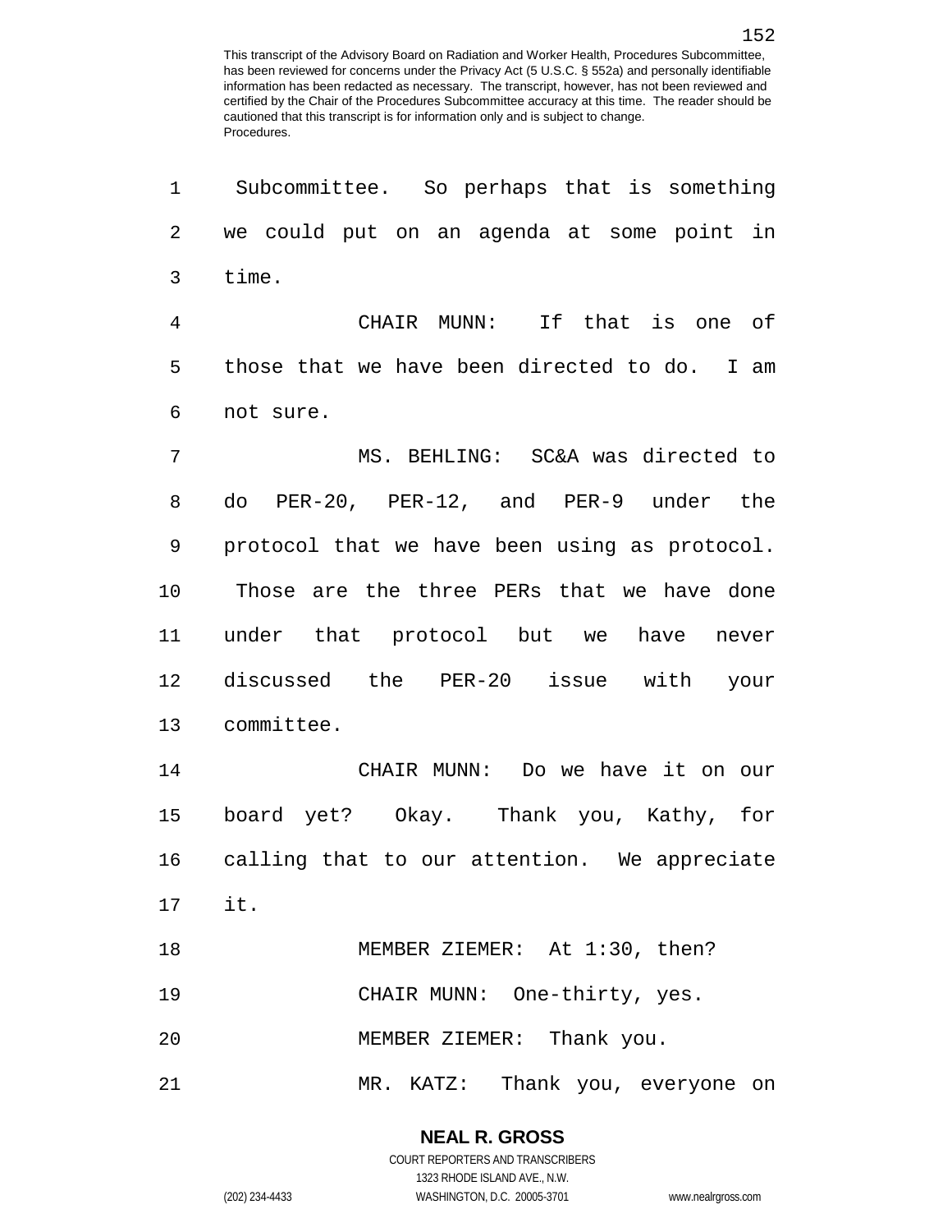Subcommittee. So perhaps that is something we could put on an agenda at some point in time.

CHAIR MUNN: If that is one of those that we have been directed to do. I am not sure.

MS. BEHLING: SC&A was directed to do PER-20, PER-12, and PER-9 under the protocol that we have been using as protocol. Those are the three PERs that we have done under that protocol but we have never discussed the PER-20 issue with your committee.

CHAIR MUNN: Do we have it on our board yet? Okay. Thank you, Kathy, for calling that to our attention. We appreciate it.

MEMBER ZIEMER: At 1:30, then?

CHAIR MUNN: One-thirty, yes.

MEMBER ZIEMER: Thank you.

MR. KATZ: Thank you, everyone on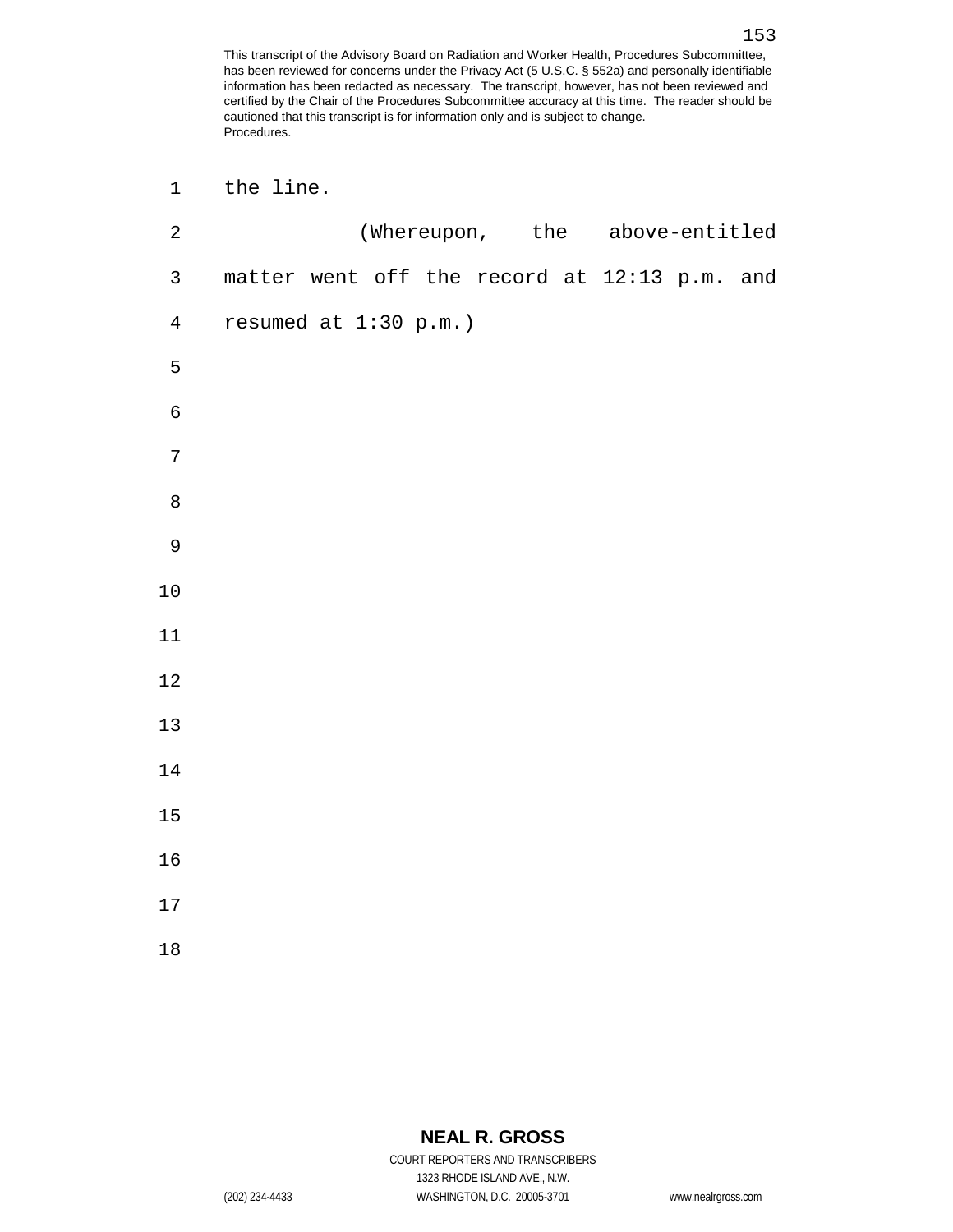the line.

(Whereupon, the above-entitled matter went off the record at 12:13 p.m. and resumed at 1:30 p.m.)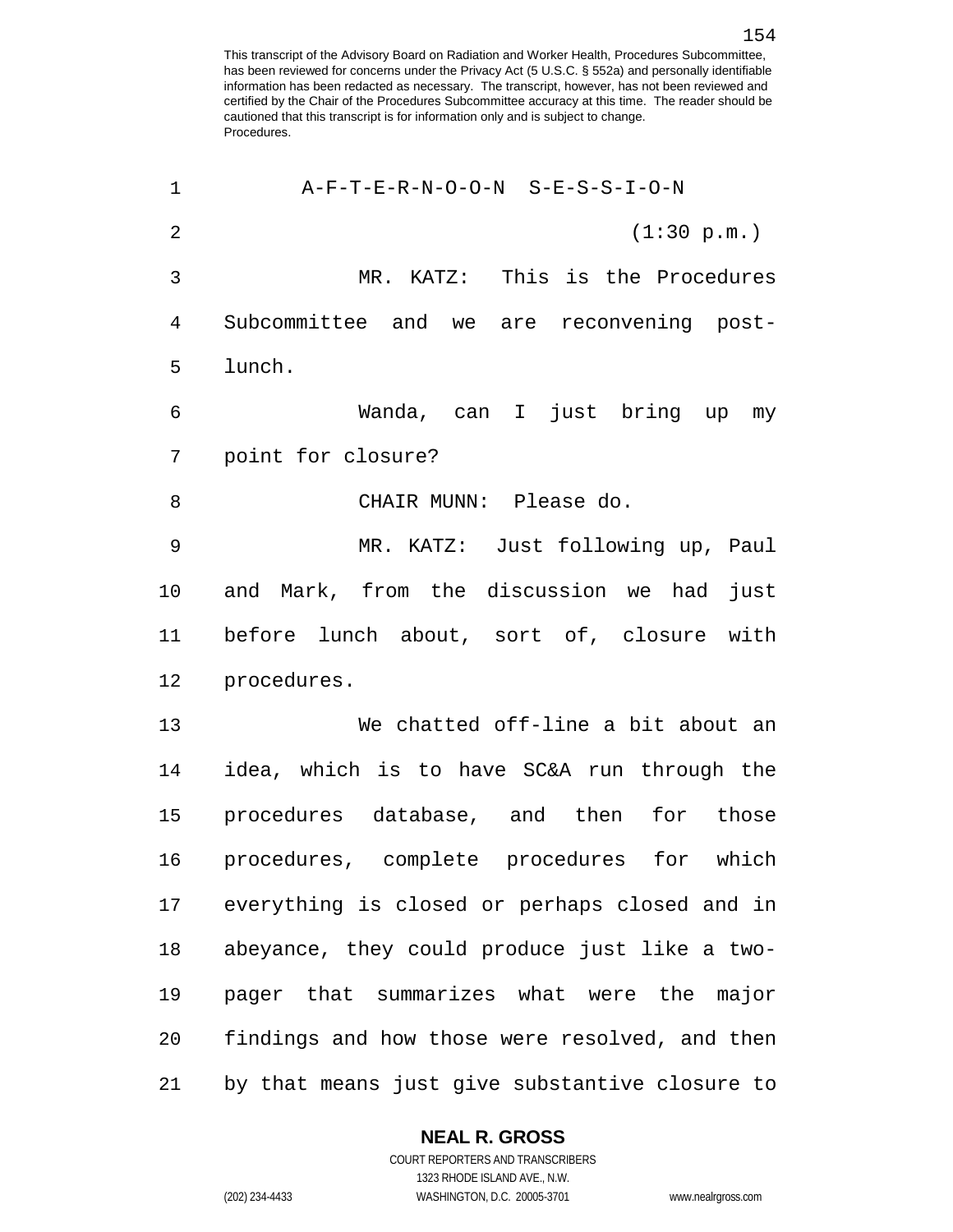A-F-T-E-R-N-O-O-N S-E-S-S-I-O-N

(1:30 p.m.)

MR. KATZ: This is the Procedures Subcommittee and we are reconvening post-lunch.

Wanda, can I just bring up my point for closure?

CHAIR MUNN: Please do.

MR. KATZ: Just following up, Paul and Mark, from the discussion we had just before lunch about, sort of, closure with procedures.

We chatted off-line a bit about an idea, which is to have SC&A run through the procedures database, and then for those procedures, complete procedures for which everything is closed or perhaps closed and in abeyance, they could produce just like a two-pager that summarizes what were the major findings and how those were resolved, and then by that means just give substantive closure to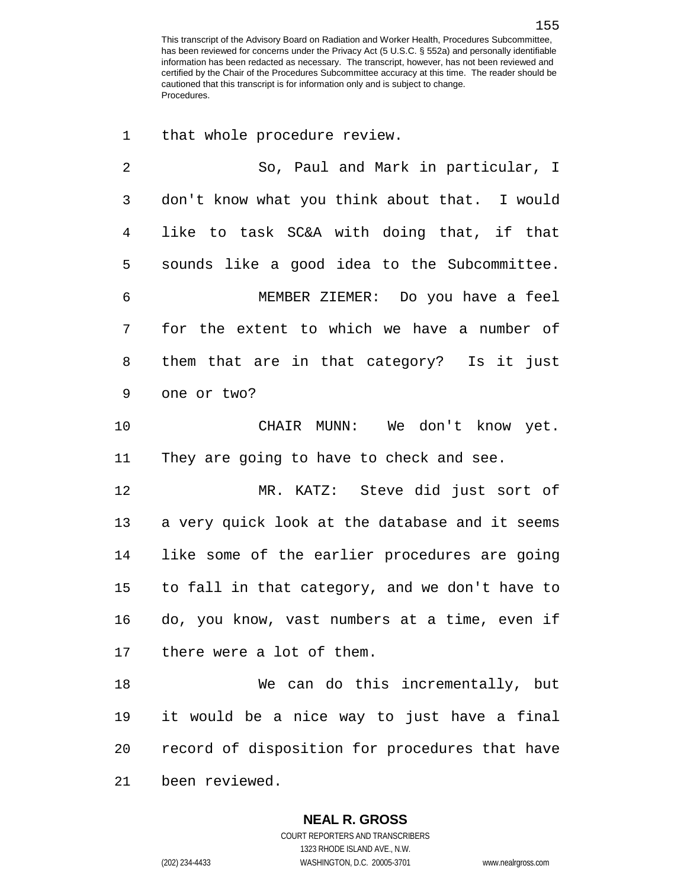that whole procedure review.

So, Paul and Mark in particular, I don't know what you think about that. I would like to task SC&A with doing that, if that sounds like a good idea to the Subcommittee.

MEMBER ZIEMER: Do you have a feel for the extent to which we have a number of them that are in that category? Is it just one or two?

CHAIR MUNN: We don't know yet. They are going to have to check and see.

MR. KATZ: Steve did just sort of a very quick look at the database and it seems like some of the earlier procedures are going to fall in that category, and we don't have to do, you know, vast numbers at a time, even if there were a lot of them.

We can do this incrementally, but it would be a nice way to just have a final record of disposition for procedures that have been reviewed.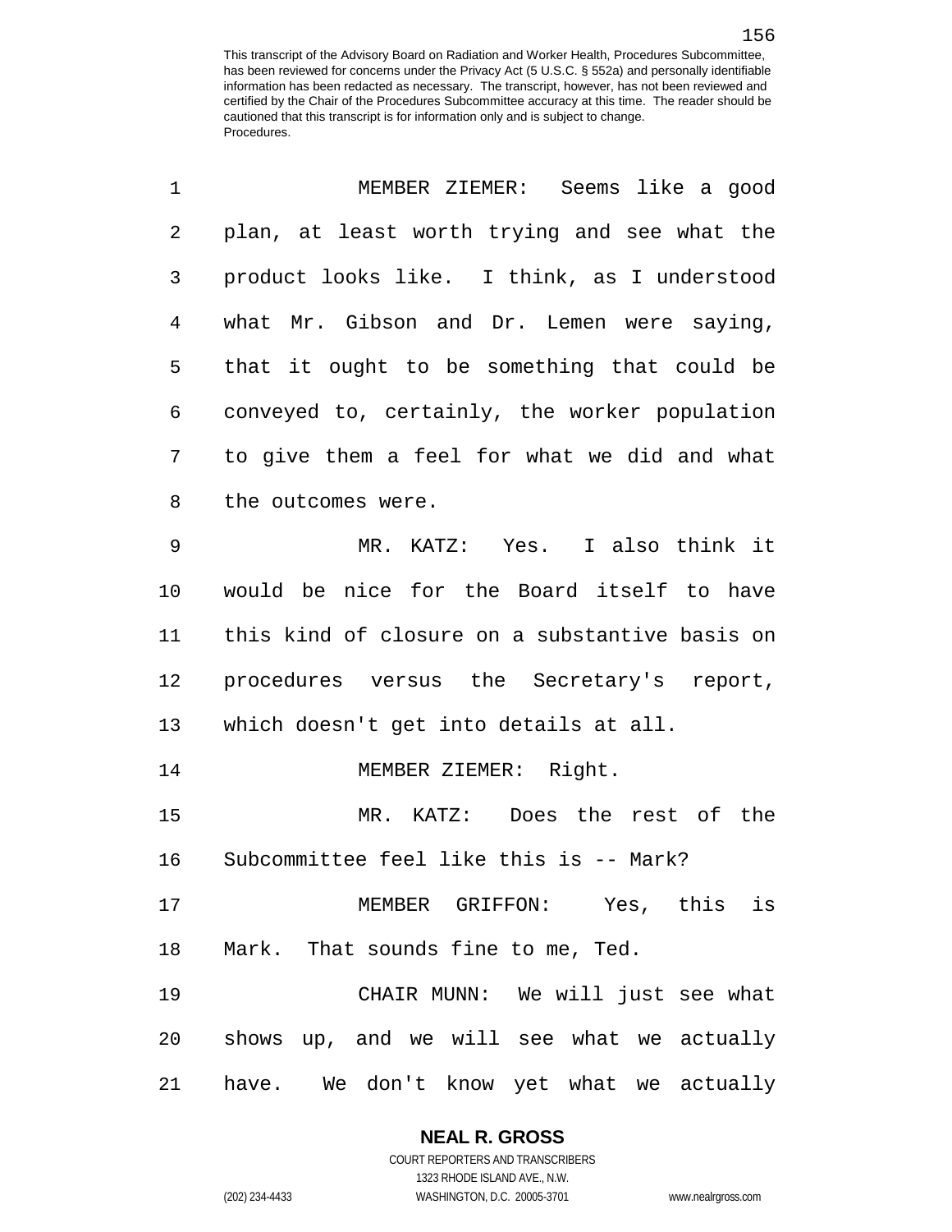MEMBER ZIEMER: Seems like a good plan, at least worth trying and see what the product looks like. I think, as I understood what Mr. Gibson and Dr. Lemen were saying, that it ought to be something that could be conveyed to, certainly, the worker population to give them a feel for what we did and what the outcomes were.

MR. KATZ: Yes. I also think it would be nice for the Board itself to have this kind of closure on a substantive basis on procedures versus the Secretary's report, which doesn't get into details at all.

MEMBER ZIEMER: Right.

MR. KATZ: Does the rest of the Subcommittee feel like this is -- Mark?

MEMBER GRIFFON: Yes, this is Mark. That sounds fine to me, Ted.

CHAIR MUNN: We will just see what shows up, and we will see what we actually have. We don't know yet what we actually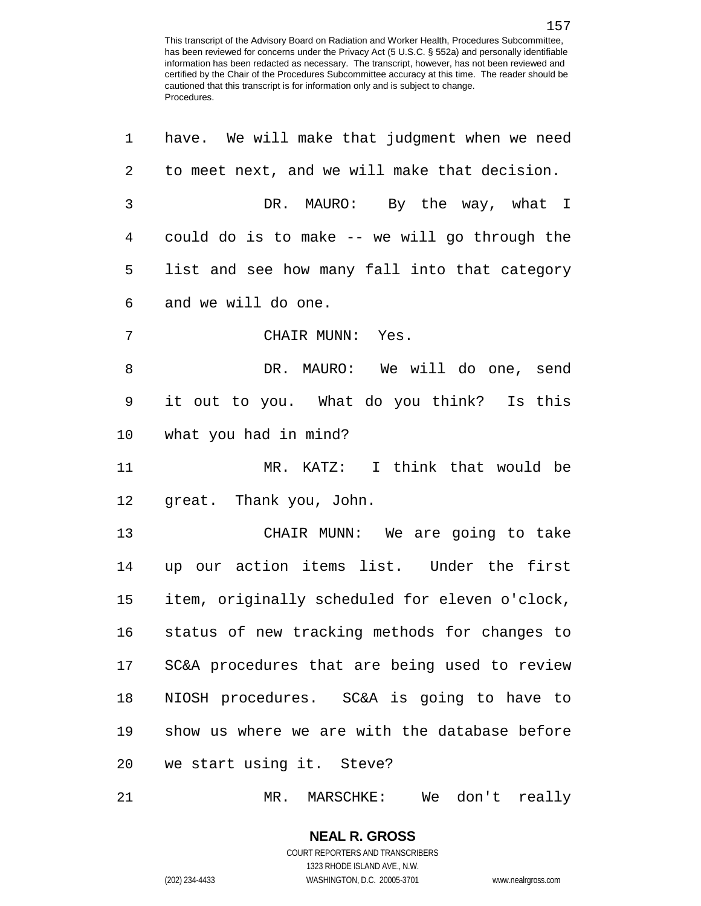have. We will make that judgment when we need to meet next, and we will make that decision.

DR. MAURO: By the way, what I could do is to make -- we will go through the list and see how many fall into that category and we will do one.

CHAIR MUNN: Yes.

DR. MAURO: We will do one, send it out to you. What do you think? Is this what you had in mind?

MR. KATZ: I think that would be great. Thank you, John.

CHAIR MUNN: We are going to take up our action items list. Under the first item, originally scheduled for eleven o'clock, status of new tracking methods for changes to SC&A procedures that are being used to review NIOSH procedures. SC&A is going to have to show us where we are with the database before we start using it. Steve?

MR. MARSCHKE: We don't really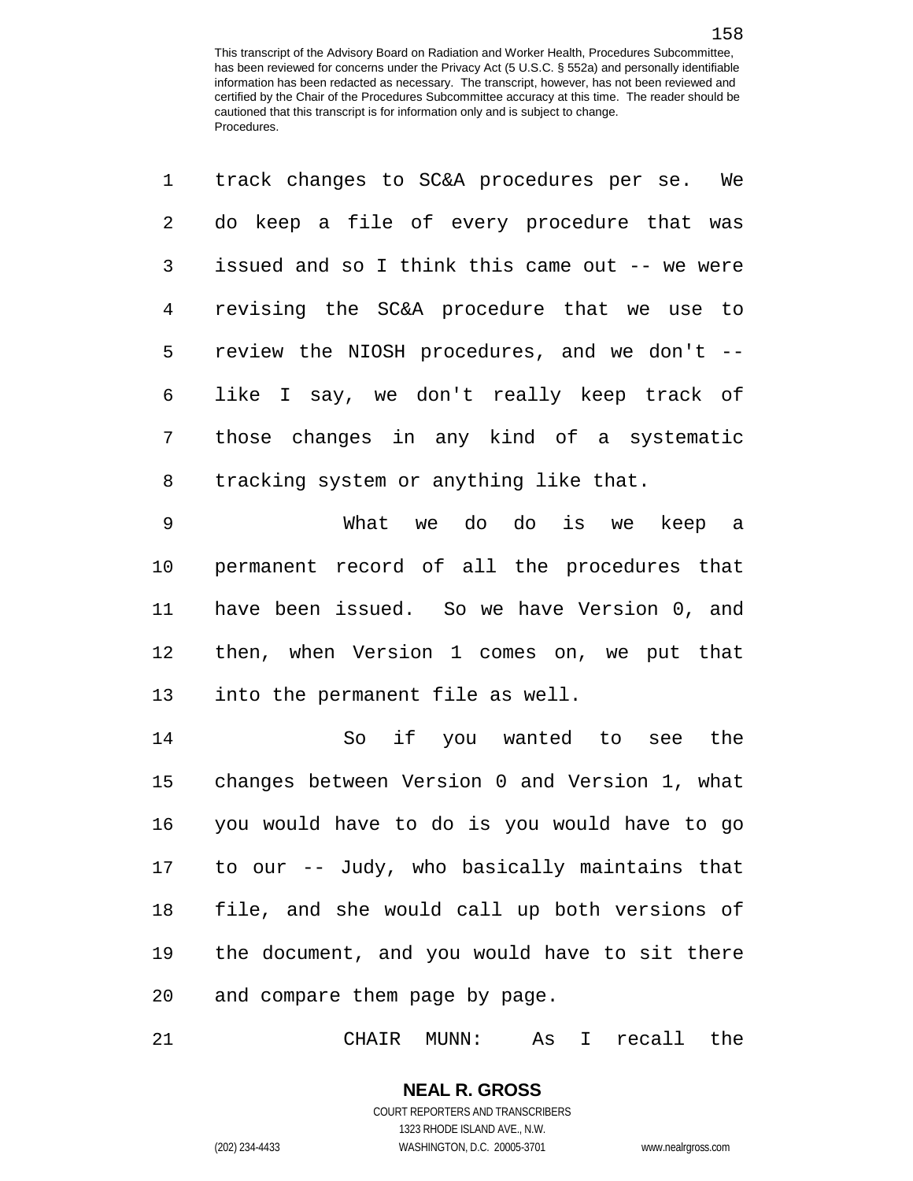track changes to SC&A procedures per se. We do keep a file of every procedure that was issued and so I think this came out -- we were revising the SC&A procedure that we use to review the NIOSH procedures, and we don't -- like I say, we don't really keep track of those changes in any kind of a systematic tracking system or anything like that.

What we do do is we keep a permanent record of all the procedures that have been issued. So we have Version 0, and then, when Version 1 comes on, we put that into the permanent file as well.

So if you wanted to see the changes between Version 0 and Version 1, what you would have to do is you would have to go to our -- Judy, who basically maintains that file, and she would call up both versions of the document, and you would have to sit there and compare them page by page.

CHAIR MUNN: As I recall the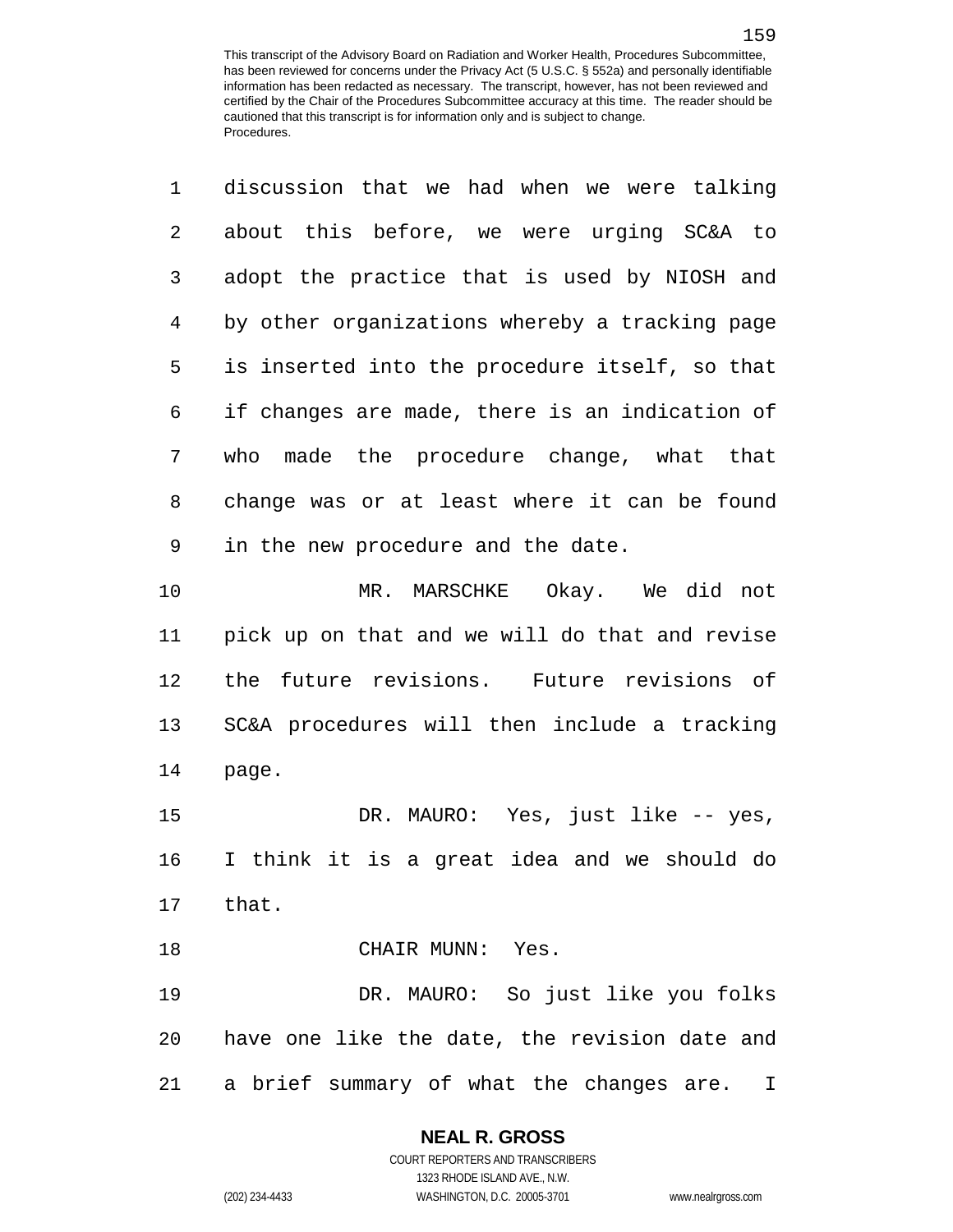discussion that we had when we were talking about this before, we were urging SC&A to adopt the practice that is used by NIOSH and by other organizations whereby a tracking page is inserted into the procedure itself, so that if changes are made, there is an indication of who made the procedure change, what that change was or at least where it can be found in the new procedure and the date.

MR. MARSCHKE Okay. We did not pick up on that and we will do that and revise the future revisions. Future revisions of SC&A procedures will then include a tracking page.

DR. MAURO: Yes, just like -- yes, I think it is a great idea and we should do that.

CHAIR MUNN: Yes.

DR. MAURO: So just like you folks have one like the date, the revision date and a brief summary of what the changes are. I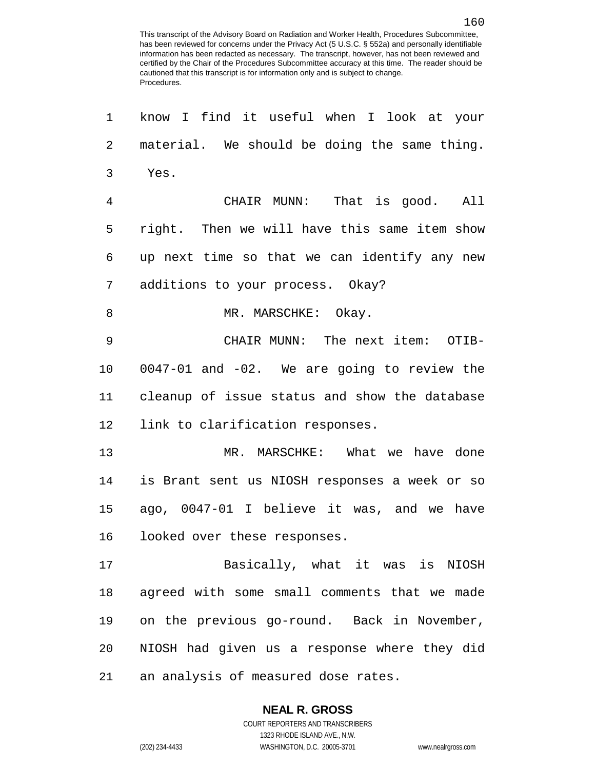know I find it useful when I look at your material. We should be doing the same thing. Yes.

CHAIR MUNN: That is good. All right. Then we will have this same item show up next time so that we can identify any new additions to your process. Okay?

MR. MARSCHKE: Okay.

CHAIR MUNN: The next item: OTIB-0047-01 and -02. We are going to review the cleanup of issue status and show the database link to clarification responses.

MR. MARSCHKE: What we have done is Brant sent us NIOSH responses a week or so ago, 0047-01 I believe it was, and we have looked over these responses.

Basically, what it was is NIOSH agreed with some small comments that we made on the previous go-round. Back in November, NIOSH had given us a response where they did an analysis of measured dose rates.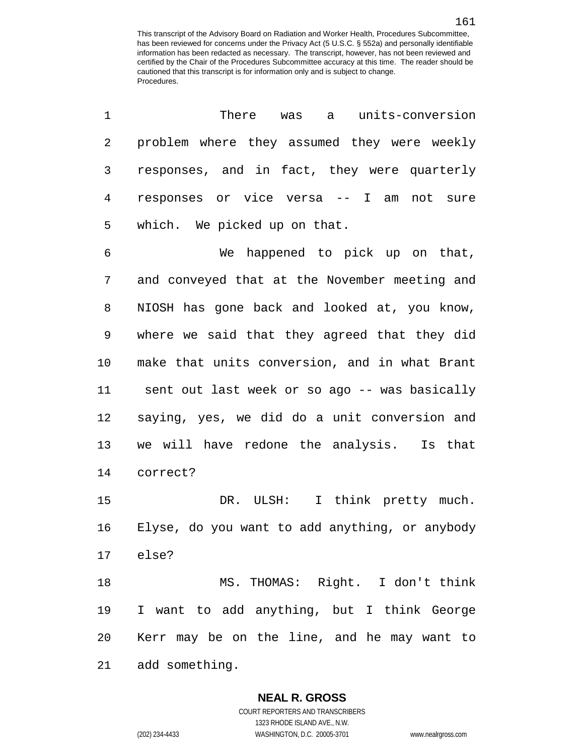There was a units-conversion problem where they assumed they were weekly responses, and in fact, they were quarterly responses or vice versa -- I am not sure which. We picked up on that.

We happened to pick up on that, and conveyed that at the November meeting and NIOSH has gone back and looked at, you know, where we said that they agreed that they did make that units conversion, and in what Brant sent out last week or so ago -- was basically saying, yes, we did do a unit conversion and we will have redone the analysis. Is that correct?

DR. ULSH: I think pretty much. Elyse, do you want to add anything, or anybody else?

MS. THOMAS: Right. I don't think I want to add anything, but I think George Kerr may be on the line, and he may want to add something.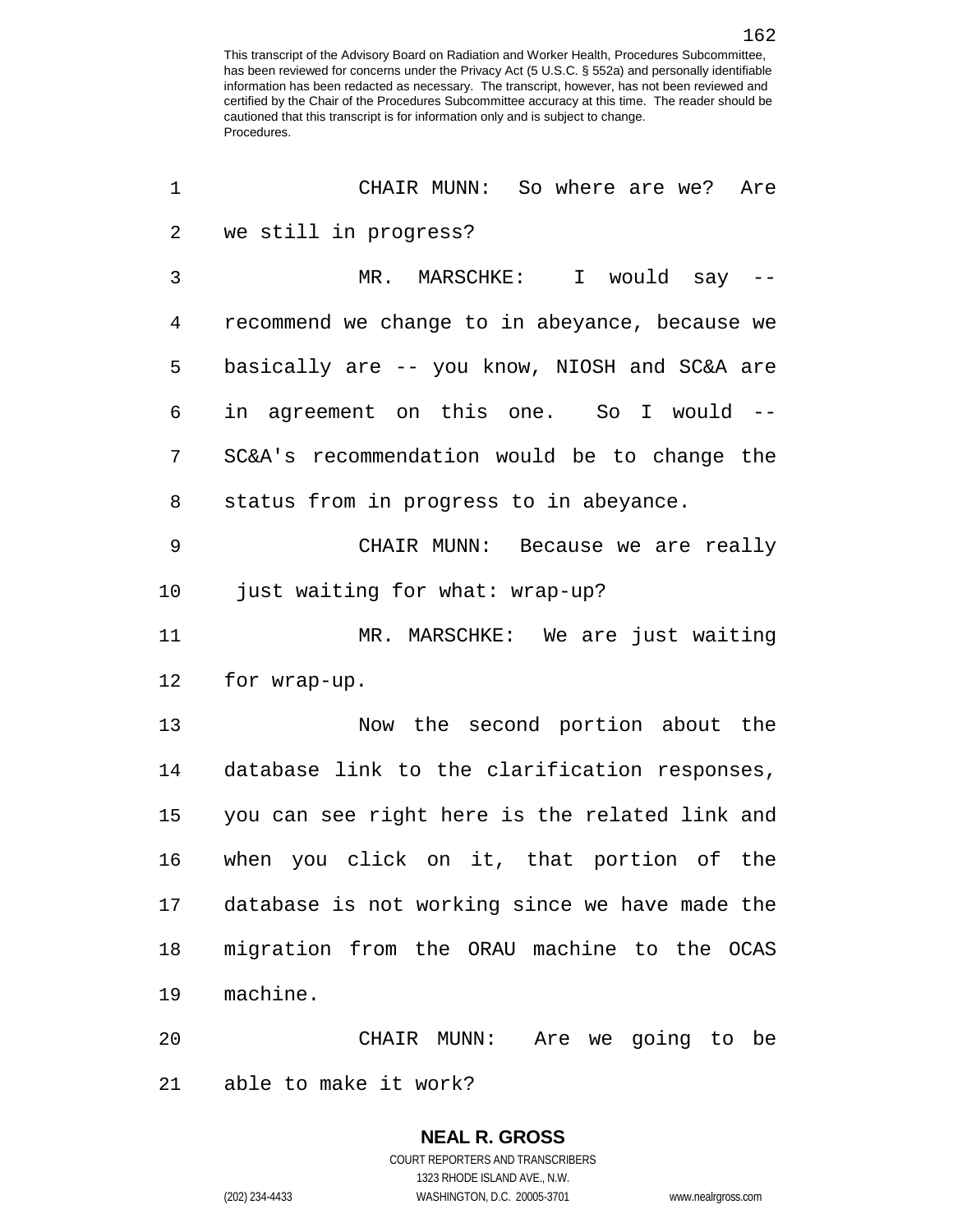CHAIR MUNN: So where are we? Are we still in progress?

MR. MARSCHKE: I would say -- recommend we change to in abeyance, because we basically are -- you know, NIOSH and SC&A are in agreement on this one. So I would -- SC&A's recommendation would be to change the status from in progress to in abeyance.

CHAIR MUNN: Because we are really just waiting for what: wrap-up?

MR. MARSCHKE: We are just waiting for wrap-up.

Now the second portion about the database link to the clarification responses, you can see right here is the related link and when you click on it, that portion of the database is not working since we have made the migration from the ORAU machine to the OCAS machine.

CHAIR MUNN: Are we going to be able to make it work?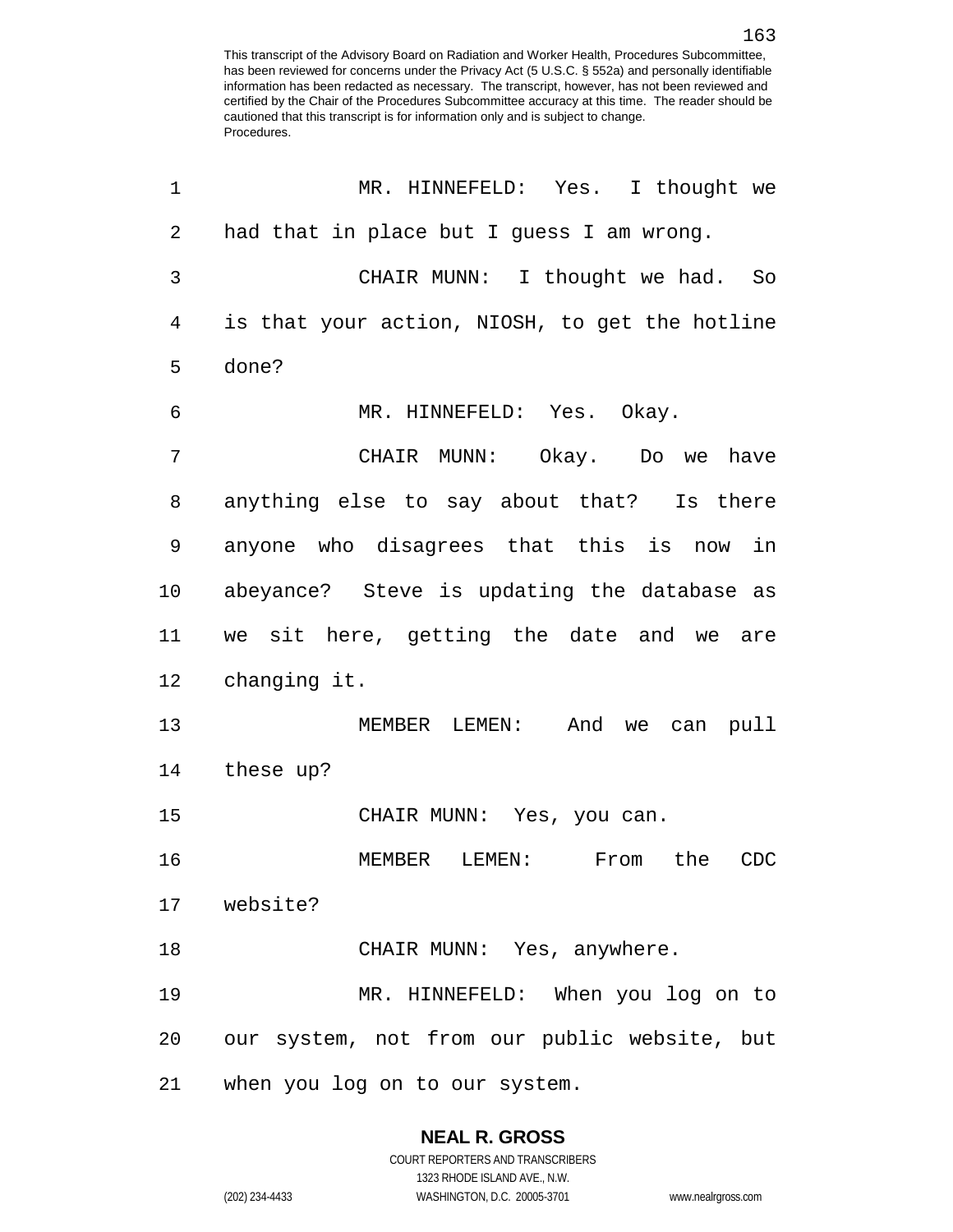MR. HINNEFELD: Yes. I thought we had that in place but I guess I am wrong.

CHAIR MUNN: I thought we had. So is that your action, NIOSH, to get the hotline done?

MR. HINNEFELD: Yes. Okay.

CHAIR MUNN: Okay. Do we have anything else to say about that? Is there anyone who disagrees that this is now in abeyance? Steve is updating the database as we sit here, getting the date and we are changing it.

MEMBER LEMEN: And we can pull these up?

CHAIR MUNN: Yes, you can.

MEMBER LEMEN: From the CDC website?

CHAIR MUNN: Yes, anywhere.

MR. HINNEFELD: When you log on to our system, not from our public website, but when you log on to our system.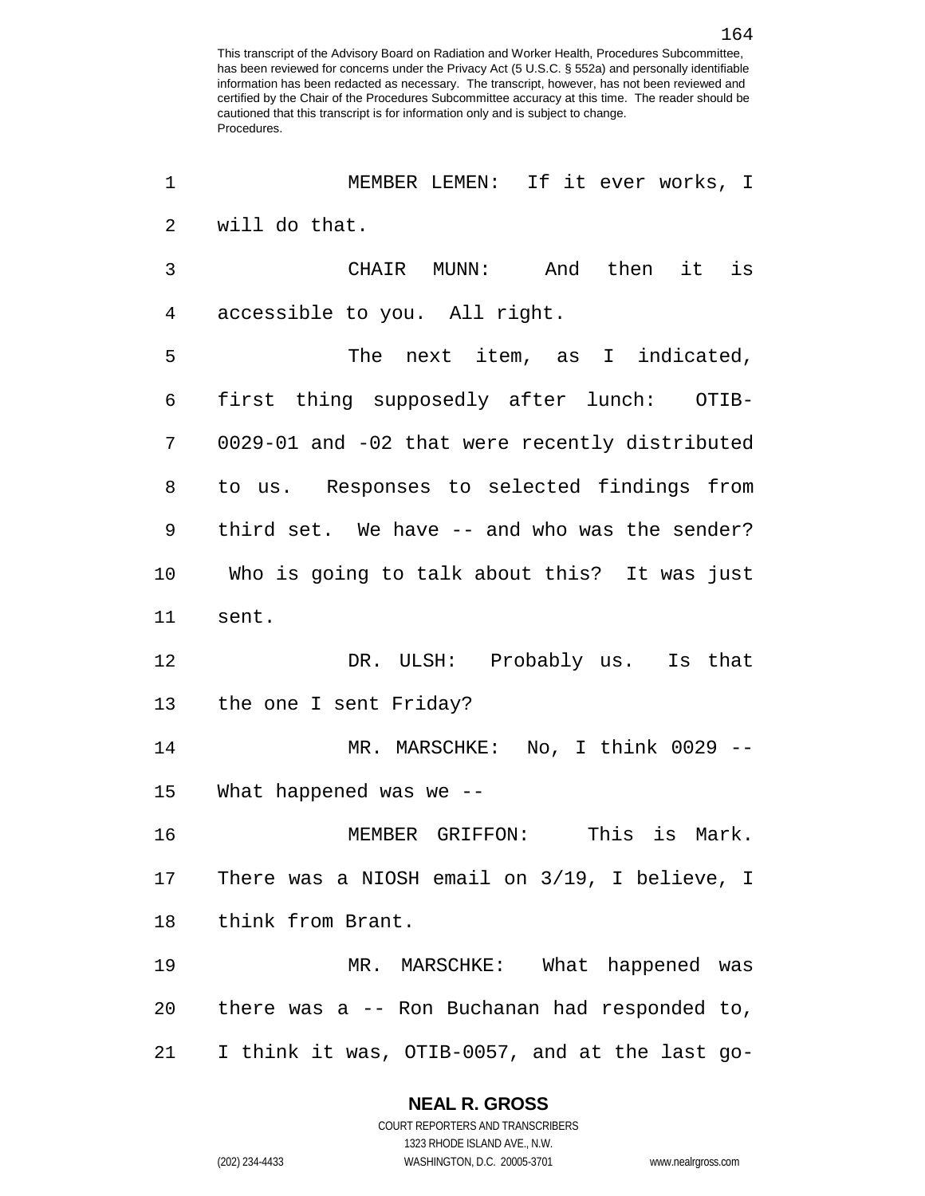MEMBER LEMEN: If it ever works, I will do that.

CHAIR MUNN: And then it is accessible to you. All right.

The next item, as I indicated, first thing supposedly after lunch: OTIB-0029-01 and -02 that were recently distributed to us. Responses to selected findings from third set. We have -- and who was the sender? Who is going to talk about this? It was just sent.

DR. ULSH: Probably us. Is that the one I sent Friday?

MR. MARSCHKE: No, I think 0029 -- What happened was we --

MEMBER GRIFFON: This is Mark. There was a NIOSH email on 3/19, I believe, I think from Brant.

MR. MARSCHKE: What happened was there was a -- Ron Buchanan had responded to, I think it was, OTIB-0057, and at the last go-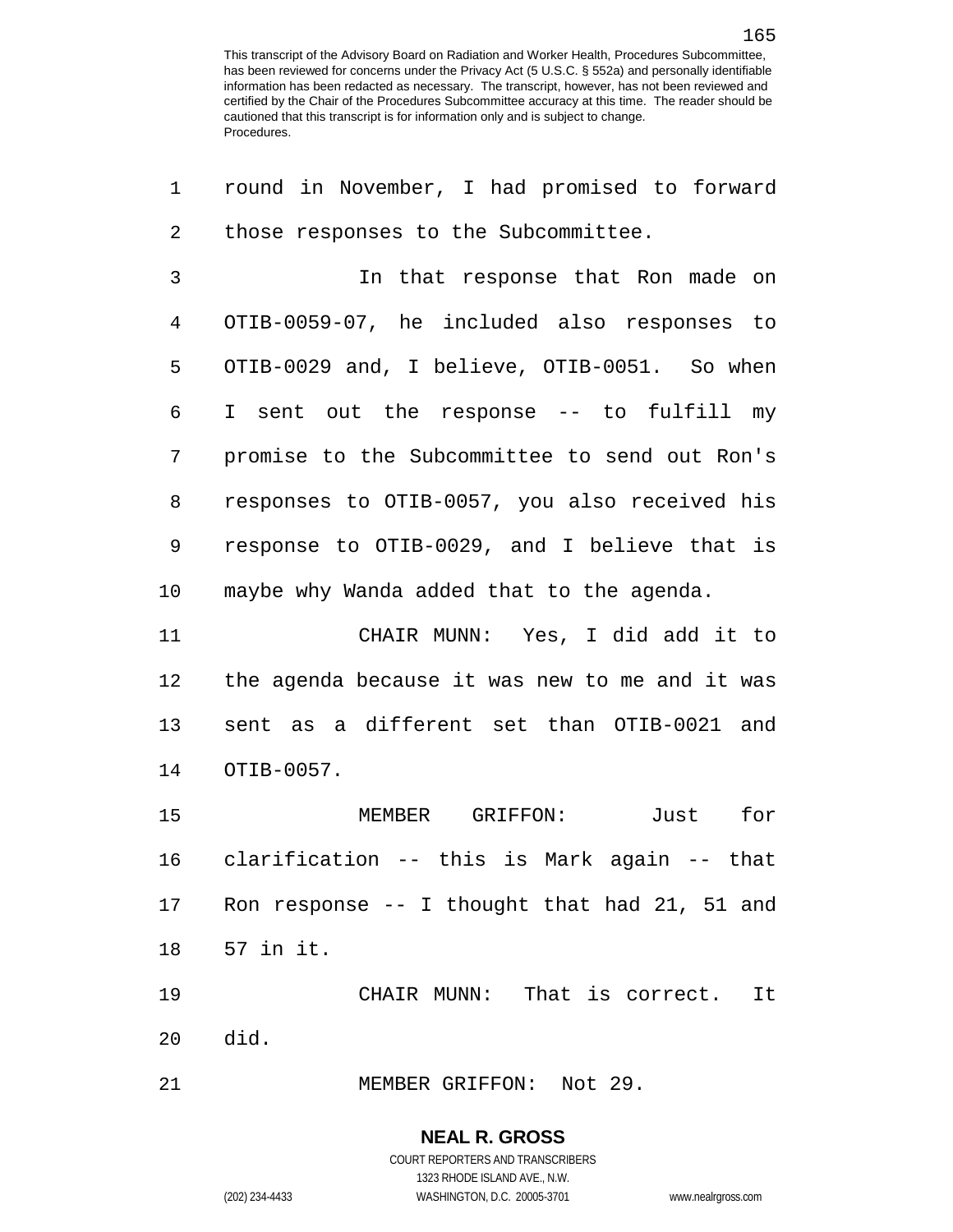round in November, I had promised to forward those responses to the Subcommittee.

In that response that Ron made on OTIB-0059-07, he included also responses to OTIB-0029 and, I believe, OTIB-0051. So when I sent out the response -- to fulfill my promise to the Subcommittee to send out Ron's responses to OTIB-0057, you also received his response to OTIB-0029, and I believe that is maybe why Wanda added that to the agenda.

CHAIR MUNN: Yes, I did add it to the agenda because it was new to me and it was sent as a different set than OTIB-0021 and OTIB-0057.

MEMBER GRIFFON: Just for clarification -- this is Mark again -- that Ron response -- I thought that had 21, 51 and 57 in it.

CHAIR MUNN: That is correct. It did.

MEMBER GRIFFON: Not 29.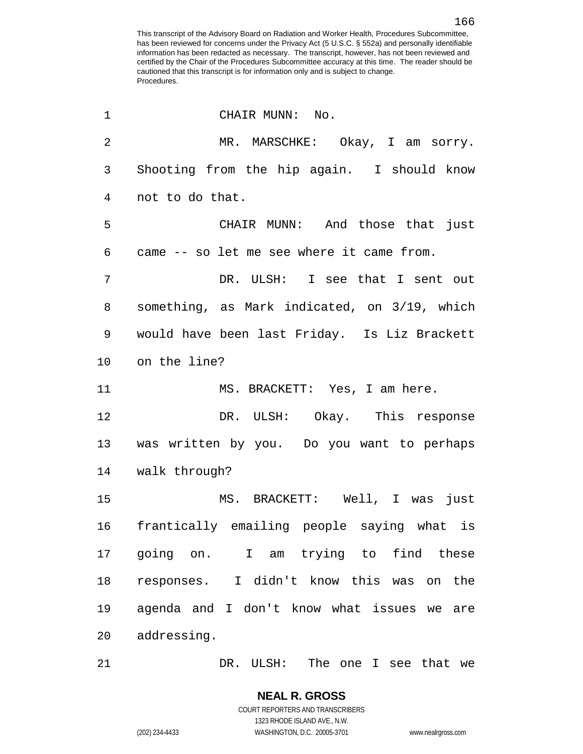CHAIR MUNN: No.

MR. MARSCHKE: Okay, I am sorry. Shooting from the hip again. I should know not to do that.

CHAIR MUNN: And those that just came -- so let me see where it came from.

DR. ULSH: I see that I sent out something, as Mark indicated, on 3/19, which would have been last Friday. Is Liz Brackett on the line?

MS. BRACKETT: Yes, I am here.

DR. ULSH: Okay. This response was written by you. Do you want to perhaps walk through?

MS. BRACKETT: Well, I was just frantically emailing people saying what is going on. I am trying to find these responses. I didn't know this was on the agenda and I don't know what issues we are addressing.

DR. ULSH: The one I see that we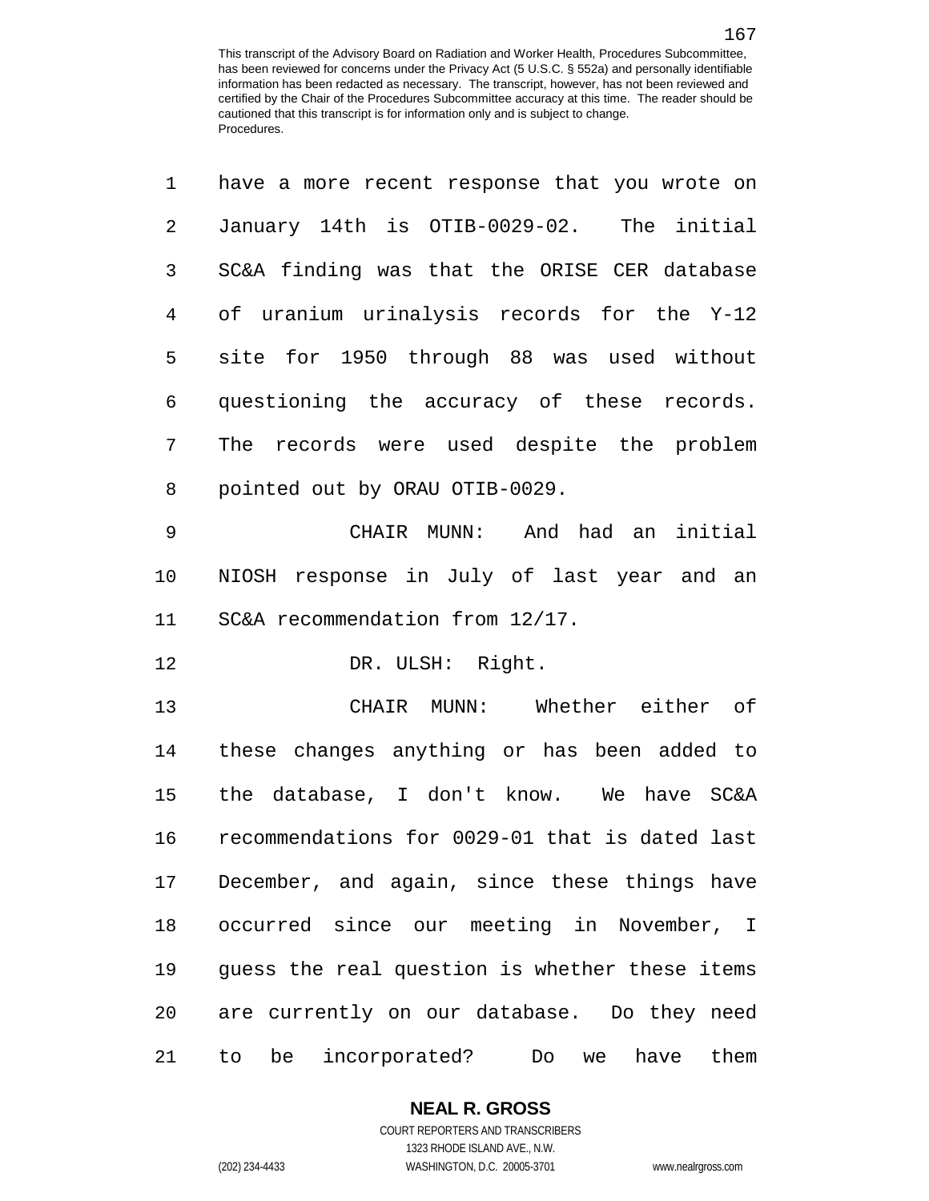have a more recent response that you wrote on January 14th is OTIB-0029-02. The initial SC&A finding was that the ORISE CER database of uranium urinalysis records for the Y-12 site for 1950 through 88 was used without questioning the accuracy of these records. The records were used despite the problem pointed out by ORAU OTIB-0029.

CHAIR MUNN: And had an initial NIOSH response in July of last year and an SC&A recommendation from 12/17.

DR. ULSH: Right.

CHAIR MUNN: Whether either of these changes anything or has been added to the database, I don't know. We have SC&A recommendations for 0029-01 that is dated last December, and again, since these things have occurred since our meeting in November, I guess the real question is whether these items are currently on our database. Do they need to be incorporated? Do we have them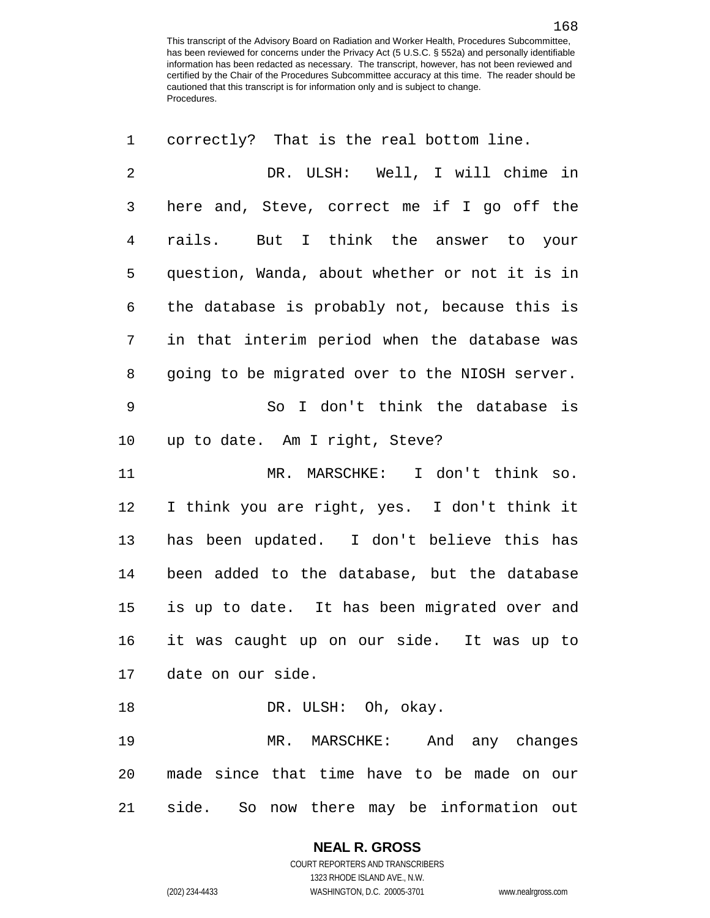correctly? That is the real bottom line.

DR. ULSH: Well, I will chime in here and, Steve, correct me if I go off the rails. But I think the answer to your question, Wanda, about whether or not it is in the database is probably not, because this is in that interim period when the database was going to be migrated over to the NIOSH server.

So I don't think the database is up to date. Am I right, Steve?

MR. MARSCHKE: I don't think so. I think you are right, yes. I don't think it has been updated. I don't believe this has been added to the database, but the database is up to date. It has been migrated over and it was caught up on our side. It was up to date on our side.

DR. ULSH: Oh, okay.

MR. MARSCHKE: And any changes made since that time have to be made on our side. So now there may be information out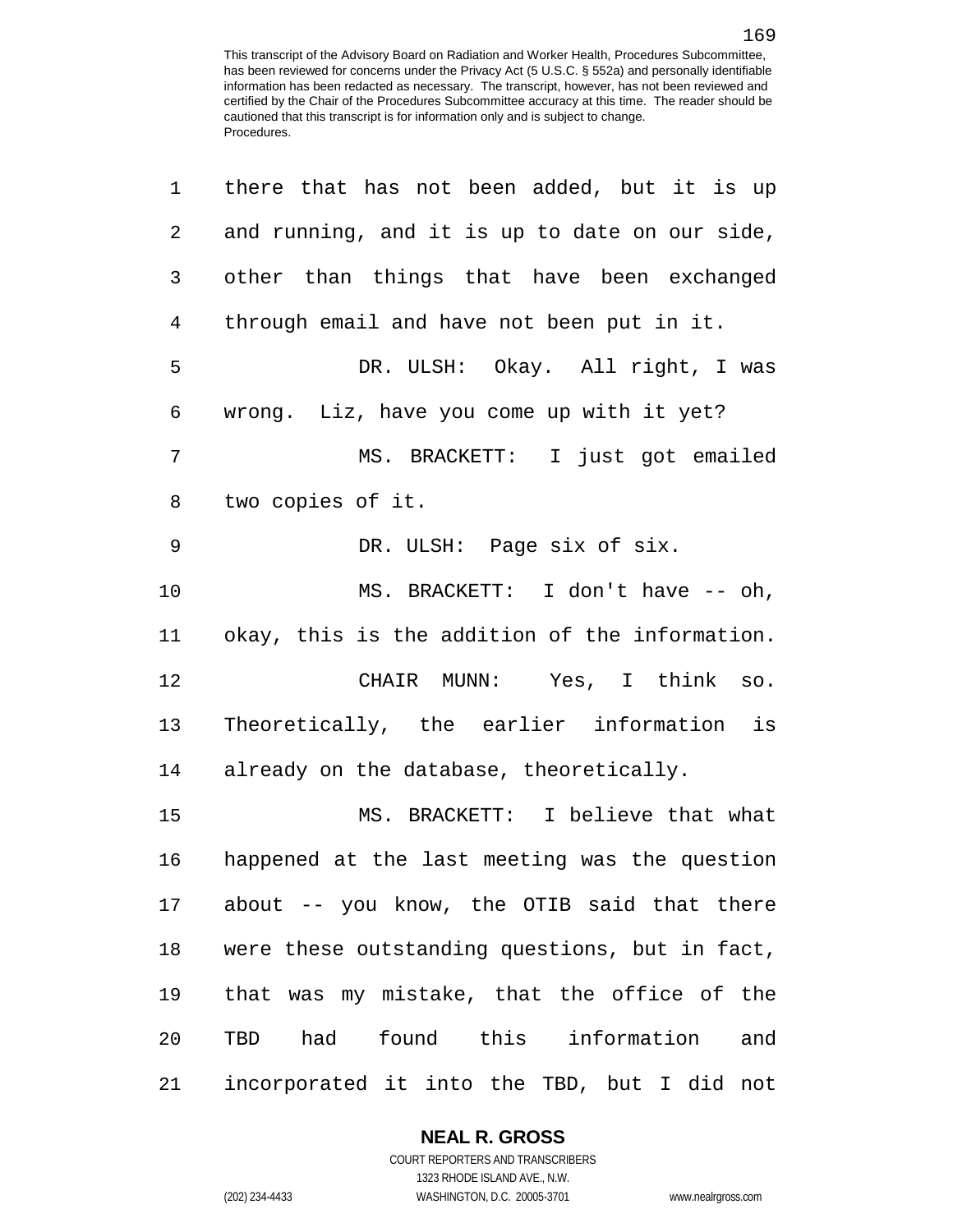there that has not been added, but it is up and running, and it is up to date on our side, other than things that have been exchanged through email and have not been put in it.

DR. ULSH: Okay. All right, I was wrong. Liz, have you come up with it yet?

MS. BRACKETT: I just got emailed two copies of it.

DR. ULSH: Page six of six.

MS. BRACKETT: I don't have -- oh, okay, this is the addition of the information.

CHAIR MUNN: Yes, I think so. Theoretically, the earlier information is already on the database, theoretically.

MS. BRACKETT: I believe that what happened at the last meeting was the question about -- you know, the OTIB said that there were these outstanding questions, but in fact, that was my mistake, that the office of the TBD had found this information and incorporated it into the TBD, but I did not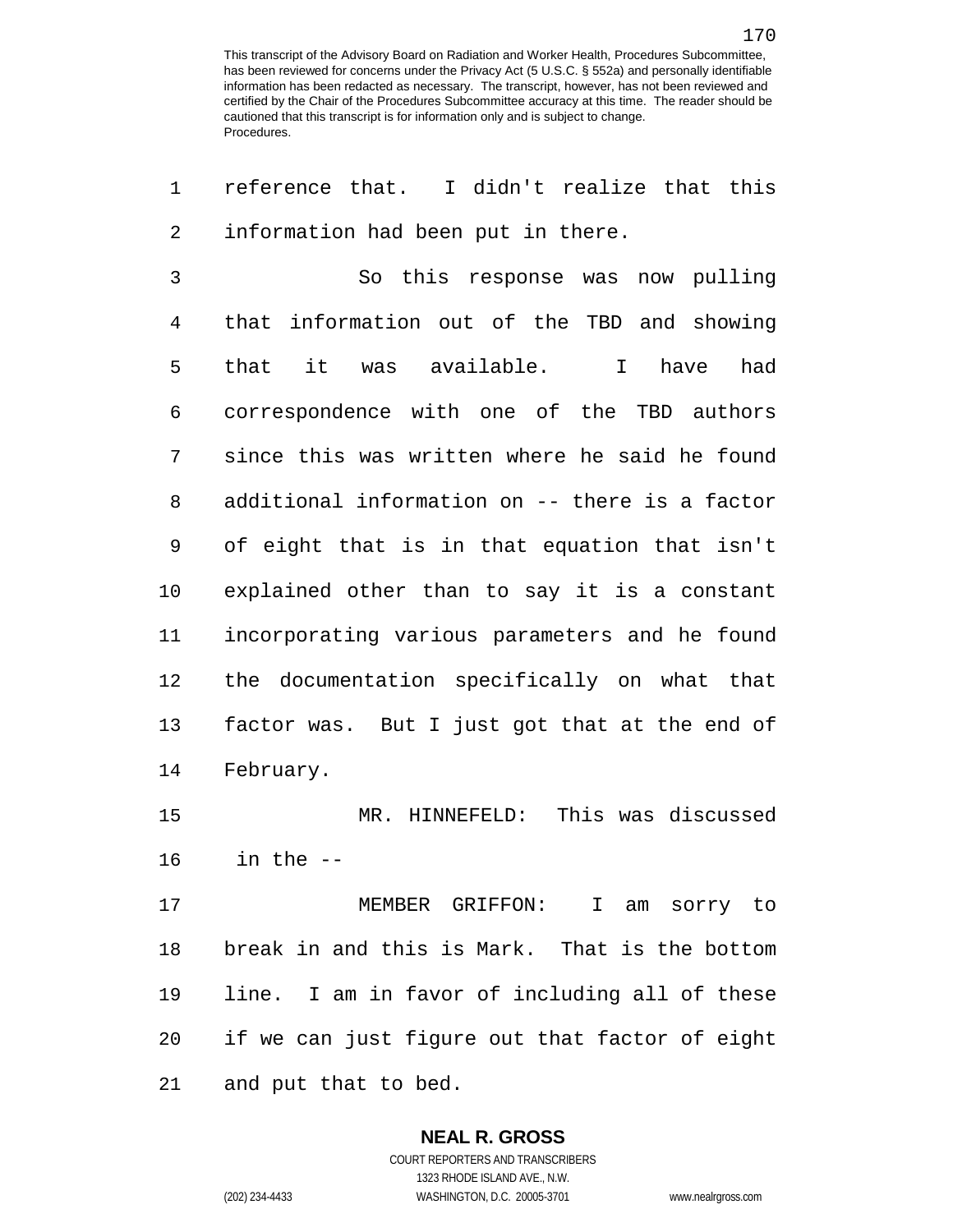reference that. I didn't realize that this information had been put in there.

So this response was now pulling that information out of the TBD and showing that it was available. I have had correspondence with one of the TBD authors since this was written where he said he found additional information on -- there is a factor of eight that is in that equation that isn't explained other than to say it is a constant incorporating various parameters and he found the documentation specifically on what that factor was. But I just got that at the end of February.

MR. HINNEFELD: This was discussed in the --

MEMBER GRIFFON: I am sorry to break in and this is Mark. That is the bottom line. I am in favor of including all of these if we can just figure out that factor of eight and put that to bed.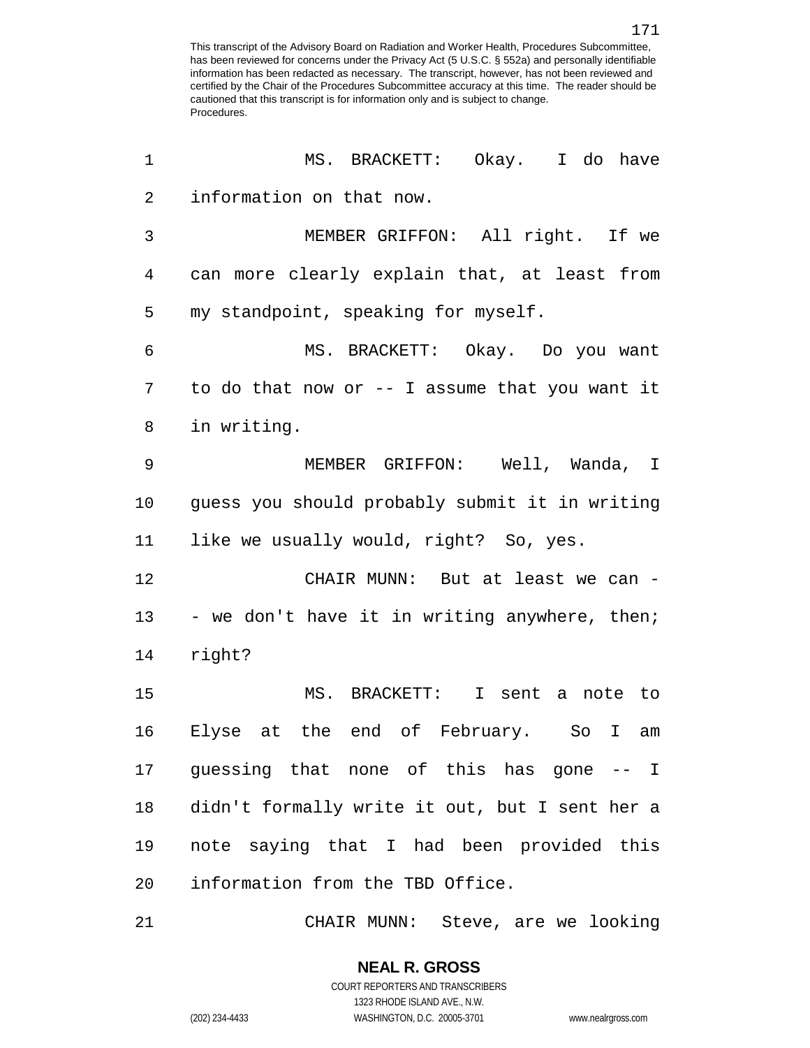MS. BRACKETT: Okay. I do have information on that now.

MEMBER GRIFFON: All right. If we can more clearly explain that, at least from my standpoint, speaking for myself.

MS. BRACKETT: Okay. Do you want to do that now or -- I assume that you want it in writing.

MEMBER GRIFFON: Well, Wanda, I guess you should probably submit it in writing like we usually would, right? So, yes.

CHAIR MUNN: But at least we can -- we don't have it in writing anywhere, then; right?

MS. BRACKETT: I sent a note to Elyse at the end of February. So I am guessing that none of this has gone -- I didn't formally write it out, but I sent her a note saying that I had been provided this information from the TBD Office.

CHAIR MUNN: Steve, are we looking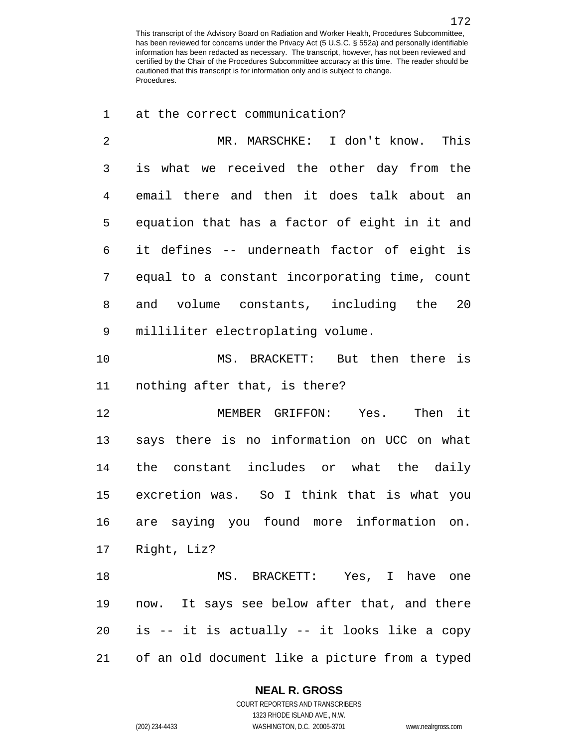at the correct communication?

MR. MARSCHKE: I don't know. This is what we received the other day from the email there and then it does talk about an equation that has a factor of eight in it and it defines -- underneath factor of eight is equal to a constant incorporating time, count and volume constants, including the 20 milliliter electroplating volume.

MS. BRACKETT: But then there is nothing after that, is there?

MEMBER GRIFFON: Yes. Then it says there is no information on UCC on what the constant includes or what the daily excretion was. So I think that is what you are saying you found more information on. Right, Liz?

MS. BRACKETT: Yes, I have one now. It says see below after that, and there is -- it is actually -- it looks like a copy of an old document like a picture from a typed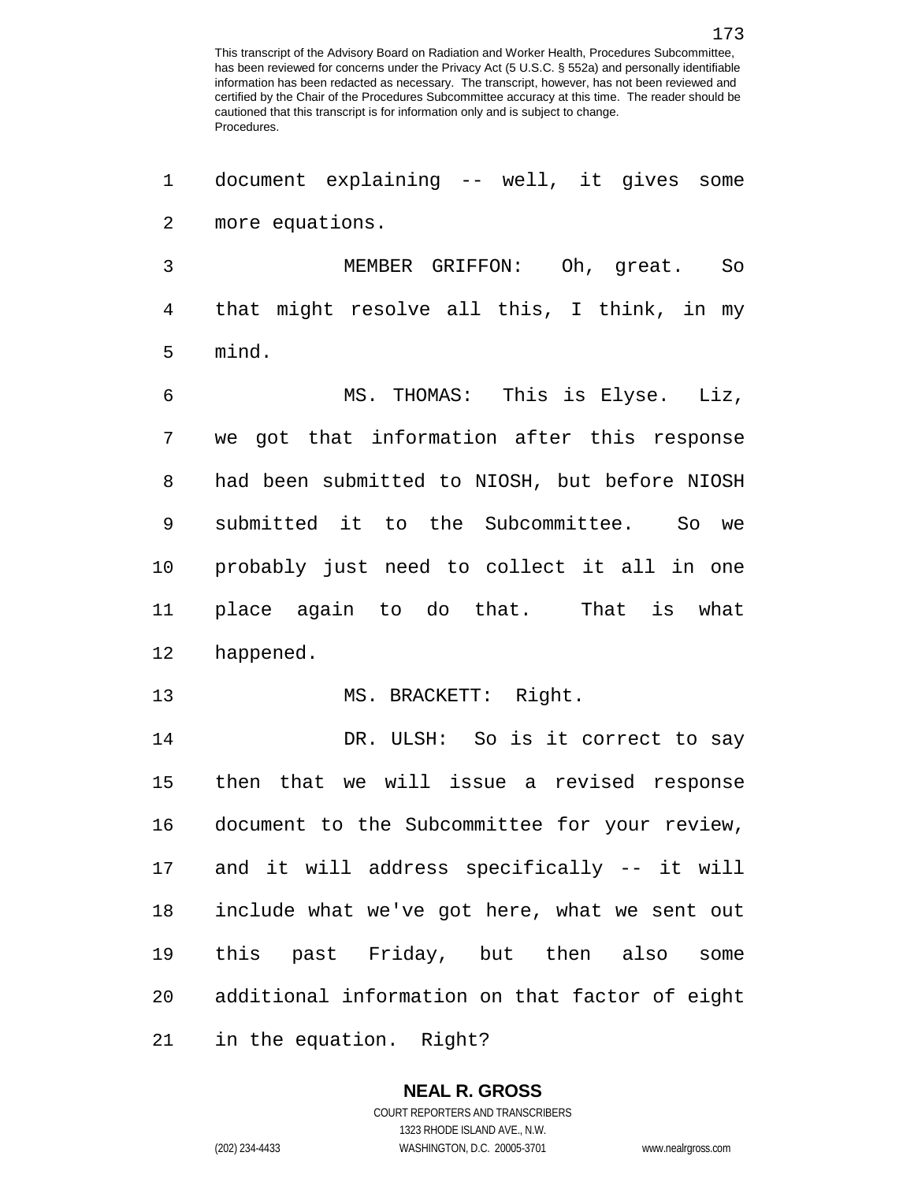document explaining -- well, it gives some more equations.

MEMBER GRIFFON: Oh, great. So that might resolve all this, I think, in my mind.

MS. THOMAS: This is Elyse. Liz, we got that information after this response had been submitted to NIOSH, but before NIOSH submitted it to the Subcommittee. So we probably just need to collect it all in one place again to do that. That is what happened.

MS. BRACKETT: Right.

DR. ULSH: So is it correct to say then that we will issue a revised response document to the Subcommittee for your review, and it will address specifically -- it will include what we've got here, what we sent out this past Friday, but then also some additional information on that factor of eight in the equation. Right?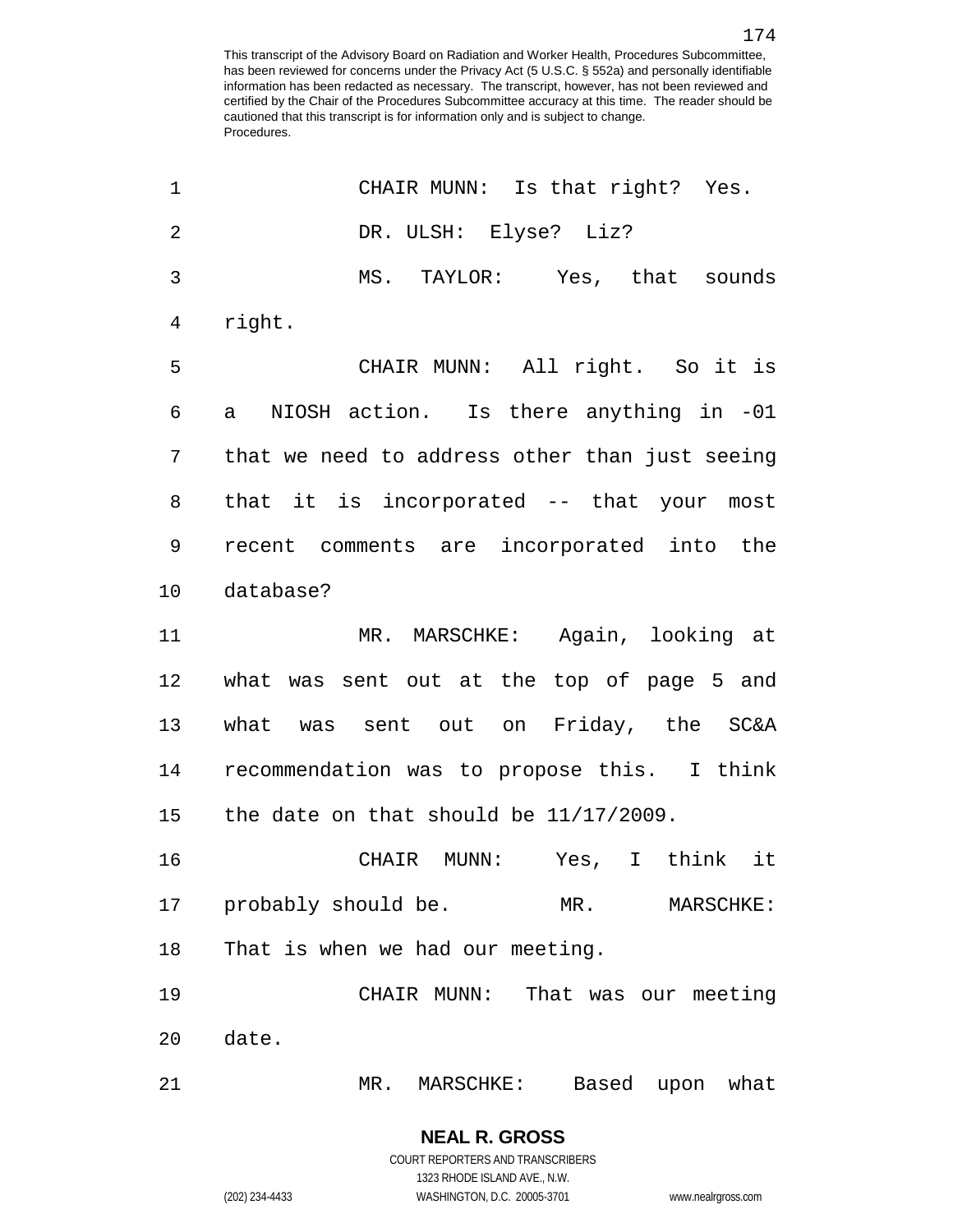CHAIR MUNN: Is that right? Yes.

DR. ULSH: Elyse? Liz?

MS. TAYLOR: Yes, that sounds right.

CHAIR MUNN: All right. So it is a NIOSH action. Is there anything in -01 that we need to address other than just seeing that it is incorporated -- that your most recent comments are incorporated into the database?

MR. MARSCHKE: Again, looking at what was sent out at the top of page 5 and what was sent out on Friday, the SC&A recommendation was to propose this. I think the date on that should be 11/17/2009.

CHAIR MUNN: Yes, I think it probably should be.

MR. MARSCHKE: That is when we had our meeting.

CHAIR MUNN: That was our meeting date.

MR. MARSCHKE: Based upon what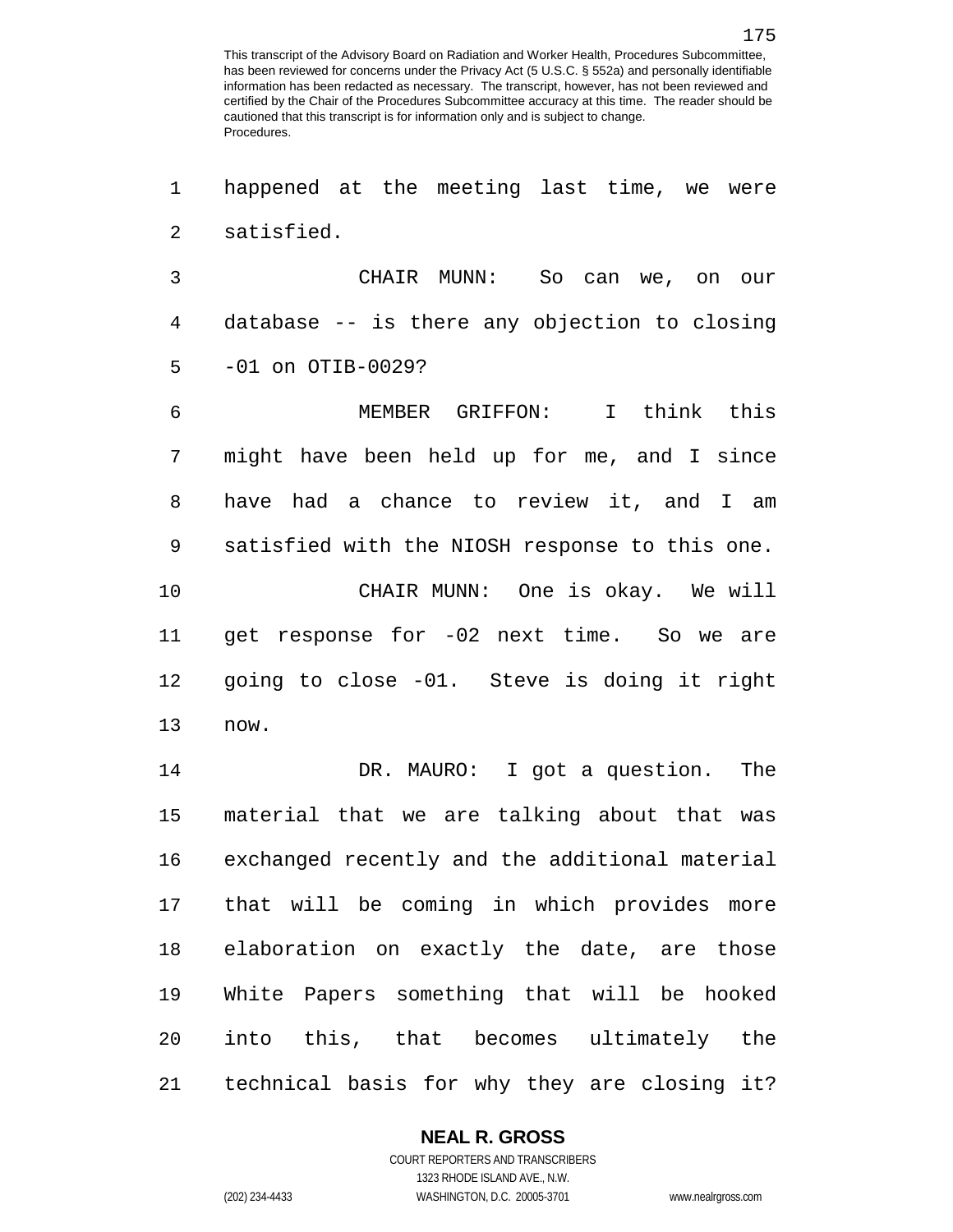happened at the meeting last time, we were satisfied.

CHAIR MUNN: So can we, on our database -- is there any objection to closing -01 on OTIB-0029?

MEMBER GRIFFON: I think this might have been held up for me, and I since have had a chance to review it, and I am satisfied with the NIOSH response to this one.

CHAIR MUNN: One is okay. We will get response for -02 next time. So we are going to close -01. Steve is doing it right now.

DR. MAURO: I got a question. The material that we are talking about that was exchanged recently and the additional material that will be coming in which provides more elaboration on exactly the date, are those White Papers something that will be hooked into this, that becomes ultimately the technical basis for why they are closing it?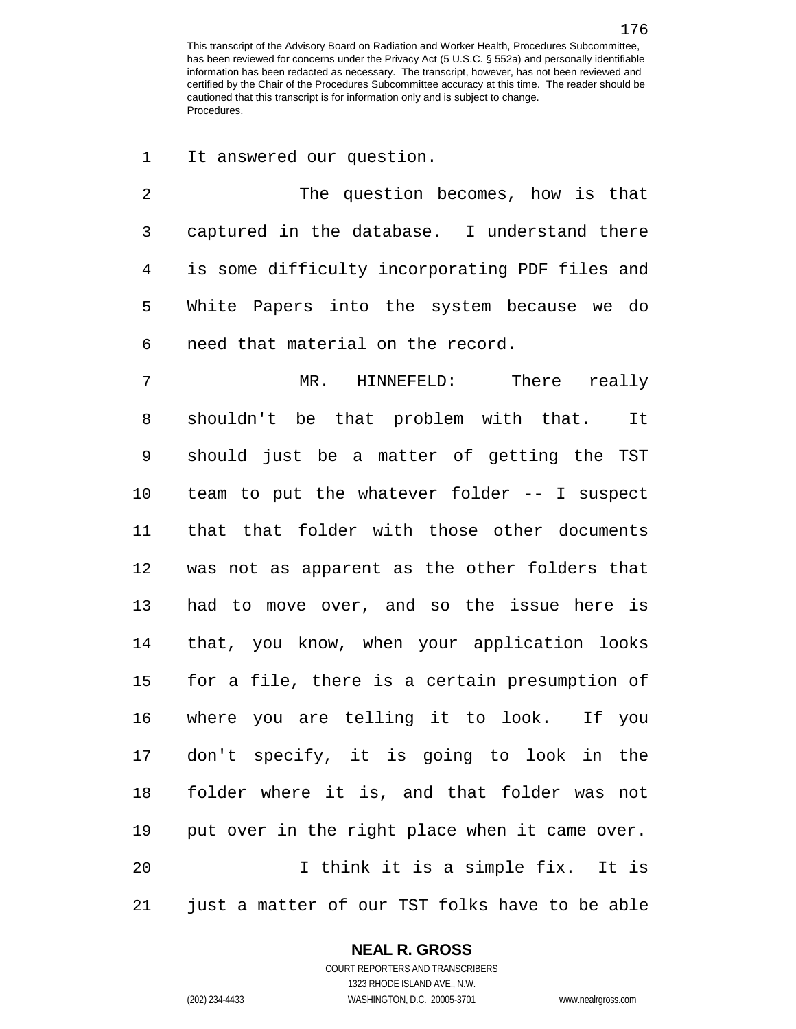It answered our question.

The question becomes, how is that captured in the database. I understand there is some difficulty incorporating PDF files and White Papers into the system because we do need that material on the record.

MR. HINNEFELD: There really shouldn't be that problem with that. It should just be a matter of getting the TST team to put the whatever folder -- I suspect that that folder with those other documents was not as apparent as the other folders that had to move over, and so the issue here is that, you know, when your application looks for a file, there is a certain presumption of where you are telling it to look. If you don't specify, it is going to look in the folder where it is, and that folder was not put over in the right place when it came over.

I think it is a simple fix. It is just a matter of our TST folks have to be able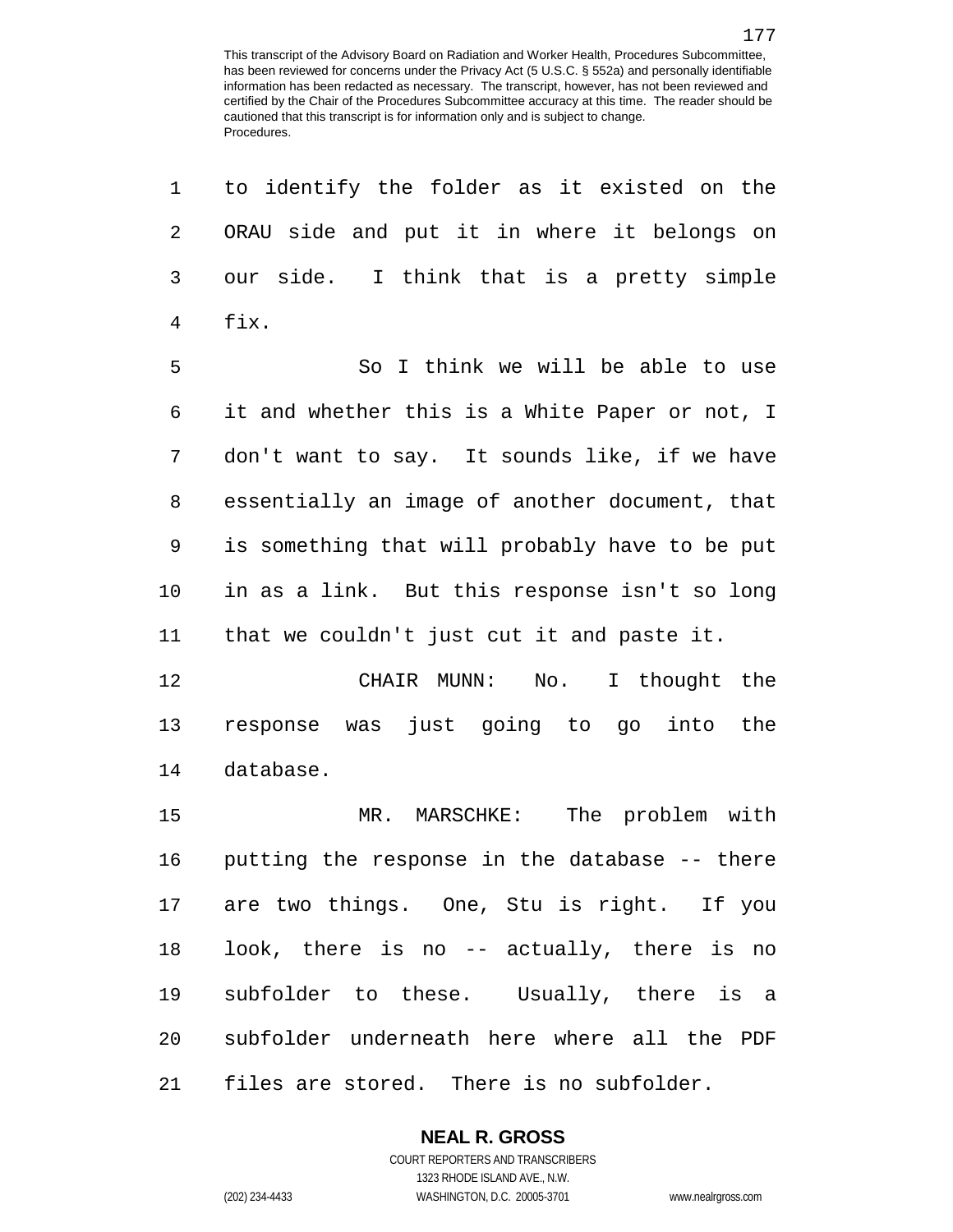to identify the folder as it existed on the ORAU side and put it in where it belongs on our side. I think that is a pretty simple fix.

So I think we will be able to use it and whether this is a White Paper or not, I don't want to say. It sounds like, if we have essentially an image of another document, that is something that will probably have to be put in as a link. But this response isn't so long that we couldn't just cut it and paste it.

CHAIR MUNN: No. I thought the response was just going to go into the database.

MR. MARSCHKE: The problem with putting the response in the database -- there are two things. One, Stu is right. If you look, there is no -- actually, there is no subfolder to these. Usually, there is a subfolder underneath here where all the PDF files are stored. There is no subfolder.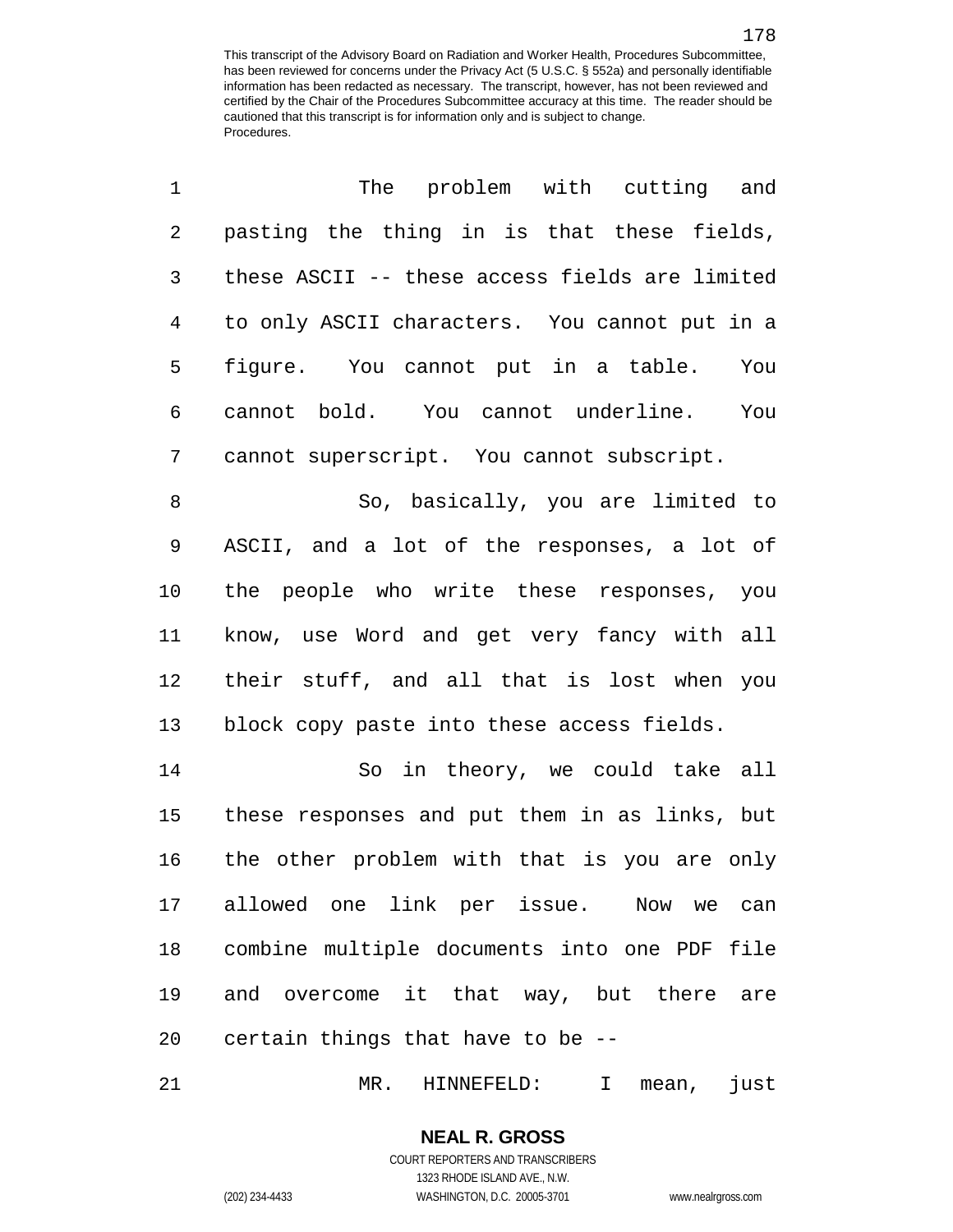The problem with cutting and pasting the thing in is that these fields, these ASCII -- these access fields are limited to only ASCII characters. You cannot put in a figure. You cannot put in a table. You cannot bold. You cannot underline. You cannot superscript. You cannot subscript.

So, basically, you are limited to ASCII, and a lot of the responses, a lot of the people who write these responses, you know, use Word and get very fancy with all their stuff, and all that is lost when you block copy paste into these access fields.

So in theory, we could take all these responses and put them in as links, but the other problem with that is you are only allowed one link per issue. Now we can combine multiple documents into one PDF file and overcome it that way, but there are certain things that have to be --

MR. HINNEFELD: I mean, just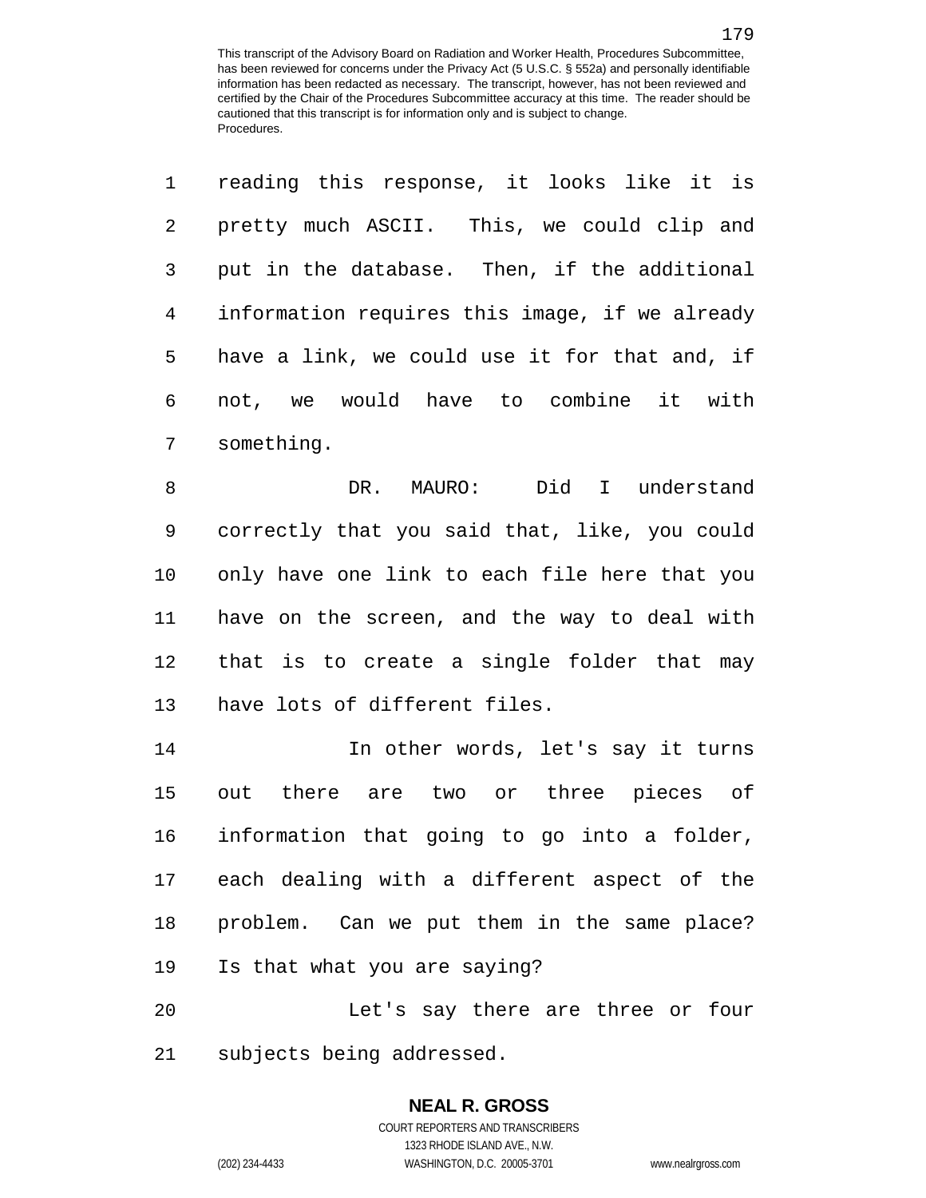reading this response, it looks like it is pretty much ASCII. This, we could clip and put in the database. Then, if the additional information requires this image, if we already have a link, we could use it for that and, if not, we would have to combine it with something.

DR. MAURO: Did I understand correctly that you said that, like, you could only have one link to each file here that you have on the screen, and the way to deal with that is to create a single folder that may have lots of different files.

In other words, let's say it turns out there are two or three pieces of information that going to go into a folder, each dealing with a different aspect of the problem. Can we put them in the same place? Is that what you are saying?

Let's say there are three or four subjects being addressed.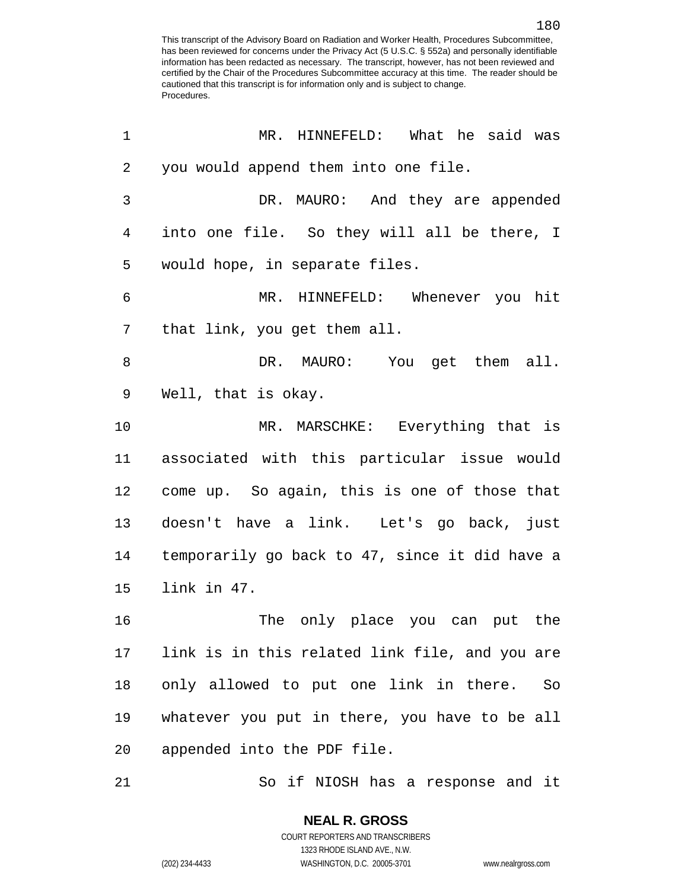MR. HINNEFELD: What he said was you would append them into one file.

DR. MAURO: And they are appended into one file. So they will all be there, I would hope, in separate files.

MR. HINNEFELD: Whenever you hit that link, you get them all.

DR. MAURO: You get them all. Well, that is okay.

MR. MARSCHKE: Everything that is associated with this particular issue would come up. So again, this is one of those that doesn't have a link. Let's go back, just temporarily go back to 47, since it did have a link in 47.

The only place you can put the link is in this related link file, and you are only allowed to put one link in there. So whatever you put in there, you have to be all appended into the PDF file.

So if NIOSH has a response and it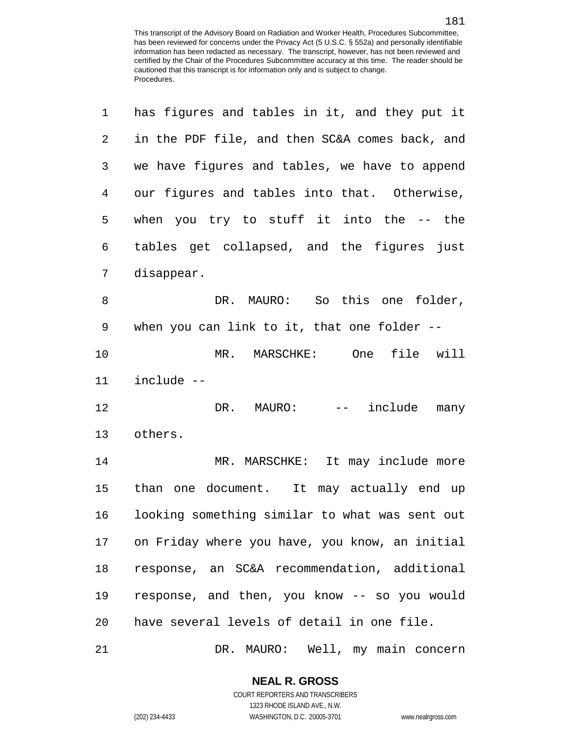has figures and tables in it, and they put it in the PDF file, and then SC&A comes back, and we have figures and tables, we have to append our figures and tables into that. Otherwise, when you try to stuff it into the -- the tables get collapsed, and the figures just disappear.

DR. MAURO: So this one folder, when you can link to it, that one folder --

MR. MARSCHKE: One file will include --

DR. MAURO: -- include many others.

MR. MARSCHKE: It may include more than one document. It may actually end up looking something similar to what was sent out on Friday where you have, you know, an initial response, an SC&A recommendation, additional response, and then, you know -- so you would have several levels of detail in one file.

DR. MAURO: Well, my main concern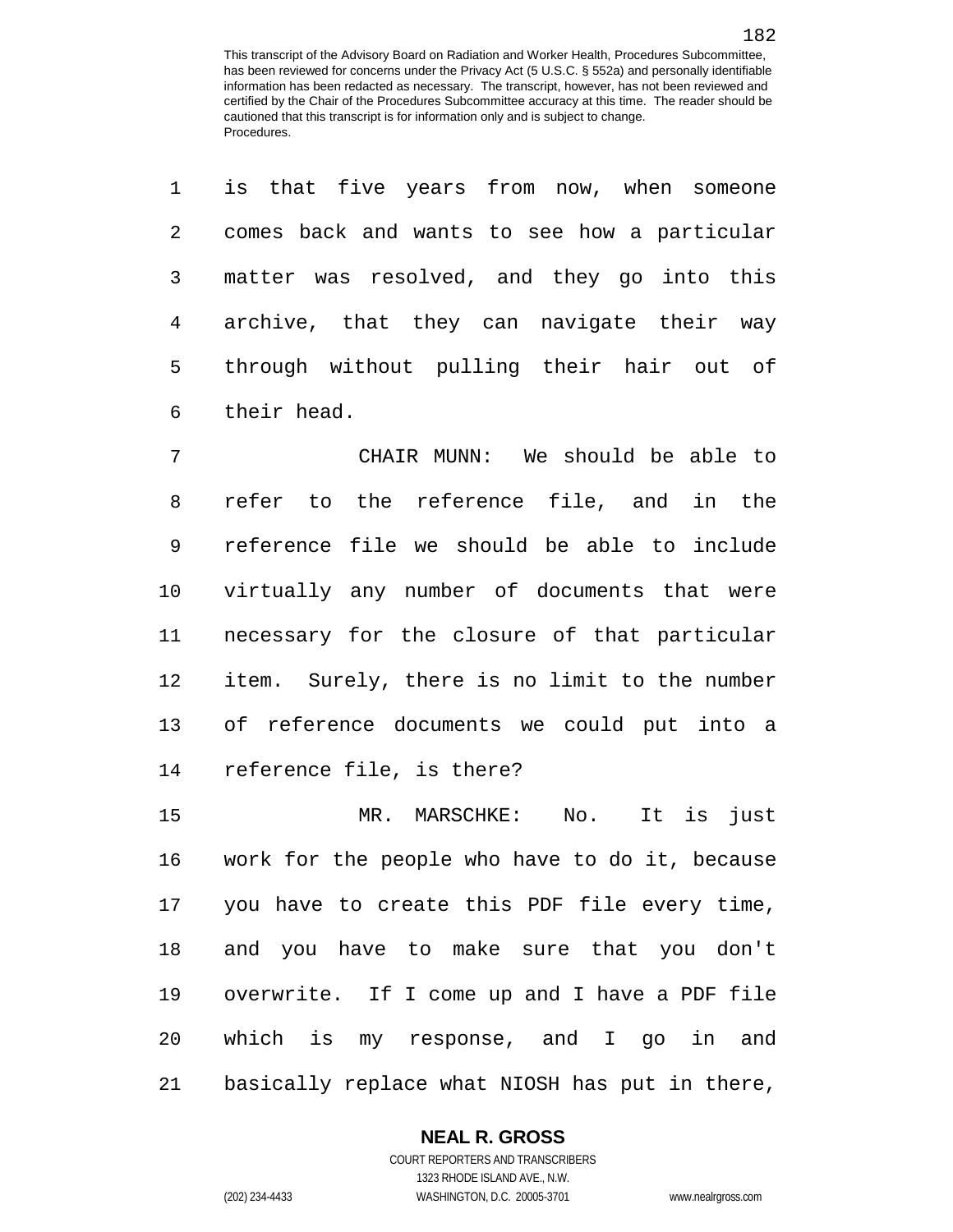is that five years from now, when someone comes back and wants to see how a particular matter was resolved, and they go into this archive, that they can navigate their way through without pulling their hair out of their head.

CHAIR MUNN: We should be able to refer to the reference file, and in the reference file we should be able to include virtually any number of documents that were necessary for the closure of that particular item. Surely, there is no limit to the number of reference documents we could put into a reference file, is there?

MR. MARSCHKE: No. It is just work for the people who have to do it, because you have to create this PDF file every time, and you have to make sure that you don't overwrite. If I come up and I have a PDF file which is my response, and I go in and basically replace what NIOSH has put in there,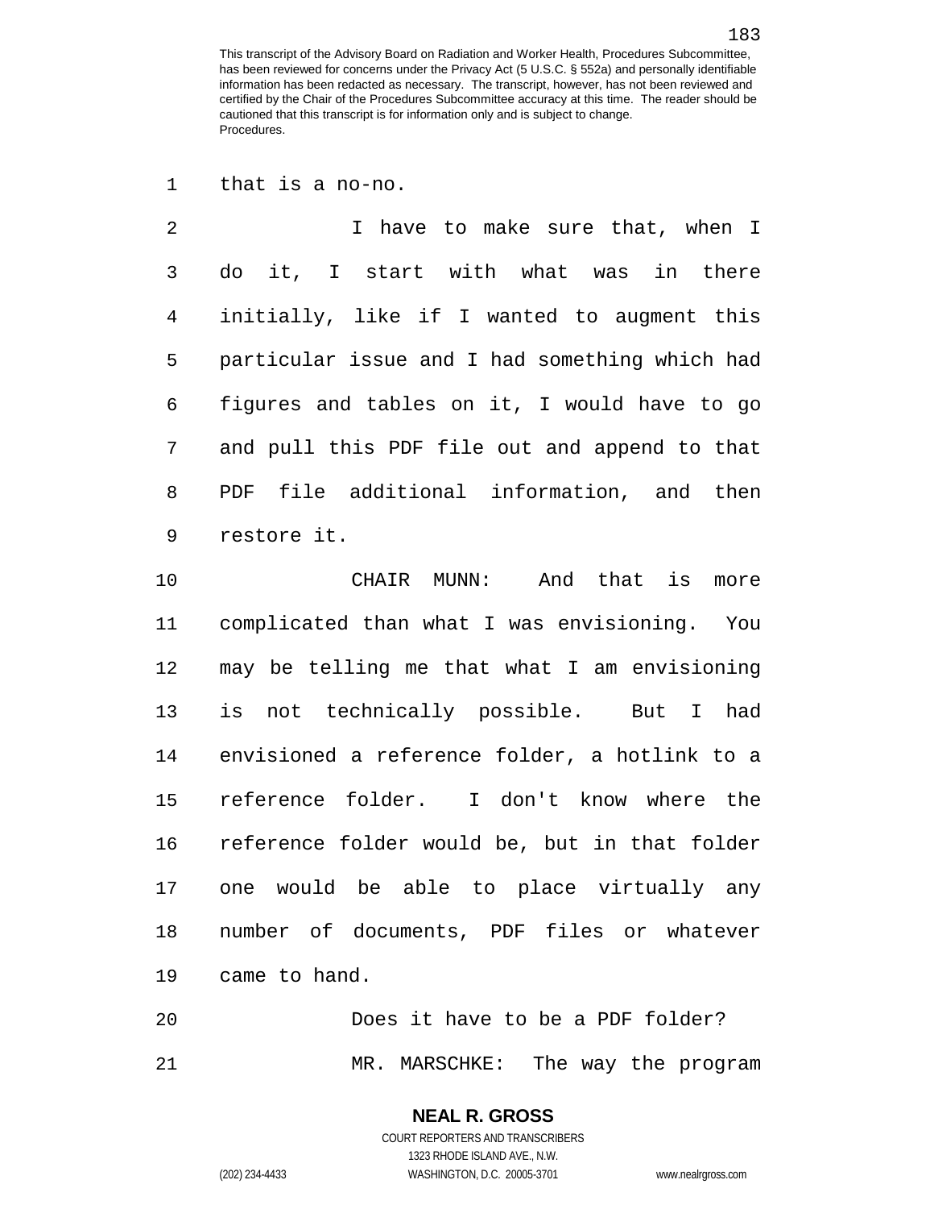that is a no-no.

I have to make sure that, when I do it, I start with what was in there initially, like if I wanted to augment this particular issue and I had something which had figures and tables on it, I would have to go and pull this PDF file out and append to that PDF file additional information, and then restore it.

CHAIR MUNN: And that is more complicated than what I was envisioning. You may be telling me that what I am envisioning is not technically possible. But I had envisioned a reference folder, a hotlink to a reference folder. I don't know where the reference folder would be, but in that folder one would be able to place virtually any number of documents, PDF files or whatever came to hand.

Does it have to be a PDF folder?

MR. MARSCHKE: The way the program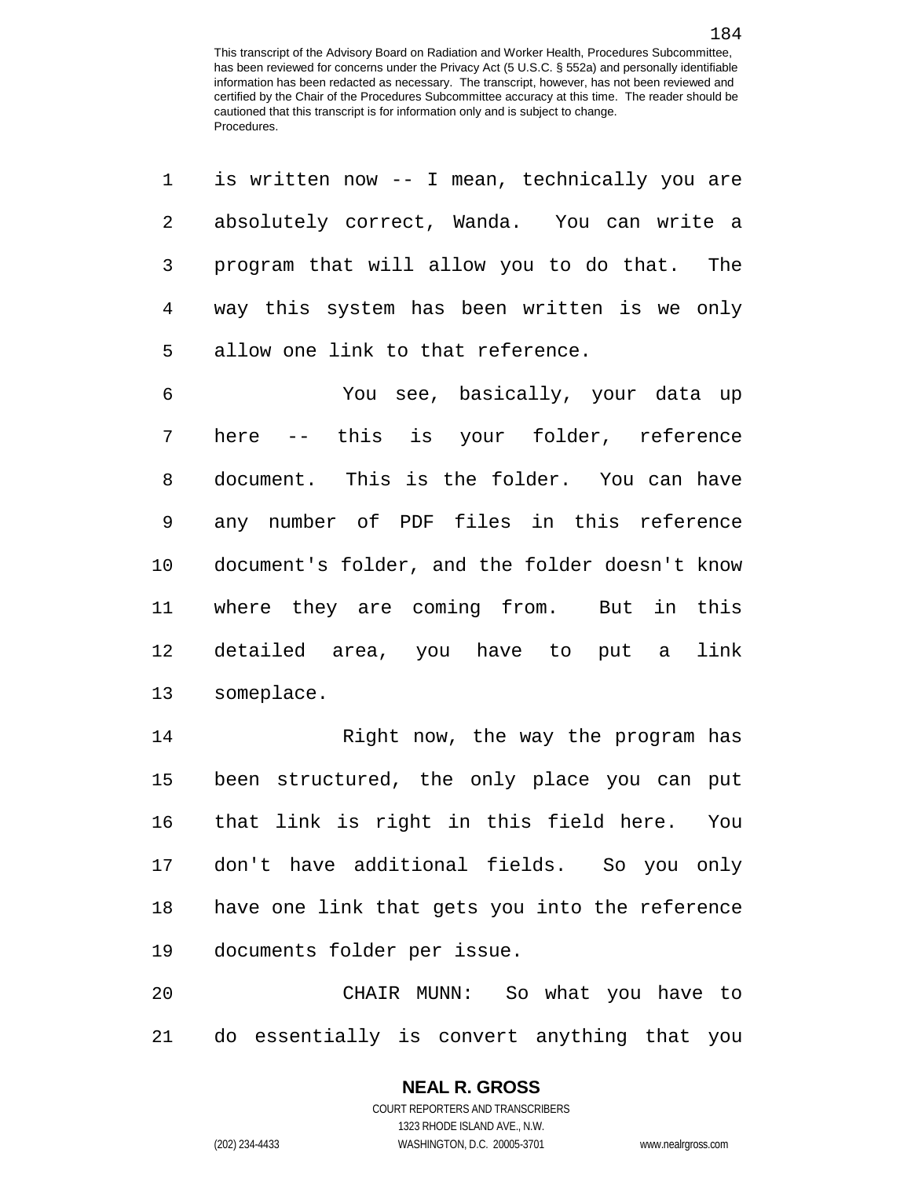is written now -- I mean, technically you are absolutely correct, Wanda. You can write a program that will allow you to do that. The way this system has been written is we only allow one link to that reference.

You see, basically, your data up here -- this is your folder, reference document. This is the folder. You can have any number of PDF files in this reference document's folder, and the folder doesn't know where they are coming from. But in this detailed area, you have to put a link someplace.

Right now, the way the program has been structured, the only place you can put that link is right in this field here. You don't have additional fields. So you only have one link that gets you into the reference documents folder per issue.

CHAIR MUNN: So what you have to do essentially is convert anything that you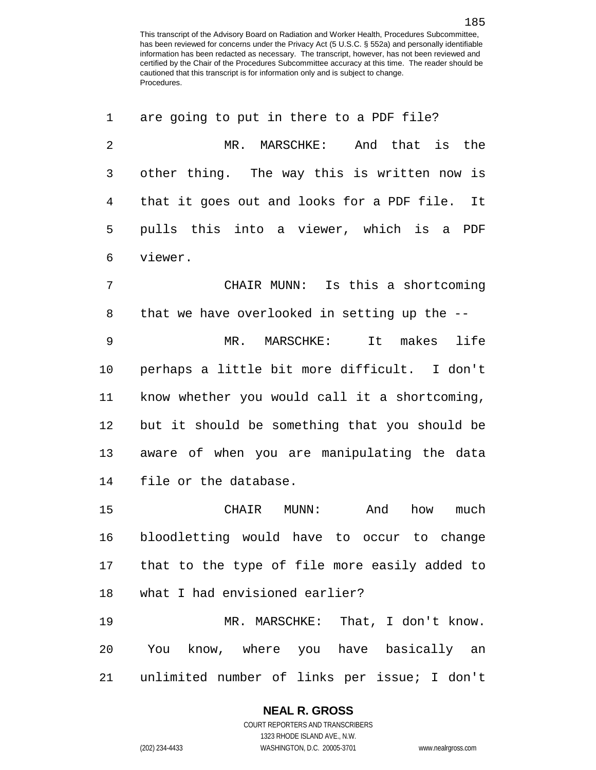are going to put in there to a PDF file?

MR. MARSCHKE: And that is the other thing. The way this is written now is that it goes out and looks for a PDF file. It pulls this into a viewer, which is a PDF viewer.

CHAIR MUNN: Is this a shortcoming that we have overlooked in setting up the --

MR. MARSCHKE: It makes life perhaps a little bit more difficult. I don't know whether you would call it a shortcoming, but it should be something that you should be aware of when you are manipulating the data file or the database.

CHAIR MUNN: And how much bloodletting would have to occur to change that to the type of file more easily added to what I had envisioned earlier?

MR. MARSCHKE: That, I don't know. You know, where you have basically an unlimited number of links per issue; I don't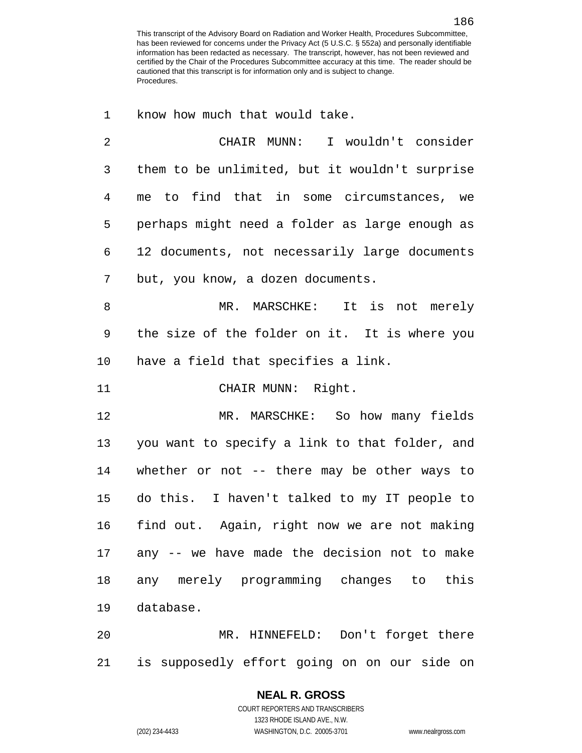know how much that would take.

CHAIR MUNN: I wouldn't consider them to be unlimited, but it wouldn't surprise me to find that in some circumstances, we perhaps might need a folder as large enough as 12 documents, not necessarily large documents but, you know, a dozen documents.

MR. MARSCHKE: It is not merely the size of the folder on it. It is where you have a field that specifies a link.

CHAIR MUNN: Right.

MR. MARSCHKE: So how many fields you want to specify a link to that folder, and whether or not -- there may be other ways to do this. I haven't talked to my IT people to find out. Again, right now we are not making any -- we have made the decision not to make any merely programming changes to this database.

MR. HINNEFELD: Don't forget there is supposedly effort going on on our side on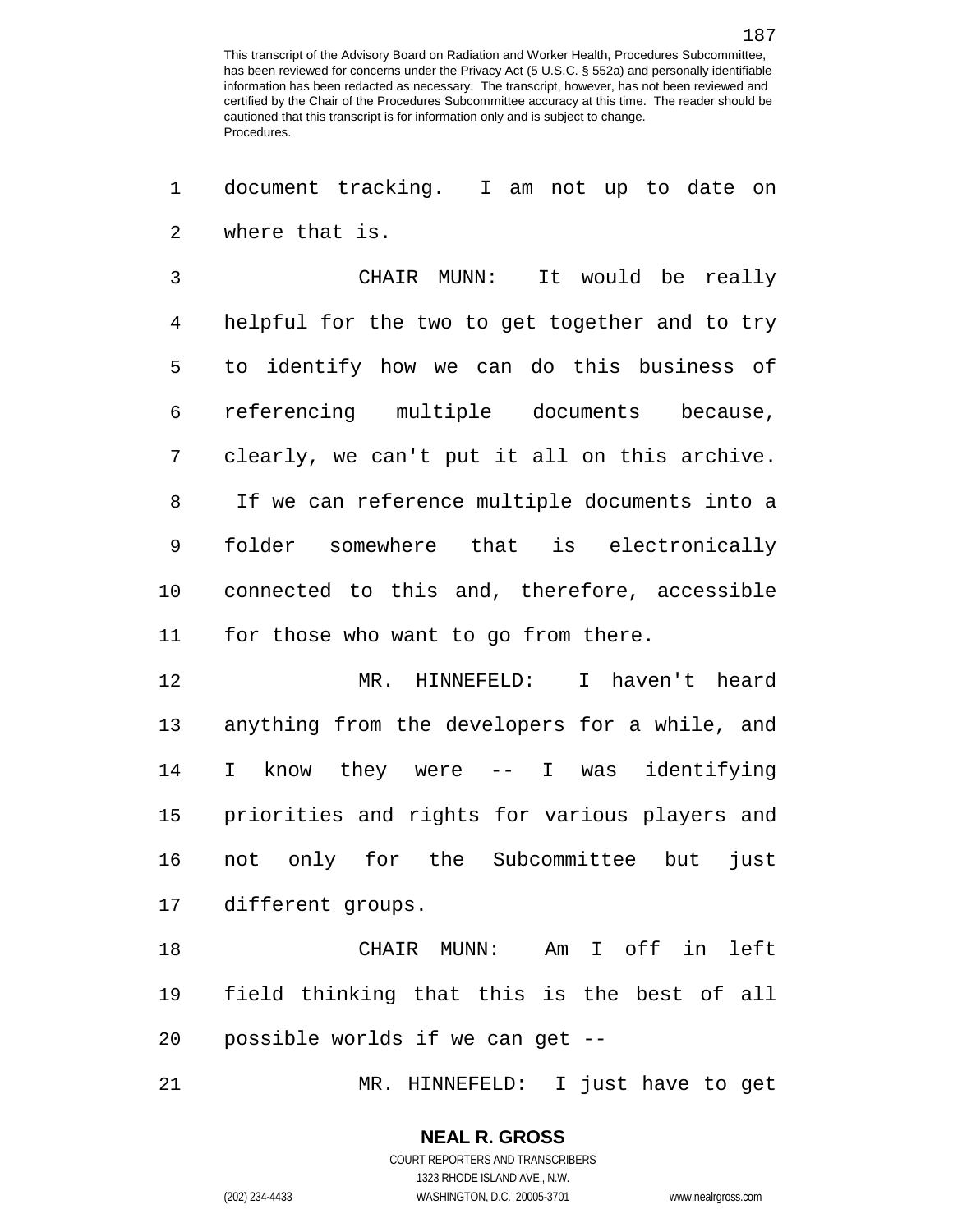document tracking. I am not up to date on where that is.

CHAIR MUNN: It would be really helpful for the two to get together and to try to identify how we can do this business of referencing multiple documents because, clearly, we can't put it all on this archive. If we can reference multiple documents into a folder somewhere that is electronically connected to this and, therefore, accessible for those who want to go from there.

MR. HINNEFELD: I haven't heard anything from the developers for a while, and I know they were -- I was identifying priorities and rights for various players and not only for the Subcommittee but just different groups.

CHAIR MUNN: Am I off in left field thinking that this is the best of all possible worlds if we can get --

MR. HINNEFELD: I just have to get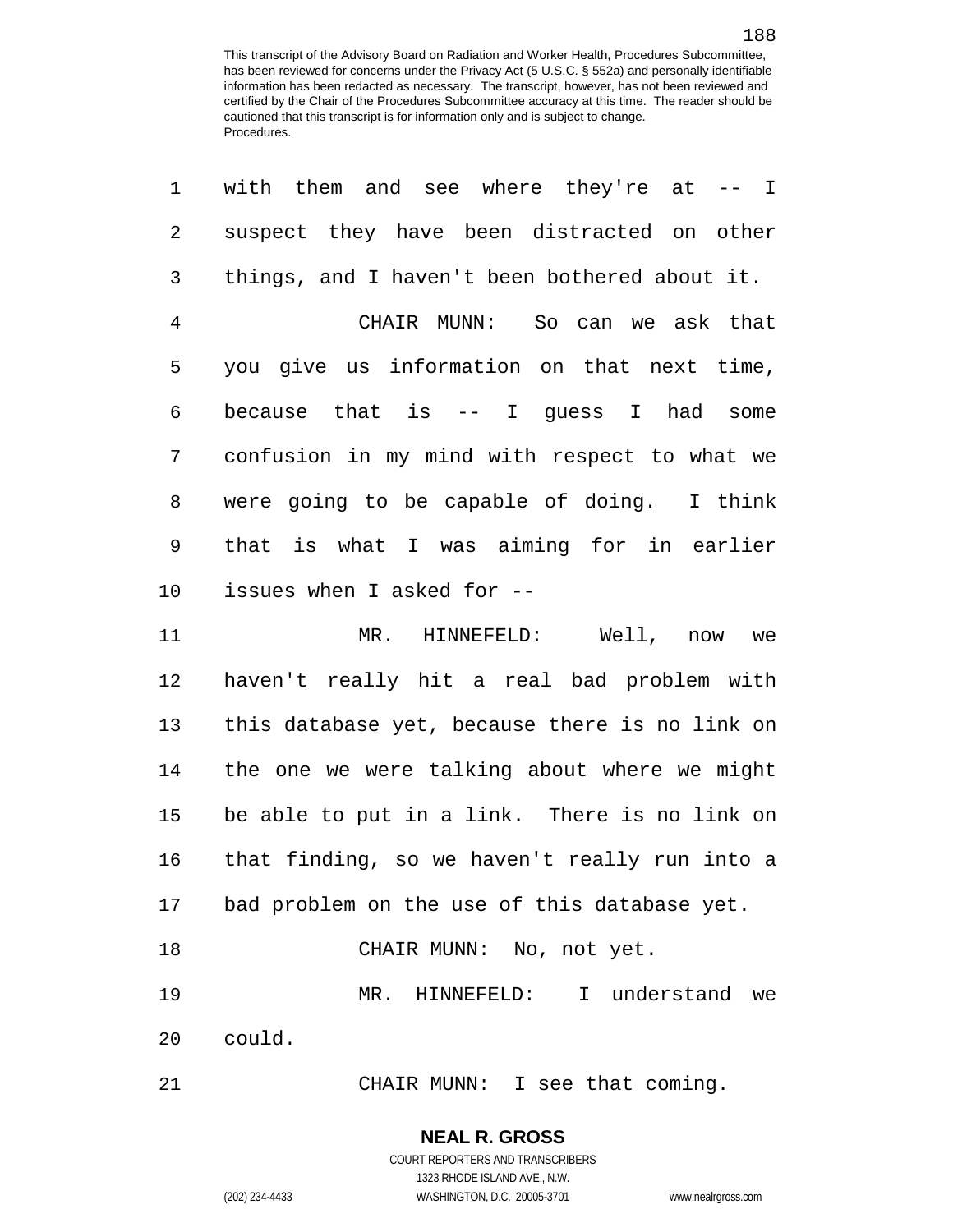with them and see where they're at -- I suspect they have been distracted on other things, and I haven't been bothered about it.

CHAIR MUNN: So can we ask that you give us information on that next time, because that is -- I guess I had some confusion in my mind with respect to what we were going to be capable of doing. I think that is what I was aiming for in earlier issues when I asked for --

MR. HINNEFELD: Well, now we haven't really hit a real bad problem with this database yet, because there is no link on the one we were talking about where we might be able to put in a link. There is no link on that finding, so we haven't really run into a bad problem on the use of this database yet.

CHAIR MUNN: No, not yet.

MR. HINNEFELD: I understand we could.

CHAIR MUNN: I see that coming.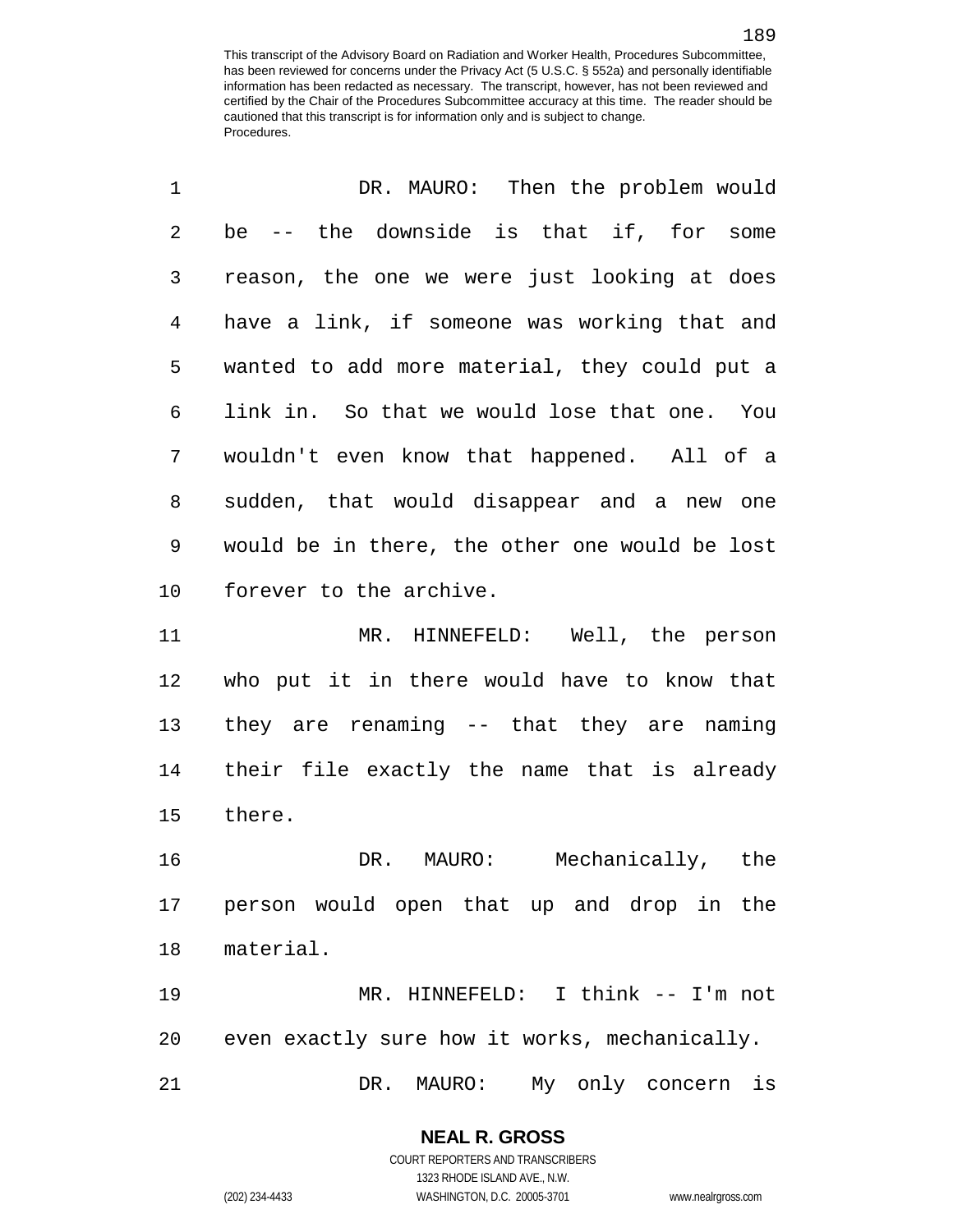DR. MAURO: Then the problem would be -- the downside is that if, for some reason, the one we were just looking at does have a link, if someone was working that and wanted to add more material, they could put a link in. So that we would lose that one. You wouldn't even know that happened. All of a sudden, that would disappear and a new one would be in there, the other one would be lost forever to the archive.

MR. HINNEFELD: Well, the person who put it in there would have to know that they are renaming -- that they are naming their file exactly the name that is already there.

DR. MAURO: Mechanically, the person would open that up and drop in the material.

MR. HINNEFELD: I think -- I'm not even exactly sure how it works, mechanically.

DR. MAURO: My only concern is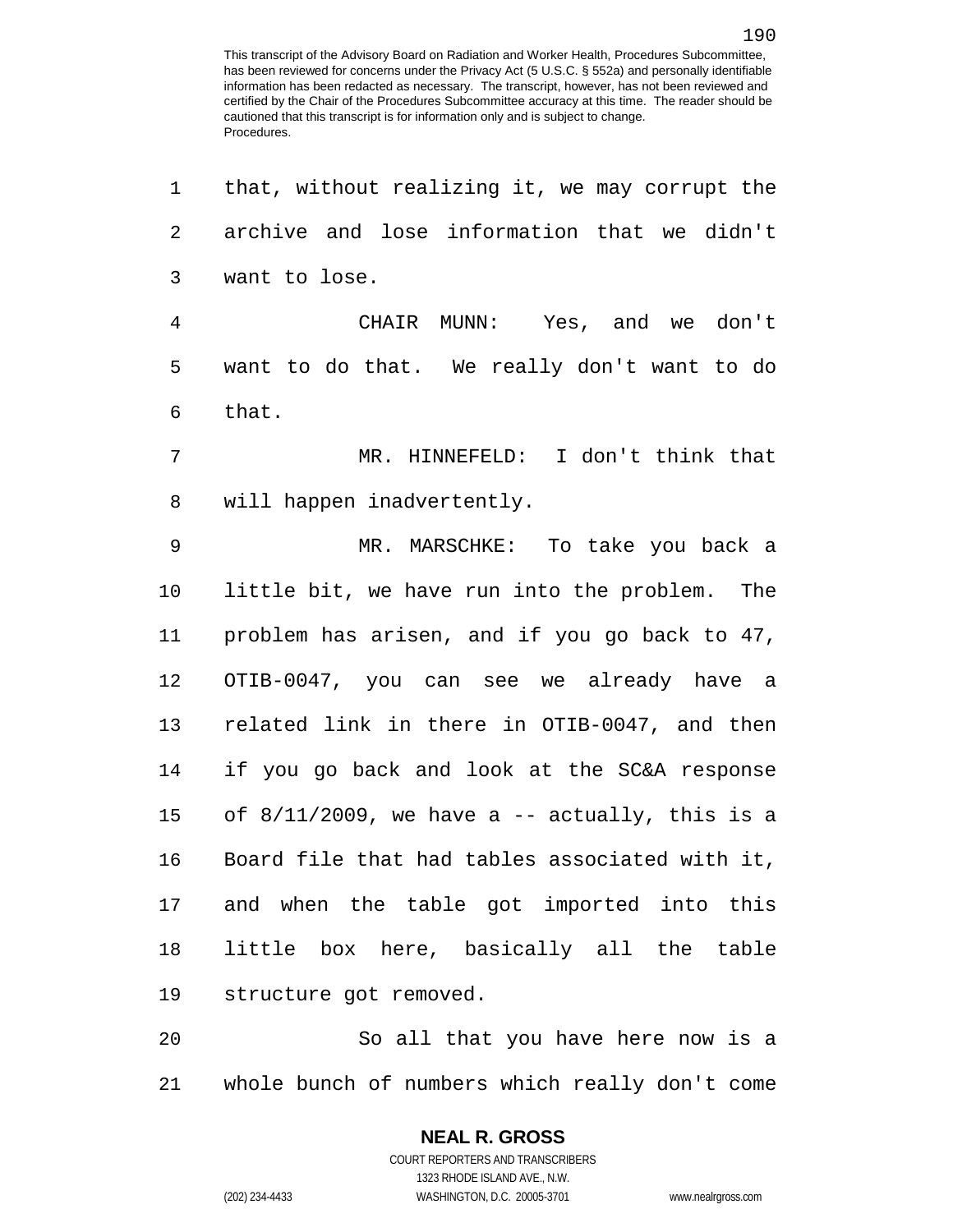that, without realizing it, we may corrupt the archive and lose information that we didn't want to lose.

CHAIR MUNN: Yes, and we don't want to do that. We really don't want to do that.

MR. HINNEFELD: I don't think that will happen inadvertently.

MR. MARSCHKE: To take you back a little bit, we have run into the problem. The problem has arisen, and if you go back to 47, OTIB-0047, you can see we already have a related link in there in OTIB-0047, and then if you go back and look at the SC&A response of 8/11/2009, we have a -- actually, this is a Board file that had tables associated with it, and when the table got imported into this little box here, basically all the table structure got removed.

So all that you have here now is a whole bunch of numbers which really don't come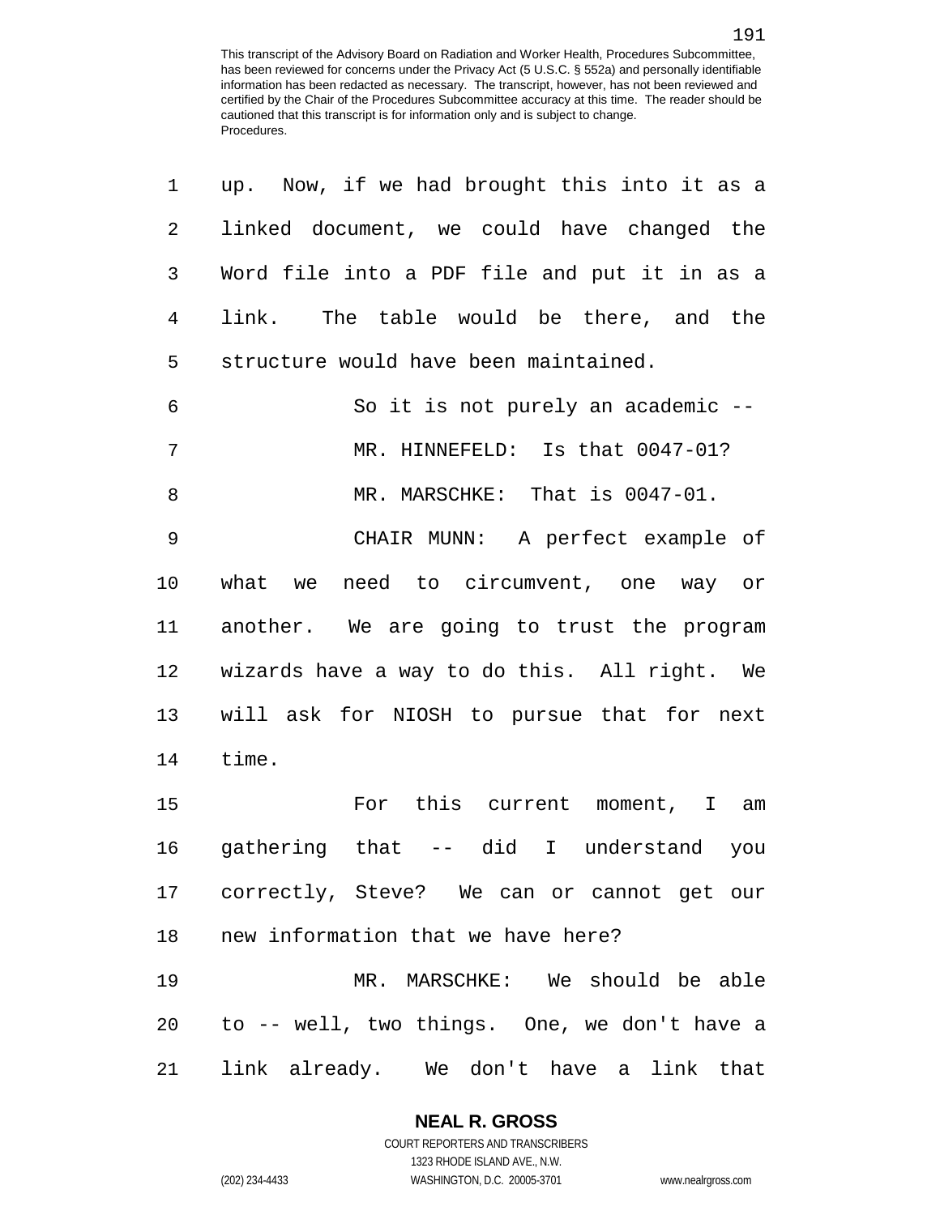up. Now, if we had brought this into it as a linked document, we could have changed the Word file into a PDF file and put it in as a link. The table would be there, and the structure would have been maintained.

So it is not purely an academic --

MR. HINNEFELD: Is that 0047-01?

MR. MARSCHKE: That is 0047-01.

CHAIR MUNN: A perfect example of what we need to circumvent, one way or another. We are going to trust the program wizards have a way to do this. All right. We will ask for NIOSH to pursue that for next time.

For this current moment, I am gathering that -- did I understand you correctly, Steve? We can or cannot get our new information that we have here?

MR. MARSCHKE: We should be able to -- well, two things. One, we don't have a link already. We don't have a link that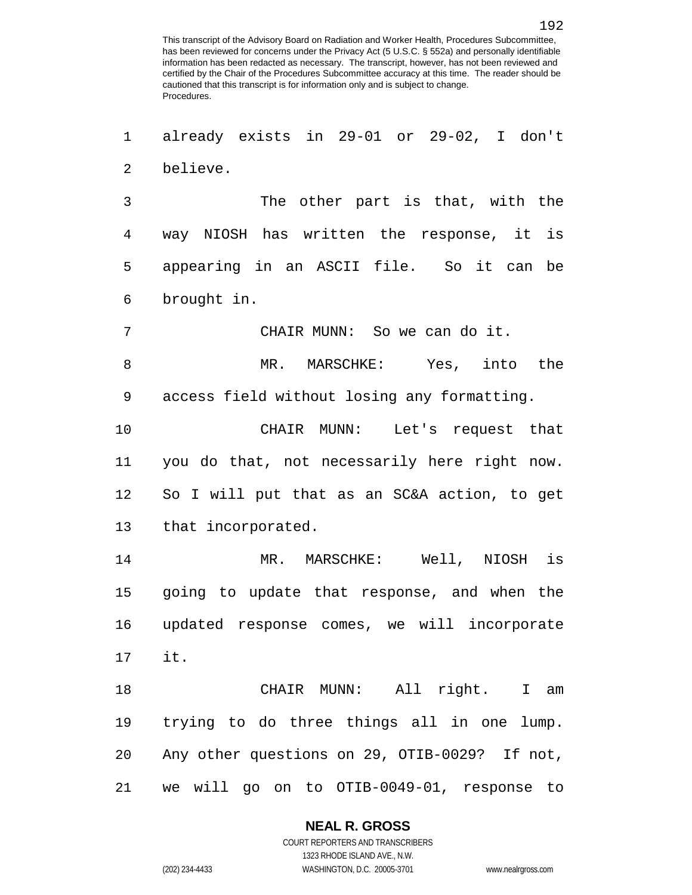already exists in 29-01 or 29-02, I don't believe.

The other part is that, with the way NIOSH has written the response, it is appearing in an ASCII file. So it can be brought in.

CHAIR MUNN: So we can do it.

MR. MARSCHKE: Yes, into the access field without losing any formatting.

CHAIR MUNN: Let's request that you do that, not necessarily here right now. So I will put that as an SC&A action, to get that incorporated.

MR. MARSCHKE: Well, NIOSH is going to update that response, and when the updated response comes, we will incorporate it.

CHAIR MUNN: All right. I am trying to do three things all in one lump. Any other questions on 29, OTIB-0029? If not, we will go on to OTIB-0049-01, response to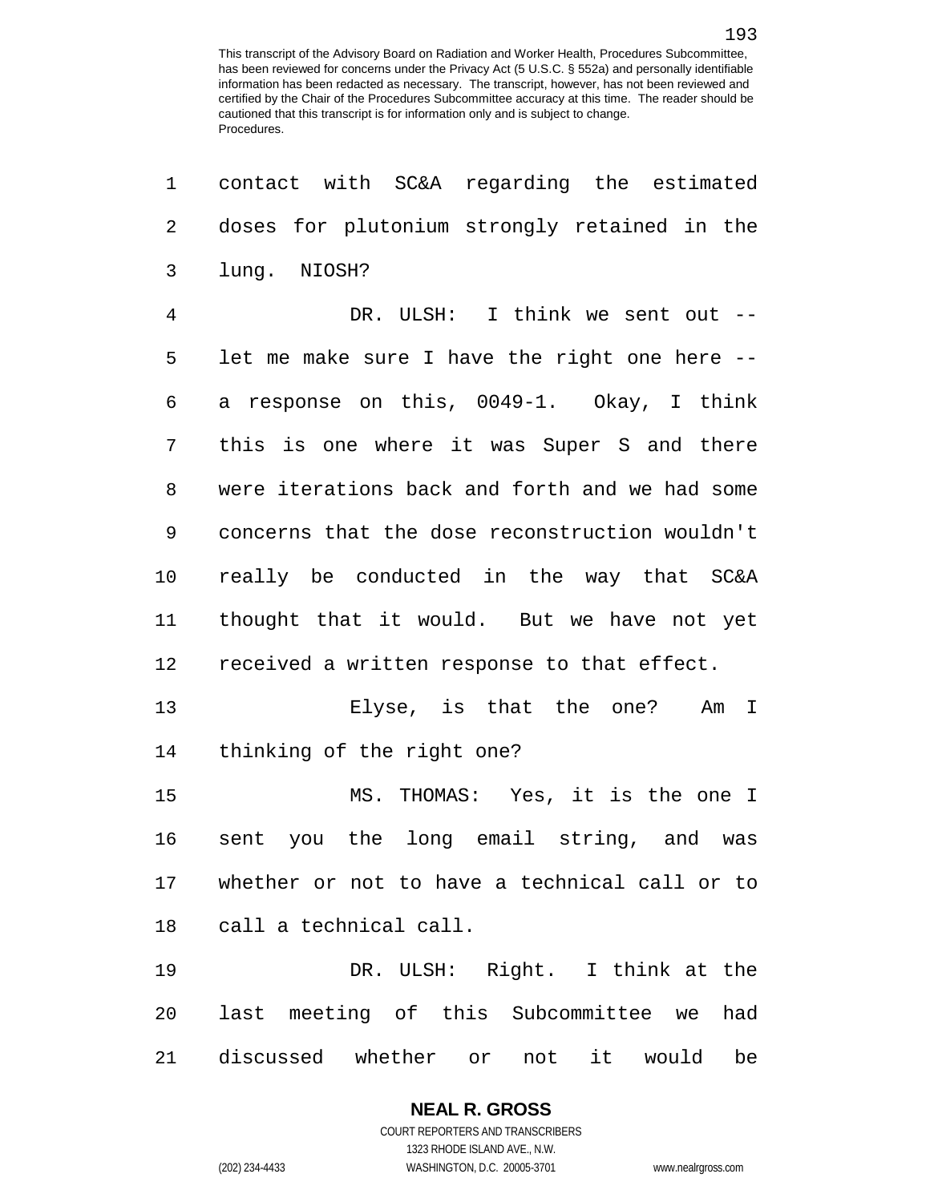contact with SC&A regarding the estimated doses for plutonium strongly retained in the lung. NIOSH?

DR. ULSH: I think we sent out -- let me make sure I have the right one here -- a response on this, 0049-1. Okay, I think this is one where it was Super S and there were iterations back and forth and we had some concerns that the dose reconstruction wouldn't really be conducted in the way that SC&A thought that it would. But we have not yet received a written response to that effect.

Elyse, is that the one? Am I thinking of the right one?

MS. THOMAS: Yes, it is the one I sent you the long email string, and was whether or not to have a technical call or to call a technical call.

DR. ULSH: Right. I think at the last meeting of this Subcommittee we had discussed whether or not it would be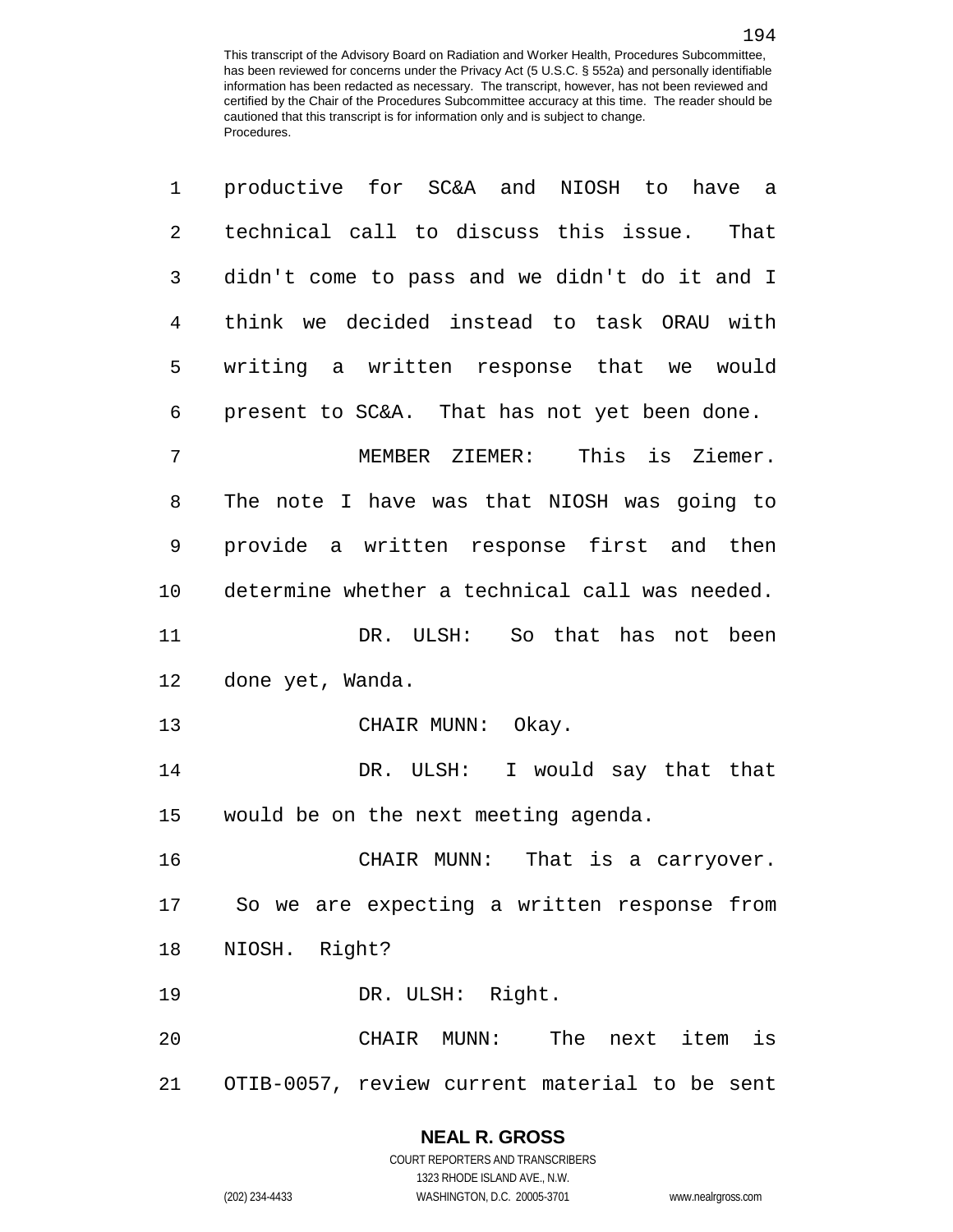productive for SC&A and NIOSH to have a technical call to discuss this issue. That didn't come to pass and we didn't do it and I think we decided instead to task ORAU with writing a written response that we would present to SC&A. That has not yet been done.

MEMBER ZIEMER: This is Ziemer. The note I have was that NIOSH was going to provide a written response first and then determine whether a technical call was needed.

DR. ULSH: So that has not been done yet, Wanda.

CHAIR MUNN: Okay.

DR. ULSH: I would say that that would be on the next meeting agenda.

CHAIR MUNN: That is a carryover. So we are expecting a written response from NIOSH. Right?

DR. ULSH: Right.

CHAIR MUNN: The next item is OTIB-0057, review current material to be sent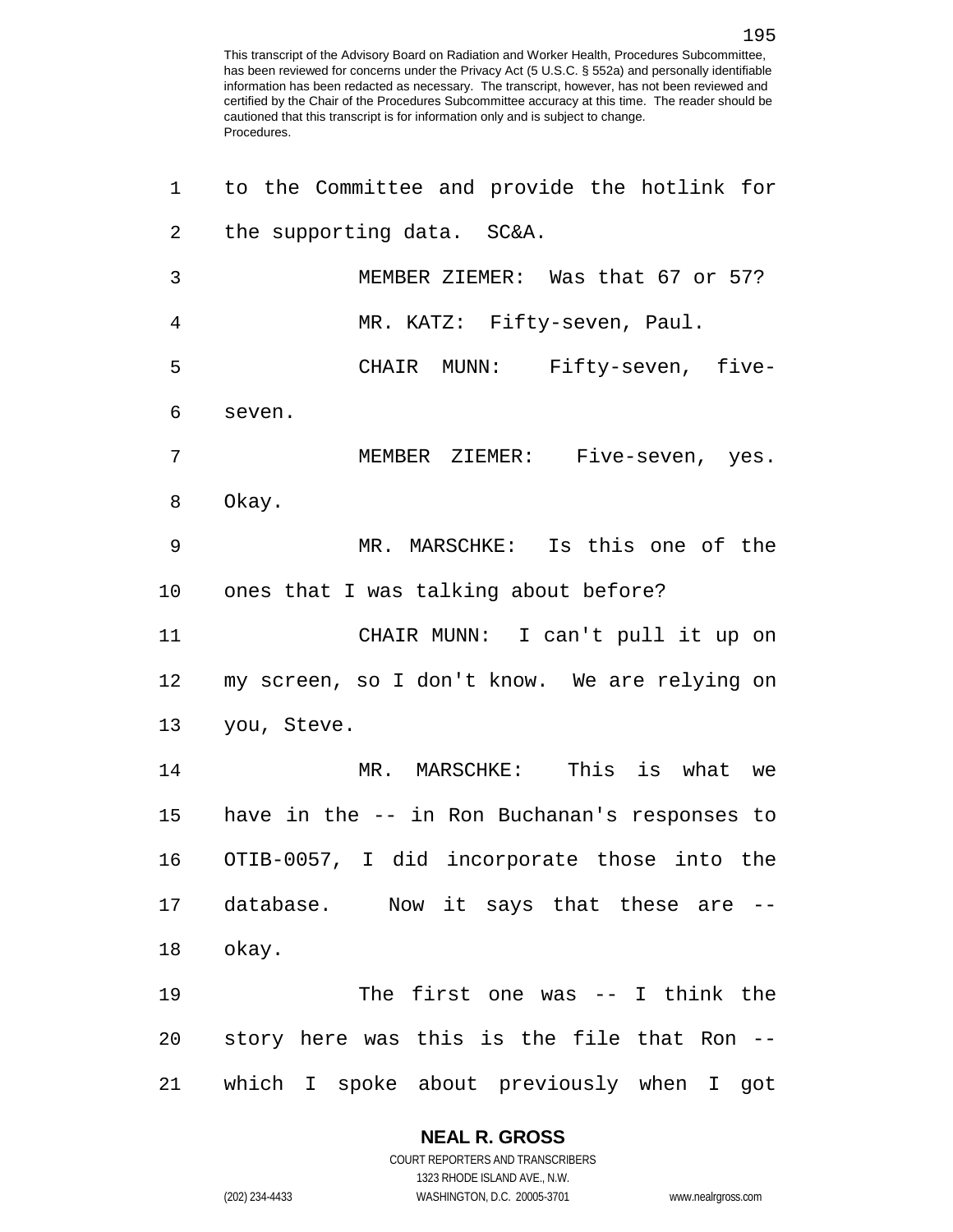to the Committee and provide the hotlink for the supporting data. SC&A.

MEMBER ZIEMER: Was that 67 or 57?

MR. KATZ: Fifty-seven, Paul.

CHAIR MUNN: Fifty-seven, five-seven.

MEMBER ZIEMER: Five-seven, yes. Okay.

MR. MARSCHKE: Is this one of the ones that I was talking about before?

CHAIR MUNN: I can't pull it up on my screen, so I don't know. We are relying on you, Steve.

MR. MARSCHKE: This is what we have in the -- in Ron Buchanan's responses to OTIB-0057, I did incorporate those into the database. Now it says that these are -- okay.

The first one was -- I think the story here was this is the file that Ron -- which I spoke about previously when I got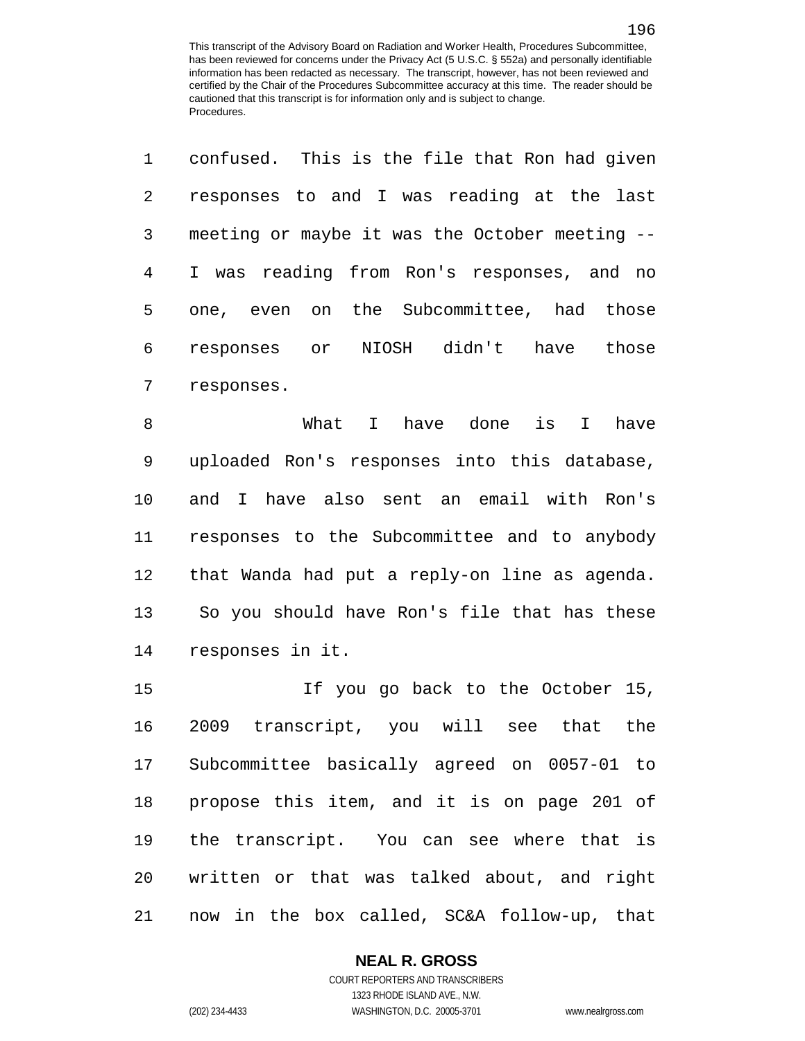confused. This is the file that Ron had given responses to and I was reading at the last meeting or maybe it was the October meeting -- I was reading from Ron's responses, and no one, even on the Subcommittee, had those responses or NIOSH didn't have those responses.

What I have done is I have uploaded Ron's responses into this database, and I have also sent an email with Ron's responses to the Subcommittee and to anybody that Wanda had put a reply-on line as agenda. So you should have Ron's file that has these responses in it.

If you go back to the October 15, 2009 transcript, you will see that the Subcommittee basically agreed on 0057-01 to propose this item, and it is on page 201 of the transcript. You can see where that is written or that was talked about, and right now in the box called, SC&A follow-up, that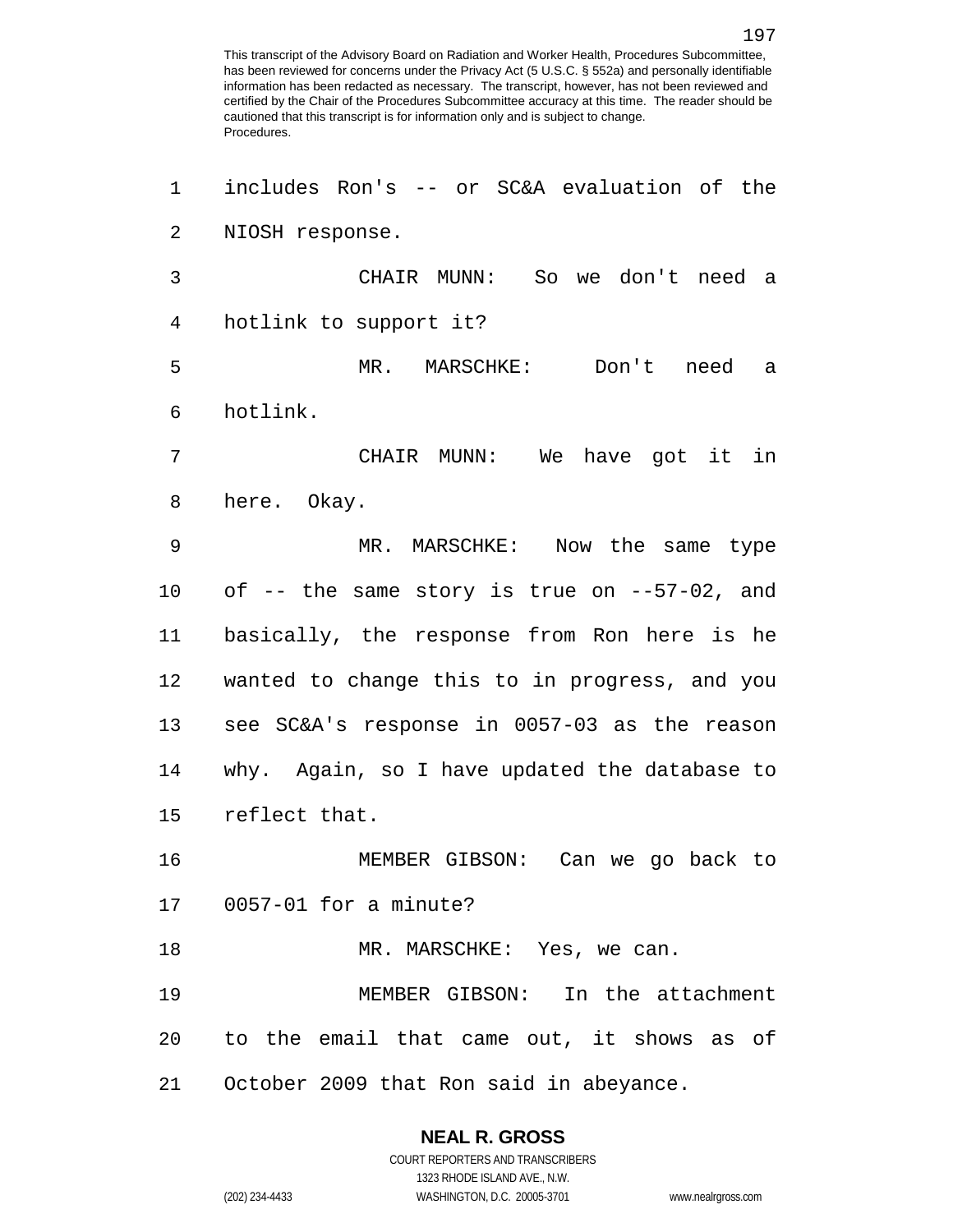includes Ron's -- or SC&A evaluation of the NIOSH response.

CHAIR MUNN: So we don't need a hotlink to support it?

MR. MARSCHKE: Don't need a hotlink.

CHAIR MUNN: We have got it in here. Okay.

MR. MARSCHKE: Now the same type of -- the same story is true on --57-02, and basically, the response from Ron here is he wanted to change this to in progress, and you see SC&A's response in 0057-03 as the reason why. Again, so I have updated the database to reflect that.

MEMBER GIBSON: Can we go back to 0057-01 for a minute?

MR. MARSCHKE: Yes, we can.

MEMBER GIBSON: In the attachment to the email that came out, it shows as of October 2009 that Ron said in abeyance.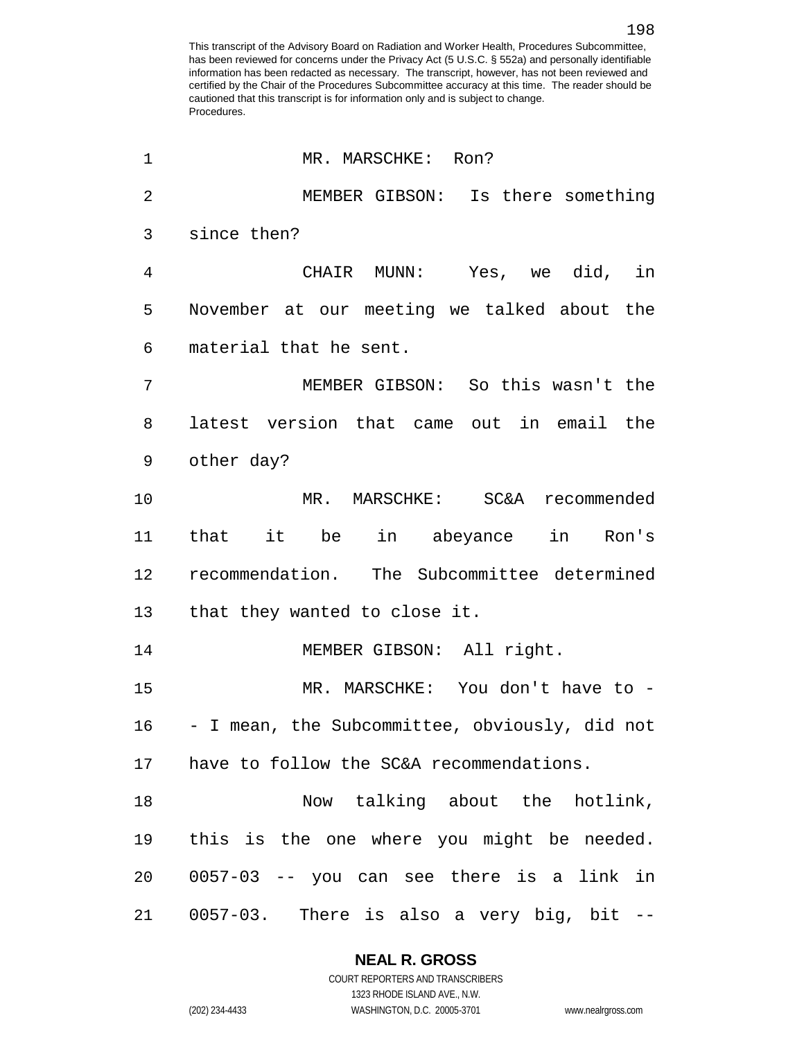MR. MARSCHKE: Ron?

MEMBER GIBSON: Is there something since then?

CHAIR MUNN: Yes, we did, in November at our meeting we talked about the material that he sent.

MEMBER GIBSON: So this wasn't the latest version that came out in email the other day?

MR. MARSCHKE: SC&A recommended that it be in abeyance in Ron's recommendation. The Subcommittee determined that they wanted to close it.

MEMBER GIBSON: All right.

MR. MARSCHKE: You don't have to -- I mean, the Subcommittee, obviously, did not have to follow the SC&A recommendations.

Now talking about the hotlink, this is the one where you might be needed. 0057-03 -- you can see there is a link in 0057-03. There is also a very big, bit --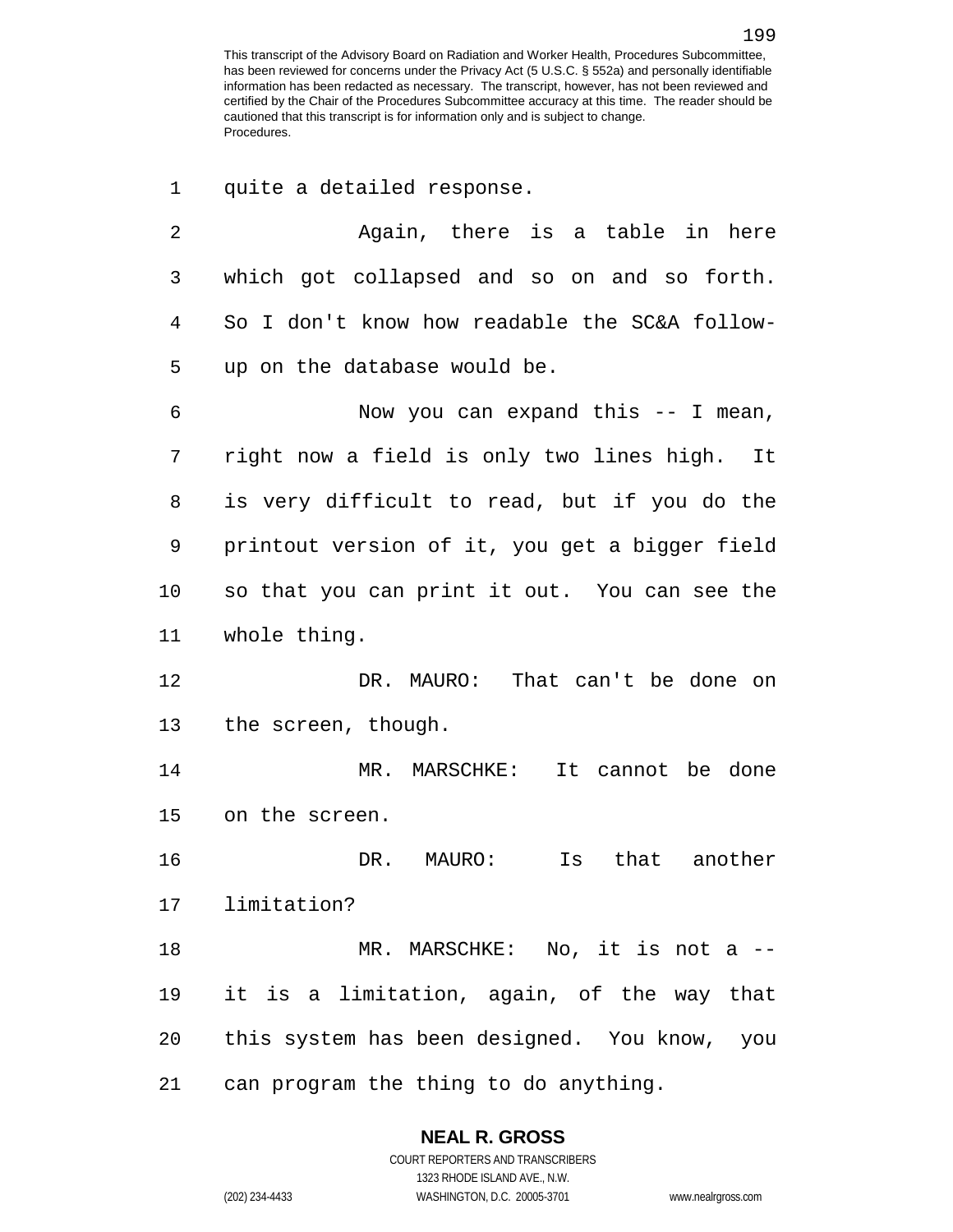quite a detailed response.

Again, there is a table in here which got collapsed and so on and so forth. So I don't know how readable the SC&A follow-up on the database would be.

Now you can expand this -- I mean, right now a field is only two lines high. It is very difficult to read, but if you do the printout version of it, you get a bigger field so that you can print it out. You can see the whole thing.

DR. MAURO: That can't be done on the screen, though.

MR. MARSCHKE: It cannot be done on the screen.

DR. MAURO: Is that another limitation?

MR. MARSCHKE: No, it is not a -- it is a limitation, again, of the way that this system has been designed. You know, you can program the thing to do anything.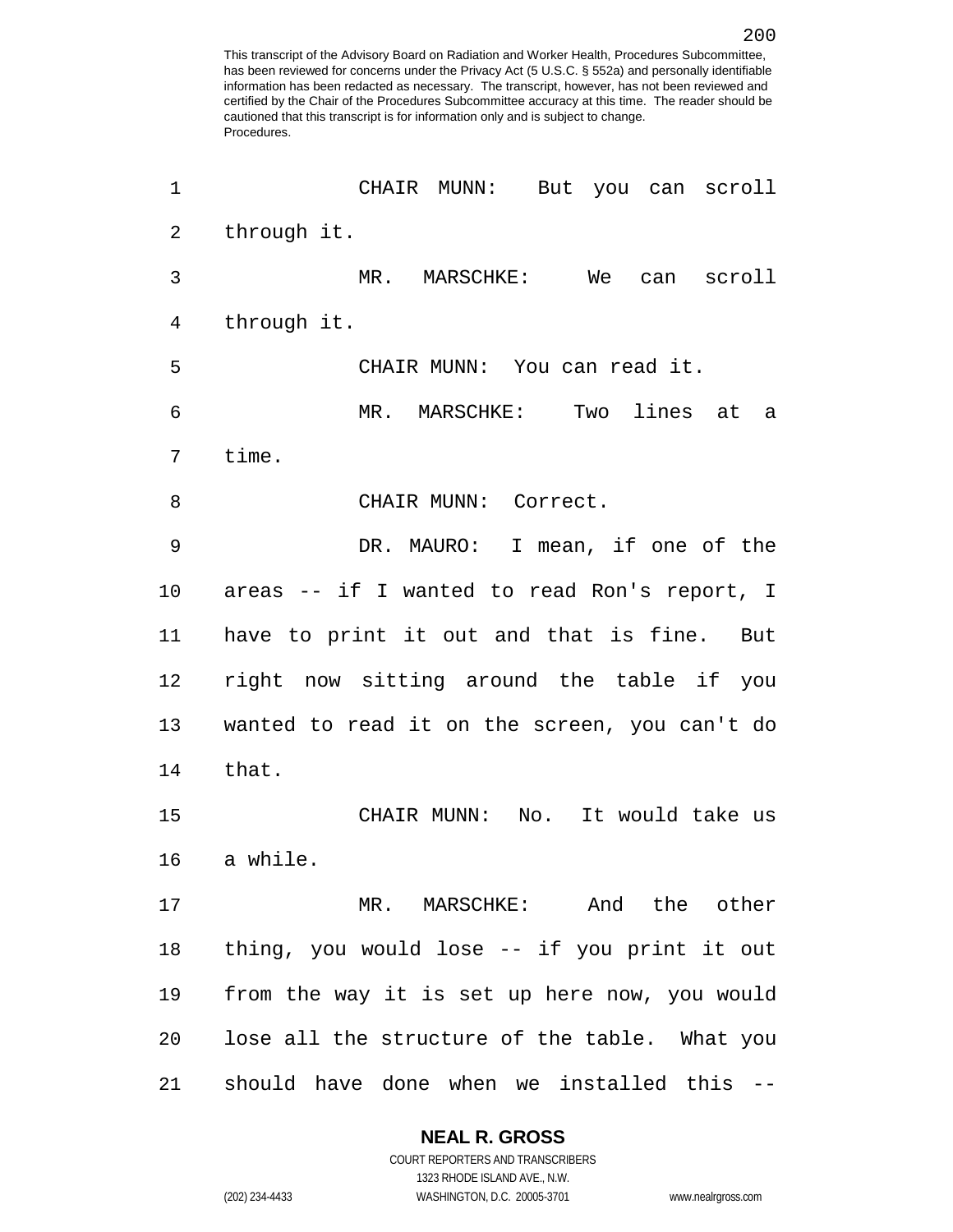CHAIR MUNN: But you can scroll through it.

MR. MARSCHKE: We can scroll through it.

CHAIR MUNN: You can read it.

MR. MARSCHKE: Two lines at a time.

CHAIR MUNN: Correct.

DR. MAURO: I mean, if one of the areas -- if I wanted to read Ron's report, I have to print it out and that is fine. But right now sitting around the table if you wanted to read it on the screen, you can't do that.

CHAIR MUNN: No. It would take us a while.

MR. MARSCHKE: And the other thing, you would lose -- if you print it out from the way it is set up here now, you would lose all the structure of the table. What you should have done when we installed this --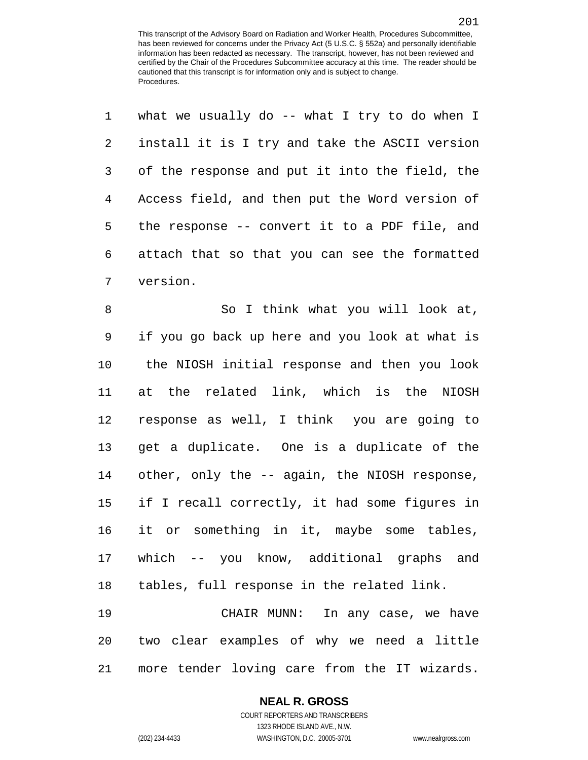what we usually do -- what I try to do when I install it is I try and take the ASCII version of the response and put it into the field, the Access field, and then put the Word version of the response -- convert it to a PDF file, and attach that so that you can see the formatted version.

So I think what you will look at, if you go back up here and you look at what is the NIOSH initial response and then you look at the related link, which is the NIOSH response as well, I think you are going to get a duplicate. One is a duplicate of the other, only the -- again, the NIOSH response, if I recall correctly, it had some figures in it or something in it, maybe some tables, which -- you know, additional graphs and tables, full response in the related link.

CHAIR MUNN: In any case, we have two clear examples of why we need a little more tender loving care from the IT wizards.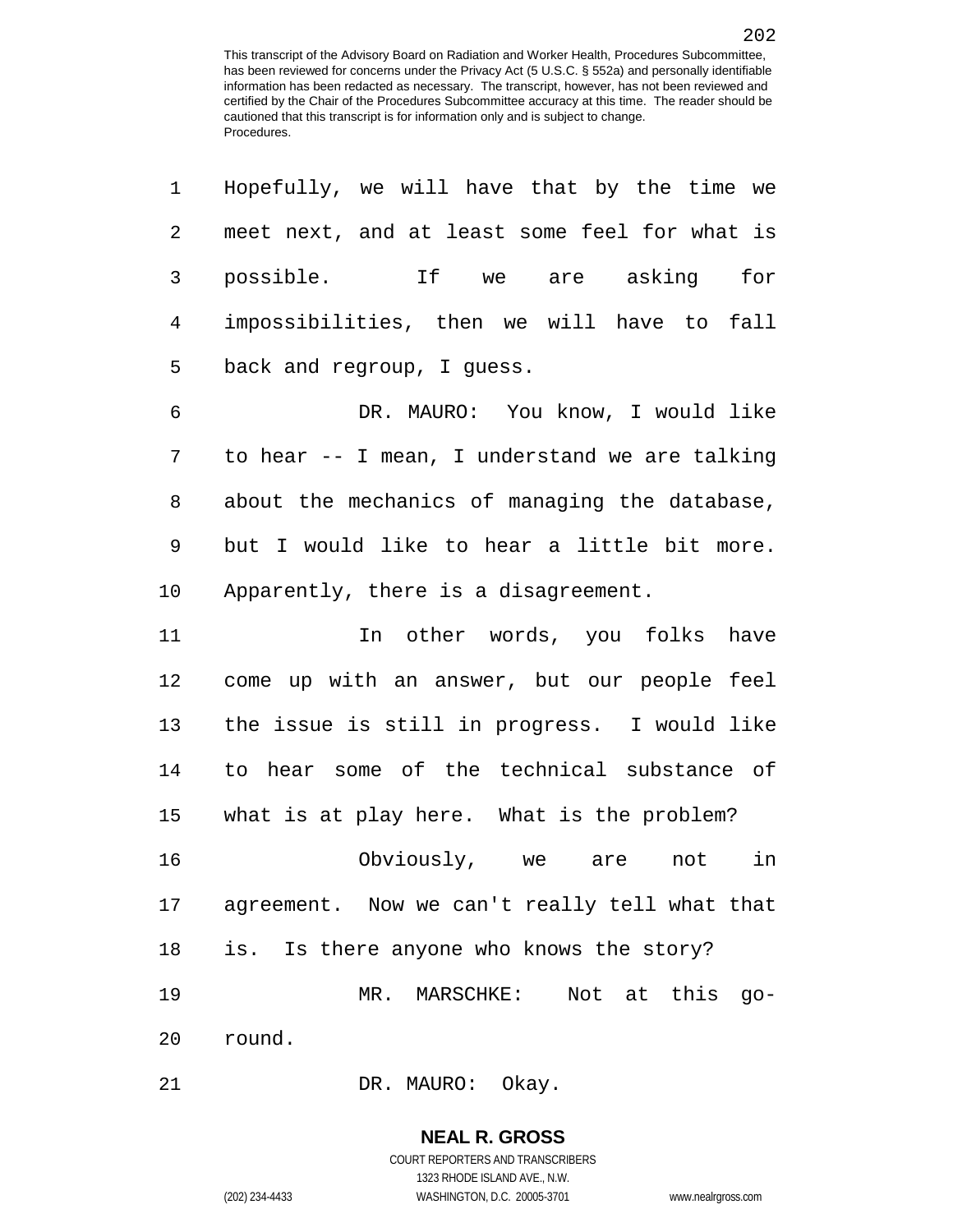Hopefully, we will have that by the time we meet next, and at least some feel for what is possible. If we are asking for impossibilities, then we will have to fall back and regroup, I guess.

DR. MAURO: You know, I would like to hear -- I mean, I understand we are talking about the mechanics of managing the database, but I would like to hear a little bit more. Apparently, there is a disagreement.

In other words, you folks have come up with an answer, but our people feel the issue is still in progress. I would like to hear some of the technical substance of what is at play here. What is the problem?

Obviously, we are not in agreement. Now we can't really tell what that is. Is there anyone who knows the story?

MR. MARSCHKE: Not at this go-round.

DR. MAURO: Okay.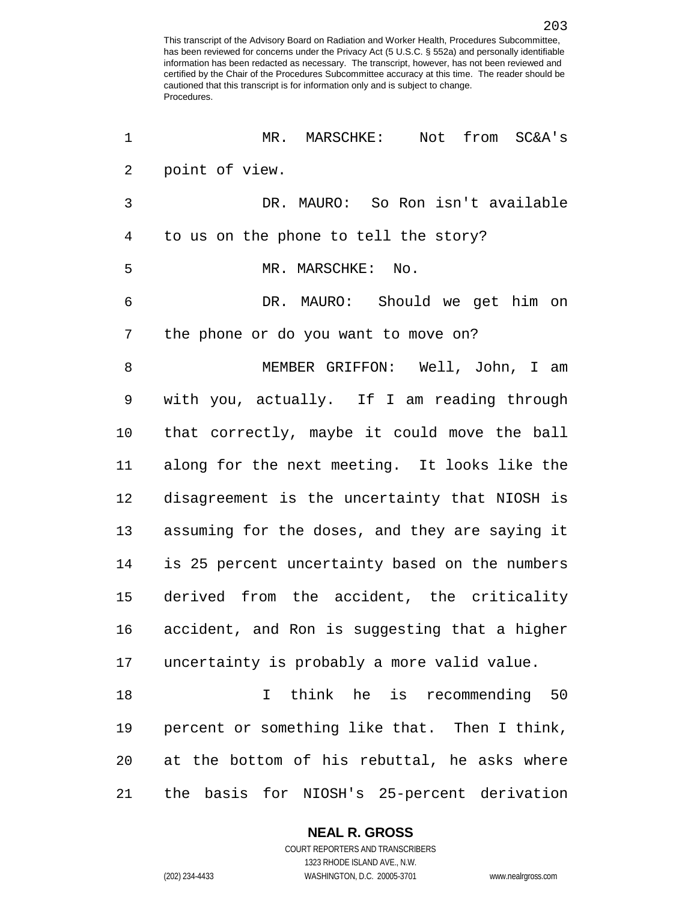MR. MARSCHKE: Not from SC&A's point of view.

DR. MAURO: So Ron isn't available to us on the phone to tell the story?

MR. MARSCHKE: No.

DR. MAURO: Should we get him on the phone or do you want to move on?

MEMBER GRIFFON: Well, John, I am with you, actually. If I am reading through that correctly, maybe it could move the ball along for the next meeting. It looks like the disagreement is the uncertainty that NIOSH is assuming for the doses, and they are saying it is 25 percent uncertainty based on the numbers derived from the accident, the criticality accident, and Ron is suggesting that a higher uncertainty is probably a more valid value.

I think he is recommending 50 percent or something like that. Then I think, at the bottom of his rebuttal, he asks where the basis for NIOSH's 25-percent derivation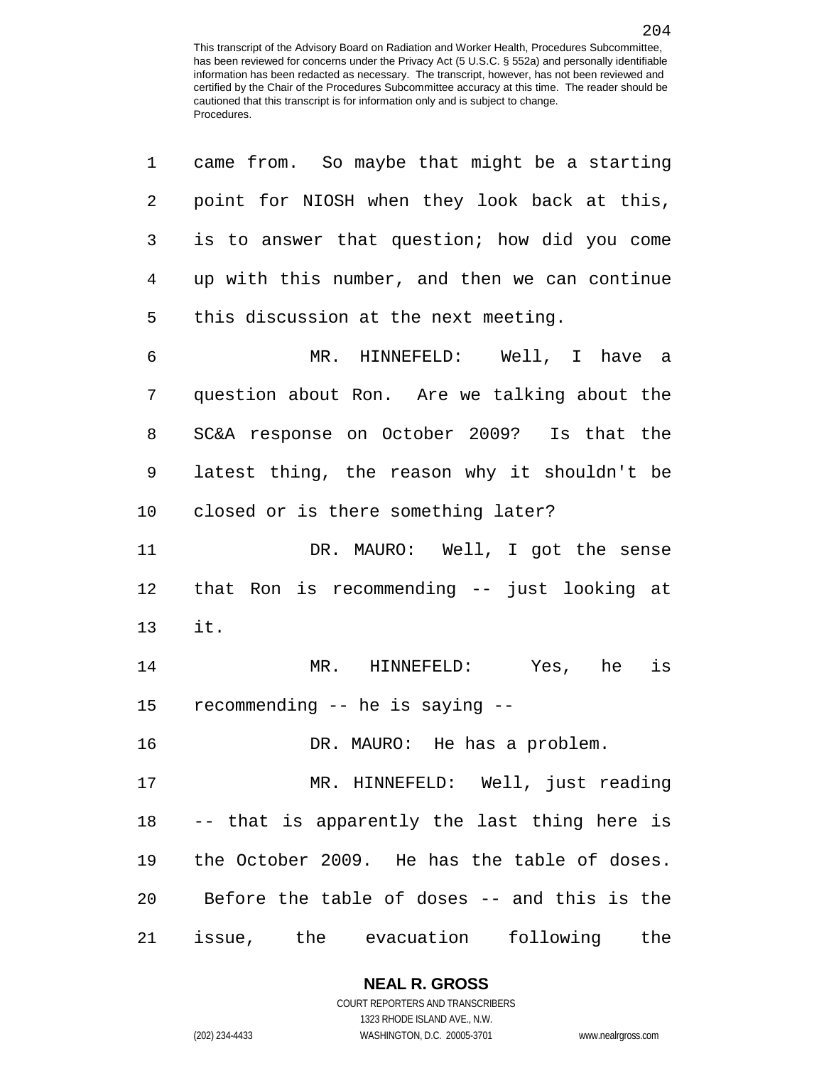came from. So maybe that might be a starting point for NIOSH when they look back at this, is to answer that question; how did you come up with this number, and then we can continue this discussion at the next meeting.

MR. HINNEFELD: Well, I have a question about Ron. Are we talking about the SC&A response on October 2009? Is that the latest thing, the reason why it shouldn't be closed or is there something later?

DR. MAURO: Well, I got the sense that Ron is recommending -- just looking at it.

MR. HINNEFELD: Yes, he is recommending -- he is saying --

DR. MAURO: He has a problem.

MR. HINNEFELD: Well, just reading -- that is apparently the last thing here is the October 2009. He has the table of doses. Before the table of doses -- and this is the issue, the evacuation following the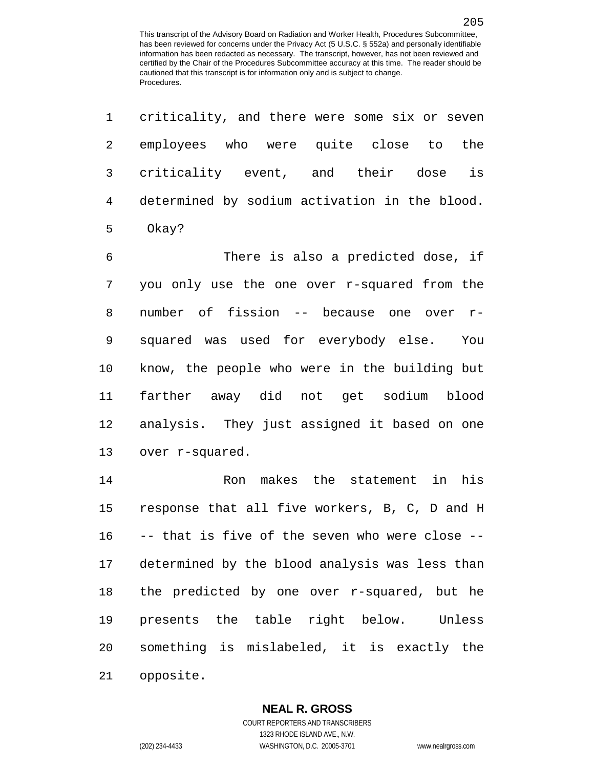criticality, and there were some six or seven employees who were quite close to the criticality event, and their dose is determined by sodium activation in the blood. Okay?

There is also a predicted dose, if you only use the one over r-squared from the number of fission -- because one over r-squared was used for everybody else. You know, the people who were in the building but farther away did not get sodium blood analysis. They just assigned it based on one over r-squared.

Ron makes the statement in his response that all five workers, B, C, D and H -- that is five of the seven who were close -- determined by the blood analysis was less than the predicted by one over r-squared, but he presents the table right below. Unless something is mislabeled, it is exactly the opposite.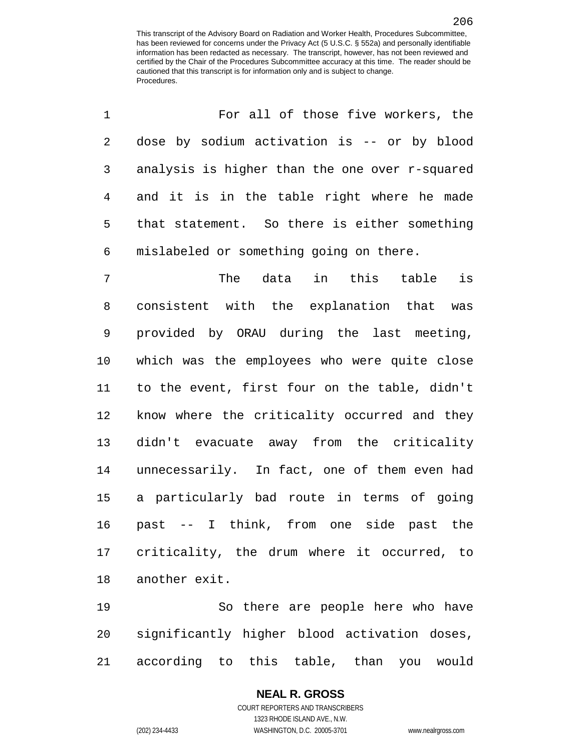For all of those five workers, the dose by sodium activation is -- or by blood analysis is higher than the one over r-squared and it is in the table right where he made that statement. So there is either something mislabeled or something going on there.

The data in this table is consistent with the explanation that was provided by ORAU during the last meeting, which was the employees who were quite close to the event, first four on the table, didn't know where the criticality occurred and they didn't evacuate away from the criticality unnecessarily. In fact, one of them even had a particularly bad route in terms of going past -- I think, from one side past the criticality, the drum where it occurred, to another exit.

So there are people here who have significantly higher blood activation doses, according to this table, than you would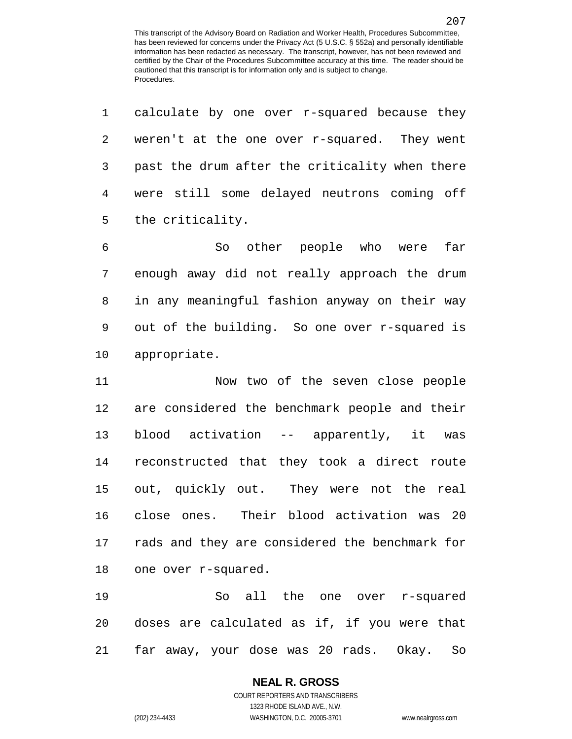calculate by one over r-squared because they weren't at the one over r-squared. They went past the drum after the criticality when there were still some delayed neutrons coming off the criticality.

So other people who were far enough away did not really approach the drum in any meaningful fashion anyway on their way out of the building. So one over r-squared is appropriate.

Now two of the seven close people are considered the benchmark people and their blood activation -- apparently, it was reconstructed that they took a direct route out, quickly out. They were not the real close ones. Their blood activation was 20 rads and they are considered the benchmark for one over r-squared.

So all the one over r-squared doses are calculated as if, if you were that far away, your dose was 20 rads. Okay. So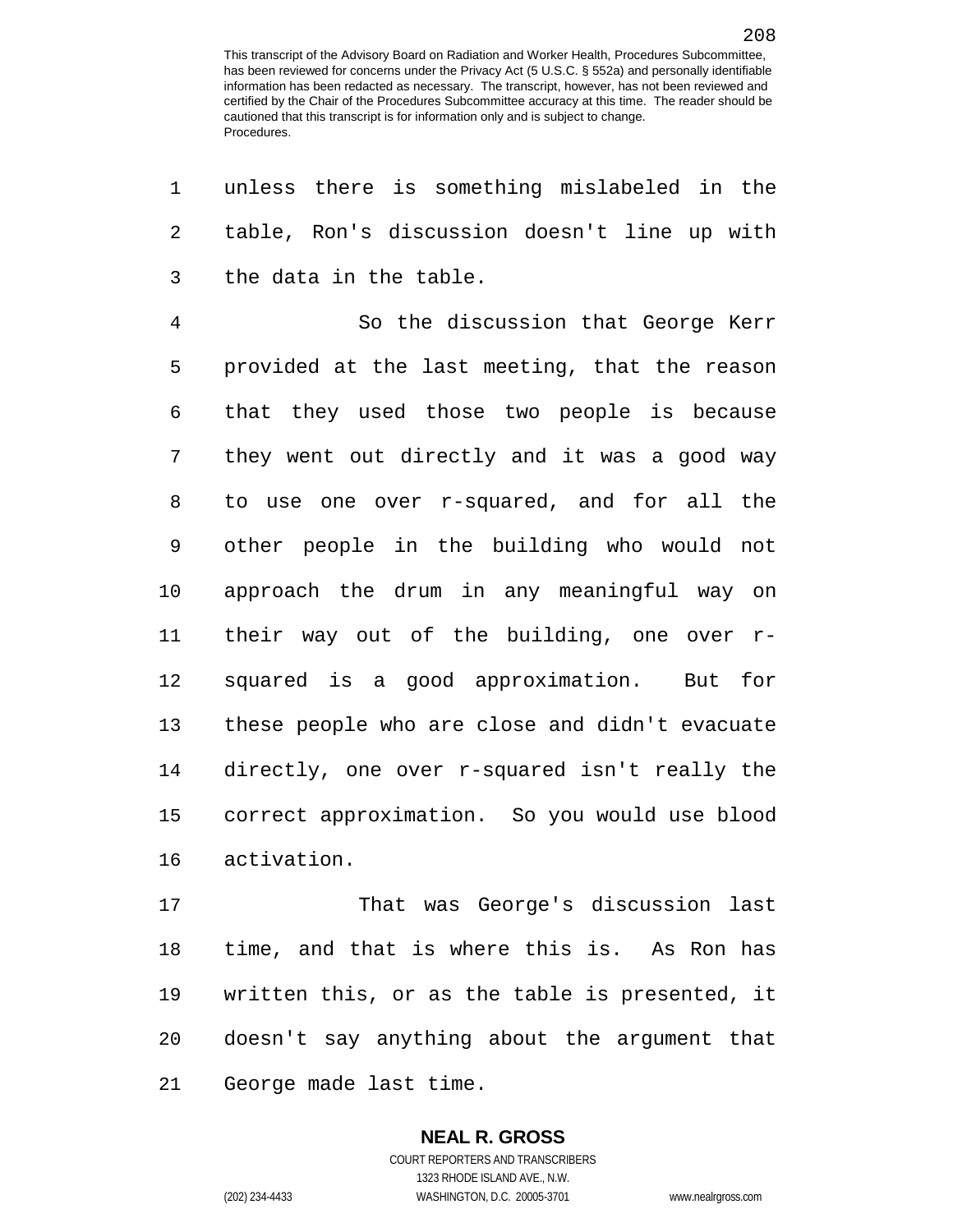unless there is something mislabeled in the table, Ron's discussion doesn't line up with the data in the table.

So the discussion that George Kerr provided at the last meeting, that the reason that they used those two people is because they went out directly and it was a good way to use one over r-squared, and for all the other people in the building who would not approach the drum in any meaningful way on their way out of the building, one over r-squared is a good approximation. But for these people who are close and didn't evacuate directly, one over r-squared isn't really the correct approximation. So you would use blood activation.

That was George's discussion last time, and that is where this is. As Ron has written this, or as the table is presented, it doesn't say anything about the argument that George made last time.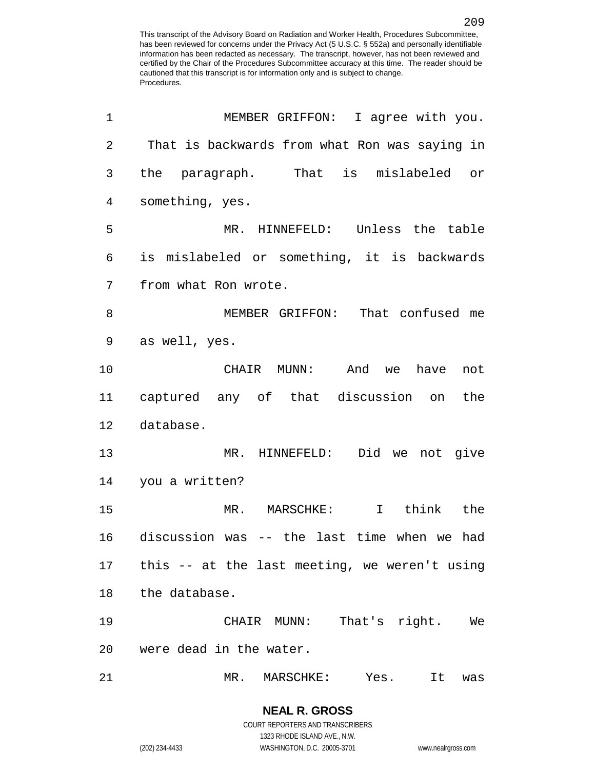MEMBER GRIFFON: I agree with you. That is backwards from what Ron was saying in the paragraph. That is mislabeled or something, yes.

MR. HINNEFELD: Unless the table is mislabeled or something, it is backwards from what Ron wrote.

MEMBER GRIFFON: That confused me as well, yes.

CHAIR MUNN: And we have not captured any of that discussion on the database.

MR. HINNEFELD: Did we not give you a written?

MR. MARSCHKE: I think the discussion was -- the last time when we had this -- at the last meeting, we weren't using the database.

CHAIR MUNN: That's right. We were dead in the water.

MR. MARSCHKE: Yes. It was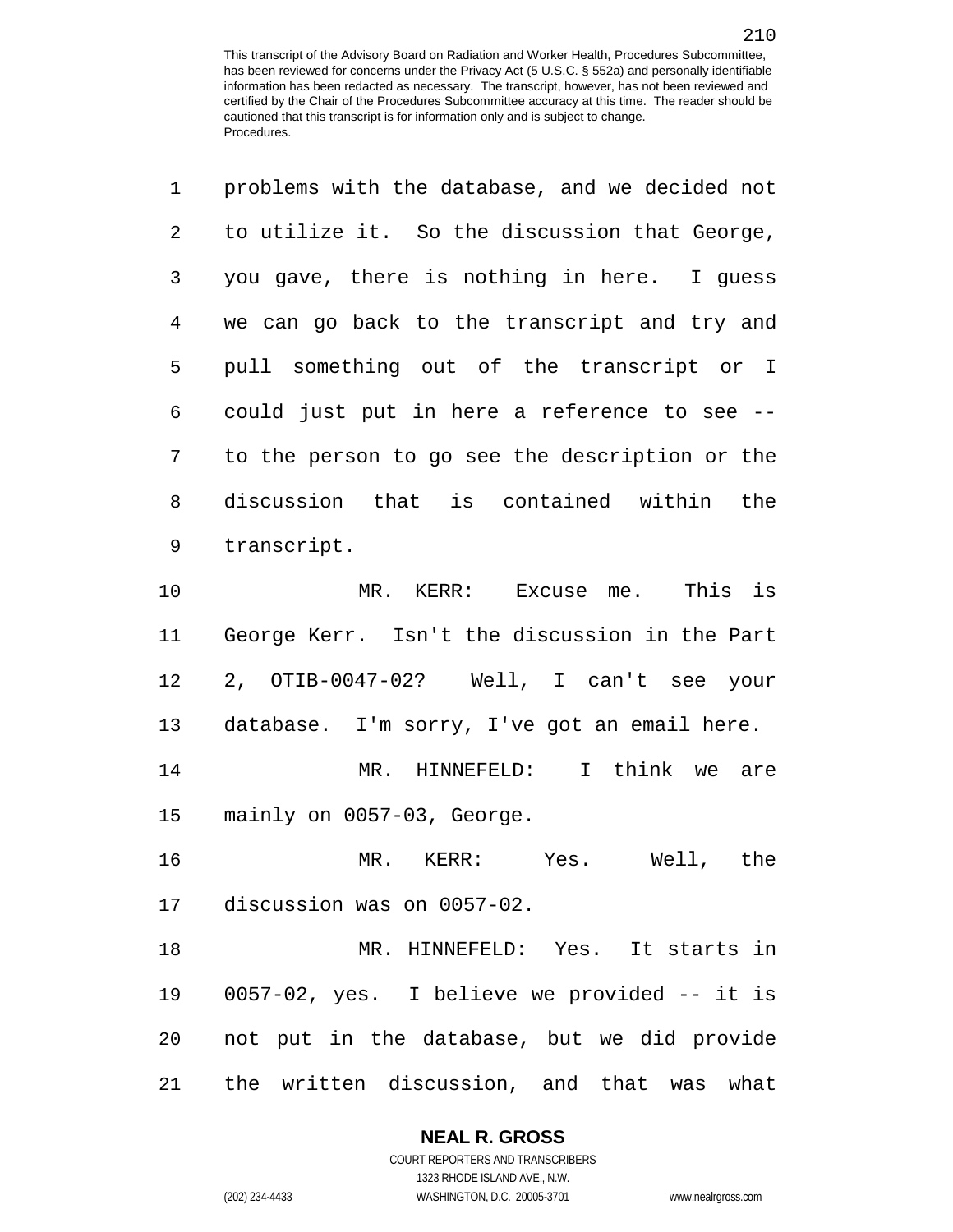problems with the database, and we decided not to utilize it. So the discussion that George, you gave, there is nothing in here. I guess we can go back to the transcript and try and pull something out of the transcript or I could just put in here a reference to see -- to the person to go see the description or the discussion that is contained within the transcript.

MR. KERR: Excuse me. This is George Kerr. Isn't the discussion in the Part 2, OTIB-0047-02? Well, I can't see your database. I'm sorry, I've got an email here.

MR. HINNEFELD: I think we are mainly on 0057-03, George.

MR. KERR: Yes. Well, the discussion was on 0057-02.

MR. HINNEFELD: Yes. It starts in 0057-02, yes. I believe we provided -- it is not put in the database, but we did provide the written discussion, and that was what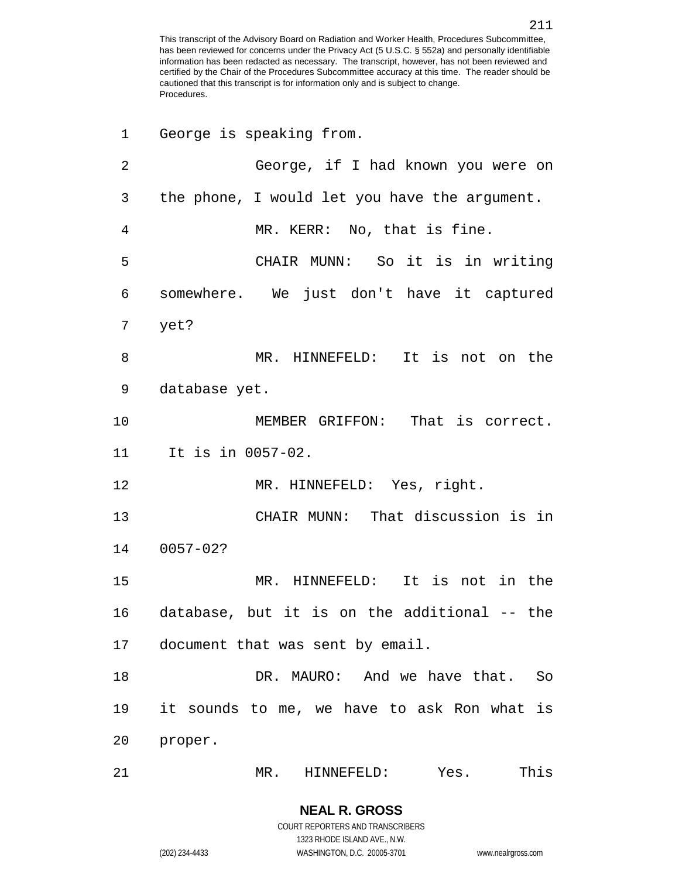George is speaking from.

George, if I had known you were on the phone, I would let you have the argument.

MR. KERR: No, that is fine.

CHAIR MUNN: So it is in writing somewhere. We just don't have it captured yet?

MR. HINNEFELD: It is not on the database yet.

MEMBER GRIFFON: That is correct. It is in 0057-02.

MR. HINNEFELD: Yes, right.

CHAIR MUNN: That discussion is in 0057-02?

MR. HINNEFELD: It is not in the database, but it is on the additional -- the document that was sent by email.

DR. MAURO: And we have that. So it sounds to me, we have to ask Ron what is proper.

MR. HINNEFELD: Yes. This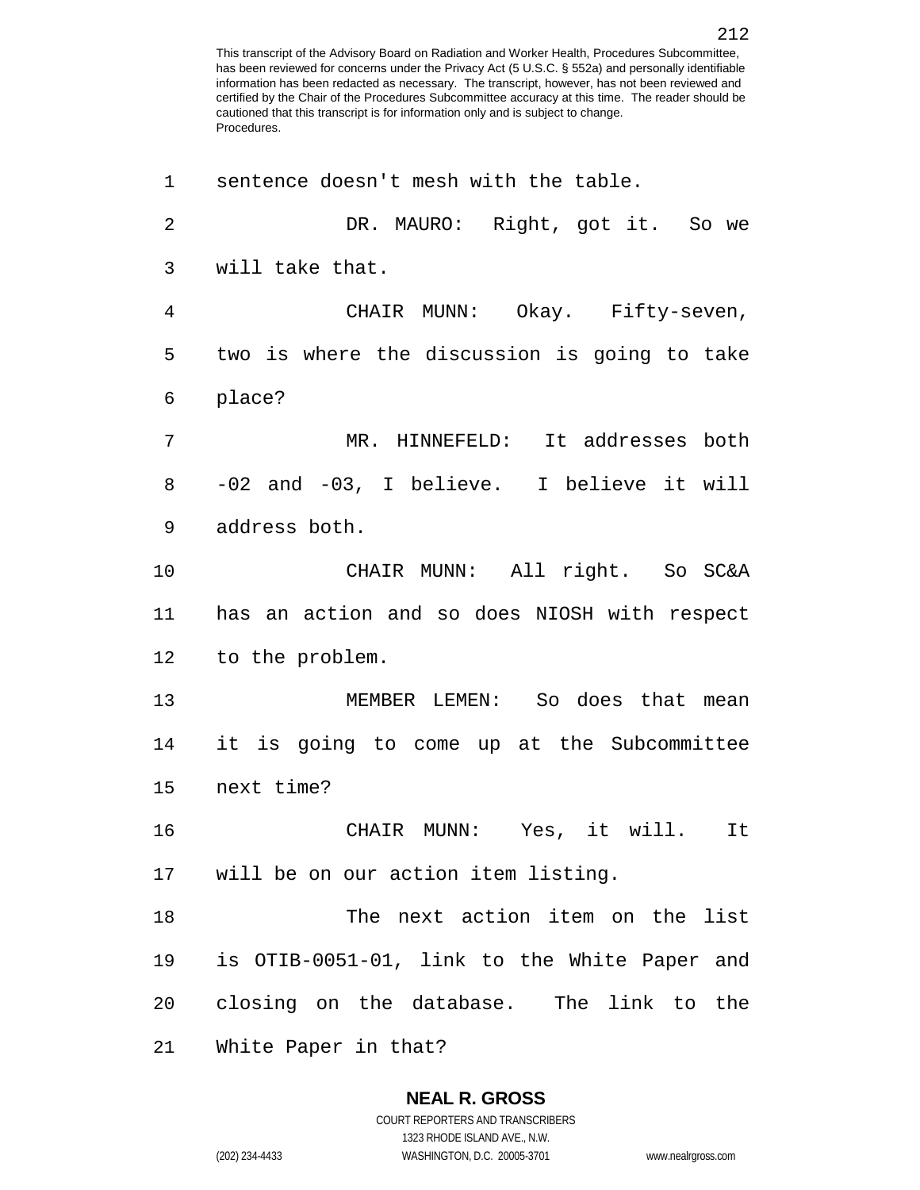sentence doesn't mesh with the table.

DR. MAURO: Right, got it. So we will take that.

CHAIR MUNN: Okay. Fifty-seven, two is where the discussion is going to take place?

MR. HINNEFELD: It addresses both -02 and -03, I believe. I believe it will address both.

CHAIR MUNN: All right. So SC&A has an action and so does NIOSH with respect to the problem.

MEMBER LEMEN: So does that mean it is going to come up at the Subcommittee next time?

CHAIR MUNN: Yes, it will. It will be on our action item listing.

The next action item on the list is OTIB-0051-01, link to the White Paper and closing on the database. The link to the White Paper in that?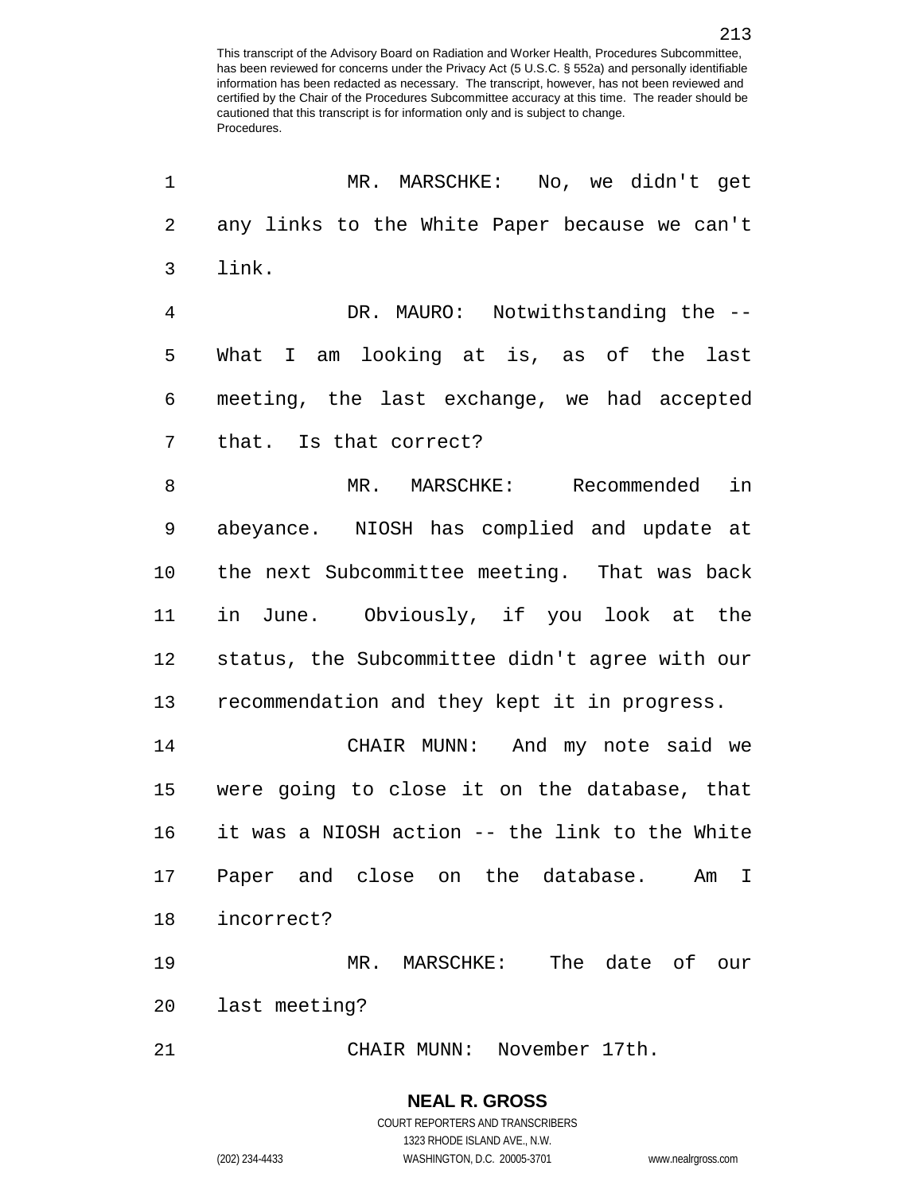MR. MARSCHKE: No, we didn't get any links to the White Paper because we can't link.

DR. MAURO: Notwithstanding the -- What I am looking at is, as of the last meeting, the last exchange, we had accepted that. Is that correct?

MR. MARSCHKE: Recommended in abeyance. NIOSH has complied and update at the next Subcommittee meeting. That was back in June. Obviously, if you look at the status, the Subcommittee didn't agree with our recommendation and they kept it in progress.

CHAIR MUNN: And my note said we were going to close it on the database, that it was a NIOSH action -- the link to the White Paper and close on the database. Am I incorrect?

MR. MARSCHKE: The date of our last meeting?

CHAIR MUNN: November 17th.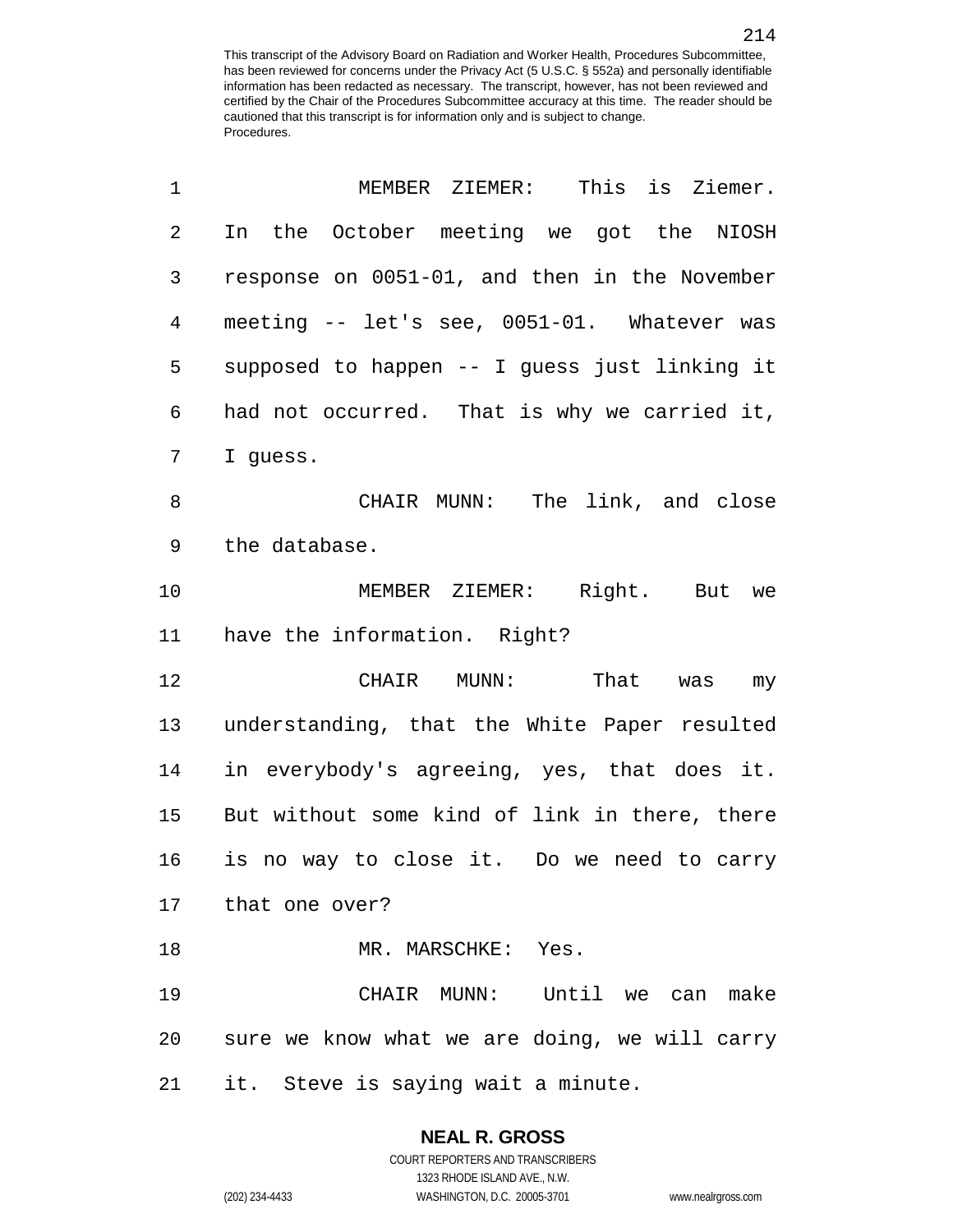MEMBER ZIEMER: This is Ziemer. In the October meeting we got the NIOSH response on 0051-01, and then in the November meeting -- let's see, 0051-01. Whatever was supposed to happen -- I guess just linking it had not occurred. That is why we carried it, I guess.

CHAIR MUNN: The link, and close the database.

MEMBER ZIEMER: Right. But we have the information. Right?

CHAIR MUNN: That was my understanding, that the White Paper resulted in everybody's agreeing, yes, that does it. But without some kind of link in there, there is no way to close it. Do we need to carry that one over?

MR. MARSCHKE: Yes.

CHAIR MUNN: Until we can make sure we know what we are doing, we will carry it. Steve is saying wait a minute.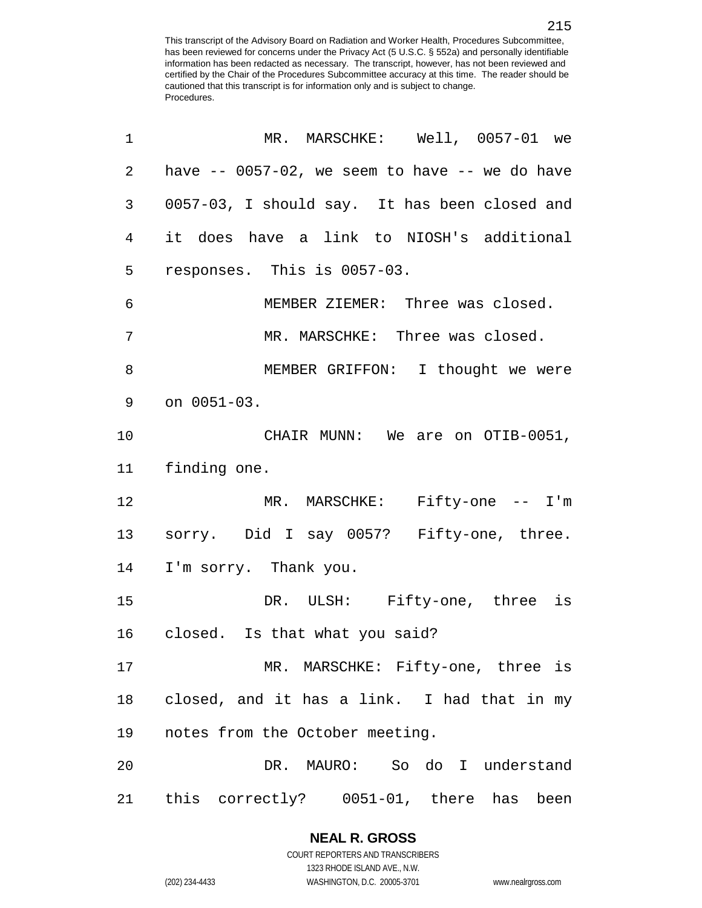MR. MARSCHKE: Well, 0057-01 we have -- 0057-02, we seem to have -- we do have 0057-03, I should say. It has been closed and it does have a link to NIOSH's additional responses. This is 0057-03.

MEMBER ZIEMER: Three was closed.

MR. MARSCHKE: Three was closed.

MEMBER GRIFFON: I thought we were on 0051-03.

CHAIR MUNN: We are on OTIB-0051, finding one.

MR. MARSCHKE: Fifty-one -- I'm sorry. Did I say 0057? Fifty-one, three. I'm sorry. Thank you.

DR. ULSH: Fifty-one, three is closed. Is that what you said?

MR. MARSCHKE: Fifty-one, three is closed, and it has a link. I had that in my notes from the October meeting.

DR. MAURO: So do I understand this correctly? 0051-01, there has been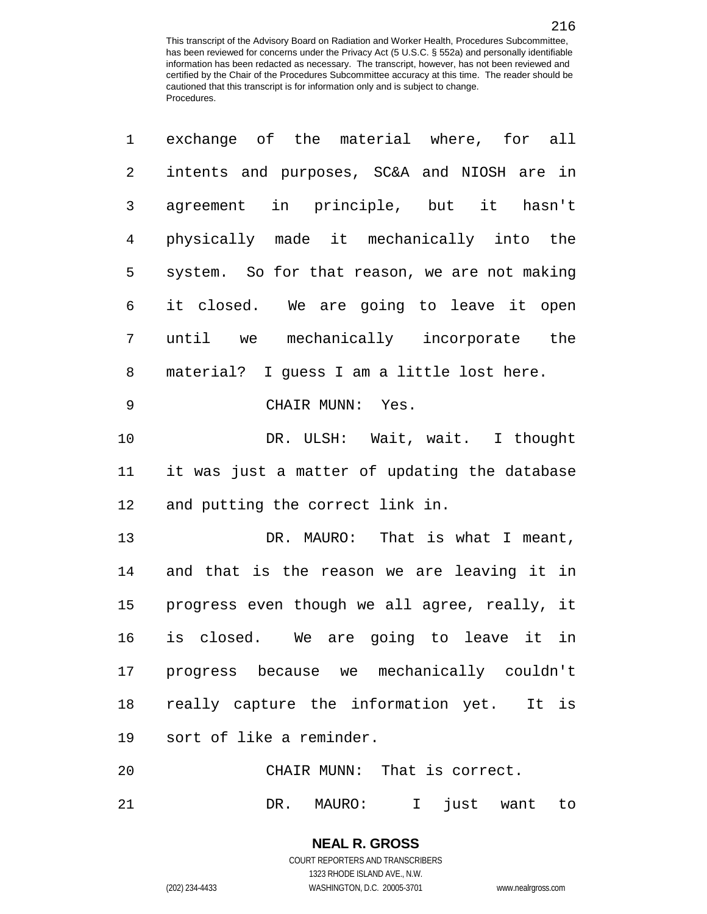exchange of the material where, for all intents and purposes, SC&A and NIOSH are in agreement in principle, but it hasn't physically made it mechanically into the system. So for that reason, we are not making it closed. We are going to leave it open until we mechanically incorporate the material? I guess I am a little lost here.

CHAIR MUNN: Yes.

DR. ULSH: Wait, wait. I thought it was just a matter of updating the database and putting the correct link in.

DR. MAURO: That is what I meant, and that is the reason we are leaving it in progress even though we all agree, really, it is closed. We are going to leave it in progress because we mechanically couldn't really capture the information yet. It is sort of like a reminder.

CHAIR MUNN: That is correct.

DR. MAURO: I just want to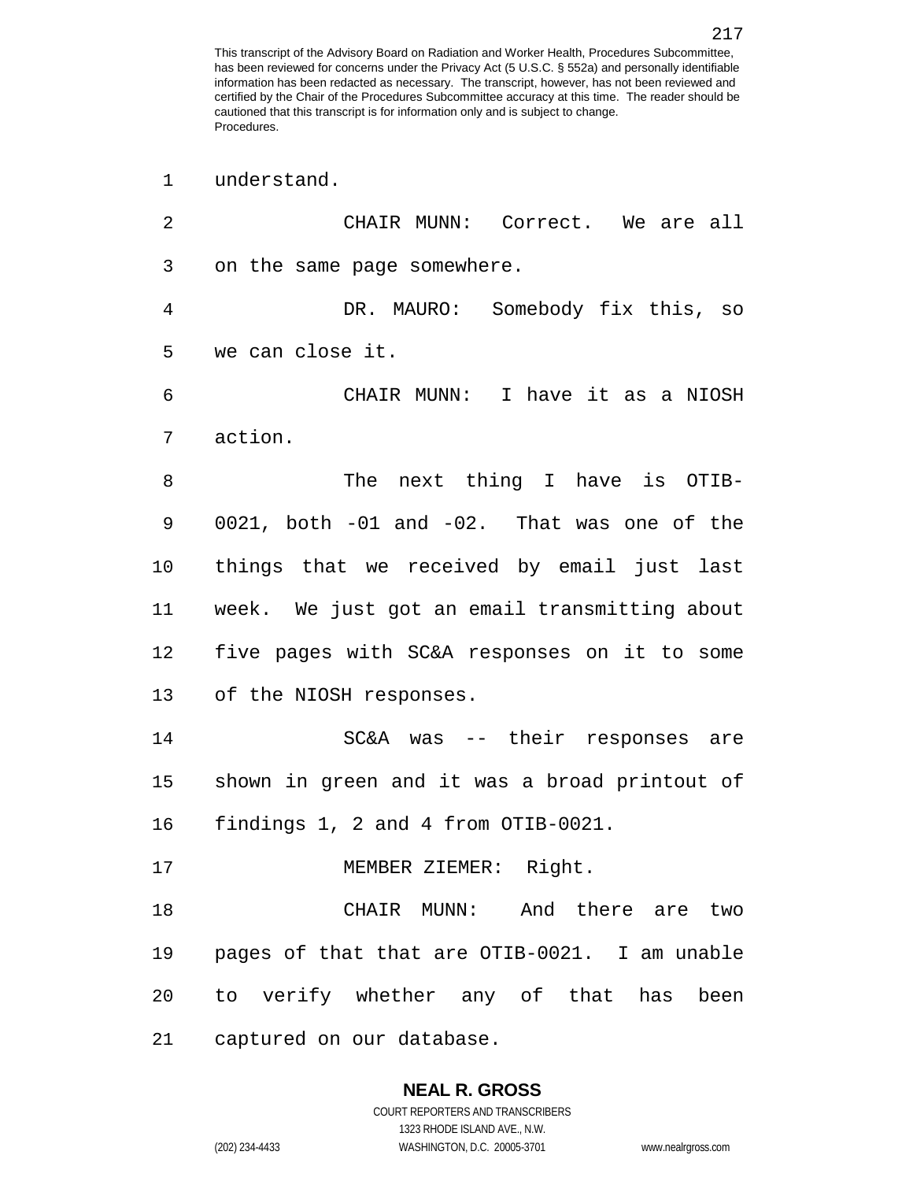understand.

CHAIR MUNN: Correct. We are all on the same page somewhere.

DR. MAURO: Somebody fix this, so we can close it.

CHAIR MUNN: I have it as a NIOSH action.

The next thing I have is OTIB-0021, both -01 and -02. That was one of the things that we received by email just last week. We just got an email transmitting about five pages with SC&A responses on it to some of the NIOSH responses.

SC&A was -- their responses are shown in green and it was a broad printout of findings 1, 2 and 4 from OTIB-0021.

MEMBER ZIEMER: Right.

CHAIR MUNN: And there are two pages of that that are OTIB-0021. I am unable to verify whether any of that has been captured on our database.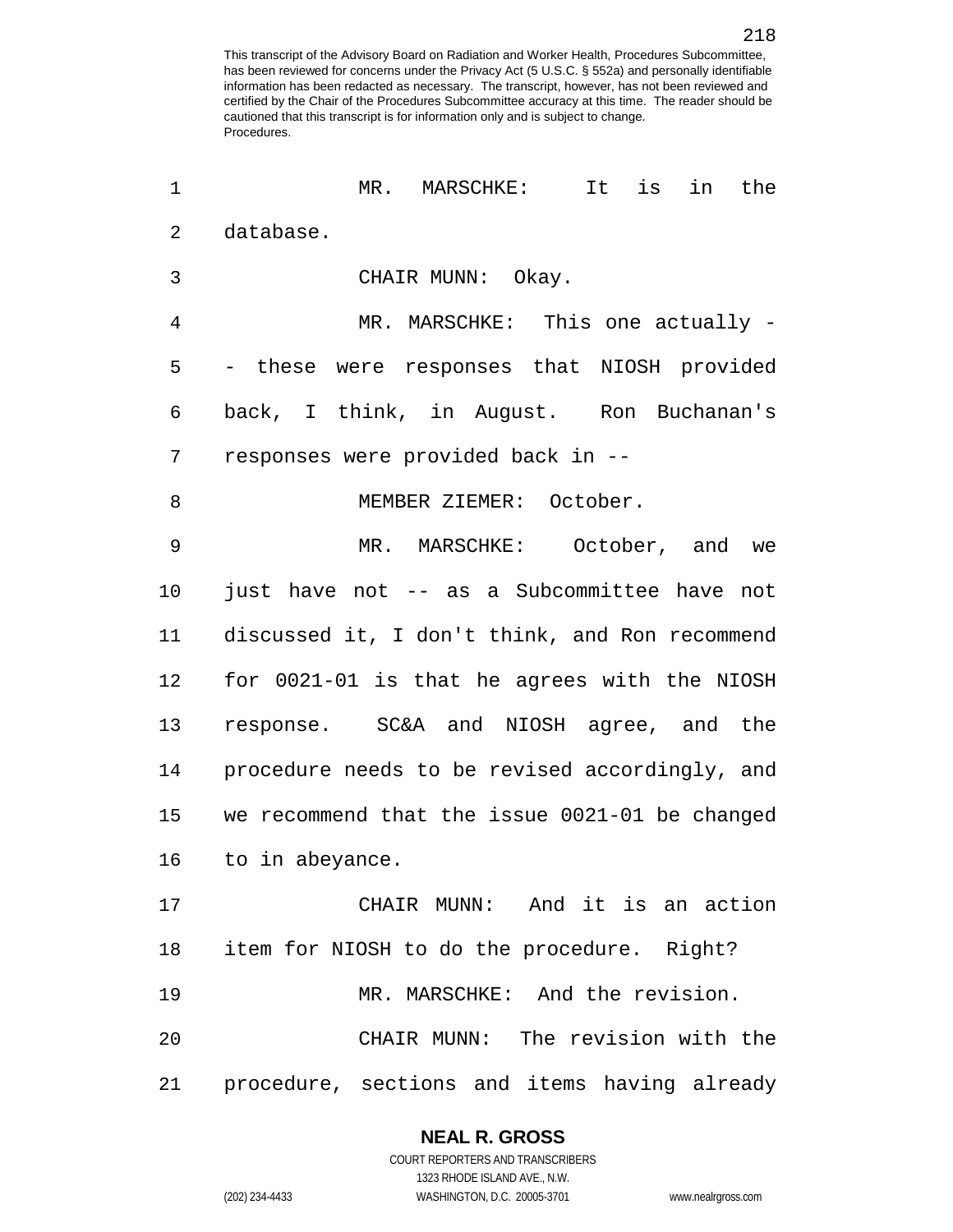MR. MARSCHKE: It is in the database.

CHAIR MUNN: Okay.

MR. MARSCHKE: This one actually -- these were responses that NIOSH provided back, I think, in August. Ron Buchanan's responses were provided back in --

MEMBER ZIEMER: October.

MR. MARSCHKE: October, and we just have not -- as a Subcommittee have not discussed it, I don't think, and Ron recommend for 0021-01 is that he agrees with the NIOSH response. SC&A and NIOSH agree, and the procedure needs to be revised accordingly, and we recommend that the issue 0021-01 be changed to in abeyance.

CHAIR MUNN: And it is an action item for NIOSH to do the procedure. Right?

MR. MARSCHKE: And the revision.

CHAIR MUNN: The revision with the procedure, sections and items having already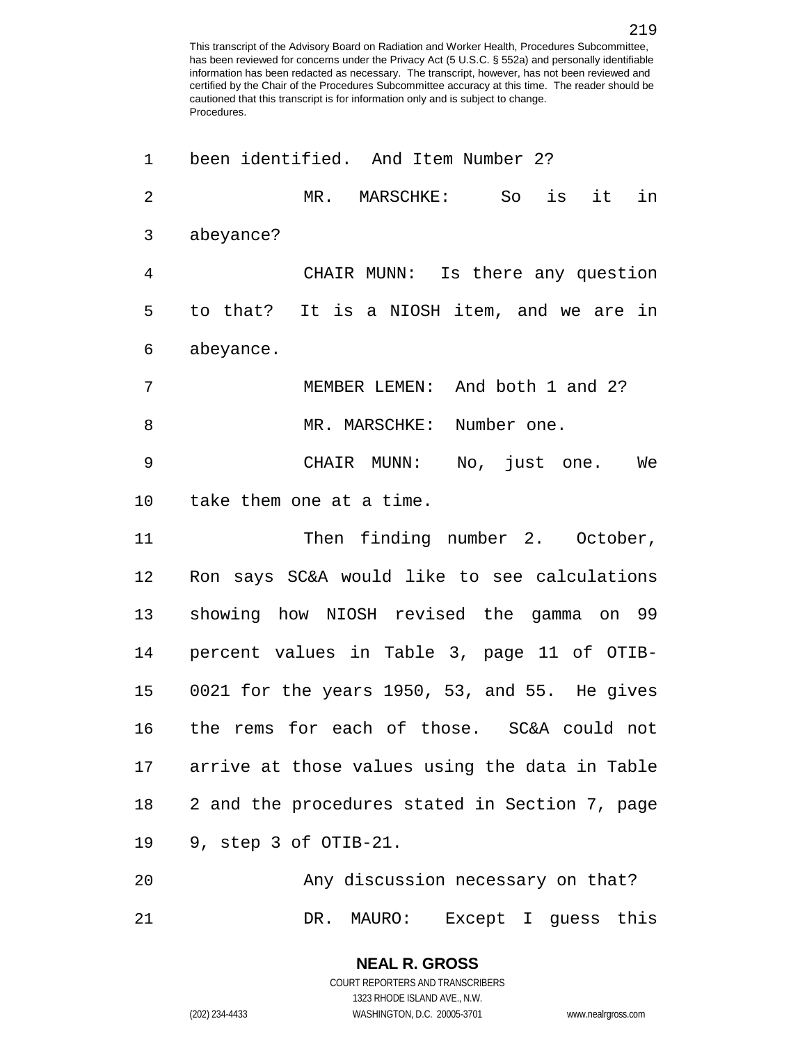been identified. And Item Number 2?

MR. MARSCHKE: So is it in abeyance?

CHAIR MUNN: Is there any question to that? It is a NIOSH item, and we are in abeyance.

MEMBER LEMEN: And both 1 and 2?

MR. MARSCHKE: Number one.

CHAIR MUNN: No, just one. We take them one at a time.

Then finding number 2. October, Ron says SC&A would like to see calculations showing how NIOSH revised the gamma on 99 percent values in Table 3, page 11 of OTIB-0021 for the years 1950, 53, and 55. He gives the rems for each of those. SC&A could not arrive at those values using the data in Table 2 and the procedures stated in Section 7, page 9, step 3 of OTIB-21.

Any discussion necessary on that?

DR. MAURO: Except I guess this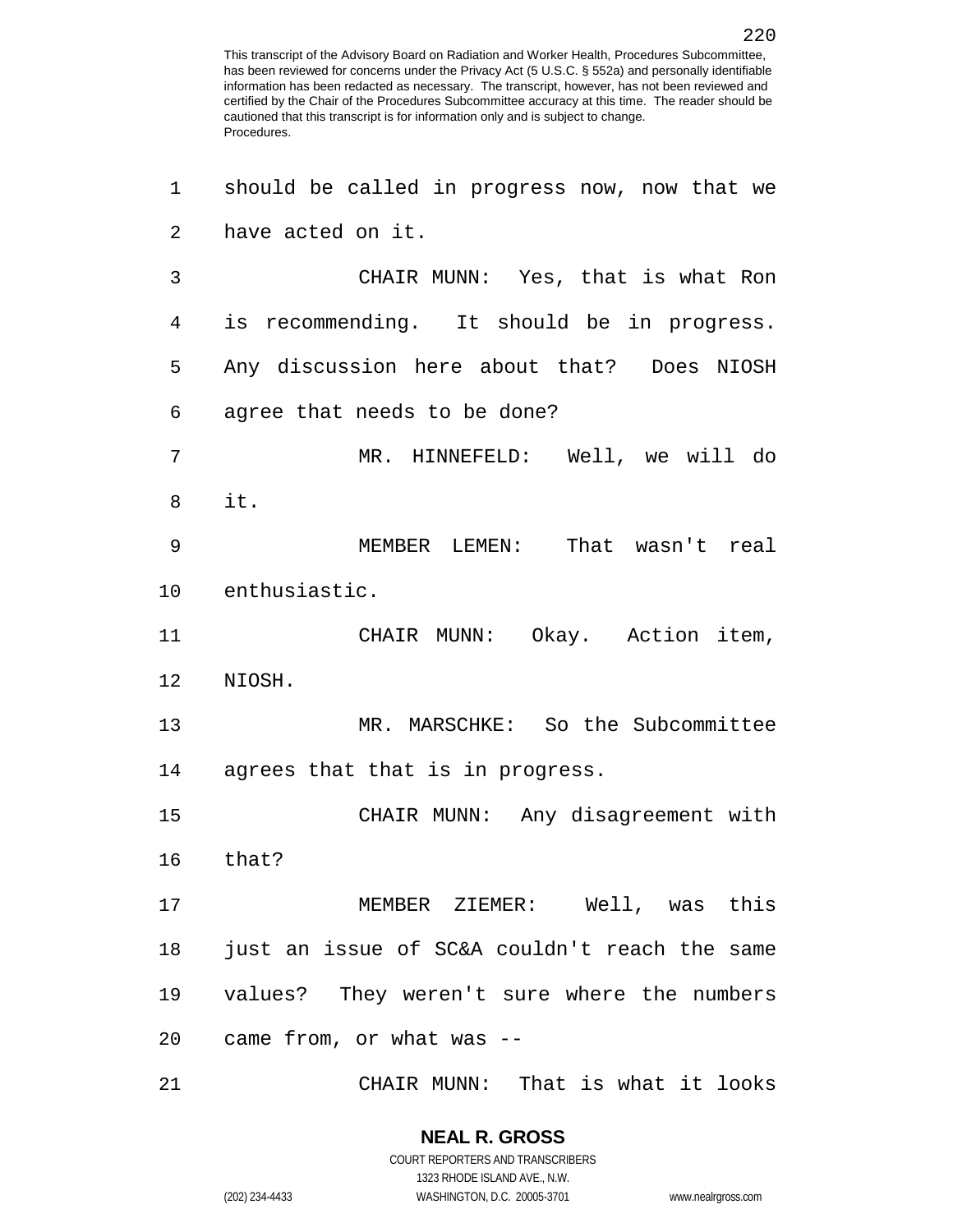should be called in progress now, now that we have acted on it.

CHAIR MUNN: Yes, that is what Ron is recommending. It should be in progress. Any discussion here about that? Does NIOSH agree that needs to be done?

MR. HINNEFELD: Well, we will do it.

MEMBER LEMEN: That wasn't real enthusiastic.

CHAIR MUNN: Okay. Action item, NIOSH.

MR. MARSCHKE: So the Subcommittee agrees that that is in progress.

CHAIR MUNN: Any disagreement with that?

MEMBER ZIEMER: Well, was this just an issue of SC&A couldn't reach the same values? They weren't sure where the numbers came from, or what was --

CHAIR MUNN: That is what it looks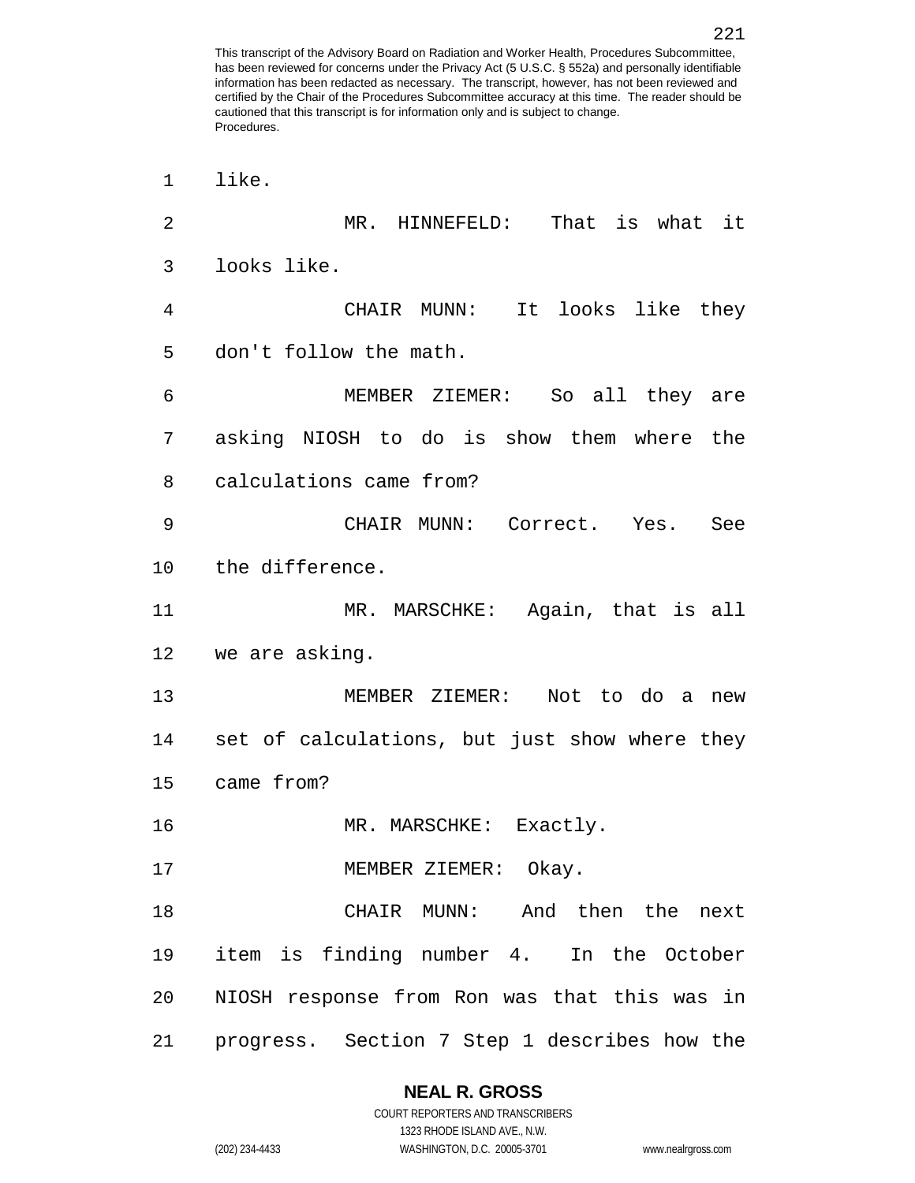like.

MR. HINNEFELD: That is what it looks like.

CHAIR MUNN: It looks like they don't follow the math.

MEMBER ZIEMER: So all they are asking NIOSH to do is show them where the calculations came from?

CHAIR MUNN: Correct. Yes. See the difference.

MR. MARSCHKE: Again, that is all we are asking.

MEMBER ZIEMER: Not to do a new set of calculations, but just show where they came from?

MR. MARSCHKE: Exactly.

MEMBER ZIEMER: Okay.

CHAIR MUNN: And then the next item is finding number 4. In the October NIOSH response from Ron was that this was in progress. Section 7 Step 1 describes how the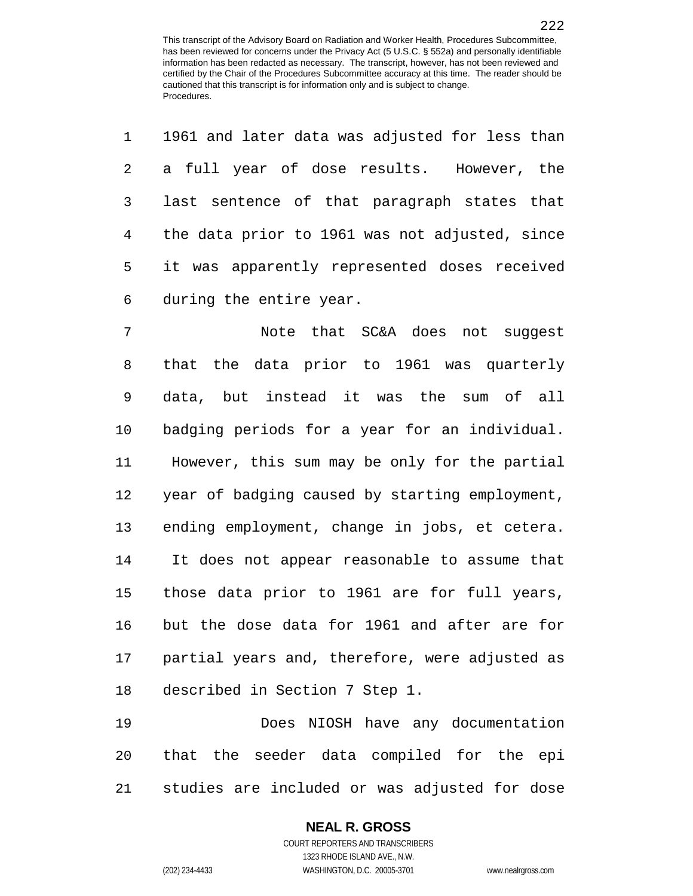1961 and later data was adjusted for less than a full year of dose results. However, the last sentence of that paragraph states that the data prior to 1961 was not adjusted, since it was apparently represented doses received during the entire year.

Note that SC&A does not suggest that the data prior to 1961 was quarterly data, but instead it was the sum of all badging periods for a year for an individual. However, this sum may be only for the partial year of badging caused by starting employment, ending employment, change in jobs, et cetera. It does not appear reasonable to assume that those data prior to 1961 are for full years, but the dose data for 1961 and after are for partial years and, therefore, were adjusted as described in Section 7 Step 1.

Does NIOSH have any documentation that the seeder data compiled for the epi studies are included or was adjusted for dose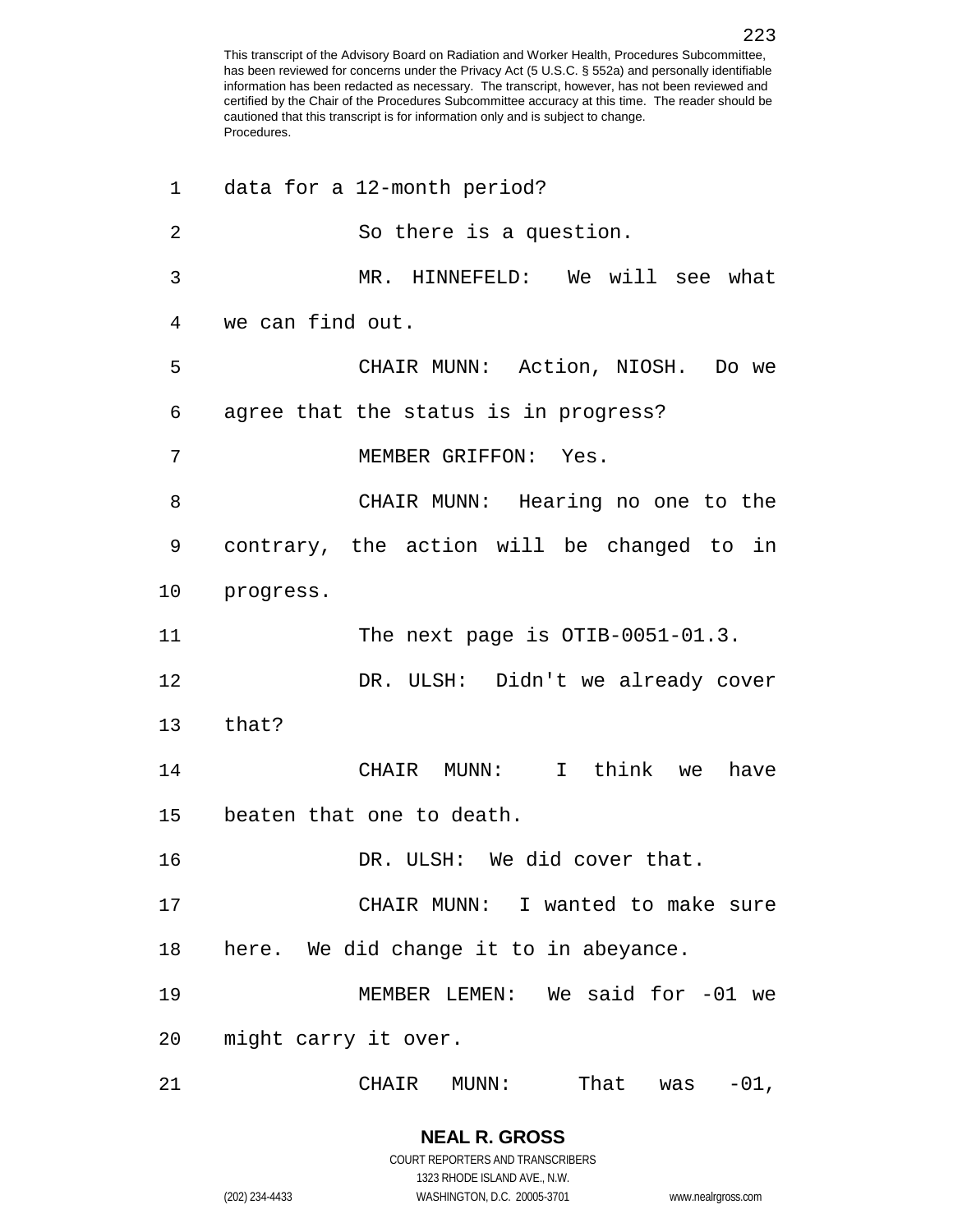data for a 12-month period?

So there is a question.

MR. HINNEFELD: We will see what we can find out.

CHAIR MUNN: Action, NIOSH. Do we agree that the status is in progress?

MEMBER GRIFFON: Yes.

CHAIR MUNN: Hearing no one to the contrary, the action will be changed to in progress.

The next page is OTIB-0051-01.3.

DR. ULSH: Didn't we already cover that?

CHAIR MUNN: I think we have beaten that one to death.

DR. ULSH: We did cover that.

CHAIR MUNN: I wanted to make sure here. We did change it to in abeyance.

MEMBER LEMEN: We said for -01 we might carry it over.

CHAIR MUNN: That was -01,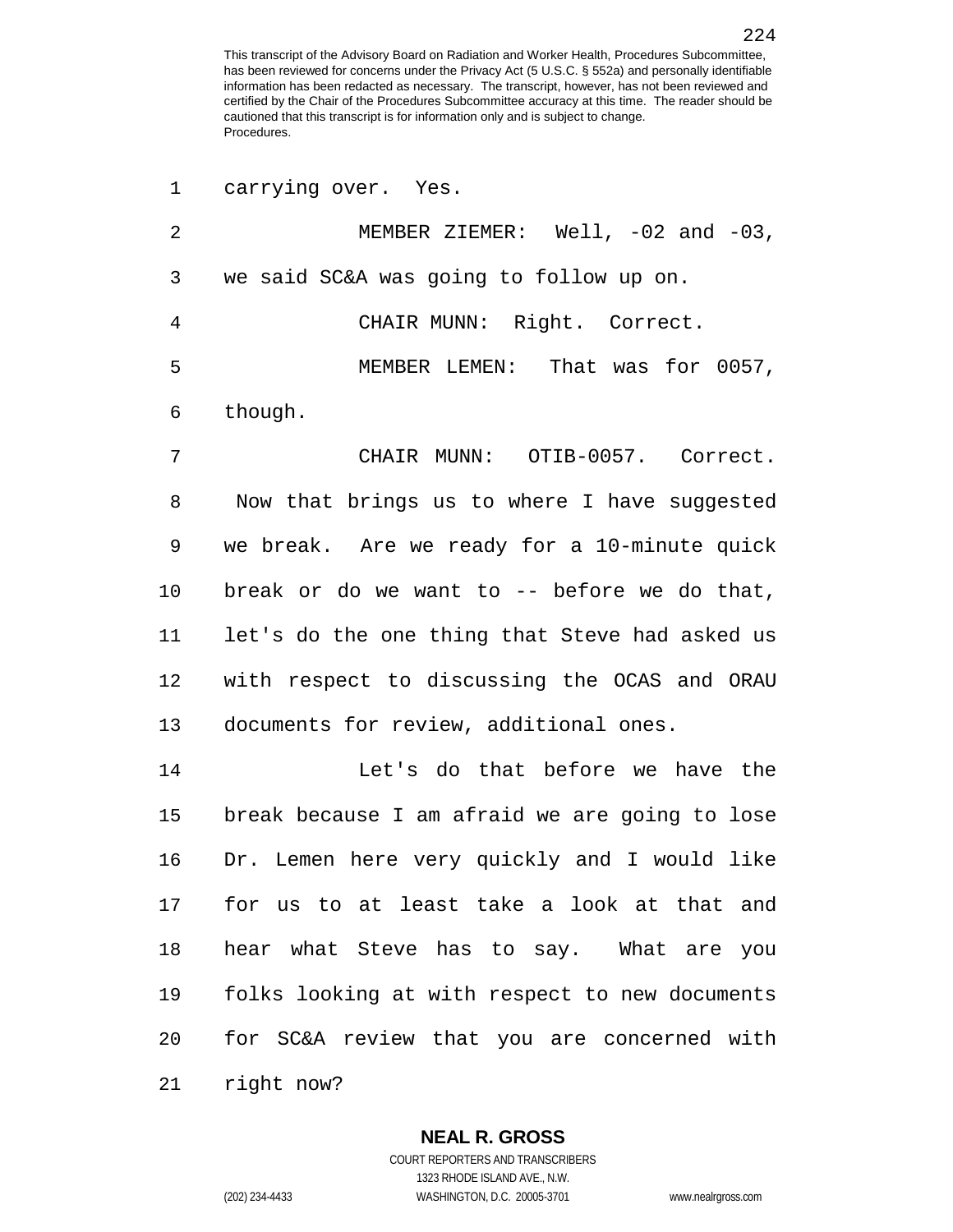carrying over. Yes.

MEMBER ZIEMER: Well, -02 and -03, we said SC&A was going to follow up on.

CHAIR MUNN: Right. Correct.

MEMBER LEMEN: That was for 0057, though.

CHAIR MUNN: OTIB-0057. Correct. Now that brings us to where I have suggested we break. Are we ready for a 10-minute quick break or do we want to -- before we do that, let's do the one thing that Steve had asked us with respect to discussing the OCAS and ORAU documents for review, additional ones.

Let's do that before we have the break because I am afraid we are going to lose Dr. Lemen here very quickly and I would like for us to at least take a look at that and hear what Steve has to say. What are you folks looking at with respect to new documents for SC&A review that you are concerned with right now?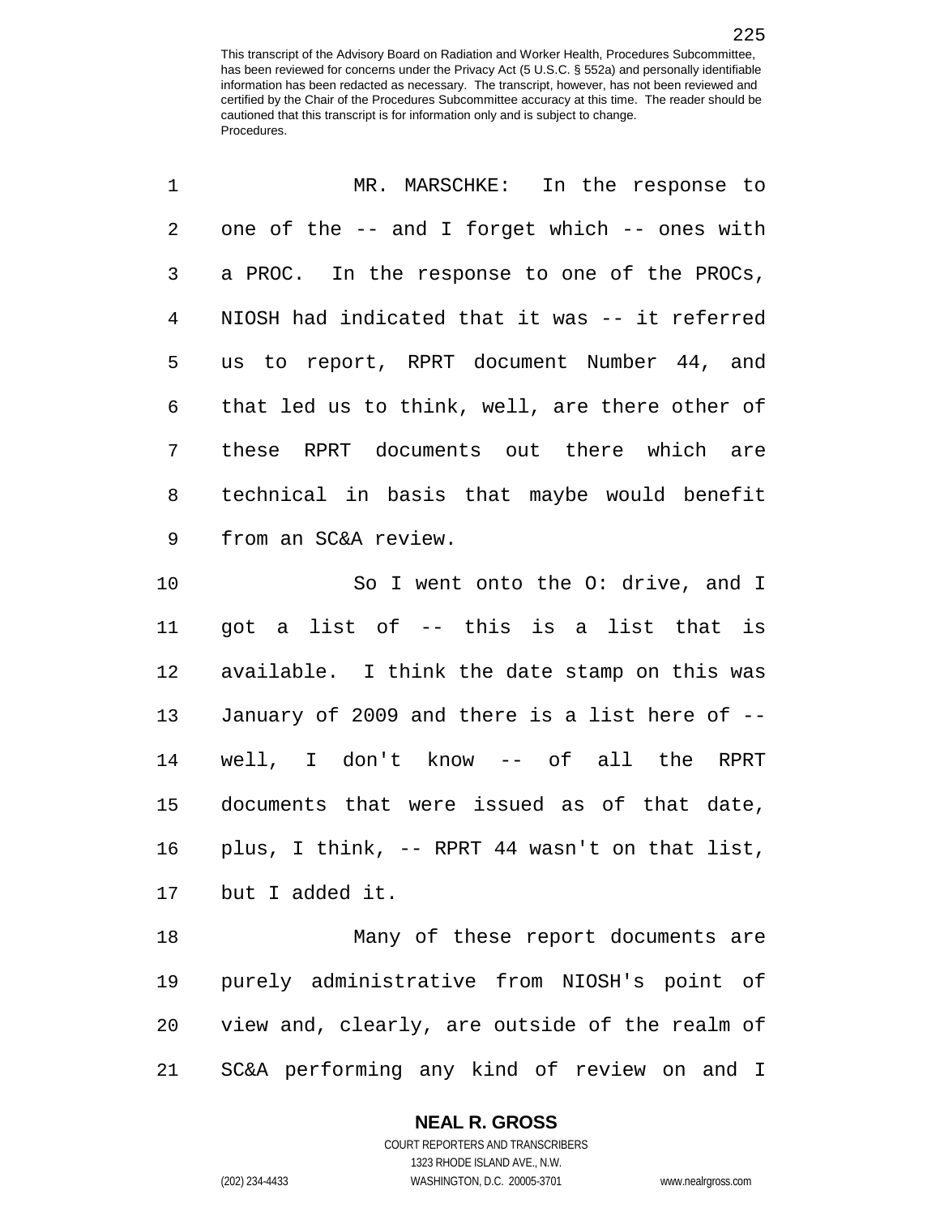MR. MARSCHKE: In the response to one of the -- and I forget which -- ones with a PROC. In the response to one of the PROCs, NIOSH had indicated that it was -- it referred us to report, RPRT document Number 44, and that led us to think, well, are there other of these RPRT documents out there which are technical in basis that maybe would benefit from an SC&A review.

So I went onto the O: drive, and I got a list of -- this is a list that is available. I think the date stamp on this was January of 2009 and there is a list here of -- well, I don't know -- of all the RPRT documents that were issued as of that date, plus, I think, -- RPRT 44 wasn't on that list, but I added it.

Many of these report documents are purely administrative from NIOSH's point of view and, clearly, are outside of the realm of SC&A performing any kind of review on and I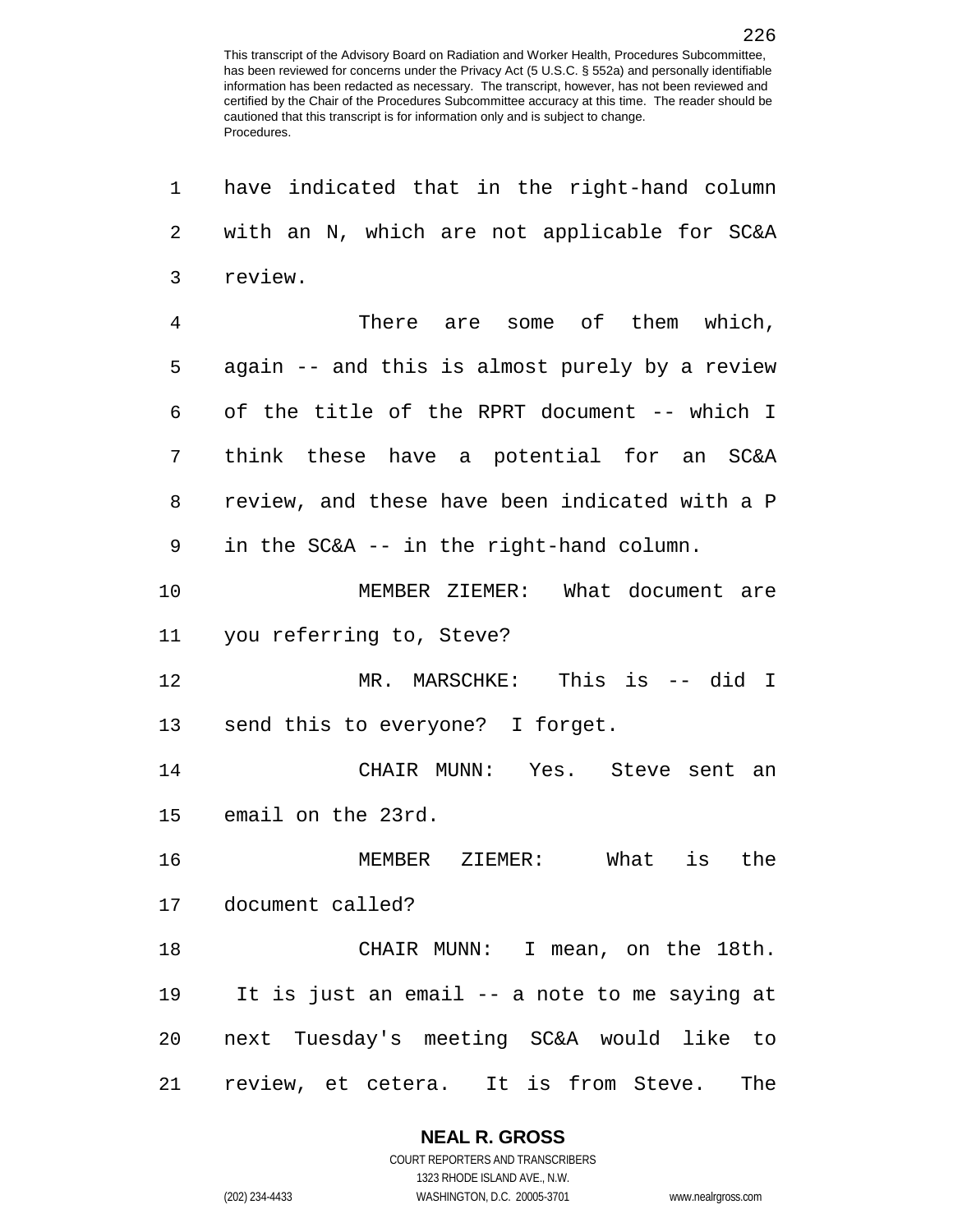have indicated that in the right-hand column with an N, which are not applicable for SC&A review.

There are some of them which, again -- and this is almost purely by a review of the title of the RPRT document -- which I think these have a potential for an SC&A review, and these have been indicated with a P in the SC&A -- in the right-hand column.

MEMBER ZIEMER: What document are you referring to, Steve?

MR. MARSCHKE: This is -- did I send this to everyone? I forget.

CHAIR MUNN: Yes. Steve sent an email on the 23rd.

MEMBER ZIEMER: What is the document called?

CHAIR MUNN: I mean, on the 18th. It is just an email -- a note to me saying at next Tuesday's meeting SC&A would like to review, et cetera. It is from Steve. The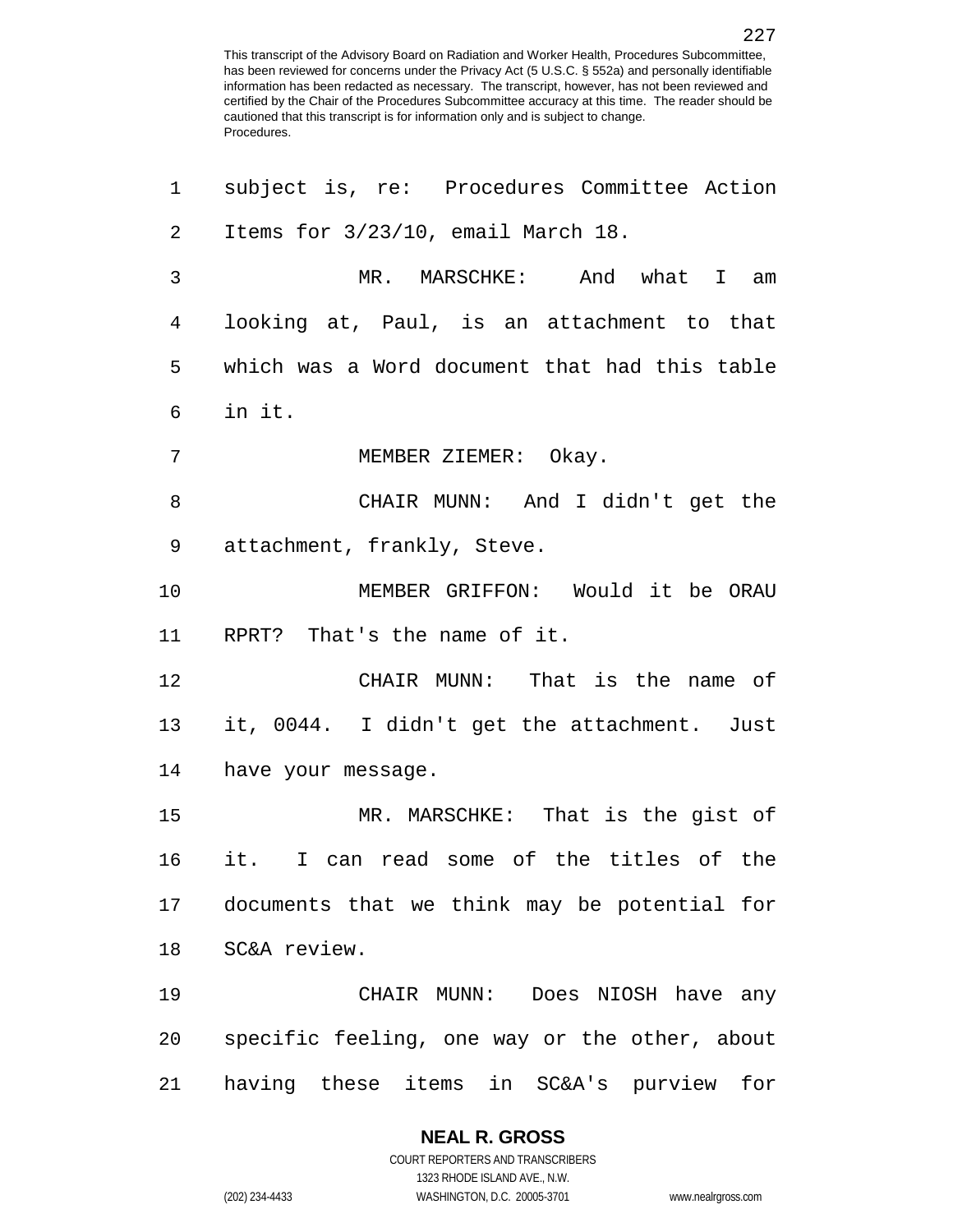subject is, re: Procedures Committee Action Items for 3/23/10, email March 18.

MR. MARSCHKE: And what I am looking at, Paul, is an attachment to that which was a Word document that had this table in it.

MEMBER ZIEMER: Okay.

CHAIR MUNN: And I didn't get the attachment, frankly, Steve.

MEMBER GRIFFON: Would it be ORAU RPRT? That's the name of it.

CHAIR MUNN: That is the name of it, 0044. I didn't get the attachment. Just have your message.

MR. MARSCHKE: That is the gist of it. I can read some of the titles of the documents that we think may be potential for SC&A review.

CHAIR MUNN: Does NIOSH have any specific feeling, one way or the other, about having these items in SC&A's purview for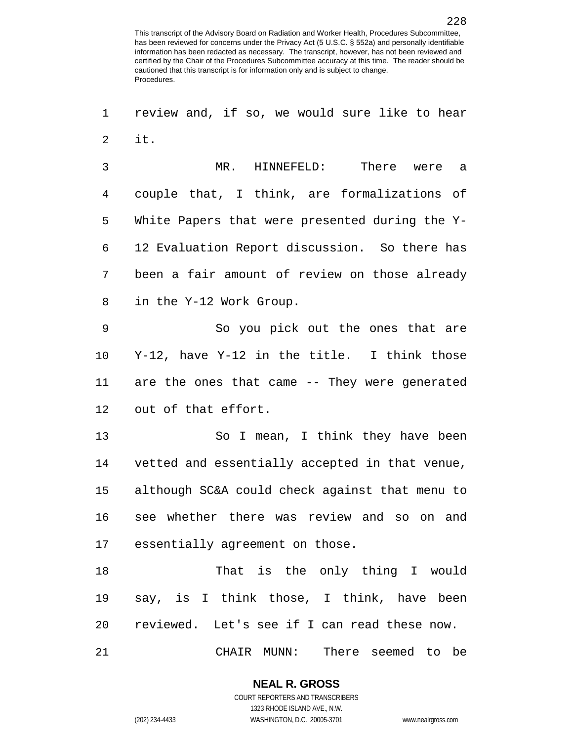review and, if so, we would sure like to hear it.

MR. HINNEFELD: There were a couple that, I think, are formalizations of White Papers that were presented during the Y-12 Evaluation Report discussion. So there has been a fair amount of review on those already in the Y-12 Work Group.

So you pick out the ones that are Y-12, have Y-12 in the title. I think those are the ones that came -- They were generated out of that effort.

So I mean, I think they have been vetted and essentially accepted in that venue, although SC&A could check against that menu to see whether there was review and so on and essentially agreement on those.

That is the only thing I would say, is I think those, I think, have been reviewed. Let's see if I can read these now.

CHAIR MUNN: There seemed to be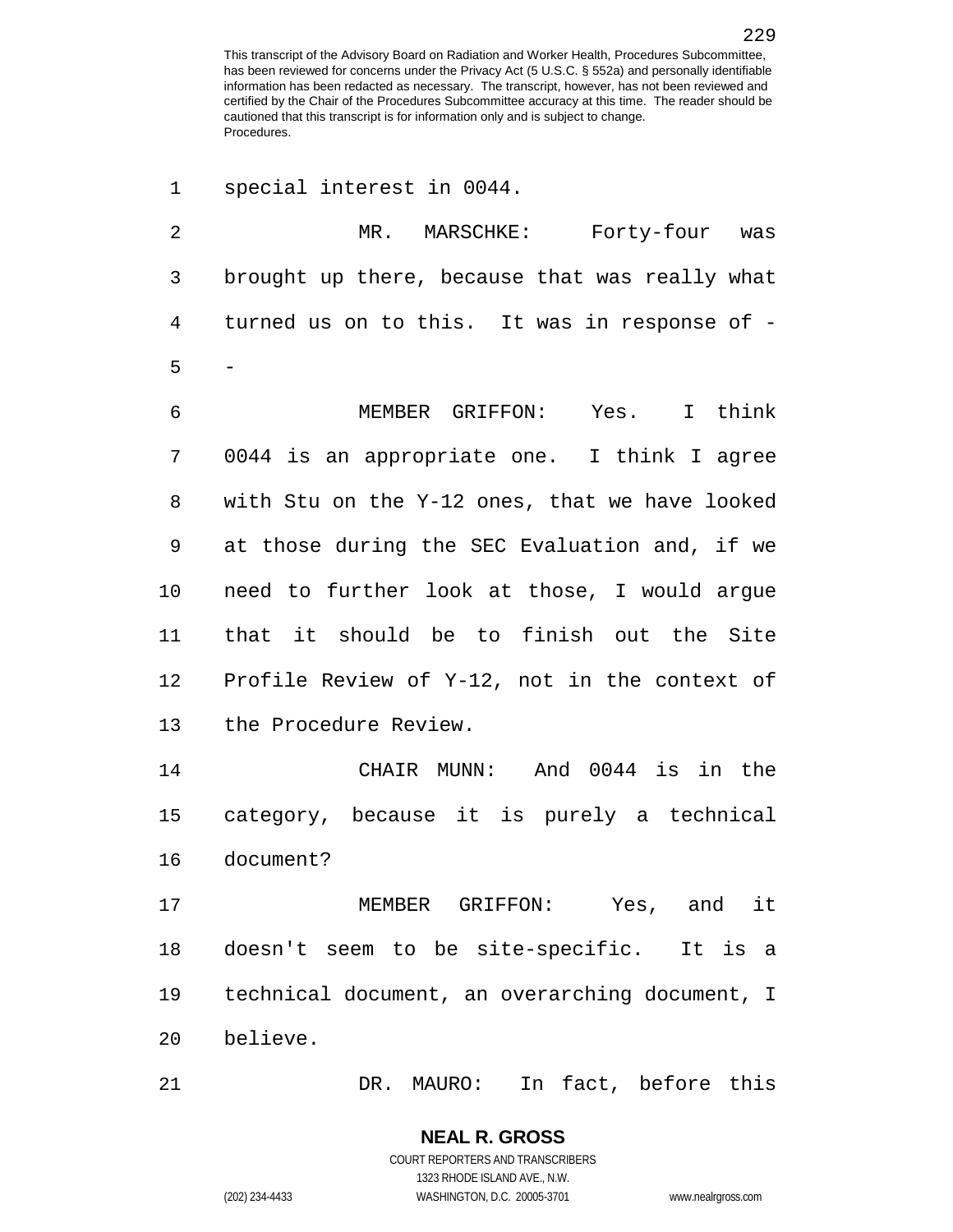special interest in 0044.

MR. MARSCHKE: Forty-four was brought up there, because that was really what turned us on to this. It was in response of --

MEMBER GRIFFON: Yes. I think 0044 is an appropriate one. I think I agree with Stu on the Y-12 ones, that we have looked at those during the SEC Evaluation and, if we need to further look at those, I would argue that it should be to finish out the Site Profile Review of Y-12, not in the context of the Procedure Review.

CHAIR MUNN: And 0044 is in the category, because it is purely a technical document?

MEMBER GRIFFON: Yes, and it doesn't seem to be site-specific. It is a technical document, an overarching document, I believe.

DR. MAURO: In fact, before this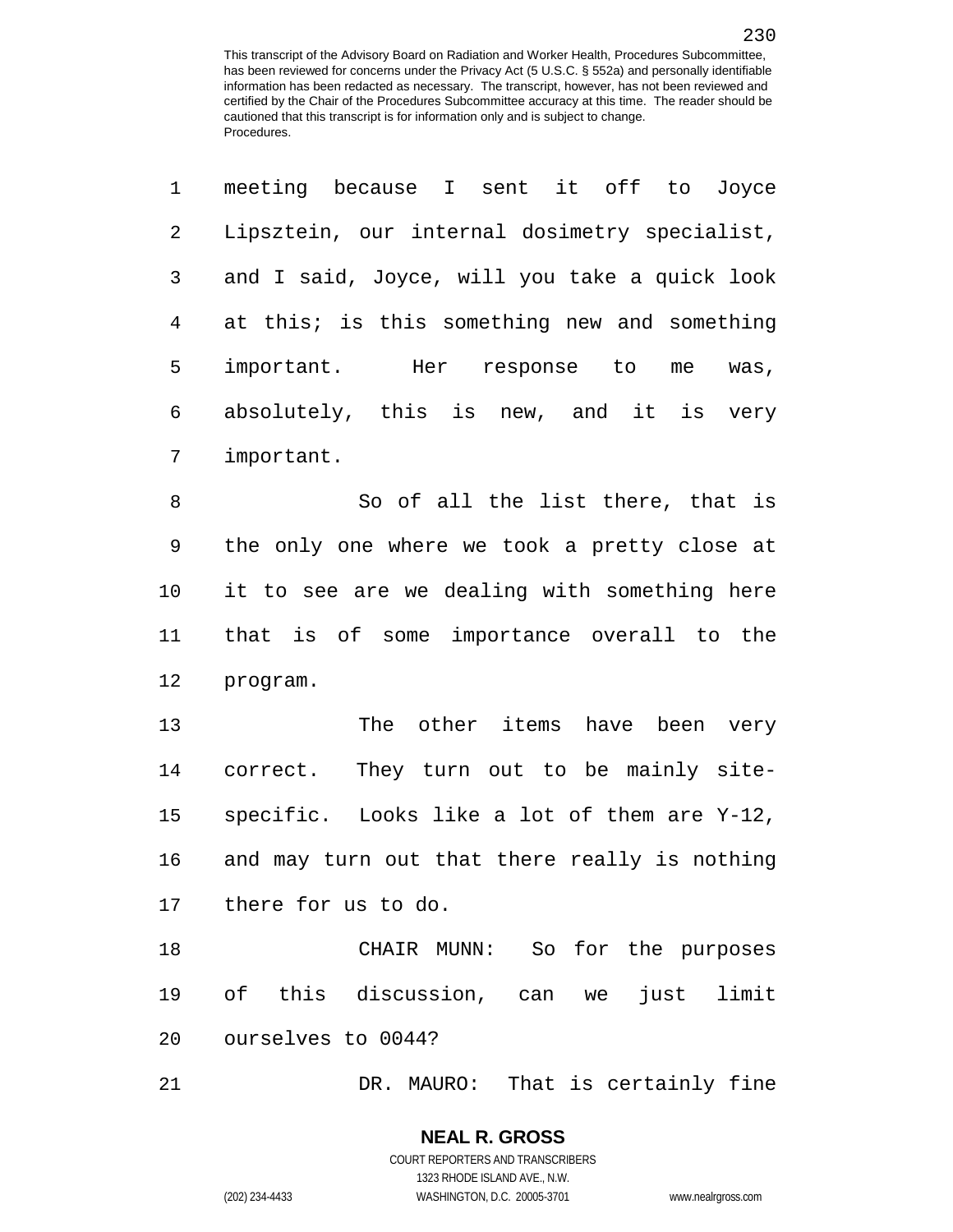meeting because I sent it off to Joyce Lipsztein, our internal dosimetry specialist, and I said, Joyce, will you take a quick look at this; is this something new and something important. Her response to me was, absolutely, this is new, and it is very important.

So of all the list there, that is the only one where we took a pretty close at it to see are we dealing with something here that is of some importance overall to the program.

The other items have been very correct. They turn out to be mainly site-specific. Looks like a lot of them are Y-12, and may turn out that there really is nothing there for us to do.

CHAIR MUNN: So for the purposes of this discussion, can we just limit ourselves to 0044?

DR. MAURO: That is certainly fine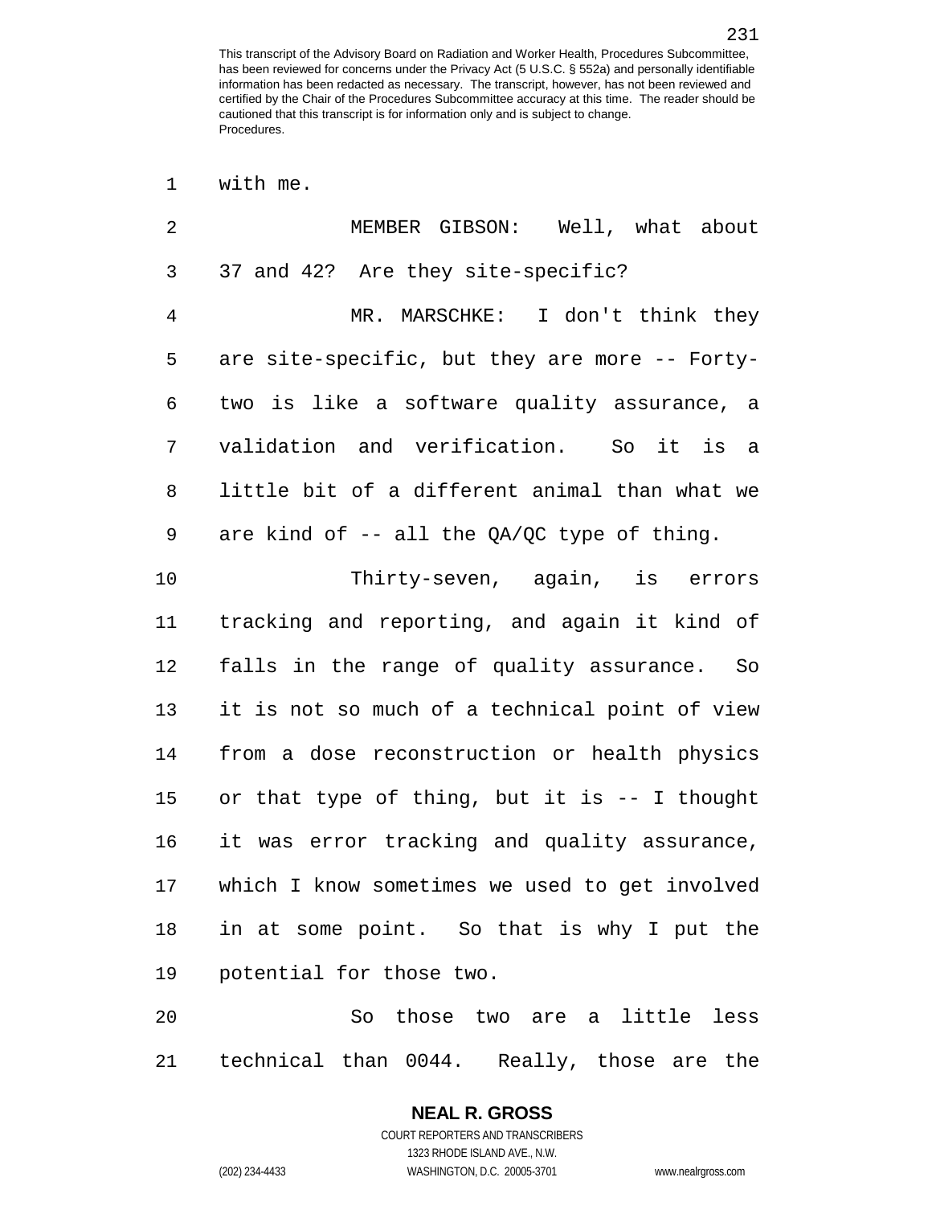with me.

MEMBER GIBSON: Well, what about 37 and 42? Are they site-specific?

MR. MARSCHKE: I don't think they are site-specific, but they are more -- Forty-two is like a software quality assurance, a validation and verification. So it is a little bit of a different animal than what we are kind of -- all the QA/QC type of thing.

Thirty-seven, again, is errors tracking and reporting, and again it kind of falls in the range of quality assurance. So it is not so much of a technical point of view from a dose reconstruction or health physics or that type of thing, but it is -- I thought it was error tracking and quality assurance, which I know sometimes we used to get involved in at some point. So that is why I put the potential for those two.

So those two are a little less technical than 0044. Really, those are the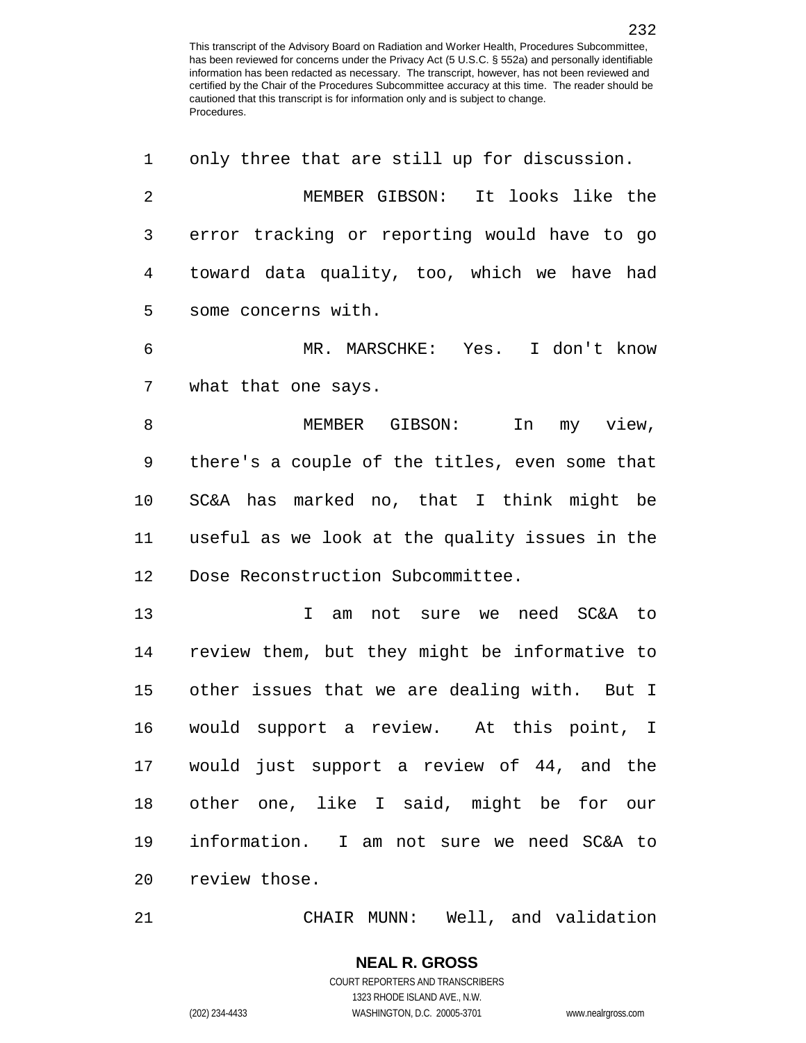only three that are still up for discussion.

MEMBER GIBSON: It looks like the error tracking or reporting would have to go toward data quality, too, which we have had some concerns with.

MR. MARSCHKE: Yes. I don't know what that one says.

MEMBER GIBSON: In my view, there's a couple of the titles, even some that SC&A has marked no, that I think might be useful as we look at the quality issues in the Dose Reconstruction Subcommittee.

I am not sure we need SC&A to review them, but they might be informative to other issues that we are dealing with. But I would support a review. At this point, I would just support a review of 44, and the other one, like I said, might be for our information. I am not sure we need SC&A to review those.

CHAIR MUNN: Well, and validation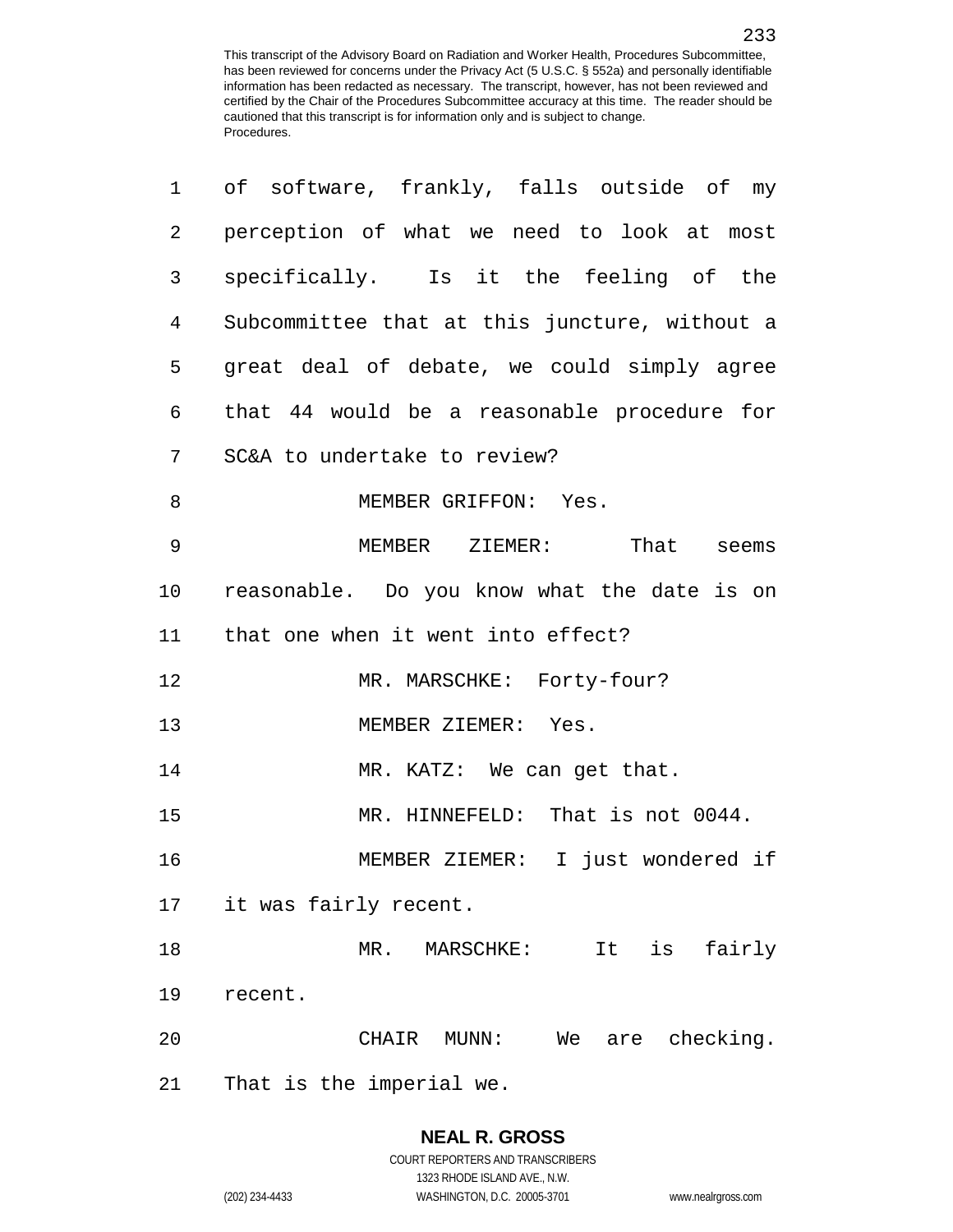of software, frankly, falls outside of my perception of what we need to look at most specifically. Is it the feeling of the Subcommittee that at this juncture, without a great deal of debate, we could simply agree that 44 would be a reasonable procedure for SC&A to undertake to review?

MEMBER GRIFFON: Yes.

MEMBER ZIEMER: That seems reasonable. Do you know what the date is on that one when it went into effect?

MR. MARSCHKE: Forty-four?

MEMBER ZIEMER: Yes.

MR. KATZ: We can get that.

MR. HINNEFELD: That is not 0044.

MEMBER ZIEMER: I just wondered if it was fairly recent.

MR. MARSCHKE: It is fairly recent.

CHAIR MUNN: We are checking. That is the imperial we.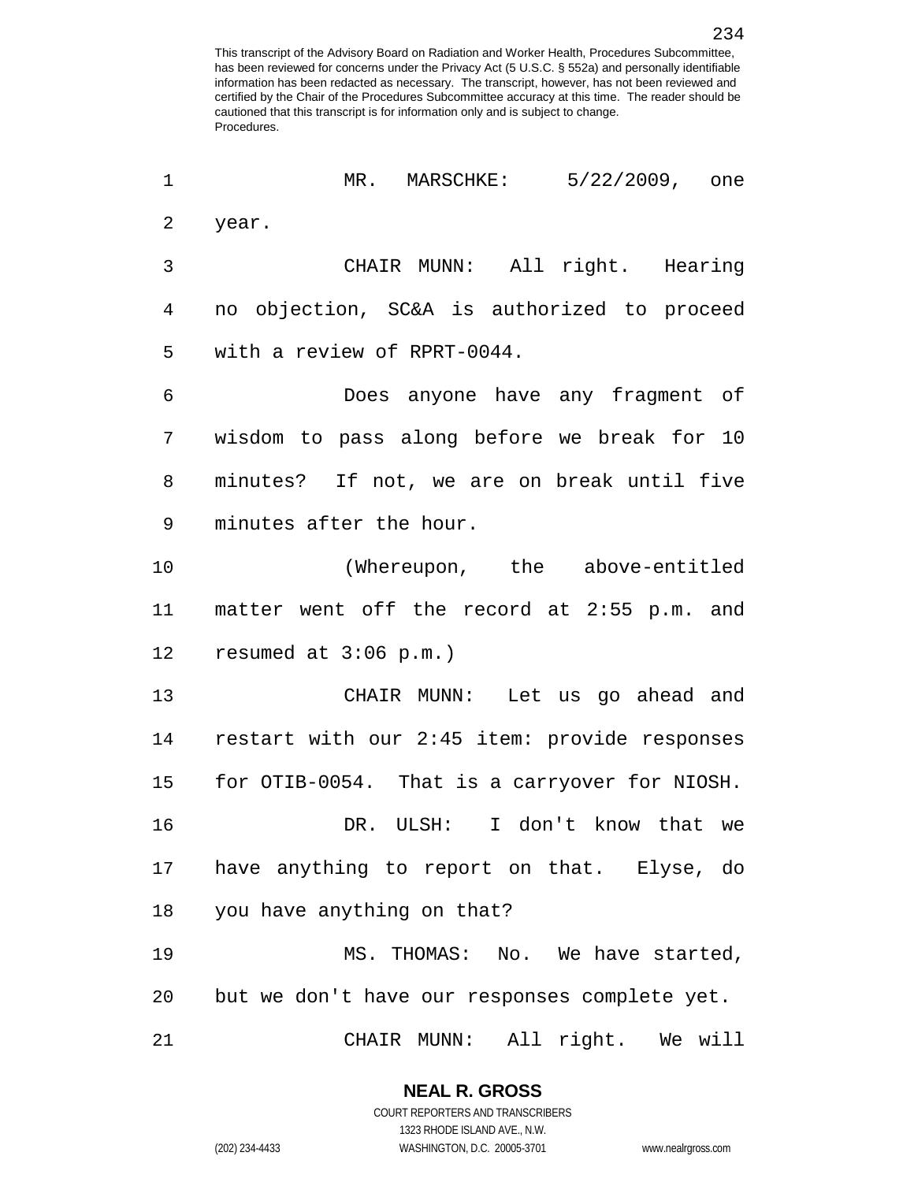MR. MARSCHKE: 5/22/2009, one year.

CHAIR MUNN: All right. Hearing no objection, SC&A is authorized to proceed with a review of RPRT-0044.

Does anyone have any fragment of wisdom to pass along before we break for 10 minutes? If not, we are on break until five minutes after the hour.

(Whereupon, the above-entitled matter went off the record at 2:55 p.m. and resumed at 3:06 p.m.)

CHAIR MUNN: Let us go ahead and restart with our 2:45 item: provide responses for OTIB-0054. That is a carryover for NIOSH.

DR. ULSH: I don't know that we have anything to report on that. Elyse, do you have anything on that?

MS. THOMAS: No. We have started, but we don't have our responses complete yet.

CHAIR MUNN: All right. We will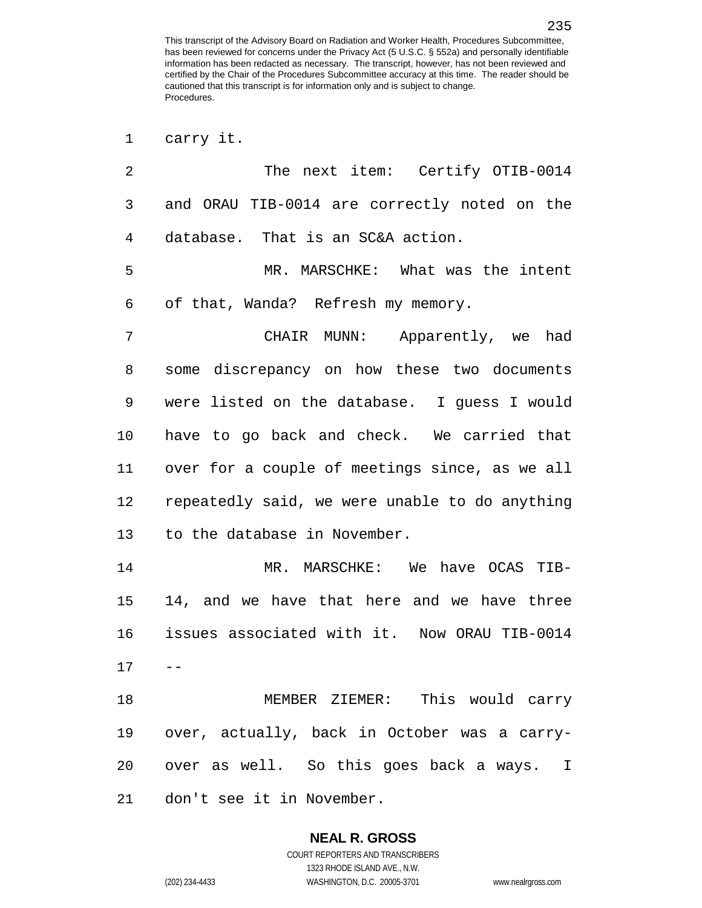carry it.

The next item: Certify OTIB-0014 and ORAU TIB-0014 are correctly noted on the database. That is an SC&A action.

MR. MARSCHKE: What was the intent of that, Wanda? Refresh my memory.

CHAIR MUNN: Apparently, we had some discrepancy on how these two documents were listed on the database. I guess I would have to go back and check. We carried that over for a couple of meetings since, as we all repeatedly said, we were unable to do anything to the database in November.

MR. MARSCHKE: We have OCAS TIB-14, and we have that here and we have three issues associated with it. Now ORAU TIB-0014 --

MEMBER ZIEMER: This would carry over, actually, back in October was a carry-over as well. So this goes back a ways. I don't see it in November.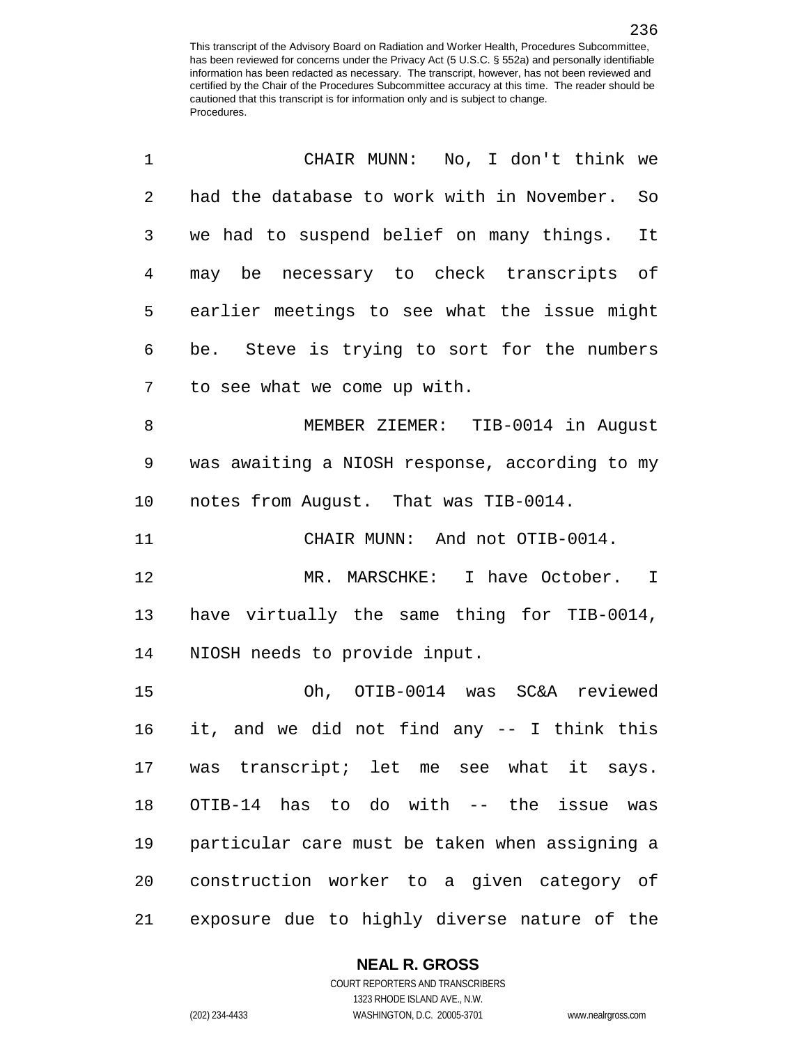CHAIR MUNN: No, I don't think we had the database to work with in November. So we had to suspend belief on many things. It may be necessary to check transcripts of earlier meetings to see what the issue might be. Steve is trying to sort for the numbers to see what we come up with.

MEMBER ZIEMER: TIB-0014 in August was awaiting a NIOSH response, according to my notes from August. That was TIB-0014.

CHAIR MUNN: And not OTIB-0014.

MR. MARSCHKE: I have October. I have virtually the same thing for TIB-0014, NIOSH needs to provide input.

Oh, OTIB-0014 was SC&A reviewed it, and we did not find any -- I think this was transcript; let me see what it says. OTIB-14 has to do with -- the issue was particular care must be taken when assigning a construction worker to a given category of exposure due to highly diverse nature of the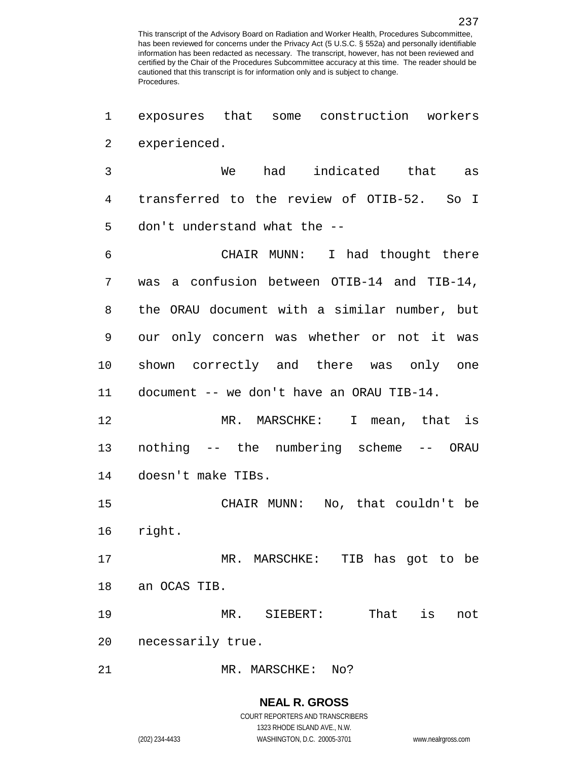exposures that some construction workers experienced.

We had indicated that as transferred to the review of OTIB-52. So I don't understand what the --

CHAIR MUNN: I had thought there was a confusion between OTIB-14 and TIB-14, the ORAU document with a similar number, but our only concern was whether or not it was shown correctly and there was only one document -- we don't have an ORAU TIB-14.

MR. MARSCHKE: I mean, that is nothing -- the numbering scheme -- ORAU doesn't make TIBs.

CHAIR MUNN: No, that couldn't be right.

MR. MARSCHKE: TIB has got to be an OCAS TIB.

MR. SIEBERT: That is not necessarily true.

MR. MARSCHKE: No?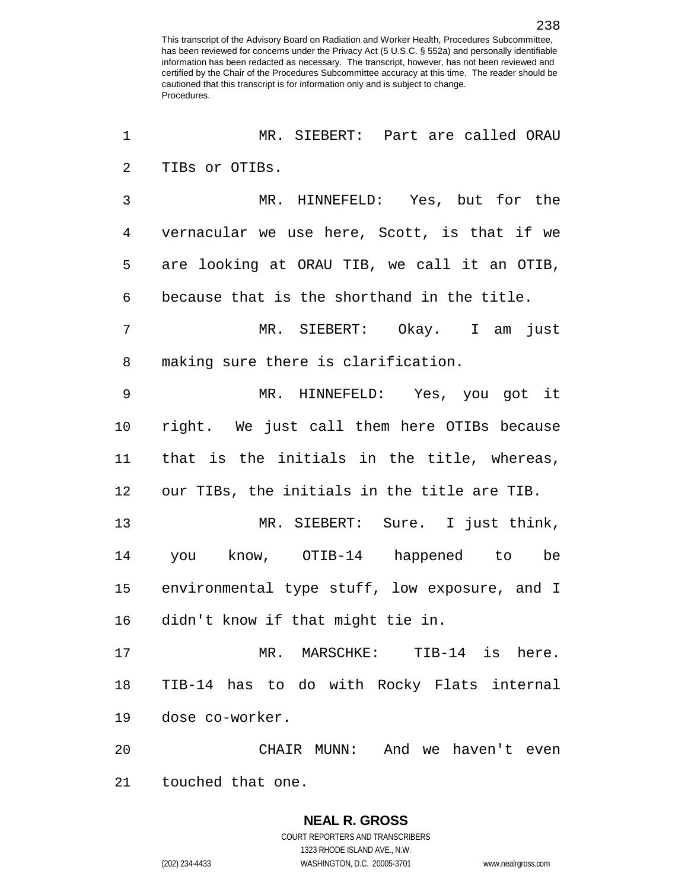MR. SIEBERT: Part are called ORAU TIBs or OTIBs.

MR. HINNEFELD: Yes, but for the vernacular we use here, Scott, is that if we are looking at ORAU TIB, we call it an OTIB, because that is the shorthand in the title.

MR. SIEBERT: Okay. I am just making sure there is clarification.

MR. HINNEFELD: Yes, you got it right. We just call them here OTIBs because that is the initials in the title, whereas, our TIBs, the initials in the title are TIB.

MR. SIEBERT: Sure. I just think, you know, OTIB-14 happened to be environmental type stuff, low exposure, and I didn't know if that might tie in.

MR. MARSCHKE: TIB-14 is here. TIB-14 has to do with Rocky Flats internal dose co-worker.

CHAIR MUNN: And we haven't even touched that one.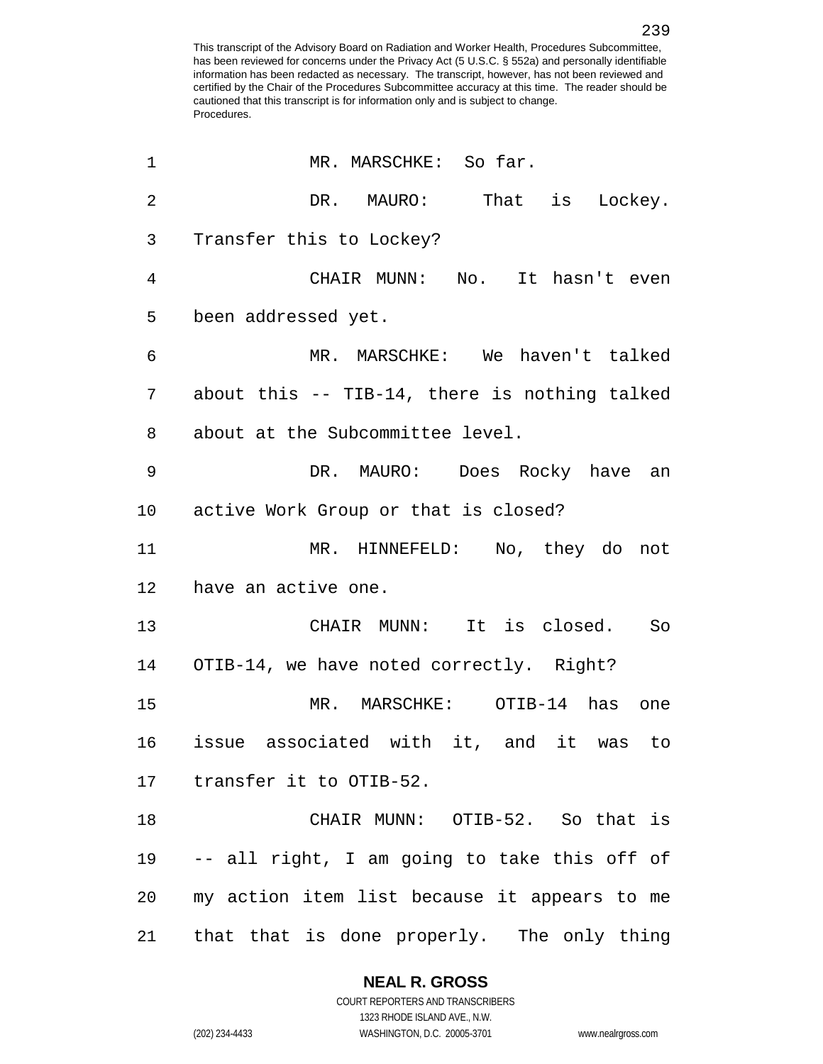MR. MARSCHKE: So far.

DR. MAURO: That is Lockey. Transfer this to Lockey?

CHAIR MUNN: No. It hasn't even been addressed yet.

MR. MARSCHKE: We haven't talked about this -- TIB-14, there is nothing talked about at the Subcommittee level.

DR. MAURO: Does Rocky have an active Work Group or that is closed?

MR. HINNEFELD: No, they do not have an active one.

CHAIR MUNN: It is closed. So OTIB-14, we have noted correctly. Right?

MR. MARSCHKE: OTIB-14 has one issue associated with it, and it was to transfer it to OTIB-52.

CHAIR MUNN: OTIB-52. So that is -- all right, I am going to take this off of my action item list because it appears to me that that is done properly. The only thing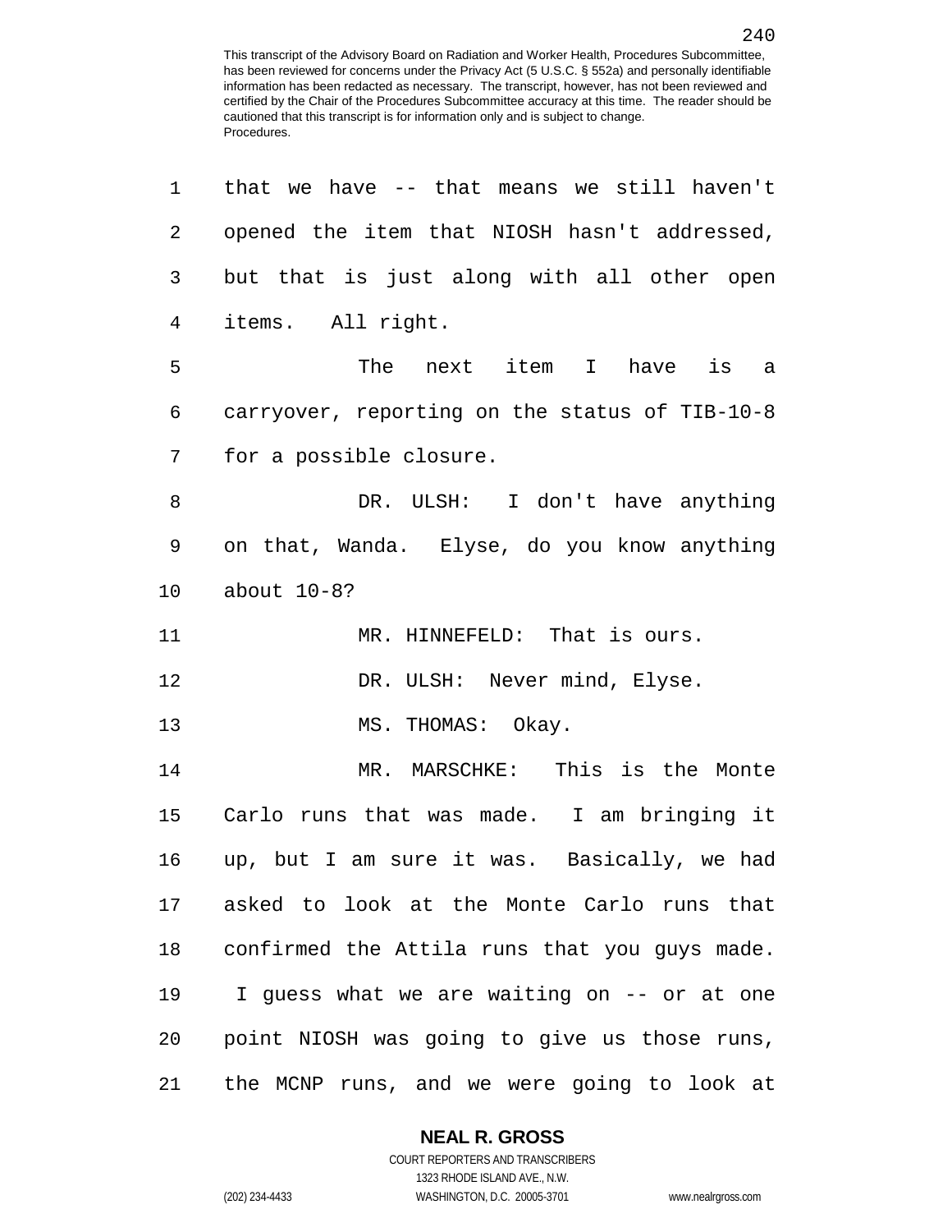that we have -- that means we still haven't opened the item that NIOSH hasn't addressed, but that is just along with all other open items. All right.

The next item I have is a carryover, reporting on the status of TIB-10-8 for a possible closure.

DR. ULSH: I don't have anything on that, Wanda. Elyse, do you know anything about 10-8?

MR. HINNEFELD: That is ours.

DR. ULSH: Never mind, Elyse.

MS. THOMAS: Okay.

MR. MARSCHKE: This is the Monte Carlo runs that was made. I am bringing it up, but I am sure it was. Basically, we had asked to look at the Monte Carlo runs that confirmed the Attila runs that you guys made. I guess what we are waiting on -- or at one point NIOSH was going to give us those runs, the MCNP runs, and we were going to look at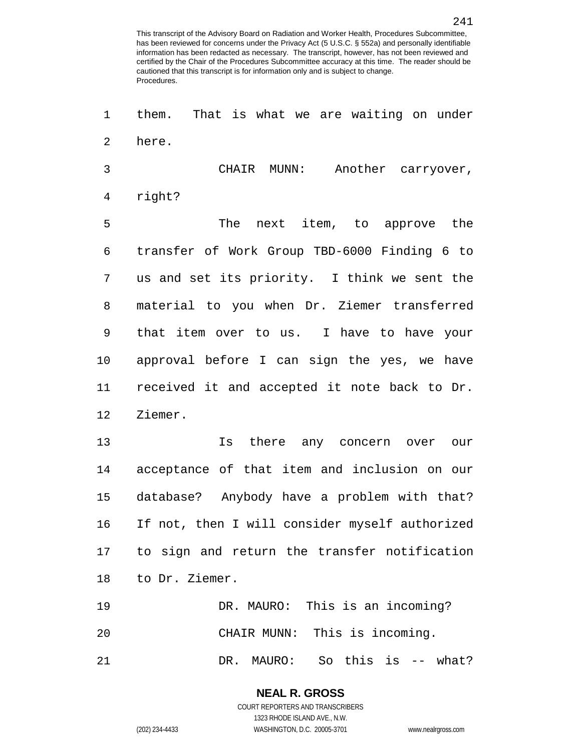them. That is what we are waiting on under here.

CHAIR MUNN: Another carryover, right?

The next item, to approve the transfer of Work Group TBD-6000 Finding 6 to us and set its priority. I think we sent the material to you when Dr. Ziemer transferred that item over to us. I have to have your approval before I can sign the yes, we have received it and accepted it note back to Dr. Ziemer.

Is there any concern over our acceptance of that item and inclusion on our database? Anybody have a problem with that? If not, then I will consider myself authorized to sign and return the transfer notification to Dr. Ziemer.

DR. MAURO: This is an incoming?

CHAIR MUNN: This is incoming.

DR. MAURO: So this is -- what?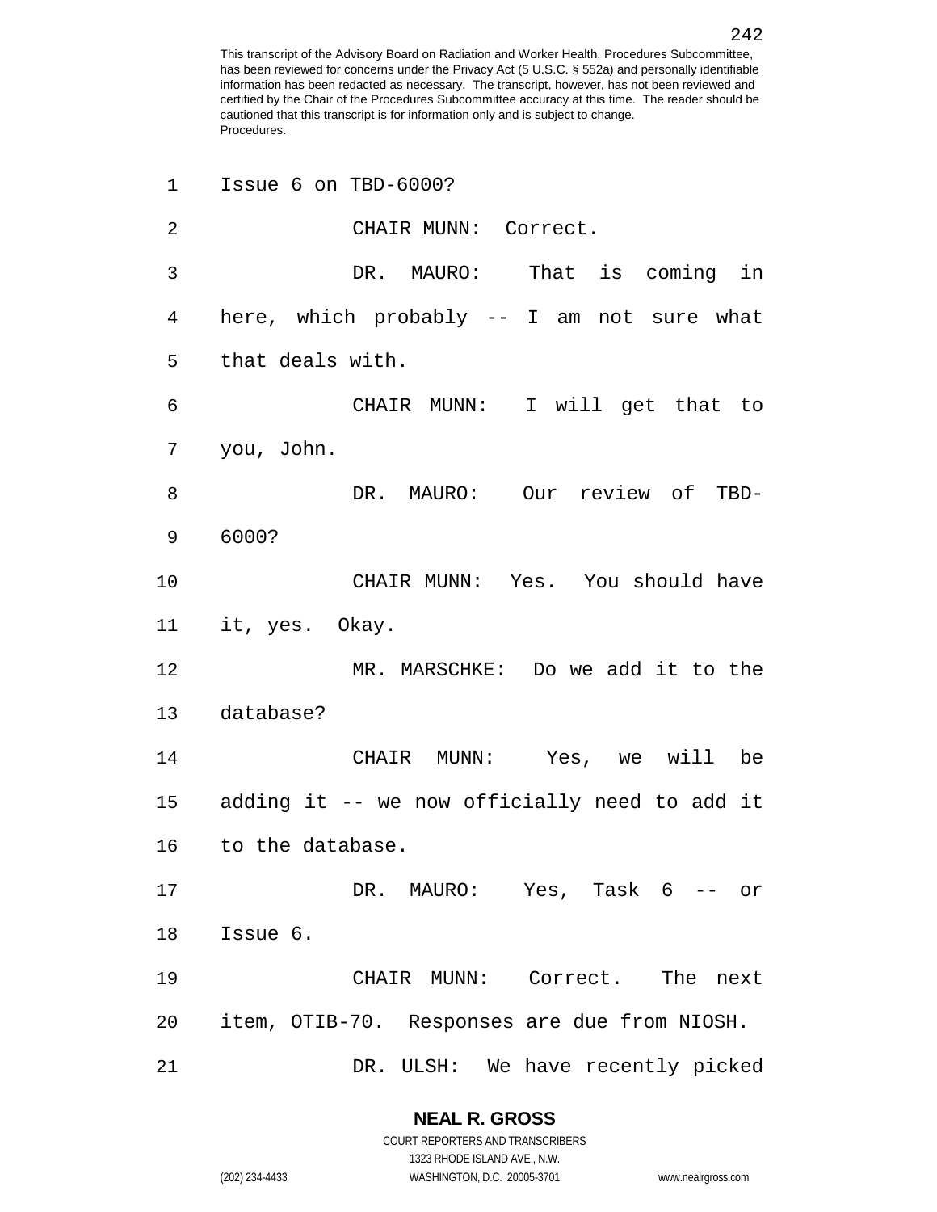Issue 6 on TBD-6000?

CHAIR MUNN: Correct.

DR. MAURO: That is coming in here, which probably -- I am not sure what that deals with.

CHAIR MUNN: I will get that to you, John.

DR. MAURO: Our review of TBD-6000?

CHAIR MUNN: Yes. You should have it, yes. Okay.

MR. MARSCHKE: Do we add it to the database?

CHAIR MUNN: Yes, we will be adding it -- we now officially need to add it to the database.

DR. MAURO: Yes, Task 6 -- or Issue 6.

CHAIR MUNN: Correct. The next item, OTIB-70. Responses are due from NIOSH.

DR. ULSH: We have recently picked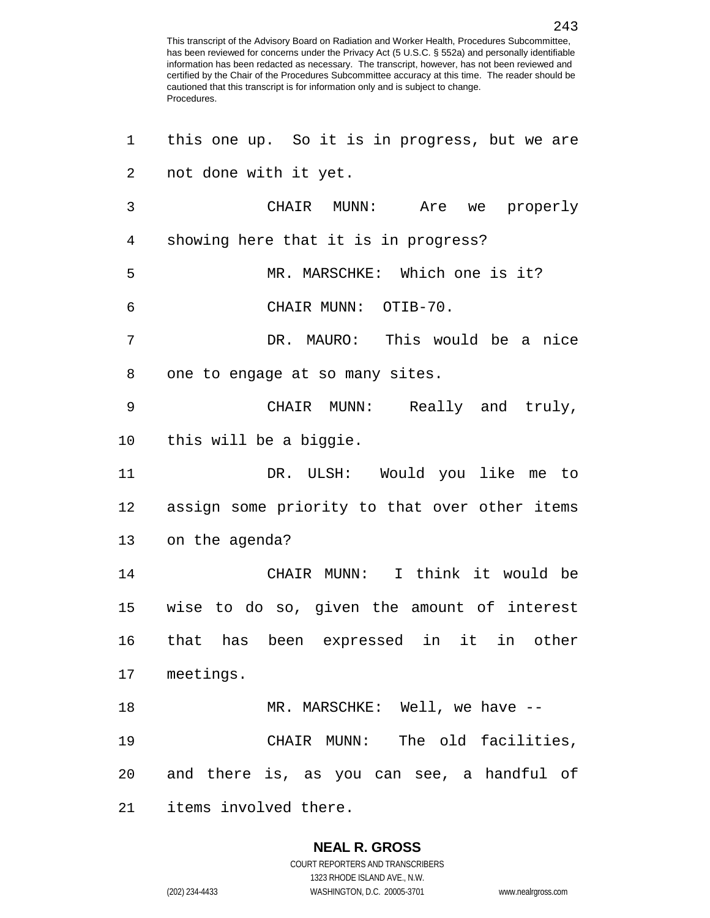this one up. So it is in progress, but we are not done with it yet.

CHAIR MUNN: Are we properly showing here that it is in progress?

MR. MARSCHKE: Which one is it?

CHAIR MUNN: OTIB-70.

DR. MAURO: This would be a nice one to engage at so many sites.

CHAIR MUNN: Really and truly, this will be a biggie.

DR. ULSH: Would you like me to assign some priority to that over other items on the agenda?

CHAIR MUNN: I think it would be wise to do so, given the amount of interest that has been expressed in it in other meetings.

MR. MARSCHKE: Well, we have --

CHAIR MUNN: The old facilities, and there is, as you can see, a handful of items involved there.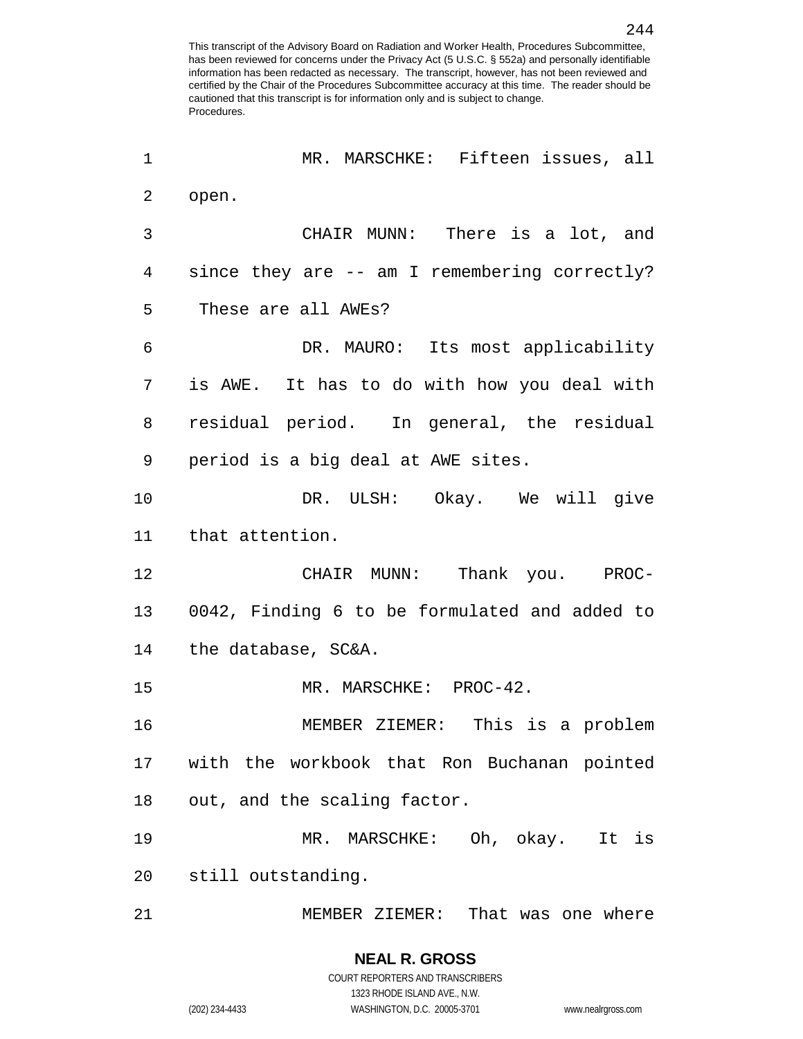MR. MARSCHKE: Fifteen issues, all open.

CHAIR MUNN: There is a lot, and since they are -- am I remembering correctly? These are all AWEs?

DR. MAURO: Its most applicability is AWE. It has to do with how you deal with residual period. In general, the residual period is a big deal at AWE sites.

DR. ULSH: Okay. We will give that attention.

CHAIR MUNN: Thank you. PROC-0042, Finding 6 to be formulated and added to the database, SC&A.

MR. MARSCHKE: PROC-42.

MEMBER ZIEMER: This is a problem with the workbook that Ron Buchanan pointed out, and the scaling factor.

MR. MARSCHKE: Oh, okay. It is still outstanding.

MEMBER ZIEMER: That was one where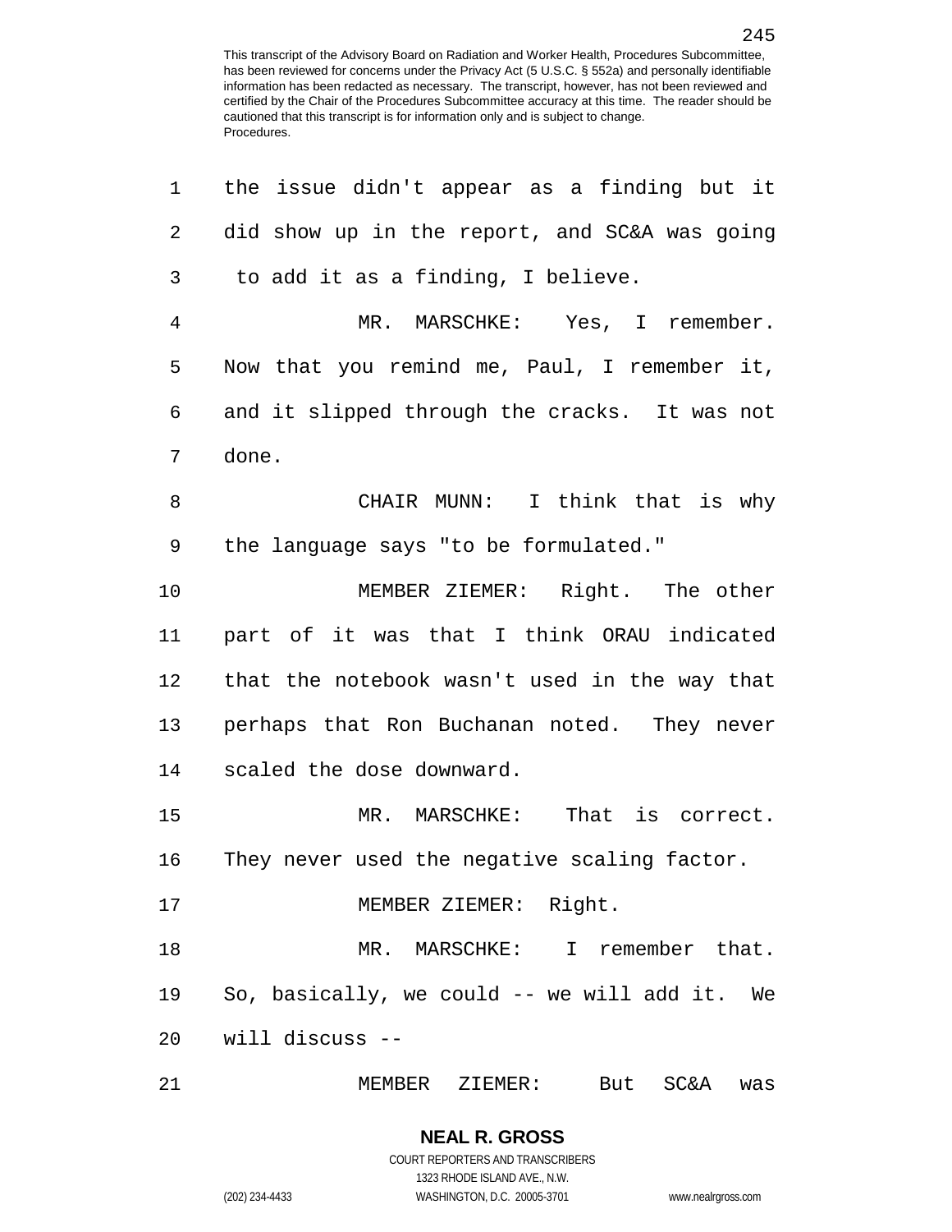the issue didn't appear as a finding but it did show up in the report, and SC&A was going to add it as a finding, I believe.

MR. MARSCHKE: Yes, I remember. Now that you remind me, Paul, I remember it, and it slipped through the cracks. It was not done.

CHAIR MUNN: I think that is why the language says "to be formulated."

MEMBER ZIEMER: Right. The other part of it was that I think ORAU indicated that the notebook wasn't used in the way that perhaps that Ron Buchanan noted. They never scaled the dose downward.

MR. MARSCHKE: That is correct. They never used the negative scaling factor.

MEMBER ZIEMER: Right.

MR. MARSCHKE: I remember that. So, basically, we could -- we will add it. We will discuss --

MEMBER ZIEMER: But SC&A was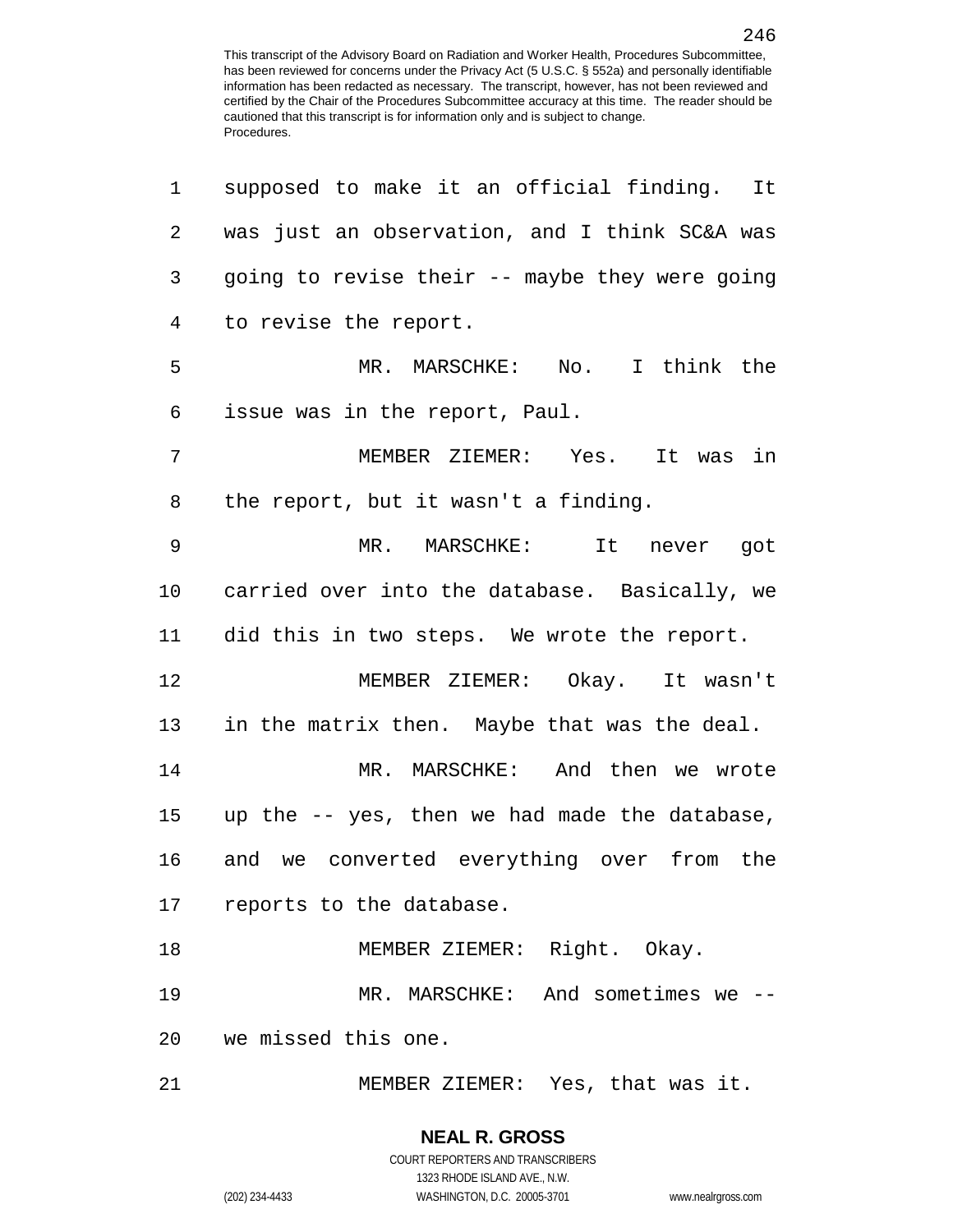supposed to make it an official finding. It was just an observation, and I think SC&A was going to revise their -- maybe they were going to revise the report.

MR. MARSCHKE: No. I think the issue was in the report, Paul.

MEMBER ZIEMER: Yes. It was in the report, but it wasn't a finding.

MR. MARSCHKE: It never got carried over into the database. Basically, we did this in two steps. We wrote the report.

MEMBER ZIEMER: Okay. It wasn't in the matrix then. Maybe that was the deal.

MR. MARSCHKE: And then we wrote up the -- yes, then we had made the database, and we converted everything over from the reports to the database.

MEMBER ZIEMER: Right. Okay.

MR. MARSCHKE: And sometimes we -- we missed this one.

MEMBER ZIEMER: Yes, that was it.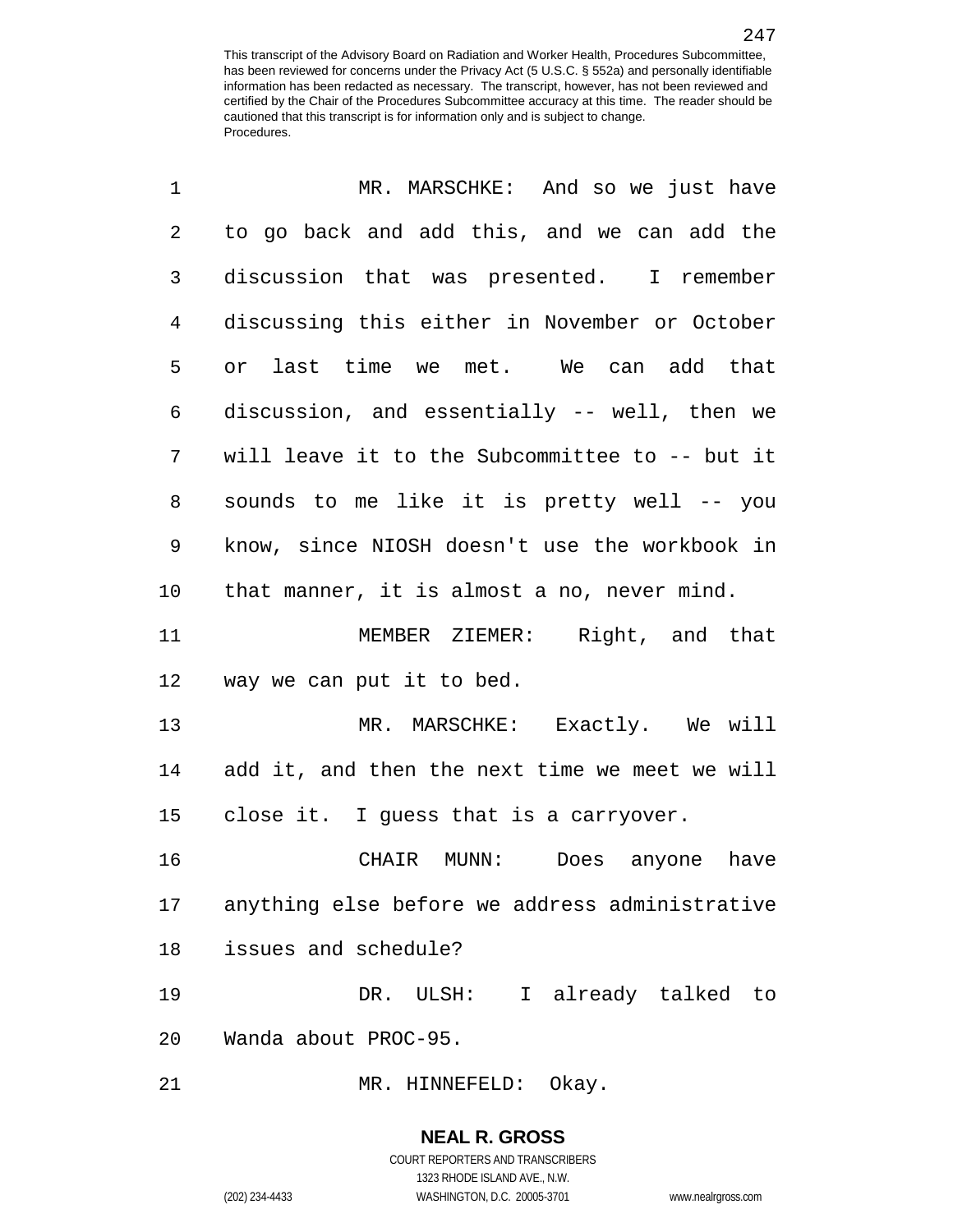MR. MARSCHKE: And so we just have to go back and add this, and we can add the discussion that was presented. I remember discussing this either in November or October or last time we met. We can add that discussion, and essentially -- well, then we will leave it to the Subcommittee to -- but it sounds to me like it is pretty well -- you know, since NIOSH doesn't use the workbook in that manner, it is almost a no, never mind.

MEMBER ZIEMER: Right, and that way we can put it to bed.

MR. MARSCHKE: Exactly. We will add it, and then the next time we meet we will close it. I guess that is a carryover.

CHAIR MUNN: Does anyone have anything else before we address administrative issues and schedule?

DR. ULSH: I already talked to Wanda about PROC-95.

MR. HINNEFELD: Okay.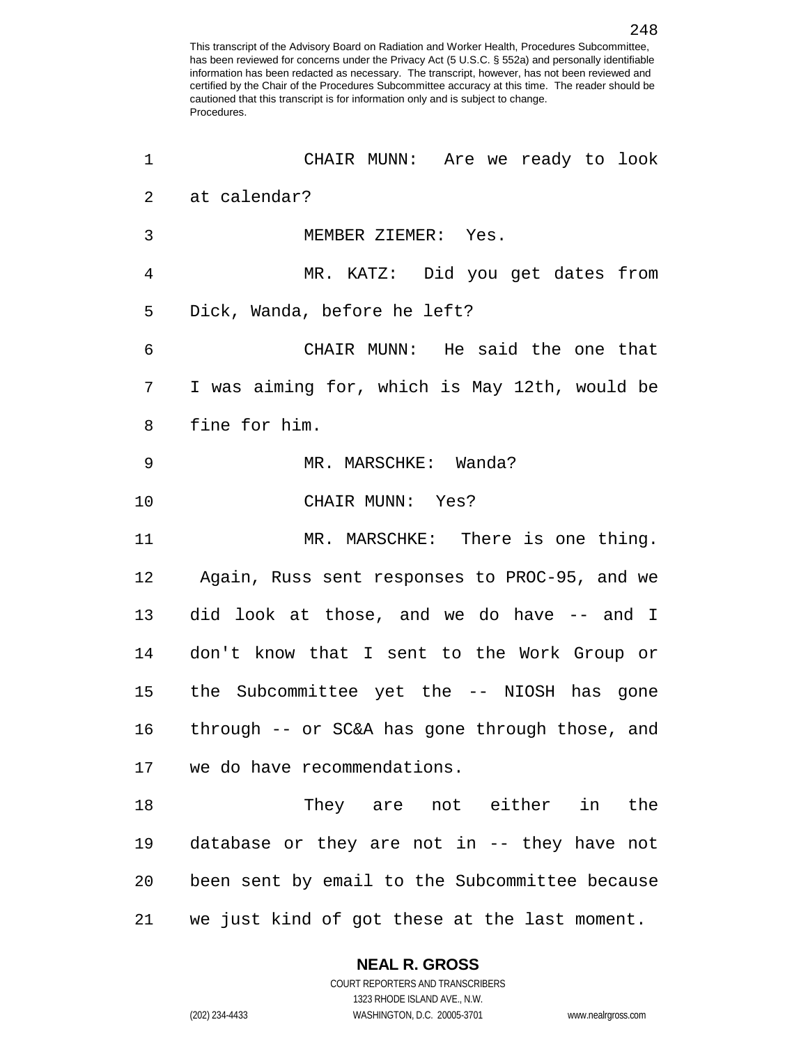CHAIR MUNN: Are we ready to look at calendar?

MEMBER ZIEMER: Yes.

MR. KATZ: Did you get dates from Dick, Wanda, before he left?

CHAIR MUNN: He said the one that I was aiming for, which is May 12th, would be fine for him.

MR. MARSCHKE: Wanda?

CHAIR MUNN: Yes?

MR. MARSCHKE: There is one thing. Again, Russ sent responses to PROC-95, and we did look at those, and we do have -- and I don't know that I sent to the Work Group or the Subcommittee yet the -- NIOSH has gone through -- or SC&A has gone through those, and we do have recommendations.

They are not either in the database or they are not in -- they have not been sent by email to the Subcommittee because we just kind of got these at the last moment.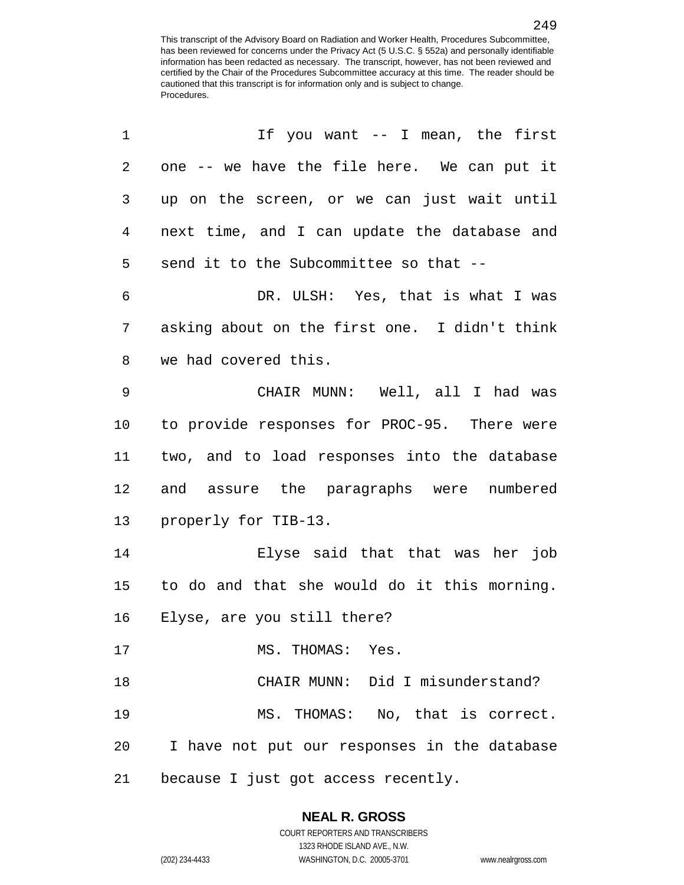If you want -- I mean, the first one -- we have the file here. We can put it up on the screen, or we can just wait until next time, and I can update the database and send it to the Subcommittee so that --

DR. ULSH: Yes, that is what I was asking about on the first one. I didn't think we had covered this.

CHAIR MUNN: Well, all I had was to provide responses for PROC-95. There were two, and to load responses into the database and assure the paragraphs were numbered properly for TIB-13.

Elyse said that that was her job to do and that she would do it this morning. Elyse, are you still there?

MS. THOMAS: Yes.

CHAIR MUNN: Did I misunderstand?

MS. THOMAS: No, that is correct. I have not put our responses in the database because I just got access recently.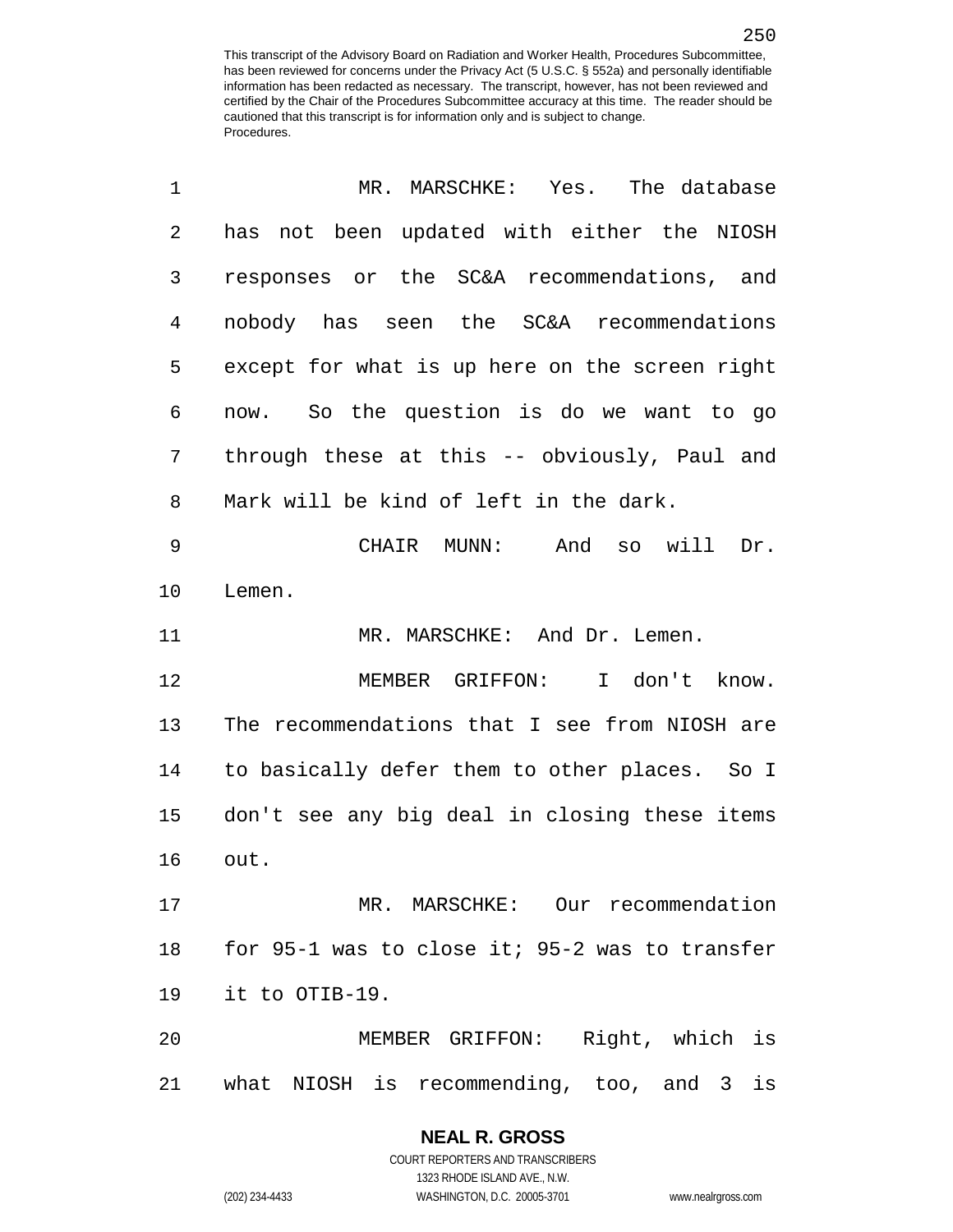MR. MARSCHKE: Yes. The database has not been updated with either the NIOSH responses or the SC&A recommendations, and nobody has seen the SC&A recommendations except for what is up here on the screen right now. So the question is do we want to go through these at this -- obviously, Paul and Mark will be kind of left in the dark.

CHAIR MUNN: And so will Dr. Lemen.

MR. MARSCHKE: And Dr. Lemen.

MEMBER GRIFFON: I don't know. The recommendations that I see from NIOSH are to basically defer them to other places. So I don't see any big deal in closing these items out.

MR. MARSCHKE: Our recommendation for 95-1 was to close it; 95-2 was to transfer it to OTIB-19.

MEMBER GRIFFON: Right, which is what NIOSH is recommending, too, and 3 is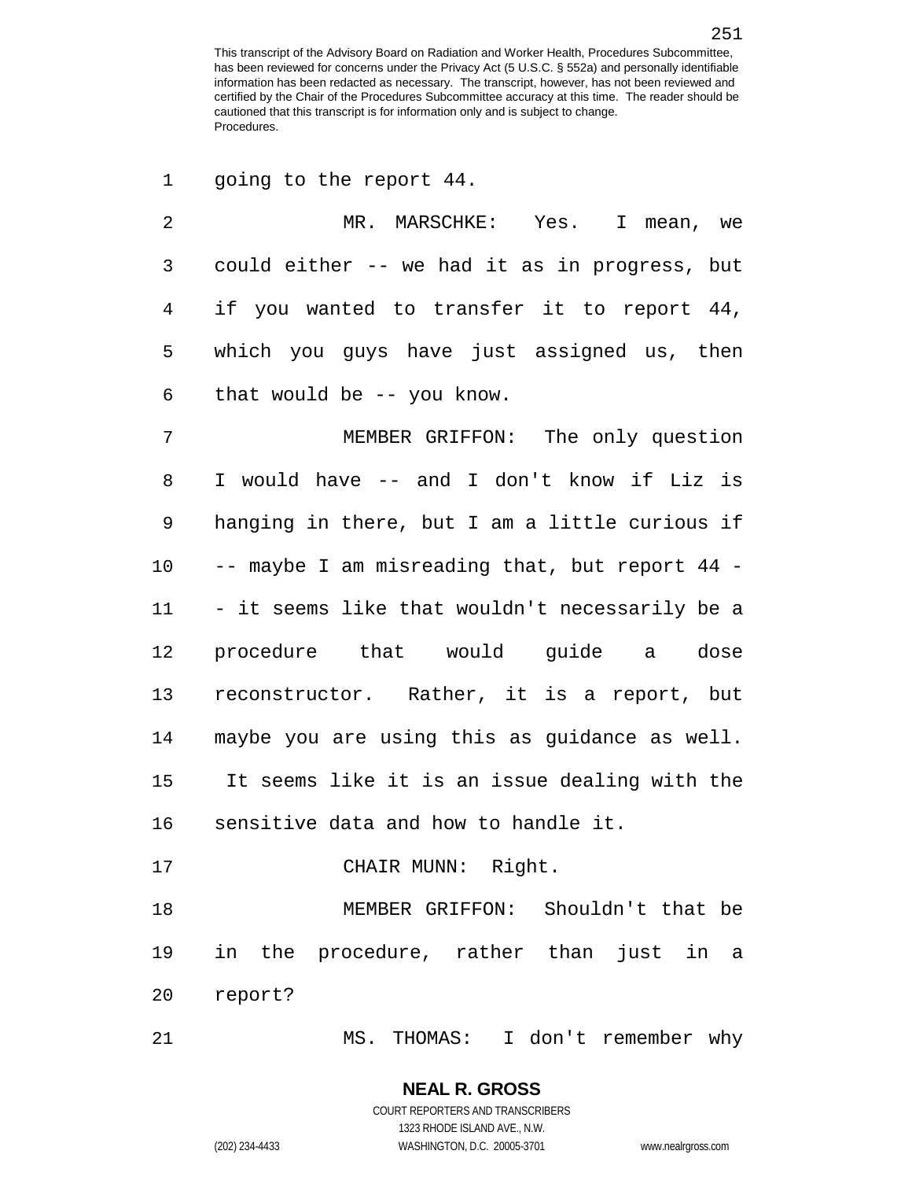going to the report 44.

MR. MARSCHKE: Yes. I mean, we could either -- we had it as in progress, but if you wanted to transfer it to report 44, which you guys have just assigned us, then that would be -- you know.

MEMBER GRIFFON: The only question I would have -- and I don't know if Liz is hanging in there, but I am a little curious if -- maybe I am misreading that, but report 44 -- it seems like that wouldn't necessarily be a procedure that would guide a dose reconstructor. Rather, it is a report, but maybe you are using this as guidance as well. It seems like it is an issue dealing with the sensitive data and how to handle it.

CHAIR MUNN: Right.

MEMBER GRIFFON: Shouldn't that be in the procedure, rather than just in a report?

MS. THOMAS: I don't remember why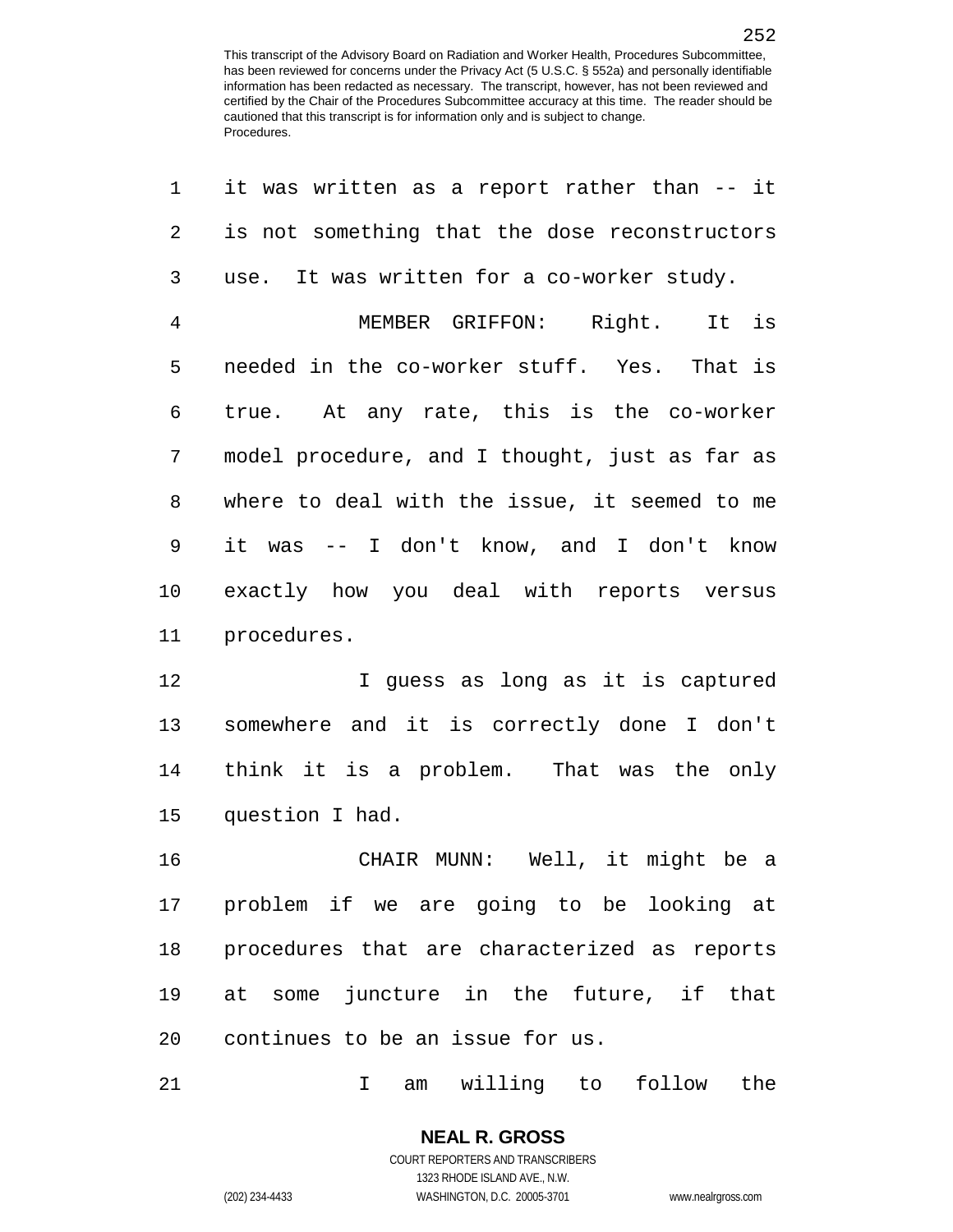it was written as a report rather than -- it is not something that the dose reconstructors use. It was written for a co-worker study.

MEMBER GRIFFON: Right. It is needed in the co-worker stuff. Yes. That is true. At any rate, this is the co-worker model procedure, and I thought, just as far as where to deal with the issue, it seemed to me it was -- I don't know, and I don't know exactly how you deal with reports versus procedures.

I guess as long as it is captured somewhere and it is correctly done I don't think it is a problem. That was the only question I had.

CHAIR MUNN: Well, it might be a problem if we are going to be looking at procedures that are characterized as reports at some juncture in the future, if that continues to be an issue for us.

I am willing to follow the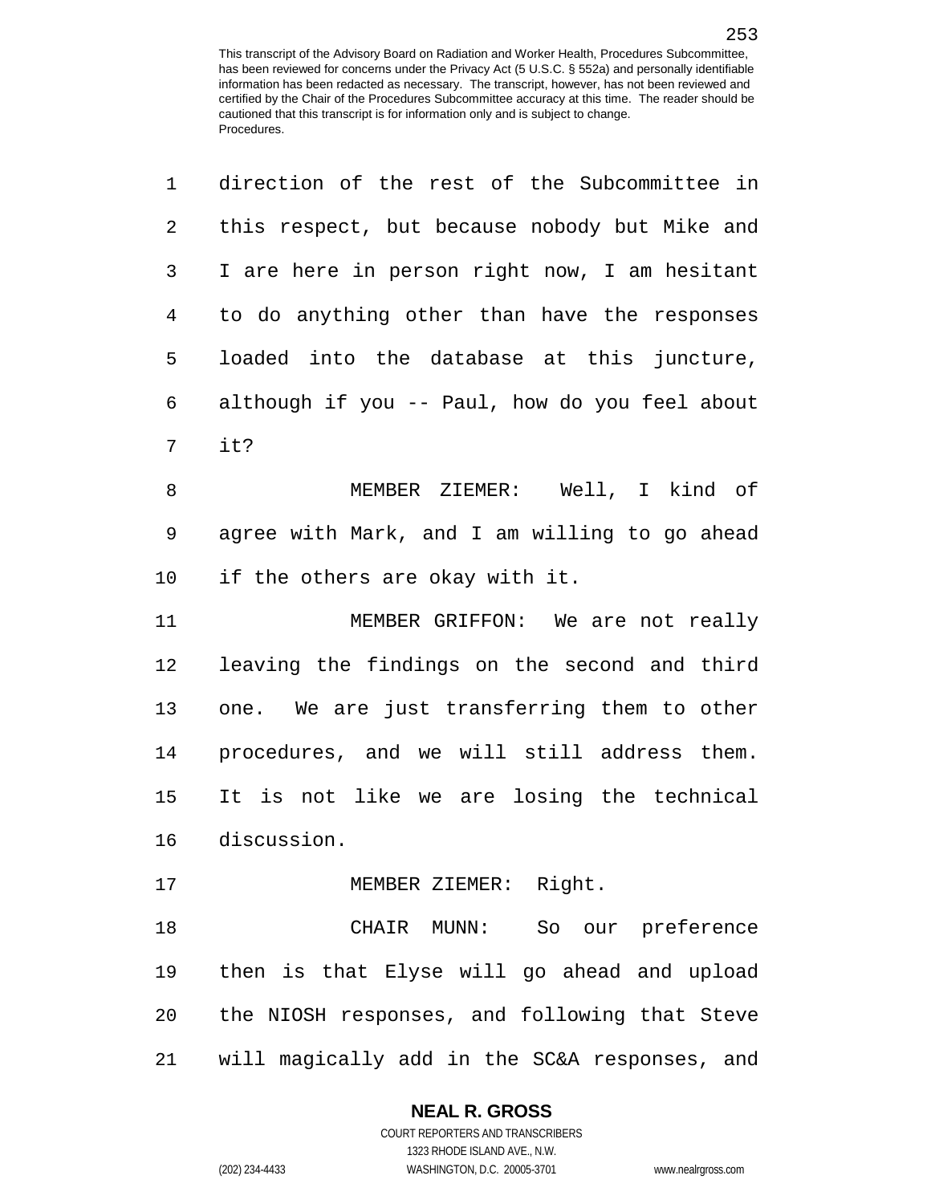direction of the rest of the Subcommittee in this respect, but because nobody but Mike and I are here in person right now, I am hesitant to do anything other than have the responses loaded into the database at this juncture, although if you -- Paul, how do you feel about it?

MEMBER ZIEMER: Well, I kind of agree with Mark, and I am willing to go ahead if the others are okay with it.

MEMBER GRIFFON: We are not really leaving the findings on the second and third one. We are just transferring them to other procedures, and we will still address them. It is not like we are losing the technical discussion.

MEMBER ZIEMER: Right.

CHAIR MUNN: So our preference then is that Elyse will go ahead and upload the NIOSH responses, and following that Steve will magically add in the SC&A responses, and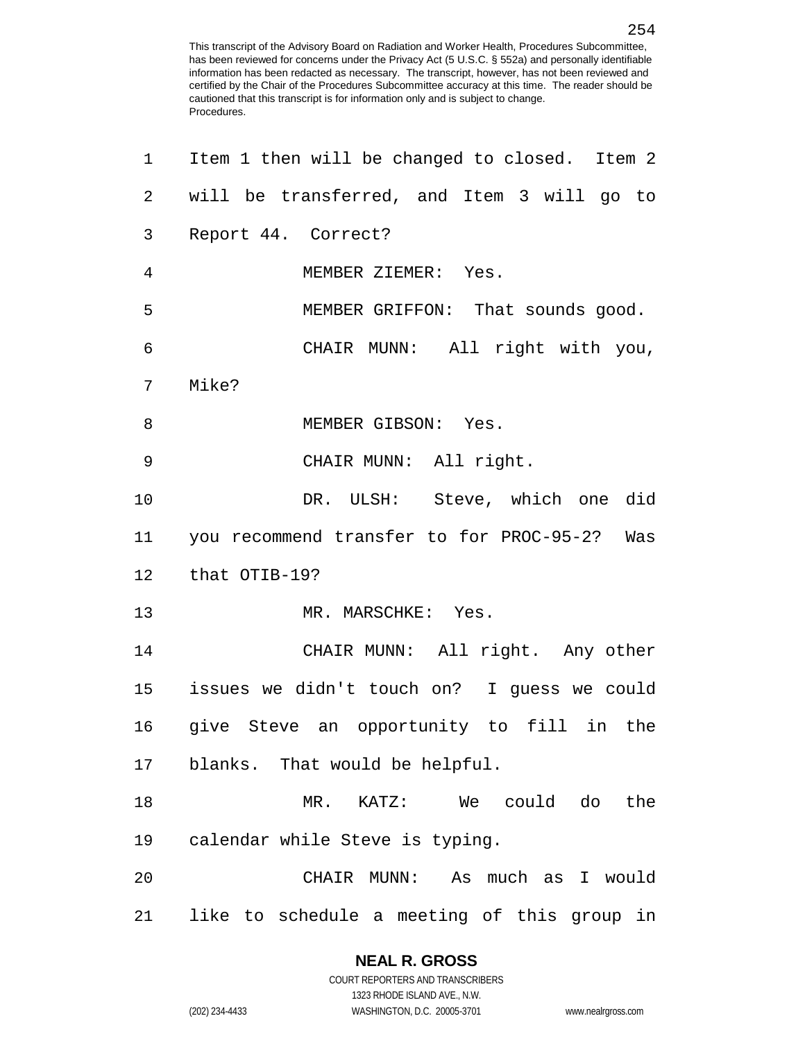Item 1 then will be changed to closed. Item 2 will be transferred, and Item 3 will go to Report 44. Correct?

MEMBER ZIEMER: Yes.

MEMBER GRIFFON: That sounds good.

CHAIR MUNN: All right with you, Mike?

MEMBER GIBSON: Yes.

CHAIR MUNN: All right.

DR. ULSH: Steve, which one did you recommend transfer to for PROC-95-2? Was that OTIB-19?

MR. MARSCHKE: Yes.

CHAIR MUNN: All right. Any other issues we didn't touch on? I guess we could give Steve an opportunity to fill in the blanks. That would be helpful.

MR. KATZ: We could do the calendar while Steve is typing.

CHAIR MUNN: As much as I would like to schedule a meeting of this group in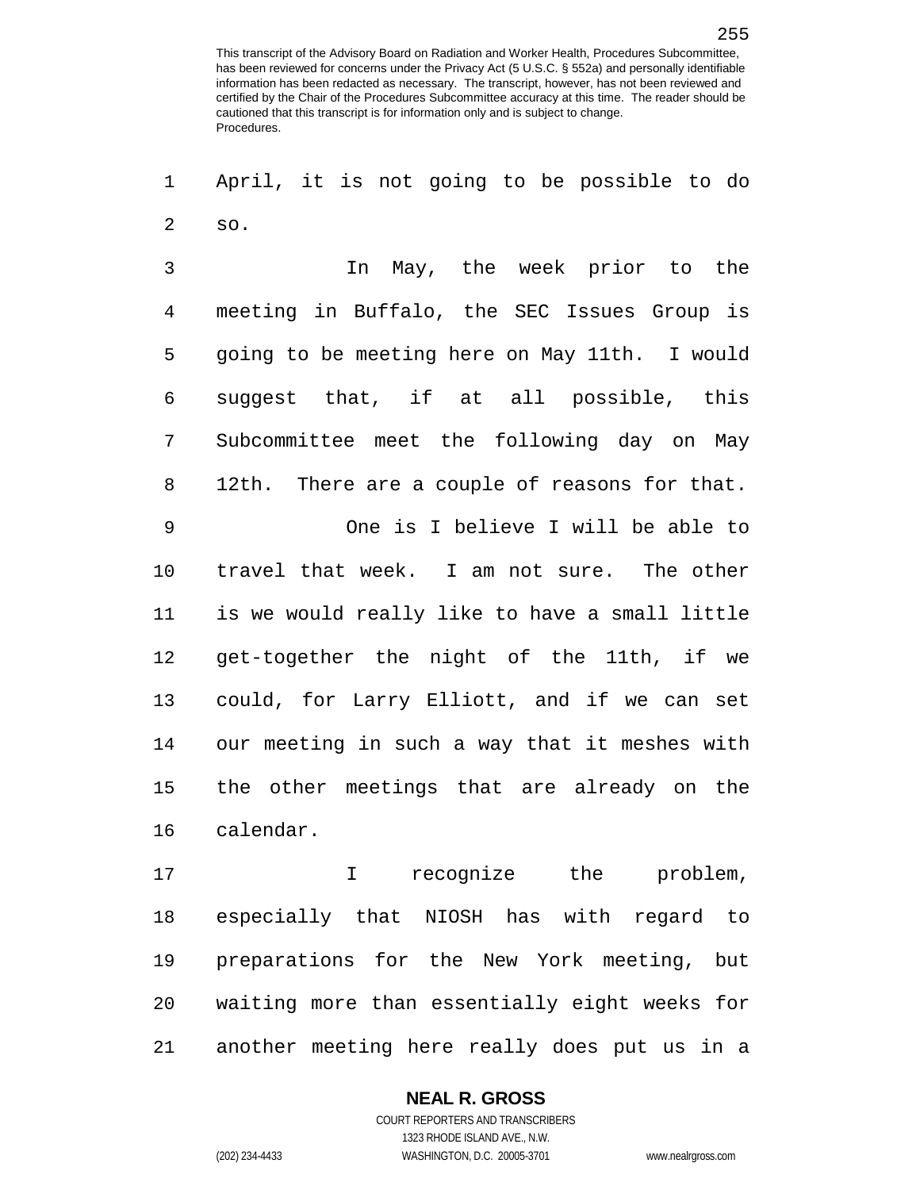April, it is not going to be possible to do so.

In May, the week prior to the meeting in Buffalo, the SEC Issues Group is going to be meeting here on May 11th. I would suggest that, if at all possible, this Subcommittee meet the following day on May 12th. There are a couple of reasons for that.

One is I believe I will be able to travel that week. I am not sure. The other is we would really like to have a small little get-together the night of the 11th, if we could, for Larry Elliott, and if we can set our meeting in such a way that it meshes with the other meetings that are already on the calendar.

I recognize the problem, especially that NIOSH has with regard to preparations for the New York meeting, but waiting more than essentially eight weeks for another meeting here really does put us in a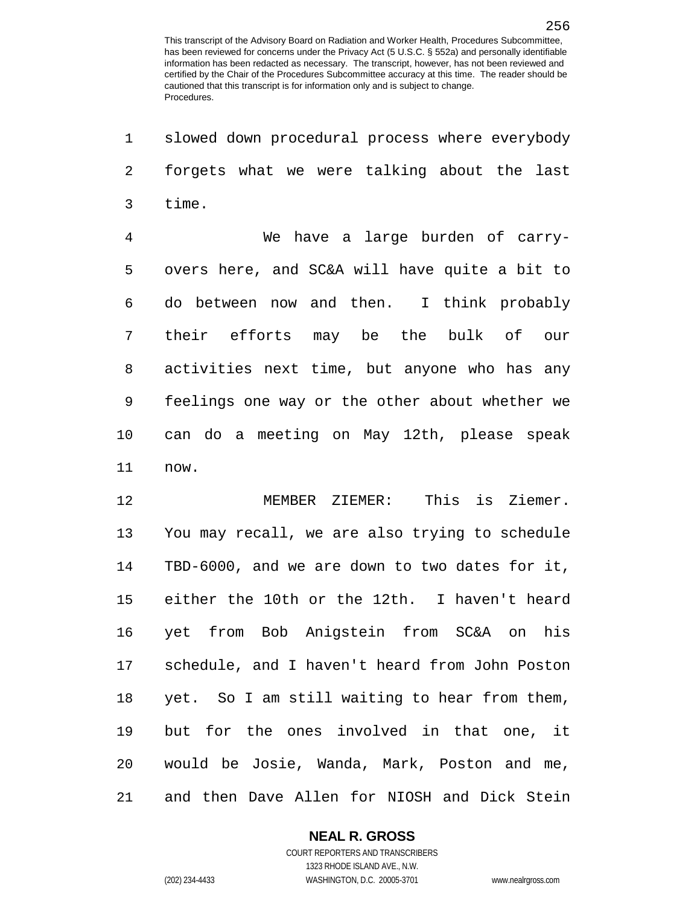slowed down procedural process where everybody forgets what we were talking about the last time.

We have a large burden of carry-overs here, and SC&A will have quite a bit to do between now and then. I think probably their efforts may be the bulk of our activities next time, but anyone who has any feelings one way or the other about whether we can do a meeting on May 12th, please speak now.

MEMBER ZIEMER: This is Ziemer. You may recall, we are also trying to schedule TBD-6000, and we are down to two dates for it, either the 10th or the 12th. I haven't heard yet from Bob Anigstein from SC&A on his schedule, and I haven't heard from John Poston yet. So I am still waiting to hear from them, but for the ones involved in that one, it would be Josie, Wanda, Mark, Poston and me, and then Dave Allen for NIOSH and Dick Stein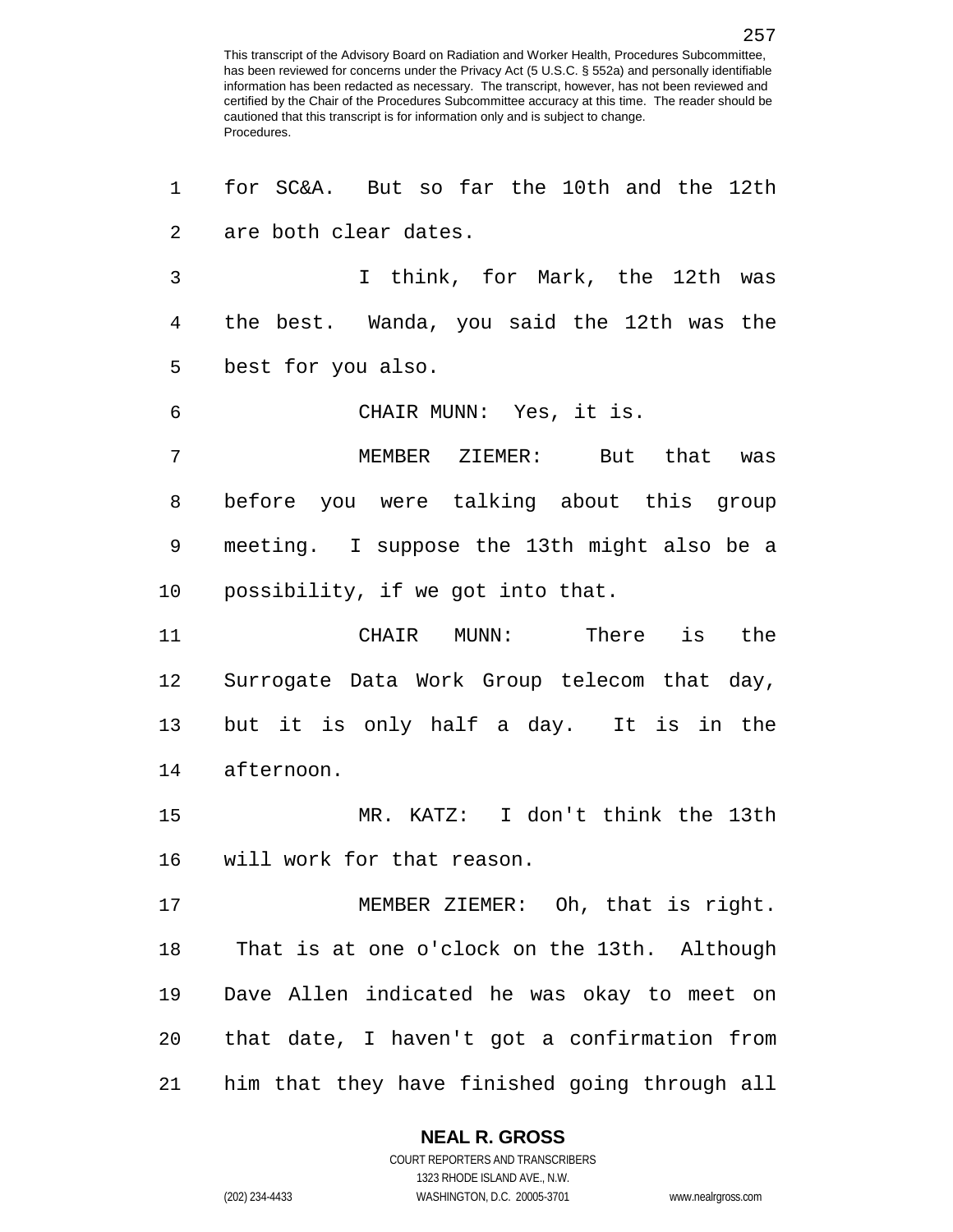for SC&A. But so far the 10th and the 12th are both clear dates.

I think, for Mark, the 12th was the best. Wanda, you said the 12th was the best for you also.

CHAIR MUNN: Yes, it is.

MEMBER ZIEMER: But that was before you were talking about this group meeting. I suppose the 13th might also be a possibility, if we got into that.

CHAIR MUNN: There is the Surrogate Data Work Group telecom that day, but it is only half a day. It is in the afternoon.

MR. KATZ: I don't think the 13th will work for that reason.

MEMBER ZIEMER: Oh, that is right. That is at one o'clock on the 13th. Although Dave Allen indicated he was okay to meet on that date, I haven't got a confirmation from him that they have finished going through all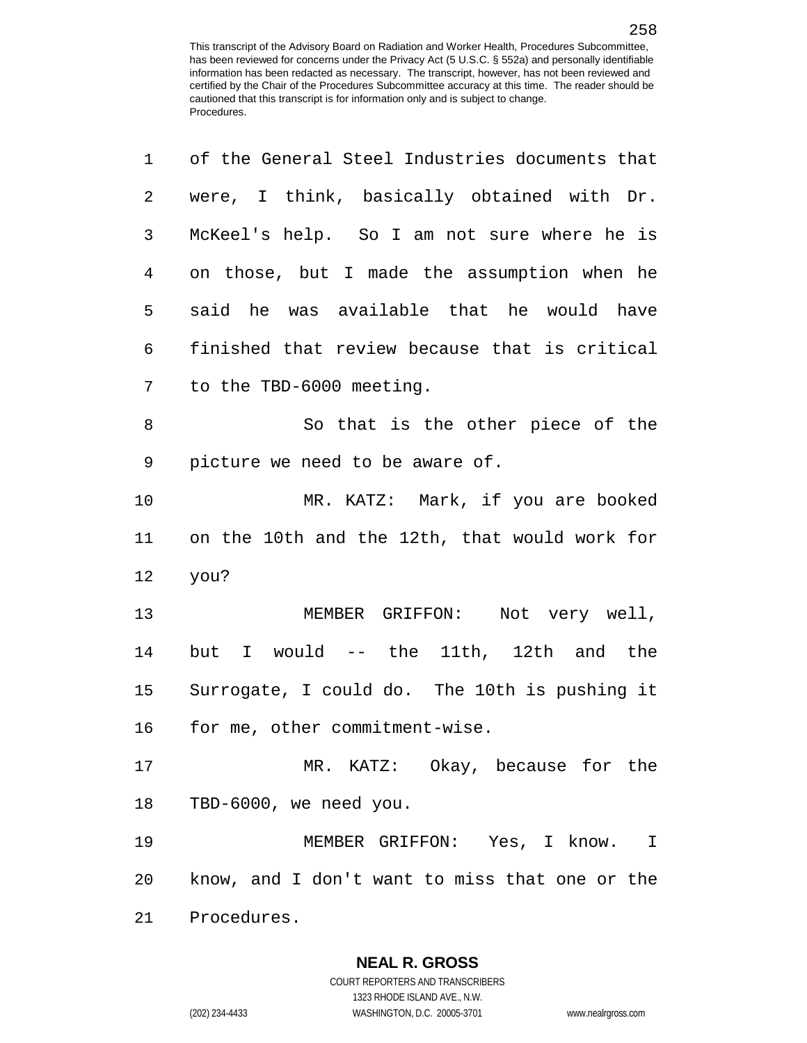of the General Steel Industries documents that were, I think, basically obtained with Dr. McKeel's help. So I am not sure where he is on those, but I made the assumption when he said he was available that he would have finished that review because that is critical to the TBD-6000 meeting.

So that is the other piece of the picture we need to be aware of.

MR. KATZ: Mark, if you are booked on the 10th and the 12th, that would work for you?

MEMBER GRIFFON: Not very well, but I would -- the 11th, 12th and the Surrogate, I could do. The 10th is pushing it for me, other commitment-wise.

MR. KATZ: Okay, because for the TBD-6000, we need you.

MEMBER GRIFFON: Yes, I know. I know, and I don't want to miss that one or the Procedures.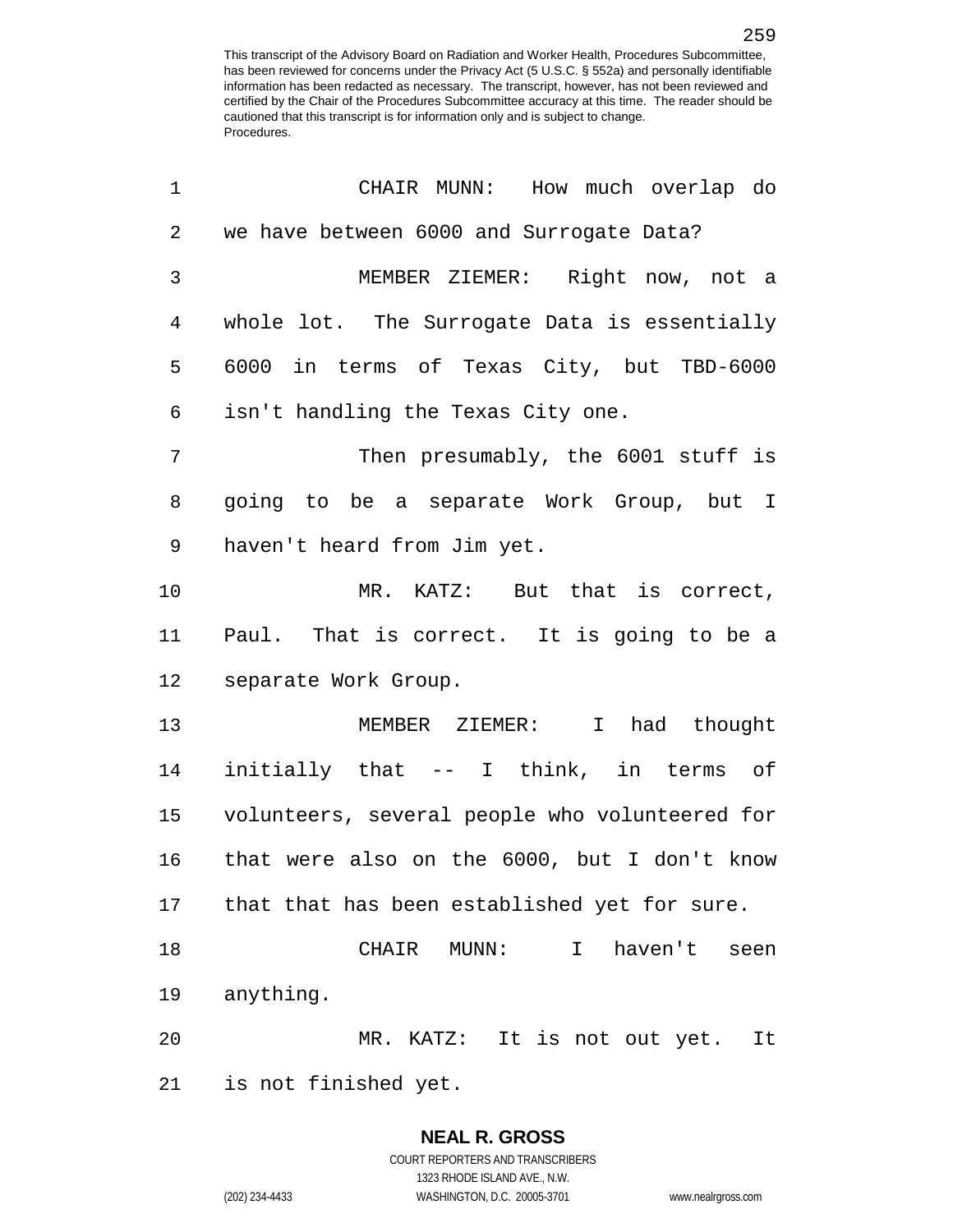CHAIR MUNN: How much overlap do we have between 6000 and Surrogate Data?

MEMBER ZIEMER: Right now, not a whole lot. The Surrogate Data is essentially 6000 in terms of Texas City, but TBD-6000 isn't handling the Texas City one.

Then presumably, the 6001 stuff is going to be a separate Work Group, but I haven't heard from Jim yet.

MR. KATZ: But that is correct, Paul. That is correct. It is going to be a separate Work Group.

MEMBER ZIEMER: I had thought initially that -- I think, in terms of volunteers, several people who volunteered for that were also on the 6000, but I don't know that that has been established yet for sure.

CHAIR MUNN: I haven't seen anything.

MR. KATZ: It is not out yet. It is not finished yet.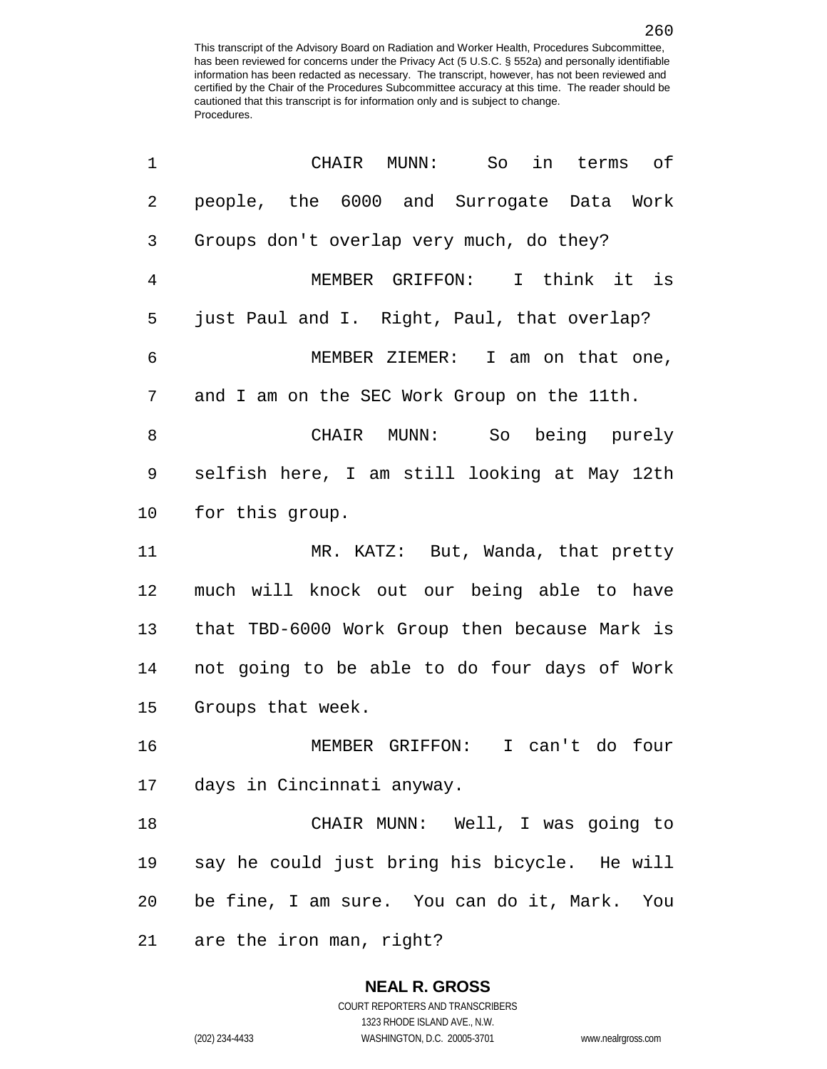CHAIR MUNN: So in terms of people, the 6000 and Surrogate Data Work Groups don't overlap very much, do they?

MEMBER GRIFFON: I think it is just Paul and I. Right, Paul, that overlap?

MEMBER ZIEMER: I am on that one, and I am on the SEC Work Group on the 11th.

CHAIR MUNN: So being purely selfish here, I am still looking at May 12th for this group.

MR. KATZ: But, Wanda, that pretty much will knock out our being able to have that TBD-6000 Work Group then because Mark is not going to be able to do four days of Work Groups that week.

MEMBER GRIFFON: I can't do four days in Cincinnati anyway.

CHAIR MUNN: Well, I was going to say he could just bring his bicycle. He will be fine, I am sure. You can do it, Mark. You are the iron man, right?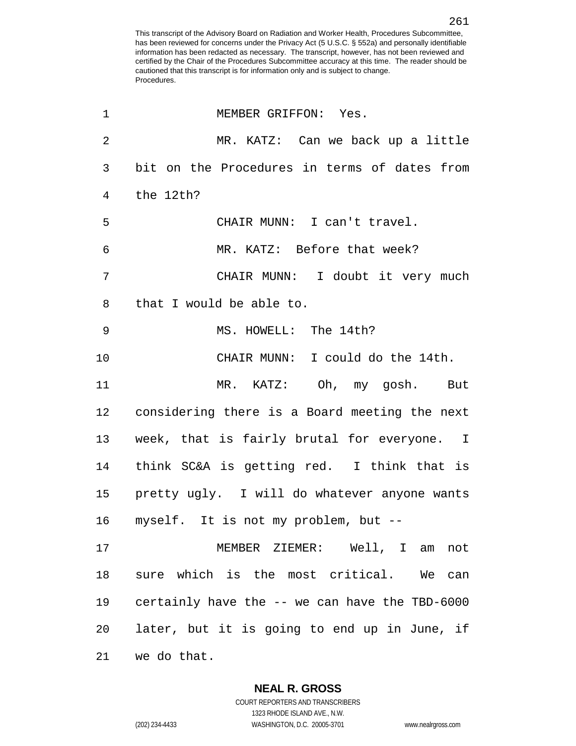MEMBER GRIFFON: Yes.

MR. KATZ: Can we back up a little bit on the Procedures in terms of dates from the 12th?

CHAIR MUNN: I can't travel.

MR. KATZ: Before that week?

CHAIR MUNN: I doubt it very much that I would be able to.

MS. HOWELL: The 14th?

CHAIR MUNN: I could do the 14th.

MR. KATZ: Oh, my gosh. But considering there is a Board meeting the next week, that is fairly brutal for everyone. I think SC&A is getting red. I think that is pretty ugly. I will do whatever anyone wants myself. It is not my problem, but --

MEMBER ZIEMER: Well, I am not sure which is the most critical. We can certainly have the -- we can have the TBD-6000 later, but it is going to end up in June, if we do that.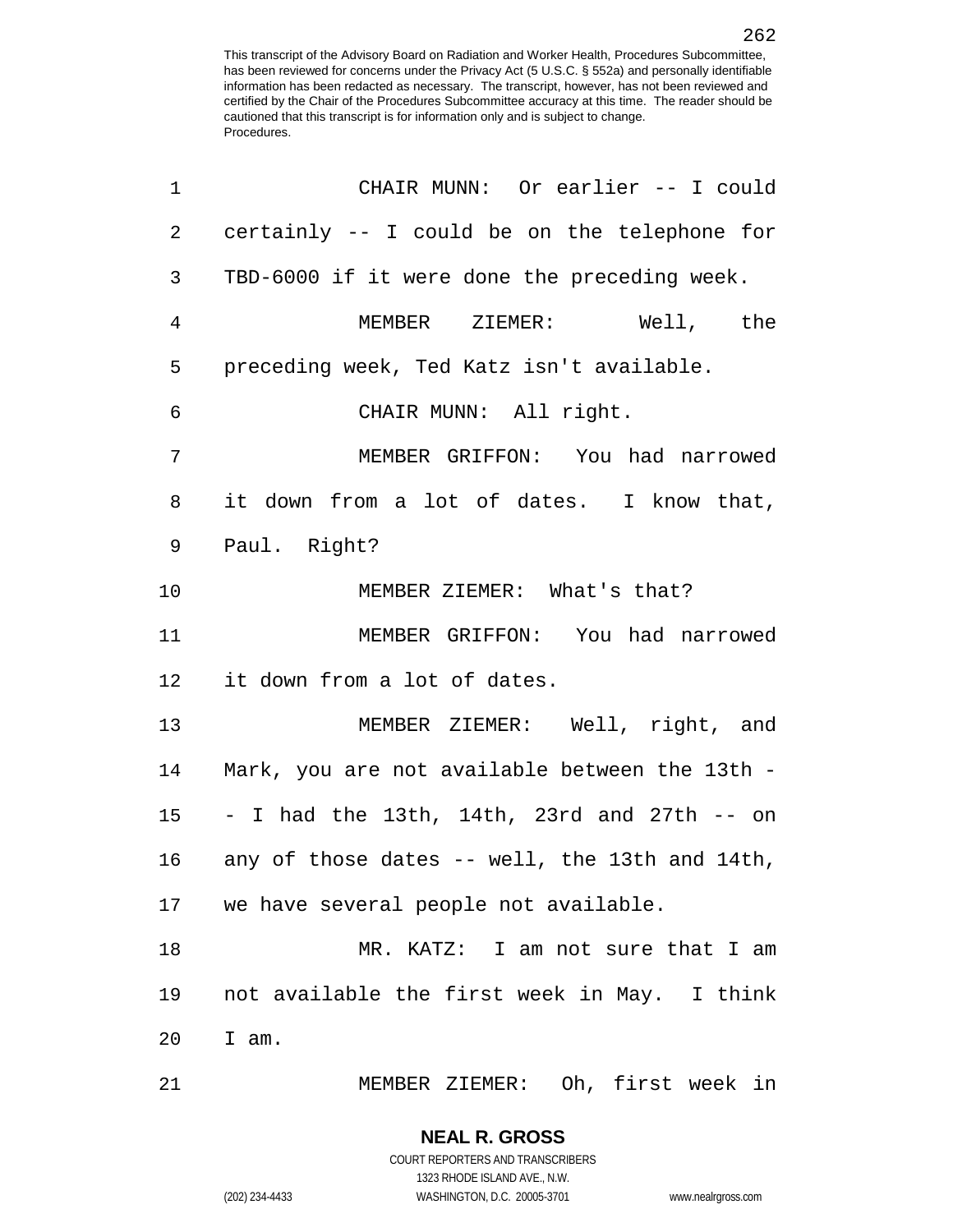CHAIR MUNN: Or earlier -- I could certainly -- I could be on the telephone for TBD-6000 if it were done the preceding week.

MEMBER ZIEMER: Well, the preceding week, Ted Katz isn't available.

CHAIR MUNN: All right.

MEMBER GRIFFON: You had narrowed it down from a lot of dates. I know that, Paul. Right?

MEMBER ZIEMER: What's that?

MEMBER GRIFFON: You had narrowed it down from a lot of dates.

MEMBER ZIEMER: Well, right, and Mark, you are not available between the 13th -- I had the 13th, 14th, 23rd and 27th -- on any of those dates -- well, the 13th and 14th, we have several people not available.

MR. KATZ: I am not sure that I am not available the first week in May. I think I am.

MEMBER ZIEMER: Oh, first week in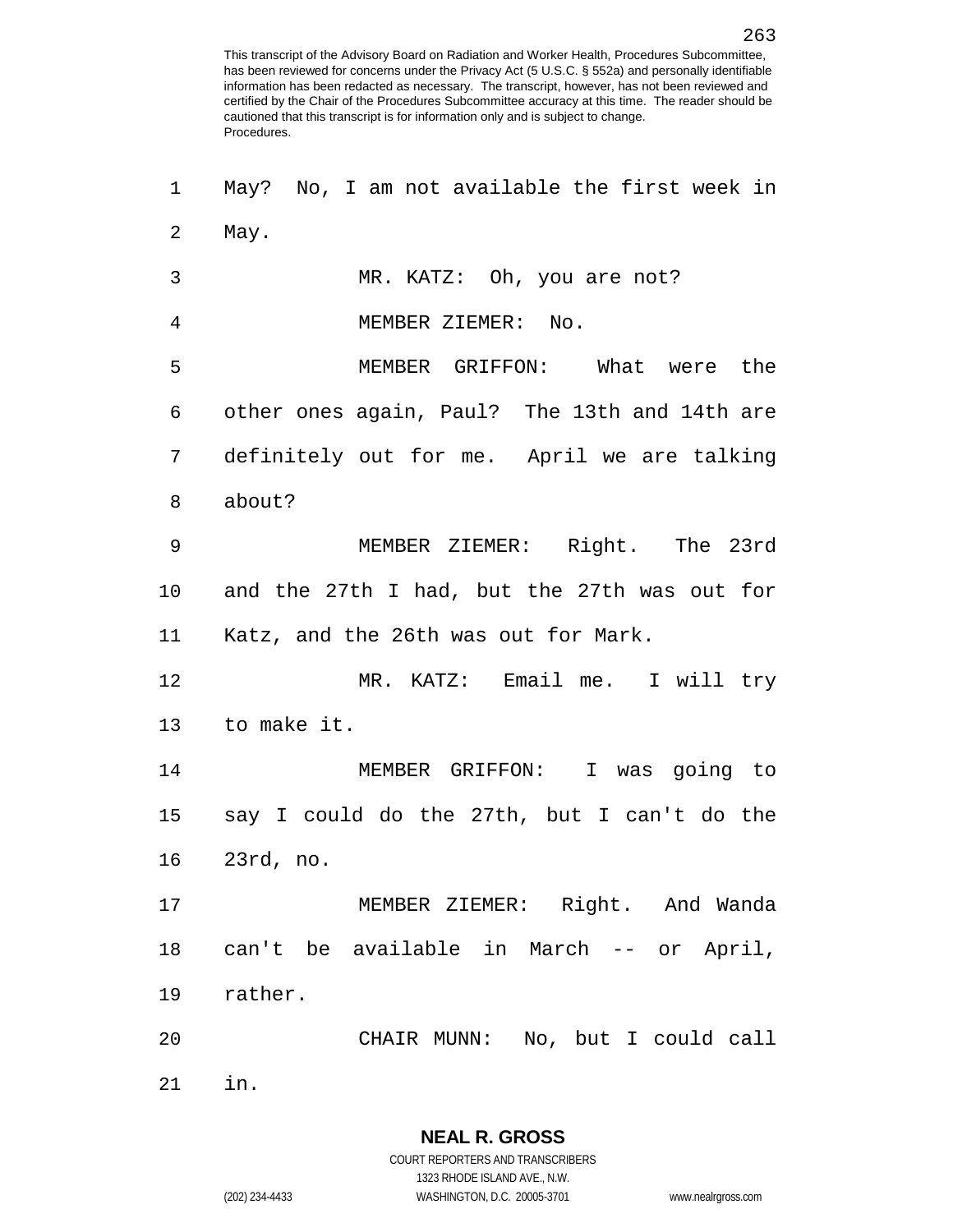May? No, I am not available the first week in May.

MR. KATZ: Oh, you are not?

MEMBER ZIEMER: No.

MEMBER GRIFFON: What were the other ones again, Paul? The 13th and 14th are definitely out for me. April we are talking about?

MEMBER ZIEMER: Right. The 23rd and the 27th I had, but the 27th was out for Katz, and the 26th was out for Mark.

MR. KATZ: Email me. I will try to make it.

MEMBER GRIFFON: I was going to say I could do the 27th, but I can't do the 23rd, no.

MEMBER ZIEMER: Right. And Wanda can't be available in March -- or April, rather.

CHAIR MUNN: No, but I could call in.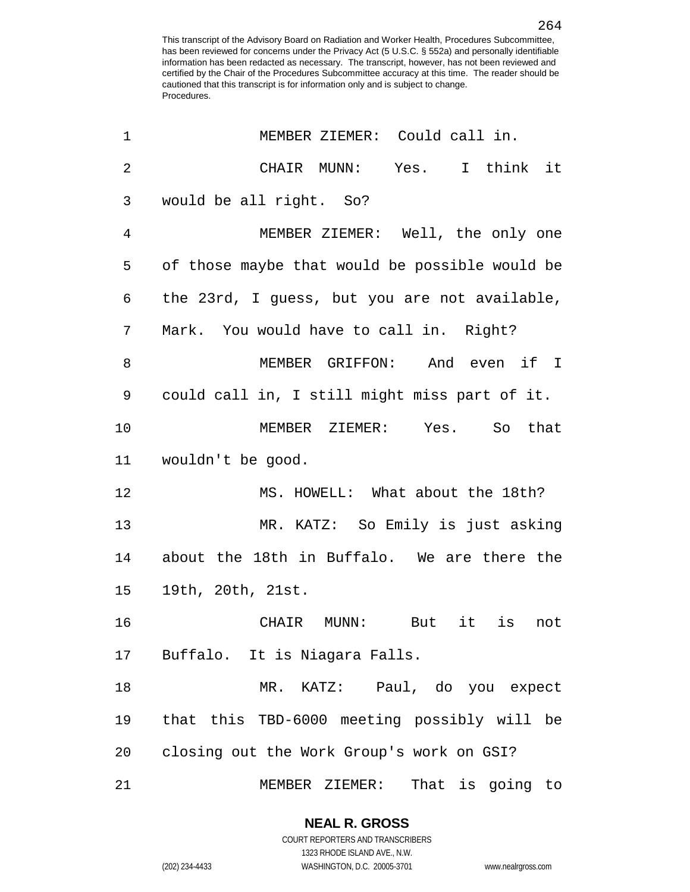MEMBER ZIEMER: Could call in.

CHAIR MUNN: Yes. I think it would be all right. So?

MEMBER ZIEMER: Well, the only one of those maybe that would be possible would be the 23rd, I guess, but you are not available, Mark. You would have to call in. Right?

MEMBER GRIFFON: And even if I could call in, I still might miss part of it.

MEMBER ZIEMER: Yes. So that wouldn't be good.

MS. HOWELL: What about the 18th?

MR. KATZ: So Emily is just asking about the 18th in Buffalo. We are there the 19th, 20th, 21st.

CHAIR MUNN: But it is not Buffalo. It is Niagara Falls.

MR. KATZ: Paul, do you expect that this TBD-6000 meeting possibly will be closing out the Work Group's work on GSI?

MEMBER ZIEMER: That is going to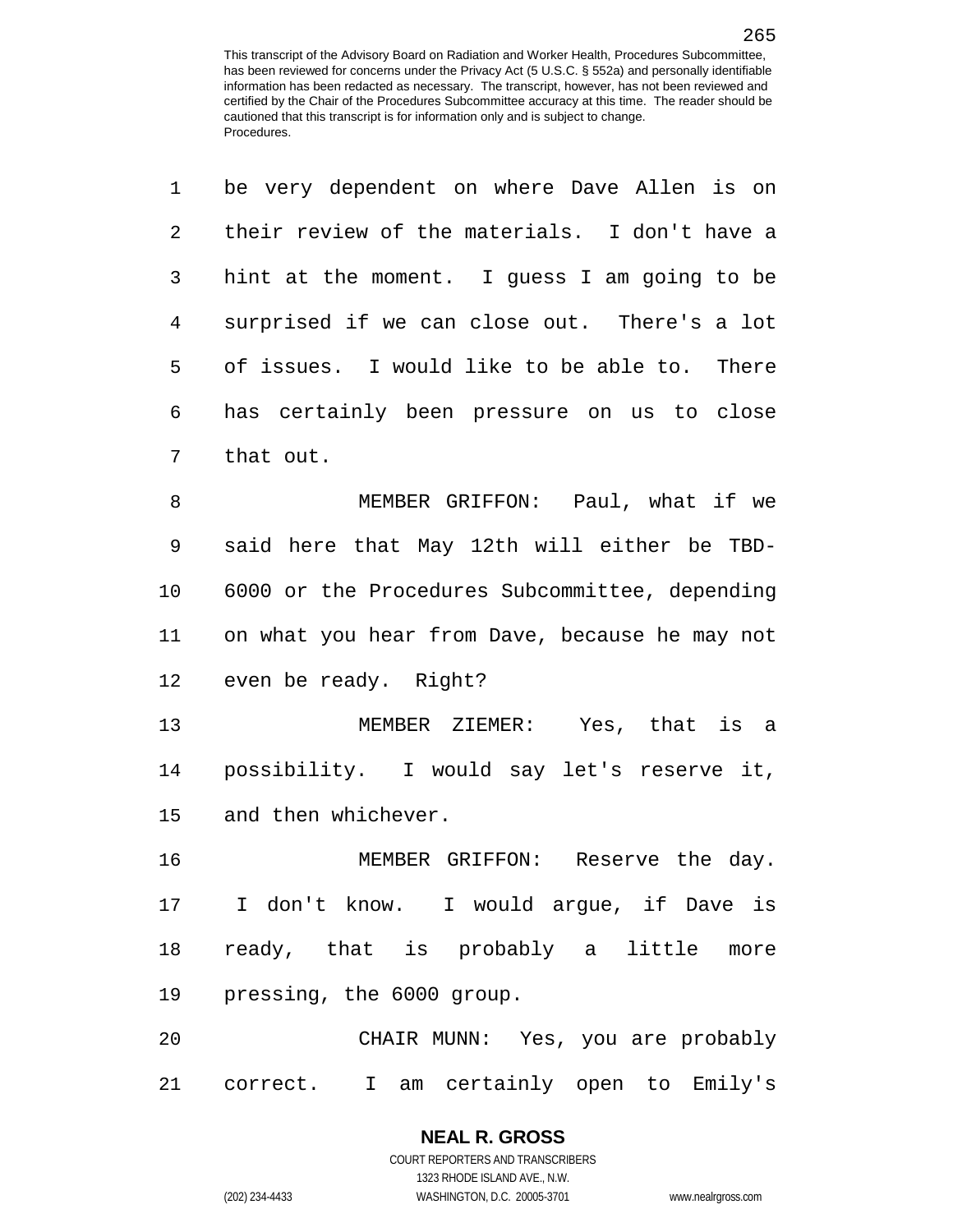be very dependent on where Dave Allen is on their review of the materials. I don't have a hint at the moment. I guess I am going to be surprised if we can close out. There's a lot of issues. I would like to be able to. There has certainly been pressure on us to close that out.

MEMBER GRIFFON: Paul, what if we said here that May 12th will either be TBD-6000 or the Procedures Subcommittee, depending on what you hear from Dave, because he may not even be ready. Right?

MEMBER ZIEMER: Yes, that is a possibility. I would say let's reserve it, and then whichever.

MEMBER GRIFFON: Reserve the day. I don't know. I would argue, if Dave is ready, that is probably a little more pressing, the 6000 group.

CHAIR MUNN: Yes, you are probably correct. I am certainly open to Emily's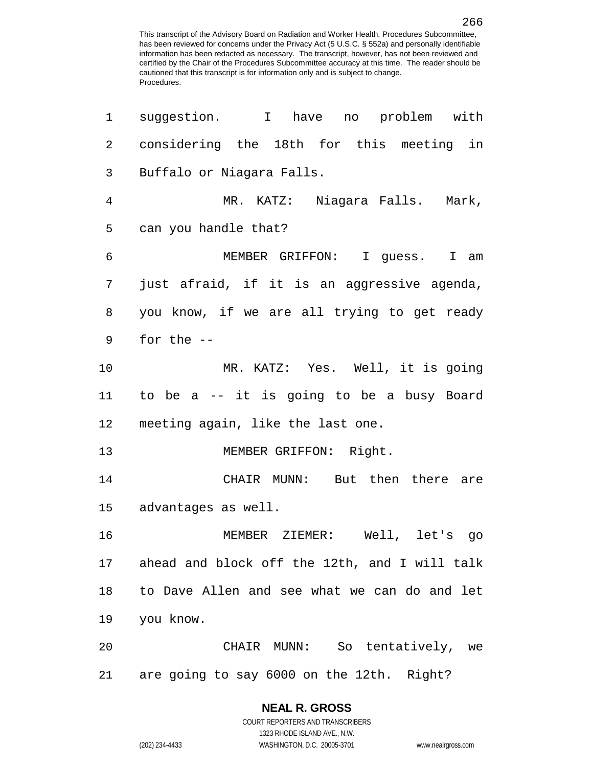suggestion. I have no problem with considering the 18th for this meeting in Buffalo or Niagara Falls.

MR. KATZ: Niagara Falls. Mark, can you handle that?

MEMBER GRIFFON: I guess. I am just afraid, if it is an aggressive agenda, you know, if we are all trying to get ready for the --

MR. KATZ: Yes. Well, it is going to be a -- it is going to be a busy Board meeting again, like the last one.

MEMBER GRIFFON: Right.

CHAIR MUNN: But then there are advantages as well.

MEMBER ZIEMER: Well, let's go ahead and block off the 12th, and I will talk to Dave Allen and see what we can do and let you know.

CHAIR MUNN: So tentatively, we are going to say 6000 on the 12th. Right?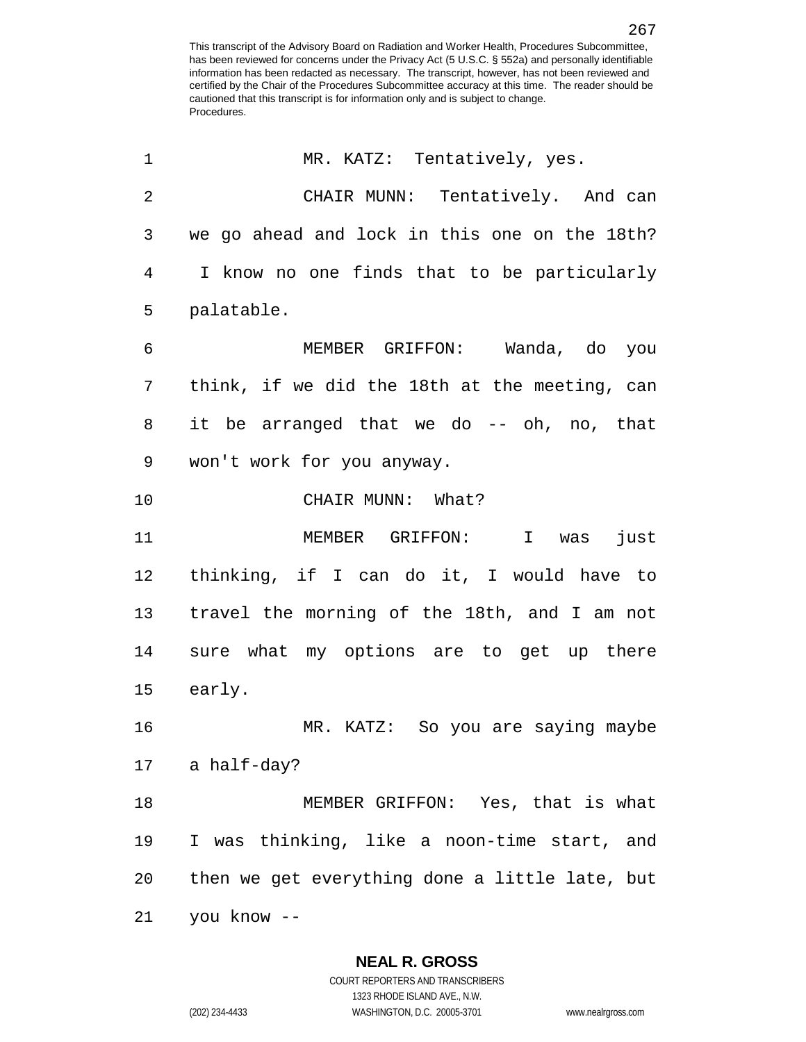MR. KATZ: Tentatively, yes.

CHAIR MUNN: Tentatively. And can we go ahead and lock in this one on the 18th? I know no one finds that to be particularly palatable.

MEMBER GRIFFON: Wanda, do you think, if we did the 18th at the meeting, can it be arranged that we do -- oh, no, that won't work for you anyway.

CHAIR MUNN: What?

MEMBER GRIFFON: I was just thinking, if I can do it, I would have to travel the morning of the 18th, and I am not sure what my options are to get up there early.

MR. KATZ: So you are saying maybe a half-day?

MEMBER GRIFFON: Yes, that is what I was thinking, like a noon-time start, and then we get everything done a little late, but you know --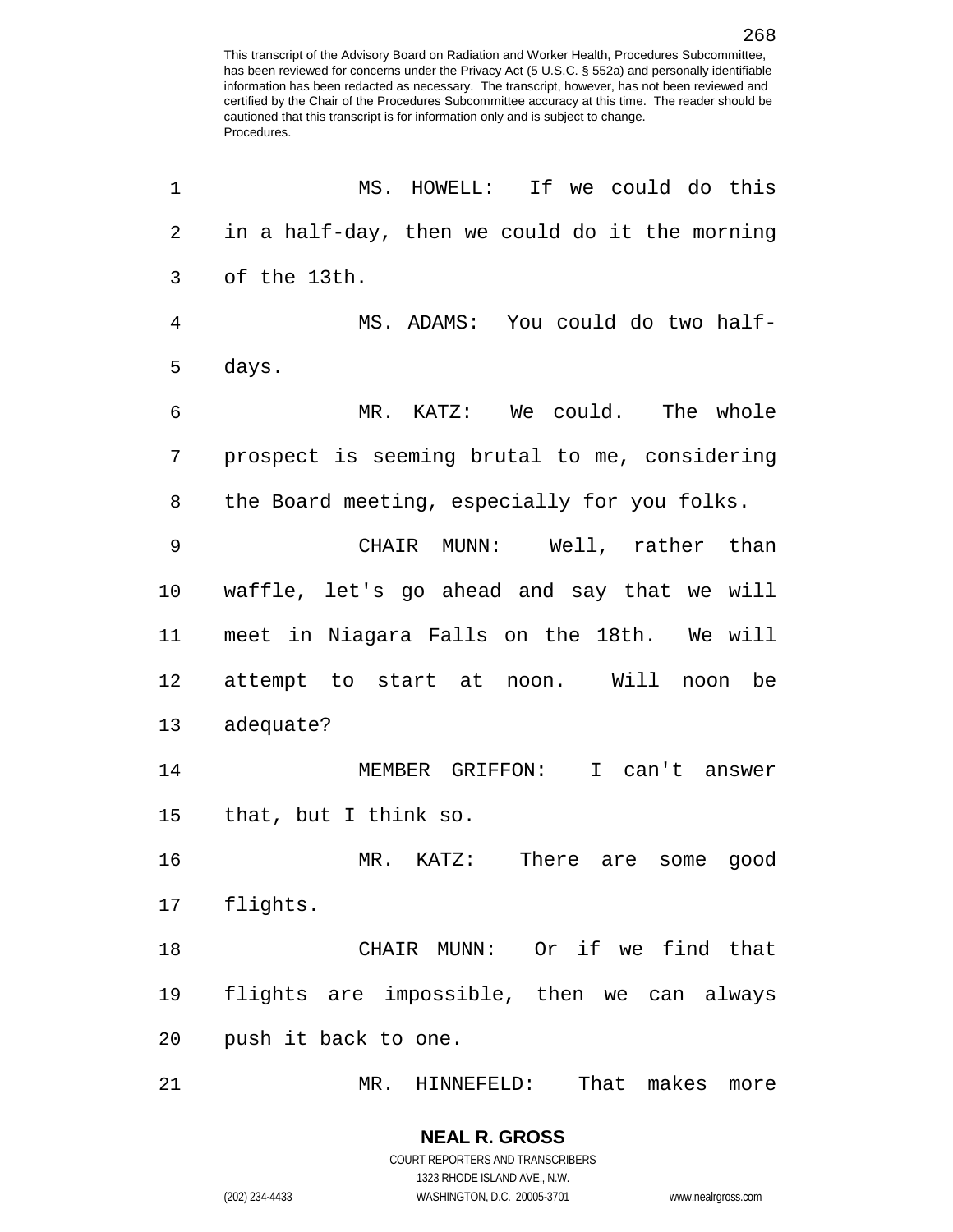MS. HOWELL: If we could do this in a half-day, then we could do it the morning of the 13th.

MS. ADAMS: You could do two half-days.

MR. KATZ: We could. The whole prospect is seeming brutal to me, considering the Board meeting, especially for you folks.

CHAIR MUNN: Well, rather than waffle, let's go ahead and say that we will meet in Niagara Falls on the 18th. We will attempt to start at noon. Will noon be adequate?

MEMBER GRIFFON: I can't answer that, but I think so.

MR. KATZ: There are some good flights.

CHAIR MUNN: Or if we find that flights are impossible, then we can always push it back to one.

MR. HINNEFELD: That makes more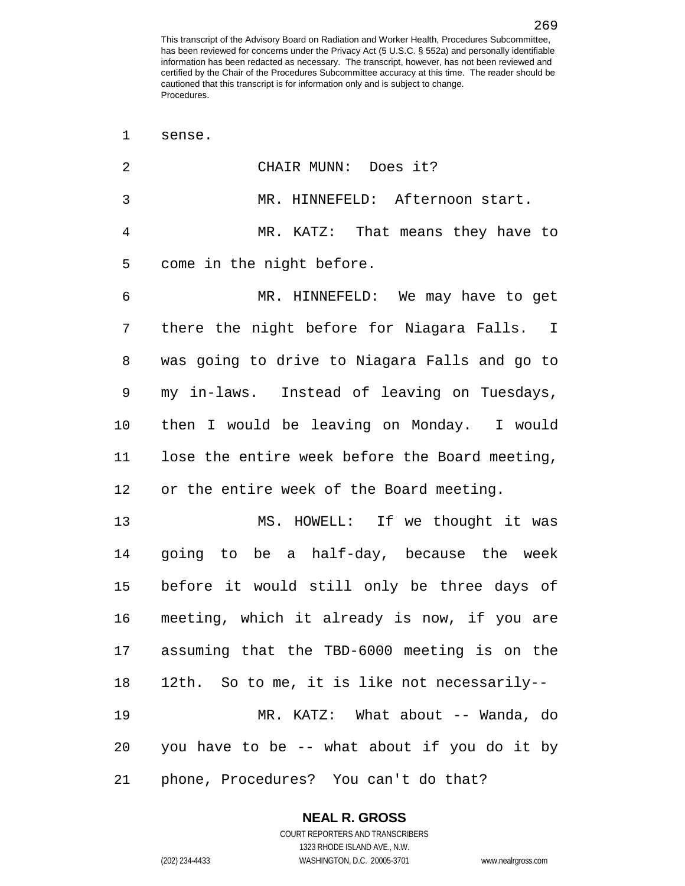sense.

CHAIR MUNN: Does it?

MR. HINNEFELD: Afternoon start.

MR. KATZ: That means they have to come in the night before.

MR. HINNEFELD: We may have to get there the night before for Niagara Falls. I was going to drive to Niagara Falls and go to my in-laws. Instead of leaving on Tuesdays, then I would be leaving on Monday. I would lose the entire week before the Board meeting, or the entire week of the Board meeting.

MS. HOWELL: If we thought it was going to be a half-day, because the week before it would still only be three days of meeting, which it already is now, if you are assuming that the TBD-6000 meeting is on the 12th. So to me, it is like not necessarily--

MR. KATZ: What about -- Wanda, do you have to be -- what about if you do it by phone, Procedures? You can't do that?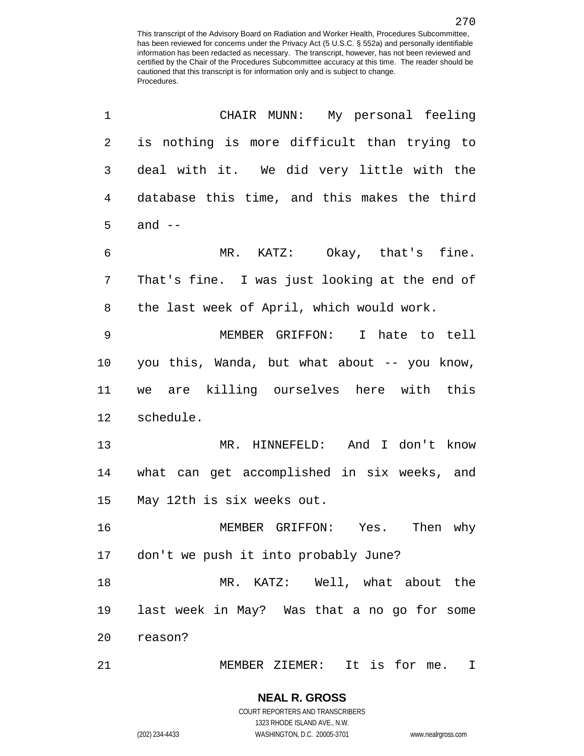CHAIR MUNN: My personal feeling is nothing is more difficult than trying to deal with it. We did very little with the database this time, and this makes the third and --

MR. KATZ: Okay, that's fine. That's fine. I was just looking at the end of the last week of April, which would work.

MEMBER GRIFFON: I hate to tell you this, Wanda, but what about -- you know, we are killing ourselves here with this schedule.

MR. HINNEFELD: And I don't know what can get accomplished in six weeks, and May 12th is six weeks out.

MEMBER GRIFFON: Yes. Then why don't we push it into probably June?

MR. KATZ: Well, what about the last week in May? Was that a no go for some reason?

MEMBER ZIEMER: It is for me. I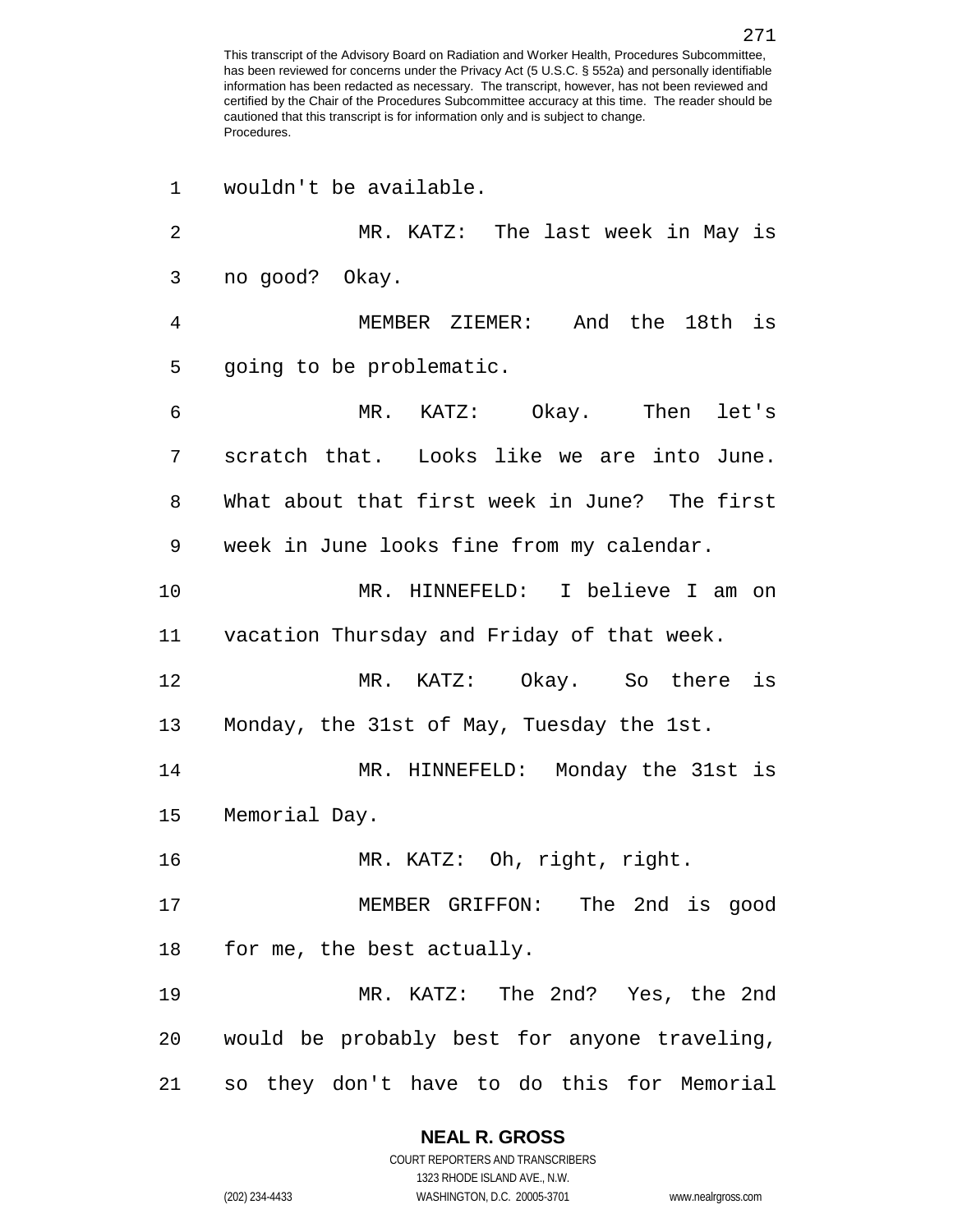wouldn't be available.

MR. KATZ: The last week in May is no good? Okay.

MEMBER ZIEMER: And the 18th is going to be problematic.

MR. KATZ: Okay. Then let's scratch that. Looks like we are into June. What about that first week in June? The first week in June looks fine from my calendar.

MR. HINNEFELD: I believe I am on vacation Thursday and Friday of that week.

MR. KATZ: Okay. So there is Monday, the 31st of May, Tuesday the 1st.

MR. HINNEFELD: Monday the 31st is Memorial Day.

MR. KATZ: Oh, right, right.

MEMBER GRIFFON: The 2nd is good for me, the best actually.

MR. KATZ: The 2nd? Yes, the 2nd would be probably best for anyone traveling, so they don't have to do this for Memorial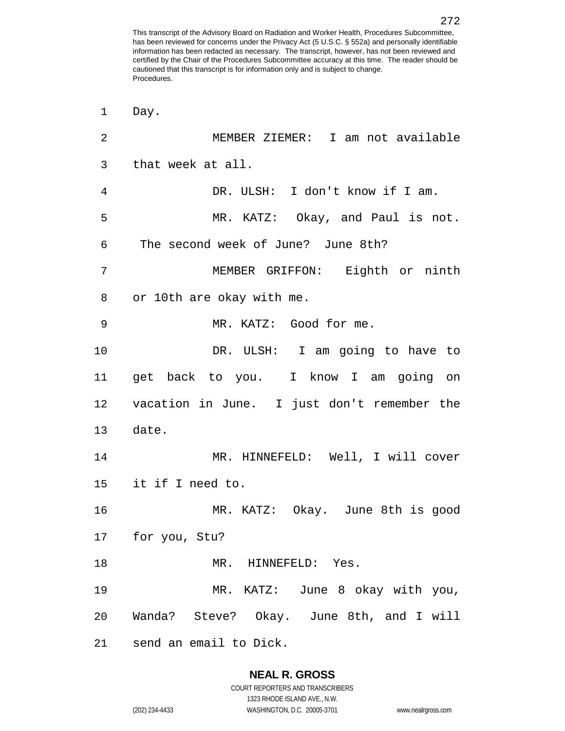Day.

MEMBER ZIEMER: I am not available that week at all.

DR. ULSH: I don't know if I am.

MR. KATZ: Okay, and Paul is not. The second week of June? June 8th?

MEMBER GRIFFON: Eighth or ninth or 10th are okay with me.

MR. KATZ: Good for me.

DR. ULSH: I am going to have to get back to you. I know I am going on vacation in June. I just don't remember the date.

MR. HINNEFELD: Well, I will cover it if I need to.

MR. KATZ: Okay. June 8th is good for you, Stu?

MR. HINNEFELD: Yes.

MR. KATZ: June 8 okay with you, Wanda? Steve? Okay. June 8th, and I will send an email to Dick.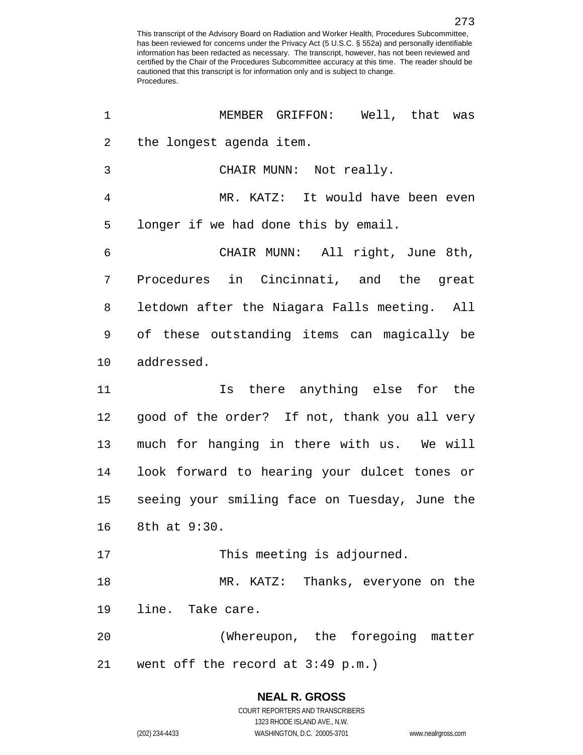MEMBER GRIFFON: Well, that was the longest agenda item.

CHAIR MUNN: Not really.

MR. KATZ: It would have been even longer if we had done this by email.

CHAIR MUNN: All right, June 8th, Procedures in Cincinnati, and the great letdown after the Niagara Falls meeting. All of these outstanding items can magically be addressed.

Is there anything else for the good of the order? If not, thank you all very much for hanging in there with us. We will look forward to hearing your dulcet tones or seeing your smiling face on Tuesday, June the 8th at 9:30.

This meeting is adjourned.

MR. KATZ: Thanks, everyone on the line. Take care.

(Whereupon, the foregoing matter went off the record at 3:49 p.m.)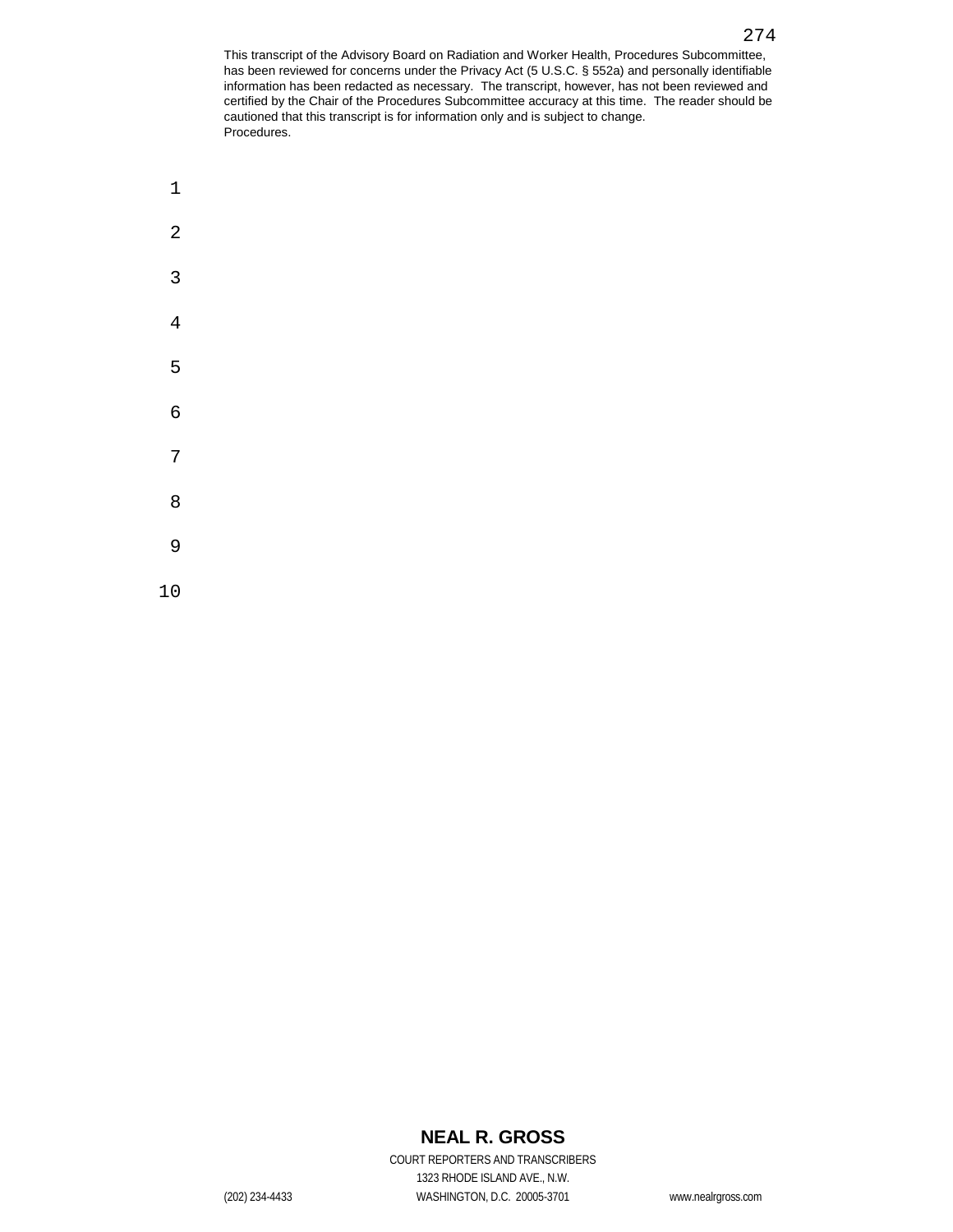Procedures.